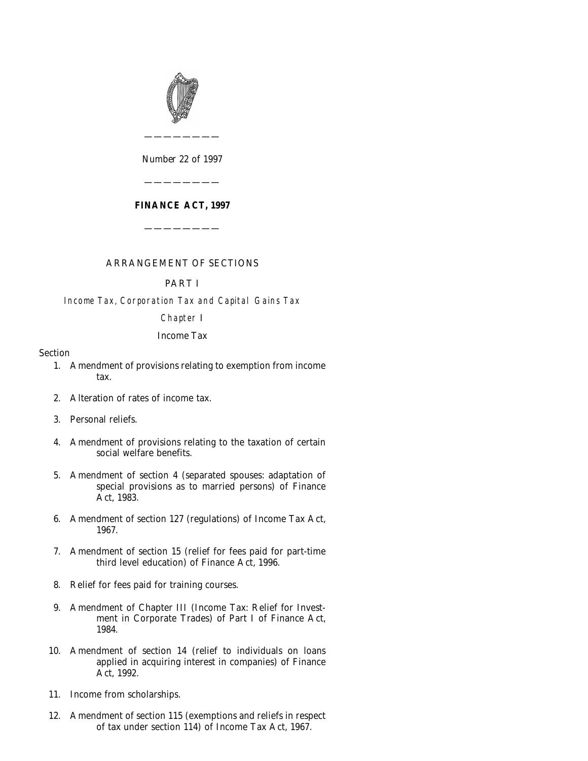Number 22 of 1997

---

# FINANCE ACT, 1997

---

ARRANGEMENT OF SECTIONS

PART I

*Income Tax, Corporation Tax and Capital Gains Tax*

*Chapter* I

Income Tax

Section

1. Amendment of provisions relating to exemption from income tax.

2. Alteration of rates of income tax.

3. Personal reliefs.

4. Amendment of provisions relating to the taxation of certain social welfare benefits.

5. Amendment of section 4 (separated spouses: adaptation of special provisions as to married persons) of Finance Act, 1983.

6. Amendment of section 127 (regulations) of Income Tax Act, 1967.

7. Amendment of section 15 (relief for fees paid for part-time third level education) of Finance Act, 1996.

8. Relief for fees paid for training courses.

9. Amendment of Chapter III (Income Tax: Relief for Investment in Corporate Trades) of Part I of Finance Act, 1984.

10. Amendment of section 14 (relief to individuals on loans applied in acquiring interest in companies) of Finance Act, 1992.

11. Income from scholarships.

12. Amendment of section 115 (exemptions and reliefs in respect of tax under section 114) of Income Tax Act, 1967.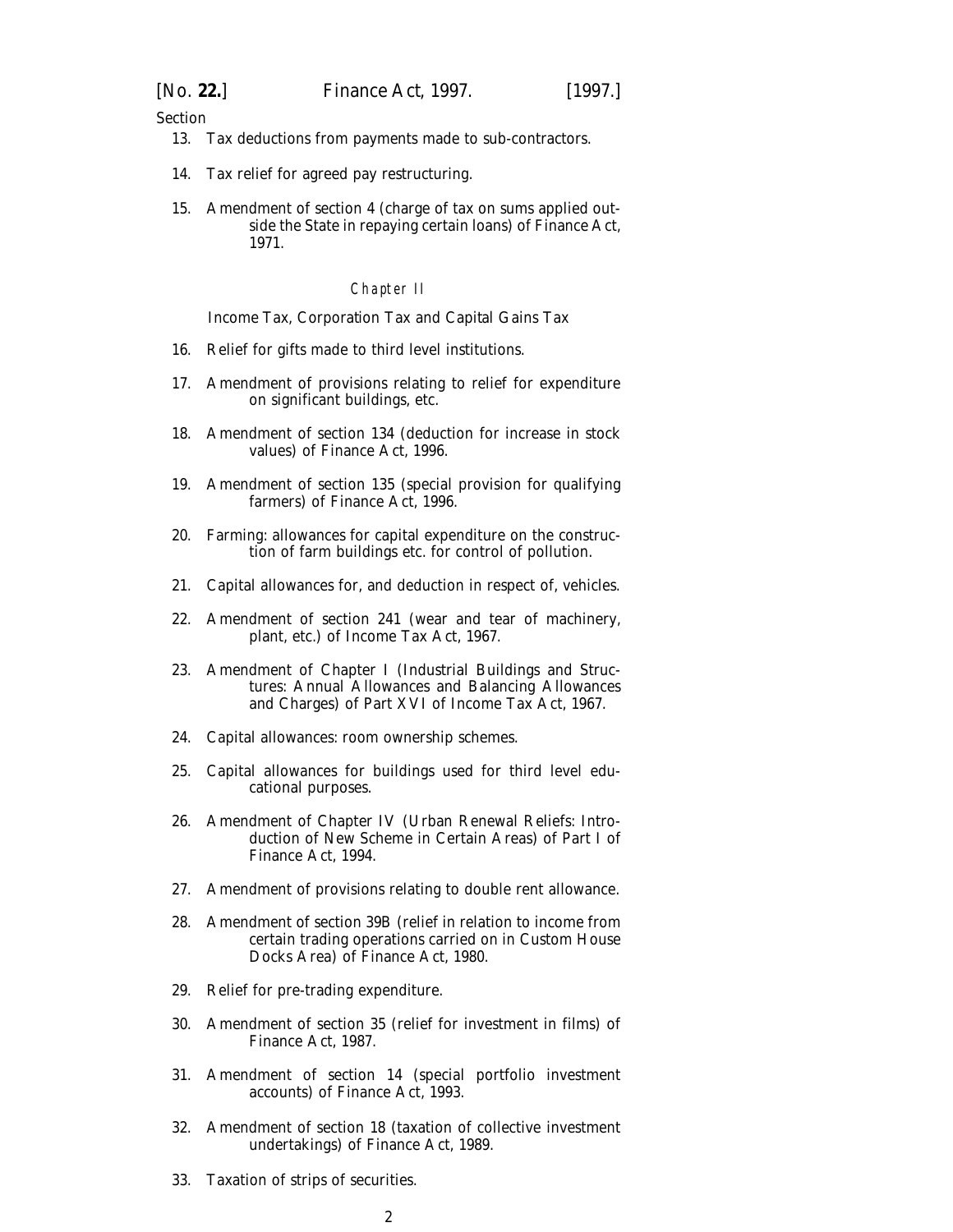Section

13. Tax deductions from payments made to sub-contractors.

14. Tax relief for agreed pay restructuring.

15. Amendment of section 4 (charge of tax on sums applied outside the State in repaying certain loans) of Finance Act, 1971.

### *Chapter II*

Income Tax, Corporation Tax and Capital Gains Tax

16. Relief for gifts made to third level institutions.

17. Amendment of provisions relating to relief for expenditure on significant buildings, etc.

18. Amendment of section 134 (deduction for increase in stock values) of Finance Act, 1996.

19. Amendment of section 135 (special provision for qualifying farmers) of Finance Act, 1996.

20. Farming: allowances for capital expenditure on the construction of farm buildings etc. for control of pollution.

21. Capital allowances for, and deduction in respect of, vehicles.

22. Amendment of section 241 (wear and tear of machinery, plant, etc.) of Income Tax Act, 1967.

23. Amendment of Chapter I (Industrial Buildings and Structures: Annual Allowances and Balancing Allowances and Charges) of Part XVI of Income Tax Act, 1967.

24. Capital allowances: room ownership schemes.

25. Capital allowances for buildings used for third level educational purposes.

26. Amendment of Chapter IV (Urban Renewal Reliefs: Introduction of New Scheme in Certain Areas) of Part I of Finance Act, 1994.

27. Amendment of provisions relating to double rent allowance.

28. Amendment of section 39B (relief in relation to income from certain trading operations carried on in Custom House Docks Area) of Finance Act, 1980.

29. Relief for pre-trading expenditure.

30. Amendment of section 35 (relief for investment in films) of Finance Act, 1987.

31. Amendment of section 14 (special portfolio investment accounts) of Finance Act, 1993.

32. Amendment of section 18 (taxation of collective investment undertakings) of Finance Act, 1989.

33. Taxation of strips of securities.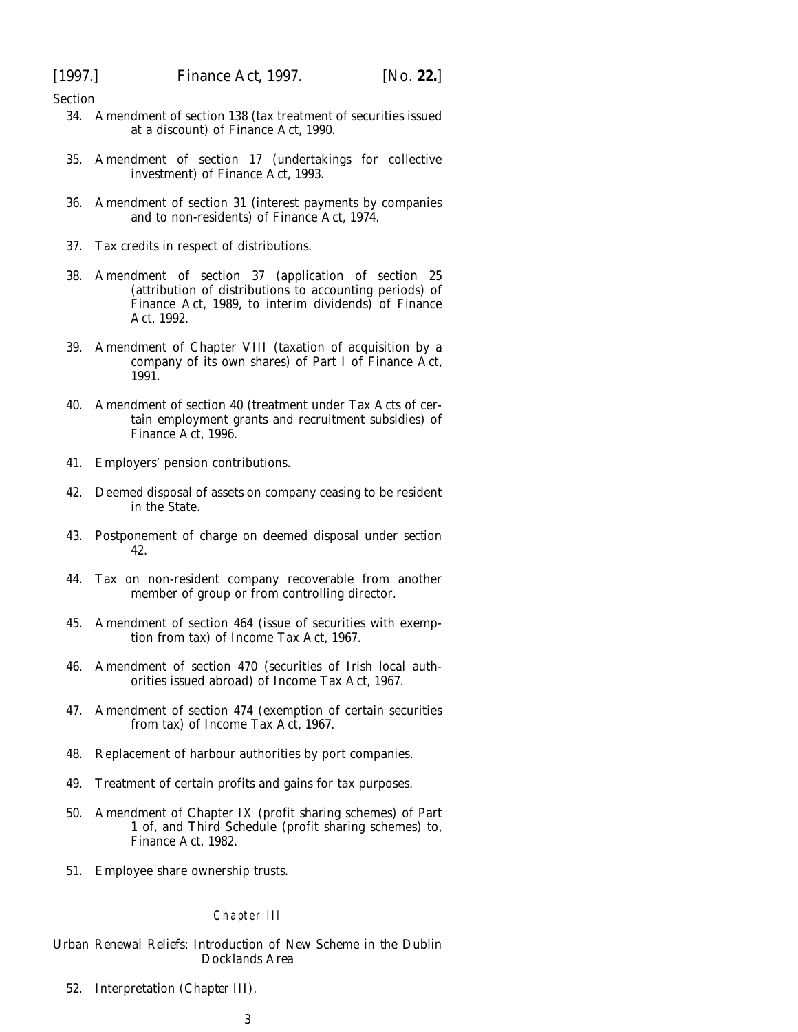Section

34. Amendment of section 138 (tax treatment of securities issued at a discount) of Finance Act, 1990.

35. Amendment of section 17 (undertakings for collective investment) of Finance Act, 1993.

36. Amendment of section 31 (interest payments by companies and to non-residents) of Finance Act, 1974.

37. Tax credits in respect of distributions.

38. Amendment of section 37 (application of section 25 (attribution of distributions to accounting periods) of Finance Act, 1989, to interim dividends) of Finance Act, 1992.

39. Amendment of Chapter VIII (taxation of acquisition by a company of its own shares) of Part I of Finance Act, 1991.

40. Amendment of section 40 (treatment under Tax Acts of certain employment grants and recruitment subsidies) of Finance Act, 1996.

41. Employers' pension contributions.

42. Deemed disposal of assets on company ceasing to be resident in the State.

43. Postponement of charge on deemed disposal under section 42.

44. Tax on non-resident company recoverable from another member of group or from controlling director.

45. Amendment of section 464 (issue of securities with exemption from tax) of Income Tax Act, 1967.

46. Amendment of section 470 (securities of Irish local authorities issued abroad) of Income Tax Act, 1967.

47. Amendment of section 474 (exemption of certain securities from tax) of Income Tax Act, 1967.

48. Replacement of harbour authorities by port companies.

49. Treatment of certain profits and gains for tax purposes.

50. Amendment of Chapter IX (profit sharing schemes) of Part 1 of, and Third Schedule (profit sharing schemes) to, Finance Act, 1982.

51. Employee share ownership trusts.

## Chapter III

### Urban Renewal Reliefs: Introduction of New Scheme in the Dublin Docklands Area

52. Interpretation (Chapter III).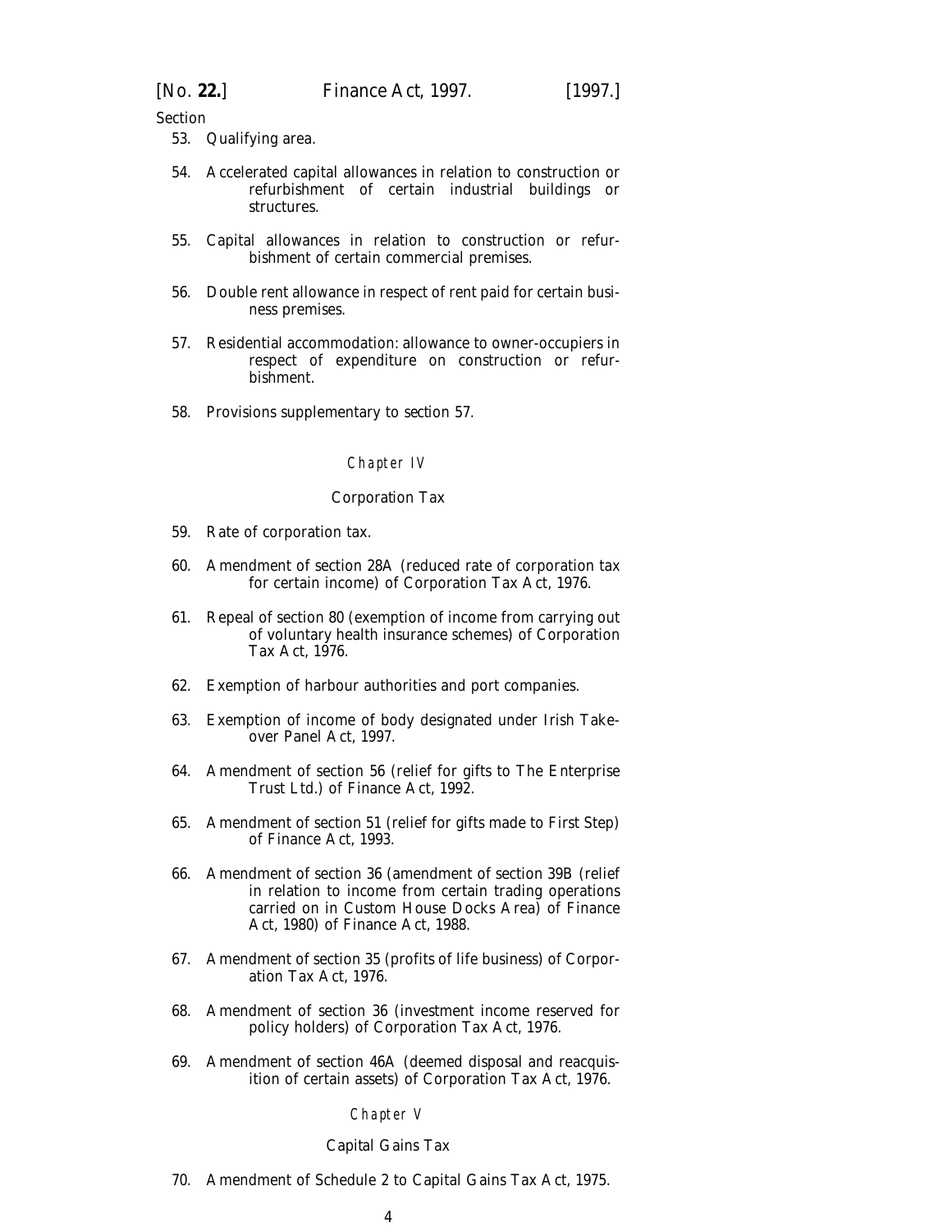Section

53. Qualifying area.

54. Accelerated capital allowances in relation to construction or refurbishment of certain industrial buildings or structures.

55. Capital allowances in relation to construction or refurbishment of certain commercial premises.

56. Double rent allowance in respect of rent paid for certain business premises.

57. Residential accommodation: allowance to owner-occupiers in respect of expenditure on construction or refurbishment.

58. Provisions supplementary to section 57.

### Chapter IV

### Corporation Tax

59. Rate of corporation tax.

60. Amendment of section 28A (reduced rate of corporation tax for certain income) of Corporation Tax Act, 1976.

61. Repeal of section 80 (exemption of income from carrying out of voluntary health insurance schemes) of Corporation Tax Act, 1976.

62. Exemption of harbour authorities and port companies.

63. Exemption of income of body designated under Irish Takeover Panel Act, 1997.

64. Amendment of section 56 (relief for gifts to The Enterprise Trust Ltd.) of Finance Act, 1992.

65. Amendment of section 51 (relief for gifts made to First Step) of Finance Act, 1993.

66. Amendment of section 36 (amendment of section 39B (relief in relation to income from certain trading operations carried on in Custom House Docks Area) of Finance Act, 1980) of Finance Act, 1988.

67. Amendment of section 35 (profits of life business) of Corporation Tax Act, 1976.

68. Amendment of section 36 (investment income reserved for policy holders) of Corporation Tax Act, 1976.

69. Amendment of section 46A (deemed disposal and reacquisition of certain assets) of Corporation Tax Act, 1976.

### Chapter V

### Capital Gains Tax

70. Amendment of Schedule 2 to Capital Gains Tax Act, 1975.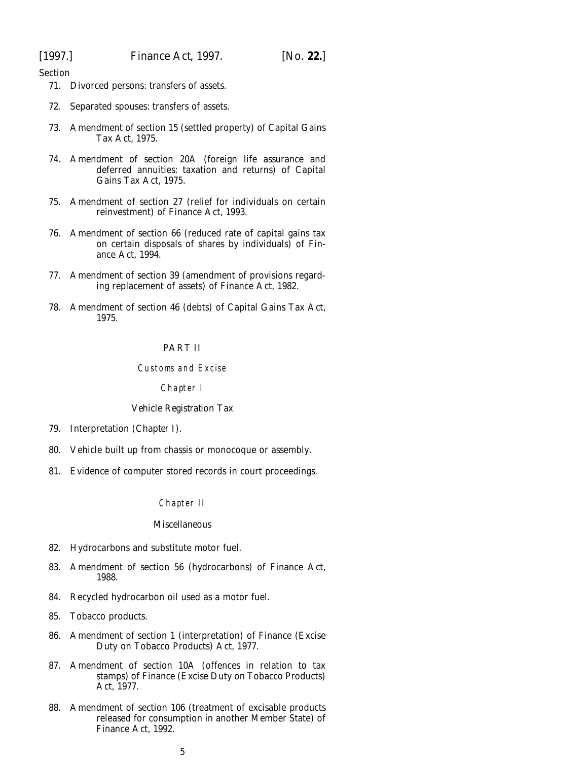Section

71. Divorced persons: transfers of assets.

72. Separated spouses: transfers of assets.

73. Amendment of section 15 (settled property) of Capital Gains Tax Act, 1975.

74. Amendment of section 20A (foreign life assurance and deferred annuities: taxation and returns) of Capital Gains Tax Act, 1975.

75. Amendment of section 27 (relief for individuals on certain reinvestment) of Finance Act, 1993.

76. Amendment of section 66 (reduced rate of capital gains tax on certain disposals of shares by individuals) of Finance Act, 1994.

77. Amendment of section 39 (amendment of provisions regarding replacement of assets) of Finance Act, 1982.

78. Amendment of section 46 (debts) of Capital Gains Tax Act, 1975.

## PART II

### Customs and Excise

#### Chapter I

#### Vehicle Registration Tax

79. Interpretation (*Chapter I*).

80. Vehicle built up from chassis or monocoque or assembly.

81. Evidence of computer stored records in court proceedings.

#### Chapter II

#### Miscellaneous

82. Hydrocarbons and substitute motor fuel.

83. Amendment of section 56 (hydrocarbons) of Finance Act, 1988.

84. Recycled hydrocarbon oil used as a motor fuel.

85. Tobacco products.

86. Amendment of section 1 (interpretation) of Finance (Excise Duty on Tobacco Products) Act, 1977.

87. Amendment of section 10A (offences in relation to tax stamps) of Finance (Excise Duty on Tobacco Products) Act, 1977.

88. Amendment of section 106 (treatment of excisable products released for consumption in another Member State) of Finance Act, 1992.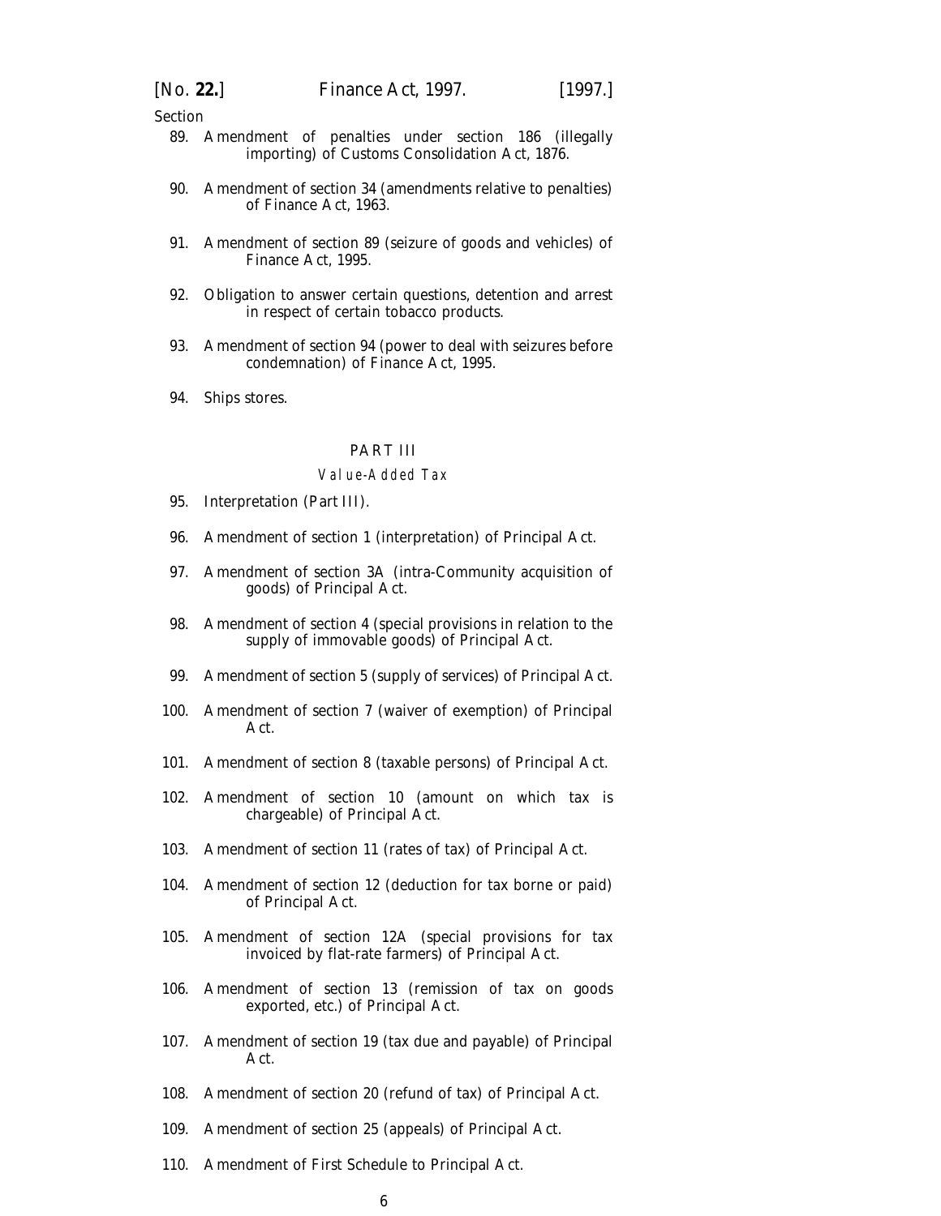Section

89. Amendment of penalties under section 186 (illegally importing) of Customs Consolidation Act, 1876.

90. Amendment of section 34 (amendments relative to penalties) of Finance Act, 1963.

91. Amendment of section 89 (seizure of goods and vehicles) of Finance Act, 1995.

92. Obligation to answer certain questions, detention and arrest in respect of certain tobacco products.

93. Amendment of section 94 (power to deal with seizures before condemnation) of Finance Act, 1995.

94. Ships stores.

## PART III

### Value-Added Tax

95. Interpretation (Part III).

96. Amendment of section 1 (interpretation) of Principal Act.

97. Amendment of section 3A (intra-Community acquisition of goods) of Principal Act.

98. Amendment of section 4 (special provisions in relation to the supply of immovable goods) of Principal Act.

99. Amendment of section 5 (supply of services) of Principal Act.

100. Amendment of section 7 (waiver of exemption) of Principal Act.

101. Amendment of section 8 (taxable persons) of Principal Act.

102. Amendment of section 10 (amount on which tax is chargeable) of Principal Act.

103. Amendment of section 11 (rates of tax) of Principal Act.

104. Amendment of section 12 (deduction for tax borne or paid) of Principal Act.

105. Amendment of section 12A (special provisions for tax invoiced by flat-rate farmers) of Principal Act.

106. Amendment of section 13 (remission of tax on goods exported, etc.) of Principal Act.

107. Amendment of section 19 (tax due and payable) of Principal Act.

108. Amendment of section 20 (refund of tax) of Principal Act.

109. Amendment of section 25 (appeals) of Principal Act.

110. Amendment of First Schedule to Principal Act.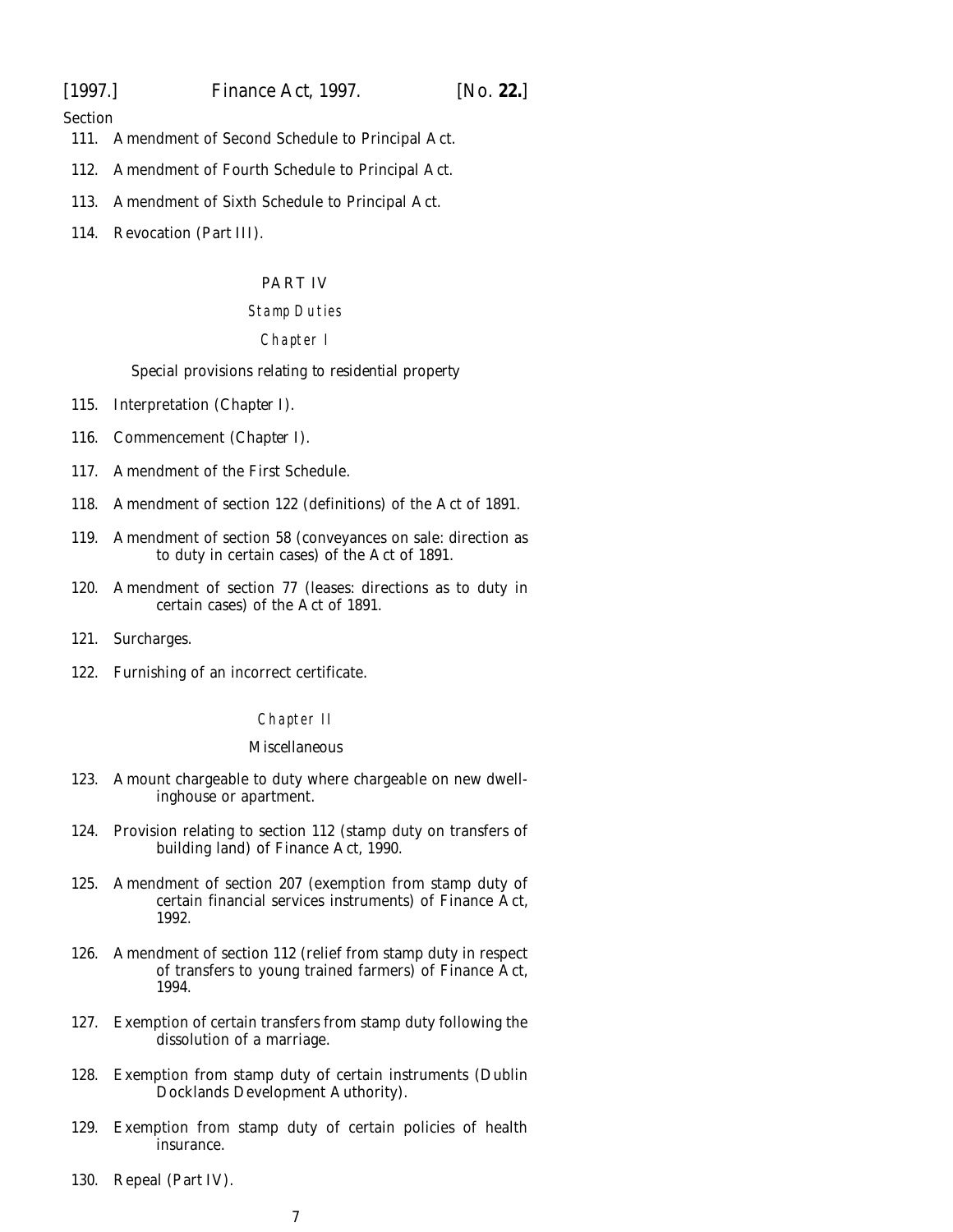Section

111. Amendment of Second Schedule to Principal Act.

112. Amendment of Fourth Schedule to Principal Act.

113. Amendment of Sixth Schedule to Principal Act.

114. Revocation (Part III).

PART IV

*Stamp Duties*

*Chapter I*

Special provisions relating to residential property

115. Interpretation (Chapter I).

116. Commencement (Chapter I).

117. Amendment of the First Schedule.

118. Amendment of section 122 (definitions) of the Act of 1891.

119. Amendment of section 58 (conveyances on sale: direction as to duty in certain cases) of the Act of 1891.

120. Amendment of section 77 (leases: directions as to duty in certain cases) of the Act of 1891.

121. Surcharges.

122. Furnishing of an incorrect certificate.

*Chapter II*

Miscellaneous

123. Amount chargeable to duty where chargeable on new dwellinghouse or apartment.

124. Provision relating to section 112 (stamp duty on transfers of building land) of Finance Act, 1990.

125. Amendment of section 207 (exemption from stamp duty of certain financial services instruments) of Finance Act, 1992.

126. Amendment of section 112 (relief from stamp duty in respect of transfers to young trained farmers) of Finance Act, 1994.

127. Exemption of certain transfers from stamp duty following the dissolution of a marriage.

128. Exemption from stamp duty of certain instruments (Dublin Docklands Development Authority).

129. Exemption from stamp duty of certain policies of health insurance.

130. Repeal (Part IV).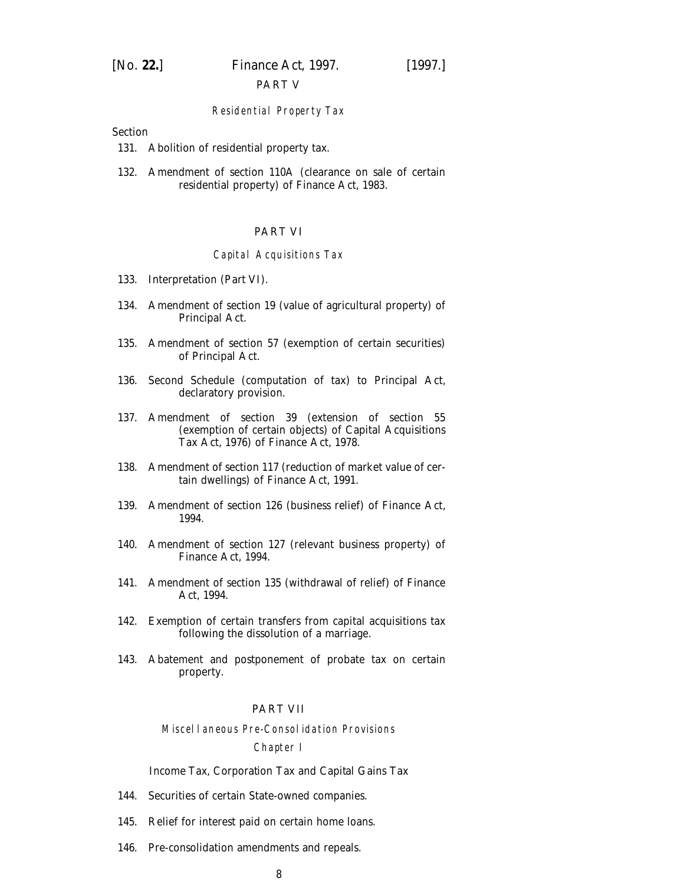## PART V

### *Residential Property Tax*

Section

131. Abolition of residential property tax.

132. Amendment of section 110A (clearance on sale of certain residential property) of Finance Act, 1983.

## PART VI

### *Capital Acquisitions Tax*

133. Interpretation (Part VI).

134. Amendment of section 19 (value of agricultural property) of Principal Act.

135. Amendment of section 57 (exemption of certain securities) of Principal Act.

136. Second Schedule (computation of tax) to Principal Act, declaratory provision.

137. Amendment of section 39 (extension of section 55 (exemption of certain objects) of Capital Acquisitions Tax Act, 1976) of Finance Act, 1978.

138. Amendment of section 117 (reduction of market value of certain dwellings) of Finance Act, 1991.

139. Amendment of section 126 (business relief) of Finance Act, 1994.

140. Amendment of section 127 (relevant business property) of Finance Act, 1994.

141. Amendment of section 135 (withdrawal of relief) of Finance Act, 1994.

142. Exemption of certain transfers from capital acquisitions tax following the dissolution of a marriage.

143. Abatement and postponement of probate tax on certain property.

## PART VII

### *Miscellaneous Pre-Consolidation Provisions*

#### *Chapter I*

Income Tax, Corporation Tax and Capital Gains Tax

144. Securities of certain State-owned companies.

145. Relief for interest paid on certain home loans.

146. Pre-consolidation amendments and repeals.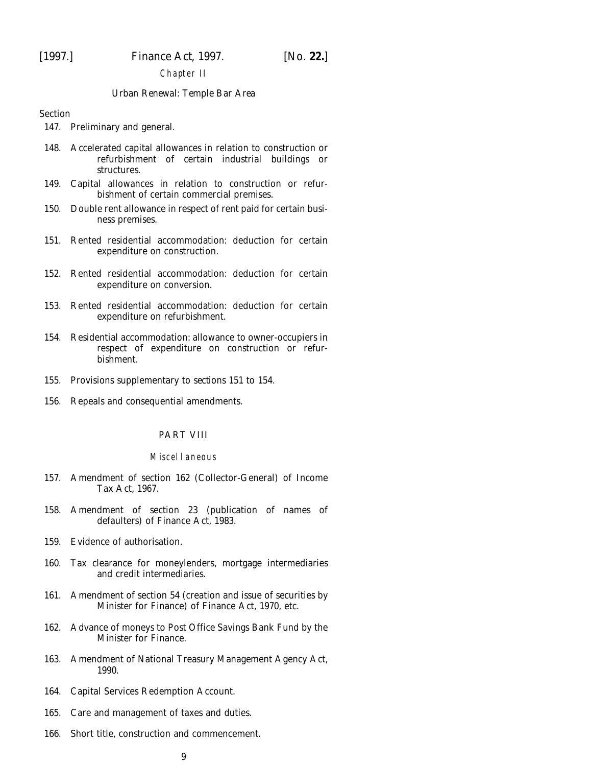Chapter II

Urban Renewal: Temple Bar Area

Section

147. Preliminary and general.

148. Accelerated capital allowances in relation to construction or refurbishment of certain industrial buildings or structures.

149. Capital allowances in relation to construction or refurbishment of certain commercial premises.

150. Double rent allowance in respect of rent paid for certain business premises.

151. Rented residential accommodation: deduction for certain expenditure on construction.

152. Rented residential accommodation: deduction for certain expenditure on conversion.

153. Rented residential accommodation: deduction for certain expenditure on refurbishment.

154. Residential accommodation: allowance to owner-occupiers in respect of expenditure on construction or refurbishment.

155. Provisions supplementary to sections 151 to 154.

156. Repeals and consequential amendments.

## PART VIII

Miscellaneous

157. Amendment of section 162 (Collector-General) of Income Tax Act, 1967.

158. Amendment of section 23 (publication of names of defaulters) of Finance Act, 1983.

159. Evidence of authorisation.

160. Tax clearance for moneylenders, mortgage intermediaries and credit intermediaries.

161. Amendment of section 54 (creation and issue of securities by Minister for Finance) of Finance Act, 1970, etc.

162. Advance of moneys to Post Office Savings Bank Fund by the Minister for Finance.

163. Amendment of National Treasury Management Agency Act, 1990.

164. Capital Services Redemption Account.

165. Care and management of taxes and duties.

166. Short title, construction and commencement.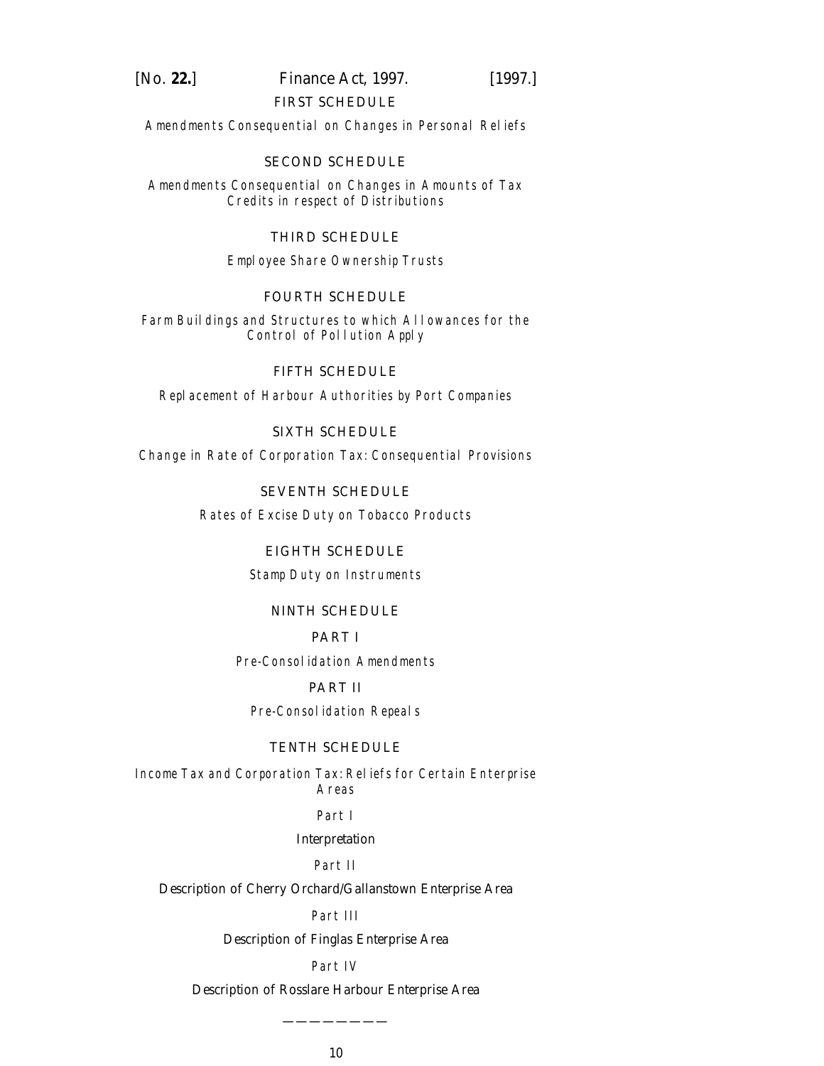FIRST SCHEDULE

*Amendments Consequential on Changes in Personal Reliefs*

SECOND SCHEDULE

*Amendments Consequential on Changes in Amounts of Tax Credits in respect of Distributions*

THIRD SCHEDULE

*Employee Share Ownership Trusts*

FOURTH SCHEDULE

*Farm Buildings and Structures to which Allowances for the Control of Pollution Apply*

FIFTH SCHEDULE

*Replacement of Harbour Authorities by Port Companies*

SIXTH SCHEDULE

*Change in Rate of Corporation Tax: Consequential Provisions*

SEVENTH SCHEDULE

*Rates of Excise Duty on Tobacco Products*

EIGHTH SCHEDULE

*Stamp Duty on Instruments*

NINTH SCHEDULE

PART I

*Pre-Consolidation Amendments*

PART II

*Pre-Consolidation Repeals*

TENTH SCHEDULE

*Income Tax and Corporation Tax: Reliefs for Certain Enterprise Areas*

*Part I*

Interpretation

*Part II*

Description of Cherry Orchard/Gallanstown Enterprise Area

*Part III*

Description of Finglas Enterprise Area

*Part IV*

Description of Rosslare Harbour Enterprise Area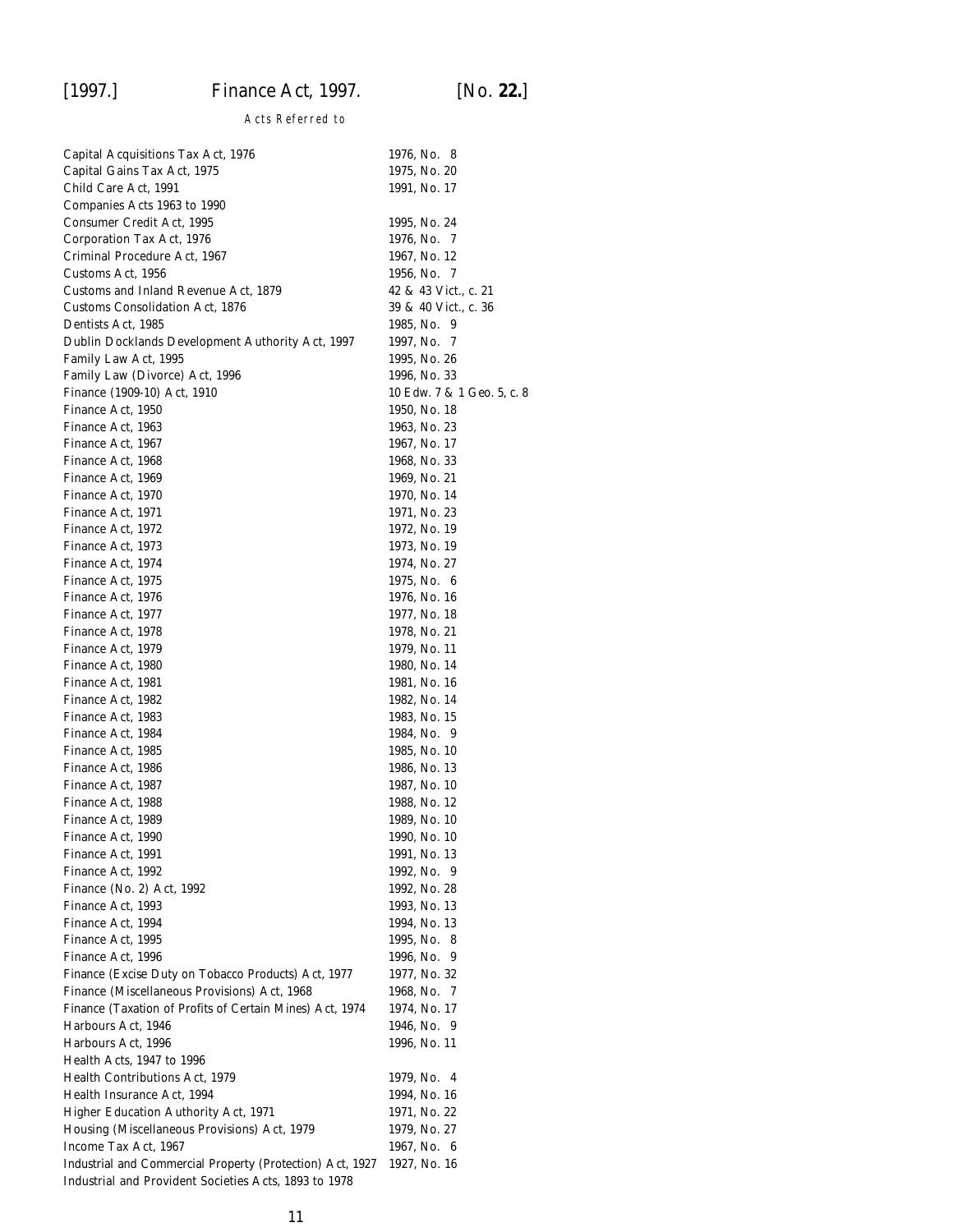*Acts Referred to*

| | |
|---|---|
| Capital Acquisitions Tax Act, 1976 | 1976, No. 8 |
| Capital Gains Tax Act, 1975 | 1975, No. 20 |
| Child Care Act, 1991 | 1991, No. 17 |
| Companies Acts 1963 to 1990 | |
| Consumer Credit Act, 1995 | 1995, No. 24 |
| Corporation Tax Act, 1976 | 1976, No. 7 |
| Criminal Procedure Act, 1967 | 1967, No. 12 |
| Customs Act, 1956 | 1956, No. 7 |
| Customs and Inland Revenue Act, 1879 | 42 & 43 Vict., c. 21 |
| Customs Consolidation Act, 1876 | 39 & 40 Vict., c. 36 |
| Dentists Act, 1985 | 1985, No. 9 |
| Dublin Docklands Development Authority Act, 1997 | 1997, No. 7 |
| Family Law Act, 1995 | 1995, No. 26 |
| Family Law (Divorce) Act, 1996 | 1996, No. 33 |
| Finance (1909-10) Act, 1910 | 10 Edw. 7 & 1 Geo. 5, c. 8 |
| Finance Act, 1950 | 1950, No. 18 |
| Finance Act, 1963 | 1963, No. 23 |
| Finance Act, 1967 | 1967, No. 17 |
| Finance Act, 1968 | 1968, No. 33 |
| Finance Act, 1969 | 1969, No. 21 |
| Finance Act, 1970 | 1970, No. 14 |
| Finance Act, 1971 | 1971, No. 23 |
| Finance Act, 1972 | 1972, No. 19 |
| Finance Act, 1973 | 1973, No. 19 |
| Finance Act, 1974 | 1974, No. 27 |
| Finance Act, 1975 | 1975, No. 6 |
| Finance Act, 1976 | 1976, No. 16 |
| Finance Act, 1977 | 1977, No. 18 |
| Finance Act, 1978 | 1978, No. 21 |
| Finance Act, 1979 | 1979, No. 11 |
| Finance Act, 1980 | 1980, No. 14 |
| Finance Act, 1981 | 1981, No. 16 |
| Finance Act, 1982 | 1982, No. 14 |
| Finance Act, 1983 | 1983, No. 15 |
| Finance Act, 1984 | 1984, No. 9 |
| Finance Act, 1985 | 1985, No. 10 |
| Finance Act, 1986 | 1986, No. 13 |
| Finance Act, 1987 | 1987, No. 10 |
| Finance Act, 1988 | 1988, No. 12 |
| Finance Act, 1989 | 1989, No. 10 |
| Finance Act, 1990 | 1990, No. 10 |
| Finance Act, 1991 | 1991, No. 13 |
| Finance Act, 1992 | 1992, No. 9 |
| Finance (No. 2) Act, 1992 | 1992, No. 28 |
| Finance Act, 1993 | 1993, No. 13 |
| Finance Act, 1994 | 1994, No. 13 |
| Finance Act, 1995 | 1995, No. 8 |
| Finance Act, 1996 | 1996, No. 9 |
| Finance (Excise Duty on Tobacco Products) Act, 1977 | 1977, No. 32 |
| Finance (Miscellaneous Provisions) Act, 1968 | 1968, No. 7 |
| Finance (Taxation of Profits of Certain Mines) Act, 1974 | 1974, No. 17 |
| Harbours Act, 1946 | 1946, No. 9 |
| Harbours Act, 1996 | 1996, No. 11 |
| Health Acts, 1947 to 1996 | |
| Health Contributions Act, 1979 | 1979, No. 4 |
| Health Insurance Act, 1994 | 1994, No. 16 |
| Higher Education Authority Act, 1971 | 1971, No. 22 |
| Housing (Miscellaneous Provisions) Act, 1979 | 1979, No. 27 |
| Income Tax Act, 1967 | 1967, No. 6 |
| Industrial and Commercial Property (Protection) Act, 1927 | 1927, No. 16 |
| Industrial and Provident Societies Acts, 1893 to 1978 | |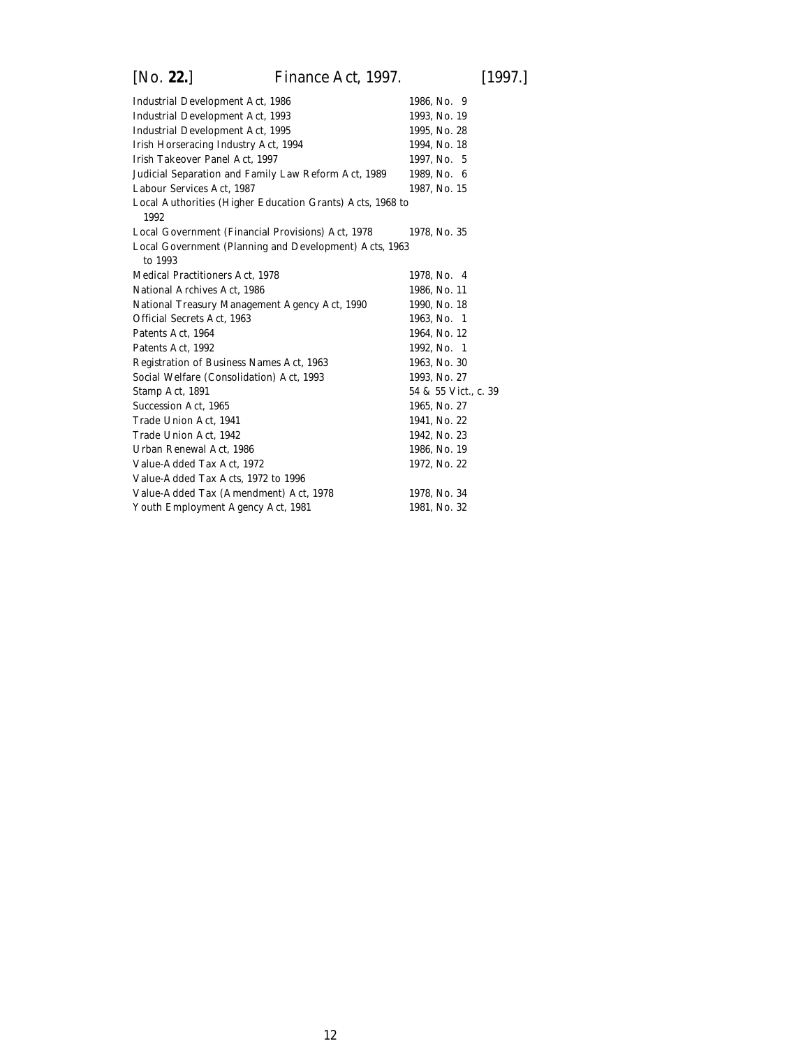| | |
|---|---|
| Industrial Development Act, 1986 | 1986, No. 9 |
| Industrial Development Act, 1993 | 1993, No. 19 |
| Industrial Development Act, 1995 | 1995, No. 28 |
| Irish Horseracing Industry Act, 1994 | 1994, No. 18 |
| Irish Takeover Panel Act, 1997 | 1997, No. 5 |
| Judicial Separation and Family Law Reform Act, 1989 | 1989, No. 6 |
| Labour Services Act, 1987 | 1987, No. 15 |
| Local Authorities (Higher Education Grants) Acts, 1968 to 1992 | |
| Local Government (Financial Provisions) Act, 1978 | 1978, No. 35 |
| Local Government (Planning and Development) Acts, 1963 to 1993 | |
| Medical Practitioners Act, 1978 | 1978, No. 4 |
| National Archives Act, 1986 | 1986, No. 11 |
| National Treasury Management Agency Act, 1990 | 1990, No. 18 |
| Official Secrets Act, 1963 | 1963, No. 1 |
| Patents Act, 1964 | 1964, No. 12 |
| Patents Act, 1992 | 1992, No. 1 |
| Registration of Business Names Act, 1963 | 1963, No. 30 |
| Social Welfare (Consolidation) Act, 1993 | 1993, No. 27 |
| Stamp Act, 1891 | 54 & 55 Vict., c. 39 |
| Succession Act, 1965 | 1965, No. 27 |
| Trade Union Act, 1941 | 1941, No. 22 |
| Trade Union Act, 1942 | 1942, No. 23 |
| Urban Renewal Act, 1986 | 1986, No. 19 |
| Value-Added Tax Act, 1972 | 1972, No. 22 |
| Value-Added Tax Acts, 1972 to 1996 | |
| Value-Added Tax (Amendment) Act, 1978 | 1978, No. 34 |
| Youth Employment Agency Act, 1981 | 1981, No. 32 |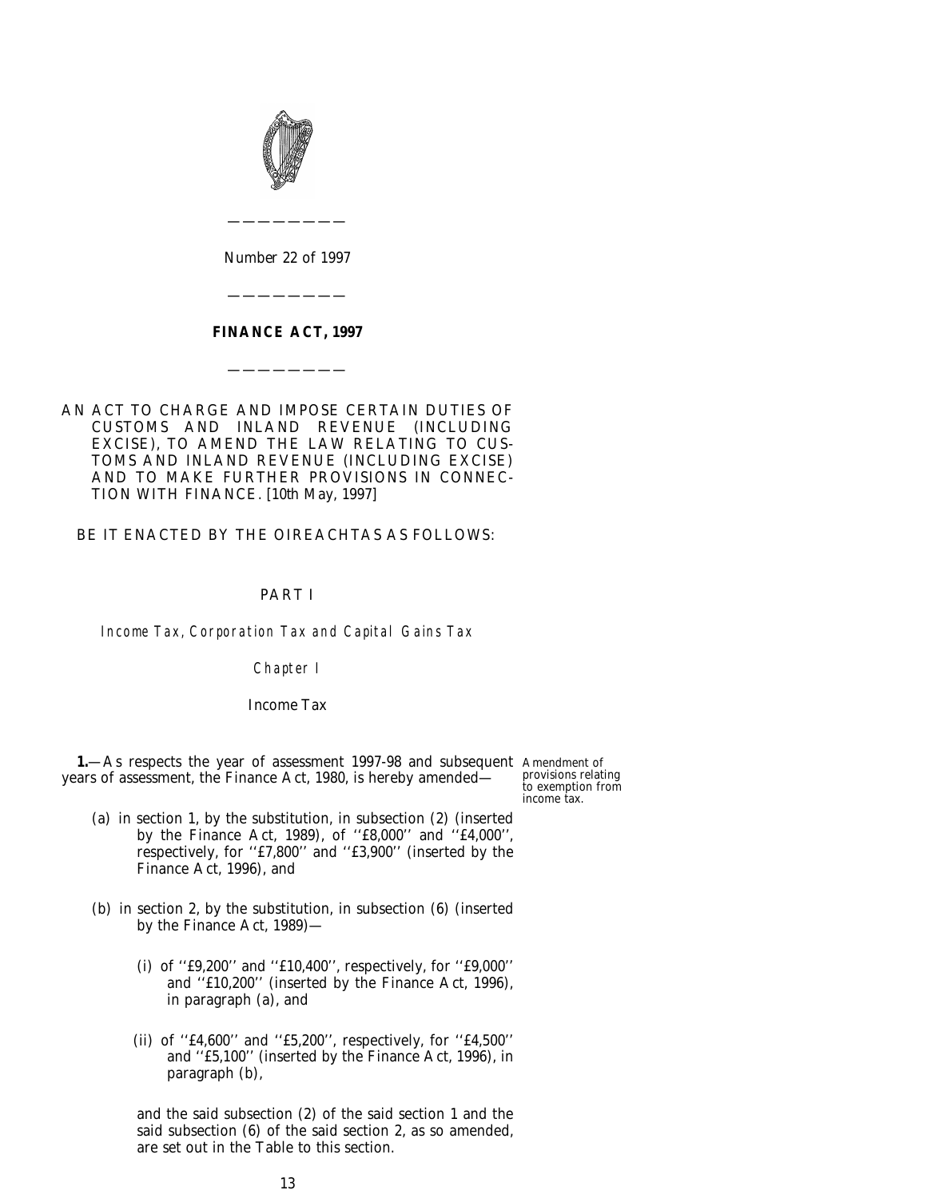———————

Number 22 of 1997

———————

# FINANCE ACT, 1997

———————

AN ACT TO CHARGE AND IMPOSE CERTAIN DUTIES OF CUSTOMS AND INLAND REVENUE (INCLUDING EXCISE), TO AMEND THE LAW RELATING TO CUSTOMS AND INLAND REVENUE (INCLUDING EXCISE) AND TO MAKE FURTHER PROVISIONS IN CONNECTION WITH FINANCE. [10th May, 1997]

BE IT ENACTED BY THE OIREACHTAS AS FOLLOWS:

## PART I

### *Income Tax, Corporation Tax and Capital Gains Tax*

### *Chapter I*

### Income Tax

*Amendment of provisions relating to exemption from income tax.*

**1.**—As respects the year of assessment 1997-98 and subsequent years of assessment, the Finance Act, 1980, is hereby amended—

(*a*) in section 1, by the substitution, in subsection (2) (inserted by the Finance Act, 1989), of ''£8,000'' and ''£4,000'', respectively, for ''£7,800'' and ''£3,900'' (inserted by the Finance Act, 1996), and

(*b*) in section 2, by the substitution, in subsection (6) (inserted by the Finance Act, 1989)—

(i) of ''£9,200'' and ''£10,400'', respectively, for ''£9,000'' and ''£10,200'' (inserted by the Finance Act, 1996), in paragraph (*a*), and

(ii) of ''£4,600'' and ''£5,200'', respectively, for ''£4,500'' and ''£5,100'' (inserted by the Finance Act, 1996), in paragraph (*b*),

and the said subsection (2) of the said section 1 and the said subsection (6) of the said section 2, as so amended, are set out in the Table to this section.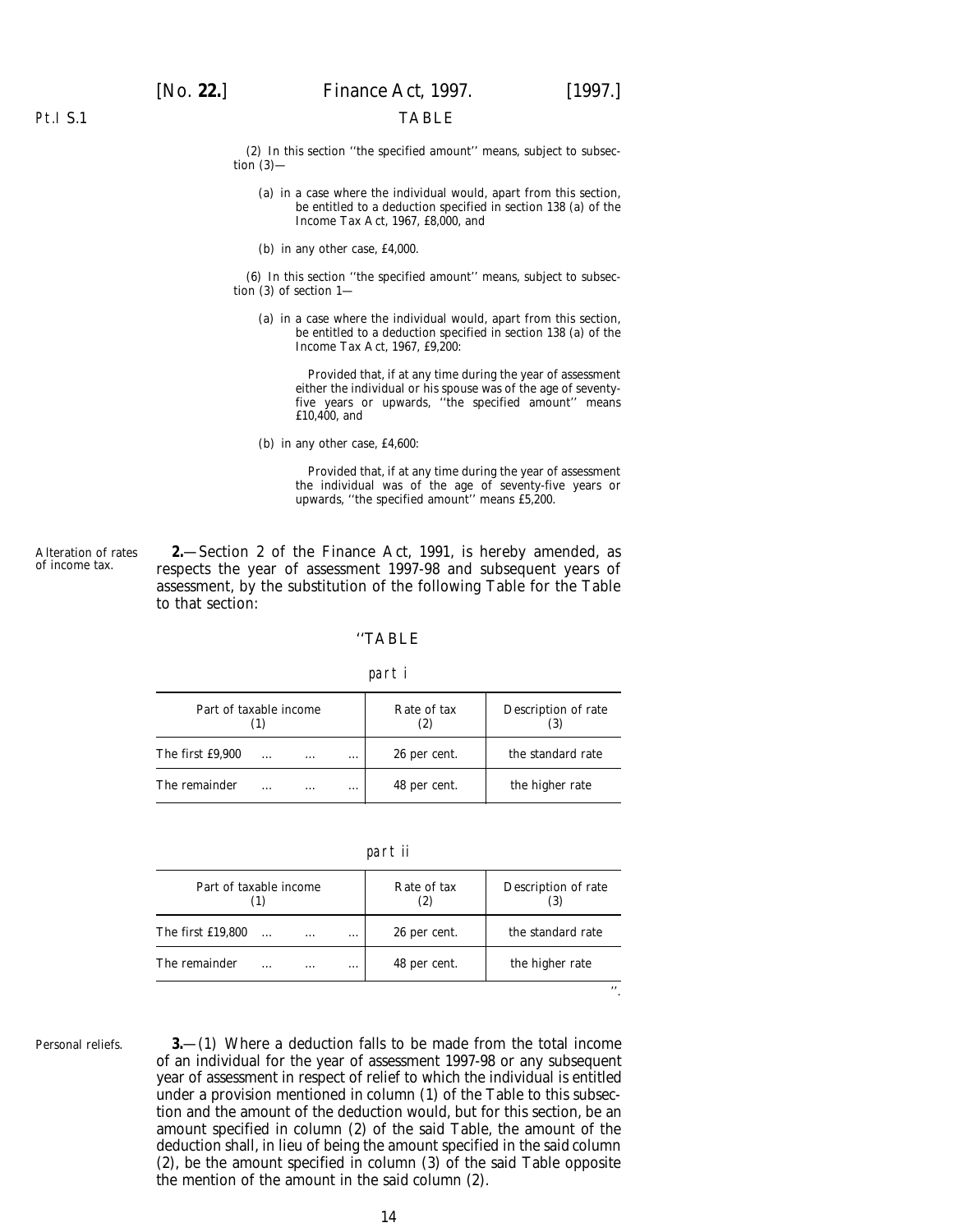Pt.I S.1

TABLE

(2) In this section ''the specified amount'' means, subject to subsection (3)—

(*a*) in a case where the individual would, apart from this section, be entitled to a deduction specified in section 138 (*a*) of the Income Tax Act, 1967, £8,000, and

(*b*) in any other case, £4,000.

(6) In this section ''the specified amount'' means, subject to subsection (3) of section 1—

(*a*) in a case where the individual would, apart from this section, be entitled to a deduction specified in section 138 (*a*) of the Income Tax Act, 1967, £9,200:

Provided that, if at any time during the year of assessment either the individual or his spouse was of the age of seventy-five years or upwards, ''the specified amount'' means £10,400, and

(*b*) in any other case, £4,600:

Provided that, if at any time during the year of assessment the individual was of the age of seventy-five years or upwards, ''the specified amount'' means £5,200.

Alteration of rates of income tax.

**2.**—Section 2 of the Finance Act, 1991, is hereby amended, as respects the year of assessment 1997-98 and subsequent years of assessment, by the substitution of the following Table for the Table to that section:

''TABLE

*part i*

| Part of taxable income (1) | Rate of tax (2) | Description of rate (3) |
|---|---|---|
| The first £9,900 ... ... ... | 26 per cent. | the standard rate |
| The remainder ... ... ... | 48 per cent. | the higher rate |

*part ii*

| Part of taxable income (1) | Rate of tax (2) | Description of rate (3) |
|---|---|---|
| The first £19,800 ... ... ... | 26 per cent. | the standard rate |
| The remainder ... ... ... | 48 per cent. | the higher rate |

''.

Personal reliefs.

**3.**—(1) Where a deduction falls to be made from the total income of an individual for the year of assessment 1997-98 or any subsequent year of assessment in respect of relief to which the individual is entitled under a provision mentioned in column (1) of the Table to this subsection and the amount of the deduction would, but for this section, be an amount specified in column (2) of the said Table, the amount of the deduction shall, in lieu of being the amount specified in the said column (2), be the amount specified in column (3) of the said Table opposite the mention of the amount in the said column (2).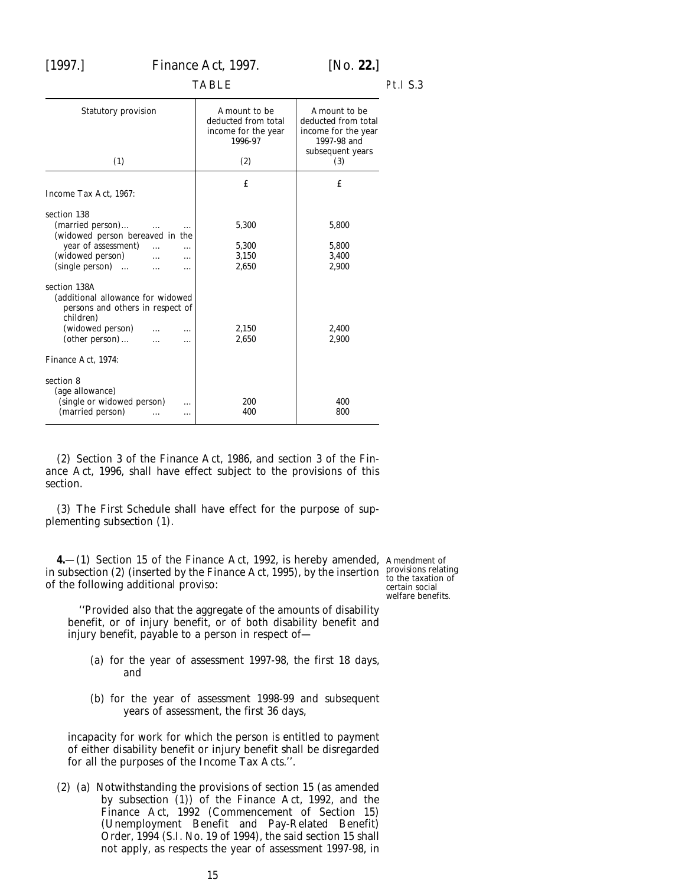TABLE

| Statutory provision (1) | Amount to be deducted from total income for the year 1996-97 (2) | Amount to be deducted from total income for the year 1997-98 and subsequent years (3) |
|---|---|---|
| | £ | £ |
| Income Tax Act, 1967: | | |
| section 138 | | |
| (married person)... ... ... | 5,300 | 5,800 |
| (widowed person bereaved in the year of assessment) ... ... | 5,300 | 5,800 |
| (widowed person) ... ... | 3,150 | 3,400 |
| (single person) ... ... ... | 2,650 | 2,900 |
| section 138A (additional allowance for widowed persons and others in respect of children) | | |
| (widowed person) ... ... | 2,150 | 2,400 |
| (other person)... ... ... | 2,650 | 2,900 |
| Finance Act, 1974: | | |
| section 8 (age allowance) | | |
| (single or widowed person) ... | 200 | 400 |
| (married person) ... ... | 400 | 800 |

(2) Section 3 of the Finance Act, 1986, and section 3 of the Finance Act, 1996, shall have effect subject to the provisions of this section.

(3) The First Schedule shall have effect for the purpose of supplementing *subsection (1)*.

Amendment of provisions relating to the taxation of certain social welfare benefits.

**4.**—(1) Section 15 of the Finance Act, 1992, is hereby amended, in subsection (2) (inserted by the Finance Act, 1995), by the insertion of the following additional proviso:

> ''Provided also that the aggregate of the amounts of disability benefit, or of injury benefit, or of both disability benefit and injury benefit, payable to a person in respect of—
>
> (*a*) for the year of assessment 1997-98, the first 18 days, and
>
> (*b*) for the year of assessment 1998-99 and subsequent years of assessment, the first 36 days,
>
> incapacity for work for which the person is entitled to payment of either disability benefit or injury benefit shall be disregarded for all the purposes of the Income Tax Acts.''.

(2) (*a*) Notwithstanding the provisions of section 15 (as amended by *subsection (1)*) of the Finance Act, 1992, and the Finance Act, 1992 (Commencement of Section 15) (Unemployment Benefit and Pay-Related Benefit) Order, 1994 (S.I. No. 19 of 1994), the said section 15 shall not apply, as respects the year of assessment 1997-98, in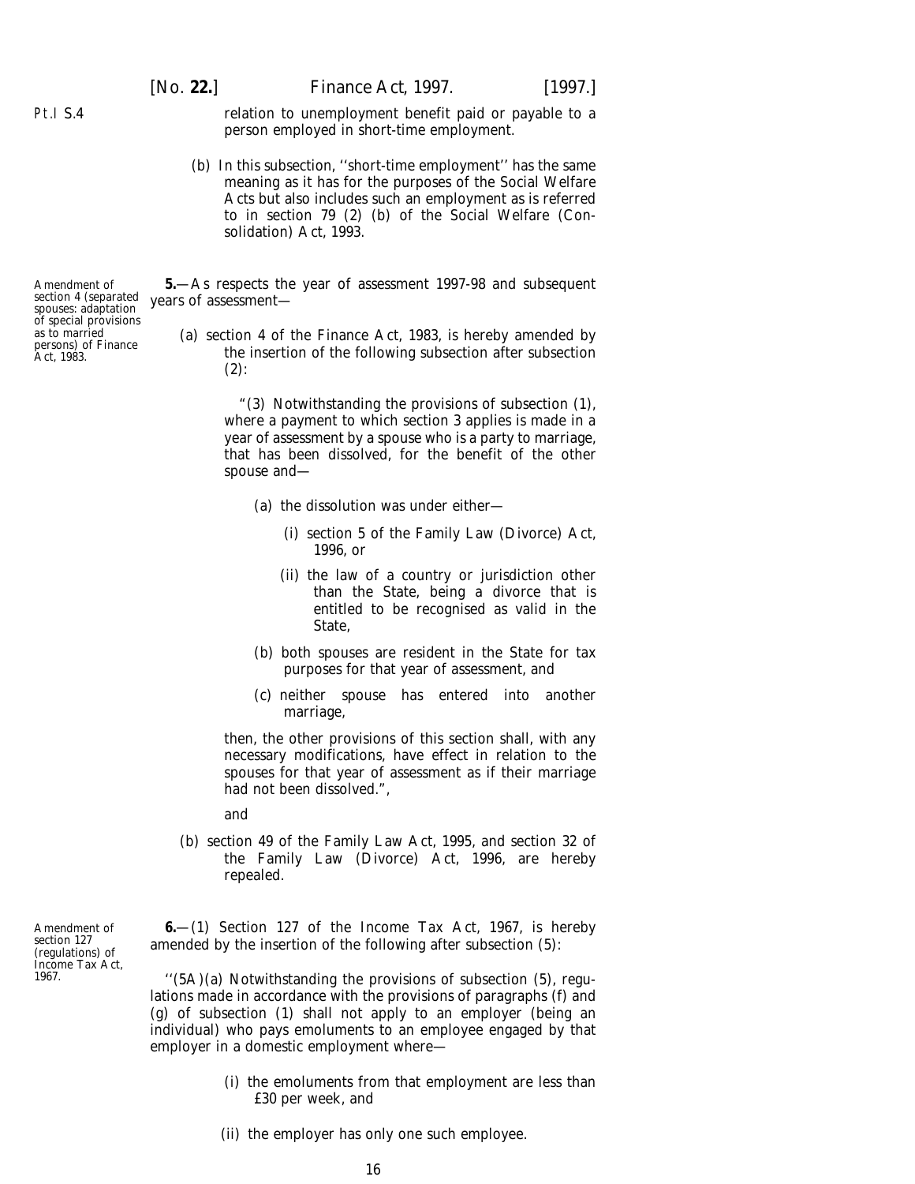Pt.I S.4

relation to unemployment benefit paid or payable to a person employed in short-time employment.

(b) In this subsection, ''short-time employment'' has the same meaning as it has for the purposes of the Social Welfare Acts but also includes such an employment as is referred to in section 79 (2) (b) of the Social Welfare (Consolidation) Act, 1993.

Amendment of section 4 (separated spouses: adaptation of special provisions as to married persons) of Finance Act, 1983.

**5.**—As respects the year of assessment 1997-98 and subsequent years of assessment—

(a) section 4 of the Finance Act, 1983, is hereby amended by the insertion of the following subsection after subsection (2):

"(3) Notwithstanding the provisions of subsection (1), where a payment to which section 3 applies is made in a year of assessment by a spouse who is a party to marriage, that has been dissolved, for the benefit of the other spouse and—

(a) the dissolution was under either—

(i) section 5 of the Family Law (Divorce) Act, 1996, or

(ii) the law of a country or jurisdiction other than the State, being a divorce that is entitled to be recognised as valid in the State,

(b) both spouses are resident in the State for tax purposes for that year of assessment, and

(c) neither spouse has entered into another marriage,

then, the other provisions of this section shall, with any necessary modifications, have effect in relation to the spouses for that year of assessment as if their marriage had not been dissolved.",

and

(b) section 49 of the Family Law Act, 1995, and section 32 of the Family Law (Divorce) Act, 1996, are hereby repealed.

Amendment of section 127 (regulations) of Income Tax Act, 1967.

**6.**—(1) Section 127 of the Income Tax Act, 1967, is hereby amended by the insertion of the following after subsection (5):

''(5A)(a) Notwithstanding the provisions of subsection (5), regulations made in accordance with the provisions of paragraphs (f) and (g) of subsection (1) shall not apply to an employer (being an individual) who pays emoluments to an employee engaged by that employer in a domestic employment where—

(i) the emoluments from that employment are less than £30 per week, and

(ii) the employer has only one such employee.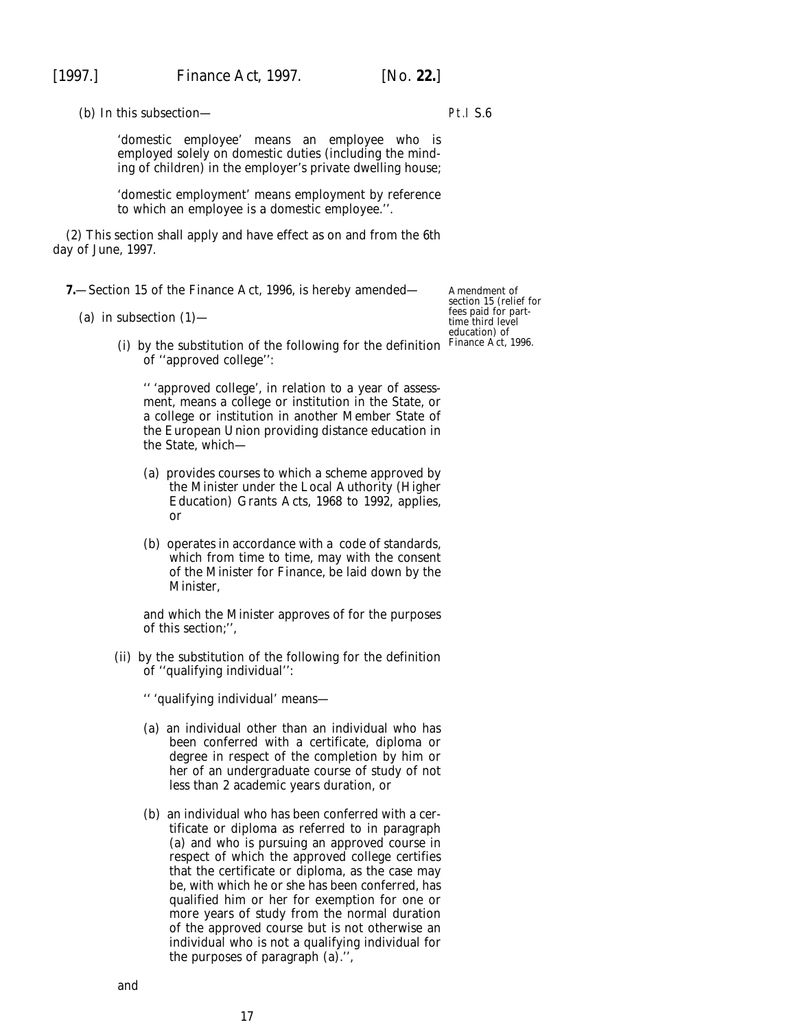(b) In this subsection—

'domestic employee' means an employee who is employed solely on domestic duties (including the minding of children) in the employer's private dwelling house;

'domestic employment' means employment by reference to which an employee is a domestic employee.''.

(2) This section shall apply and have effect as on and from the 6th day of June, 1997.

Amendment of section 15 (relief for fees paid for part-time third level education) of Finance Act, 1996.

**7.**—Section 15 of the Finance Act, 1996, is hereby amended—

(a) in subsection (1)—

(i) by the substitution of the following for the definition of ''approved college'':

'' 'approved college', in relation to a year of assessment, means a college or institution in the State, or a college or institution in another Member State of the European Union providing distance education in the State, which—

(a) provides courses to which a scheme approved by the Minister under the Local Authority (Higher Education) Grants Acts, 1968 to 1992, applies, or

(b) operates in accordance with a code of standards, which from time to time, may with the consent of the Minister for Finance, be laid down by the Minister,

and which the Minister approves of for the purposes of this section;'',

(ii) by the substitution of the following for the definition of ''qualifying individual'':

'' 'qualifying individual' means—

(a) an individual other than an individual who has been conferred with a certificate, diploma or degree in respect of the completion by him or her of an undergraduate course of study of not less than 2 academic years duration, or

(b) an individual who has been conferred with a certificate or diploma as referred to in paragraph (a) and who is pursuing an approved course in respect of which the approved college certifies that the certificate or diploma, as the case may be, with which he or she has been conferred, has qualified him or her for exemption for one or more years of study from the normal duration of the approved course but is not otherwise an individual who is not a qualifying individual for the purposes of paragraph (a).'',

and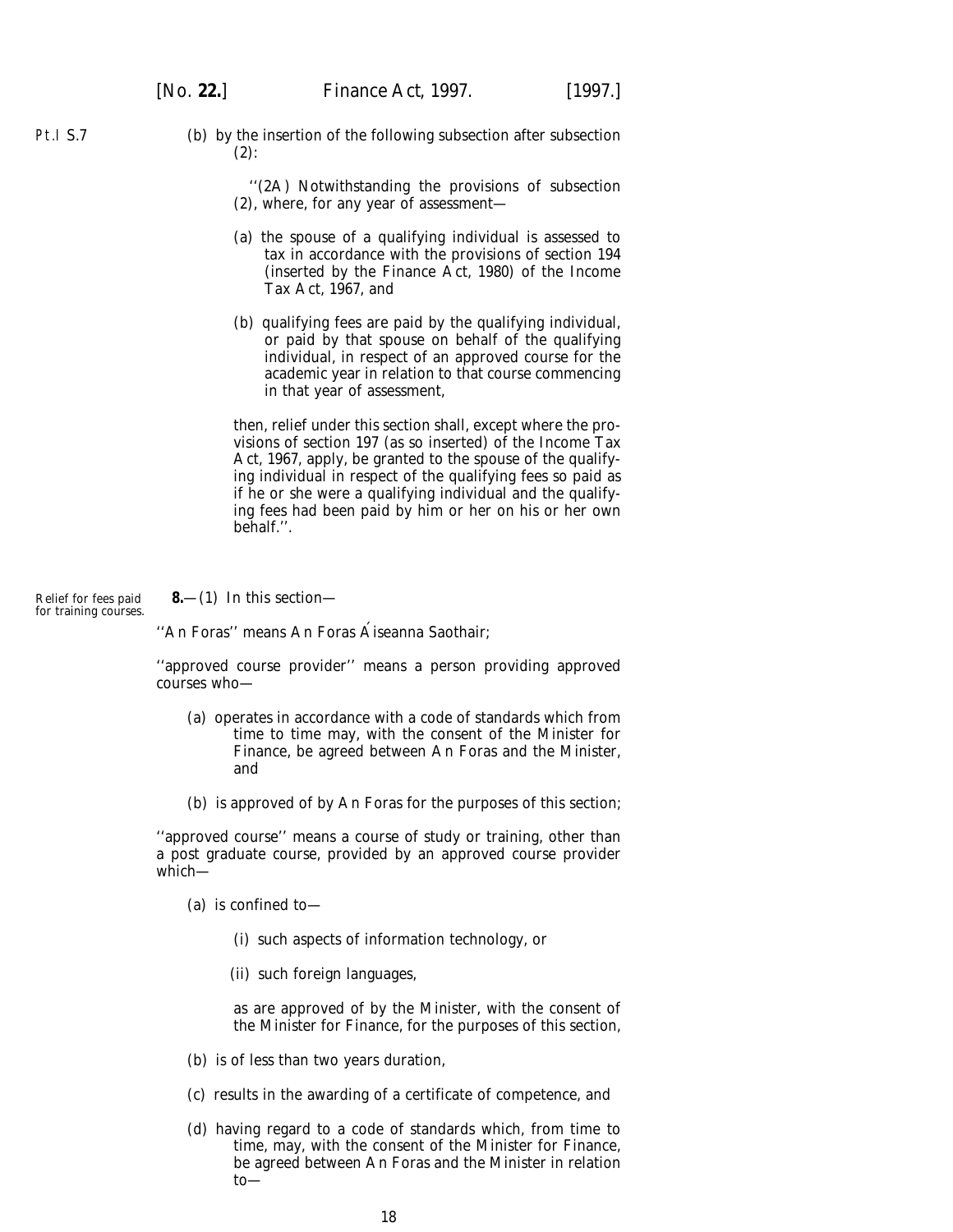Pt.I S.7

(b) by the insertion of the following subsection after subsection (2):

''(2A) Notwithstanding the provisions of subsection (2), where, for any year of assessment—

(a) the spouse of a qualifying individual is assessed to tax in accordance with the provisions of section 194 (inserted by the Finance Act, 1980) of the Income Tax Act, 1967, and

(b) qualifying fees are paid by the qualifying individual, or paid by that spouse on behalf of the qualifying individual, in respect of an approved course for the academic year in relation to that course commencing in that year of assessment,

then, relief under this section shall, except where the provisions of section 197 (as so inserted) of the Income Tax Act, 1967, apply, be granted to the spouse of the qualifying individual in respect of the qualifying fees so paid as if he or she were a qualifying individual and the qualifying fees had been paid by him or her on his or her own behalf.''.

Relief for fees paid for training courses.

**8.**—(1) In this section—

''An Foras'' means An Foras Áiseanna Saothair;

''approved course provider'' means a person providing approved courses who—

(a) operates in accordance with a code of standards which from time to time may, with the consent of the Minister for Finance, be agreed between An Foras and the Minister, and

(b) is approved of by An Foras for the purposes of this section;

''approved course'' means a course of study or training, other than a post graduate course, provided by an approved course provider which—

(a) is confined to—

(i) such aspects of information technology, or

(ii) such foreign languages,

as are approved of by the Minister, with the consent of the Minister for Finance, for the purposes of this section,

(b) is of less than two years duration,

(c) results in the awarding of a certificate of competence, and

(d) having regard to a code of standards which, from time to time, may, with the consent of the Minister for Finance, be agreed between An Foras and the Minister in relation to—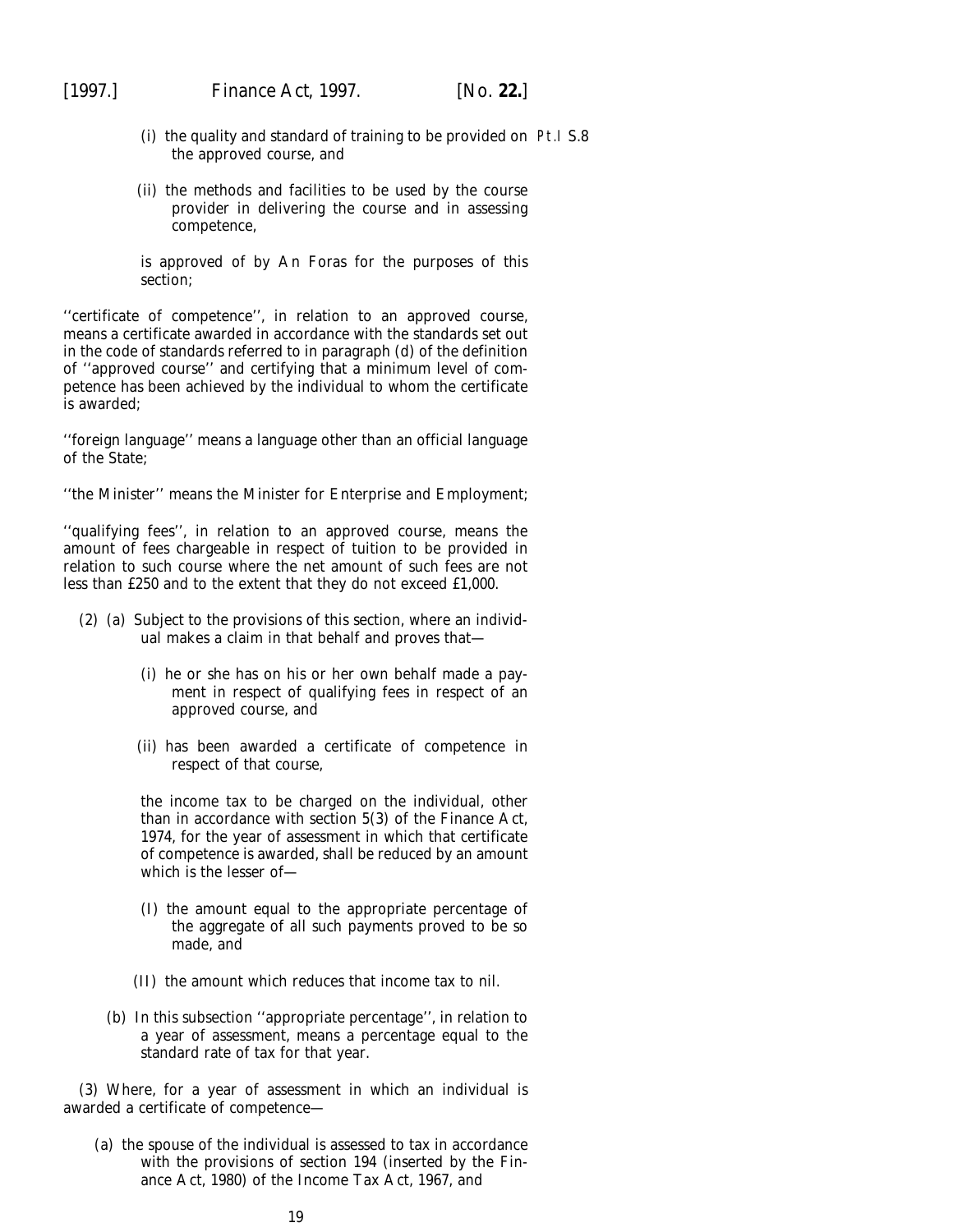(i) the quality and standard of training to be provided on the approved course, and

(ii) the methods and facilities to be used by the course provider in delivering the course and in assessing competence,

is approved of by An Foras for the purposes of this section;

''certificate of competence'', in relation to an approved course, means a certificate awarded in accordance with the standards set out in the code of standards referred to in paragraph (*d*) of the definition of ''approved course'' and certifying that a minimum level of competence has been achieved by the individual to whom the certificate is awarded;

''foreign language'' means a language other than an official language of the State;

''the Minister'' means the Minister for Enterprise and Employment;

''qualifying fees'', in relation to an approved course, means the amount of fees chargeable in respect of tuition to be provided in relation to such course where the net amount of such fees are not less than £250 and to the extent that they do not exceed £1,000.

(2) (*a*) Subject to the provisions of this section, where an individual makes a claim in that behalf and proves that—

(i) he or she has on his or her own behalf made a payment in respect of qualifying fees in respect of an approved course, and

(ii) has been awarded a certificate of competence in respect of that course,

the income tax to be charged on the individual, other than in accordance with section 5(3) of the Finance Act, 1974, for the year of assessment in which that certificate of competence is awarded, shall be reduced by an amount which is the lesser of—

(I) the amount equal to the appropriate percentage of the aggregate of all such payments proved to be so made, and

(II) the amount which reduces that income tax to nil.

(*b*) In this subsection ''appropriate percentage'', in relation to a year of assessment, means a percentage equal to the standard rate of tax for that year.

(3) Where, for a year of assessment in which an individual is awarded a certificate of competence—

(*a*) the spouse of the individual is assessed to tax in accordance with the provisions of section 194 (inserted by the Finance Act, 1980) of the Income Tax Act, 1967, and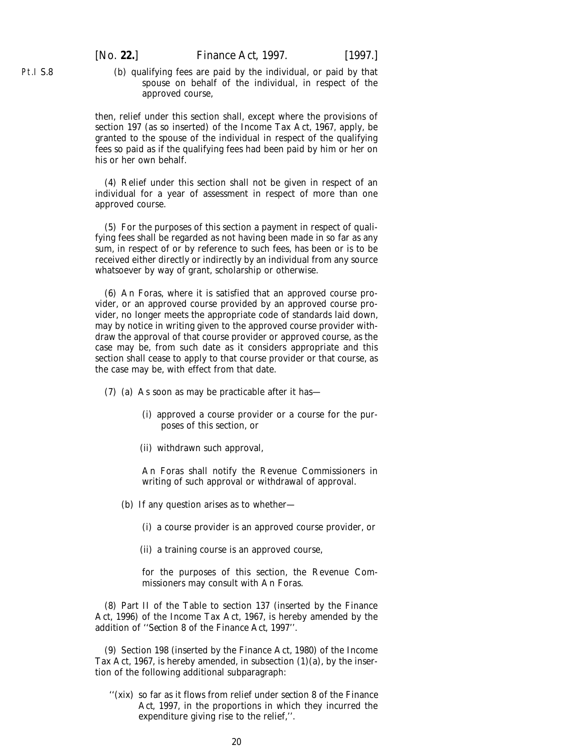(b) qualifying fees are paid by the individual, or paid by that spouse on behalf of the individual, in respect of the approved course,

then, relief under this section shall, except where the provisions of section 197 (as so inserted) of the Income Tax Act, 1967, apply, be granted to the spouse of the individual in respect of the qualifying fees so paid as if the qualifying fees had been paid by him or her on his or her own behalf.

(4) Relief under this section shall not be given in respect of an individual for a year of assessment in respect of more than one approved course.

(5) For the purposes of this section a payment in respect of qualifying fees shall be regarded as not having been made in so far as any sum, in respect of or by reference to such fees, has been or is to be received either directly or indirectly by an individual from any source whatsoever by way of grant, scholarship or otherwise.

(6) An Foras, where it is satisfied that an approved course provider, or an approved course provided by an approved course provider, no longer meets the appropriate code of standards laid down, may by notice in writing given to the approved course provider withdraw the approval of that course provider or approved course, as the case may be, from such date as it considers appropriate and this section shall cease to apply to that course provider or that course, as the case may be, with effect from that date.

(7) (a) As soon as may be practicable after it has—

(i) approved a course provider or a course for the purposes of this section, or

(ii) withdrawn such approval,

An Foras shall notify the Revenue Commissioners in writing of such approval or withdrawal of approval.

(b) If any question arises as to whether—

(i) a course provider is an approved course provider, or

(ii) a training course is an approved course,

for the purposes of this section, the Revenue Commissioners may consult with An Foras.

(8) Part II of the Table to section 137 (inserted by the Finance Act, 1996) of the Income Tax Act, 1967, is hereby amended by the addition of ''*Section 8* of the *Finance Act, 1997*''.

(9) Section 198 (inserted by the Finance Act, 1980) of the Income Tax Act, 1967, is hereby amended, in subsection (1)(a), by the insertion of the following additional subparagraph:

''(xix) so far as it flows from relief under *section 8* of the *Finance Act, 1997*, in the proportions in which they incurred the expenditure giving rise to the relief,''.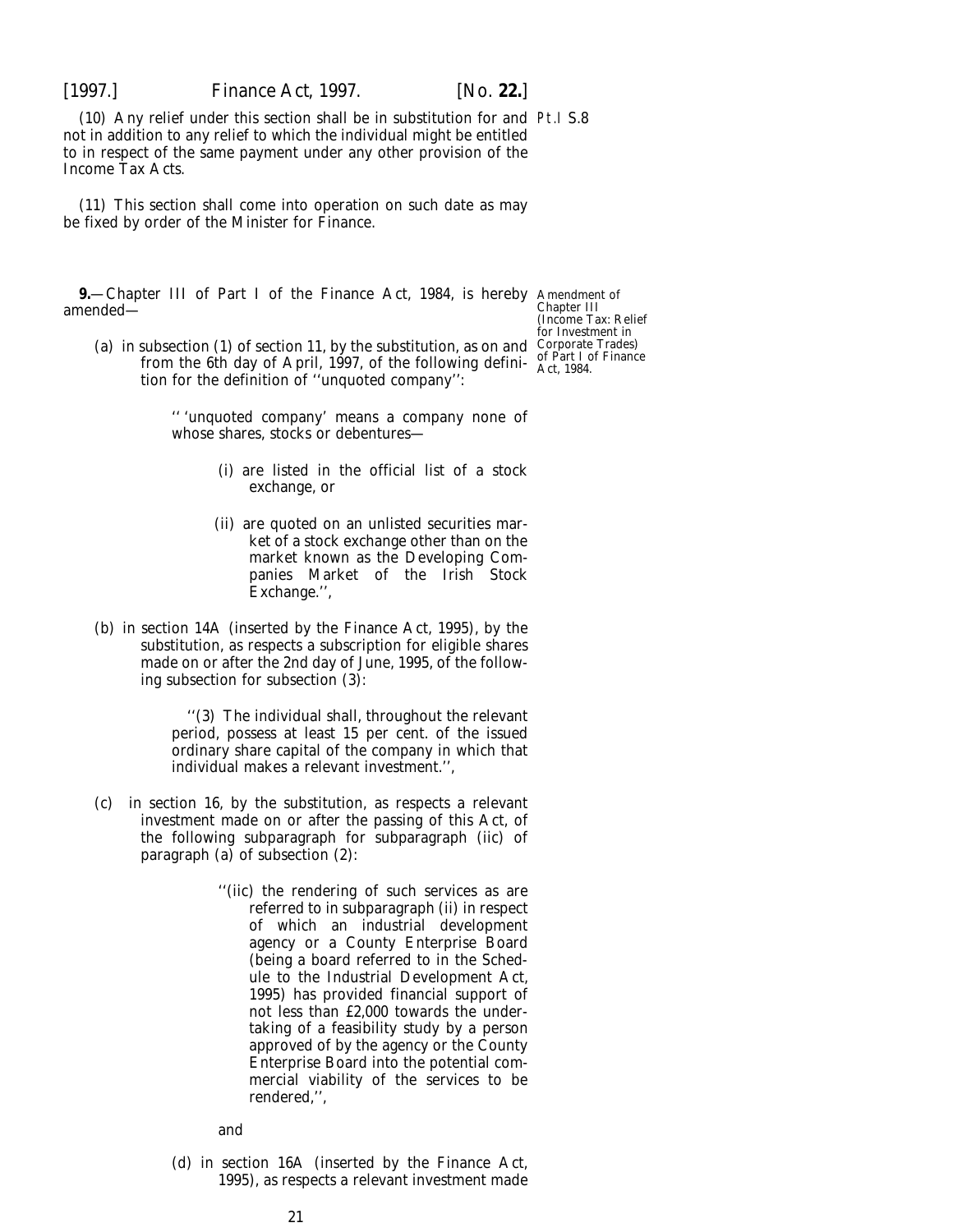(10) Any relief under this section shall be in substitution for and not in addition to any relief to which the individual might be entitled to in respect of the same payment under any other provision of the Income Tax Acts.

Pt.I S.8

(11) This section shall come into operation on such date as may be fixed by order of the Minister for Finance.

Amendment of Chapter III (Income Tax: Relief for Investment in Corporate Trades) of Part I of Finance Act, 1984.

**9.**—Chapter III of Part I of the Finance Act, 1984, is hereby amended—

(*a*) in subsection (1) of section 11, by the substitution, as on and from the 6th day of April, 1997, of the following definition for the definition of ''unquoted company'':

> '' 'unquoted company' means a company none of whose shares, stocks or debentures—
>
> (i) are listed in the official list of a stock exchange, or
>
> (ii) are quoted on an unlisted securities market of a stock exchange other than on the market known as the Developing Companies Market of the Irish Stock Exchange.'',

(*b*) in section 14A (inserted by the Finance Act, 1995), by the substitution, as respects a subscription for eligible shares made on or after the 2nd day of June, 1995, of the following subsection for subsection (3):

> ''(3) The individual shall, throughout the relevant period, possess at least 15 per cent. of the issued ordinary share capital of the company in which that individual makes a relevant investment.'',

(*c*) in section 16, by the substitution, as respects a relevant investment made on or after the passing of this Act, of the following subparagraph for subparagraph (iic) of paragraph (*a*) of subsection (2):

> ''(iic) the rendering of such services as are referred to in subparagraph (ii) in respect of which an industrial development agency or a County Enterprise Board (being a board referred to in the Schedule to the Industrial Development Act, 1995) has provided financial support of not less than £2,000 towards the undertaking of a feasibility study by a person approved of by the agency or the County Enterprise Board into the potential commercial viability of the services to be rendered,'',

and

(*d*) in section 16A (inserted by the Finance Act, 1995), as respects a relevant investment made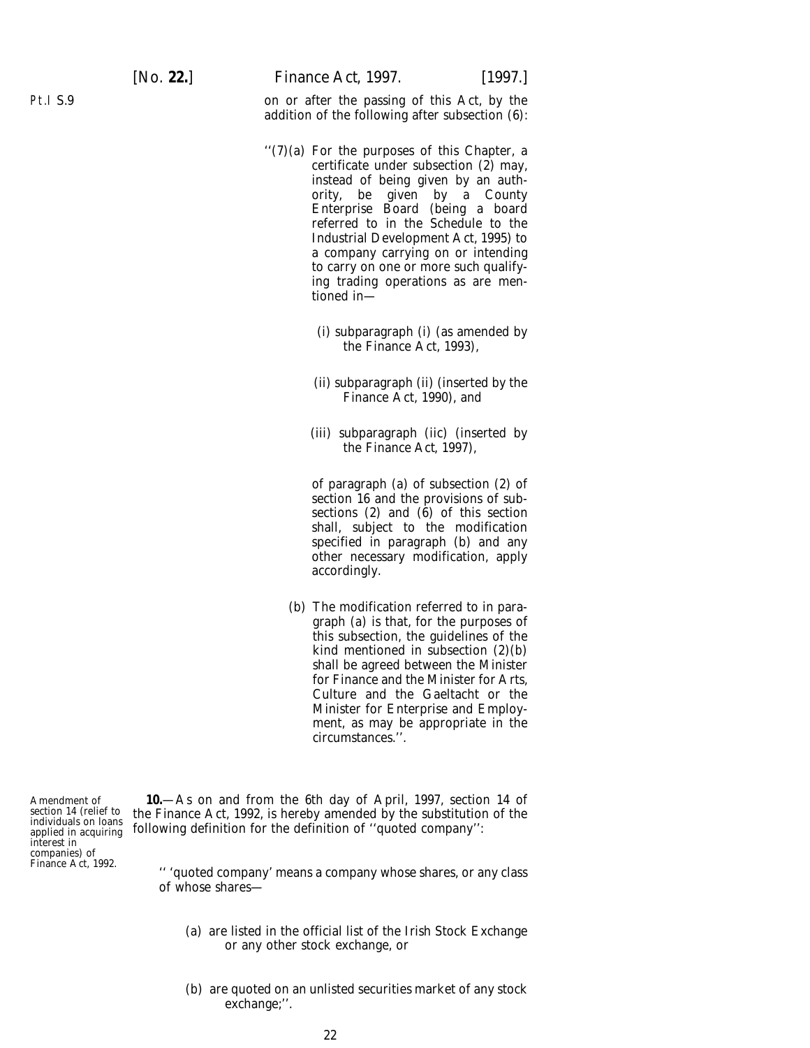on or after the passing of this Act, by the addition of the following after subsection (6):

''(7)(*a*) For the purposes of this Chapter, a certificate under subsection (2) may, instead of being given by an authority, be given by a County Enterprise Board (being a board referred to in the Schedule to the Industrial Development Act, 1995) to a company carrying on or intending to carry on one or more such qualifying trading operations as are mentioned in—

(i) subparagraph (i) (as amended by the Finance Act, 1993),

(ii) subparagraph (ii) (inserted by the Finance Act, 1990), and

(iii) subparagraph (iic) (inserted by the Finance Act, 1997),

of paragraph (*a*) of subsection (2) of section 16 and the provisions of subsections (2) and (6) of this section shall, subject to the modification specified in paragraph (*b*) and any other necessary modification, apply accordingly.

(*b*) The modification referred to in paragraph (*a*) is that, for the purposes of this subsection, the guidelines of the kind mentioned in subsection (2)(*b*) shall be agreed between the Minister for Finance and the Minister for Arts, Culture and the Gaeltacht or the Minister for Enterprise and Employment, as may be appropriate in the circumstances.''.

Amendment of section 14 (relief to individuals on loans applied in acquiring interest in companies) of Finance Act, 1992.

**10.**—As on and from the 6th day of April, 1997, section 14 of the Finance Act, 1992, is hereby amended by the substitution of the following definition for the definition of ''quoted company'':

'' 'quoted company' means a company whose shares, or any class of whose shares—

(*a*) are listed in the official list of the Irish Stock Exchange or any other stock exchange, or

(*b*) are quoted on an unlisted securities market of any stock exchange;''.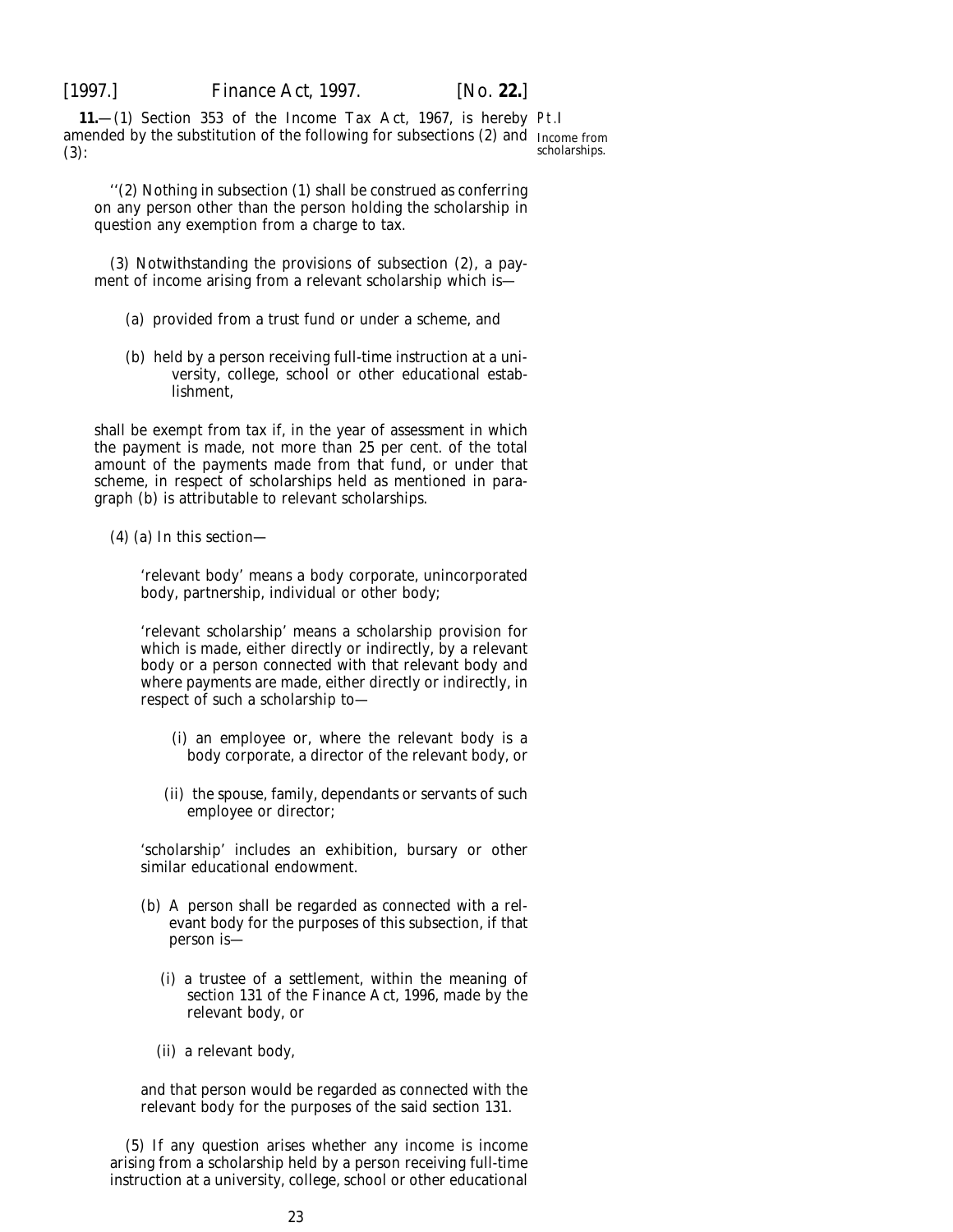**11.**—(1) Section 353 of the Income Tax Act, 1967, is hereby amended by the substitution of the following for subsections (2) and (3):

Pt.I

Income from scholarships.

''(2) Nothing in subsection (1) shall be construed as conferring on any person other than the person holding the scholarship in question any exemption from a charge to tax.

(3) Notwithstanding the provisions of subsection (2), a payment of income arising from a relevant scholarship which is—

(*a*) provided from a trust fund or under a scheme, and

(*b*) held by a person receiving full-time instruction at a university, college, school or other educational establishment,

shall be exempt from tax if, in the year of assessment in which the payment is made, not more than 25 per cent. of the total amount of the payments made from that fund, or under that scheme, in respect of scholarships held as mentioned in paragraph (*b*) is attributable to relevant scholarships.

(4) (*a*) In this section—

'relevant body' means a body corporate, unincorporated body, partnership, individual or other body;

'relevant scholarship' means a scholarship provision for which is made, either directly or indirectly, by a relevant body or a person connected with that relevant body and where payments are made, either directly or indirectly, in respect of such a scholarship to—

(i) an employee or, where the relevant body is a body corporate, a director of the relevant body, or

(ii) the spouse, family, dependants or servants of such employee or director;

'scholarship' includes an exhibition, bursary or other similar educational endowment.

(*b*) A person shall be regarded as connected with a relevant body for the purposes of this subsection, if that person is—

(i) a trustee of a settlement, within the meaning of section 131 of the Finance Act, 1996, made by the relevant body, or

(ii) a relevant body,

and that person would be regarded as connected with the relevant body for the purposes of the said section 131.

(5) If any question arises whether any income is income arising from a scholarship held by a person receiving full-time instruction at a university, college, school or other educational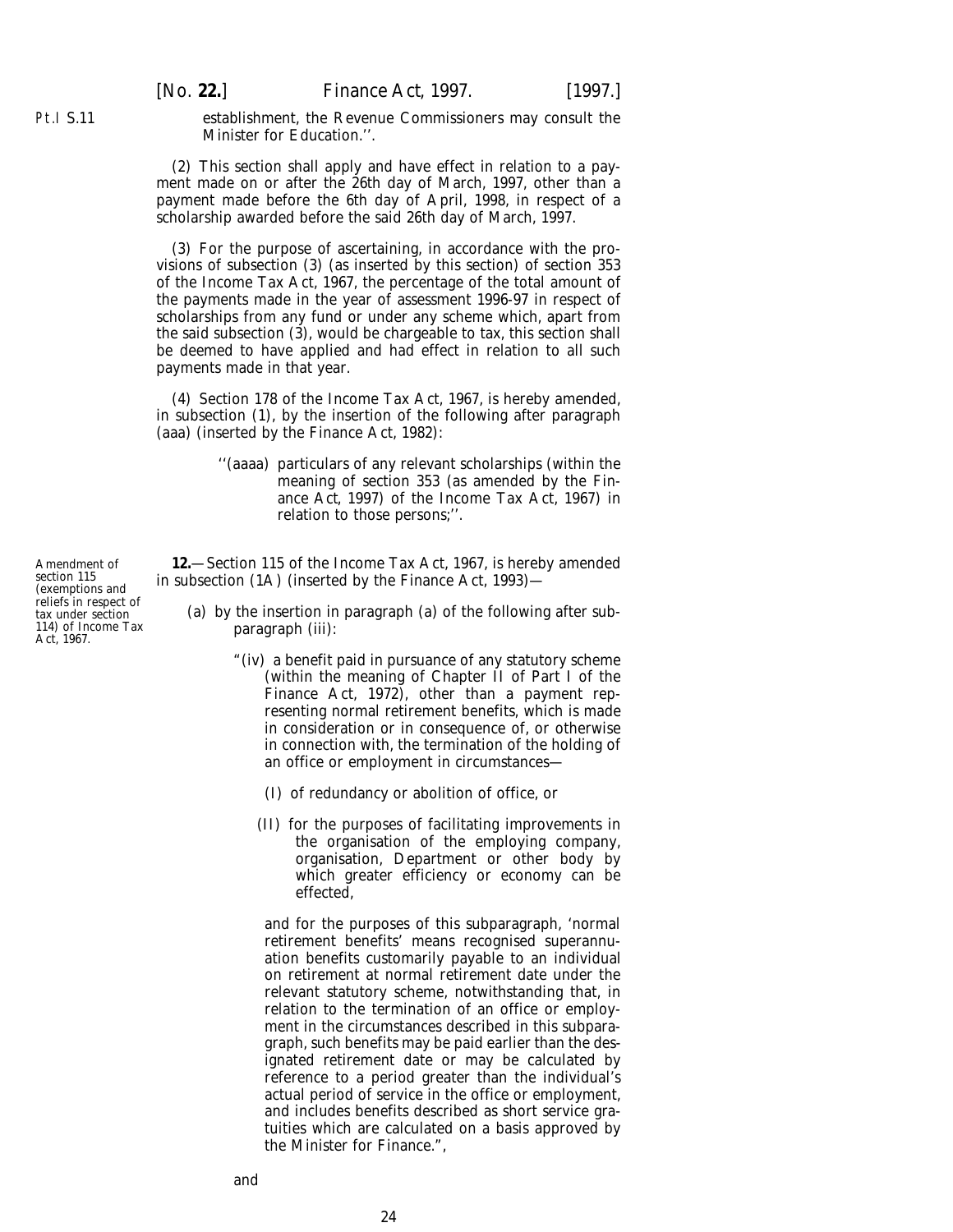establishment, the Revenue Commissioners may consult the Minister for Education.''.

(2) This section shall apply and have effect in relation to a payment made on or after the 26th day of March, 1997, other than a payment made before the 6th day of April, 1998, in respect of a scholarship awarded before the said 26th day of March, 1997.

(3) For the purpose of ascertaining, in accordance with the provisions of subsection (3) (as inserted by this section) of section 353 of the Income Tax Act, 1967, the percentage of the total amount of the payments made in the year of assessment 1996-97 in respect of scholarships from any fund or under any scheme which, apart from the said subsection (3), would be chargeable to tax, this section shall be deemed to have applied and had effect in relation to all such payments made in that year.

(4) Section 178 of the Income Tax Act, 1967, is hereby amended, in subsection (1), by the insertion of the following after paragraph (*aaa*) (inserted by the Finance Act, 1982):

> ''(*aaaa*) particulars of any relevant scholarships (within the meaning of section 353 (as amended by the Finance Act, 1997) of the Income Tax Act, 1967) in relation to those persons;''.

*Amendment of section 115 (exemptions and reliefs in respect of tax under section 114) of Income Tax Act, 1967.*

**12.**—Section 115 of the Income Tax Act, 1967, is hereby amended in subsection (1A) (inserted by the Finance Act, 1993)—

(*a*) by the insertion in paragraph (*a*) of the following after subparagraph (iii):

> "(iv) a benefit paid in pursuance of any statutory scheme (within the meaning of Chapter II of Part I of the Finance Act, 1972), other than a payment representing normal retirement benefits, which is made in consideration or in consequence of, or otherwise in connection with, the termination of the holding of an office or employment in circumstances—
>
> (I) of redundancy or abolition of office, or
>
> (II) for the purposes of facilitating improvements in the organisation of the employing company, organisation, Department or other body by which greater efficiency or economy can be effected,
>
> and for the purposes of this subparagraph, 'normal retirement benefits' means recognised superannuation benefits customarily payable to an individual on retirement at normal retirement date under the relevant statutory scheme, notwithstanding that, in relation to the termination of an office or employment in the circumstances described in this subparagraph, such benefits may be paid earlier than the designated retirement date or may be calculated by reference to a period greater than the individual's actual period of service in the office or employment, and includes benefits described as short service gratuities which are calculated on a basis approved by the Minister for Finance.",

and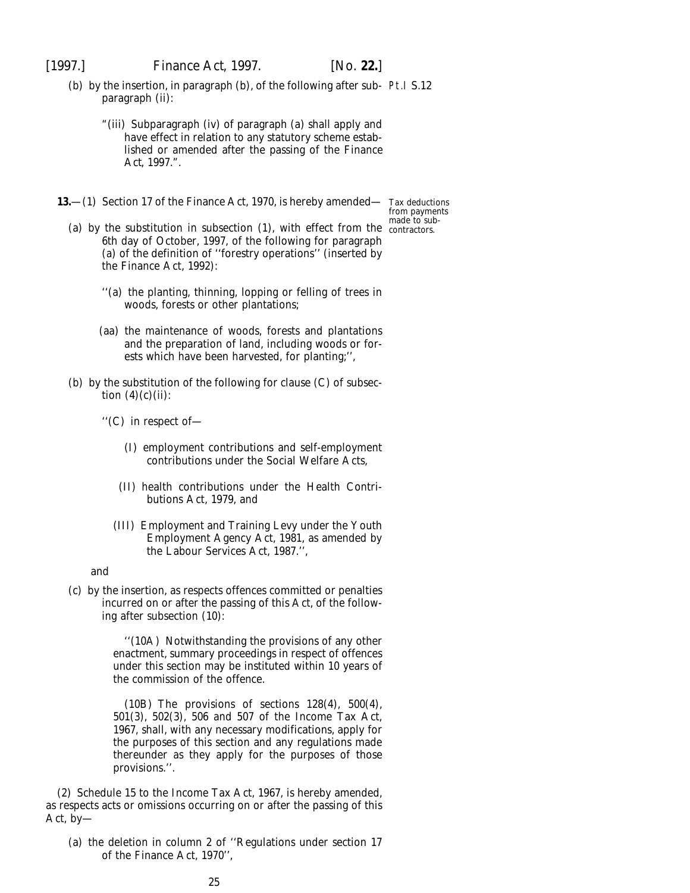(*b*) by the insertion, in paragraph (*b*), of the following after subparagraph (ii):

"(iii) Subparagraph (iv) of paragraph (*a*) shall apply and have effect in relation to any statutory scheme established or amended after the passing of the Finance Act, 1997.".

Pt.I S.12

**13.**—(1) Section 17 of the Finance Act, 1970, is hereby amended—

Tax deductions from payments made to subcontractors.

(*a*) by the substitution in subsection (1), with effect from the 6th day of October, 1997, of the following for paragraph (*a*) of the definition of ''forestry operations'' (inserted by the Finance Act, 1992):

''(*a*) the planting, thinning, lopping or felling of trees in woods, forests or other plantations;

(*aa*) the maintenance of woods, forests and plantations and the preparation of land, including woods or forests which have been harvested, for planting;'',

(*b*) by the substitution of the following for clause (C) of subsection (4)(*c*)(ii):

''(C) in respect of—

(I) employment contributions and self-employment contributions under the Social Welfare Acts,

(II) health contributions under the Health Contributions Act, 1979, and

(III) Employment and Training Levy under the Youth Employment Agency Act, 1981, as amended by the Labour Services Act, 1987.'',

and

(*c*) by the insertion, as respects offences committed or penalties incurred on or after the passing of this Act, of the following after subsection (10):

''(10A) Notwithstanding the provisions of any other enactment, summary proceedings in respect of offences under this section may be instituted within 10 years of the commission of the offence.

(10B) The provisions of sections 128(4), 500(4), 501(3), 502(3), 506 and 507 of the Income Tax Act, 1967, shall, with any necessary modifications, apply for the purposes of this section and any regulations made thereunder as they apply for the purposes of those provisions.''.

(2) Schedule 15 to the Income Tax Act, 1967, is hereby amended, as respects acts or omissions occurring on or after the passing of this Act, by—

(*a*) the deletion in column 2 of ''Regulations under section 17 of the Finance Act, 1970'',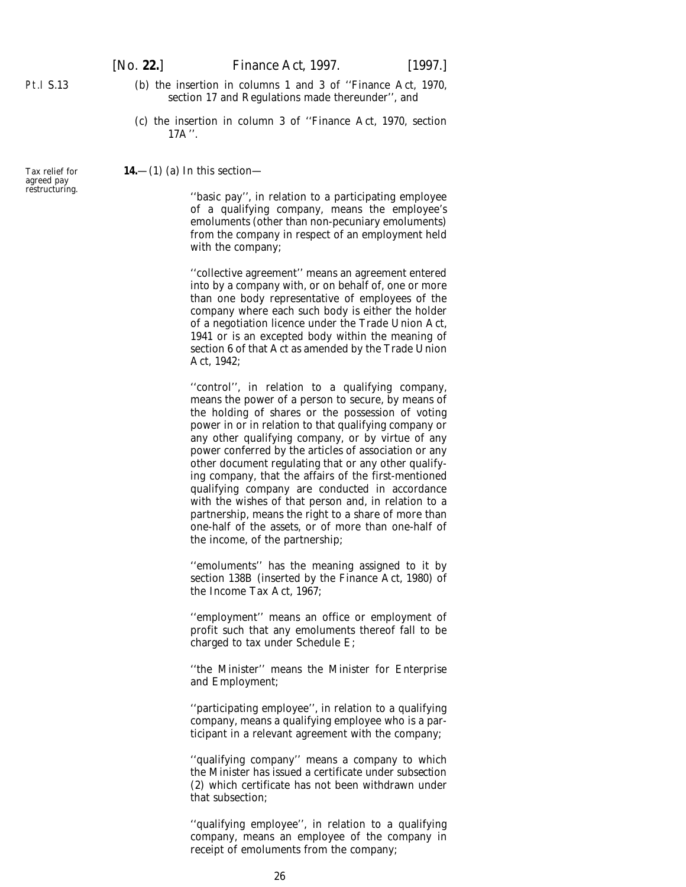(*b*) the insertion in columns 1 and 3 of ''Finance Act, 1970, section 17 and Regulations made thereunder'', and

(*c*) the insertion in column 3 of ''Finance Act, 1970, section 17A''.

Tax relief for agreed pay restructuring.

**14.**—(1) (*a*) In this section—

''basic pay'', in relation to a participating employee of a qualifying company, means the employee's emoluments (other than non-pecuniary emoluments) from the company in respect of an employment held with the company;

''collective agreement'' means an agreement entered into by a company with, or on behalf of, one or more than one body representative of employees of the company where each such body is either the holder of a negotiation licence under the Trade Union Act, 1941 or is an excepted body within the meaning of section 6 of that Act as amended by the Trade Union Act, 1942;

''control'', in relation to a qualifying company, means the power of a person to secure, by means of the holding of shares or the possession of voting power in or in relation to that qualifying company or any other qualifying company, or by virtue of any power conferred by the articles of association or any other document regulating that or any other qualifying company, that the affairs of the first-mentioned qualifying company are conducted in accordance with the wishes of that person and, in relation to a partnership, means the right to a share of more than one-half of the assets, or of more than one-half of the income, of the partnership;

''emoluments'' has the meaning assigned to it by section 138B (inserted by the Finance Act, 1980) of the Income Tax Act, 1967;

''employment'' means an office or employment of profit such that any emoluments thereof fall to be charged to tax under Schedule E;

''the Minister'' means the Minister for Enterprise and Employment;

''participating employee'', in relation to a qualifying company, means a qualifying employee who is a participant in a relevant agreement with the company;

''qualifying company'' means a company to which the Minister has issued a certificate under *subsection (2)* which certificate has not been withdrawn under that subsection;

''qualifying employee'', in relation to a qualifying company, means an employee of the company in receipt of emoluments from the company;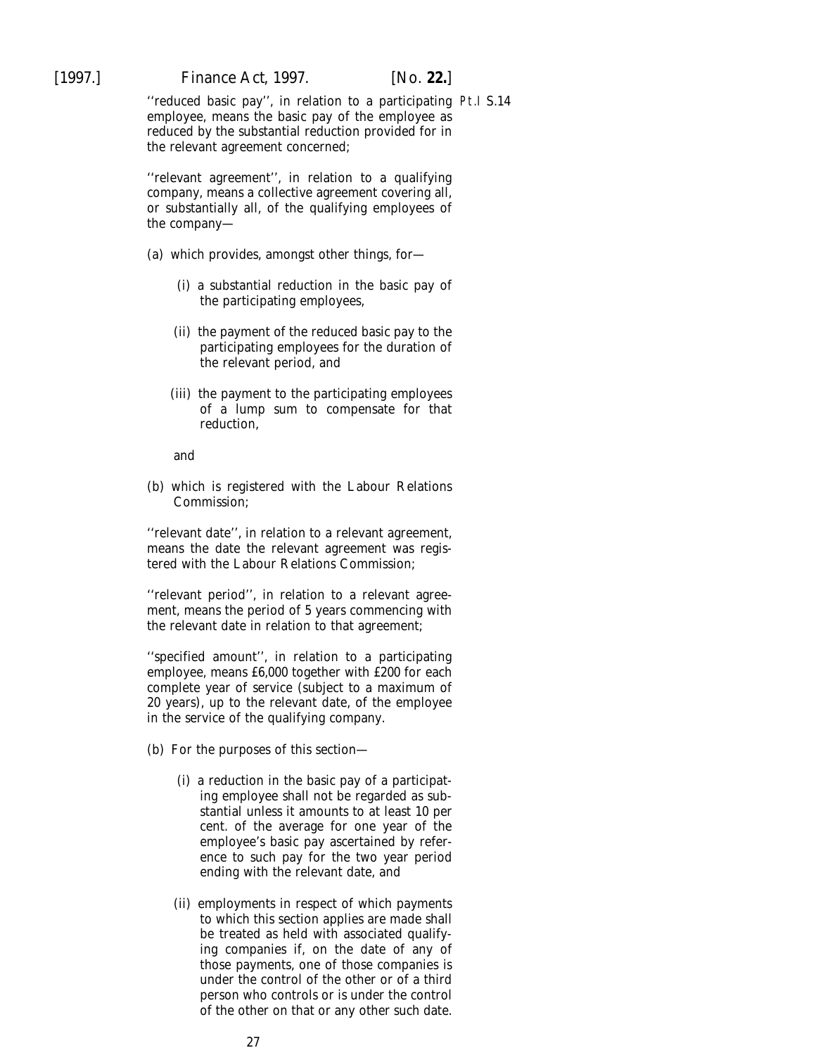''reduced basic pay'', in relation to a participating employee, means the basic pay of the employee as reduced by the substantial reduction provided for in the relevant agreement concerned;

''relevant agreement'', in relation to a qualifying company, means a collective agreement covering all, or substantially all, of the qualifying employees of the company—

(a) which provides, amongst other things, for—

(i) a substantial reduction in the basic pay of the participating employees,

(ii) the payment of the reduced basic pay to the participating employees for the duration of the relevant period, and

(iii) the payment to the participating employees of a lump sum to compensate for that reduction,

and

(b) which is registered with the Labour Relations Commission;

''relevant date'', in relation to a relevant agreement, means the date the relevant agreement was registered with the Labour Relations Commission;

''relevant period'', in relation to a relevant agreement, means the period of 5 years commencing with the relevant date in relation to that agreement;

''specified amount'', in relation to a participating employee, means £6,000 together with £200 for each complete year of service (subject to a maximum of 20 years), up to the relevant date, of the employee in the service of the qualifying company.

(b) For the purposes of this section—

(i) a reduction in the basic pay of a participating employee shall not be regarded as substantial unless it amounts to at least 10 per cent. of the average for one year of the employee's basic pay ascertained by reference to such pay for the two year period ending with the relevant date, and

(ii) employments in respect of which payments to which this section applies are made shall be treated as held with associated qualifying companies if, on the date of any of those payments, one of those companies is under the control of the other or of a third person who controls or is under the control of the other on that or any other such date.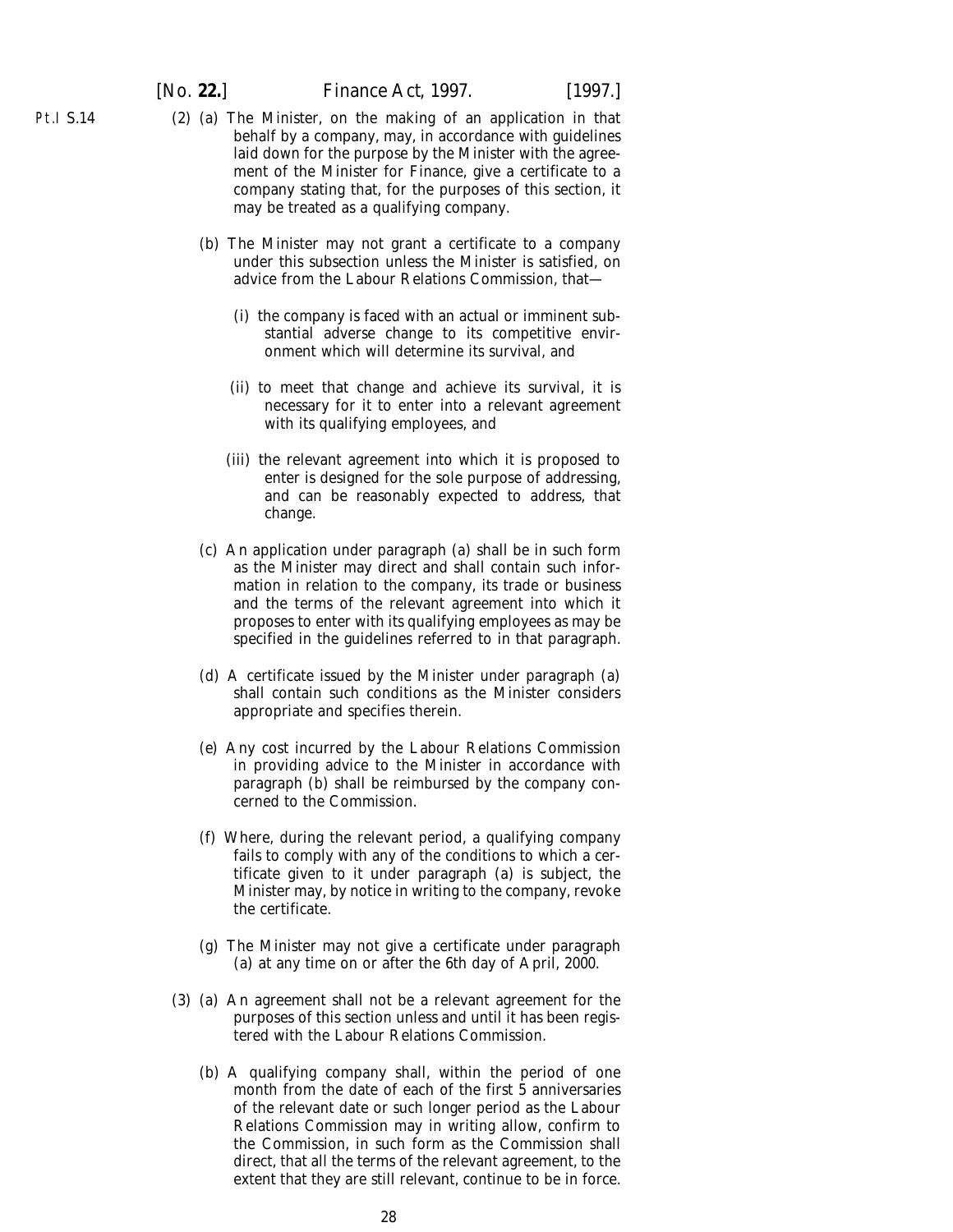(2) (*a*) The Minister, on the making of an application in that behalf by a company, may, in accordance with guidelines laid down for the purpose by the Minister with the agreement of the Minister for Finance, give a certificate to a company stating that, for the purposes of this section, it may be treated as a qualifying company.

(*b*) The Minister may not grant a certificate to a company under this subsection unless the Minister is satisfied, on advice from the Labour Relations Commission, that—

(i) the company is faced with an actual or imminent substantial adverse change to its competitive environment which will determine its survival, and

(ii) to meet that change and achieve its survival, it is necessary for it to enter into a relevant agreement with its qualifying employees, and

(iii) the relevant agreement into which it is proposed to enter is designed for the sole purpose of addressing, and can be reasonably expected to address, that change.

(*c*) An application under paragraph (*a*) shall be in such form as the Minister may direct and shall contain such information in relation to the company, its trade or business and the terms of the relevant agreement into which it proposes to enter with its qualifying employees as may be specified in the guidelines referred to in that paragraph.

(*d*) A certificate issued by the Minister under paragraph (*a*) shall contain such conditions as the Minister considers appropriate and specifies therein.

(*e*) Any cost incurred by the Labour Relations Commission in providing advice to the Minister in accordance with paragraph (*b*) shall be reimbursed by the company concerned to the Commission.

(*f*) Where, during the relevant period, a qualifying company fails to comply with any of the conditions to which a certificate given to it under paragraph (*a*) is subject, the Minister may, by notice in writing to the company, revoke the certificate.

(*g*) The Minister may not give a certificate under paragraph (*a*) at any time on or after the 6th day of April, 2000.

(3) (*a*) An agreement shall not be a relevant agreement for the purposes of this section unless and until it has been registered with the Labour Relations Commission.

(*b*) A qualifying company shall, within the period of one month from the date of each of the first 5 anniversaries of the relevant date or such longer period as the Labour Relations Commission may in writing allow, confirm to the Commission, in such form as the Commission shall direct, that all the terms of the relevant agreement, to the extent that they are still relevant, continue to be in force.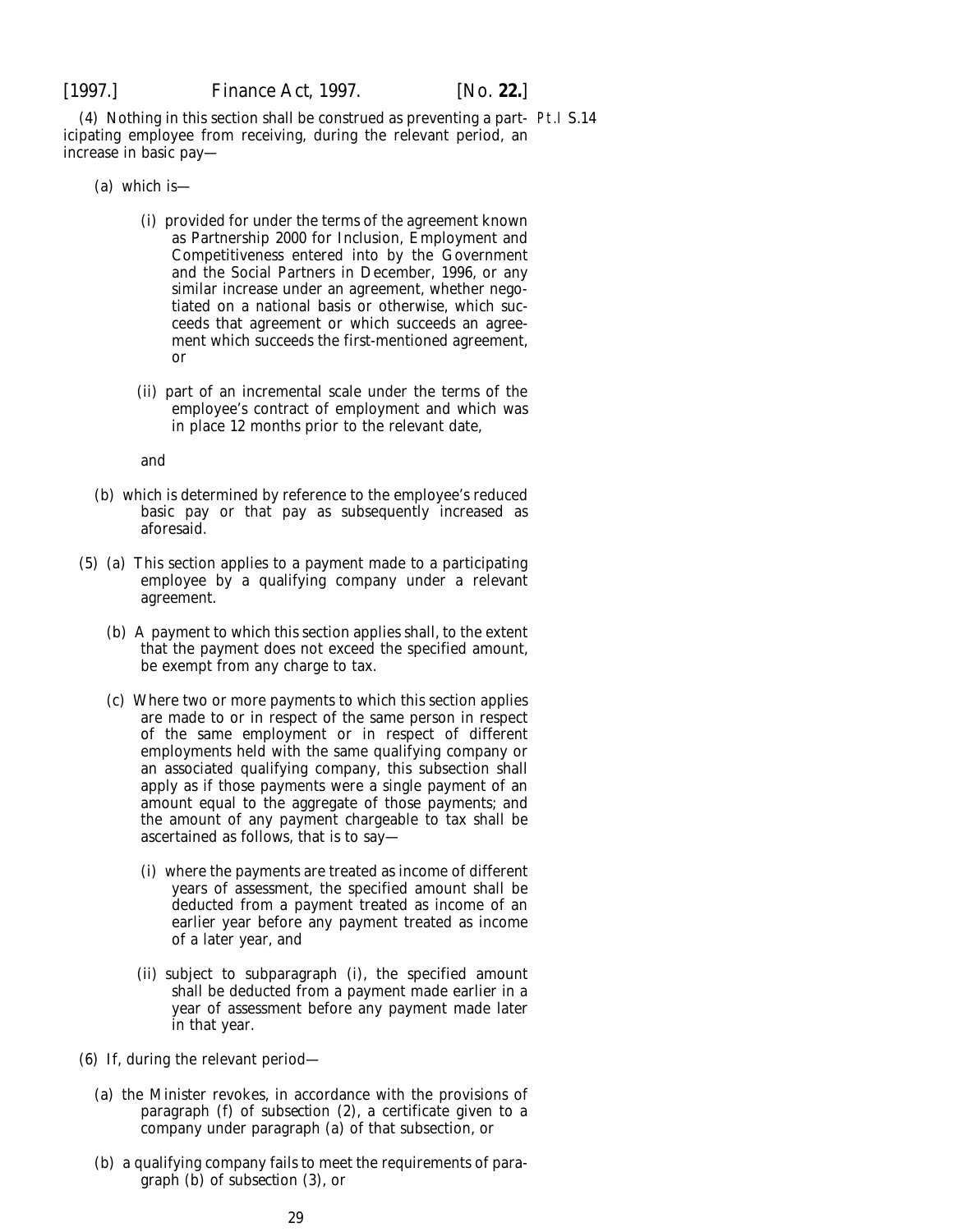(4) Nothing in this section shall be construed as preventing a participating employee from receiving, during the relevant period, an increase in basic pay—

(a) which is—

(i) provided for under the terms of the agreement known as Partnership 2000 for Inclusion, Employment and Competitiveness entered into by the Government and the Social Partners in December, 1996, or any similar increase under an agreement, whether negotiated on a national basis or otherwise, which succeeds that agreement or which succeeds an agreement which succeeds the first-mentioned agreement, or

(ii) part of an incremental scale under the terms of the employee's contract of employment and which was in place 12 months prior to the relevant date,

and

(b) which is determined by reference to the employee's reduced basic pay or that pay as subsequently increased as aforesaid.

(5) (a) This section applies to a payment made to a participating employee by a qualifying company under a relevant agreement.

(b) A payment to which this section applies shall, to the extent that the payment does not exceed the specified amount, be exempt from any charge to tax.

(c) Where two or more payments to which this section applies are made to or in respect of the same person in respect of the same employment or in respect of different employments held with the same qualifying company or an associated qualifying company, this subsection shall apply as if those payments were a single payment of an amount equal to the aggregate of those payments; and the amount of any payment chargeable to tax shall be ascertained as follows, that is to say—

(i) where the payments are treated as income of different years of assessment, the specified amount shall be deducted from a payment treated as income of an earlier year before any payment treated as income of a later year, and

(ii) subject to subparagraph (i), the specified amount shall be deducted from a payment made earlier in a year of assessment before any payment made later in that year.

(6) If, during the relevant period—

(a) the Minister revokes, in accordance with the provisions of paragraph (f) of subsection (2), a certificate given to a company under paragraph (a) of that subsection, or

(b) a qualifying company fails to meet the requirements of paragraph (b) of subsection (3), or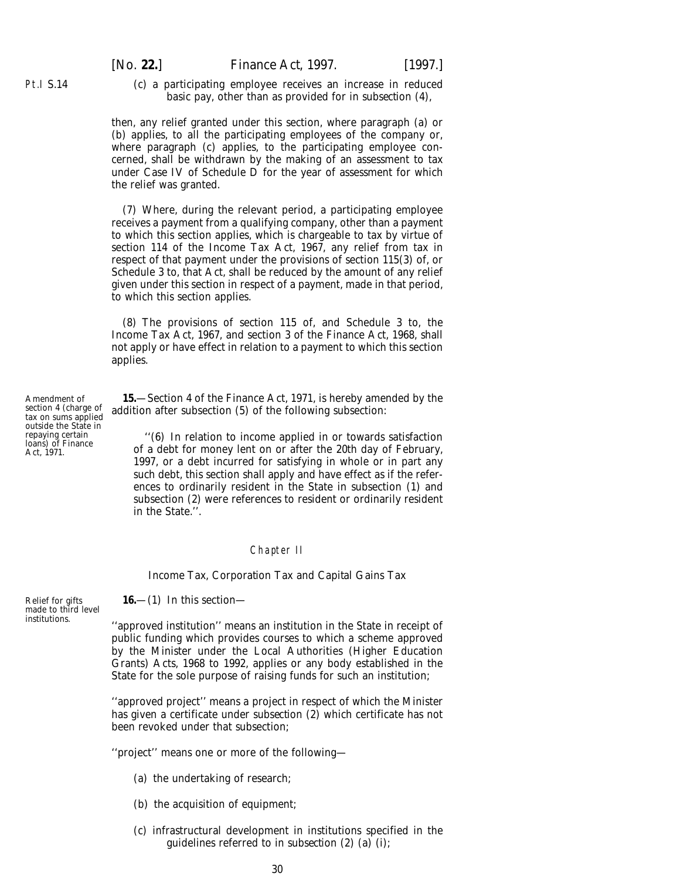(c) a participating employee receives an increase in reduced basic pay, other than as provided for in *subsection (4)*,

then, any relief granted under this section, where paragraph (*a*) or (*b*) applies, to all the participating employees of the company or, where paragraph (*c*) applies, to the participating employee concerned, shall be withdrawn by the making of an assessment to tax under Case IV of Schedule D for the year of assessment for which the relief was granted.

(7) Where, during the relevant period, a participating employee receives a payment from a qualifying company, other than a payment to which this section applies, which is chargeable to tax by virtue of section 114 of the Income Tax Act, 1967, any relief from tax in respect of that payment under the provisions of section 115(3) of, or Schedule 3 to, that Act, shall be reduced by the amount of any relief given under this section in respect of a payment, made in that period, to which this section applies.

(8) The provisions of section 115 of, and Schedule 3 to, the Income Tax Act, 1967, and section 3 of the Finance Act, 1968, shall not apply or have effect in relation to a payment to which this section applies.

*Amendment of section 4 (charge of tax on sums applied outside the State in repaying certain loans) of Finance Act, 1971.*

**15.**—Section 4 of the Finance Act, 1971, is hereby amended by the addition after subsection (5) of the following subsection:

> ''(6) In relation to income applied in or towards satisfaction of a debt for money lent on or after the 20th day of February, 1997, or a debt incurred for satisfying in whole or in part any such debt, this section shall apply and have effect as if the references to ordinarily resident in the State in subsection (1) and subsection (2) were references to resident or ordinarily resident in the State.''.

## Chapter II

### Income Tax, Corporation Tax and Capital Gains Tax

*Relief for gifts made to third level institutions.*

**16.**—(1) In this section—

''approved institution'' means an institution in the State in receipt of public funding which provides courses to which a scheme approved by the Minister under the Local Authorities (Higher Education Grants) Acts, 1968 to 1992, applies or any body established in the State for the sole purpose of raising funds for such an institution;

''approved project'' means a project in respect of which the Minister has given a certificate under *subsection (2)* which certificate has not been revoked under that subsection;

''project'' means one or more of the following—

(*a*) the undertaking of research;

(*b*) the acquisition of equipment;

(*c*) infrastructural development in institutions specified in the guidelines referred to in *subsection (2) (a) (i)*;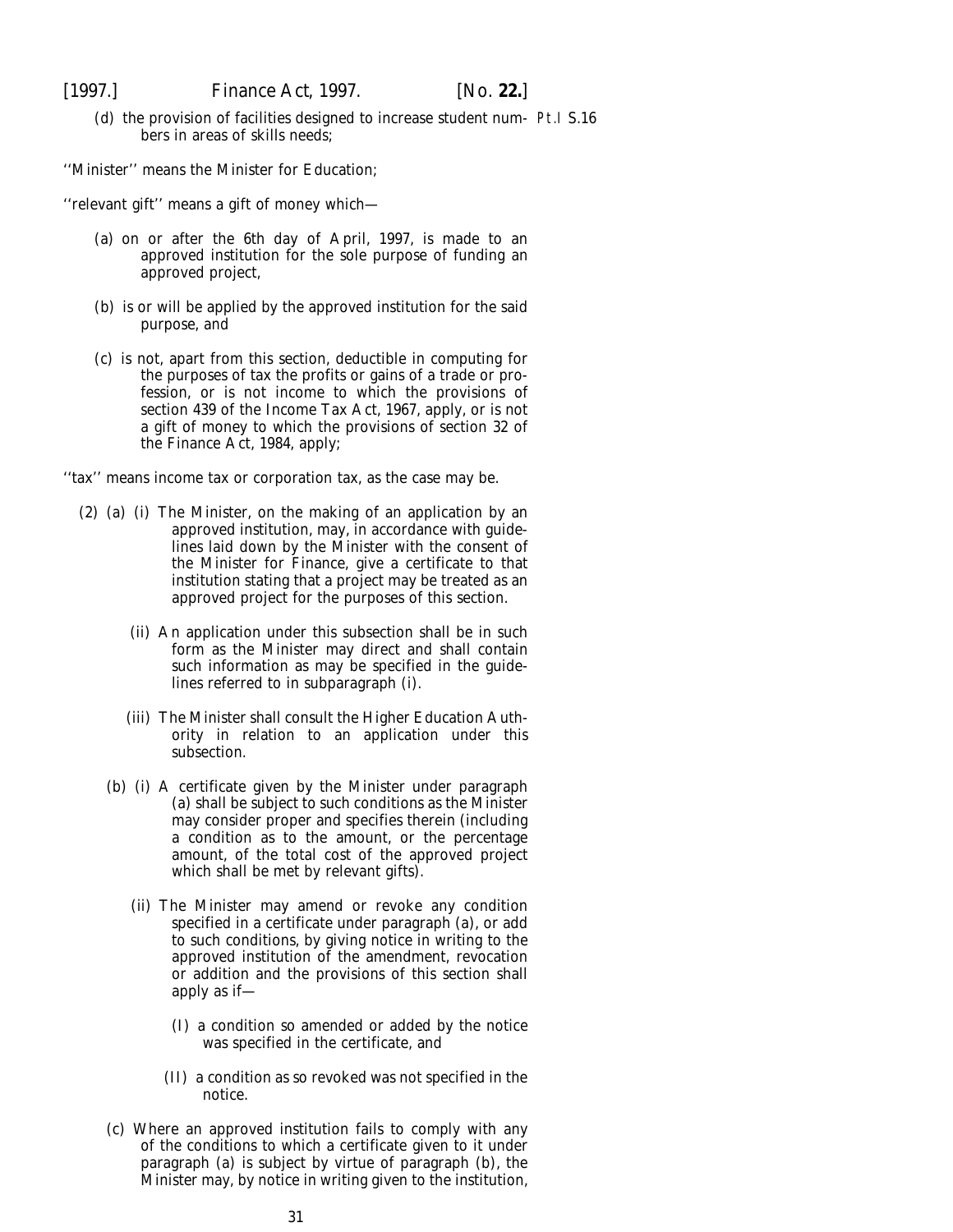(*d*) the provision of facilities designed to increase student numbers in areas of skills needs;

''Minister'' means the Minister for Education;

''relevant gift'' means a gift of money which—

(*a*) on or after the 6th day of April, 1997, is made to an approved institution for the sole purpose of funding an approved project,

(*b*) is or will be applied by the approved institution for the said purpose, and

(*c*) is not, apart from this section, deductible in computing for the purposes of tax the profits or gains of a trade or profession, or is not income to which the provisions of section 439 of the Income Tax Act, 1967, apply, or is not a gift of money to which the provisions of section 32 of the Finance Act, 1984, apply;

''tax'' means income tax or corporation tax, as the case may be.

(2) (*a*) (i) The Minister, on the making of an application by an approved institution, may, in accordance with guidelines laid down by the Minister with the consent of the Minister for Finance, give a certificate to that institution stating that a project may be treated as an approved project for the purposes of this section.

(ii) An application under this subsection shall be in such form as the Minister may direct and shall contain such information as may be specified in the guidelines referred to in subparagraph (i).

(iii) The Minister shall consult the Higher Education Authority in relation to an application under this subsection.

(*b*) (i) A certificate given by the Minister under paragraph (*a*) shall be subject to such conditions as the Minister may consider proper and specifies therein (including a condition as to the amount, or the percentage amount, of the total cost of the approved project which shall be met by relevant gifts).

(ii) The Minister may amend or revoke any condition specified in a certificate under paragraph (*a*), or add to such conditions, by giving notice in writing to the approved institution of the amendment, revocation or addition and the provisions of this section shall apply as if—

(I) a condition so amended or added by the notice was specified in the certificate, and

(II) a condition as so revoked was not specified in the notice.

(*c*) Where an approved institution fails to comply with any of the conditions to which a certificate given to it under paragraph (*a*) is subject by virtue of paragraph (*b*), the Minister may, by notice in writing given to the institution,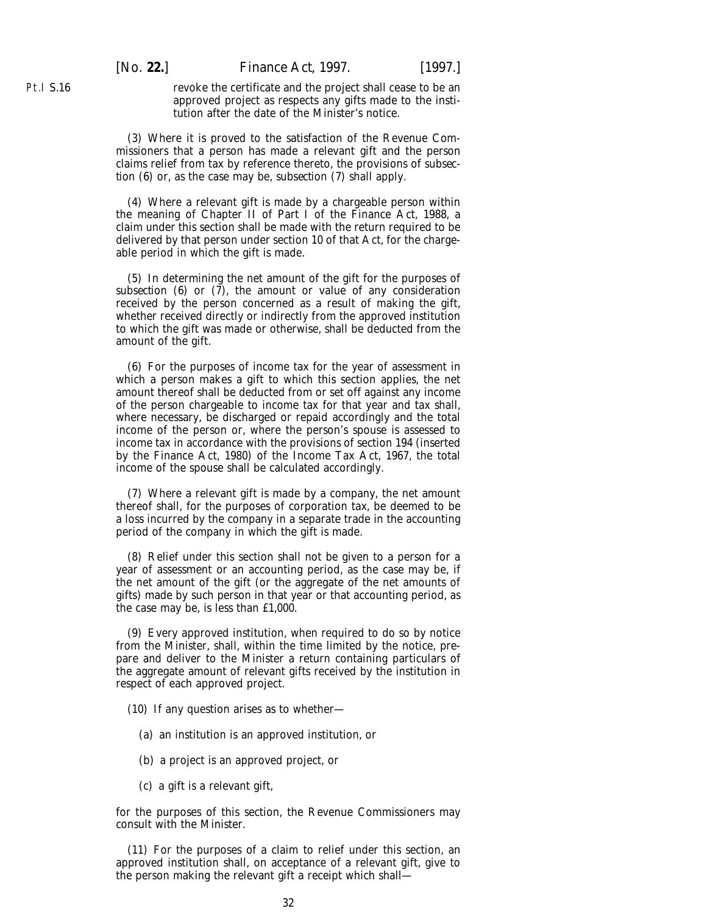revoke the certificate and the project shall cease to be an approved project as respects any gifts made to the institution after the date of the Minister's notice.

(3) Where it is proved to the satisfaction of the Revenue Commissioners that a person has made a relevant gift and the person claims relief from tax by reference thereto, the provisions of *subsection (6)* or, as the case may be, *subsection (7)* shall apply.

(4) Where a relevant gift is made by a chargeable person within the meaning of Chapter II of Part I of the Finance Act, 1988, a claim under this section shall be made with the return required to be delivered by that person under section 10 of that Act, for the chargeable period in which the gift is made.

(5) In determining the net amount of the gift for the purposes of *subsection (6)* or *(7)*, the amount or value of any consideration received by the person concerned as a result of making the gift, whether received directly or indirectly from the approved institution to which the gift was made or otherwise, shall be deducted from the amount of the gift.

(6) For the purposes of income tax for the year of assessment in which a person makes a gift to which this section applies, the net amount thereof shall be deducted from or set off against any income of the person chargeable to income tax for that year and tax shall, where necessary, be discharged or repaid accordingly and the total income of the person or, where the person's spouse is assessed to income tax in accordance with the provisions of section 194 (inserted by the Finance Act, 1980) of the Income Tax Act, 1967, the total income of the spouse shall be calculated accordingly.

(7) Where a relevant gift is made by a company, the net amount thereof shall, for the purposes of corporation tax, be deemed to be a loss incurred by the company in a separate trade in the accounting period of the company in which the gift is made.

(8) Relief under this section shall not be given to a person for a year of assessment or an accounting period, as the case may be, if the net amount of the gift (or the aggregate of the net amounts of gifts) made by such person in that year or that accounting period, as the case may be, is less than £1,000.

(9) Every approved institution, when required to do so by notice from the Minister, shall, within the time limited by the notice, prepare and deliver to the Minister a return containing particulars of the aggregate amount of relevant gifts received by the institution in respect of each approved project.

(10) If any question arises as to whether—

(*a*) an institution is an approved institution, or

(*b*) a project is an approved project, or

(*c*) a gift is a relevant gift,

for the purposes of this section, the Revenue Commissioners may consult with the Minister.

(11) For the purposes of a claim to relief under this section, an approved institution shall, on acceptance of a relevant gift, give to the person making the relevant gift a receipt which shall—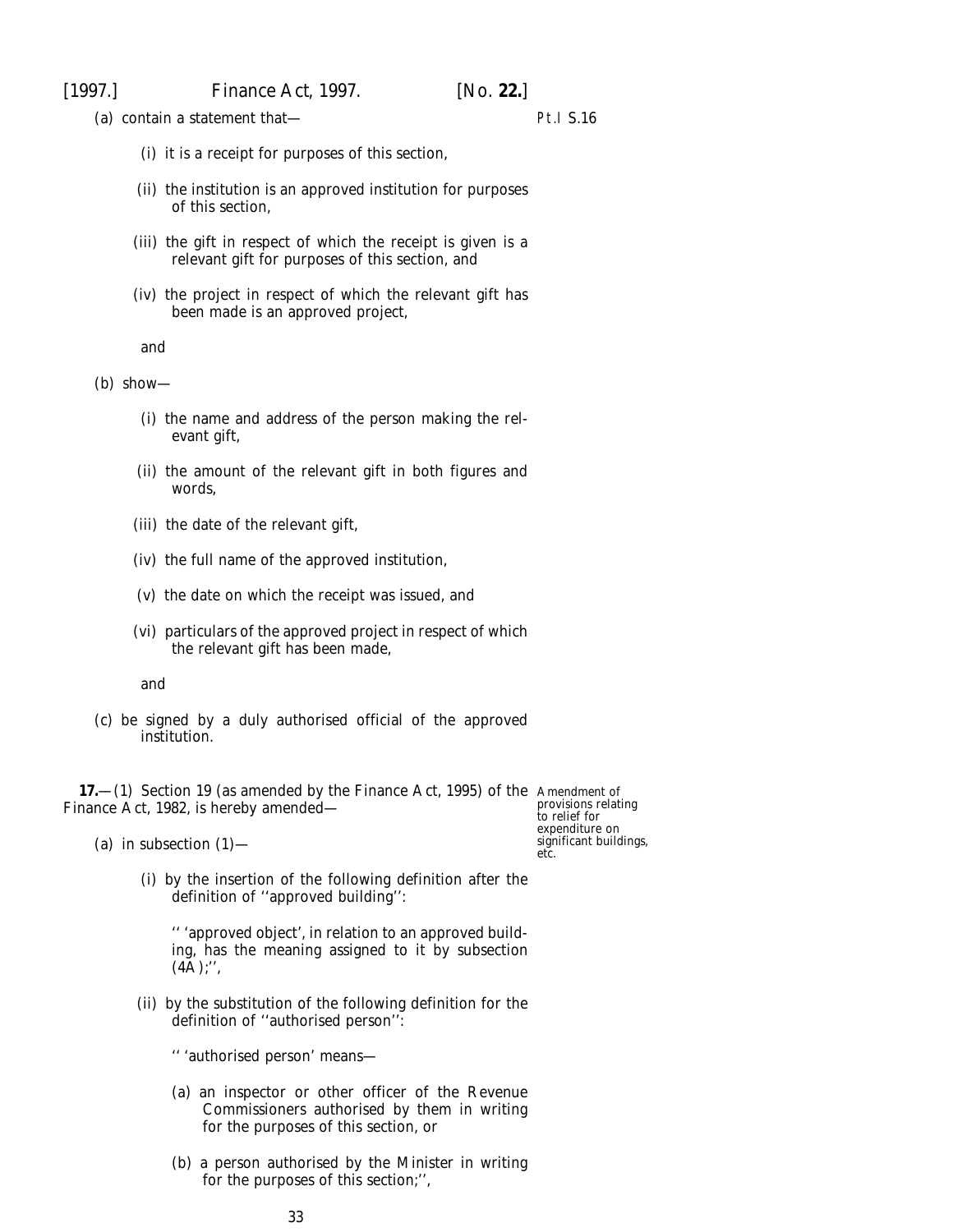(a) contain a statement that—

(i) it is a receipt for purposes of this section,

(ii) the institution is an approved institution for purposes of this section,

(iii) the gift in respect of which the receipt is given is a relevant gift for purposes of this section, and

(iv) the project in respect of which the relevant gift has been made is an approved project,

and

(b) show—

(i) the name and address of the person making the relevant gift,

(ii) the amount of the relevant gift in both figures and words,

(iii) the date of the relevant gift,

(iv) the full name of the approved institution,

(v) the date on which the receipt was issued, and

(vi) particulars of the approved project in respect of which the relevant gift has been made,

and

(c) be signed by a duly authorised official of the approved institution.

Amendment of provisions relating to relief for expenditure on significant buildings, etc.

**17.**—(1) Section 19 (as amended by the Finance Act, 1995) of the Finance Act, 1982, is hereby amended—

(a) in subsection (1)—

(i) by the insertion of the following definition after the definition of ''approved building'':

'' 'approved object', in relation to an approved building, has the meaning assigned to it by subsection (4A);'',

(ii) by the substitution of the following definition for the definition of ''authorised person'':

'' 'authorised person' means—

(a) an inspector or other officer of the Revenue Commissioners authorised by them in writing for the purposes of this section, or

(b) a person authorised by the Minister in writing for the purposes of this section;'',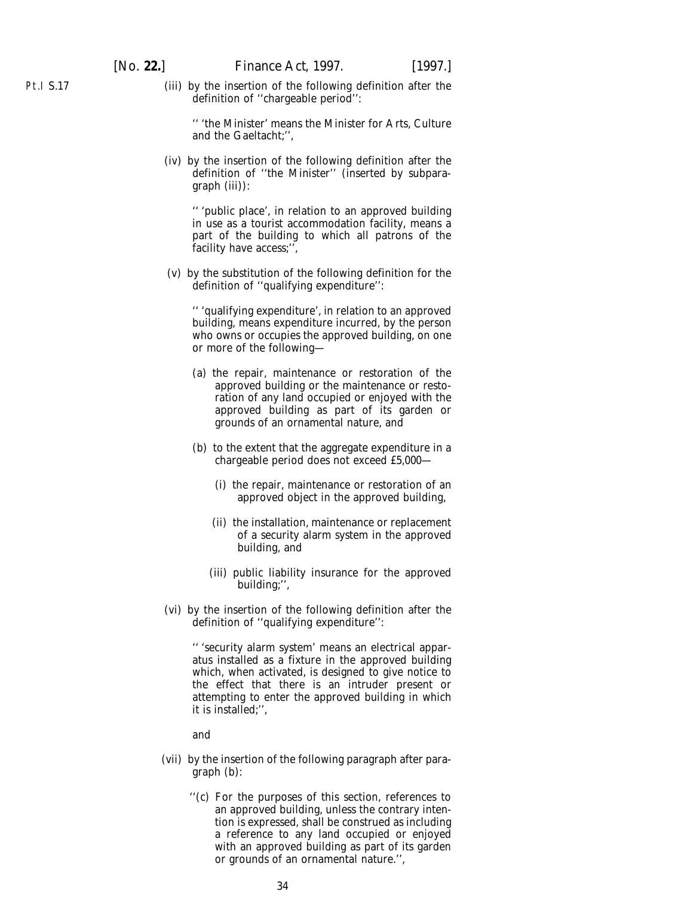Pt.I S.17

(iii) by the insertion of the following definition after the definition of ''chargeable period'':

'' 'the Minister' means the Minister for Arts, Culture and the Gaeltacht;'',

(iv) by the insertion of the following definition after the definition of ''the Minister'' (inserted by subparagraph (iii)):

'' 'public place', in relation to an approved building in use as a tourist accommodation facility, means a part of the building to which all patrons of the facility have access;'',

(v) by the substitution of the following definition for the definition of ''qualifying expenditure'':

'' 'qualifying expenditure', in relation to an approved building, means expenditure incurred, by the person who owns or occupies the approved building, on one or more of the following—

(a) the repair, maintenance or restoration of the approved building or the maintenance or restoration of any land occupied or enjoyed with the approved building as part of its garden or grounds of an ornamental nature, and

(b) to the extent that the aggregate expenditure in a chargeable period does not exceed £5,000—

(i) the repair, maintenance or restoration of an approved object in the approved building,

(ii) the installation, maintenance or replacement of a security alarm system in the approved building, and

(iii) public liability insurance for the approved building;'',

(vi) by the insertion of the following definition after the definition of ''qualifying expenditure'':

'' 'security alarm system' means an electrical apparatus installed as a fixture in the approved building which, when activated, is designed to give notice to the effect that there is an intruder present or attempting to enter the approved building in which it is installed;'',

and

(vii) by the insertion of the following paragraph after paragraph (b):

''(c) For the purposes of this section, references to an approved building, unless the contrary intention is expressed, shall be construed as including a reference to any land occupied or enjoyed with an approved building as part of its garden or grounds of an ornamental nature.'',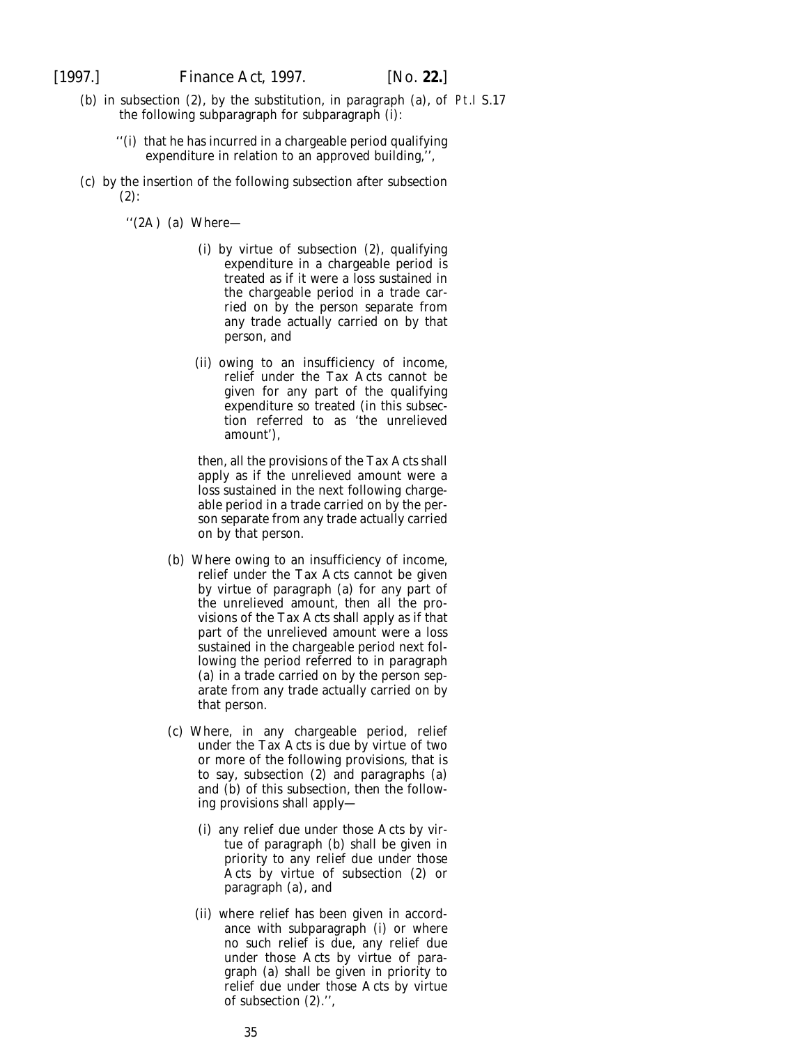(b) in subsection (2), by the substitution, in paragraph (a), of the following subparagraph for subparagraph (i):

> ''(i) that he has incurred in a chargeable period qualifying expenditure in relation to an approved building,'',

(c) by the insertion of the following subsection after subsection (2):

> ''(2A) (a) Where—
>
> (i) by virtue of subsection (2), qualifying expenditure in a chargeable period is treated as if it were a loss sustained in the chargeable period in a trade carried on by the person separate from any trade actually carried on by that person, and
>
> (ii) owing to an insufficiency of income, relief under the Tax Acts cannot be given for any part of the qualifying expenditure so treated (in this subsection referred to as 'the unrelieved amount'),
>
> then, all the provisions of the Tax Acts shall apply as if the unrelieved amount were a loss sustained in the next following chargeable period in a trade carried on by the person separate from any trade actually carried on by that person.
>
> (b) Where owing to an insufficiency of income, relief under the Tax Acts cannot be given by virtue of paragraph (a) for any part of the unrelieved amount, then all the provisions of the Tax Acts shall apply as if that part of the unrelieved amount were a loss sustained in the chargeable period next following the period referred to in paragraph (a) in a trade carried on by the person separate from any trade actually carried on by that person.
>
> (c) Where, in any chargeable period, relief under the Tax Acts is due by virtue of two or more of the following provisions, that is to say, subsection (2) and paragraphs (a) and (b) of this subsection, then the following provisions shall apply—
>
> (i) any relief due under those Acts by virtue of paragraph (b) shall be given in priority to any relief due under those Acts by virtue of subsection (2) or paragraph (a), and
>
> (ii) where relief has been given in accordance with subparagraph (i) or where no such relief is due, any relief due under those Acts by virtue of paragraph (a) shall be given in priority to relief due under those Acts by virtue of subsection (2).'',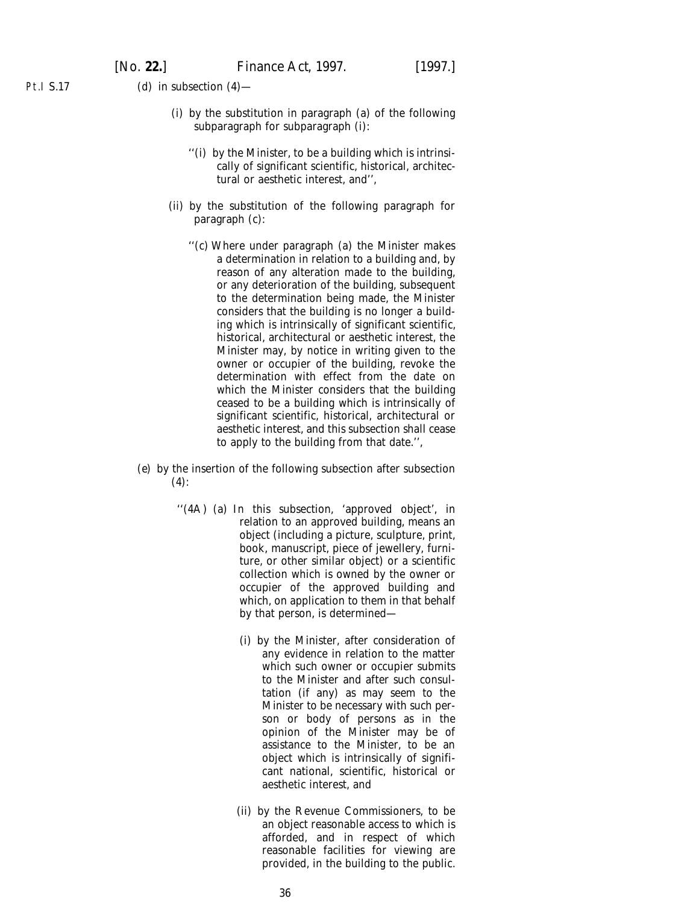(*d*) in subsection (4)—

(i) by the substitution in paragraph (*a*) of the following subparagraph for subparagraph (i):

''(i) by the Minister, to be a building which is intrinsically of significant scientific, historical, architectural or aesthetic interest, and'',

(ii) by the substitution of the following paragraph for paragraph (*c*):

''(*c*) Where under paragraph (*a*) the Minister makes a determination in relation to a building and, by reason of any alteration made to the building, or any deterioration of the building, subsequent to the determination being made, the Minister considers that the building is no longer a building which is intrinsically of significant scientific, historical, architectural or aesthetic interest, the Minister may, by notice in writing given to the owner or occupier of the building, revoke the determination with effect from the date on which the Minister considers that the building ceased to be a building which is intrinsically of significant scientific, historical, architectural or aesthetic interest, and this subsection shall cease to apply to the building from that date.'',

(*e*) by the insertion of the following subsection after subsection (4):

''(4A) (*a*) In this subsection, 'approved object', in relation to an approved building, means an object (including a picture, sculpture, print, book, manuscript, piece of jewellery, furniture, or other similar object) or a scientific collection which is owned by the owner or occupier of the approved building and which, on application to them in that behalf by that person, is determined—

(i) by the Minister, after consideration of any evidence in relation to the matter which such owner or occupier submits to the Minister and after such consultation (if any) as may seem to the Minister to be necessary with such person or body of persons as in the opinion of the Minister may be of assistance to the Minister, to be an object which is intrinsically of significant national, scientific, historical or aesthetic interest, and

(ii) by the Revenue Commissioners, to be an object reasonable access to which is afforded, and in respect of which reasonable facilities for viewing are provided, in the building to the public.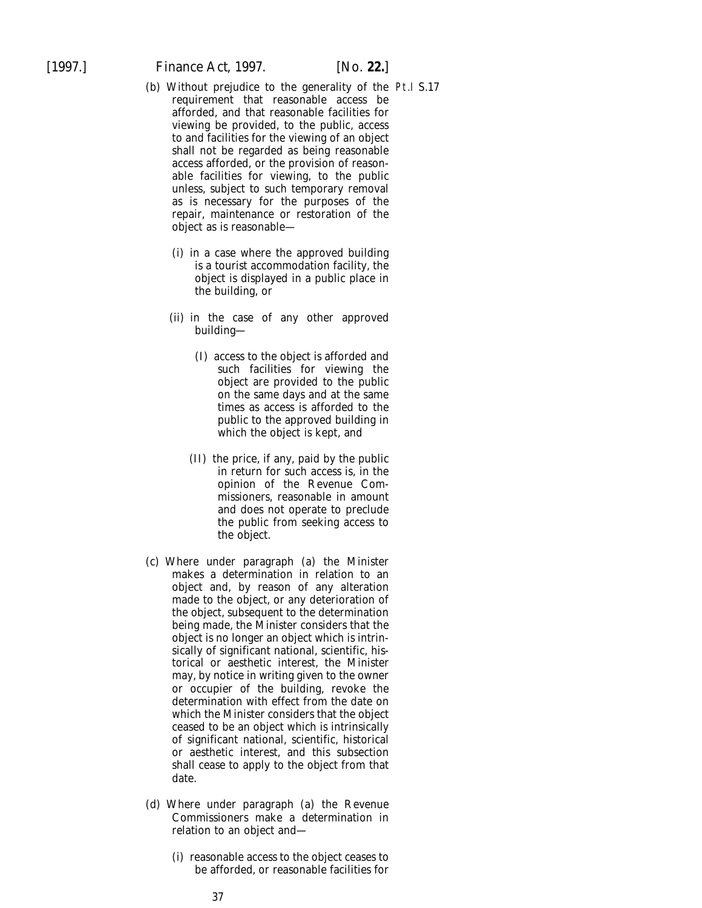(b) Without prejudice to the generality of the requirement that reasonable access be afforded, and that reasonable facilities for viewing be provided, to the public, access to and facilities for the viewing of an object shall not be regarded as being reasonable access afforded, or the provision of reasonable facilities for viewing, to the public unless, subject to such temporary removal as is necessary for the purposes of the repair, maintenance or restoration of the object as is reasonable—

(i) in a case where the approved building is a tourist accommodation facility, the object is displayed in a public place in the building, or

(ii) in the case of any other approved building—

(I) access to the object is afforded and such facilities for viewing the object are provided to the public on the same days and at the same times as access is afforded to the public to the approved building in which the object is kept, and

(II) the price, if any, paid by the public in return for such access is, in the opinion of the Revenue Commissioners, reasonable in amount and does not operate to preclude the public from seeking access to the object.

(c) Where under paragraph (a) the Minister makes a determination in relation to an object and, by reason of any alteration made to the object, or any deterioration of the object, subsequent to the determination being made, the Minister considers that the object is no longer an object which is intrinsically of significant national, scientific, historical or aesthetic interest, the Minister may, by notice in writing given to the owner or occupier of the building, revoke the determination with effect from the date on which the Minister considers that the object ceased to be an object which is intrinsically of significant national, scientific, historical or aesthetic interest, and this subsection shall cease to apply to the object from that date.

(d) Where under paragraph (a) the Revenue Commissioners make a determination in relation to an object and—

(i) reasonable access to the object ceases to be afforded, or reasonable facilities for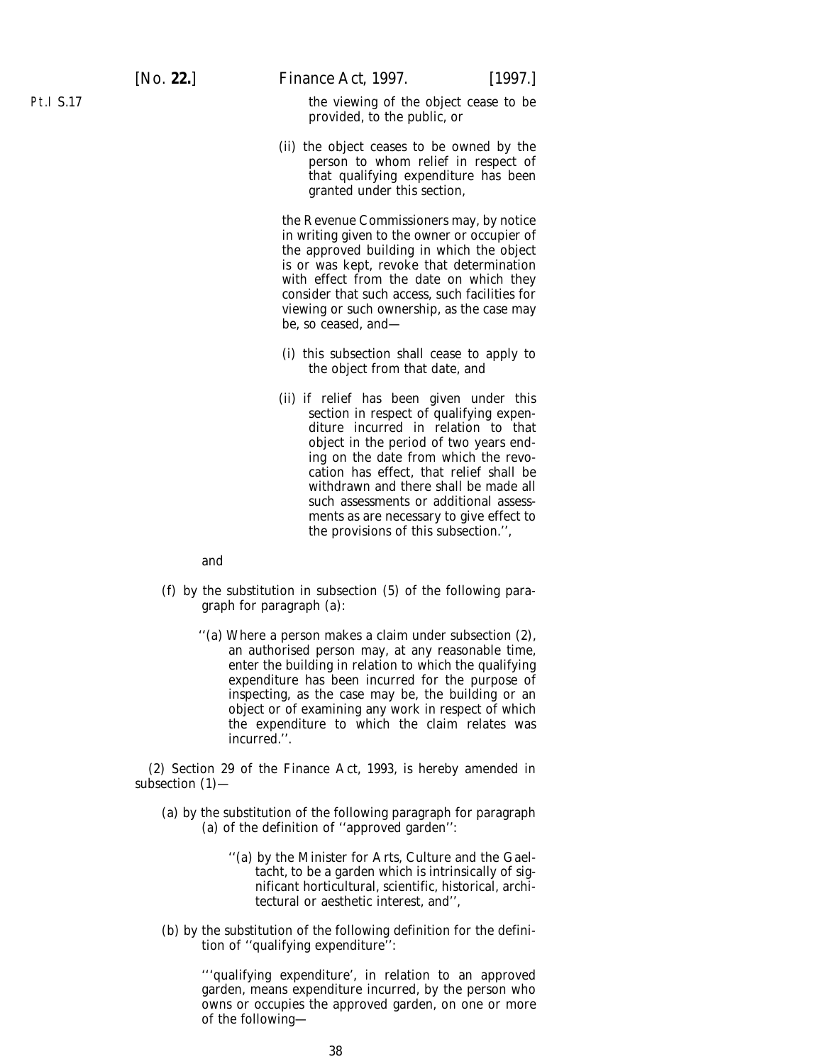the viewing of the object cease to be provided, to the public, or

(ii) the object ceases to be owned by the person to whom relief in respect of that qualifying expenditure has been granted under this section,

the Revenue Commissioners may, by notice in writing given to the owner or occupier of the approved building in which the object is or was kept, revoke that determination with effect from the date on which they consider that such access, such facilities for viewing or such ownership, as the case may be, so ceased, and—

(i) this subsection shall cease to apply to the object from that date, and

(ii) if relief has been given under this section in respect of qualifying expenditure incurred in relation to that object in the period of two years ending on the date from which the revocation has effect, that relief shall be withdrawn and there shall be made all such assessments or additional assessments as are necessary to give effect to the provisions of this subsection.'',

and

(*f*) by the substitution in subsection (5) of the following paragraph for paragraph (*a*):

''(*a*) Where a person makes a claim under subsection (2), an authorised person may, at any reasonable time, enter the building in relation to which the qualifying expenditure has been incurred for the purpose of inspecting, as the case may be, the building or an object or of examining any work in respect of which the expenditure to which the claim relates was incurred.''.

(2) Section 29 of the Finance Act, 1993, is hereby amended in subsection (1)—

(*a*) by the substitution of the following paragraph for paragraph (*a*) of the definition of ''approved garden'':

''(*a*) by the Minister for Arts, Culture and the Gaeltacht, to be a garden which is intrinsically of significant horticultural, scientific, historical, architectural or aesthetic interest, and'',

(*b*) by the substitution of the following definition for the definition of ''qualifying expenditure'':

'''qualifying expenditure', in relation to an approved garden, means expenditure incurred, by the person who owns or occupies the approved garden, on one or more of the following—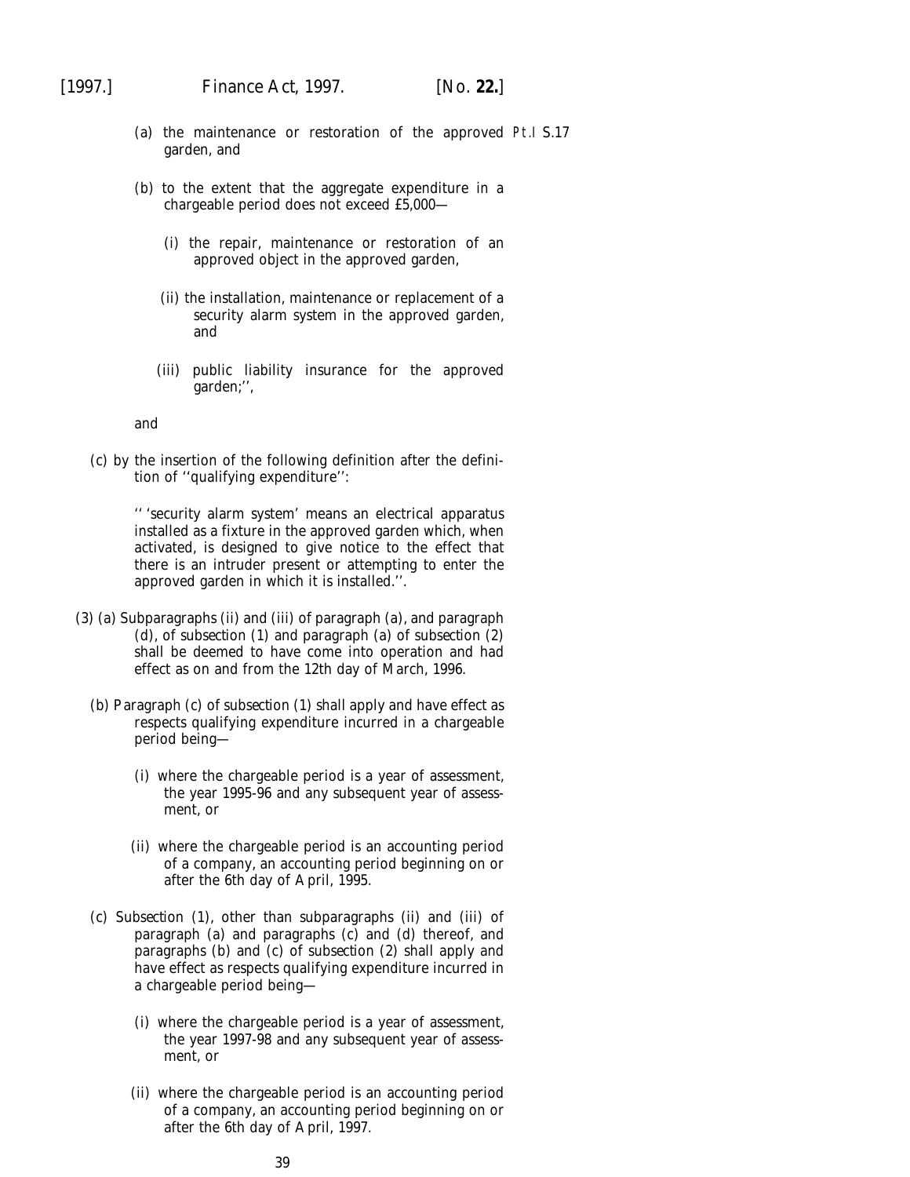(a) the maintenance or restoration of the approved garden, and

(b) to the extent that the aggregate expenditure in a chargeable period does not exceed £5,000—

(i) the repair, maintenance or restoration of an approved object in the approved garden,

(ii) the installation, maintenance or replacement of a security alarm system in the approved garden, and

(iii) public liability insurance for the approved garden;'',

and

(c) by the insertion of the following definition after the definition of ''qualifying expenditure'':

'' 'security alarm system' means an electrical apparatus installed as a fixture in the approved garden which, when activated, is designed to give notice to the effect that there is an intruder present or attempting to enter the approved garden in which it is installed.''.

(3) (a) Subparagraphs (ii) and (iii) of paragraph (a), and paragraph (d), of subsection (1) and paragraph (a) of subsection (2) shall be deemed to have come into operation and had effect as on and from the 12th day of March, 1996.

(b) Paragraph (c) of subsection (1) shall apply and have effect as respects qualifying expenditure incurred in a chargeable period being—

(i) where the chargeable period is a year of assessment, the year 1995-96 and any subsequent year of assessment, or

(ii) where the chargeable period is an accounting period of a company, an accounting period beginning on or after the 6th day of April, 1995.

(c) Subsection (1), other than subparagraphs (ii) and (iii) of paragraph (a) and paragraphs (c) and (d) thereof, and paragraphs (b) and (c) of subsection (2) shall apply and have effect as respects qualifying expenditure incurred in a chargeable period being—

(i) where the chargeable period is a year of assessment, the year 1997-98 and any subsequent year of assessment, or

(ii) where the chargeable period is an accounting period of a company, an accounting period beginning on or after the 6th day of April, 1997.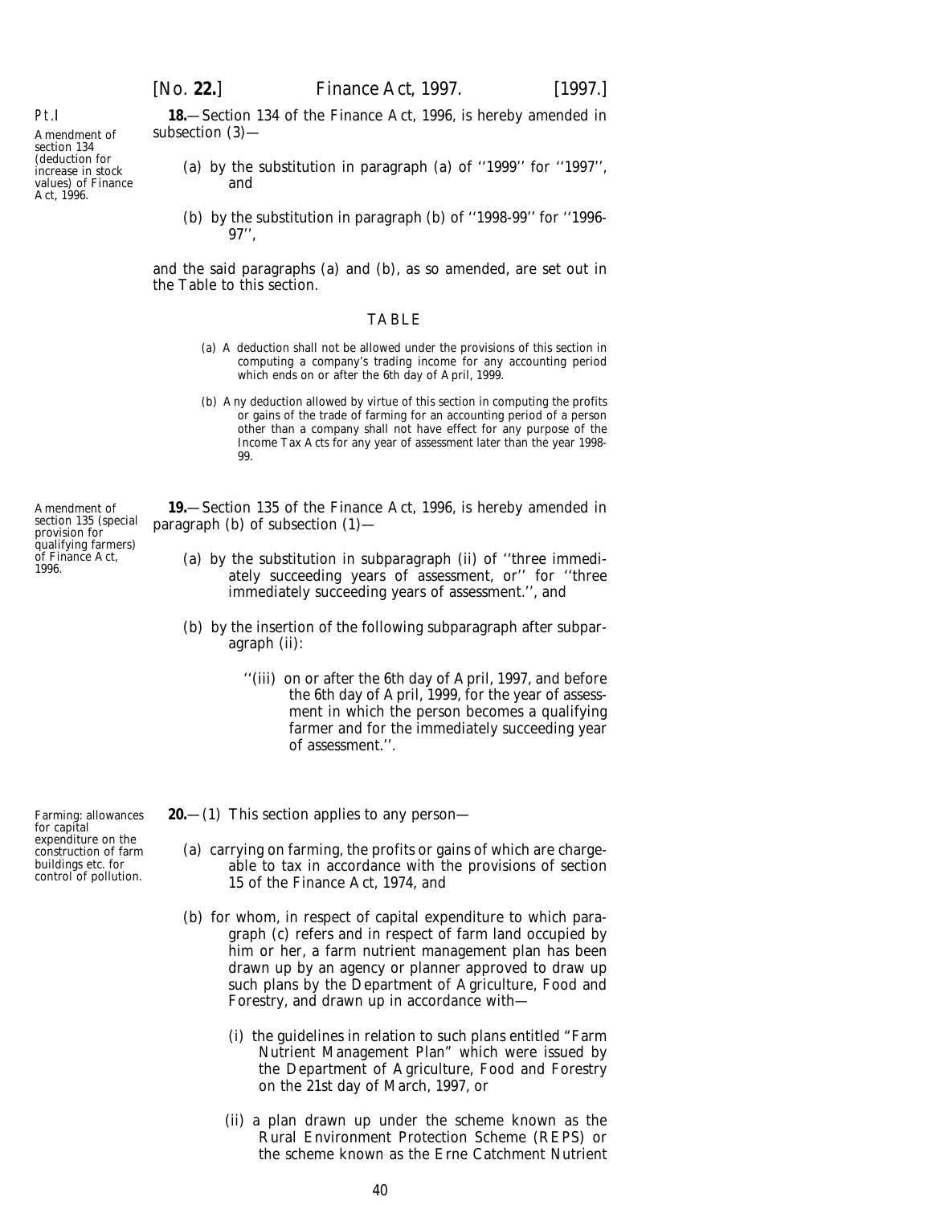Pt.I

Amendment of section 134 (deduction for increase in stock values) of Finance Act, 1996.

**18.**—Section 134 of the Finance Act, 1996, is hereby amended in subsection (3)—

(*a*) by the substitution in paragraph (*a*) of ''1999'' for ''1997'', and

(*b*) by the substitution in paragraph (*b*) of ''1998-99'' for ''1996-97'',

and the said paragraphs (*a*) and (*b*), as so amended, are set out in the Table to this section.

TABLE

(*a*) A deduction shall not be allowed under the provisions of this section in computing a company's trading income for any accounting period which ends on or after the 6th day of April, 1999.

(*b*) Any deduction allowed by virtue of this section in computing the profits or gains of the trade of farming for an accounting period of a person other than a company shall not have effect for any purpose of the Income Tax Acts for any year of assessment later than the year 1998-99.

Amendment of section 135 (special provision for qualifying farmers) of Finance Act, 1996.

**19.**—Section 135 of the Finance Act, 1996, is hereby amended in paragraph (*b*) of subsection (1)—

(*a*) by the substitution in subparagraph (ii) of ''three immediately succeeding years of assessment, or'' for ''three immediately succeeding years of assessment.'', and

(*b*) by the insertion of the following subparagraph after subparagraph (ii):

''(iii) on or after the 6th day of April, 1997, and before the 6th day of April, 1999, for the year of assessment in which the person becomes a qualifying farmer and for the immediately succeeding year of assessment.''.

Farming: allowances for capital expenditure on the construction of farm buildings etc. for control of pollution.

**20.**—(1) This section applies to any person—

(*a*) carrying on farming, the profits or gains of which are chargeable to tax in accordance with the provisions of section 15 of the Finance Act, 1974, and

(*b*) for whom, in respect of capital expenditure to which paragraph (*c*) refers and in respect of farm land occupied by him or her, a farm nutrient management plan has been drawn up by an agency or planner approved to draw up such plans by the Department of Agriculture, Food and Forestry, and drawn up in accordance with—

(i) the guidelines in relation to such plans entitled "Farm Nutrient Management Plan" which were issued by the Department of Agriculture, Food and Forestry on the 21st day of March, 1997, or

(ii) a plan drawn up under the scheme known as the Rural Environment Protection Scheme (REPS) or the scheme known as the Erne Catchment Nutrient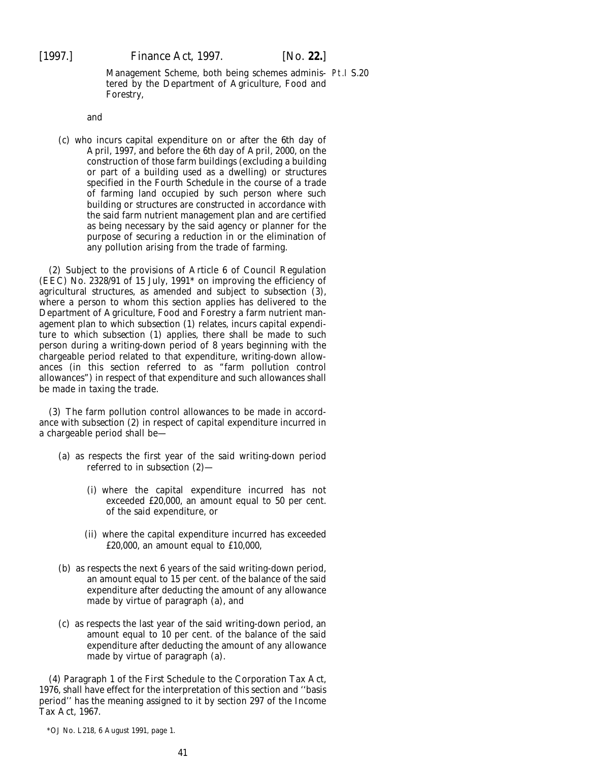Management Scheme, both being schemes administered by the Department of Agriculture, Food and Forestry,

and

(c) who incurs capital expenditure on or after the 6th day of April, 1997, and before the 6th day of April, 2000, on the construction of those farm buildings (excluding a building or part of a building used as a dwelling) or structures specified in the Fourth Schedule in the course of a trade of farming land occupied by such person where such building or structures are constructed in accordance with the said farm nutrient management plan and are certified as being necessary by the said agency or planner for the purpose of securing a reduction in or the elimination of any pollution arising from the trade of farming.

(2) Subject to the provisions of Article 6 of Council Regulation (EEC) No. 2328/91 of 15 July, 1991* on improving the efficiency of agricultural structures, as amended and subject to *subsection (3)*, where a person to whom this section applies has delivered to the Department of Agriculture, Food and Forestry a farm nutrient management plan to which *subsection (1)* relates, incurs capital expenditure to which *subsection (1)* applies, there shall be made to such person during a writing-down period of 8 years beginning with the chargeable period related to that expenditure, writing-down allowances (in this section referred to as "farm pollution control allowances") in respect of that expenditure and such allowances shall be made in taxing the trade.

(3) The farm pollution control allowances to be made in accordance with *subsection (2)* in respect of capital expenditure incurred in a chargeable period shall be—

(a) as respects the first year of the said writing-down period referred to in *subsection (2)*—

(i) where the capital expenditure incurred has not exceeded £20,000, an amount equal to 50 per cent. of the said expenditure, or

(ii) where the capital expenditure incurred has exceeded £20,000, an amount equal to £10,000,

(b) as respects the next 6 years of the said writing-down period, an amount equal to 15 per cent. of the balance of the said expenditure after deducting the amount of any allowance made by virtue of *paragraph (a)*, and

(c) as respects the last year of the said writing-down period, an amount equal to 10 per cent. of the balance of the said expenditure after deducting the amount of any allowance made by virtue of *paragraph (a)*.

(4) Paragraph 1 of the First Schedule to the Corporation Tax Act, 1976, shall have effect for the interpretation of this section and ''basis period'' has the meaning assigned to it by section 297 of the Income Tax Act, 1967.

*OJ No. L218, 6 August 1991, page 1.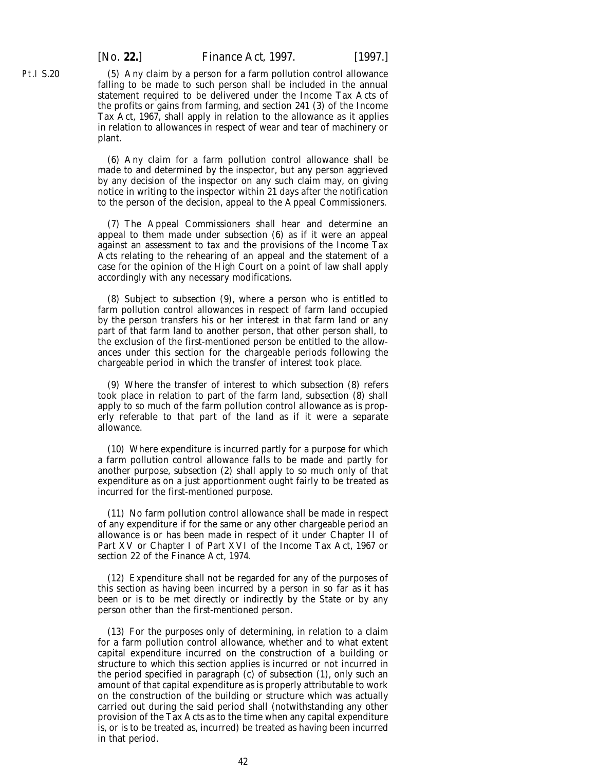(5) Any claim by a person for a farm pollution control allowance falling to be made to such person shall be included in the annual statement required to be delivered under the Income Tax Acts of the profits or gains from farming, and section 241 (3) of the Income Tax Act, 1967, shall apply in relation to the allowance as it applies in relation to allowances in respect of wear and tear of machinery or plant.

(6) Any claim for a farm pollution control allowance shall be made to and determined by the inspector, but any person aggrieved by any decision of the inspector on any such claim may, on giving notice in writing to the inspector within 21 days after the notification to the person of the decision, appeal to the Appeal Commissioners.

(7) The Appeal Commissioners shall hear and determine an appeal to them made under *subsection (6)* as if it were an appeal against an assessment to tax and the provisions of the Income Tax Acts relating to the rehearing of an appeal and the statement of a case for the opinion of the High Court on a point of law shall apply accordingly with any necessary modifications.

(8) Subject to *subsection (9)*, where a person who is entitled to farm pollution control allowances in respect of farm land occupied by the person transfers his or her interest in that farm land or any part of that farm land to another person, that other person shall, to the exclusion of the first-mentioned person be entitled to the allowances under this section for the chargeable periods following the chargeable period in which the transfer of interest took place.

(9) Where the transfer of interest to which *subsection (8)* refers took place in relation to part of the farm land, *subsection (8)* shall apply to so much of the farm pollution control allowance as is properly referable to that part of the land as if it were a separate allowance.

(10) Where expenditure is incurred partly for a purpose for which a farm pollution control allowance falls to be made and partly for another purpose, *subsection (2)* shall apply to so much only of that expenditure as on a just apportionment ought fairly to be treated as incurred for the first-mentioned purpose.

(11) No farm pollution control allowance shall be made in respect of any expenditure if for the same or any other chargeable period an allowance is or has been made in respect of it under Chapter II of Part XV or Chapter I of Part XVI of the Income Tax Act, 1967 or section 22 of the Finance Act, 1974.

(12) Expenditure shall not be regarded for any of the purposes of this section as having been incurred by a person in so far as it has been or is to be met directly or indirectly by the State or by any person other than the first-mentioned person.

(13) For the purposes only of determining, in relation to a claim for a farm pollution control allowance, whether and to what extent capital expenditure incurred on the construction of a building or structure to which this section applies is incurred or not incurred in the period specified in *paragraph (c)* of *subsection (1)*, only such an amount of that capital expenditure as is properly attributable to work on the construction of the building or structure which was actually carried out during the said period shall (notwithstanding any other provision of the Tax Acts as to the time when any capital expenditure is, or is to be treated as, incurred) be treated as having been incurred in that period.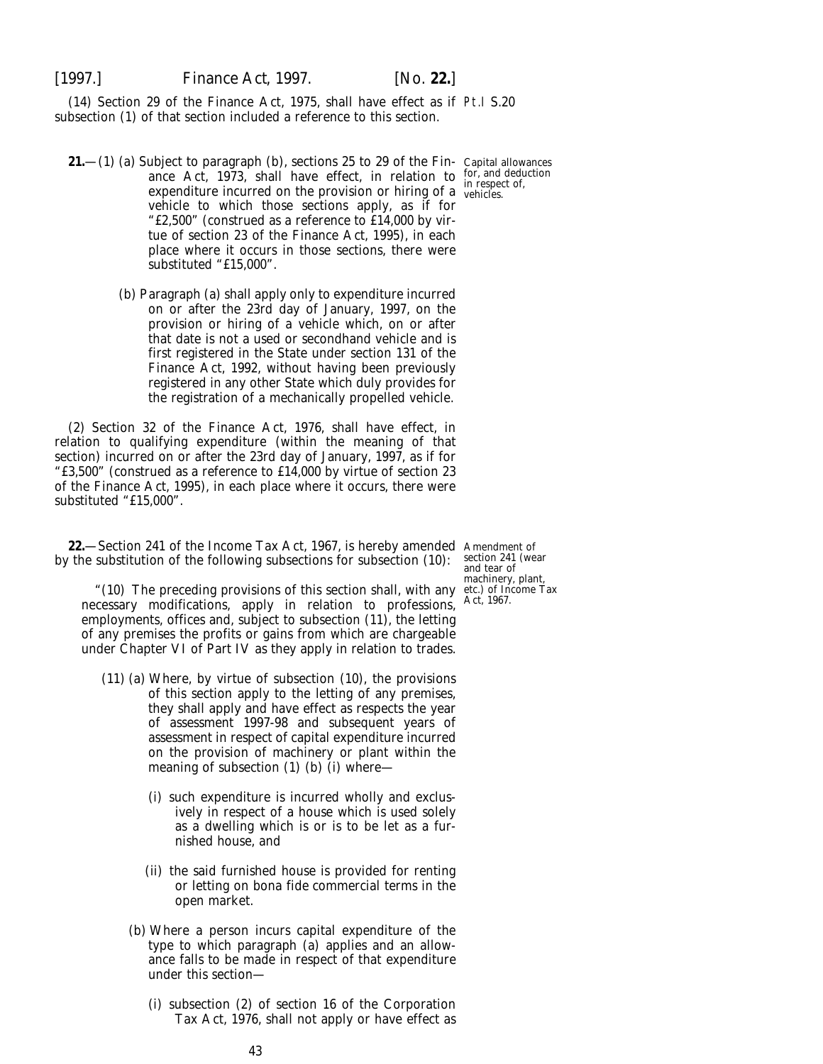(14) Section 29 of the Finance Act, 1975, shall have effect as if subsection (1) of that section included a reference to this section.

Pt.I S.20

**21.**—(1) (*a*) Subject to paragraph (*b*), sections 25 to 29 of the Finance Act, 1973, shall have effect, in relation to expenditure incurred on the provision or hiring of a vehicle to which those sections apply, as if for "£2,500" (construed as a reference to £14,000 by virtue of section 23 of the Finance Act, 1995), in each place where it occurs in those sections, there were substituted "£15,000".

Capital allowances for, and deduction in respect of, vehicles.

(*b*) Paragraph (*a*) shall apply only to expenditure incurred on or after the 23rd day of January, 1997, on the provision or hiring of a vehicle which, on or after that date is not a used or secondhand vehicle and is first registered in the State under section 131 of the Finance Act, 1992, without having been previously registered in any other State which duly provides for the registration of a mechanically propelled vehicle.

(2) Section 32 of the Finance Act, 1976, shall have effect, in relation to qualifying expenditure (within the meaning of that section) incurred on or after the 23rd day of January, 1997, as if for "£3,500" (construed as a reference to £14,000 by virtue of section 23 of the Finance Act, 1995), in each place where it occurs, there were substituted "£15,000".

**22.**—Section 241 of the Income Tax Act, 1967, is hereby amended by the substitution of the following subsections for subsection (10):

Amendment of section 241 (wear and tear of machinery, plant, etc.) of Income Tax Act, 1967.

"(10) The preceding provisions of this section shall, with any necessary modifications, apply in relation to professions, employments, offices and, subject to subsection (11), the letting of any premises the profits or gains from which are chargeable under Chapter VI of Part IV as they apply in relation to trades.

(11) (*a*) Where, by virtue of subsection (10), the provisions of this section apply to the letting of any premises, they shall apply and have effect as respects the year of assessment 1997-98 and subsequent years of assessment in respect of capital expenditure incurred on the provision of machinery or plant within the meaning of subsection (1) (*b*) (i) where—

(i) such expenditure is incurred wholly and exclusively in respect of a house which is used solely as a dwelling which is or is to be let as a furnished house, and

(ii) the said furnished house is provided for renting or letting on bona fide commercial terms in the open market.

(*b*) Where a person incurs capital expenditure of the type to which paragraph (*a*) applies and an allowance falls to be made in respect of that expenditure under this section—

(i) subsection (2) of section 16 of the Corporation Tax Act, 1976, shall not apply or have effect as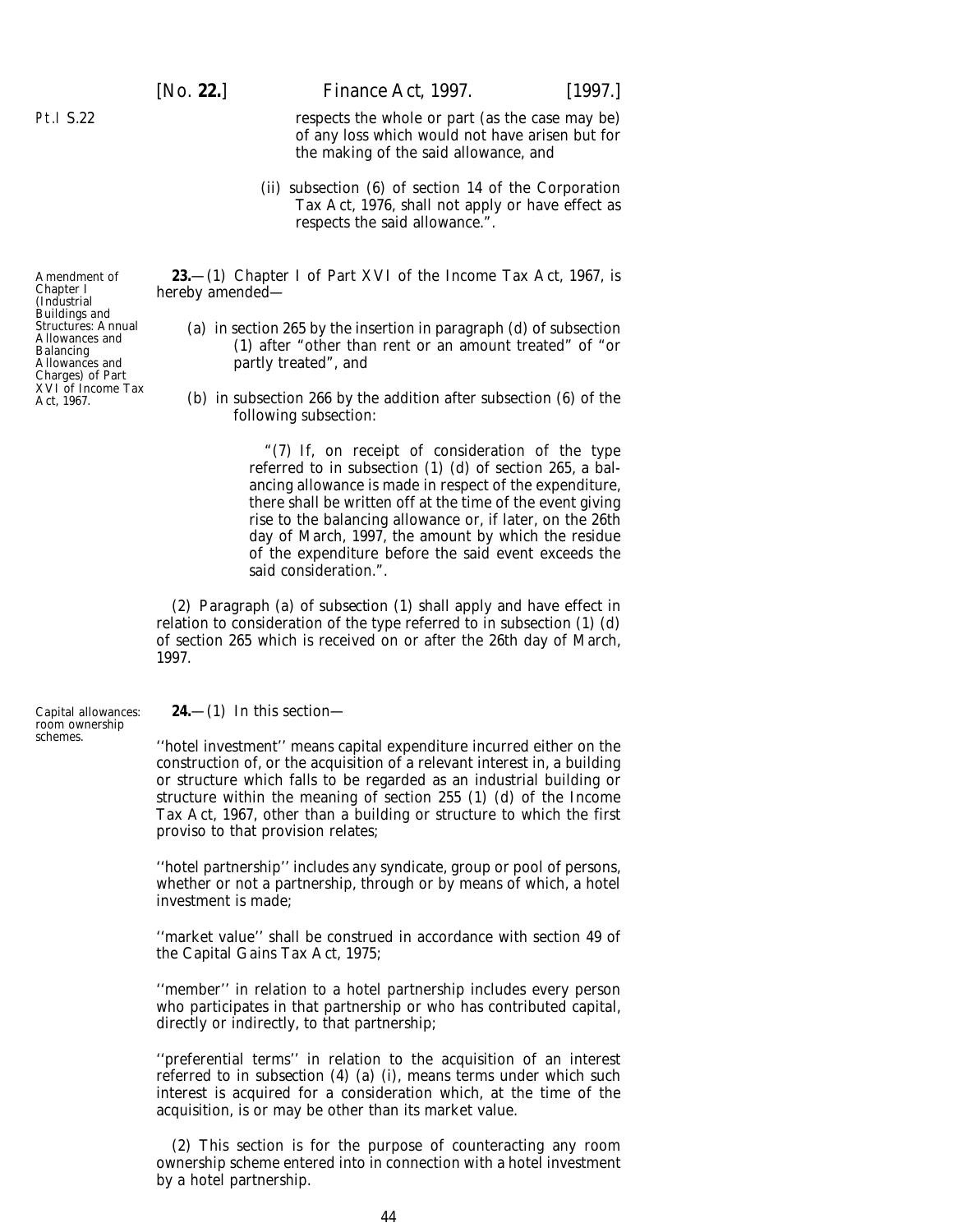respects the whole or part (as the case may be) of any loss which would not have arisen but for the making of the said allowance, and

(ii) subsection (6) of section 14 of the Corporation Tax Act, 1976, shall not apply or have effect as respects the said allowance.".

Amendment of Chapter I (Industrial Buildings and Structures: Annual Allowances and Balancing Allowances and Charges) of Part XVI of Income Tax Act, 1967.

**23.**—(1) Chapter I of Part XVI of the Income Tax Act, 1967, is hereby amended—

(a) in section 265 by the insertion in paragraph (*d*) of subsection (1) after "other than rent or an amount treated" of "or partly treated", and

(b) in subsection 266 by the addition after subsection (6) of the following subsection:

"(7) If, on receipt of consideration of the type referred to in subsection (1) (*d*) of section 265, a balancing allowance is made in respect of the expenditure, there shall be written off at the time of the event giving rise to the balancing allowance or, if later, on the 26th day of March, 1997, the amount by which the residue of the expenditure before the said event exceeds the said consideration.".

(2) Paragraph (*a*) of *subsection (1)* shall apply and have effect in relation to consideration of the type referred to in subsection (1) (*d*) of section 265 which is received on or after the 26th day of March, 1997.

Capital allowances: room ownership schemes.

**24.**—(1) In this section—

''hotel investment'' means capital expenditure incurred either on the construction of, or the acquisition of a relevant interest in, a building or structure which falls to be regarded as an industrial building or structure within the meaning of section 255 (1) (*d*) of the Income Tax Act, 1967, other than a building or structure to which the first proviso to that provision relates;

''hotel partnership'' includes any syndicate, group or pool of persons, whether or not a partnership, through or by means of which, a hotel investment is made;

''market value'' shall be construed in accordance with section 49 of the Capital Gains Tax Act, 1975;

''member'' in relation to a hotel partnership includes every person who participates in that partnership or who has contributed capital, directly or indirectly, to that partnership;

''preferential terms'' in relation to the acquisition of an interest referred to in *subsection (4) (a) (i)*, means terms under which such interest is acquired for a consideration which, at the time of the acquisition, is or may be other than its market value.

(2) This section is for the purpose of counteracting any room ownership scheme entered into in connection with a hotel investment by a hotel partnership.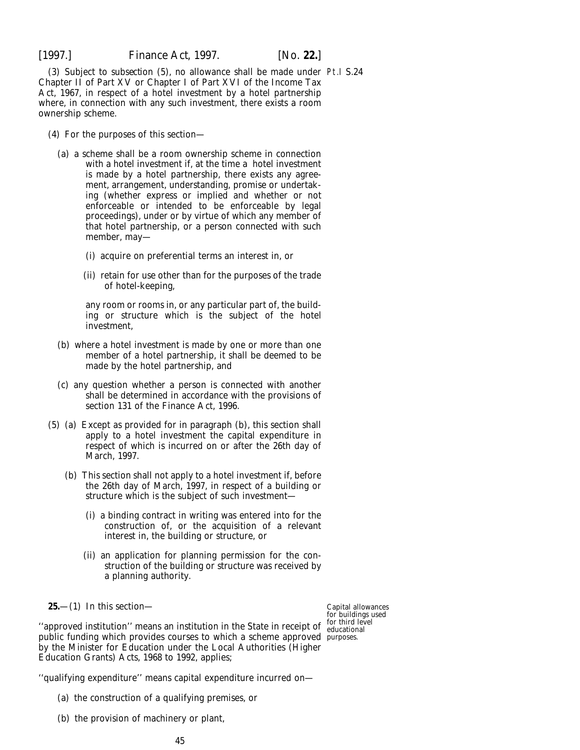(3) Subject to subsection (5), no allowance shall be made under Chapter II of Part XV or Chapter I of Part XVI of the Income Tax Act, 1967, in respect of a hotel investment by a hotel partnership where, in connection with any such investment, there exists a room ownership scheme.

(4) For the purposes of this section—

(*a*) a scheme shall be a room ownership scheme in connection with a hotel investment if, at the time a hotel investment is made by a hotel partnership, there exists any agreement, arrangement, understanding, promise or undertaking (whether express or implied and whether or not enforceable or intended to be enforceable by legal proceedings), under or by virtue of which any member of that hotel partnership, or a person connected with such member, may—

(i) acquire on preferential terms an interest in, or

(ii) retain for use other than for the purposes of the trade of hotel-keeping,

any room or rooms in, or any particular part of, the building or structure which is the subject of the hotel investment,

(*b*) where a hotel investment is made by one or more than one member of a hotel partnership, it shall be deemed to be made by the hotel partnership, and

(*c*) any question whether a person is connected with another shall be determined in accordance with the provisions of section 131 of the Finance Act, 1996.

(5) (*a*) Except as provided for in paragraph (*b*), this section shall apply to a hotel investment the capital expenditure in respect of which is incurred on or after the 26th day of March, 1997.

(*b*) This section shall not apply to a hotel investment if, before the 26th day of March, 1997, in respect of a building or structure which is the subject of such investment—

(i) a binding contract in writing was entered into for the construction of, or the acquisition of a relevant interest in, the building or structure, or

(ii) an application for planning permission for the construction of the building or structure was received by a planning authority.

*Capital allowances for buildings used for third level educational purposes.*

**25.**—(1) In this section—

''approved institution'' means an institution in the State in receipt of public funding which provides courses to which a scheme approved by the Minister for Education under the Local Authorities (Higher Education Grants) Acts, 1968 to 1992, applies;

''qualifying expenditure'' means capital expenditure incurred on—

(*a*) the construction of a qualifying premises, or

(*b*) the provision of machinery or plant,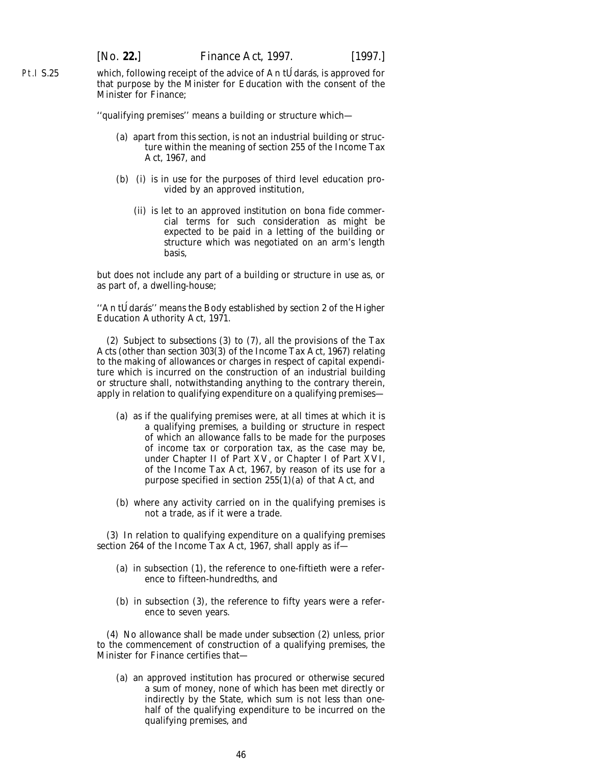which, following receipt of the advice of An tÚdarás, is approved for that purpose by the Minister for Education with the consent of the Minister for Finance;

''qualifying premises'' means a building or structure which—

(*a*) apart from this section, is not an industrial building or structure within the meaning of section 255 of the Income Tax Act, 1967, and

(*b*) (i) is in use for the purposes of third level education provided by an approved institution,

(ii) is let to an approved institution on bona fide commercial terms for such consideration as might be expected to be paid in a letting of the building or structure which was negotiated on an arm's length basis,

but does not include any part of a building or structure in use as, or as part of, a dwelling-house;

''An tÚdarás'' means the Body established by section 2 of the Higher Education Authority Act, 1971.

(2) Subject to *subsections (3)* to *(7)*, all the provisions of the Tax Acts (other than section 303(3) of the Income Tax Act, 1967) relating to the making of allowances or charges in respect of capital expenditure which is incurred on the construction of an industrial building or structure shall, notwithstanding anything to the contrary therein, apply in relation to qualifying expenditure on a qualifying premises—

(*a*) as if the qualifying premises were, at all times at which it is a qualifying premises, a building or structure in respect of which an allowance falls to be made for the purposes of income tax or corporation tax, as the case may be, under Chapter II of Part XV, or Chapter I of Part XVI, of the Income Tax Act, 1967, by reason of its use for a purpose specified in section 255(1)(*a*) of that Act, and

(*b*) where any activity carried on in the qualifying premises is not a trade, as if it were a trade.

(3) In relation to qualifying expenditure on a qualifying premises section 264 of the Income Tax Act, 1967, shall apply as if—

(*a*) in subsection (1), the reference to one-fiftieth were a reference to fifteen-hundredths, and

(*b*) in subsection (3), the reference to fifty years were a reference to seven years.

(4) No allowance shall be made under *subsection (2)* unless, prior to the commencement of construction of a qualifying premises, the Minister for Finance certifies that—

(*a*) an approved institution has procured or otherwise secured a sum of money, none of which has been met directly or indirectly by the State, which sum is not less than one-half of the qualifying expenditure to be incurred on the qualifying premises, and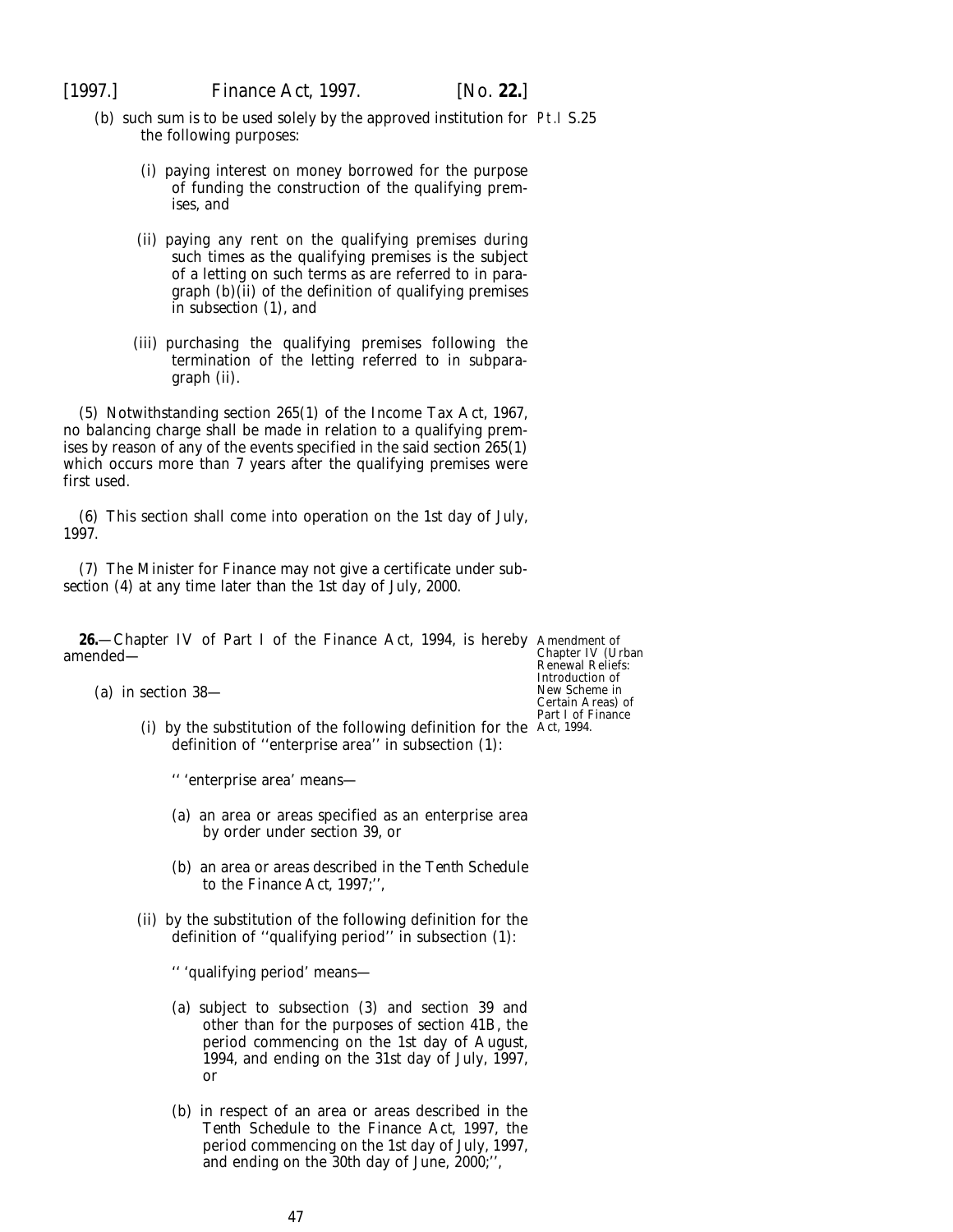(*b*) such sum is to be used solely by the approved institution for the following purposes:

(i) paying interest on money borrowed for the purpose of funding the construction of the qualifying premises, and

(ii) paying any rent on the qualifying premises during such times as the qualifying premises is the subject of a letting on such terms as are referred to in paragraph (*b*)(ii) of the definition of qualifying premises in *subsection (1)*, and

(iii) purchasing the qualifying premises following the termination of the letting referred to in *subparagraph (ii)*.

(5) Notwithstanding section 265(1) of the Income Tax Act, 1967, no balancing charge shall be made in relation to a qualifying premises by reason of any of the events specified in the said section 265(1) which occurs more than 7 years after the qualifying premises were first used.

(6) This section shall come into operation on the 1st day of July, 1997.

(7) The Minister for Finance may not give a certificate under *subsection (4)* at any time later than the 1st day of July, 2000.

Amendment of Chapter IV (Urban Renewal Reliefs: Introduction of New Scheme in Certain Areas) of Part I of Finance Act, 1994.

**26.**—Chapter IV of Part I of the Finance Act, 1994, is hereby amended—

(*a*) in section 38—

(i) by the substitution of the following definition for the definition of ''enterprise area'' in subsection (1):

'' 'enterprise area' means—

(*a*) an area or areas specified as an enterprise area by order under section 39, or

(*b*) an area or areas described in the *Tenth Schedule* to the *Finance Act, 1997*;'',

(ii) by the substitution of the following definition for the definition of ''qualifying period'' in subsection (1):

'' 'qualifying period' means—

(*a*) subject to subsection (3) and section 39 and other than for the purposes of section 41B, the period commencing on the 1st day of August, 1994, and ending on the 31st day of July, 1997, or

(*b*) in respect of an area or areas described in the *Tenth Schedule* to the *Finance Act, 1997*, the period commencing on the 1st day of July, 1997, and ending on the 30th day of June, 2000;'',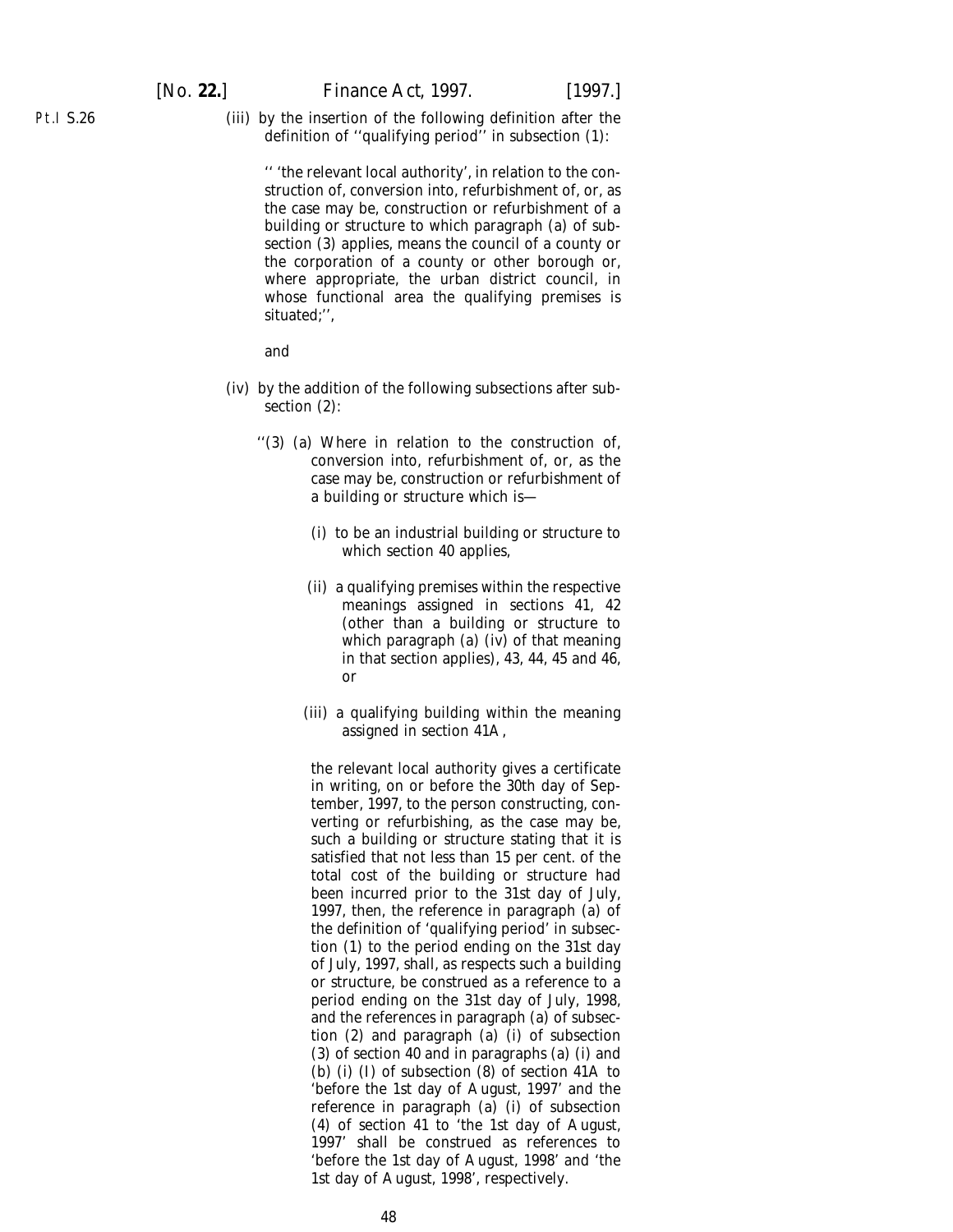(iii) by the insertion of the following definition after the definition of ''qualifying period'' in subsection (1):

'' 'the relevant local authority', in relation to the construction of, conversion into, refurbishment of, or, as the case may be, construction or refurbishment of a building or structure to which paragraph (a) of subsection (3) applies, means the council of a county or the corporation of a county or other borough or, where appropriate, the urban district council, in whose functional area the qualifying premises is situated;'',

and

(iv) by the addition of the following subsections after subsection (2):

''(3) (a) Where in relation to the construction of, conversion into, refurbishment of, or, as the case may be, construction or refurbishment of a building or structure which is—

(i) to be an industrial building or structure to which section 40 applies,

(ii) a qualifying premises within the respective meanings assigned in sections 41, 42 (other than a building or structure to which paragraph (a) (iv) of that meaning in that section applies), 43, 44, 45 and 46, or

(iii) a qualifying building within the meaning assigned in section 41A,

the relevant local authority gives a certificate in writing, on or before the 30th day of September, 1997, to the person constructing, converting or refurbishing, as the case may be, such a building or structure stating that it is satisfied that not less than 15 per cent. of the total cost of the building or structure had been incurred prior to the 31st day of July, 1997, then, the reference in paragraph (a) of the definition of 'qualifying period' in subsection (1) to the period ending on the 31st day of July, 1997, shall, as respects such a building or structure, be construed as a reference to a period ending on the 31st day of July, 1998, and the references in paragraph (a) of subsection (2) and paragraph (a) (i) of subsection (3) of section 40 and in paragraphs (a) (i) and (b) (i) (I) of subsection (8) of section 41A to 'before the 1st day of August, 1997' and the reference in paragraph (a) (i) of subsection (4) of section 41 to 'the 1st day of August, 1997' shall be construed as references to 'before the 1st day of August, 1998' and 'the 1st day of August, 1998', respectively.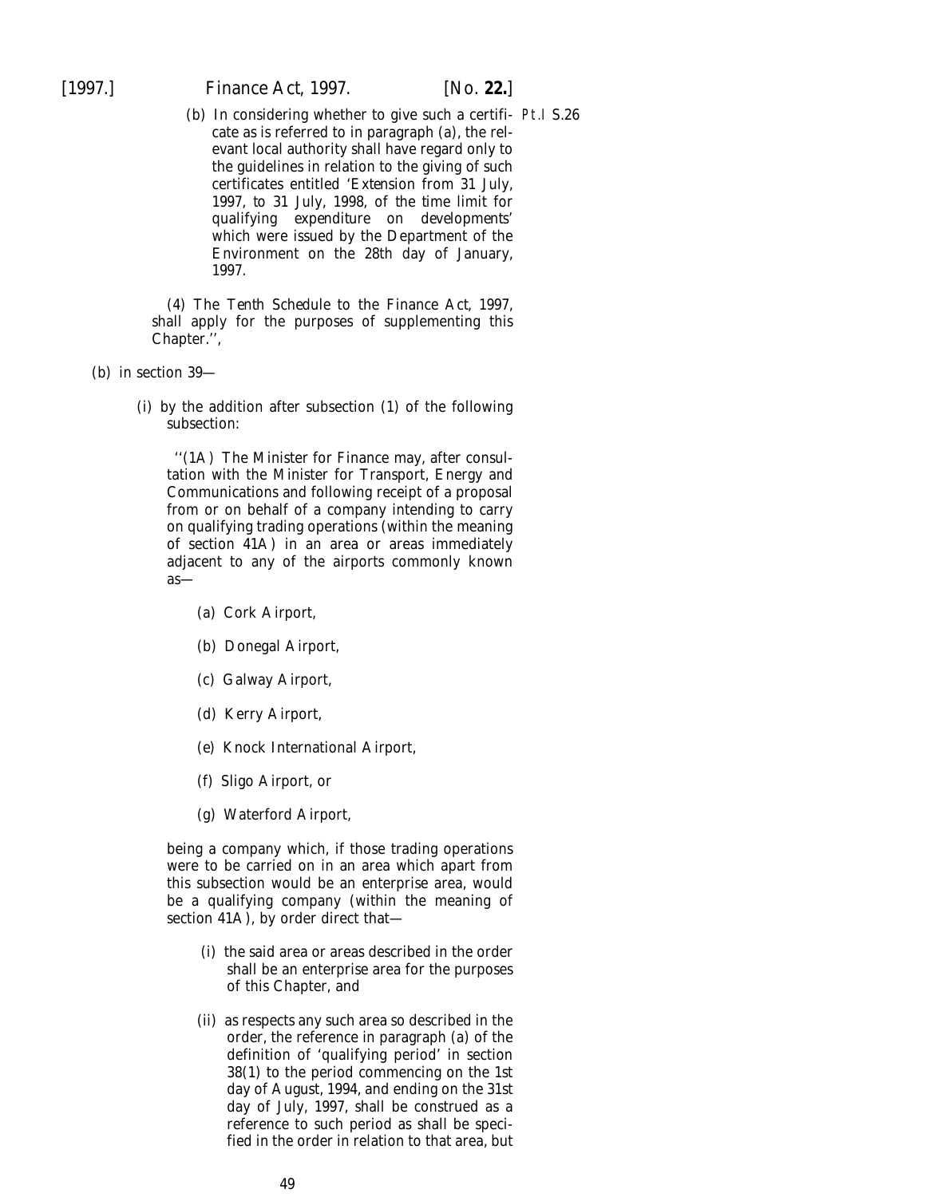(b) In considering whether to give such a certificate as is referred to in paragraph (a), the relevant local authority shall have regard only to the guidelines in relation to the giving of such certificates entitled 'Extension from 31 July, 1997, to 31 July, 1998, of the time limit for qualifying expenditure on developments' which were issued by the Department of the Environment on the 28th day of January, 1997.

(4) The *Tenth Schedule* to the *Finance Act, 1997*, shall apply for the purposes of supplementing this Chapter.'',

(*b*) in section 39—

(i) by the addition after subsection (1) of the following subsection:

''(1A) The Minister for Finance may, after consultation with the Minister for Transport, Energy and Communications and following receipt of a proposal from or on behalf of a company intending to carry on qualifying trading operations (within the meaning of section 41A) in an area or areas immediately adjacent to any of the airports commonly known as—

(a) Cork Airport,

(b) Donegal Airport,

(c) Galway Airport,

(d) Kerry Airport,

(e) Knock International Airport,

(f) Sligo Airport, or

(g) Waterford Airport,

being a company which, if those trading operations were to be carried on in an area which apart from this subsection would be an enterprise area, would be a qualifying company (within the meaning of section 41A), by order direct that—

(i) the said area or areas described in the order shall be an enterprise area for the purposes of this Chapter, and

(ii) as respects any such area so described in the order, the reference in paragraph (a) of the definition of 'qualifying period' in section 38(1) to the period commencing on the 1st day of August, 1994, and ending on the 31st day of July, 1997, shall be construed as a reference to such period as shall be specified in the order in relation to that area, but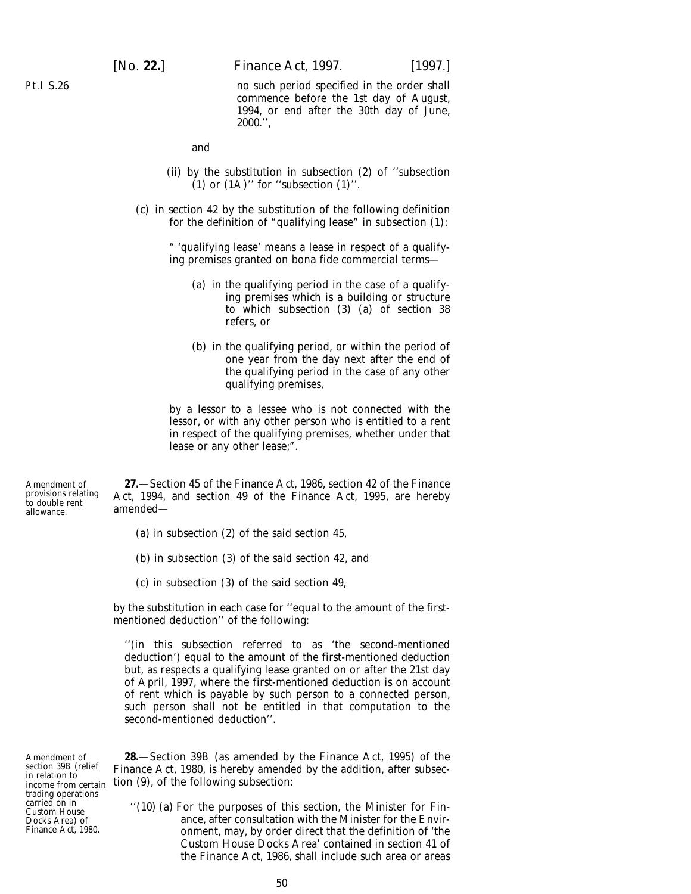no such period specified in the order shall commence before the 1st day of August, 1994, or end after the 30th day of June, 2000.'',

and

(ii) by the substitution in subsection (2) of ''subsection (1) or (1A)'' for ''subsection (1)''.

(*c*) in section 42 by the substitution of the following definition for the definition of "qualifying lease" in subsection (1):

" 'qualifying lease' means a lease in respect of a qualifying premises granted on bona fide commercial terms—

(*a*) in the qualifying period in the case of a qualifying premises which is a building or structure to which subsection (3) (*a*) of section 38 refers, or

(*b*) in the qualifying period, or within the period of one year from the day next after the end of the qualifying period in the case of any other qualifying premises,

by a lessor to a lessee who is not connected with the lessor, or with any other person who is entitled to a rent in respect of the qualifying premises, whether under that lease or any other lease;".

Amendment of provisions relating to double rent allowance.

**27.**—Section 45 of the Finance Act, 1986, section 42 of the Finance Act, 1994, and section 49 of the Finance Act, 1995, are hereby amended—

(*a*) in subsection (2) of the said section 45,

(*b*) in subsection (3) of the said section 42, and

(*c*) in subsection (3) of the said section 49,

by the substitution in each case for ''equal to the amount of the first-mentioned deduction'' of the following:

''(in this subsection referred to as 'the second-mentioned deduction') equal to the amount of the first-mentioned deduction but, as respects a qualifying lease granted on or after the 21st day of April, 1997, where the first-mentioned deduction is on account of rent which is payable by such person to a connected person, such person shall not be entitled in that computation to the second-mentioned deduction''.

Amendment of section 39B (relief in relation to income from certain trading operations carried on in Custom House Docks Area) of Finance Act, 1980.

**28.**—Section 39B (as amended by the Finance Act, 1995) of the Finance Act, 1980, is hereby amended by the addition, after subsection (9), of the following subsection:

''(10) (*a*) For the purposes of this section, the Minister for Finance, after consultation with the Minister for the Environment, may, by order direct that the definition of 'the Custom House Docks Area' contained in section 41 of the Finance Act, 1986, shall include such area or areas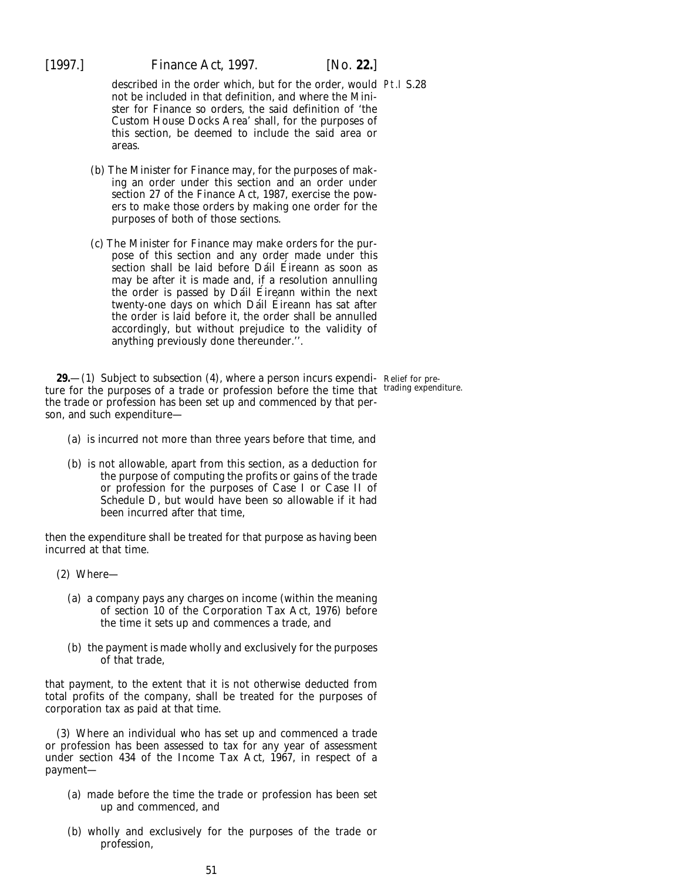described in the order which, but for the order, would not be included in that definition, and where the Minister for Finance so orders, the said definition of 'the Custom House Docks Area' shall, for the purposes of this section, be deemed to include the said area or areas.

(b) The Minister for Finance may, for the purposes of making an order under this section and an order under section 27 of the Finance Act, 1987, exercise the powers to make those orders by making one order for the purposes of both of those sections.

(c) The Minister for Finance may make orders for the purpose of this section and any order made under this section shall be laid before Dáil Éireann as soon as may be after it is made and, if a resolution annulling the order is passed by Dáil Éireann within the next twenty-one days on which Dáil Éireann has sat after the order is laid before it, the order shall be annulled accordingly, but without prejudice to the validity of anything previously done thereunder.''.

*Relief for pre-trading expenditure.*

**29.**—(1) Subject to subsection (4), where a person incurs expenditure for the purposes of a trade or profession before the time that the trade or profession has been set up and commenced by that person, and such expenditure—

(a) is incurred not more than three years before that time, and

(b) is not allowable, apart from this section, as a deduction for the purpose of computing the profits or gains of the trade or profession for the purposes of Case I or Case II of Schedule D, but would have been so allowable if it had been incurred after that time,

then the expenditure shall be treated for that purpose as having been incurred at that time.

(2) Where—

(a) a company pays any charges on income (within the meaning of section 10 of the Corporation Tax Act, 1976) before the time it sets up and commences a trade, and

(b) the payment is made wholly and exclusively for the purposes of that trade,

that payment, to the extent that it is not otherwise deducted from total profits of the company, shall be treated for the purposes of corporation tax as paid at that time.

(3) Where an individual who has set up and commenced a trade or profession has been assessed to tax for any year of assessment under section 434 of the Income Tax Act, 1967, in respect of a payment—

(a) made before the time the trade or profession has been set up and commenced, and

(b) wholly and exclusively for the purposes of the trade or profession,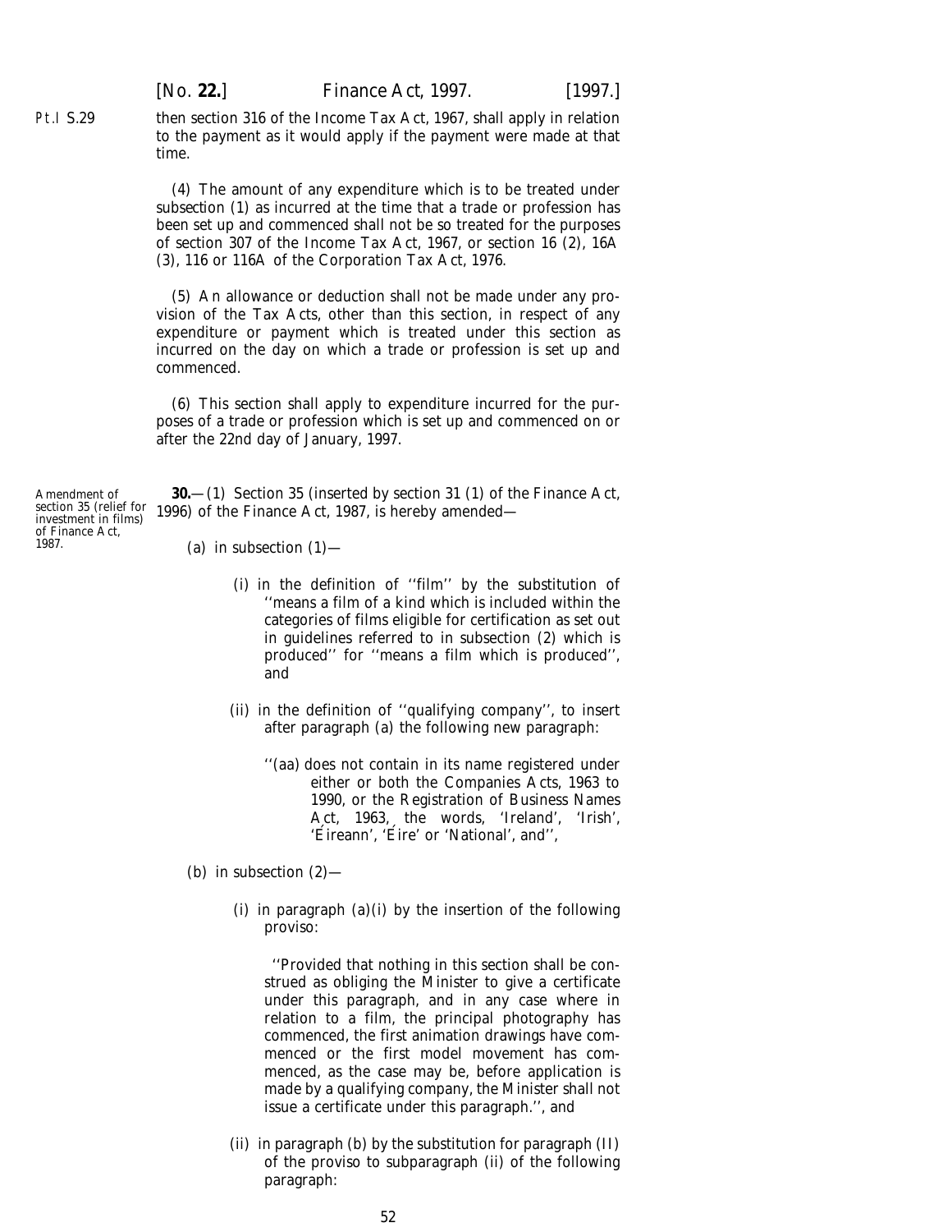then section 316 of the Income Tax Act, 1967, shall apply in relation to the payment as it would apply if the payment were made at that time.

(4) The amount of any expenditure which is to be treated under subsection (1) as incurred at the time that a trade or profession has been set up and commenced shall not be so treated for the purposes of section 307 of the Income Tax Act, 1967, or section 16 (2), 16A (3), 116 or 116A of the Corporation Tax Act, 1976.

(5) An allowance or deduction shall not be made under any provision of the Tax Acts, other than this section, in respect of any expenditure or payment which is treated under this section as incurred on the day on which a trade or profession is set up and commenced.

(6) This section shall apply to expenditure incurred for the purposes of a trade or profession which is set up and commenced on or after the 22nd day of January, 1997.

Amendment of section 35 (relief for investment in films) of Finance Act, 1987.

**30.**—(1) Section 35 (inserted by section 31 (1) of the Finance Act, 1996) of the Finance Act, 1987, is hereby amended—

(*a*) in subsection (1)—

(i) in the definition of ''film'' by the substitution of ''means a film of a kind which is included within the categories of films eligible for certification as set out in guidelines referred to in subsection (2) which is produced'' for ''means a film which is produced'', and

(ii) in the definition of ''qualifying company'', to insert after paragraph (*a*) the following new paragraph:

''(*aa*) does not contain in its name registered under either or both the Companies Acts, 1963 to 1990, or the Registration of Business Names Act, 1963, the words, 'Ireland', 'Irish', 'Éireann', 'Éire' or 'National', and'',

(*b*) in subsection (2)—

(i) in paragraph (*a*)(i) by the insertion of the following proviso:

''Provided that nothing in this section shall be construed as obliging the Minister to give a certificate under this paragraph, and in any case where in relation to a film, the principal photography has commenced, the first animation drawings have commenced or the first model movement has commenced, as the case may be, before application is made by a qualifying company, the Minister shall not issue a certificate under this paragraph.'', and

(ii) in paragraph (*b*) by the substitution for paragraph (II) of the proviso to subparagraph (ii) of the following paragraph: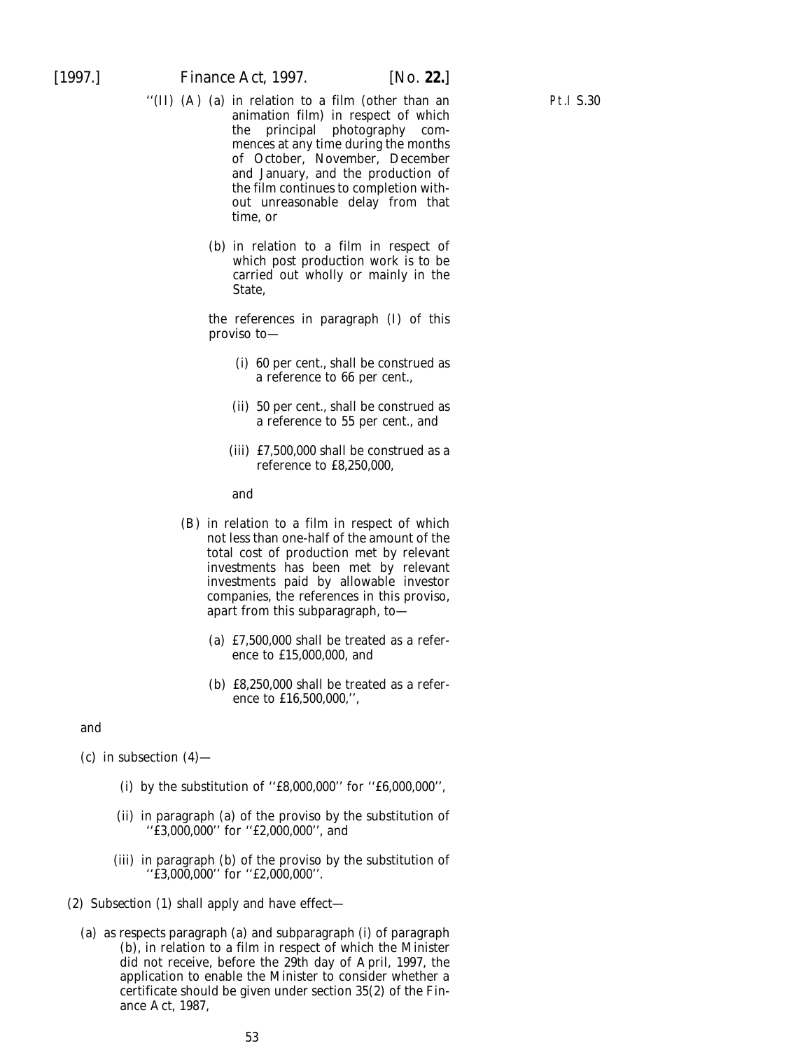''(II) (A) (a) in relation to a film (other than an animation film) in respect of which the principal photography commences at any time during the months of October, November, December and January, and the production of the film continues to completion without unreasonable delay from that time, or

(b) in relation to a film in respect of which post production work is to be carried out wholly or mainly in the State,

the references in paragraph (I) of this proviso to—

(i) 60 per cent., shall be construed as a reference to 66 per cent.,

(ii) 50 per cent., shall be construed as a reference to 55 per cent., and

(iii) £7,500,000 shall be construed as a reference to £8,250,000,

and

(B) in relation to a film in respect of which not less than one-half of the amount of the total cost of production met by relevant investments has been met by relevant investments paid by allowable investor companies, the references in this proviso, apart from this subparagraph, to—

(a) £7,500,000 shall be treated as a reference to £15,000,000, and

(b) £8,250,000 shall be treated as a reference to £16,500,000,'',

and

(c) in subsection (4)—

(i) by the substitution of ''£8,000,000'' for ''£6,000,000'',

(ii) in paragraph (a) of the proviso by the substitution of ''£3,000,000'' for ''£2,000,000'', and

(iii) in paragraph (b) of the proviso by the substitution of ''£3,000,000'' for ''£2,000,000''.

(2) Subsection (1) shall apply and have effect—

(a) as respects paragraph (a) and subparagraph (i) of paragraph (b), in relation to a film in respect of which the Minister did not receive, before the 29th day of April, 1997, the application to enable the Minister to consider whether a certificate should be given under section 35(2) of the Finance Act, 1987,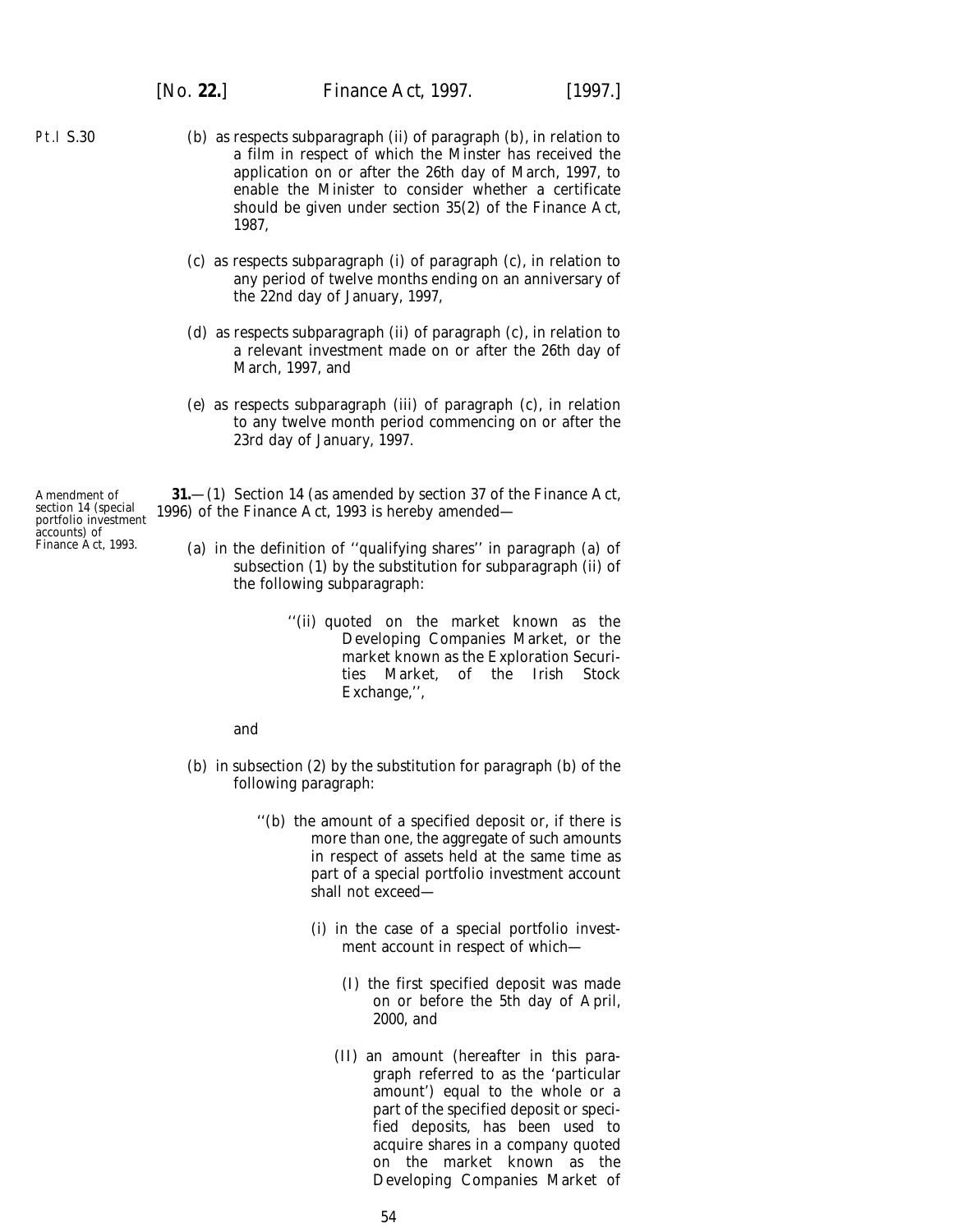(*b*) as respects subparagraph (ii) of paragraph (*b*), in relation to a film in respect of which the Minster has received the application on or after the 26th day of March, 1997, to enable the Minister to consider whether a certificate should be given under section 35(2) of the Finance Act, 1987,

(*c*) as respects subparagraph (i) of paragraph (*c*), in relation to any period of twelve months ending on an anniversary of the 22nd day of January, 1997,

(*d*) as respects subparagraph (ii) of paragraph (*c*), in relation to a relevant investment made on or after the 26th day of March, 1997, and

(*e*) as respects subparagraph (iii) of paragraph (*c*), in relation to any twelve month period commencing on or after the 23rd day of January, 1997.

Amendment of section 14 (special portfolio investment accounts) of Finance Act, 1993.

**31.**—(1) Section 14 (as amended by section 37 of the Finance Act, 1996) of the Finance Act, 1993 is hereby amended—

(*a*) in the definition of ''qualifying shares'' in paragraph (*a*) of subsection (1) by the substitution for subparagraph (ii) of the following subparagraph:

''(ii) quoted on the market known as the Developing Companies Market, or the market known as the Exploration Securities Market, of the Irish Stock Exchange,'',

and

(*b*) in subsection (2) by the substitution for paragraph (*b*) of the following paragraph:

''(*b*) the amount of a specified deposit or, if there is more than one, the aggregate of such amounts in respect of assets held at the same time as part of a special portfolio investment account shall not exceed—

(i) in the case of a special portfolio investment account in respect of which—

(I) the first specified deposit was made on or before the 5th day of April, 2000, and

(II) an amount (hereafter in this paragraph referred to as the 'particular amount') equal to the whole or a part of the specified deposit or specified deposits, has been used to acquire shares in a company quoted on the market known as the Developing Companies Market of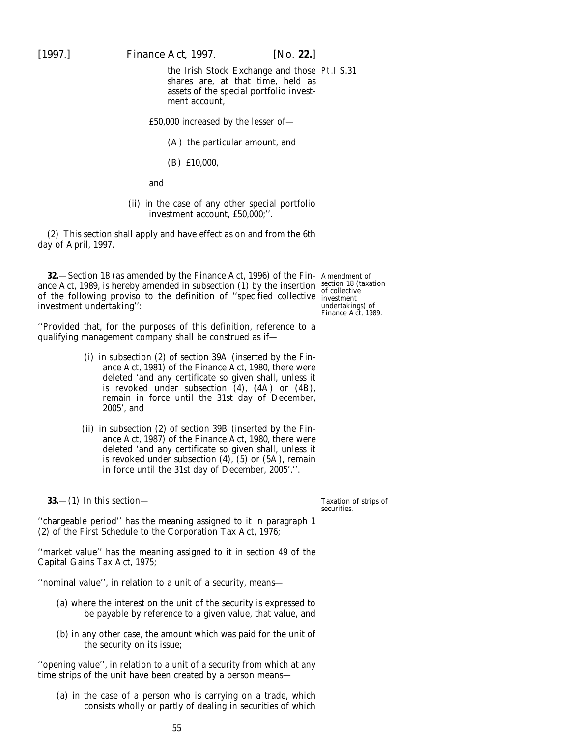the Irish Stock Exchange and those shares are, at that time, held as assets of the special portfolio investment account,

£50,000 increased by the lesser of—

(A) the particular amount, and

(B) £10,000,

and

(ii) in the case of any other special portfolio investment account, £50,000;''.

(2) This section shall apply and have effect as on and from the 6th day of April, 1997.

**32.**—Section 18 (as amended by the Finance Act, 1996) of the Finance Act, 1989, is hereby amended in subsection (1) by the insertion of the following proviso to the definition of ''specified collective investment undertaking'':

Amendment of section 18 (taxation of collective investment undertakings) of Finance Act, 1989.

''Provided that, for the purposes of this definition, reference to a qualifying management company shall be construed as if—

(i) in subsection (2) of section 39A (inserted by the Finance Act, 1981) of the Finance Act, 1980, there were deleted 'and any certificate so given shall, unless it is revoked under subsection (4), (4A) or (4B), remain in force until the 31st day of December, 2005', and

(ii) in subsection (2) of section 39B (inserted by the Finance Act, 1987) of the Finance Act, 1980, there were deleted 'and any certificate so given shall, unless it is revoked under subsection (4), (5) or (5A), remain in force until the 31st day of December, 2005'.''.

**33.**—(1) In this section—

Taxation of strips of securities.

''chargeable period'' has the meaning assigned to it in paragraph 1 (2) of the First Schedule to the Corporation Tax Act, 1976;

''market value'' has the meaning assigned to it in section 49 of the Capital Gains Tax Act, 1975;

''nominal value'', in relation to a unit of a security, means—

(a) where the interest on the unit of the security is expressed to be payable by reference to a given value, that value, and

(b) in any other case, the amount which was paid for the unit of the security on its issue;

''opening value'', in relation to a unit of a security from which at any time strips of the unit have been created by a person means—

(a) in the case of a person who is carrying on a trade, which consists wholly or partly of dealing in securities of which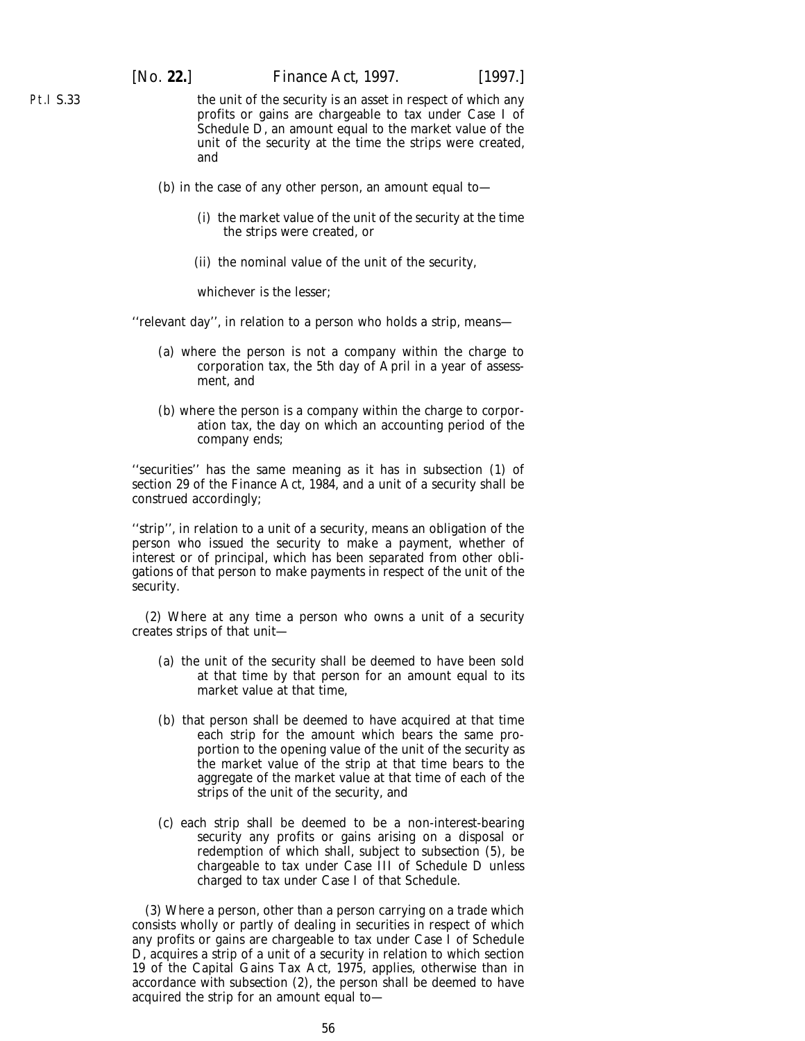the unit of the security is an asset in respect of which any profits or gains are chargeable to tax under Case I of Schedule D, an amount equal to the market value of the unit of the security at the time the strips were created, and

(*b*) in the case of any other person, an amount equal to—

(i) the market value of the unit of the security at the time the strips were created, or

(ii) the nominal value of the unit of the security,

whichever is the lesser;

''relevant day'', in relation to a person who holds a strip, means—

(*a*) where the person is not a company within the charge to corporation tax, the 5th day of April in a year of assessment, and

(*b*) where the person is a company within the charge to corporation tax, the day on which an accounting period of the company ends;

''securities'' has the same meaning as it has in subsection (1) of section 29 of the Finance Act, 1984, and a unit of a security shall be construed accordingly;

''strip'', in relation to a unit of a security, means an obligation of the person who issued the security to make a payment, whether of interest or of principal, which has been separated from other obligations of that person to make payments in respect of the unit of the security.

(2) Where at any time a person who owns a unit of a security creates strips of that unit—

(*a*) the unit of the security shall be deemed to have been sold at that time by that person for an amount equal to its market value at that time,

(*b*) that person shall be deemed to have acquired at that time each strip for the amount which bears the same proportion to the opening value of the unit of the security as the market value of the strip at that time bears to the aggregate of the market value at that time of each of the strips of the unit of the security, and

(*c*) each strip shall be deemed to be a non-interest-bearing security any profits or gains arising on a disposal or redemption of which shall, subject to *subsection (5)*, be chargeable to tax under Case III of Schedule D unless charged to tax under Case I of that Schedule.

(3) Where a person, other than a person carrying on a trade which consists wholly or partly of dealing in securities in respect of which any profits or gains are chargeable to tax under Case I of Schedule D, acquires a strip of a unit of a security in relation to which section 19 of the Capital Gains Tax Act, 1975, applies, otherwise than in accordance with *subsection (2)*, the person shall be deemed to have acquired the strip for an amount equal to—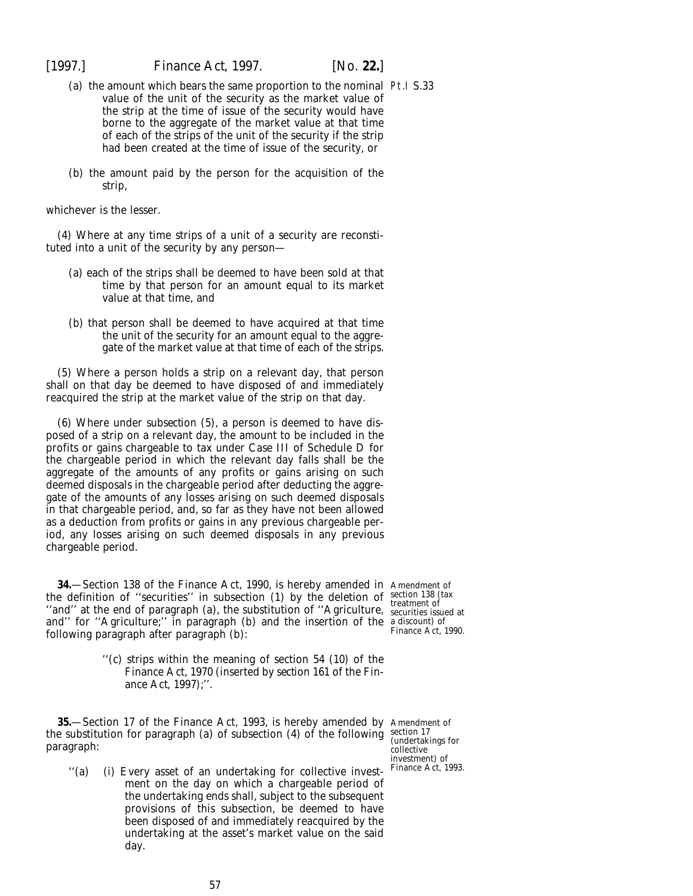(*a*) the amount which bears the same proportion to the nominal value of the unit of the security as the market value of the strip at the time of issue of the security would have borne to the aggregate of the market value at that time of each of the strips of the unit of the security if the strip had been created at the time of issue of the security, or

(*b*) the amount paid by the person for the acquisition of the strip,

whichever is the lesser.

(4) Where at any time strips of a unit of a security are reconstituted into a unit of the security by any person—

(*a*) each of the strips shall be deemed to have been sold at that time by that person for an amount equal to its market value at that time, and

(*b*) that person shall be deemed to have acquired at that time the unit of the security for an amount equal to the aggregate of the market value at that time of each of the strips.

(5) Where a person holds a strip on a relevant day, that person shall on that day be deemed to have disposed of and immediately reacquired the strip at the market value of the strip on that day.

(6) Where under *subsection (5)*, a person is deemed to have disposed of a strip on a relevant day, the amount to be included in the profits or gains chargeable to tax under Case III of Schedule D for the chargeable period in which the relevant day falls shall be the aggregate of the amounts of any profits or gains arising on such deemed disposals in the chargeable period after deducting the aggregate of the amounts of any losses arising on such deemed disposals in that chargeable period, and, so far as they have not been allowed as a deduction from profits or gains in any previous chargeable period, any losses arising on such deemed disposals in any previous chargeable period.

Amendment of section 138 (tax treatment of securities issued at a discount) of Finance Act, 1990.

**34.**—Section 138 of the Finance Act, 1990, is hereby amended in the definition of ''securities'' in subsection (1) by the deletion of ''and'' at the end of paragraph (*a*), the substitution of ''Agriculture, and'' for ''Agriculture;'' in paragraph (*b*) and the insertion of the following paragraph after paragraph (*b*):

''(*c*) strips within the meaning of section 54 (10) of the Finance Act, 1970 (inserted by *section 161* of the *Finance Act, 1997*);''.

Amendment of section 17 (undertakings for collective investment) of Finance Act, 1993.

**35.**—Section 17 of the Finance Act, 1993, is hereby amended by the substitution for paragraph (*a*) of subsection (4) of the following paragraph:

''(*a*) (i) Every asset of an undertaking for collective investment on the day on which a chargeable period of the undertaking ends shall, subject to the subsequent provisions of this subsection, be deemed to have been disposed of and immediately reacquired by the undertaking at the asset's market value on the said day.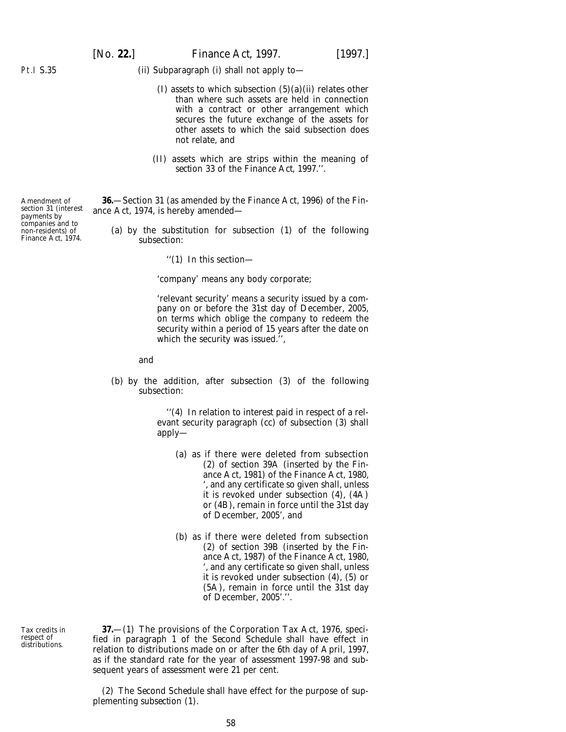(ii) Subparagraph (i) shall not apply to—

(I) assets to which subsection (5)(a)(ii) relates other than where such assets are held in connection with a contract or other arrangement which secures the future exchange of the assets for other assets to which the said subsection does not relate, and

(II) assets which are strips within the meaning of section 33 of the Finance Act, 1997.''.

Amendment of section 31 (interest payments by companies and to non-residents) of Finance Act, 1974.

**36.**—Section 31 (as amended by the Finance Act, 1996) of the Finance Act, 1974, is hereby amended—

(a) by the substitution for subsection (1) of the following subsection:

''(1) In this section—

'company' means any body corporate;

'relevant security' means a security issued by a company on or before the 31st day of December, 2005, on terms which oblige the company to redeem the security within a period of 15 years after the date on which the security was issued.'',

and

(b) by the addition, after subsection (3) of the following subsection:

''(4) In relation to interest paid in respect of a relevant security paragraph (cc) of subsection (3) shall apply—

(a) as if there were deleted from subsection (2) of section 39A (inserted by the Finance Act, 1981) of the Finance Act, 1980, ', and any certificate so given shall, unless it is revoked under subsection (4), (4A) or (4B), remain in force until the 31st day of December, 2005', and

(b) as if there were deleted from subsection (2) of section 39B (inserted by the Finance Act, 1987) of the Finance Act, 1980, ', and any certificate so given shall, unless it is revoked under subsection (4), (5) or (5A), remain in force until the 31st day of December, 2005'.''.

Tax credits in respect of distributions.

**37.**—(1) The provisions of the Corporation Tax Act, 1976, specified in paragraph 1 of the *Second Schedule* shall have effect in relation to distributions made on or after the 6th day of April, 1997, as if the standard rate for the year of assessment 1997-98 and subsequent years of assessment were 21 per cent.

(2) The *Second Schedule* shall have effect for the purpose of supplementing *subsection (1)*.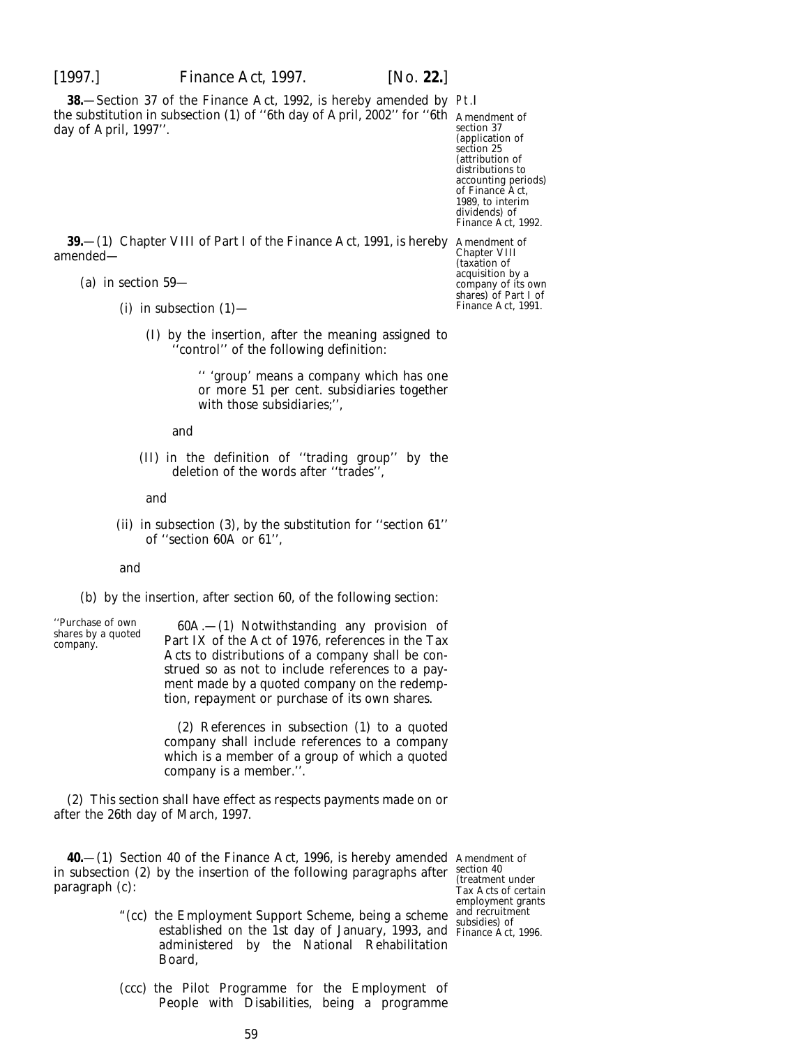**38.**—Section 37 of the Finance Act, 1992, is hereby amended by the substitution in subsection (1) of ''6th day of April, 2002'' for ''6th day of April, 1997''.

Pt.I

Amendment of section 37 (application of section 25 (attribution of distributions to accounting periods) of Finance Act, 1989, to interim dividends) of Finance Act, 1992.

**39.**—(1) Chapter VIII of Part I of the Finance Act, 1991, is hereby amended—

Amendment of Chapter VIII (taxation of acquisition by a company of its own shares) of Part I of Finance Act, 1991.

(*a*) in section 59—

(i) in subsection (1)—

(I) by the insertion, after the meaning assigned to ''control'' of the following definition:

'' 'group' means a company which has one or more 51 per cent. subsidiaries together with those subsidiaries;'',

and

(II) in the definition of ''trading group'' by the deletion of the words after ''trades'',

and

(ii) in subsection (3), by the substitution for ''section 61'' of ''section 60A or 61'',

and

(*b*) by the insertion, after section 60, of the following section:

''Purchase of own shares by a quoted company.

60A.—(1) Notwithstanding any provision of Part IX of the Act of 1976, references in the Tax Acts to distributions of a company shall be construed so as not to include references to a payment made by a quoted company on the redemption, repayment or purchase of its own shares.

(2) References in subsection (1) to a quoted company shall include references to a company which is a member of a group of which a quoted company is a member.''.

(2) This section shall have effect as respects payments made on or after the 26th day of March, 1997.

**40.**—(1) Section 40 of the Finance Act, 1996, is hereby amended in subsection (2) by the insertion of the following paragraphs after paragraph (*c*):

Amendment of section 40 (treatment under Tax Acts of certain employment grants and recruitment subsidies) of Finance Act, 1996.

"(*cc*) the Employment Support Scheme, being a scheme established on the 1st day of January, 1993, and administered by the National Rehabilitation Board,

(*ccc*) the Pilot Programme for the Employment of People with Disabilities, being a programme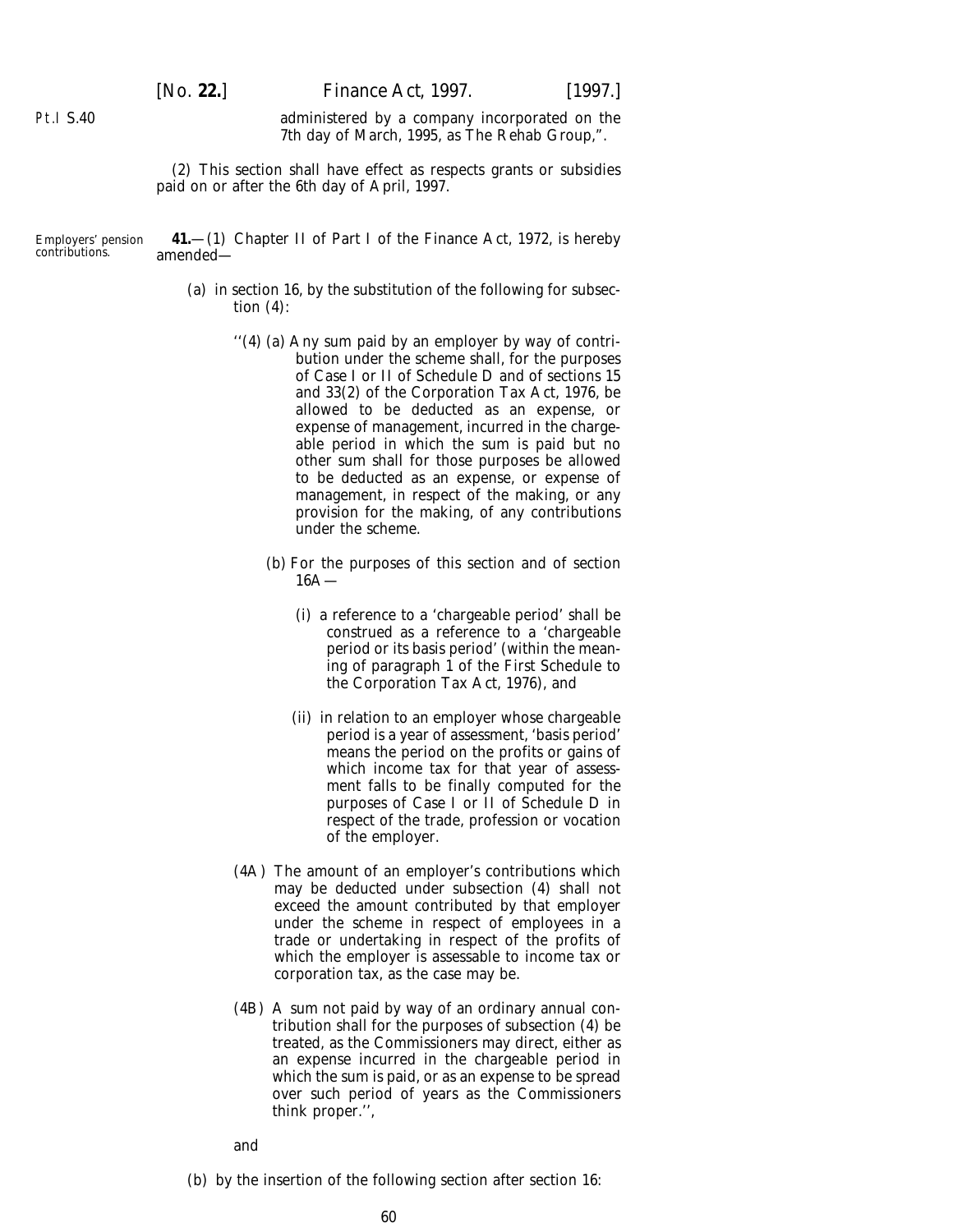administered by a company incorporated on the 7th day of March, 1995, as The Rehab Group,".

(2) This section shall have effect as respects grants or subsidies paid on or after the 6th day of April, 1997.

Employers' pension contributions.

**41.**—(1) Chapter II of Part I of the Finance Act, 1972, is hereby amended—

(*a*) in section 16, by the substitution of the following for subsection (4):

"(4) (*a*) Any sum paid by an employer by way of contribution under the scheme shall, for the purposes of Case I or II of Schedule D and of sections 15 and 33(2) of the Corporation Tax Act, 1976, be allowed to be deducted as an expense, or expense of management, incurred in the chargeable period in which the sum is paid but no other sum shall for those purposes be allowed to be deducted as an expense, or expense of management, in respect of the making, or any provision for the making, of any contributions under the scheme.

(*b*) For the purposes of this section and of section 16A —

(i) a reference to a 'chargeable period' shall be construed as a reference to a 'chargeable period or its basis period' (within the meaning of paragraph 1 of the First Schedule to the Corporation Tax Act, 1976), and

(ii) in relation to an employer whose chargeable period is a year of assessment, 'basis period' means the period on the profits or gains of which income tax for that year of assessment falls to be finally computed for the purposes of Case I or II of Schedule D in respect of the trade, profession or vocation of the employer.

(4A) The amount of an employer's contributions which may be deducted under subsection (4) shall not exceed the amount contributed by that employer under the scheme in respect of employees in a trade or undertaking in respect of the profits of which the employer is assessable to income tax or corporation tax, as the case may be.

(4B) A sum not paid by way of an ordinary annual contribution shall for the purposes of subsection (4) be treated, as the Commissioners may direct, either as an expense incurred in the chargeable period in which the sum is paid, or as an expense to be spread over such period of years as the Commissioners think proper.",

and

(*b*) by the insertion of the following section after section 16: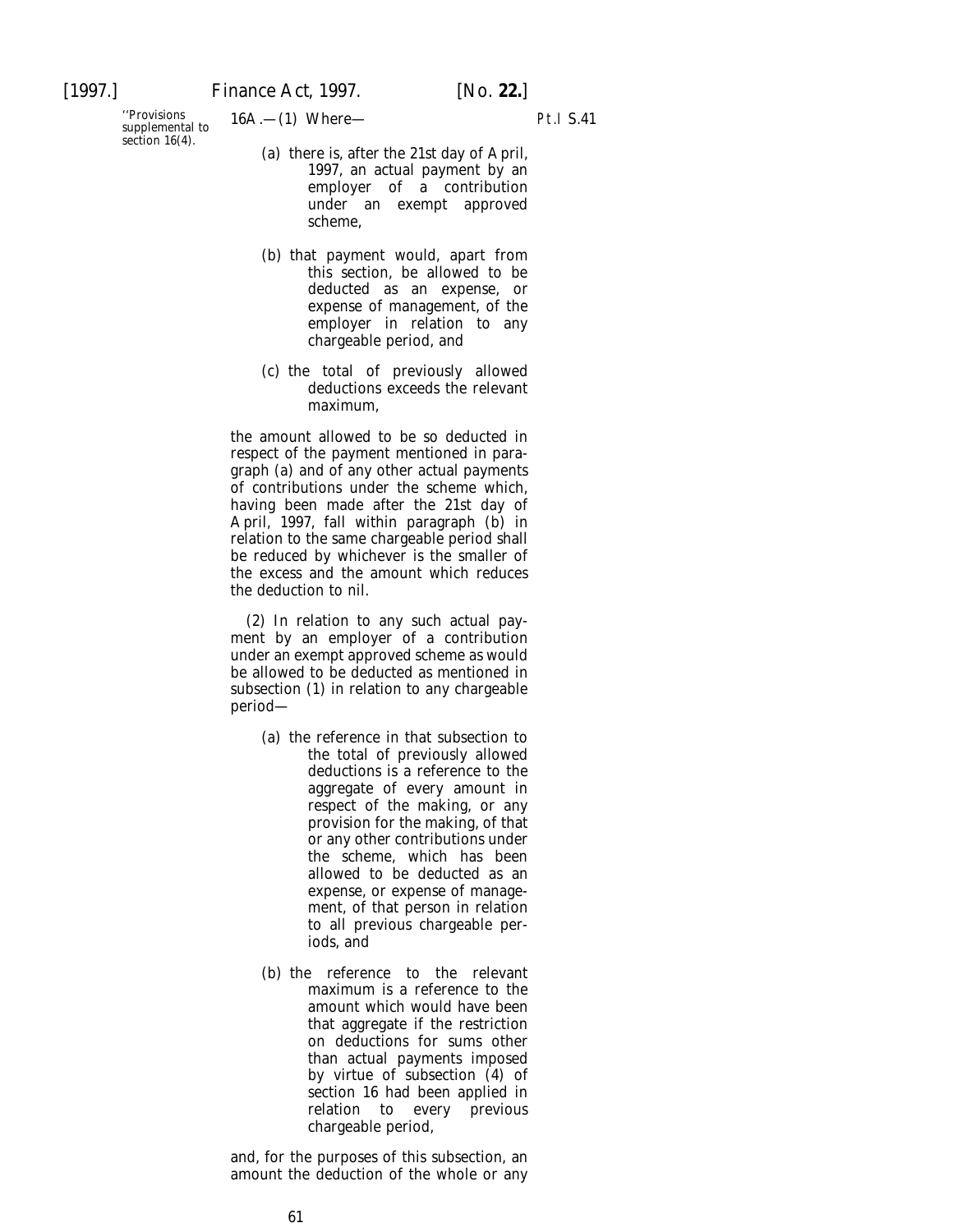"Provisions supplemental to section 16(4).

16A.—(1) Where—

(*a*) there is, after the 21st day of April, 1997, an actual payment by an employer of a contribution under an exempt approved scheme,

(*b*) that payment would, apart from this section, be allowed to be deducted as an expense, or expense of management, of the employer in relation to any chargeable period, and

(*c*) the total of previously allowed deductions exceeds the relevant maximum,

the amount allowed to be so deducted in respect of the payment mentioned in paragraph (*a*) and of any other actual payments of contributions under the scheme which, having been made after the 21st day of April, 1997, fall within paragraph (*b*) in relation to the same chargeable period shall be reduced by whichever is the smaller of the excess and the amount which reduces the deduction to nil.

(2) In relation to any such actual payment by an employer of a contribution under an exempt approved scheme as would be allowed to be deducted as mentioned in subsection (1) in relation to any chargeable period—

(*a*) the reference in that subsection to the total of previously allowed deductions is a reference to the aggregate of every amount in respect of the making, or any provision for the making, of that or any other contributions under the scheme, which has been allowed to be deducted as an expense, or expense of management, of that person in relation to all previous chargeable periods, and

(*b*) the reference to the relevant maximum is a reference to the amount which would have been that aggregate if the restriction on deductions for sums other than actual payments imposed by virtue of subsection (4) of section 16 had been applied in relation to every previous chargeable period,

and, for the purposes of this subsection, an amount the deduction of the whole or any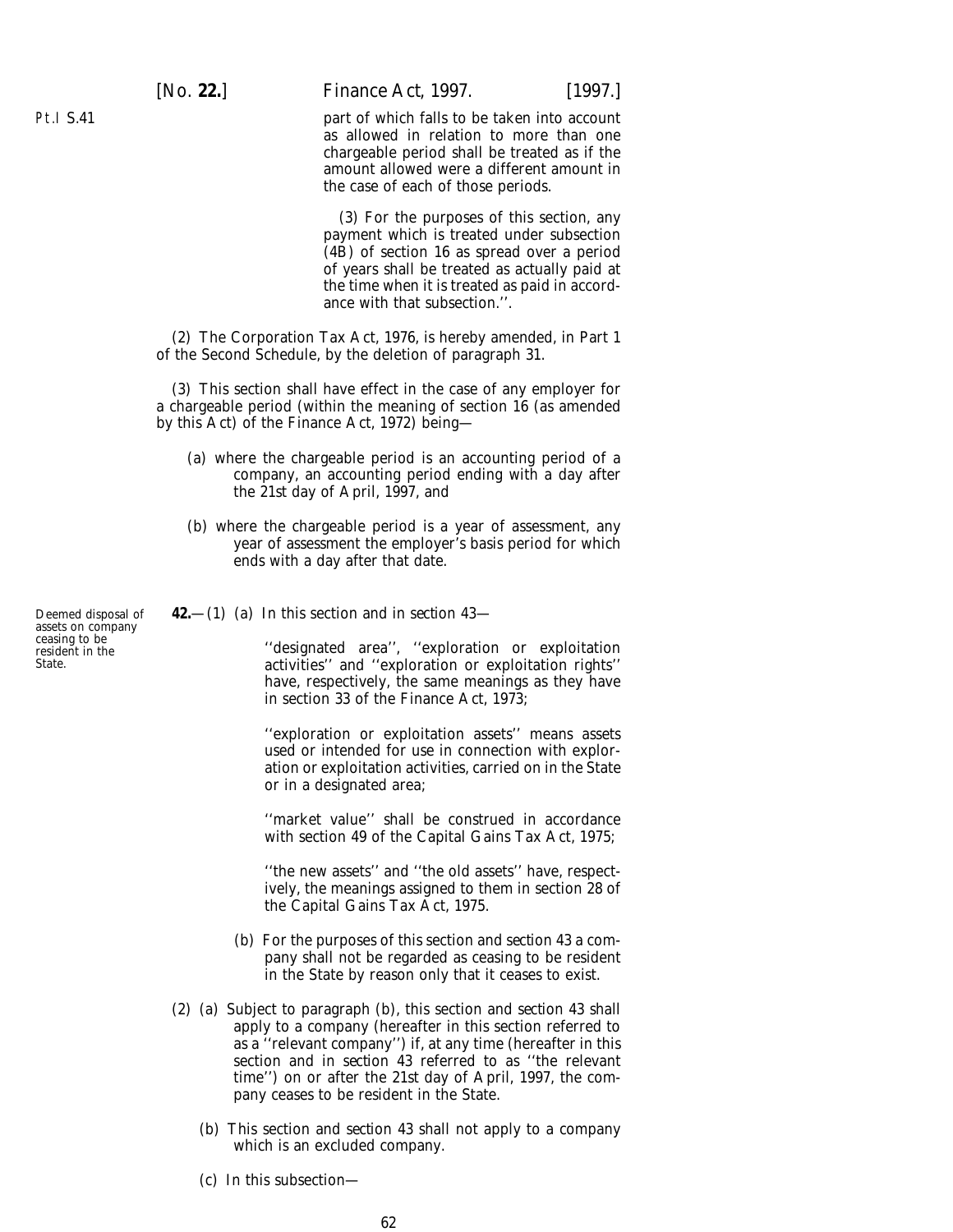part of which falls to be taken into account as allowed in relation to more than one chargeable period shall be treated as if the amount allowed were a different amount in the case of each of those periods.

(3) For the purposes of this section, any payment which is treated under subsection (4B) of section 16 as spread over a period of years shall be treated as actually paid at the time when it is treated as paid in accordance with that subsection.''.

(2) The Corporation Tax Act, 1976, is hereby amended, in Part 1 of the Second Schedule, by the deletion of paragraph 31.

(3) This section shall have effect in the case of any employer for a chargeable period (within the meaning of section 16 (as amended by this Act) of the Finance Act, 1972) being—

(*a*) where the chargeable period is an accounting period of a company, an accounting period ending with a day after the 21st day of April, 1997, and

(*b*) where the chargeable period is a year of assessment, any year of assessment the employer's basis period for which ends with a day after that date.

Deemed disposal of assets on company ceasing to be resident in the State.

**42.**—(1) (*a*) In this section and in *section 43*—

''designated area'', ''exploration or exploitation activities'' and ''exploration or exploitation rights'' have, respectively, the same meanings as they have in section 33 of the Finance Act, 1973;

''exploration or exploitation assets'' means assets used or intended for use in connection with exploration or exploitation activities, carried on in the State or in a designated area;

''market value'' shall be construed in accordance with section 49 of the Capital Gains Tax Act, 1975;

''the new assets'' and ''the old assets'' have, respectively, the meanings assigned to them in section 28 of the Capital Gains Tax Act, 1975.

(*b*) For the purposes of this section and *section 43* a company shall not be regarded as ceasing to be resident in the State by reason only that it ceases to exist.

(2) (*a*) Subject to *paragraph (b)*, this section and *section 43* shall apply to a company (hereafter in this section referred to as a ''relevant company'') if, at any time (hereafter in this section and in *section 43* referred to as ''the relevant time'') on or after the 21st day of April, 1997, the company ceases to be resident in the State.

(*b*) This section and *section 43* shall not apply to a company which is an excluded company.

(*c*) In this subsection—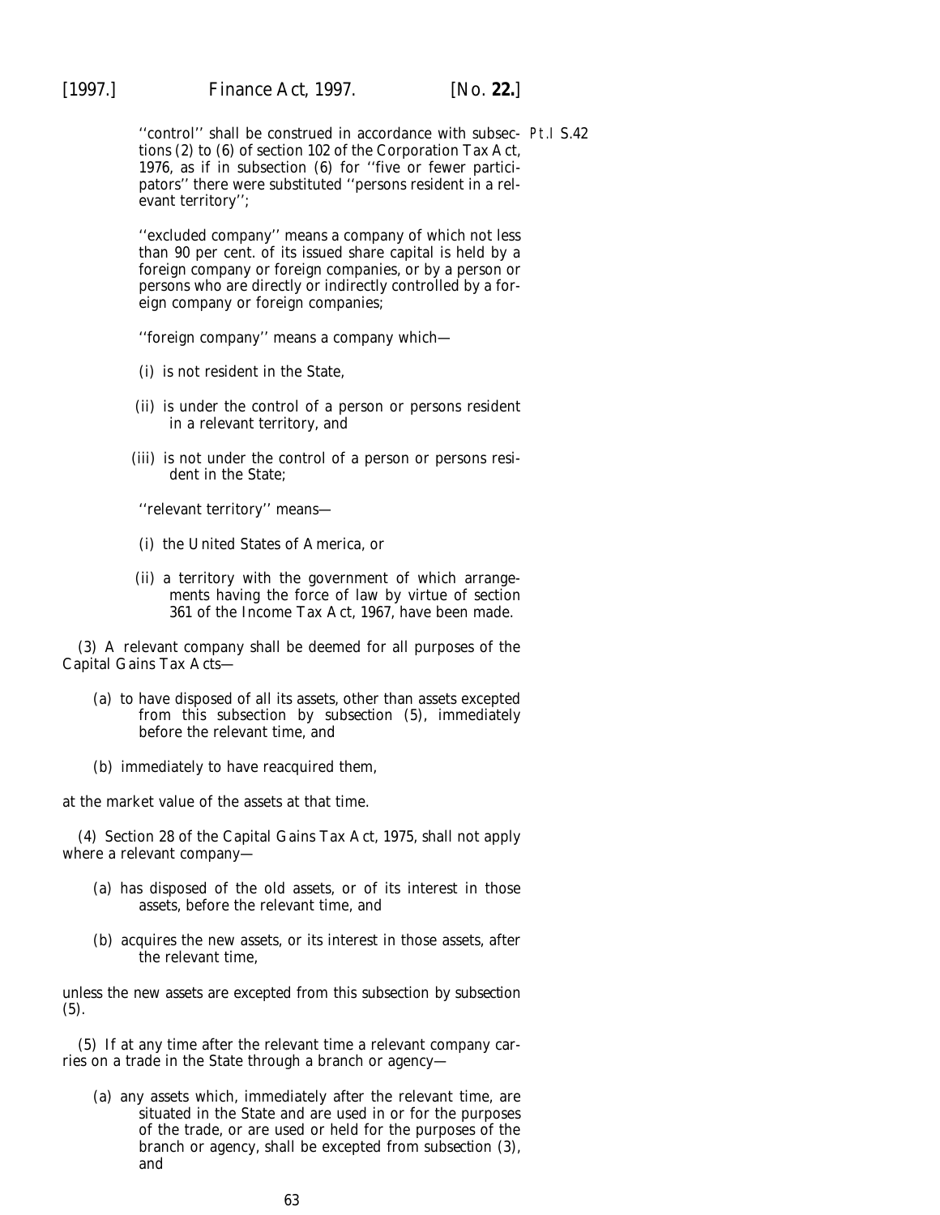''control'' shall be construed in accordance with subsections (2) to (6) of section 102 of the Corporation Tax Act, 1976, as if in subsection (6) for ''five or fewer participators'' there were substituted ''persons resident in a relevant territory'';

''excluded company'' means a company of which not less than 90 per cent. of its issued share capital is held by a foreign company or foreign companies, or by a person or persons who are directly or indirectly controlled by a foreign company or foreign companies;

''foreign company'' means a company which—

(i) is not resident in the State,

(ii) is under the control of a person or persons resident in a relevant territory, and

(iii) is not under the control of a person or persons resident in the State;

''relevant territory'' means—

(i) the United States of America, or

(ii) a territory with the government of which arrangements having the force of law by virtue of section 361 of the Income Tax Act, 1967, have been made.

(3) A relevant company shall be deemed for all purposes of the Capital Gains Tax Acts—

(a) to have disposed of all its assets, other than assets excepted from this subsection by *subsection (5)*, immediately before the relevant time, and

(b) immediately to have reacquired them,

at the market value of the assets at that time.

(4) Section 28 of the Capital Gains Tax Act, 1975, shall not apply where a relevant company—

(a) has disposed of the old assets, or of its interest in those assets, before the relevant time, and

(b) acquires the new assets, or its interest in those assets, after the relevant time,

unless the new assets are excepted from this subsection by *subsection (5)*.

(5) If at any time after the relevant time a relevant company carries on a trade in the State through a branch or agency—

(a) any assets which, immediately after the relevant time, are situated in the State and are used in or for the purposes of the trade, or are used or held for the purposes of the branch or agency, shall be excepted from *subsection (3)*, and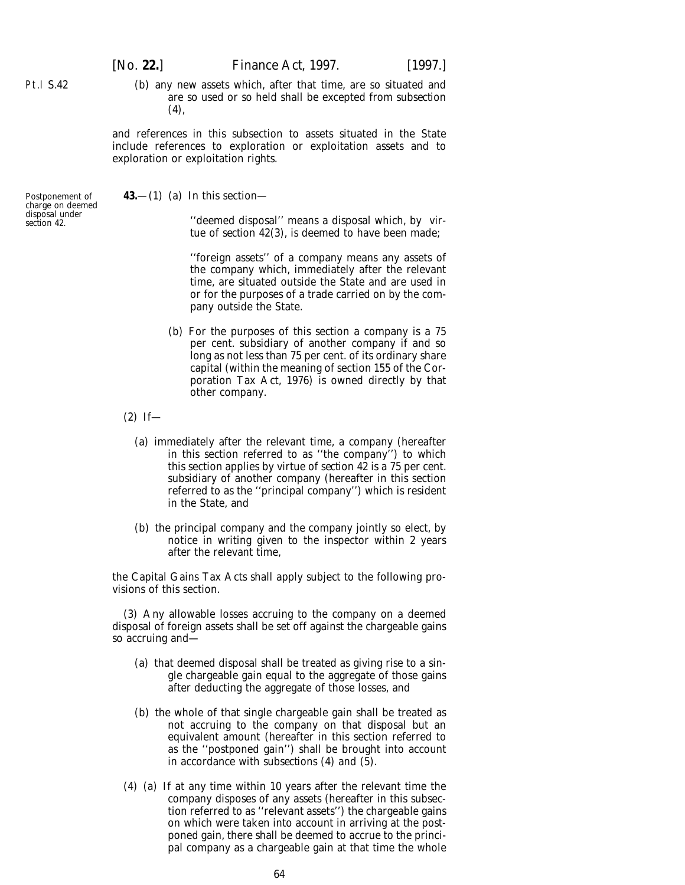(b) any new assets which, after that time, are so situated and are so used or so held shall be excepted from *subsection (4)*,

and references in this subsection to assets situated in the State include references to exploration or exploitation assets and to exploration or exploitation rights.

Postponement of charge on deemed disposal under section 42.

**43.**—(1) (*a*) In this section—

''deemed disposal'' means a disposal which, by virtue of *section 42(3)*, is deemed to have been made;

''foreign assets'' of a company means any assets of the company which, immediately after the relevant time, are situated outside the State and are used in or for the purposes of a trade carried on by the company outside the State.

(*b*) For the purposes of this section a company is a 75 per cent. subsidiary of another company if and so long as not less than 75 per cent. of its ordinary share capital (within the meaning of section 155 of the Corporation Tax Act, 1976) is owned directly by that other company.

(2) If—

(*a*) immediately after the relevant time, a company (hereafter in this section referred to as ''the company'') to which this section applies by virtue of *section 42* is a 75 per cent. subsidiary of another company (hereafter in this section referred to as the ''principal company'') which is resident in the State, and

(*b*) the principal company and the company jointly so elect, by notice in writing given to the inspector within 2 years after the relevant time,

the Capital Gains Tax Acts shall apply subject to the following provisions of this section.

(3) Any allowable losses accruing to the company on a deemed disposal of foreign assets shall be set off against the chargeable gains so accruing and—

(*a*) that deemed disposal shall be treated as giving rise to a single chargeable gain equal to the aggregate of those gains after deducting the aggregate of those losses, and

(*b*) the whole of that single chargeable gain shall be treated as not accruing to the company on that disposal but an equivalent amount (hereafter in this section referred to as the ''postponed gain'') shall be brought into account in accordance with *subsections (4)* and *(5)*.

(4) (*a*) If at any time within 10 years after the relevant time the company disposes of any assets (hereafter in this subsection referred to as ''relevant assets'') the chargeable gains on which were taken into account in arriving at the postponed gain, there shall be deemed to accrue to the principal company as a chargeable gain at that time the whole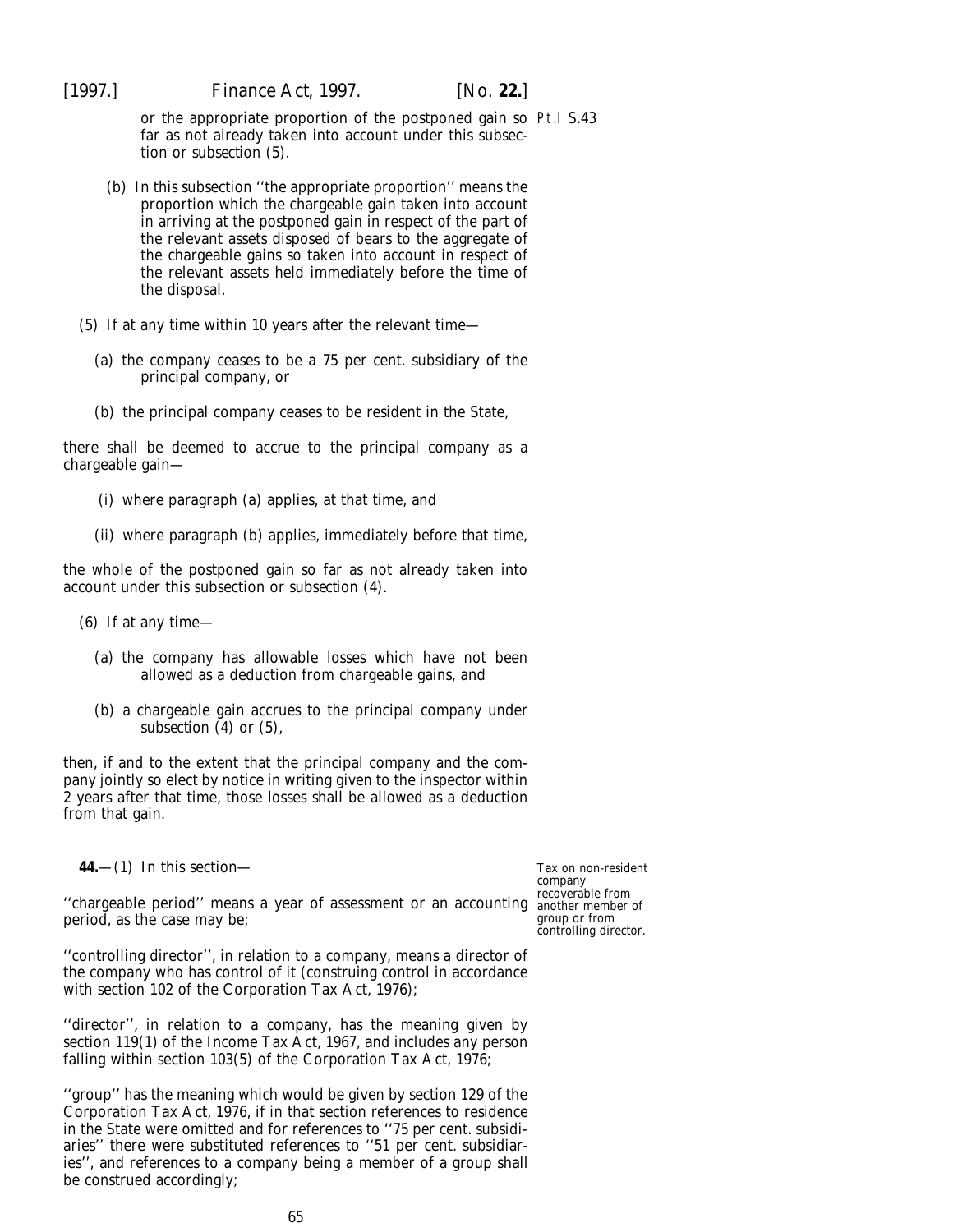or the appropriate proportion of the postponed gain so far as not already taken into account under this subsection or *subsection (5)*.

(*b*) In this subsection ''the appropriate proportion'' means the proportion which the chargeable gain taken into account in arriving at the postponed gain in respect of the part of the relevant assets disposed of bears to the aggregate of the chargeable gains so taken into account in respect of the relevant assets held immediately before the time of the disposal.

(5) If at any time within 10 years after the relevant time—

(*a*) the company ceases to be a 75 per cent. subsidiary of the principal company, or

(*b*) the principal company ceases to be resident in the State,

there shall be deemed to accrue to the principal company as a chargeable gain—

(i) where *paragraph (a)* applies, at that time, and

(ii) where *paragraph (b)* applies, immediately before that time,

the whole of the postponed gain so far as not already taken into account under this subsection or *subsection (4)*.

(6) If at any time—

(*a*) the company has allowable losses which have not been allowed as a deduction from chargeable gains, and

(*b*) a chargeable gain accrues to the principal company under *subsection (4)* or *(5)*,

then, if and to the extent that the principal company and the company jointly so elect by notice in writing given to the inspector within 2 years after that time, those losses shall be allowed as a deduction from that gain.

Tax on non-resident company recoverable from another member of group or from controlling director.

**44.**—(1) In this section—

''chargeable period'' means a year of assessment or an accounting period, as the case may be;

''controlling director'', in relation to a company, means a director of the company who has control of it (construing control in accordance with section 102 of the Corporation Tax Act, 1976);

''director'', in relation to a company, has the meaning given by section 119(1) of the Income Tax Act, 1967, and includes any person falling within section 103(5) of the Corporation Tax Act, 1976;

''group'' has the meaning which would be given by section 129 of the Corporation Tax Act, 1976, if in that section references to residence in the State were omitted and for references to ''75 per cent. subsidiaries'' there were substituted references to ''51 per cent. subsidiaries'', and references to a company being a member of a group shall be construed accordingly;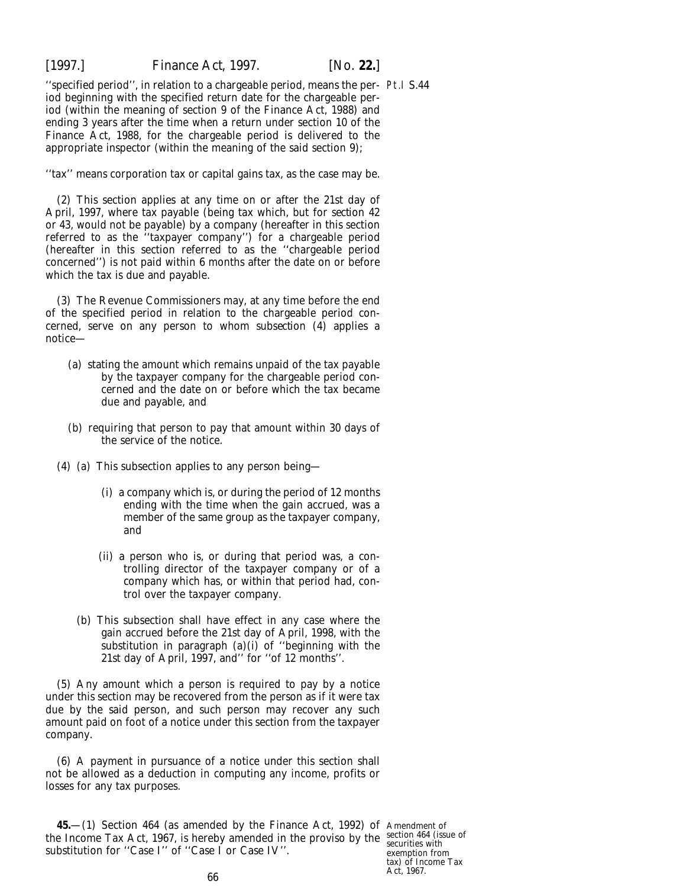''specified period'', in relation to a chargeable period, means the period beginning with the specified return date for the chargeable period (within the meaning of section 9 of the Finance Act, 1988) and ending 3 years after the time when a return under section 10 of the Finance Act, 1988, for the chargeable period is delivered to the appropriate inspector (within the meaning of the said section 9);

Pt.I S.44

''tax'' means corporation tax or capital gains tax, as the case may be.

(2) This section applies at any time on or after the 21st day of April, 1997, where tax payable (being tax which, but for *section 42* or *43*, would not be payable) by a company (hereafter in this section referred to as the ''taxpayer company'') for a chargeable period (hereafter in this section referred to as the ''chargeable period concerned'') is not paid within 6 months after the date on or before which the tax is due and payable.

(3) The Revenue Commissioners may, at any time before the end of the specified period in relation to the chargeable period concerned, serve on any person to whom *subsection (4)* applies a notice—

(*a*) stating the amount which remains unpaid of the tax payable by the taxpayer company for the chargeable period concerned and the date on or before which the tax became due and payable, and

(*b*) requiring that person to pay that amount within 30 days of the service of the notice.

(4) (*a*) This subsection applies to any person being—

(i) a company which is, or during the period of 12 months ending with the time when the gain accrued, was a member of the same group as the taxpayer company, and

(ii) a person who is, or during that period was, a controlling director of the taxpayer company or of a company which has, or within that period had, control over the taxpayer company.

(*b*) This subsection shall have effect in any case where the gain accrued before the 21st day of April, 1998, with the substitution in *paragraph (a)(i)* of ''beginning with the 21st day of April, 1997, and'' for ''of 12 months''.

(5) Any amount which a person is required to pay by a notice under this section may be recovered from the person as if it were tax due by the said person, and such person may recover any such amount paid on foot of a notice under this section from the taxpayer company.

(6) A payment in pursuance of a notice under this section shall not be allowed as a deduction in computing any income, profits or losses for any tax purposes.

**45.**—(1) Section 464 (as amended by the Finance Act, 1992) of the Income Tax Act, 1967, is hereby amended in the proviso by the substitution for ''Case I'' of ''Case I or Case IV''.

Amendment of section 464 (issue of securities with exemption from tax) of Income Tax Act, 1967.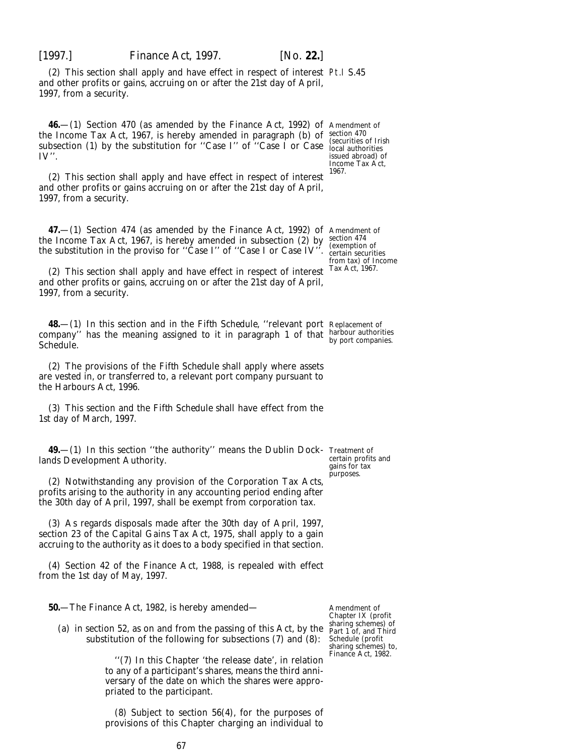(2) This section shall apply and have effect in respect of interest and other profits or gains, accruing on or after the 21st day of April, 1997, from a security.

*Amendment of section 470 (securities of Irish local authorities issued abroad) of Income Tax Act, 1967.*

**46.**—(1) Section 470 (as amended by the Finance Act, 1992) of the Income Tax Act, 1967, is hereby amended in paragraph (*b*) of subsection (1) by the substitution for ''Case I'' of ''Case I or Case IV''.

(2) This section shall apply and have effect in respect of interest and other profits or gains accruing on or after the 21st day of April, 1997, from a security.

*Amendment of section 474 (exemption of certain securities from tax) of Income Tax Act, 1967.*

**47.**—(1) Section 474 (as amended by the Finance Act, 1992) of the Income Tax Act, 1967, is hereby amended in subsection (2) by the substitution in the proviso for ''Case I'' of ''Case I or Case IV''.

(2) This section shall apply and have effect in respect of interest and other profits or gains, accruing on or after the 21st day of April, 1997, from a security.

*Replacement of harbour authorities by port companies.*

**48.**—(1) In this section and in the *Fifth Schedule*, ''relevant port company'' has the meaning assigned to it in paragraph 1 of that Schedule.

(2) The provisions of the *Fifth Schedule* shall apply where assets are vested in, or transferred to, a relevant port company pursuant to the Harbours Act, 1996.

(3) This section and the *Fifth Schedule* shall have effect from the 1st day of March, 1997.

*Treatment of certain profits and gains for tax purposes.*

**49.**—(1) In this section ''the authority'' means the Dublin Docklands Development Authority.

(2) Notwithstanding any provision of the Corporation Tax Acts, profits arising to the authority in any accounting period ending after the 30th day of April, 1997, shall be exempt from corporation tax.

(3) As regards disposals made after the 30th day of April, 1997, section 23 of the Capital Gains Tax Act, 1975, shall apply to a gain accruing to the authority as it does to a body specified in that section.

(4) Section 42 of the Finance Act, 1988, is repealed with effect from the 1st day of May, 1997.

*Amendment of Chapter IX (profit sharing schemes) of Part 1 of, and Third Schedule (profit sharing schemes) to, Finance Act, 1982.*

**50.**—The Finance Act, 1982, is hereby amended—

(*a*) in section 52, as on and from the passing of this Act, by the substitution of the following for subsections (7) and (8):

> ''(7) In this Chapter 'the release date', in relation to any of a participant's shares, means the third anniversary of the date on which the shares were appropriated to the participant.
>
> (8) Subject to section 56(4), for the purposes of provisions of this Chapter charging an individual to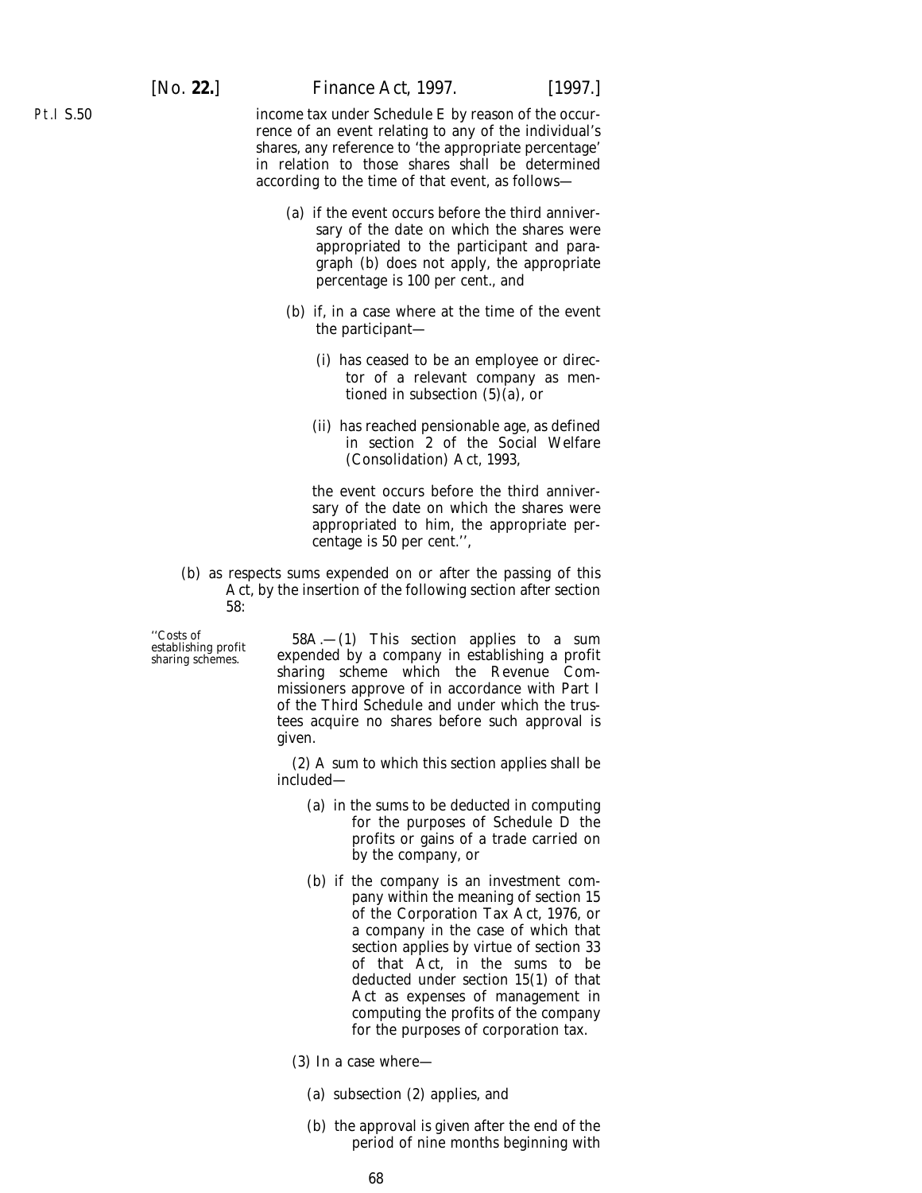income tax under Schedule E by reason of the occurrence of an event relating to any of the individual's shares, any reference to 'the appropriate percentage' in relation to those shares shall be determined according to the time of that event, as follows—

(a) if the event occurs before the third anniversary of the date on which the shares were appropriated to the participant and paragraph (b) does not apply, the appropriate percentage is 100 per cent., and

(b) if, in a case where at the time of the event the participant—

(i) has ceased to be an employee or director of a relevant company as mentioned in subsection (5)(a), or

(ii) has reached pensionable age, as defined in section 2 of the Social Welfare (Consolidation) Act, 1993,

the event occurs before the third anniversary of the date on which the shares were appropriated to him, the appropriate percentage is 50 per cent.'',

(b) as respects sums expended on or after the passing of this Act, by the insertion of the following section after section 58:

''Costs of establishing profit sharing schemes.

58A.—(1) This section applies to a sum expended by a company in establishing a profit sharing scheme which the Revenue Commissioners approve of in accordance with Part I of the Third Schedule and under which the trustees acquire no shares before such approval is given.

(2) A sum to which this section applies shall be included—

(a) in the sums to be deducted in computing for the purposes of Schedule D the profits or gains of a trade carried on by the company, or

(b) if the company is an investment company within the meaning of section 15 of the Corporation Tax Act, 1976, or a company in the case of which that section applies by virtue of section 33 of that Act, in the sums to be deducted under section 15(1) of that Act as expenses of management in computing the profits of the company for the purposes of corporation tax.

(3) In a case where—

(a) subsection (2) applies, and

(b) the approval is given after the end of the period of nine months beginning with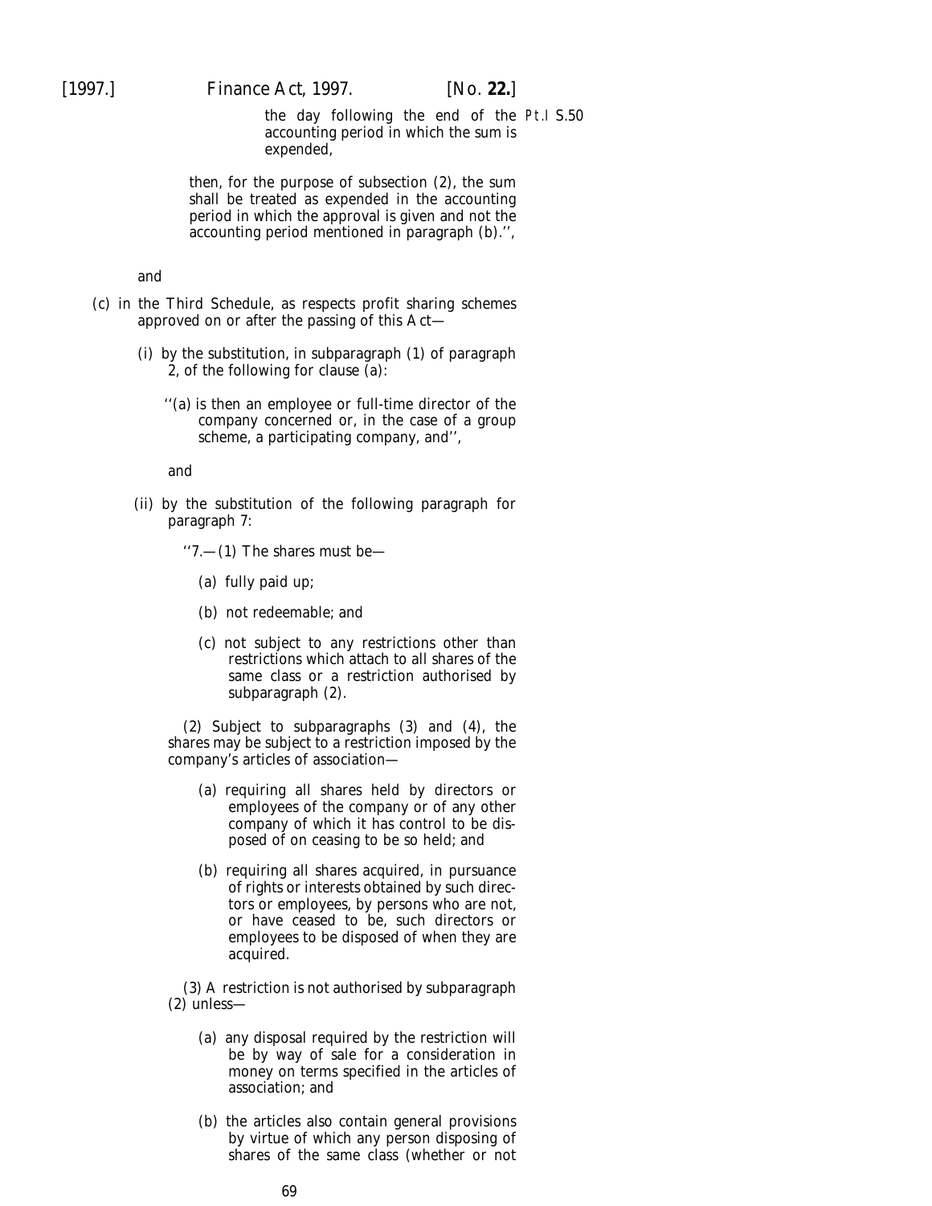the day following the end of the accounting period in which the sum is expended,

then, for the purpose of subsection (2), the sum shall be treated as expended in the accounting period in which the approval is given and not the accounting period mentioned in paragraph (*b*).'',

and

(*c*) in the Third Schedule, as respects profit sharing schemes approved on or after the passing of this Act—

(i) by the substitution, in subparagraph (1) of paragraph 2, of the following for clause (*a*):

''(*a*) is then an employee or full-time director of the company concerned or, in the case of a group scheme, a participating company, and'',

and

(ii) by the substitution of the following paragraph for paragraph 7:

''7.—(1) The shares must be—

(*a*) fully paid up;

(*b*) not redeemable; and

(*c*) not subject to any restrictions other than restrictions which attach to all shares of the same class or a restriction authorised by subparagraph (2).

(2) Subject to subparagraphs (3) and (4), the shares may be subject to a restriction imposed by the company's articles of association—

(*a*) requiring all shares held by directors or employees of the company or of any other company of which it has control to be disposed of on ceasing to be so held; and

(*b*) requiring all shares acquired, in pursuance of rights or interests obtained by such directors or employees, by persons who are not, or have ceased to be, such directors or employees to be disposed of when they are acquired.

(3) A restriction is not authorised by subparagraph (2) unless—

(*a*) any disposal required by the restriction will be by way of sale for a consideration in money on terms specified in the articles of association; and

(*b*) the articles also contain general provisions by virtue of which any person disposing of shares of the same class (whether or not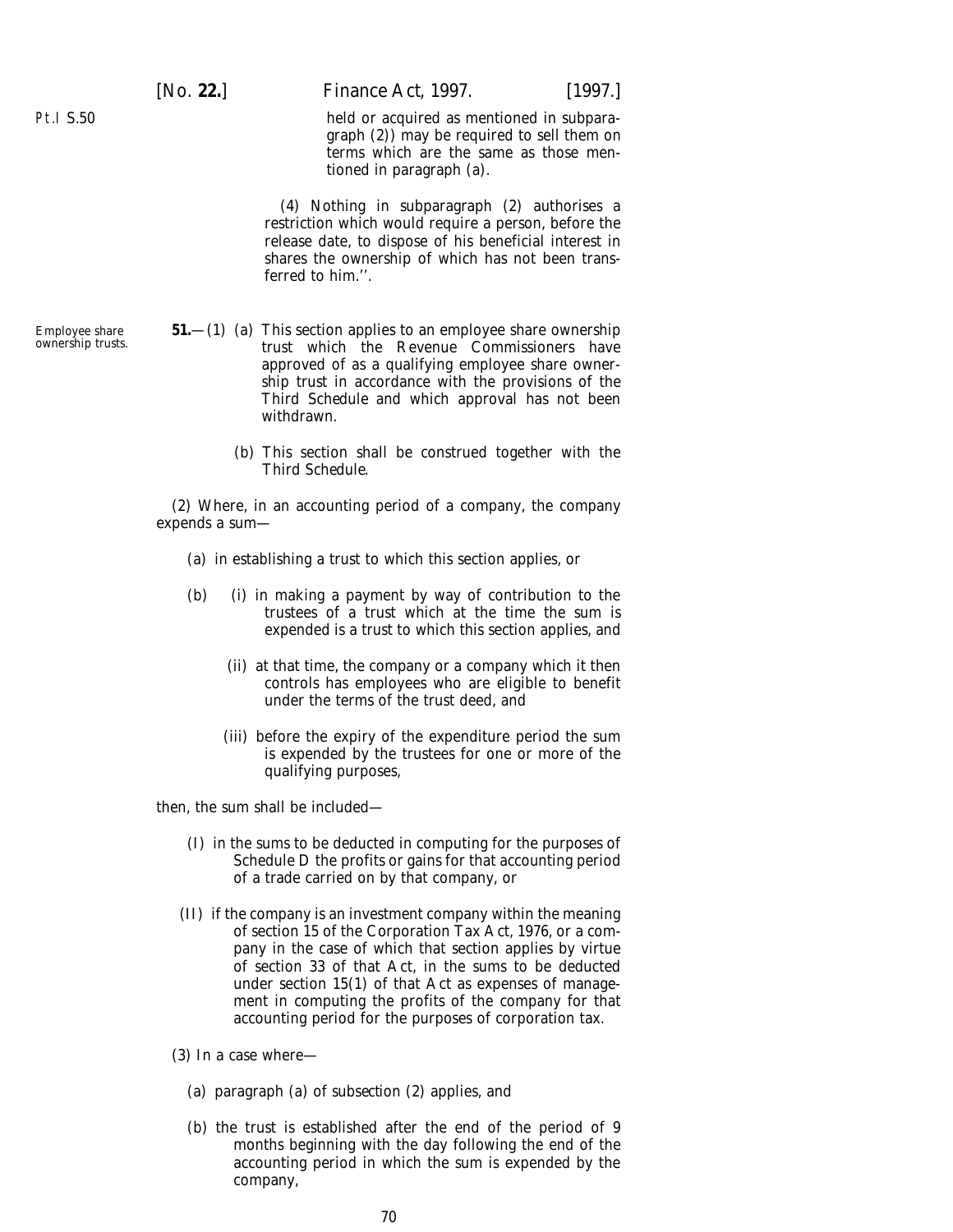held or acquired as mentioned in subparagraph (2)) may be required to sell them on terms which are the same as those mentioned in paragraph (*a*).

(4) Nothing in subparagraph (2) authorises a restriction which would require a person, before the release date, to dispose of his beneficial interest in shares the ownership of which has not been transferred to him.''.

Employee share ownership trusts.

**51.**—(1) (*a*) This section applies to an employee share ownership trust which the Revenue Commissioners have approved of as a qualifying employee share ownership trust in accordance with the provisions of the Third Schedule and which approval has not been withdrawn.

(*b*) This section shall be construed together with the Third Schedule.

(2) Where, in an accounting period of a company, the company expends a sum—

(*a*) in establishing a trust to which this section applies, or

(*b*) (i) in making a payment by way of contribution to the trustees of a trust which at the time the sum is expended is a trust to which this section applies, and

(ii) at that time, the company or a company which it then controls has employees who are eligible to benefit under the terms of the trust deed, and

(iii) before the expiry of the expenditure period the sum is expended by the trustees for one or more of the qualifying purposes,

then, the sum shall be included—

(I) in the sums to be deducted in computing for the purposes of Schedule D the profits or gains for that accounting period of a trade carried on by that company, or

(II) if the company is an investment company within the meaning of section 15 of the Corporation Tax Act, 1976, or a company in the case of which that section applies by virtue of section 33 of that Act, in the sums to be deducted under section 15(1) of that Act as expenses of management in computing the profits of the company for that accounting period for the purposes of corporation tax.

(3) In a case where—

(*a*) paragraph (*a*) of subsection (2) applies, and

(*b*) the trust is established after the end of the period of 9 months beginning with the day following the end of the accounting period in which the sum is expended by the company,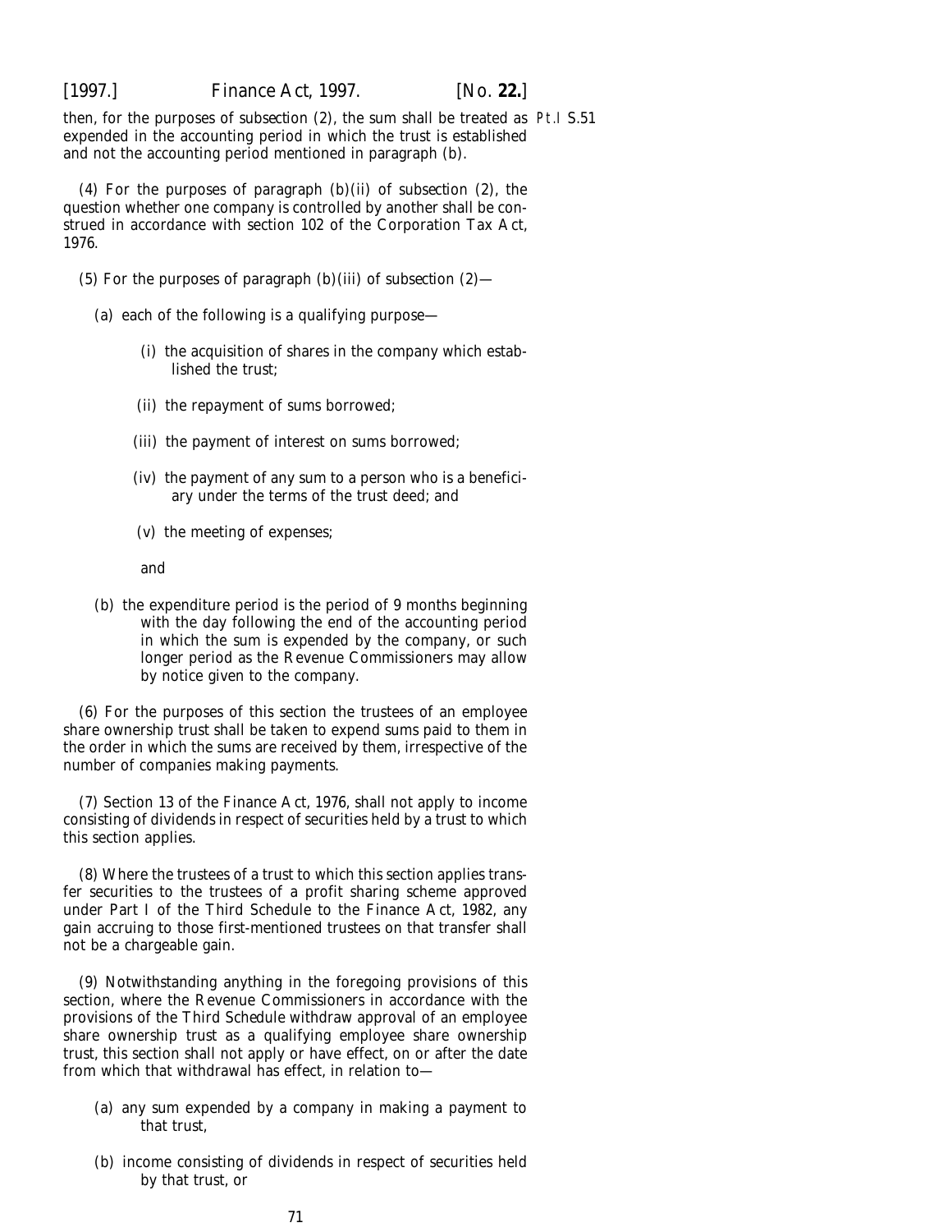then, for the purposes of *subsection (2)*, the sum shall be treated as expended in the accounting period in which the trust is established and not the accounting period mentioned in *paragraph (b)*.

Pt.I S.51

(4) For the purposes of *paragraph (b)(ii)* of *subsection (2)*, the question whether one company is controlled by another shall be construed in accordance with section 102 of the Corporation Tax Act, 1976.

(5) For the purposes of *paragraph (b)(iii)* of *subsection (2)*—

(*a*) each of the following is a qualifying purpose—

(i) the acquisition of shares in the company which established the trust;

(ii) the repayment of sums borrowed;

(iii) the payment of interest on sums borrowed;

(iv) the payment of any sum to a person who is a beneficiary under the terms of the trust deed; and

(v) the meeting of expenses;

and

(*b*) the expenditure period is the period of 9 months beginning with the day following the end of the accounting period in which the sum is expended by the company, or such longer period as the Revenue Commissioners may allow by notice given to the company.

(6) For the purposes of this section the trustees of an employee share ownership trust shall be taken to expend sums paid to them in the order in which the sums are received by them, irrespective of the number of companies making payments.

(7) Section 13 of the Finance Act, 1976, shall not apply to income consisting of dividends in respect of securities held by a trust to which this section applies.

(8) Where the trustees of a trust to which this section applies transfer securities to the trustees of a profit sharing scheme approved under Part I of the Third Schedule to the Finance Act, 1982, any gain accruing to those first-mentioned trustees on that transfer shall not be a chargeable gain.

(9) Notwithstanding anything in the foregoing provisions of this section, where the Revenue Commissioners in accordance with the provisions of the *Third Schedule* withdraw approval of an employee share ownership trust as a qualifying employee share ownership trust, this section shall not apply or have effect, on or after the date from which that withdrawal has effect, in relation to—

(*a*) any sum expended by a company in making a payment to that trust,

(*b*) income consisting of dividends in respect of securities held by that trust, or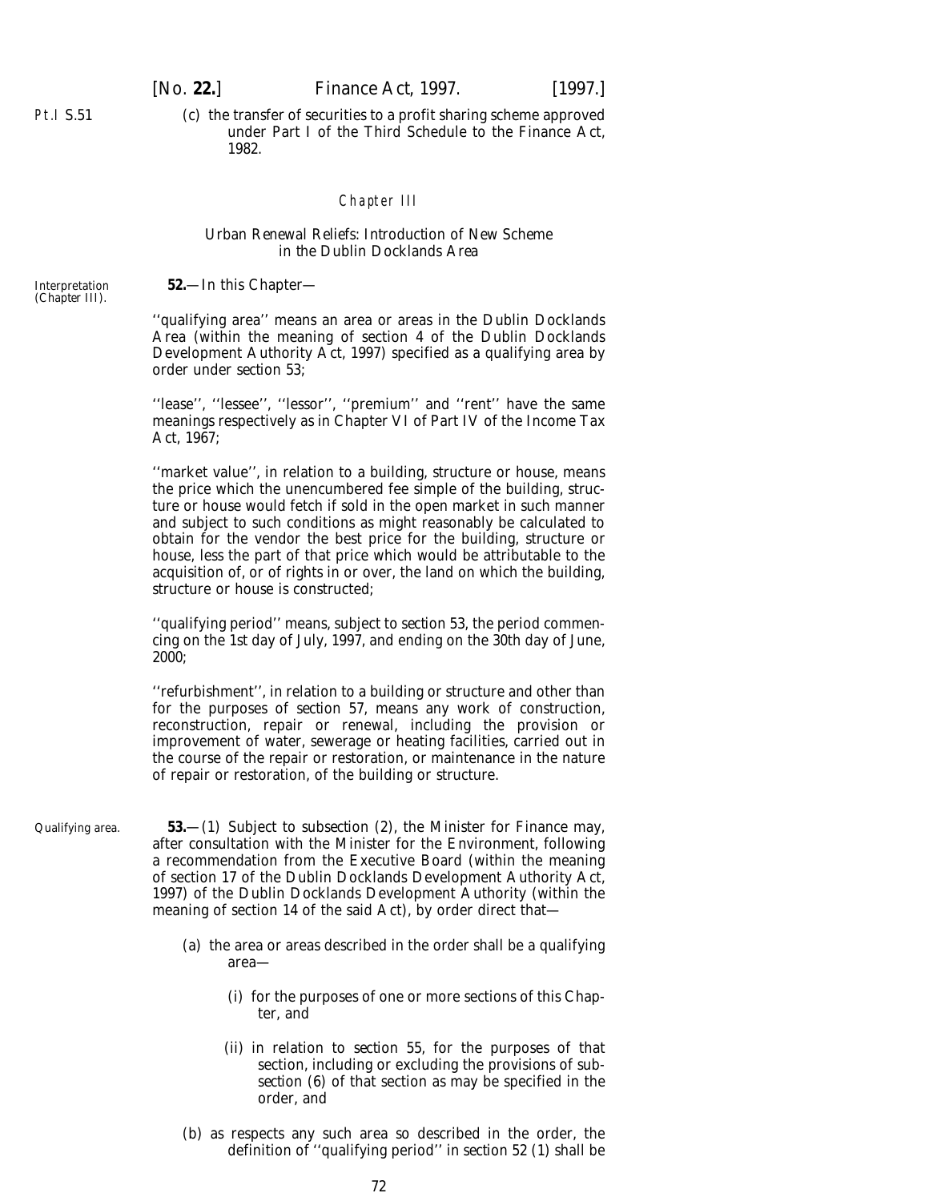(c) the transfer of securities to a profit sharing scheme approved under Part I of the Third Schedule to the Finance Act, 1982.

## Chapter III

### Urban Renewal Reliefs: Introduction of New Scheme in the Dublin Docklands Area

Interpretation (Chapter III).

**52.**—In this Chapter—

''qualifying area'' means an area or areas in the Dublin Docklands Area (within the meaning of section 4 of the Dublin Docklands Development Authority Act, 1997) specified as a qualifying area by order under section 53;

''lease'', ''lessee'', ''lessor'', ''premium'' and ''rent'' have the same meanings respectively as in Chapter VI of Part IV of the Income Tax Act, 1967;

''market value'', in relation to a building, structure or house, means the price which the unencumbered fee simple of the building, structure or house would fetch if sold in the open market in such manner and subject to such conditions as might reasonably be calculated to obtain for the vendor the best price for the building, structure or house, less the part of that price which would be attributable to the acquisition of, or of rights in or over, the land on which the building, structure or house is constructed;

''qualifying period'' means, subject to section 53, the period commencing on the 1st day of July, 1997, and ending on the 30th day of June, 2000;

''refurbishment'', in relation to a building or structure and other than for the purposes of section 57, means any work of construction, reconstruction, repair or renewal, including the provision or improvement of water, sewerage or heating facilities, carried out in the course of the repair or restoration, or maintenance in the nature of repair or restoration, of the building or structure.

Qualifying area.

**53.**—(1) Subject to subsection (2), the Minister for Finance may, after consultation with the Minister for the Environment, following a recommendation from the Executive Board (within the meaning of section 17 of the Dublin Docklands Development Authority Act, 1997) of the Dublin Docklands Development Authority (within the meaning of section 14 of the said Act), by order direct that—

(a) the area or areas described in the order shall be a qualifying area—

(i) for the purposes of one or more sections of this Chapter, and

(ii) in relation to section 55, for the purposes of that section, including or excluding the provisions of subsection (6) of that section as may be specified in the order, and

(b) as respects any such area so described in the order, the definition of ''qualifying period'' in section 52 (1) shall be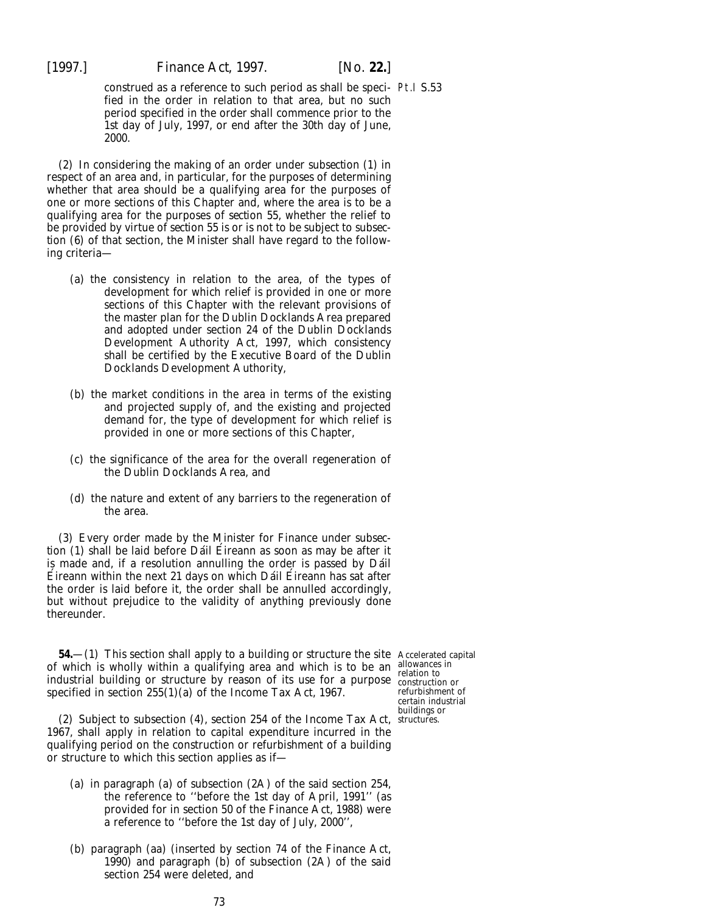construed as a reference to such period as shall be specified in the order in relation to that area, but no such period specified in the order shall commence prior to the 1st day of July, 1997, or end after the 30th day of June, 2000.

(2) In considering the making of an order under *subsection (1)* in respect of an area and, in particular, for the purposes of determining whether that area should be a qualifying area for the purposes of one or more sections of this Chapter and, where the area is to be a qualifying area for the purposes of *section 55*, whether the relief to be provided by virtue of *section 55* is or is not to be subject to *subsection (6)* of that section, the Minister shall have regard to the following criteria—

(*a*) the consistency in relation to the area, of the types of development for which relief is provided in one or more sections of this Chapter with the relevant provisions of the master plan for the Dublin Docklands Area prepared and adopted under section 24 of the Dublin Docklands Development Authority Act, 1997, which consistency shall be certified by the Executive Board of the Dublin Docklands Development Authority,

(*b*) the market conditions in the area in terms of the existing and projected supply of, and the existing and projected demand for, the type of development for which relief is provided in one or more sections of this Chapter,

(*c*) the significance of the area for the overall regeneration of the Dublin Docklands Area, and

(*d*) the nature and extent of any barriers to the regeneration of the area.

(3) Every order made by the Minister for Finance under *subsection (1)* shall be laid before Dáil Éireann as soon as may be after it is made and, if a resolution annulling the order is passed by Dáil Éireann within the next 21 days on which Dáil Éireann has sat after the order is laid before it, the order shall be annulled accordingly, but without prejudice to the validity of anything previously done thereunder.

Accelerated capital allowances in relation to construction or refurbishment of certain industrial buildings or structures.

**54.**—(1) This section shall apply to a building or structure the site of which is wholly within a qualifying area and which is to be an industrial building or structure by reason of its use for a purpose specified in section 255(1)(*a*) of the Income Tax Act, 1967.

(2) Subject to *subsection (4)*, section 254 of the Income Tax Act, 1967, shall apply in relation to capital expenditure incurred in the qualifying period on the construction or refurbishment of a building or structure to which this section applies as if—

(*a*) in paragraph (*a*) of subsection (2A) of the said section 254, the reference to ''before the 1st day of April, 1991'' (as provided for in section 50 of the Finance Act, 1988) were a reference to ''before the 1st day of July, 2000'',

(*b*) paragraph (*aa*) (inserted by section 74 of the Finance Act, 1990) and paragraph (*b*) of subsection (2A) of the said section 254 were deleted, and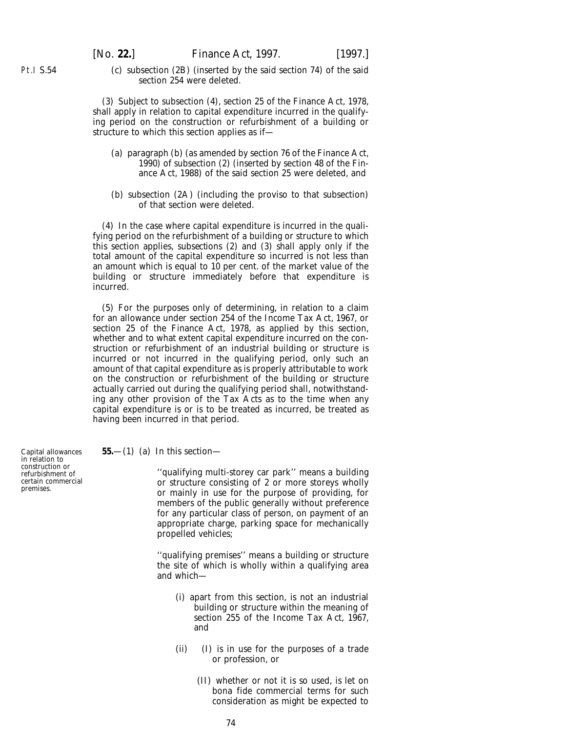(c) subsection (2B) (inserted by the said section 74) of the said section 254 were deleted.

(3) Subject to *subsection (4)*, section 25 of the Finance Act, 1978, shall apply in relation to capital expenditure incurred in the qualifying period on the construction or refurbishment of a building or structure to which this section applies as if—

(a) paragraph (b) (as amended by section 76 of the Finance Act, 1990) of subsection (2) (inserted by section 48 of the Finance Act, 1988) of the said section 25 were deleted, and

(b) subsection (2A) (including the proviso to that subsection) of that section were deleted.

(4) In the case where capital expenditure is incurred in the qualifying period on the refurbishment of a building or structure to which this section applies, *subsections (2)* and *(3)* shall apply only if the total amount of the capital expenditure so incurred is not less than an amount which is equal to 10 per cent. of the market value of the building or structure immediately before that expenditure is incurred.

(5) For the purposes only of determining, in relation to a claim for an allowance under section 254 of the Income Tax Act, 1967, or section 25 of the Finance Act, 1978, as applied by this section, whether and to what extent capital expenditure incurred on the construction or refurbishment of an industrial building or structure is incurred or not incurred in the qualifying period, only such an amount of that capital expenditure as is properly attributable to work on the construction or refurbishment of the building or structure actually carried out during the qualifying period shall, notwithstanding any other provision of the Tax Acts as to the time when any capital expenditure is or is to be treated as incurred, be treated as having been incurred in that period.

Capital allowances in relation to construction or refurbishment of certain commercial premises.

**55.**—(1) (a) In this section—

''qualifying multi-storey car park'' means a building or structure consisting of 2 or more storeys wholly or mainly in use for the purpose of providing, for members of the public generally without preference for any particular class of person, on payment of an appropriate charge, parking space for mechanically propelled vehicles;

''qualifying premises'' means a building or structure the site of which is wholly within a qualifying area and which—

(i) apart from this section, is not an industrial building or structure within the meaning of section 255 of the Income Tax Act, 1967, and

(ii) (I) is in use for the purposes of a trade or profession, or

(II) whether or not it is so used, is let on bona fide commercial terms for such consideration as might be expected to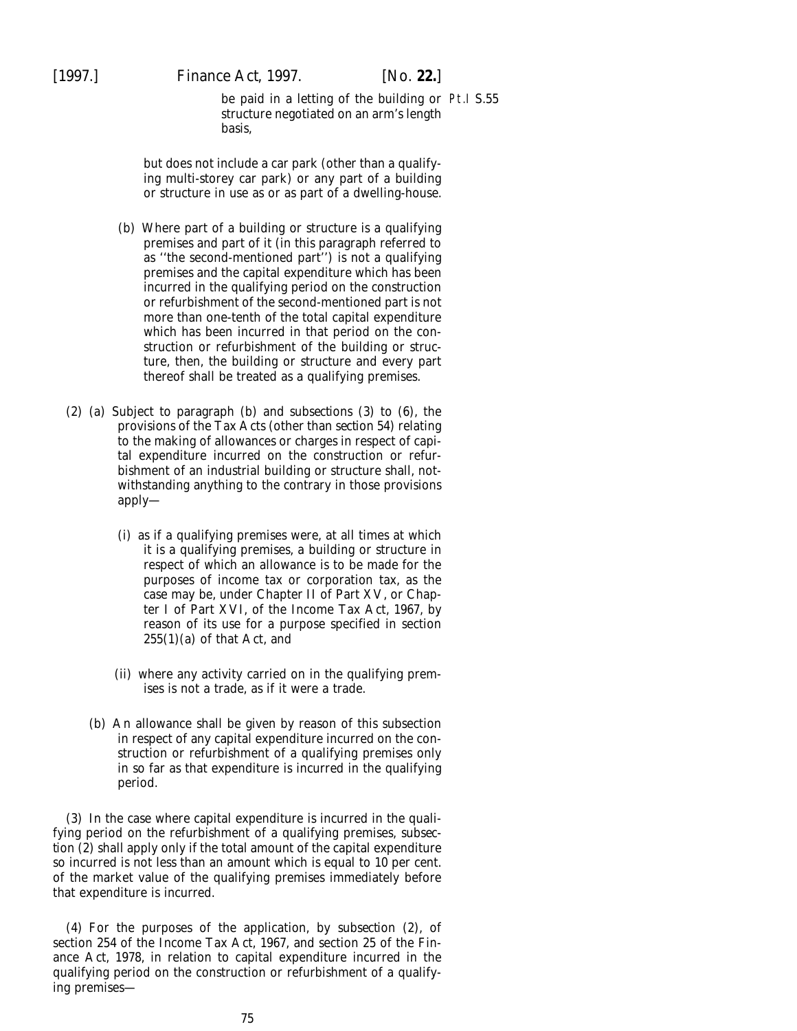be paid in a letting of the building or structure negotiated on an arm's length basis,

but does not include a car park (other than a qualifying multi-storey car park) or any part of a building or structure in use as or as part of a dwelling-house.

(b) Where part of a building or structure is a qualifying premises and part of it (in this paragraph referred to as ''the second-mentioned part'') is not a qualifying premises and the capital expenditure which has been incurred in the qualifying period on the construction or refurbishment of the second-mentioned part is not more than one-tenth of the total capital expenditure which has been incurred in that period on the construction or refurbishment of the building or structure, then, the building or structure and every part thereof shall be treated as a qualifying premises.

(2) (a) Subject to paragraph (b) and subsections (3) to (6), the provisions of the Tax Acts (other than section 54) relating to the making of allowances or charges in respect of capital expenditure incurred on the construction or refurbishment of an industrial building or structure shall, notwithstanding anything to the contrary in those provisions apply—

(i) as if a qualifying premises were, at all times at which it is a qualifying premises, a building or structure in respect of which an allowance is to be made for the purposes of income tax or corporation tax, as the case may be, under Chapter II of Part XV, or Chapter I of Part XVI, of the Income Tax Act, 1967, by reason of its use for a purpose specified in section 255(1)(a) of that Act, and

(ii) where any activity carried on in the qualifying premises is not a trade, as if it were a trade.

(b) An allowance shall be given by reason of this subsection in respect of any capital expenditure incurred on the construction or refurbishment of a qualifying premises only in so far as that expenditure is incurred in the qualifying period.

(3) In the case where capital expenditure is incurred in the qualifying period on the refurbishment of a qualifying premises, subsection (2) shall apply only if the total amount of the capital expenditure so incurred is not less than an amount which is equal to 10 per cent. of the market value of the qualifying premises immediately before that expenditure is incurred.

(4) For the purposes of the application, by subsection (2), of section 254 of the Income Tax Act, 1967, and section 25 of the Finance Act, 1978, in relation to capital expenditure incurred in the qualifying period on the construction or refurbishment of a qualifying premises—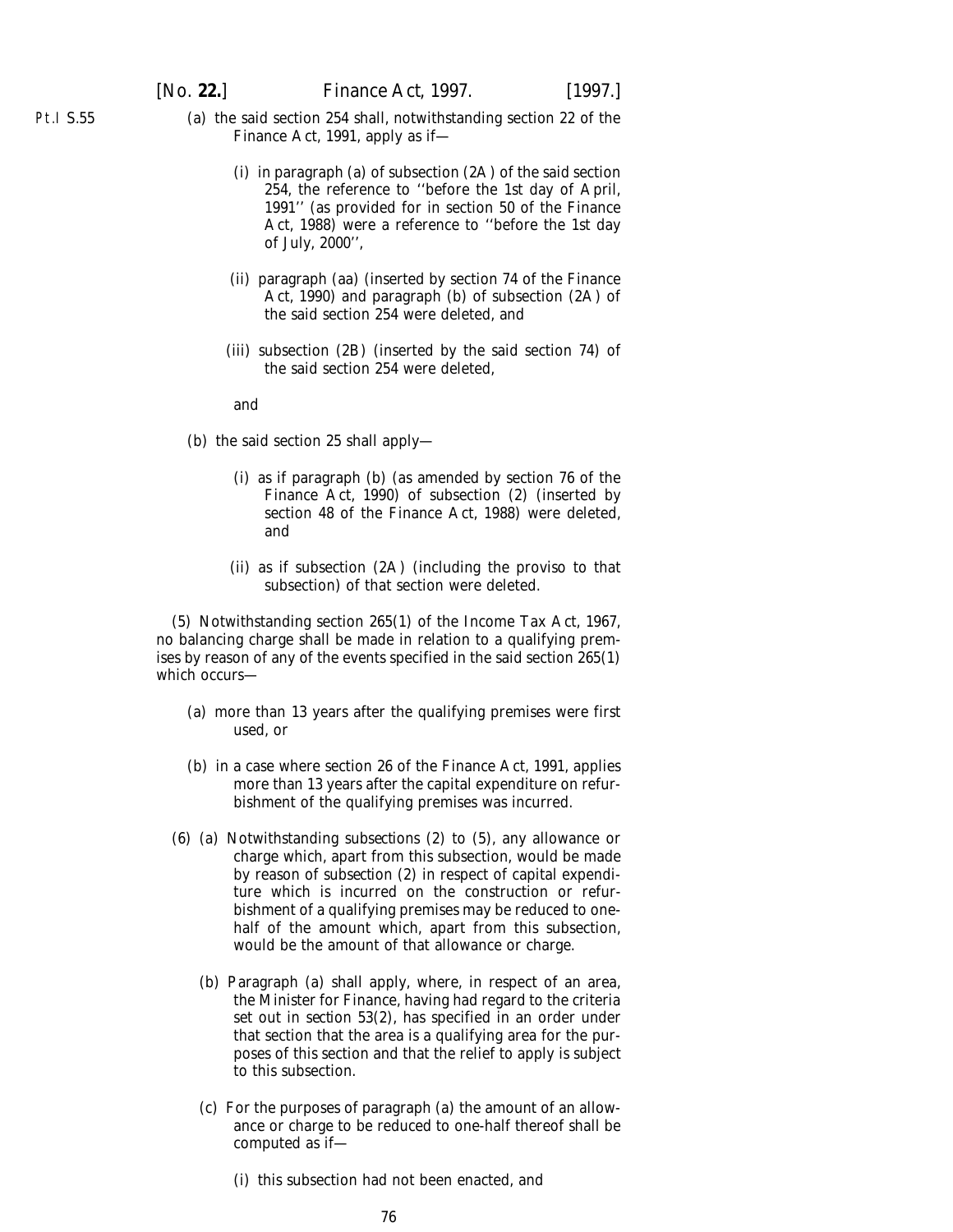(a) the said section 254 shall, notwithstanding section 22 of the Finance Act, 1991, apply as if—

(i) in paragraph (a) of subsection (2A) of the said section 254, the reference to ''before the 1st day of April, 1991'' (as provided for in section 50 of the Finance Act, 1988) were a reference to ''before the 1st day of July, 2000'',

(ii) paragraph (aa) (inserted by section 74 of the Finance Act, 1990) and paragraph (b) of subsection (2A) of the said section 254 were deleted, and

(iii) subsection (2B) (inserted by the said section 74) of the said section 254 were deleted,

and

(b) the said section 25 shall apply—

(i) as if paragraph (b) (as amended by section 76 of the Finance Act, 1990) of subsection (2) (inserted by section 48 of the Finance Act, 1988) were deleted, and

(ii) as if subsection (2A) (including the proviso to that subsection) of that section were deleted.

(5) Notwithstanding section 265(1) of the Income Tax Act, 1967, no balancing charge shall be made in relation to a qualifying premises by reason of any of the events specified in the said section 265(1) which occurs—

(a) more than 13 years after the qualifying premises were first used, or

(b) in a case where section 26 of the Finance Act, 1991, applies more than 13 years after the capital expenditure on refurbishment of the qualifying premises was incurred.

(6) (a) Notwithstanding subsections (2) to (5), any allowance or charge which, apart from this subsection, would be made by reason of subsection (2) in respect of capital expenditure which is incurred on the construction or refurbishment of a qualifying premises may be reduced to one-half of the amount which, apart from this subsection, would be the amount of that allowance or charge.

(b) Paragraph (a) shall apply, where, in respect of an area, the Minister for Finance, having had regard to the criteria set out in section 53(2), has specified in an order under that section that the area is a qualifying area for the purposes of this section and that the relief to apply is subject to this subsection.

(c) For the purposes of paragraph (a) the amount of an allowance or charge to be reduced to one-half thereof shall be computed as if—

(i) this subsection had not been enacted, and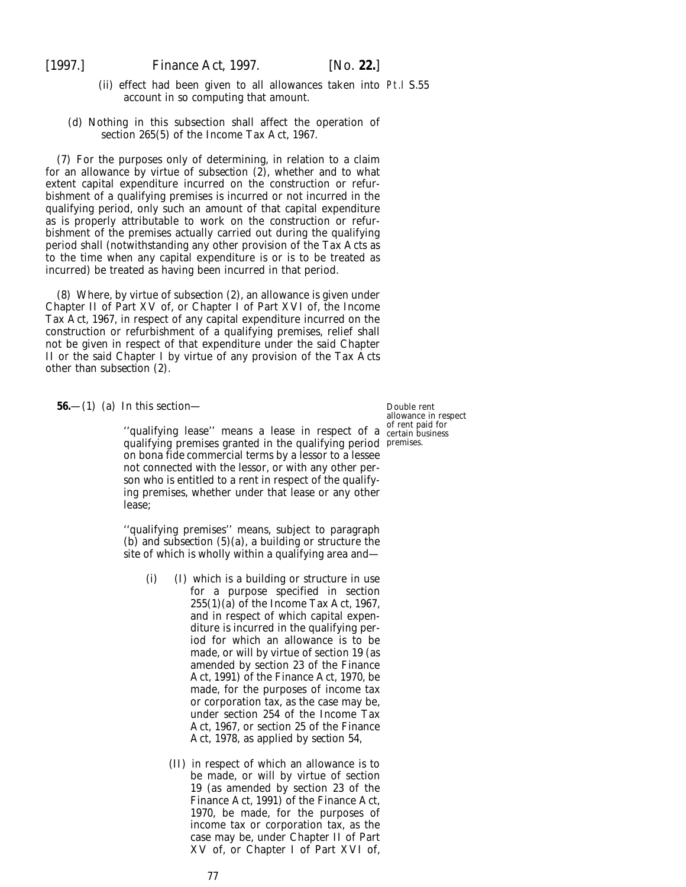(ii) effect had been given to all allowances taken into account in so computing that amount.

(*d*) Nothing in this subsection shall affect the operation of section 265(5) of the Income Tax Act, 1967.

(7) For the purposes only of determining, in relation to a claim for an allowance by virtue of *subsection (2)*, whether and to what extent capital expenditure incurred on the construction or refurbishment of a qualifying premises is incurred or not incurred in the qualifying period, only such an amount of that capital expenditure as is properly attributable to work on the construction or refurbishment of the premises actually carried out during the qualifying period shall (notwithstanding any other provision of the Tax Acts as to the time when any capital expenditure is or is to be treated as incurred) be treated as having been incurred in that period.

(8) Where, by virtue of *subsection (2)*, an allowance is given under Chapter II of Part XV of, or Chapter I of Part XVI of, the Income Tax Act, 1967, in respect of any capital expenditure incurred on the construction or refurbishment of a qualifying premises, relief shall not be given in respect of that expenditure under the said Chapter II or the said Chapter I by virtue of any provision of the Tax Acts other than *subsection (2)*.

**56.**—(1) (*a*) In this section—

Double rent allowance in respect of rent paid for certain business premises.

''qualifying lease'' means a lease in respect of a qualifying premises granted in the qualifying period on bona fide commercial terms by a lessor to a lessee not connected with the lessor, or with any other person who is entitled to a rent in respect of the qualifying premises, whether under that lease or any other lease;

''qualifying premises'' means, subject to *paragraph (b)* and *subsection (5)(a)*, a building or structure the site of which is wholly within a qualifying area and—

(i) (I) which is a building or structure in use for a purpose specified in section 255(1)(*a*) of the Income Tax Act, 1967, and in respect of which capital expenditure is incurred in the qualifying period for which an allowance is to be made, or will by virtue of section 19 (as amended by section 23 of the Finance Act, 1991) of the Finance Act, 1970, be made, for the purposes of income tax or corporation tax, as the case may be, under section 254 of the Income Tax Act, 1967, or section 25 of the Finance Act, 1978, as applied by *section 54*,

(II) in respect of which an allowance is to be made, or will by virtue of section 19 (as amended by section 23 of the Finance Act, 1991) of the Finance Act, 1970, be made, for the purposes of income tax or corporation tax, as the case may be, under Chapter II of Part XV of, or Chapter I of Part XVI of,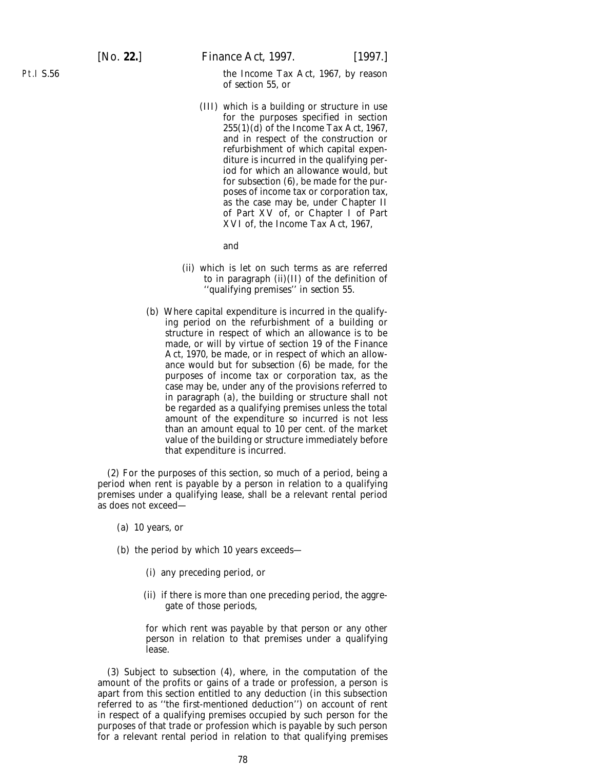the Income Tax Act, 1967, by reason of *section 55*, or

(III) which is a building or structure in use for the purposes specified in section 255(1)(*d*) of the Income Tax Act, 1967, and in respect of the construction or refurbishment of which capital expenditure is incurred in the qualifying period for which an allowance would, but for *subsection (6)*, be made for the purposes of income tax or corporation tax, as the case may be, under Chapter II of Part XV of, or Chapter I of Part XVI of, the Income Tax Act, 1967,

and

(ii) which is let on such terms as are referred to in paragraph (ii)(II) of the definition of ''qualifying premises'' in *section 55*.

(*b*) Where capital expenditure is incurred in the qualifying period on the refurbishment of a building or structure in respect of which an allowance is to be made, or will by virtue of section 19 of the Finance Act, 1970, be made, or in respect of which an allowance would but for *subsection (6)* be made, for the purposes of income tax or corporation tax, as the case may be, under any of the provisions referred to in *paragraph (a)*, the building or structure shall not be regarded as a qualifying premises unless the total amount of the expenditure so incurred is not less than an amount equal to 10 per cent. of the market value of the building or structure immediately before that expenditure is incurred.

(2) For the purposes of this section, so much of a period, being a period when rent is payable by a person in relation to a qualifying premises under a qualifying lease, shall be a relevant rental period as does not exceed—

(*a*) 10 years, or

(*b*) the period by which 10 years exceeds—

(i) any preceding period, or

(ii) if there is more than one preceding period, the aggregate of those periods,

for which rent was payable by that person or any other person in relation to that premises under a qualifying lease.

(3) Subject to *subsection (4)*, where, in the computation of the amount of the profits or gains of a trade or profession, a person is apart from this section entitled to any deduction (in this subsection referred to as ''the first-mentioned deduction'') on account of rent in respect of a qualifying premises occupied by such person for the purposes of that trade or profession which is payable by such person for a relevant rental period in relation to that qualifying premises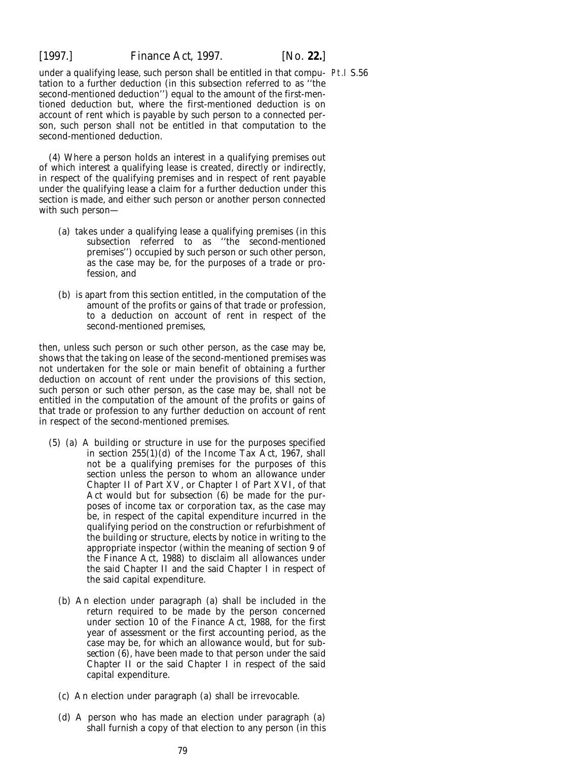under a qualifying lease, such person shall be entitled in that computation to a further deduction (in this subsection referred to as ''the second-mentioned deduction'') equal to the amount of the first-mentioned deduction but, where the first-mentioned deduction is on account of rent which is payable by such person to a connected person, such person shall not be entitled in that computation to the second-mentioned deduction.

(4) Where a person holds an interest in a qualifying premises out of which interest a qualifying lease is created, directly or indirectly, in respect of the qualifying premises and in respect of rent payable under the qualifying lease a claim for a further deduction under this section is made, and either such person or another person connected with such person—

(*a*) takes under a qualifying lease a qualifying premises (in this subsection referred to as ''the second-mentioned premises'') occupied by such person or such other person, as the case may be, for the purposes of a trade or profession, and

(*b*) is apart from this section entitled, in the computation of the amount of the profits or gains of that trade or profession, to a deduction on account of rent in respect of the second-mentioned premises,

then, unless such person or such other person, as the case may be, shows that the taking on lease of the second-mentioned premises was not undertaken for the sole or main benefit of obtaining a further deduction on account of rent under the provisions of this section, such person or such other person, as the case may be, shall not be entitled in the computation of the amount of the profits or gains of that trade or profession to any further deduction on account of rent in respect of the second-mentioned premises.

(5) (*a*) A building or structure in use for the purposes specified in section 255(1)(*d*) of the Income Tax Act, 1967, shall not be a qualifying premises for the purposes of this section unless the person to whom an allowance under Chapter II of Part XV, or Chapter I of Part XVI, of that Act would but for *subsection (6)* be made for the purposes of income tax or corporation tax, as the case may be, in respect of the capital expenditure incurred in the qualifying period on the construction or refurbishment of the building or structure, elects by notice in writing to the appropriate inspector (within the meaning of section 9 of the Finance Act, 1988) to disclaim all allowances under the said Chapter II and the said Chapter I in respect of the said capital expenditure.

(*b*) An election under *paragraph (a)* shall be included in the return required to be made by the person concerned under section 10 of the Finance Act, 1988, for the first year of assessment or the first accounting period, as the case may be, for which an allowance would, but for *subsection (6)*, have been made to that person under the said Chapter II or the said Chapter I in respect of the said capital expenditure.

(*c*) An election under *paragraph (a)* shall be irrevocable.

(*d*) A person who has made an election under *paragraph (a)* shall furnish a copy of that election to any person (in this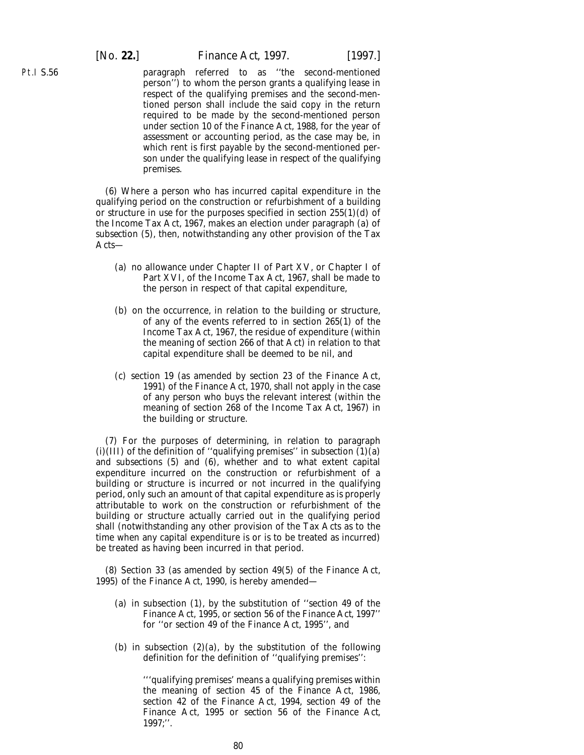paragraph referred to as ''the second-mentioned person'') to whom the person grants a qualifying lease in respect of the qualifying premises and the second-mentioned person shall include the said copy in the return required to be made by the second-mentioned person under section 10 of the Finance Act, 1988, for the year of assessment or accounting period, as the case may be, in which rent is first payable by the second-mentioned person under the qualifying lease in respect of the qualifying premises.

(6) Where a person who has incurred capital expenditure in the qualifying period on the construction or refurbishment of a building or structure in use for the purposes specified in section 255(1)(*d*) of the Income Tax Act, 1967, makes an election under *paragraph (a)* of *subsection (5)*, then, notwithstanding any other provision of the Tax Acts—

- (*a*) no allowance under Chapter II of Part XV, or Chapter I of Part XVI, of the Income Tax Act, 1967, shall be made to the person in respect of that capital expenditure,

- (*b*) on the occurrence, in relation to the building or structure, of any of the events referred to in section 265(1) of the Income Tax Act, 1967, the residue of expenditure (within the meaning of section 266 of that Act) in relation to that capital expenditure shall be deemed to be nil, and

- (*c*) section 19 (as amended by section 23 of the Finance Act, 1991) of the Finance Act, 1970, shall not apply in the case of any person who buys the relevant interest (within the meaning of section 268 of the Income Tax Act, 1967) in the building or structure.

(7) For the purposes of determining, in relation to paragraph (*i*)(III) of the definition of ''qualifying premises'' in *subsection (1)(a)* and *subsections (5)* and *(6)*, whether and to what extent capital expenditure incurred on the construction or refurbishment of a building or structure is incurred or not incurred in the qualifying period, only such an amount of that capital expenditure as is properly attributable to work on the construction or refurbishment of the building or structure actually carried out in the qualifying period shall (notwithstanding any other provision of the Tax Acts as to the time when any capital expenditure is or is to be treated as incurred) be treated as having been incurred in that period.

(8) Section 33 (as amended by section 49(5) of the Finance Act, 1995) of the Finance Act, 1990, is hereby amended—

- (*a*) in subsection (1), by the substitution of ''section 49 of the Finance Act, 1995, or *section 56* of the *Finance Act, 1997*'' for ''or section 49 of the Finance Act, 1995'', and

- (*b*) in subsection (2)(*a*), by the substitution of the following definition for the definition of ''qualifying premises'':

  '''qualifying premises' means a qualifying premises within the meaning of section 45 of the Finance Act, 1986, section 42 of the Finance Act, 1994, section 49 of the Finance Act, 1995 or *section 56* of the *Finance Act, 1997*;''.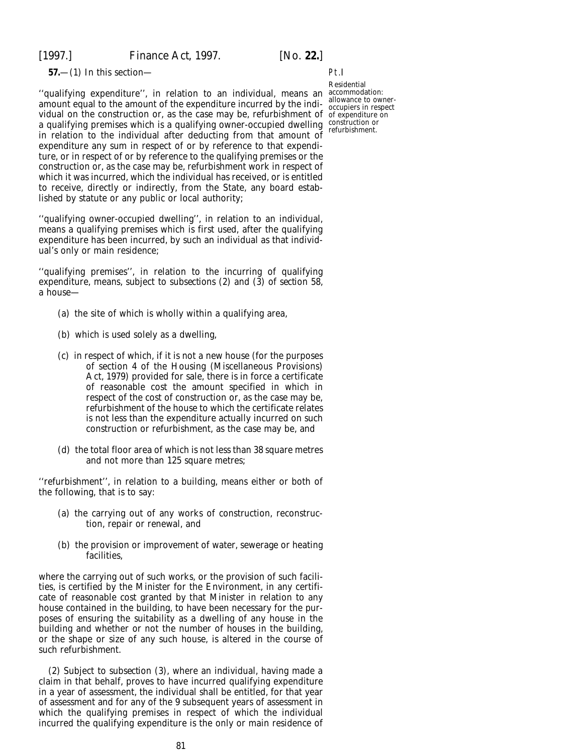**57.**—(1) In this section—

Residential accommodation: allowance to owner-occupiers in respect of expenditure on construction or refurbishment.

''qualifying expenditure'', in relation to an individual, means an amount equal to the amount of the expenditure incurred by the individual on the construction or, as the case may be, refurbishment of a qualifying premises which is a qualifying owner-occupied dwelling in relation to the individual after deducting from that amount of expenditure any sum in respect of or by reference to that expenditure, or in respect of or by reference to the qualifying premises or the construction or, as the case may be, refurbishment work in respect of which it was incurred, which the individual has received, or is entitled to receive, directly or indirectly, from the State, any board established by statute or any public or local authority;

''qualifying owner-occupied dwelling'', in relation to an individual, means a qualifying premises which is first used, after the qualifying expenditure has been incurred, by such an individual as that individual's only or main residence;

''qualifying premises'', in relation to the incurring of qualifying expenditure, means, subject to *subsections (2)* and *(3)* of *section 58*, a house—

(*a*) the site of which is wholly within a qualifying area,

(*b*) which is used solely as a dwelling,

(*c*) in respect of which, if it is not a new house (for the purposes of section 4 of the Housing (Miscellaneous Provisions) Act, 1979) provided for sale, there is in force a certificate of reasonable cost the amount specified in which in respect of the cost of construction or, as the case may be, refurbishment of the house to which the certificate relates is not less than the expenditure actually incurred on such construction or refurbishment, as the case may be, and

(*d*) the total floor area of which is not less than 38 square metres and not more than 125 square metres;

''refurbishment'', in relation to a building, means either or both of the following, that is to say:

(*a*) the carrying out of any works of construction, reconstruction, repair or renewal, and

(*b*) the provision or improvement of water, sewerage or heating facilities,

where the carrying out of such works, or the provision of such facilities, is certified by the Minister for the Environment, in any certificate of reasonable cost granted by that Minister in relation to any house contained in the building, to have been necessary for the purposes of ensuring the suitability as a dwelling of any house in the building and whether or not the number of houses in the building, or the shape or size of any such house, is altered in the course of such refurbishment.

(2) Subject to *subsection (3)*, where an individual, having made a claim in that behalf, proves to have incurred qualifying expenditure in a year of assessment, the individual shall be entitled, for that year of assessment and for any of the 9 subsequent years of assessment in which the qualifying premises in respect of which the individual incurred the qualifying expenditure is the only or main residence of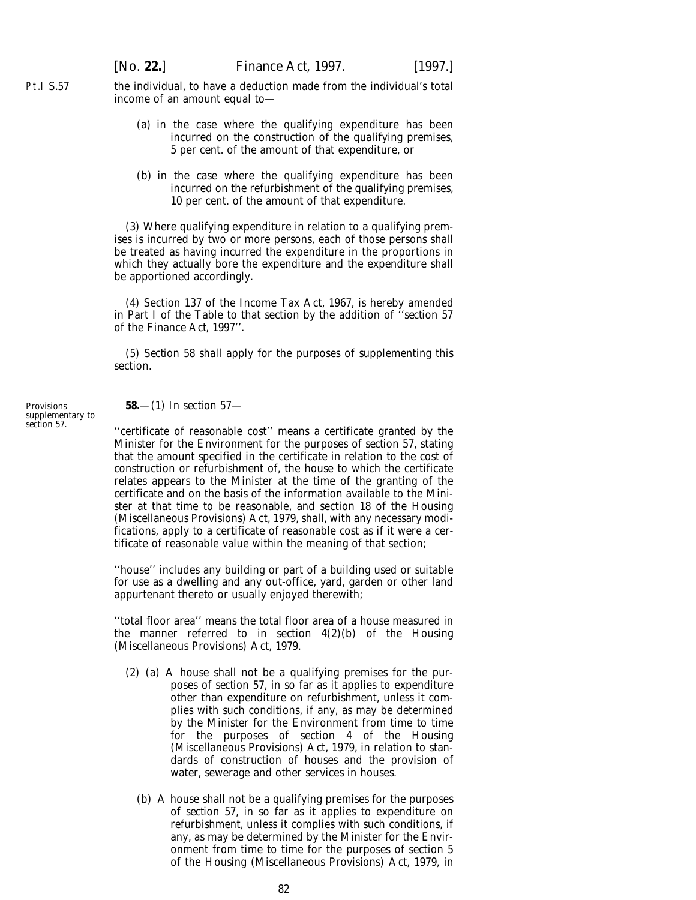the individual, to have a deduction made from the individual's total income of an amount equal to—

(*a*) in the case where the qualifying expenditure has been incurred on the construction of the qualifying premises, 5 per cent. of the amount of that expenditure, or

(*b*) in the case where the qualifying expenditure has been incurred on the refurbishment of the qualifying premises, 10 per cent. of the amount of that expenditure.

(3) Where qualifying expenditure in relation to a qualifying premises is incurred by two or more persons, each of those persons shall be treated as having incurred the expenditure in the proportions in which they actually bore the expenditure and the expenditure shall be apportioned accordingly.

(4) Section 137 of the Income Tax Act, 1967, is hereby amended in Part I of the Table to that section by the addition of ''*section 57* of the Finance Act, 1997''.

(5) *Section 58* shall apply for the purposes of supplementing this section.

Provisions supplementary to *section 57*.

**58.**—(1) In *section 57*—

''certificate of reasonable cost'' means a certificate granted by the Minister for the Environment for the purposes of *section 57*, stating that the amount specified in the certificate in relation to the cost of construction or refurbishment of, the house to which the certificate relates appears to the Minister at the time of the granting of the certificate and on the basis of the information available to the Minister at that time to be reasonable, and section 18 of the Housing (Miscellaneous Provisions) Act, 1979, shall, with any necessary modifications, apply to a certificate of reasonable cost as if it were a certificate of reasonable value within the meaning of that section;

''house'' includes any building or part of a building used or suitable for use as a dwelling and any out-office, yard, garden or other land appurtenant thereto or usually enjoyed therewith;

''total floor area'' means the total floor area of a house measured in the manner referred to in section 4(2)(*b*) of the Housing (Miscellaneous Provisions) Act, 1979.

(2) (*a*) A house shall not be a qualifying premises for the purposes of *section 57*, in so far as it applies to expenditure other than expenditure on refurbishment, unless it complies with such conditions, if any, as may be determined by the Minister for the Environment from time to time for the purposes of section 4 of the Housing (Miscellaneous Provisions) Act, 1979, in relation to standards of construction of houses and the provision of water, sewerage and other services in houses.

(*b*) A house shall not be a qualifying premises for the purposes of *section 57*, in so far as it applies to expenditure on refurbishment, unless it complies with such conditions, if any, as may be determined by the Minister for the Environment from time to time for the purposes of section 5 of the Housing (Miscellaneous Provisions) Act, 1979, in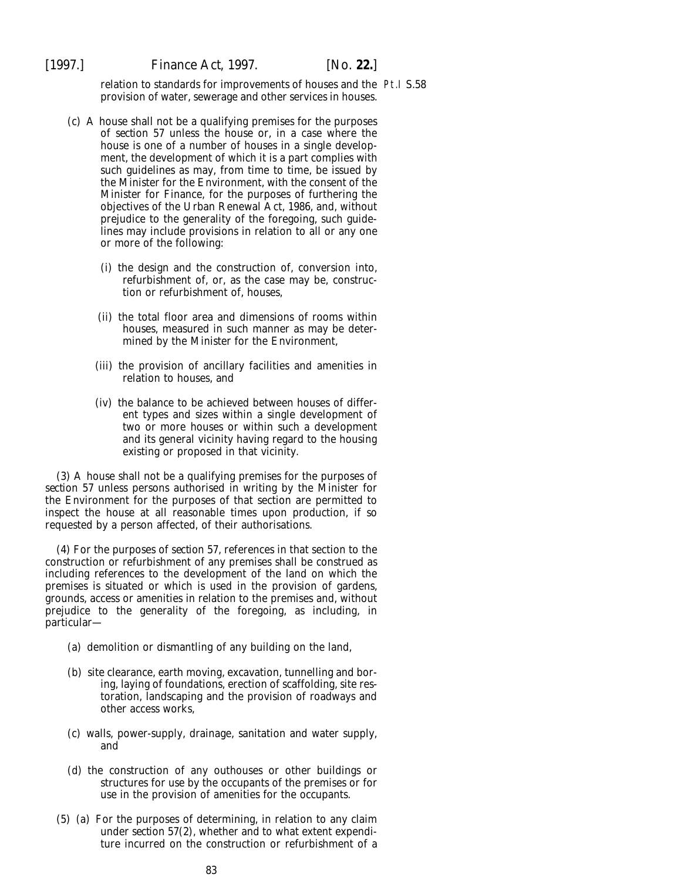relation to standards for improvements of houses and the provision of water, sewerage and other services in houses.

(c) A house shall not be a qualifying premises for the purposes of section 57 unless the house or, in a case where the house is one of a number of houses in a single development, the development of which it is a part complies with such guidelines as may, from time to time, be issued by the Minister for the Environment, with the consent of the Minister for Finance, for the purposes of furthering the objectives of the Urban Renewal Act, 1986, and, without prejudice to the generality of the foregoing, such guidelines may include provisions in relation to all or any one or more of the following:

(i) the design and the construction of, conversion into, refurbishment of, or, as the case may be, construction or refurbishment of, houses,

(ii) the total floor area and dimensions of rooms within houses, measured in such manner as may be determined by the Minister for the Environment,

(iii) the provision of ancillary facilities and amenities in relation to houses, and

(iv) the balance to be achieved between houses of different types and sizes within a single development of two or more houses or within such a development and its general vicinity having regard to the housing existing or proposed in that vicinity.

(3) A house shall not be a qualifying premises for the purposes of section 57 unless persons authorised in writing by the Minister for the Environment for the purposes of that section are permitted to inspect the house at all reasonable times upon production, if so requested by a person affected, of their authorisations.

(4) For the purposes of section 57, references in that section to the construction or refurbishment of any premises shall be construed as including references to the development of the land on which the premises is situated or which is used in the provision of gardens, grounds, access or amenities in relation to the premises and, without prejudice to the generality of the foregoing, as including, in particular—

(a) demolition or dismantling of any building on the land,

(b) site clearance, earth moving, excavation, tunnelling and boring, laying of foundations, erection of scaffolding, site restoration, landscaping and the provision of roadways and other access works,

(c) walls, power-supply, drainage, sanitation and water supply, and

(d) the construction of any outhouses or other buildings or structures for use by the occupants of the premises or for use in the provision of amenities for the occupants.

(5) (a) For the purposes of determining, in relation to any claim under section 57(2), whether and to what extent expenditure incurred on the construction or refurbishment of a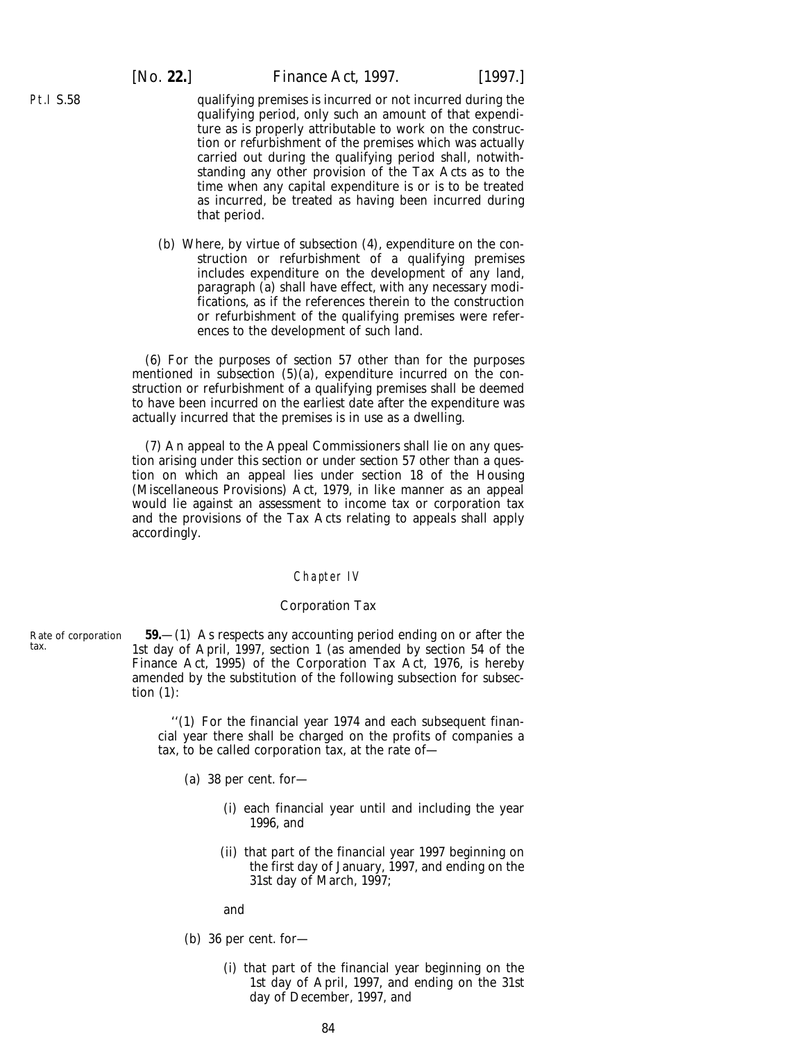qualifying premises is incurred or not incurred during the qualifying period, only such an amount of that expenditure as is properly attributable to work on the construction or refurbishment of the premises which was actually carried out during the qualifying period shall, notwithstanding any other provision of the Tax Acts as to the time when any capital expenditure is or is to be treated as incurred, be treated as having been incurred during that period.

(*b*) Where, by virtue of *subsection (4)*, expenditure on the construction or refurbishment of a qualifying premises includes expenditure on the development of any land, paragraph (*a*) shall have effect, with any necessary modifications, as if the references therein to the construction or refurbishment of the qualifying premises were references to the development of such land.

(6) For the purposes of *section 57* other than for the purposes mentioned in *subsection (5)(a)*, expenditure incurred on the construction or refurbishment of a qualifying premises shall be deemed to have been incurred on the earliest date after the expenditure was actually incurred that the premises is in use as a dwelling.

(7) An appeal to the Appeal Commissioners shall lie on any question arising under this section or under *section 57* other than a question on which an appeal lies under section 18 of the Housing (Miscellaneous Provisions) Act, 1979, in like manner as an appeal would lie against an assessment to income tax or corporation tax and the provisions of the Tax Acts relating to appeals shall apply accordingly.

## Chapter IV

### Corporation Tax

Rate of corporation tax.

**59.**—(1) As respects any accounting period ending on or after the 1st day of April, 1997, section 1 (as amended by section 54 of the Finance Act, 1995) of the Corporation Tax Act, 1976, is hereby amended by the substitution of the following subsection for subsection (1):

''(1) For the financial year 1974 and each subsequent financial year there shall be charged on the profits of companies a tax, to be called corporation tax, at the rate of—

(*a*) 38 per cent. for—

(i) each financial year until and including the year 1996, and

(ii) that part of the financial year 1997 beginning on the first day of January, 1997, and ending on the 31st day of March, 1997;

and

(*b*) 36 per cent. for—

(i) that part of the financial year beginning on the 1st day of April, 1997, and ending on the 31st day of December, 1997, and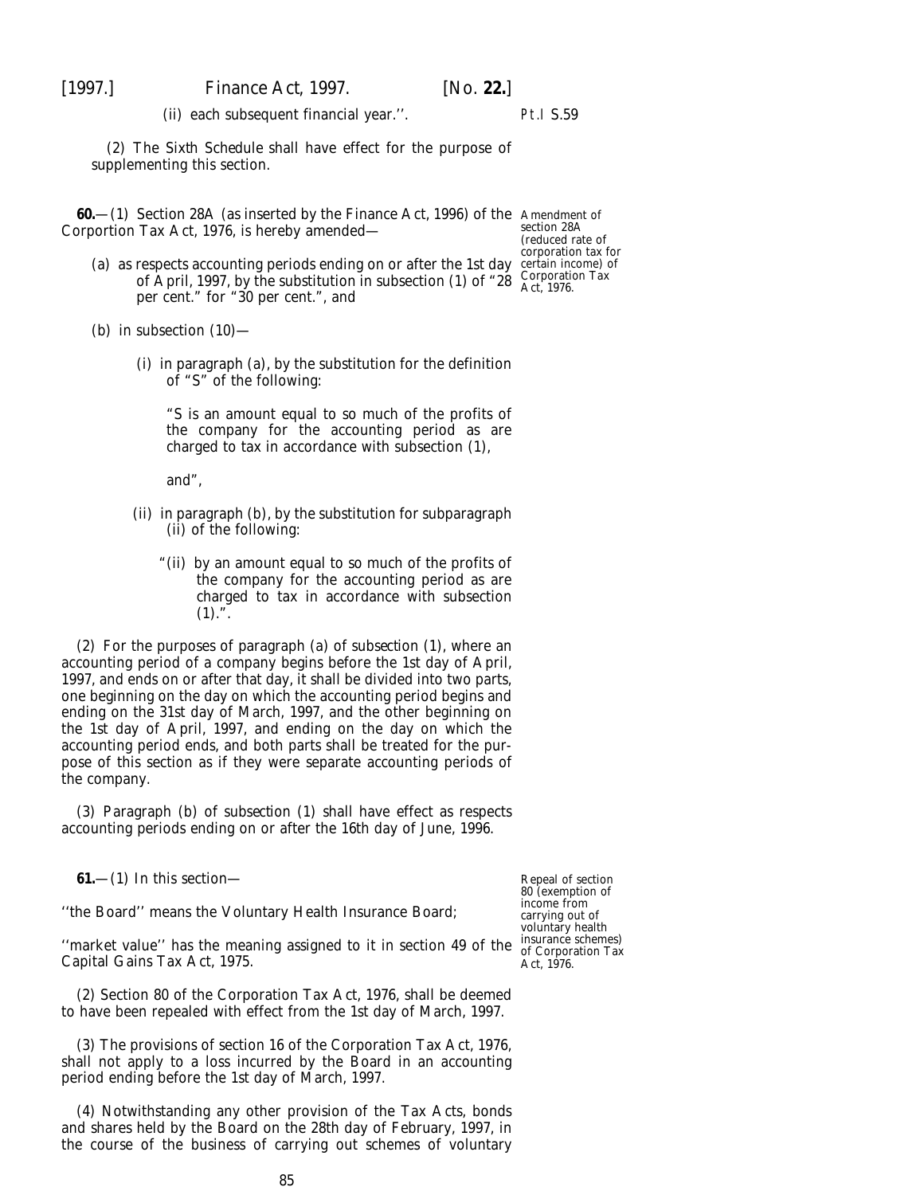(ii) each subsequent financial year.''.

(2) The Sixth Schedule shall have effect for the purpose of supplementing this section.

Amendment of section 28A (reduced rate of corporation tax for certain income) of Corporation Tax Act, 1976.

**60.**—(1) Section 28A (as inserted by the Finance Act, 1996) of the Corportion Tax Act, 1976, is hereby amended—

(a) as respects accounting periods ending on or after the 1st day of April, 1997, by the substitution in subsection (1) of "28 per cent." for "30 per cent.", and

(b) in subsection (10)—

(i) in paragraph (a), by the substitution for the definition of "S" of the following:

"S is an amount equal to so much of the profits of the company for the accounting period as are charged to tax in accordance with subsection (1),

and",

(ii) in paragraph (b), by the substitution for subparagraph (ii) of the following:

"(ii) by an amount equal to so much of the profits of the company for the accounting period as are charged to tax in accordance with subsection (1).".

(2) For the purposes of paragraph (a) of *subsection (1)*, where an accounting period of a company begins before the 1st day of April, 1997, and ends on or after that day, it shall be divided into two parts, one beginning on the day on which the accounting period begins and ending on the 31st day of March, 1997, and the other beginning on the 1st day of April, 1997, and ending on the day on which the accounting period ends, and both parts shall be treated for the purpose of this section as if they were separate accounting periods of the company.

(3) Paragraph (b) of *subsection (1)* shall have effect as respects accounting periods ending on or after the 16th day of June, 1996.

Repeal of section 80 (exemption of income from carrying out of voluntary health insurance schemes) of Corporation Tax Act, 1976.

**61.**—(1) In this section—

''the Board'' means the Voluntary Health Insurance Board;

''market value'' has the meaning assigned to it in section 49 of the Capital Gains Tax Act, 1975.

(2) Section 80 of the Corporation Tax Act, 1976, shall be deemed to have been repealed with effect from the 1st day of March, 1997.

(3) The provisions of section 16 of the Corporation Tax Act, 1976, shall not apply to a loss incurred by the Board in an accounting period ending before the 1st day of March, 1997.

(4) Notwithstanding any other provision of the Tax Acts, bonds and shares held by the Board on the 28th day of February, 1997, in the course of the business of carrying out schemes of voluntary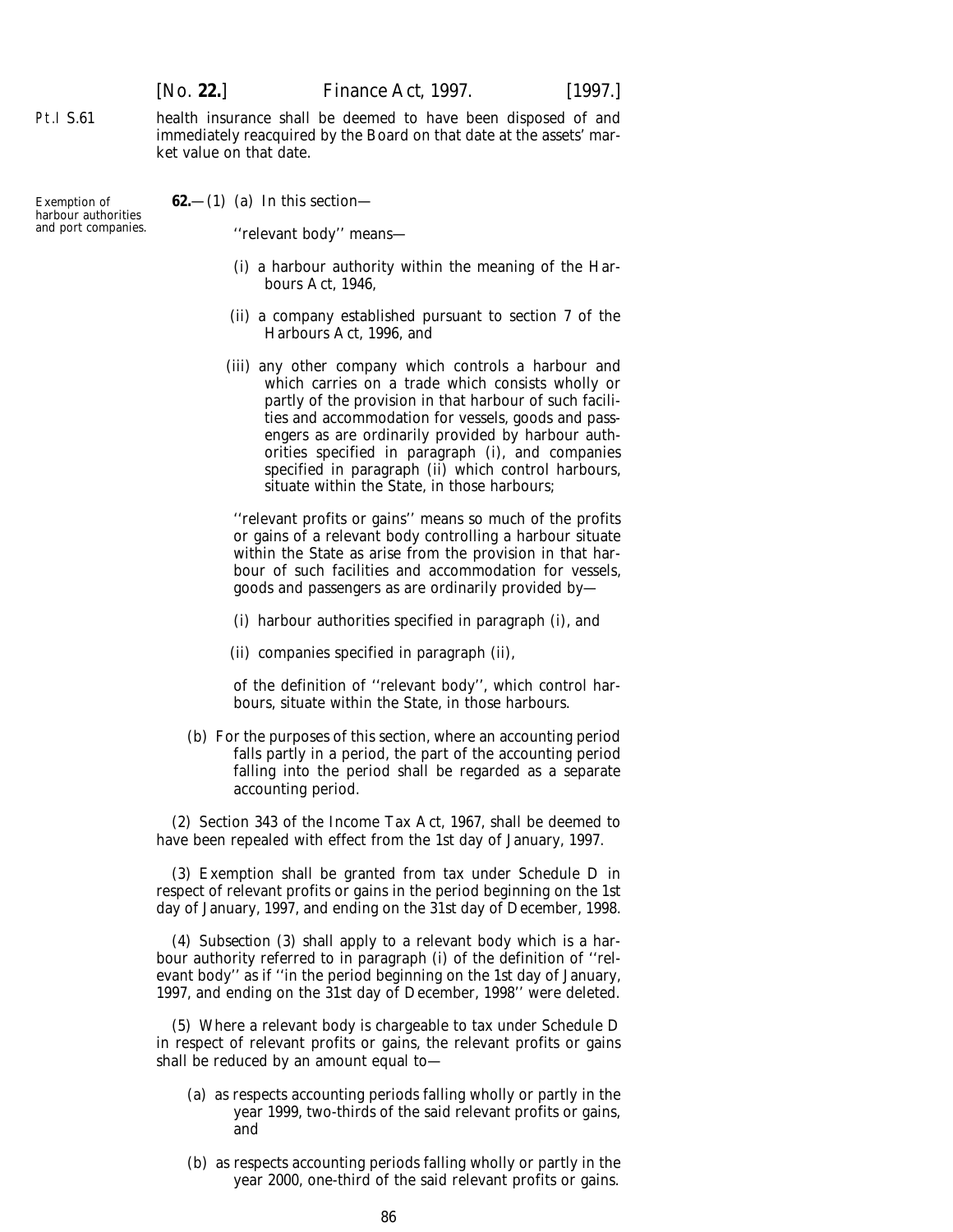health insurance shall be deemed to have been disposed of and immediately reacquired by the Board on that date at the assets' market value on that date.

Exemption of harbour authorities and port companies.

**62.**—(1) (*a*) In this section—

''relevant body'' means—

(i) a harbour authority within the meaning of the Harbours Act, 1946,

(ii) a company established pursuant to section 7 of the Harbours Act, 1996, and

(iii) any other company which controls a harbour and which carries on a trade which consists wholly or partly of the provision in that harbour of such facilities and accommodation for vessels, goods and passengers as are ordinarily provided by harbour authorities specified in *paragraph (i)*, and companies specified in *paragraph (ii)* which control harbours, situate within the State, in those harbours;

''relevant profits or gains'' means so much of the profits or gains of a relevant body controlling a harbour situate within the State as arise from the provision in that harbour of such facilities and accommodation for vessels, goods and passengers as are ordinarily provided by—

(i) harbour authorities specified in *paragraph (i)*, and

(ii) companies specified in *paragraph (ii)*,

of the definition of ''relevant body'', which control harbours, situate within the State, in those harbours.

(*b*) For the purposes of this section, where an accounting period falls partly in a period, the part of the accounting period falling into the period shall be regarded as a separate accounting period.

(2) Section 343 of the Income Tax Act, 1967, shall be deemed to have been repealed with effect from the 1st day of January, 1997.

(3) Exemption shall be granted from tax under Schedule D in respect of relevant profits or gains in the period beginning on the 1st day of January, 1997, and ending on the 31st day of December, 1998.

(4) *Subsection (3)* shall apply to a relevant body which is a harbour authority referred to in *paragraph (i)* of the definition of ''relevant body'' as if ''in the period beginning on the 1st day of January, 1997, and ending on the 31st day of December, 1998'' were deleted.

(5) Where a relevant body is chargeable to tax under Schedule D in respect of relevant profits or gains, the relevant profits or gains shall be reduced by an amount equal to—

(*a*) as respects accounting periods falling wholly or partly in the year 1999, two-thirds of the said relevant profits or gains, and

(*b*) as respects accounting periods falling wholly or partly in the year 2000, one-third of the said relevant profits or gains.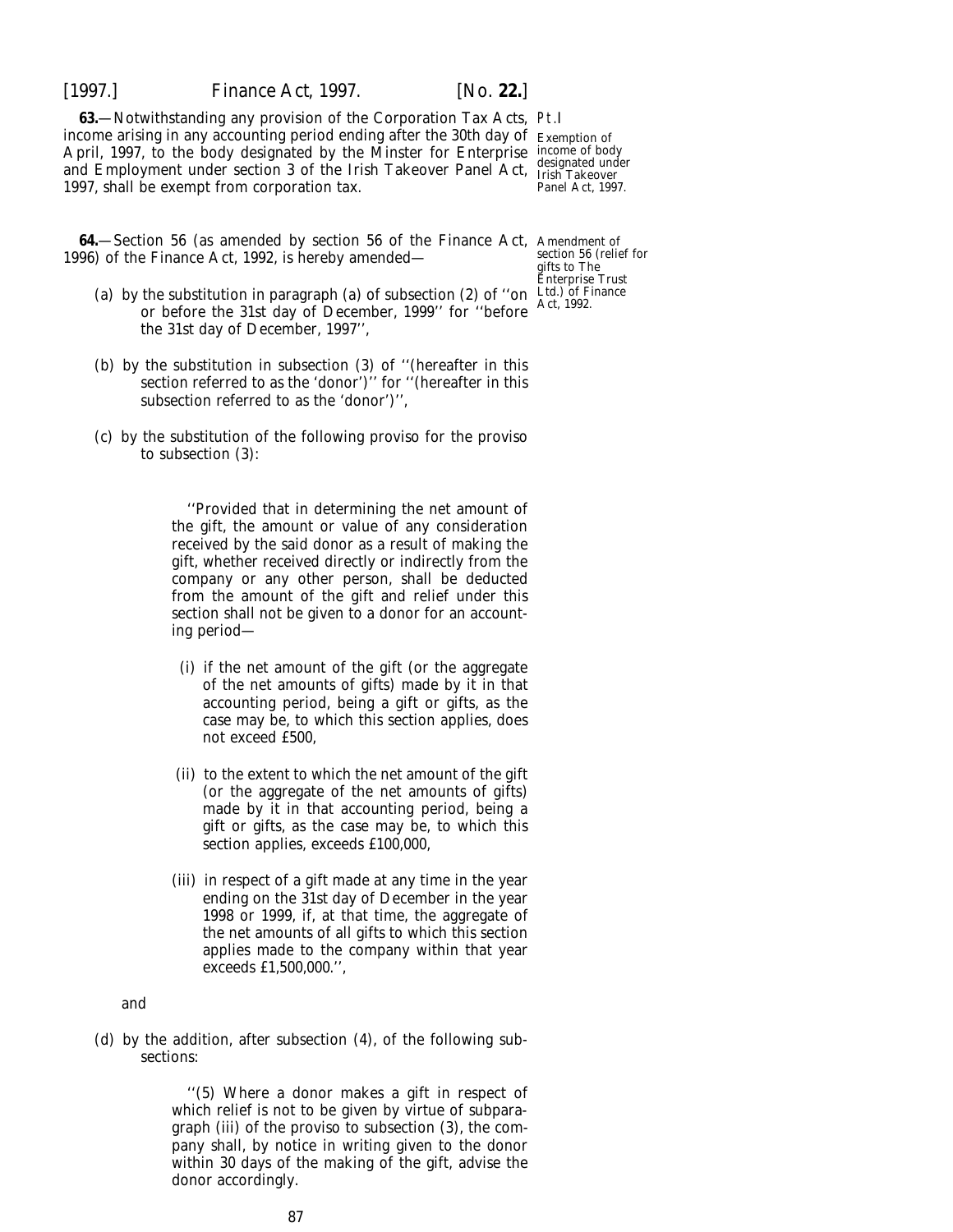**63.**—Notwithstanding any provision of the Corporation Tax Acts, income arising in any accounting period ending after the 30th day of April, 1997, to the body designated by the Minster for Enterprise and Employment under section 3 of the Irish Takeover Panel Act, 1997, shall be exempt from corporation tax.

Pt.I

Exemption of income of body designated under Irish Takeover Panel Act, 1997.

**64.**—Section 56 (as amended by section 56 of the Finance Act, 1996) of the Finance Act, 1992, is hereby amended—

Amendment of section 56 (relief for gifts to The Enterprise Trust Ltd.) of Finance Act, 1992.

(a) by the substitution in paragraph (a) of subsection (2) of ''on or before the 31st day of December, 1999'' for ''before the 31st day of December, 1997'',

(b) by the substitution in subsection (3) of ''(hereafter in this section referred to as the 'donor')'' for ''(hereafter in this subsection referred to as the 'donor')'',

(c) by the substitution of the following proviso for the proviso to subsection (3):

> ''Provided that in determining the net amount of the gift, the amount or value of any consideration received by the said donor as a result of making the gift, whether received directly or indirectly from the company or any other person, shall be deducted from the amount of the gift and relief under this section shall not be given to a donor for an accounting period—
>
> (i) if the net amount of the gift (or the aggregate of the net amounts of gifts) made by it in that accounting period, being a gift or gifts, as the case may be, to which this section applies, does not exceed £500,
>
> (ii) to the extent to which the net amount of the gift (or the aggregate of the net amounts of gifts) made by it in that accounting period, being a gift or gifts, as the case may be, to which this section applies, exceeds £100,000,
>
> (iii) in respect of a gift made at any time in the year ending on the 31st day of December in the year 1998 or 1999, if, at that time, the aggregate of the net amounts of all gifts to which this section applies made to the company within that year exceeds £1,500,000.'',

and

(d) by the addition, after subsection (4), of the following subsections:

> ''(5) Where a donor makes a gift in respect of which relief is not to be given by virtue of subparagraph (iii) of the proviso to subsection (3), the company shall, by notice in writing given to the donor within 30 days of the making of the gift, advise the donor accordingly.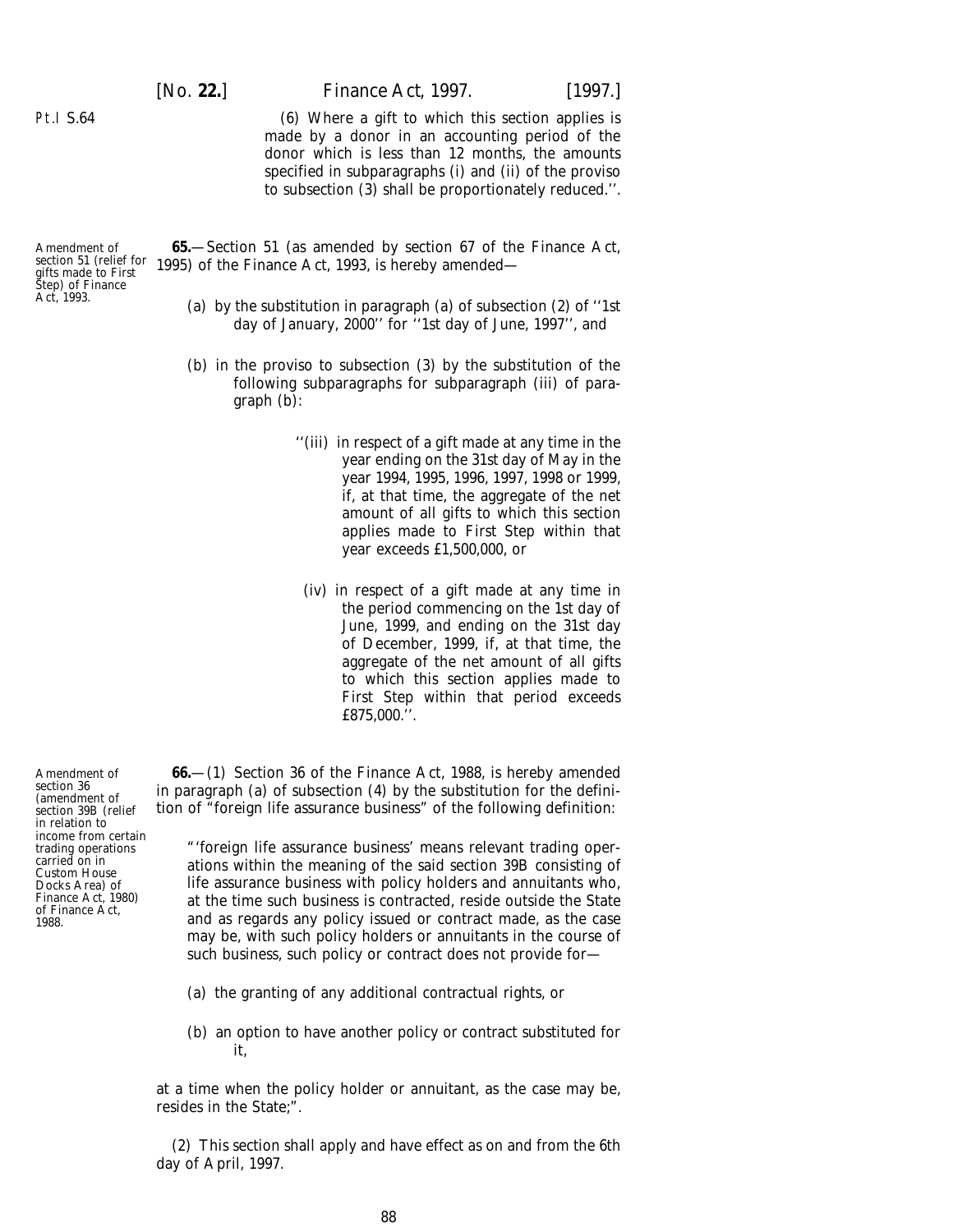Pt.I S.64

(6) Where a gift to which this section applies is made by a donor in an accounting period of the donor which is less than 12 months, the amounts specified in subparagraphs (i) and (ii) of the proviso to subsection (3) shall be proportionately reduced.''.

Amendment of section 51 (relief for gifts made to First Step) of Finance Act, 1993.

**65.**—Section 51 (as amended by section 67 of the Finance Act, 1995) of the Finance Act, 1993, is hereby amended—

(*a*) by the substitution in paragraph (*a*) of subsection (2) of ''1st day of January, 2000'' for ''1st day of June, 1997'', and

(*b*) in the proviso to subsection (3) by the substitution of the following subparagraphs for subparagraph (iii) of paragraph (*b*):

''(iii) in respect of a gift made at any time in the year ending on the 31st day of May in the year 1994, 1995, 1996, 1997, 1998 or 1999, if, at that time, the aggregate of the net amount of all gifts to which this section applies made to First Step within that year exceeds £1,500,000, or

(iv) in respect of a gift made at any time in the period commencing on the 1st day of June, 1999, and ending on the 31st day of December, 1999, if, at that time, the aggregate of the net amount of all gifts to which this section applies made to First Step within that period exceeds £875,000.''.

Amendment of section 36 (amendment of section 39B (relief in relation to income from certain trading operations carried on in Custom House Docks Area) of Finance Act, 1980) of Finance Act, 1988.

**66.**—(1) Section 36 of the Finance Act, 1988, is hereby amended in paragraph (*a*) of subsection (4) by the substitution for the definition of "foreign life assurance business" of the following definition:

"'foreign life assurance business' means relevant trading operations within the meaning of the said section 39B consisting of life assurance business with policy holders and annuitants who, at the time such business is contracted, reside outside the State and as regards any policy issued or contract made, as the case may be, with such policy holders or annuitants in the course of such business, such policy or contract does not provide for—

(*a*) the granting of any additional contractual rights, or

(*b*) an option to have another policy or contract substituted for it,

at a time when the policy holder or annuitant, as the case may be, resides in the State;".

(2) This section shall apply and have effect as on and from the 6th day of April, 1997.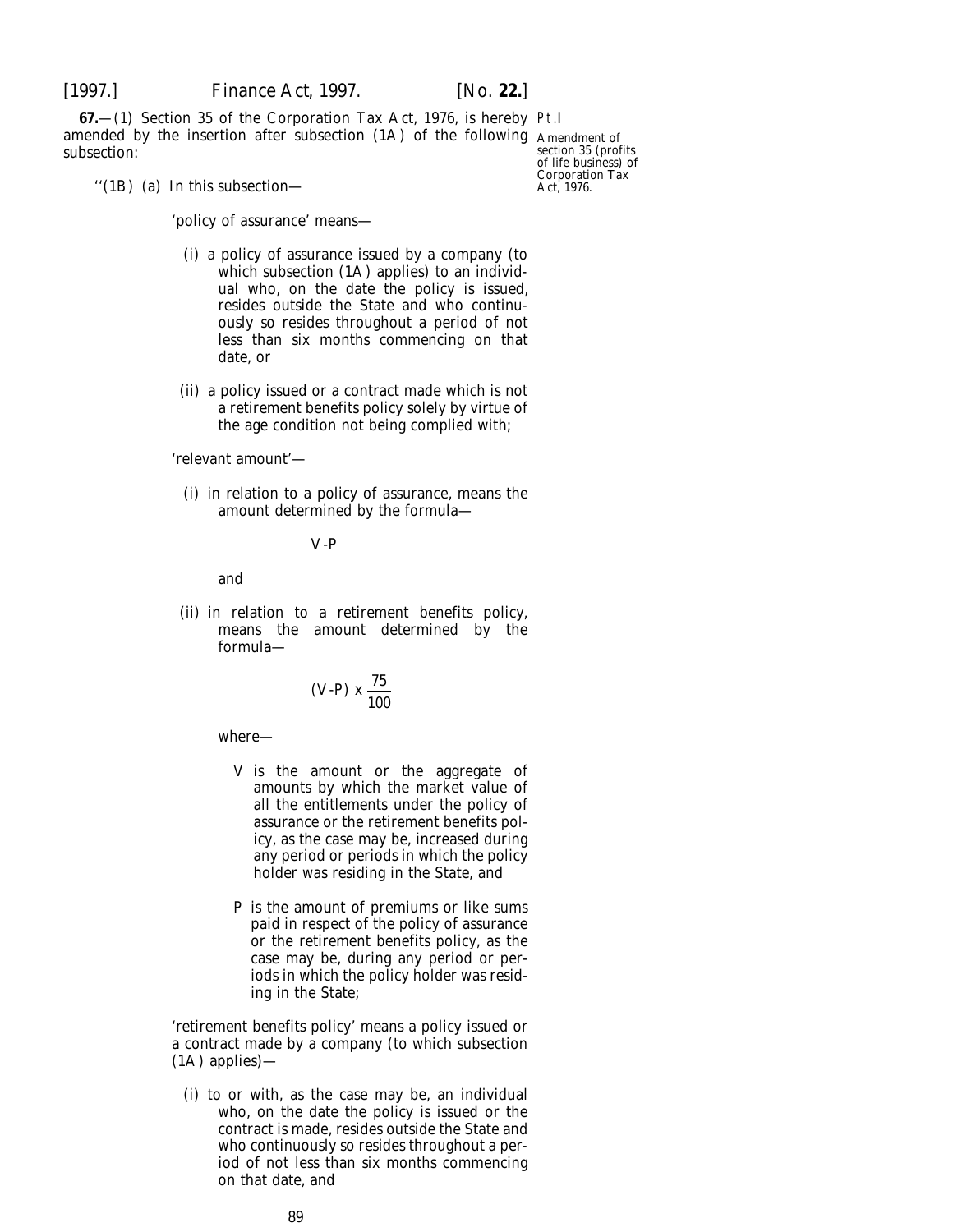**67.**—(1) Section 35 of the Corporation Tax Act, 1976, is hereby amended by the insertion after subsection (1A) of the following subsection:

Pt.I

Amendment of section 35 (profits of life business) of Corporation Tax Act, 1976.

''(1B) (*a*) In this subsection—

'policy of assurance' means—

(i) a policy of assurance issued by a company (to which subsection (1A) applies) to an individual who, on the date the policy is issued, resides outside the State and who continuously so resides throughout a period of not less than six months commencing on that date, or

(ii) a policy issued or a contract made which is not a retirement benefits policy solely by virtue of the age condition not being complied with;

'relevant amount'—

(i) in relation to a policy of assurance, means the amount determined by the formula—

$$V-P$$

and

(ii) in relation to a retirement benefits policy, means the amount determined by the formula—

$$(V-P) \times \frac{75}{100}$$

where—

V is the amount or the aggregate of amounts by which the market value of all the entitlements under the policy of assurance or the retirement benefits policy, as the case may be, increased during any period or periods in which the policy holder was residing in the State, and

P is the amount of premiums or like sums paid in respect of the policy of assurance or the retirement benefits policy, as the case may be, during any period or periods in which the policy holder was residing in the State;

'retirement benefits policy' means a policy issued or a contract made by a company (to which subsection (1A) applies)—

(i) to or with, as the case may be, an individual who, on the date the policy is issued or the contract is made, resides outside the State and who continuously so resides throughout a period of not less than six months commencing on that date, and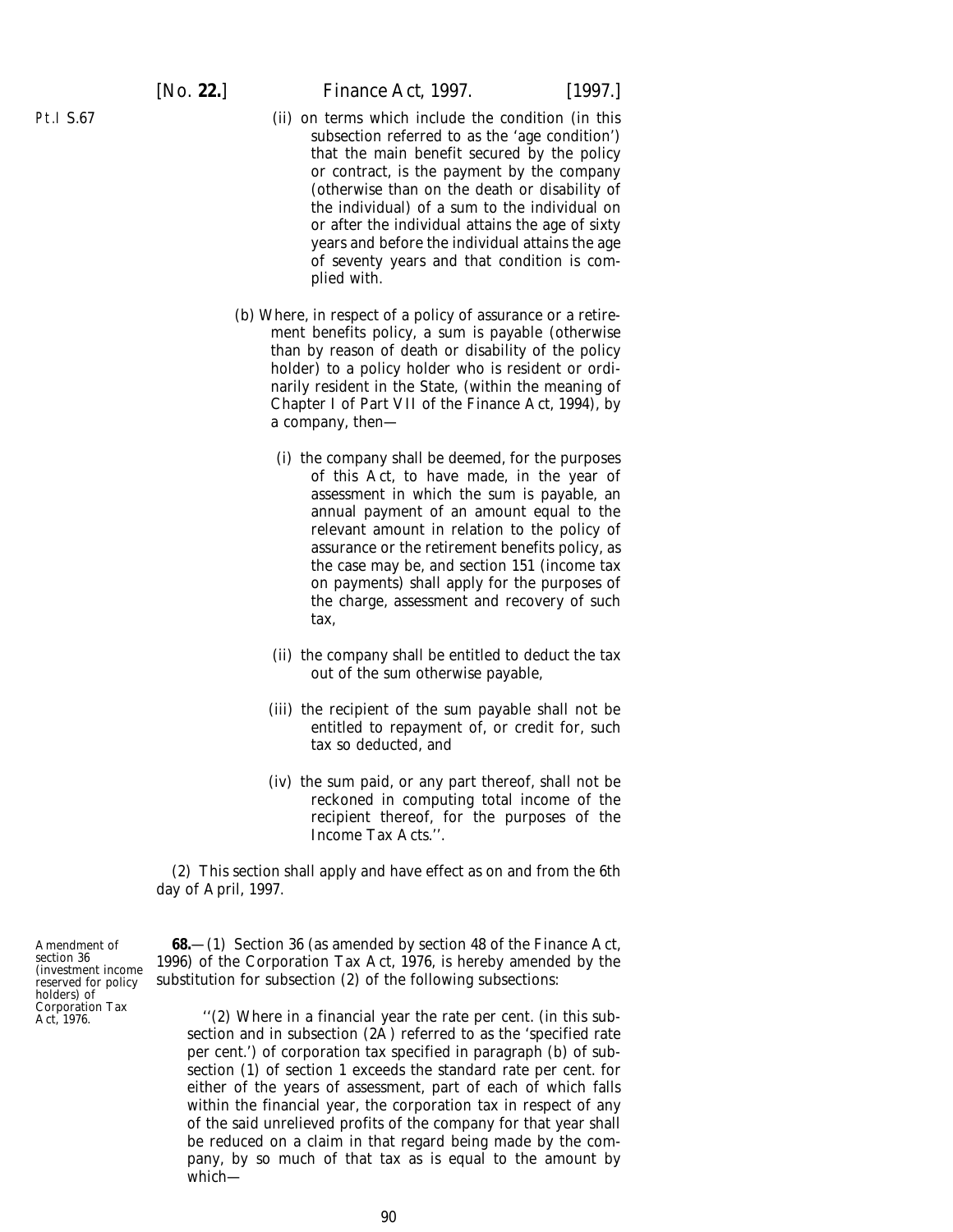(ii) on terms which include the condition (in this subsection referred to as the 'age condition') that the main benefit secured by the policy or contract, is the payment by the company (otherwise than on the death or disability of the individual) of a sum to the individual on or after the individual attains the age of sixty years and before the individual attains the age of seventy years and that condition is complied with.

(b) Where, in respect of a policy of assurance or a retirement benefits policy, a sum is payable (otherwise than by reason of death or disability of the policy holder) to a policy holder who is resident or ordinarily resident in the State, (within the meaning of Chapter I of Part VII of the Finance Act, 1994), by a company, then—

(i) the company shall be deemed, for the purposes of this Act, to have made, in the year of assessment in which the sum is payable, an annual payment of an amount equal to the relevant amount in relation to the policy of assurance or the retirement benefits policy, as the case may be, and section 151 (income tax on payments) shall apply for the purposes of the charge, assessment and recovery of such tax,

(ii) the company shall be entitled to deduct the tax out of the sum otherwise payable,

(iii) the recipient of the sum payable shall not be entitled to repayment of, or credit for, such tax so deducted, and

(iv) the sum paid, or any part thereof, shall not be reckoned in computing total income of the recipient thereof, for the purposes of the Income Tax Acts.''.

(2) This section shall apply and have effect as on and from the 6th day of April, 1997.

Amendment of section 36 (investment income reserved for policy holders) of Corporation Tax Act, 1976.

**68.**—(1) Section 36 (as amended by section 48 of the Finance Act, 1996) of the Corporation Tax Act, 1976, is hereby amended by the substitution for subsection (2) of the following subsections:

''(2) Where in a financial year the rate per cent. (in this subsection and in subsection (2A) referred to as the 'specified rate per cent.') of corporation tax specified in paragraph (b) of subsection (1) of section 1 exceeds the standard rate per cent. for either of the years of assessment, part of each of which falls within the financial year, the corporation tax in respect of any of the said unrelieved profits of the company for that year shall be reduced on a claim in that regard being made by the company, by so much of that tax as is equal to the amount by which—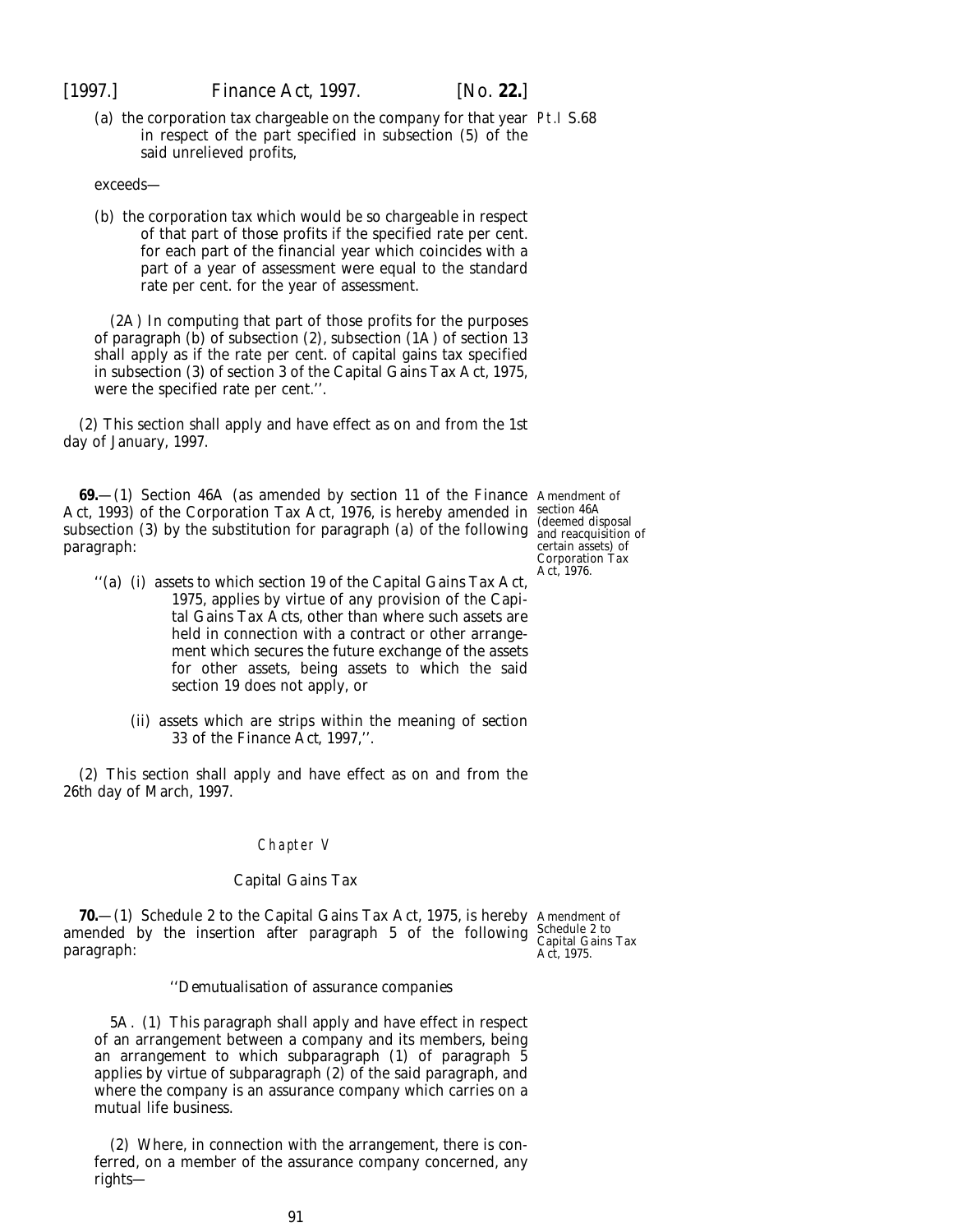(a) the corporation tax chargeable on the company for that year in respect of the part specified in subsection (5) of the said unrelieved profits,

exceeds—

(b) the corporation tax which would be so chargeable in respect of that part of those profits if the specified rate per cent. for each part of the financial year which coincides with a part of a year of assessment were equal to the standard rate per cent. for the year of assessment.

(2A) In computing that part of those profits for the purposes of paragraph (b) of subsection (2), subsection (1A) of section 13 shall apply as if the rate per cent. of capital gains tax specified in subsection (3) of section 3 of the Capital Gains Tax Act, 1975, were the specified rate per cent.''.

(2) This section shall apply and have effect as on and from the 1st day of January, 1997.

Amendment of section 46A (deemed disposal and reacquisition of certain assets) of Corporation Tax Act, 1976.

**69.**—(1) Section 46A (as amended by section 11 of the Finance Act, 1993) of the Corporation Tax Act, 1976, is hereby amended in subsection (3) by the substitution for paragraph (a) of the following paragraph:

''(a) (i) assets to which section 19 of the Capital Gains Tax Act, 1975, applies by virtue of any provision of the Capital Gains Tax Acts, other than where such assets are held in connection with a contract or other arrangement which secures the future exchange of the assets for other assets, being assets to which the said section 19 does not apply, or

(ii) assets which are strips within the meaning of section 33 of the Finance Act, 1997,''.

(2) This section shall apply and have effect as on and from the 26th day of March, 1997.

## Chapter V

## Capital Gains Tax

Amendment of Schedule 2 to Capital Gains Tax Act, 1975.

**70.**—(1) Schedule 2 to the Capital Gains Tax Act, 1975, is hereby amended by the insertion after paragraph 5 of the following paragraph:

''*Demutualisation of assurance companies*

5A. (1) This paragraph shall apply and have effect in respect of an arrangement between a company and its members, being an arrangement to which subparagraph (1) of paragraph 5 applies by virtue of subparagraph (2) of the said paragraph, and where the company is an assurance company which carries on a mutual life business.

(2) Where, in connection with the arrangement, there is conferred, on a member of the assurance company concerned, any rights—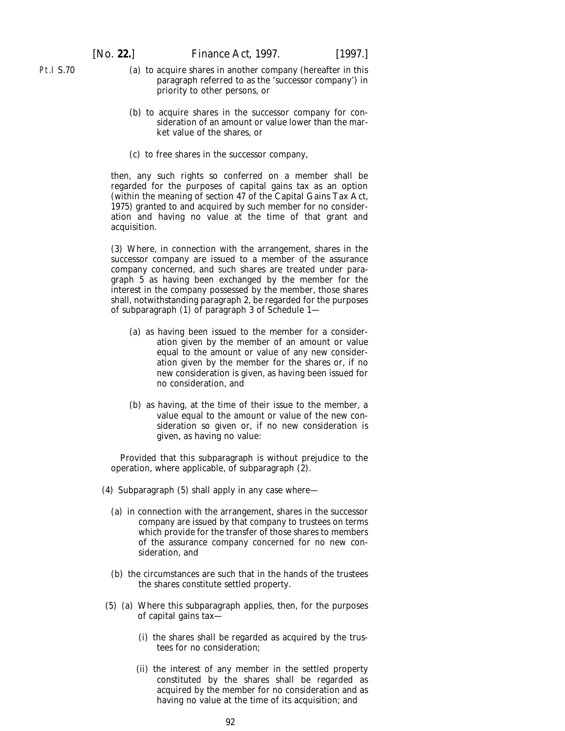(a) to acquire shares in another company (hereafter in this paragraph referred to as the 'successor company') in priority to other persons, or

(b) to acquire shares in the successor company for consideration of an amount or value lower than the market value of the shares, or

(c) to free shares in the successor company,

then, any such rights so conferred on a member shall be regarded for the purposes of capital gains tax as an option (within the meaning of section 47 of the Capital Gains Tax Act, 1975) granted to and acquired by such member for no consideration and having no value at the time of that grant and acquisition.

(3) Where, in connection with the arrangement, shares in the successor company are issued to a member of the assurance company concerned, and such shares are treated under paragraph 5 as having been exchanged by the member for the interest in the company possessed by the member, those shares shall, notwithstanding paragraph 2, be regarded for the purposes of subparagraph (1) of paragraph 3 of Schedule 1—

(a) as having been issued to the member for a consideration given by the member of an amount or value equal to the amount or value of any new consideration given by the member for the shares or, if no new consideration is given, as having been issued for no consideration, and

(b) as having, at the time of their issue to the member, a value equal to the amount or value of the new consideration so given or, if no new consideration is given, as having no value:

Provided that this subparagraph is without prejudice to the operation, where applicable, of subparagraph (2).

(4) Subparagraph (5) shall apply in any case where—

(a) in connection with the arrangement, shares in the successor company are issued by that company to trustees on terms which provide for the transfer of those shares to members of the assurance company concerned for no new consideration, and

(b) the circumstances are such that in the hands of the trustees the shares constitute settled property.

(5) (a) Where this subparagraph applies, then, for the purposes of capital gains tax—

(i) the shares shall be regarded as acquired by the trustees for no consideration;

(ii) the interest of any member in the settled property constituted by the shares shall be regarded as acquired by the member for no consideration and as having no value at the time of its acquisition; and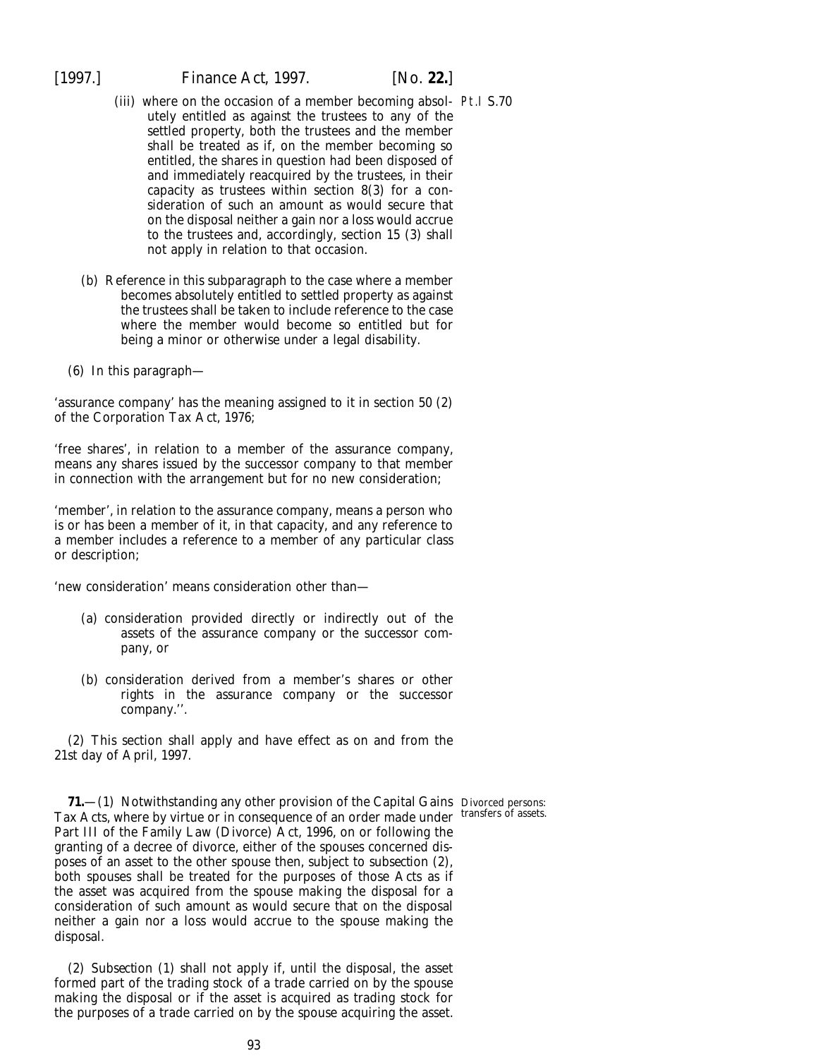(iii) where on the occasion of a member becoming absolutely entitled as against the trustees to any of the settled property, both the trustees and the member shall be treated as if, on the member becoming so entitled, the shares in question had been disposed of and immediately reacquired by the trustees, in their capacity as trustees within section 8(3) for a consideration of such an amount as would secure that on the disposal neither a gain nor a loss would accrue to the trustees and, accordingly, section 15 (3) shall not apply in relation to that occasion.

(b) Reference in this subparagraph to the case where a member becomes absolutely entitled to settled property as against the trustees shall be taken to include reference to the case where the member would become so entitled but for being a minor or otherwise under a legal disability.

(6) In this paragraph—

'assurance company' has the meaning assigned to it in section 50 (2) of the Corporation Tax Act, 1976;

'free shares', in relation to a member of the assurance company, means any shares issued by the successor company to that member in connection with the arrangement but for no new consideration;

'member', in relation to the assurance company, means a person who is or has been a member of it, in that capacity, and any reference to a member includes a reference to a member of any particular class or description;

'new consideration' means consideration other than—

(a) consideration provided directly or indirectly out of the assets of the assurance company or the successor company, or

(b) consideration derived from a member's shares or other rights in the assurance company or the successor company.''.

(2) This section shall apply and have effect as on and from the 21st day of April, 1997.

**Divorced persons: transfers of assets.**

**71.**—(1) Notwithstanding any other provision of the Capital Gains Tax Acts, where by virtue or in consequence of an order made under Part III of the Family Law (Divorce) Act, 1996, on or following the granting of a decree of divorce, either of the spouses concerned disposes of an asset to the other spouse then, subject to subsection (2), both spouses shall be treated for the purposes of those Acts as if the asset was acquired from the spouse making the disposal for a consideration of such amount as would secure that on the disposal neither a gain nor a loss would accrue to the spouse making the disposal.

(2) Subsection (1) shall not apply if, until the disposal, the asset formed part of the trading stock of a trade carried on by the spouse making the disposal or if the asset is acquired as trading stock for the purposes of a trade carried on by the spouse acquiring the asset.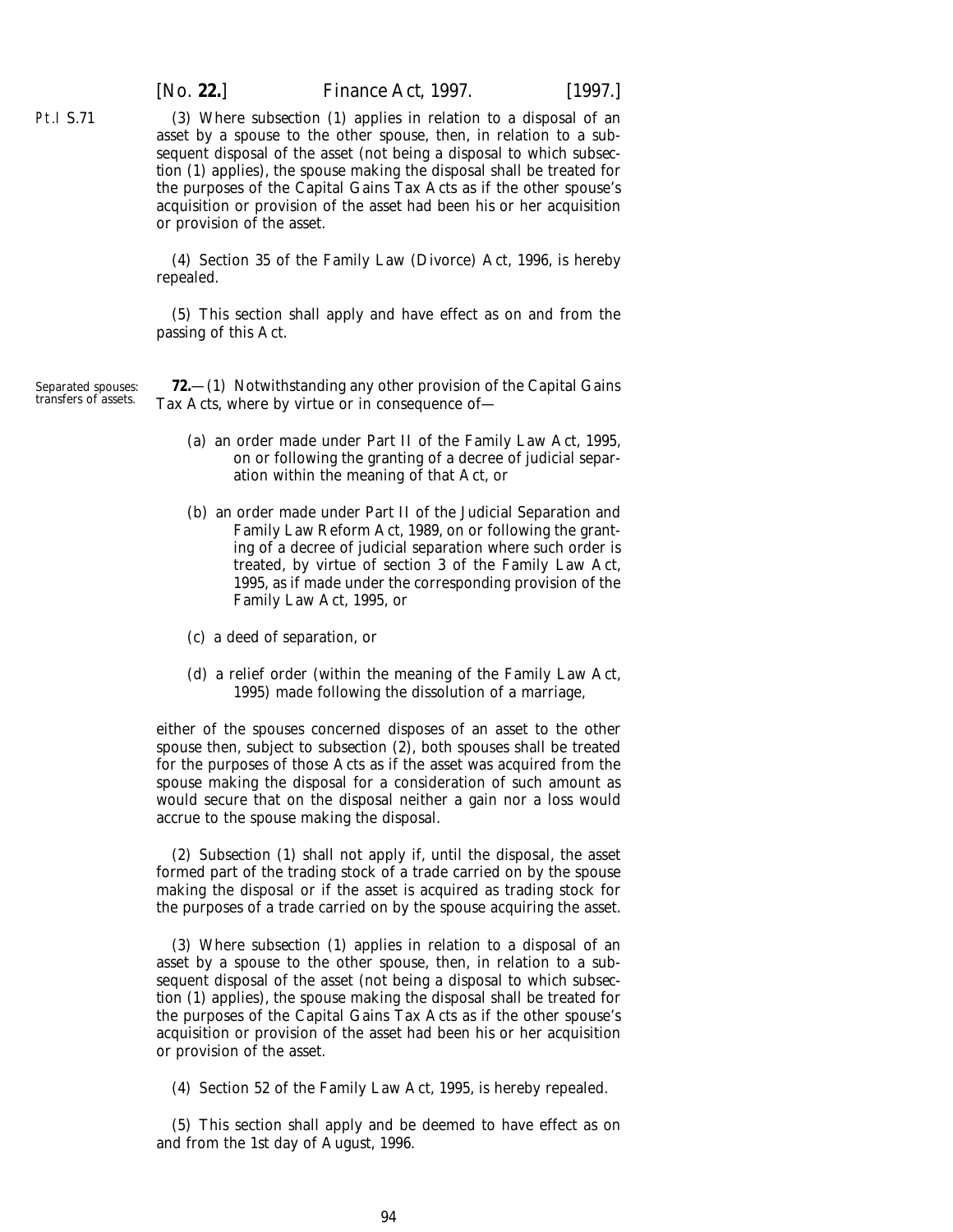Pt.I S.71

(3) Where *subsection (1)* applies in relation to a disposal of an asset by a spouse to the other spouse, then, in relation to a subsequent disposal of the asset (not being a disposal to which *subsection (1)* applies), the spouse making the disposal shall be treated for the purposes of the Capital Gains Tax Acts as if the other spouse's acquisition or provision of the asset had been his or her acquisition or provision of the asset.

(4) Section 35 of the Family Law (Divorce) Act, 1996, is hereby repealed.

(5) This section shall apply and have effect as on and from the passing of this Act.

Separated spouses: transfers of assets.

**72.**—(1) Notwithstanding any other provision of the Capital Gains Tax Acts, where by virtue or in consequence of—

(*a*) an order made under Part II of the Family Law Act, 1995, on or following the granting of a decree of judicial separation within the meaning of that Act, or

(*b*) an order made under Part II of the Judicial Separation and Family Law Reform Act, 1989, on or following the granting of a decree of judicial separation where such order is treated, by virtue of section 3 of the Family Law Act, 1995, as if made under the corresponding provision of the Family Law Act, 1995, or

(*c*) a deed of separation, or

(*d*) a relief order (within the meaning of the Family Law Act, 1995) made following the dissolution of a marriage,

either of the spouses concerned disposes of an asset to the other spouse then, subject to *subsection (2)*, both spouses shall be treated for the purposes of those Acts as if the asset was acquired from the spouse making the disposal for a consideration of such amount as would secure that on the disposal neither a gain nor a loss would accrue to the spouse making the disposal.

(2) *Subsection (1)* shall not apply if, until the disposal, the asset formed part of the trading stock of a trade carried on by the spouse making the disposal or if the asset is acquired as trading stock for the purposes of a trade carried on by the spouse acquiring the asset.

(3) Where *subsection (1)* applies in relation to a disposal of an asset by a spouse to the other spouse, then, in relation to a subsequent disposal of the asset (not being a disposal to which *subsection (1)* applies), the spouse making the disposal shall be treated for the purposes of the Capital Gains Tax Acts as if the other spouse's acquisition or provision of the asset had been his or her acquisition or provision of the asset.

(4) Section 52 of the Family Law Act, 1995, is hereby repealed.

(5) This section shall apply and be deemed to have effect as on and from the 1st day of August, 1996.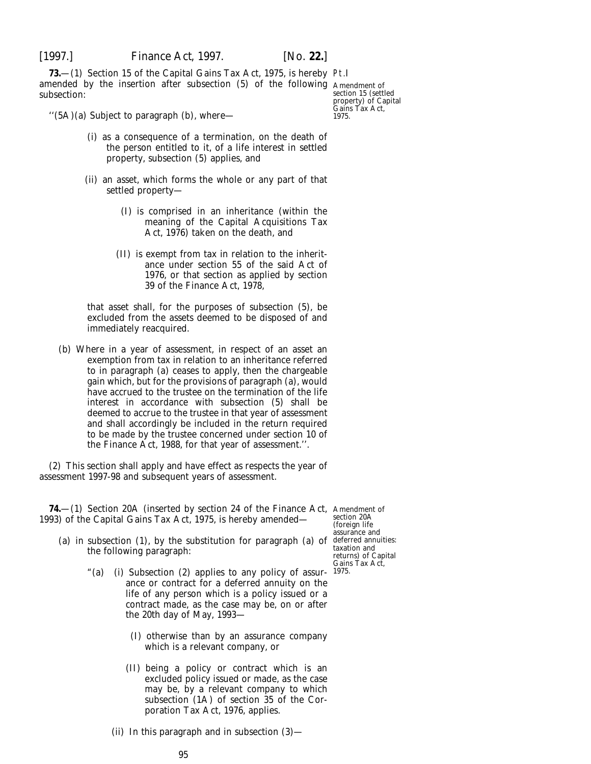**73.**—(1) Section 15 of the Capital Gains Tax Act, 1975, is hereby amended by the insertion after subsection (5) of the following subsection:

Pt.I

Amendment of section 15 (settled property) of Capital Gains Tax Act, 1975.

''(5A)(a) Subject to paragraph (b), where—

(i) as a consequence of a termination, on the death of the person entitled to it, of a life interest in settled property, subsection (5) applies, and

(ii) an asset, which forms the whole or any part of that settled property—

(I) is comprised in an inheritance (within the meaning of the Capital Acquisitions Tax Act, 1976) taken on the death, and

(II) is exempt from tax in relation to the inheritance under section 55 of the said Act of 1976, or that section as applied by section 39 of the Finance Act, 1978,

that asset shall, for the purposes of subsection (5), be excluded from the assets deemed to be disposed of and immediately reacquired.

(b) Where in a year of assessment, in respect of an asset an exemption from tax in relation to an inheritance referred to in paragraph (a) ceases to apply, then the chargeable gain which, but for the provisions of paragraph (a), would have accrued to the trustee on the termination of the life interest in accordance with subsection (5) shall be deemed to accrue to the trustee in that year of assessment and shall accordingly be included in the return required to be made by the trustee concerned under section 10 of the Finance Act, 1988, for that year of assessment.''.

(2) This section shall apply and have effect as respects the year of assessment 1997-98 and subsequent years of assessment.

**74.**—(1) Section 20A (inserted by section 24 of the Finance Act, 1993) of the Capital Gains Tax Act, 1975, is hereby amended—

Amendment of section 20A (foreign life assurance and deferred annuities: taxation and returns) of Capital Gains Tax Act, 1975.

(a) in subsection (1), by the substitution for paragraph (a) of the following paragraph:

"(a) (i) Subsection (2) applies to any policy of assurance or contract for a deferred annuity on the life of any person which is a policy issued or a contract made, as the case may be, on or after the 20th day of May, 1993—

(I) otherwise than by an assurance company which is a relevant company, or

(II) being a policy or contract which is an excluded policy issued or made, as the case may be, by a relevant company to which subsection (1A) of section 35 of the Corporation Tax Act, 1976, applies.

(ii) In this paragraph and in subsection (3)—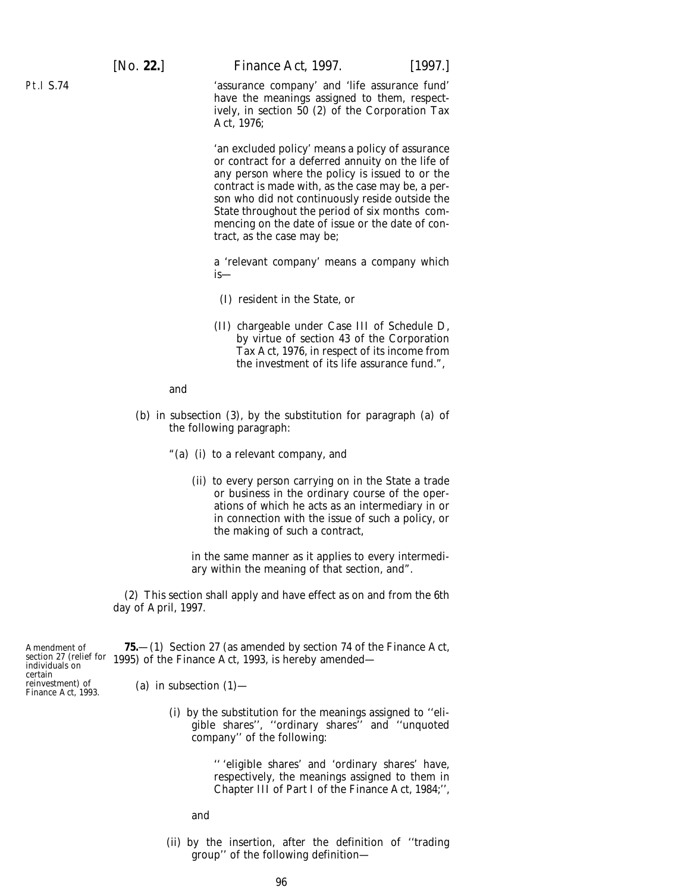'assurance company' and 'life assurance fund' have the meanings assigned to them, respectively, in section 50 (2) of the Corporation Tax Act, 1976;

'an excluded policy' means a policy of assurance or contract for a deferred annuity on the life of any person where the policy is issued to or the contract is made with, as the case may be, a person who did not continuously reside outside the State throughout the period of six months commencing on the date of issue or the date of contract, as the case may be;

a 'relevant company' means a company which is—

(I) resident in the State, or

(II) chargeable under Case III of Schedule D, by virtue of section 43 of the Corporation Tax Act, 1976, in respect of its income from the investment of its life assurance fund.",

and

(b) in subsection (3), by the substitution for paragraph (a) of the following paragraph:

"(a) (i) to a relevant company, and

(ii) to every person carrying on in the State a trade or business in the ordinary course of the operations of which he acts as an intermediary in or in connection with the issue of such a policy, or the making of such a contract,

in the same manner as it applies to every intermediary within the meaning of that section, and".

(2) This section shall apply and have effect as on and from the 6th day of April, 1997.

Amendment of section 27 (relief for individuals on certain reinvestment) of Finance Act, 1993.

**75.**—(1) Section 27 (as amended by section 74 of the Finance Act, 1995) of the Finance Act, 1993, is hereby amended—

(a) in subsection (1)—

(i) by the substitution for the meanings assigned to ''eligible shares'', ''ordinary shares'' and ''unquoted company'' of the following:

'' 'eligible shares' and 'ordinary shares' have, respectively, the meanings assigned to them in Chapter III of Part I of the Finance Act, 1984;'',

and

(ii) by the insertion, after the definition of ''trading group'' of the following definition—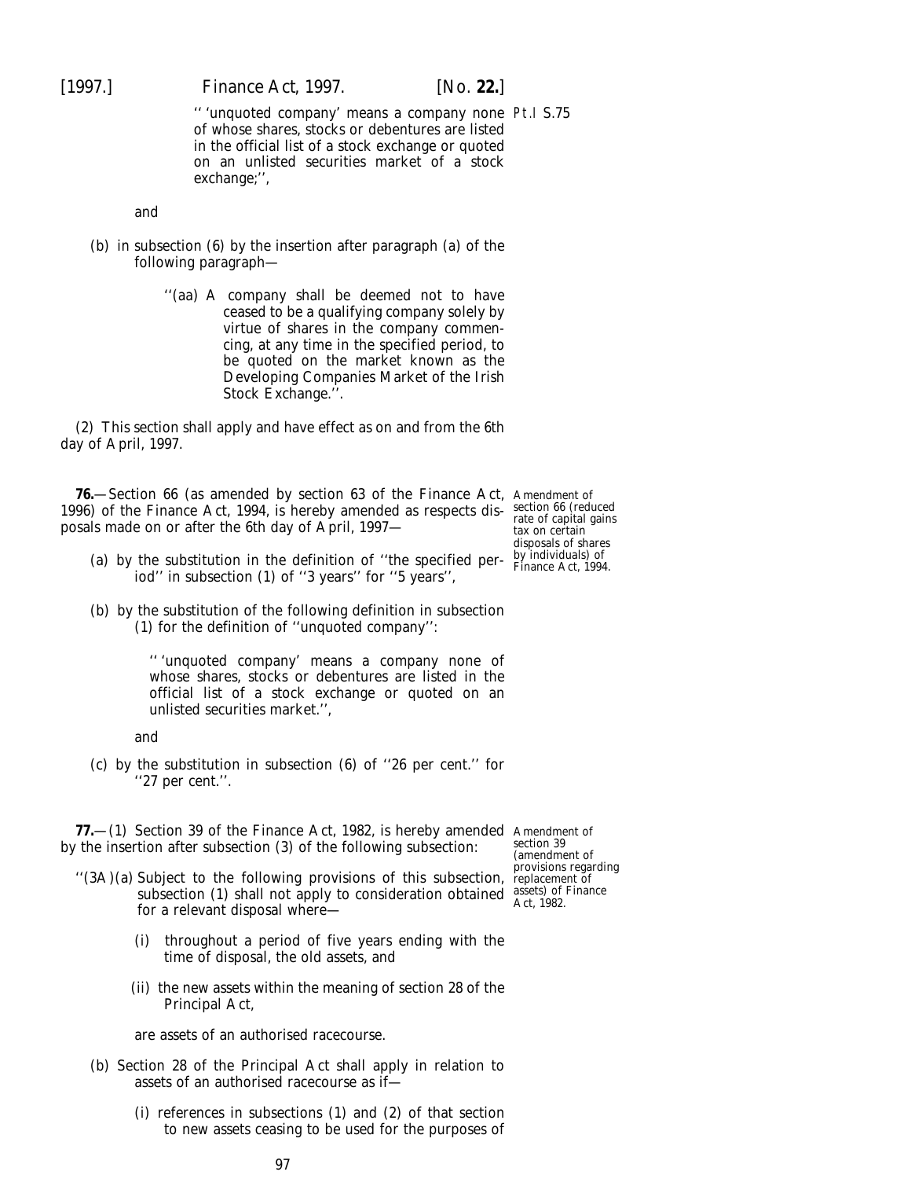''unquoted company' means a company none of whose shares, stocks or debentures are listed in the official list of a stock exchange or quoted on an unlisted securities market of a stock exchange;'',

and

(b) in subsection (6) by the insertion after paragraph (a) of the following paragraph—

''(aa) A company shall be deemed not to have ceased to be a qualifying company solely by virtue of shares in the company commencing, at any time in the specified period, to be quoted on the market known as the Developing Companies Market of the Irish Stock Exchange.''.

(2) This section shall apply and have effect as on and from the 6th day of April, 1997.

*Amendment of section 66 (reduced rate of capital gains tax on certain disposals of shares by individuals) of Finance Act, 1994.*

**76.**—Section 66 (as amended by section 63 of the Finance Act, 1996) of the Finance Act, 1994, is hereby amended as respects disposals made on or after the 6th day of April, 1997—

(a) by the substitution in the definition of ''the specified period'' in subsection (1) of ''3 years'' for ''5 years'',

(b) by the substitution of the following definition in subsection (1) for the definition of ''unquoted company'':

''unquoted company' means a company none of whose shares, stocks or debentures are listed in the official list of a stock exchange or quoted on an unlisted securities market.'',

and

(c) by the substitution in subsection (6) of ''26 per cent.'' for ''27 per cent.''.

*Amendment of section 39 (amendment of provisions regarding replacement of assets) of Finance Act, 1982.*

**77.**—(1) Section 39 of the Finance Act, 1982, is hereby amended by the insertion after subsection (3) of the following subsection:

''(3A)(a) Subject to the following provisions of this subsection, subsection (1) shall not apply to consideration obtained for a relevant disposal where—

(i) throughout a period of five years ending with the time of disposal, the old assets, and

(ii) the new assets within the meaning of section 28 of the Principal Act,

are assets of an authorised racecourse.

(b) Section 28 of the Principal Act shall apply in relation to assets of an authorised racecourse as if—

(i) references in subsections (1) and (2) of that section to new assets ceasing to be used for the purposes of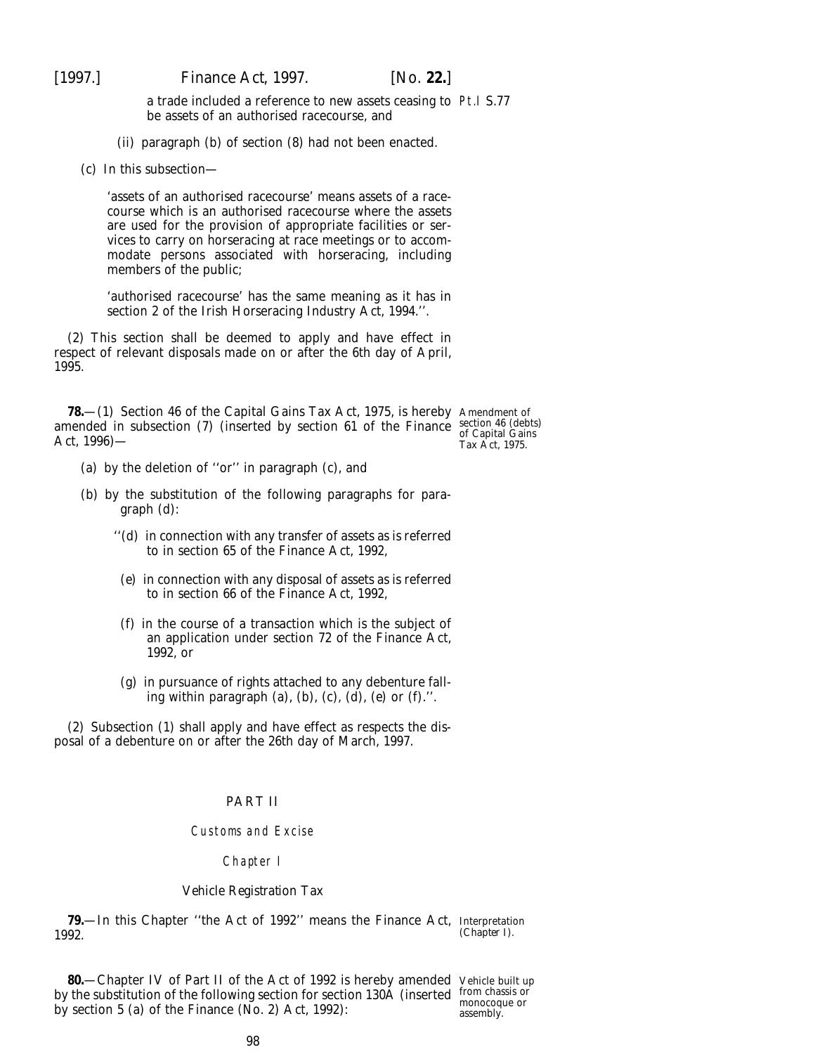a trade included a reference to new assets ceasing to be assets of an authorised racecourse, and

(ii) paragraph (*b*) of section (8) had not been enacted.

(*c*) In this subsection—

'assets of an authorised racecourse' means assets of a racecourse which is an authorised racecourse where the assets are used for the provision of appropriate facilities or services to carry on horseracing at race meetings or to accommodate persons associated with horseracing, including members of the public;

'authorised racecourse' has the same meaning as it has in section 2 of the Irish Horseracing Industry Act, 1994.''.

(2) This section shall be deemed to apply and have effect in respect of relevant disposals made on or after the 6th day of April, 1995.

*Amendment of section 46 (debts) of Capital Gains Tax Act, 1975.*

**78.**—(1) Section 46 of the Capital Gains Tax Act, 1975, is hereby amended in subsection (7) (inserted by section 61 of the Finance Act, 1996)—

(*a*) by the deletion of ''or'' in paragraph (*c*), and

(*b*) by the substitution of the following paragraphs for paragraph (*d*):

''(*d*) in connection with any transfer of assets as is referred to in section 65 of the Finance Act, 1992,

(*e*) in connection with any disposal of assets as is referred to in section 66 of the Finance Act, 1992,

(*f*) in the course of a transaction which is the subject of an application under section 72 of the Finance Act, 1992, or

(*g*) in pursuance of rights attached to any debenture falling within paragraph (*a*), (*b*), (*c*), (*d*), (*e*) or (*f*).''.

(2) Subsection (1) shall apply and have effect as respects the disposal of a debenture on or after the 26th day of March, 1997.

## PART II

### Customs and Excise

### Chapter I

### Vehicle Registration Tax

*Interpretation (Chapter I).*

**79.**—In this Chapter ''the Act of 1992'' means the Finance Act, 1992.

*Vehicle built up from chassis or monocoque or assembly.*

**80.**—Chapter IV of Part II of the Act of 1992 is hereby amended by the substitution of the following section for section 130A (inserted by section 5 (*a*) of the Finance (No. 2) Act, 1992):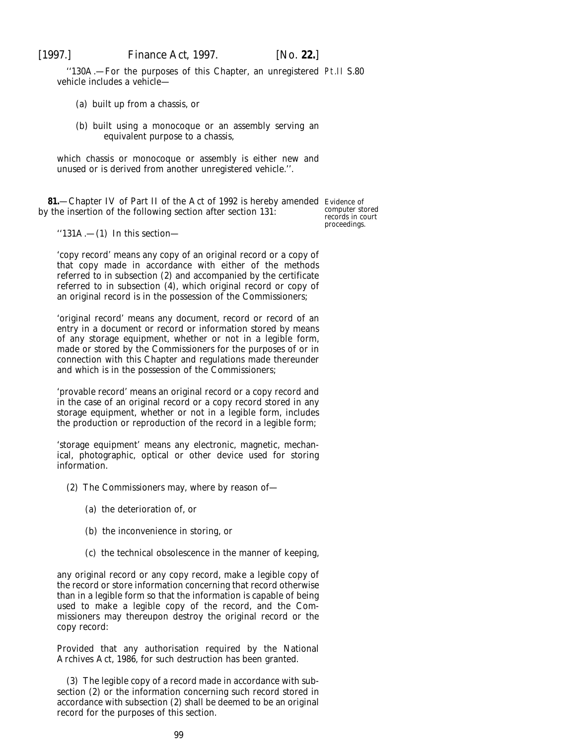''130A.—For the purposes of this Chapter, an unregistered vehicle includes a vehicle—

(*a*) built up from a chassis, or

(*b*) built using a monocoque or an assembly serving an equivalent purpose to a chassis,

which chassis or monocoque or assembly is either new and unused or is derived from another unregistered vehicle.''.

Evidence of computer stored records in court proceedings.

**81.**—Chapter IV of Part II of the Act of 1992 is hereby amended by the insertion of the following section after section 131:

''131A.—(1) In this section—

'copy record' means any copy of an original record or a copy of that copy made in accordance with either of the methods referred to in subsection (2) and accompanied by the certificate referred to in subsection (4), which original record or copy of an original record is in the possession of the Commissioners;

'original record' means any document, record or record of an entry in a document or record or information stored by means of any storage equipment, whether or not in a legible form, made or stored by the Commissioners for the purposes of or in connection with this Chapter and regulations made thereunder and which is in the possession of the Commissioners;

'provable record' means an original record or a copy record and in the case of an original record or a copy record stored in any storage equipment, whether or not in a legible form, includes the production or reproduction of the record in a legible form;

'storage equipment' means any electronic, magnetic, mechanical, photographic, optical or other device used for storing information.

(2) The Commissioners may, where by reason of—

(*a*) the deterioration of, or

(*b*) the inconvenience in storing, or

(*c*) the technical obsolescence in the manner of keeping,

any original record or any copy record, make a legible copy of the record or store information concerning that record otherwise than in a legible form so that the information is capable of being used to make a legible copy of the record, and the Commissioners may thereupon destroy the original record or the copy record:

Provided that any authorisation required by the National Archives Act, 1986, for such destruction has been granted.

(3) The legible copy of a record made in accordance with subsection (2) or the information concerning such record stored in accordance with subsection (2) shall be deemed to be an original record for the purposes of this section.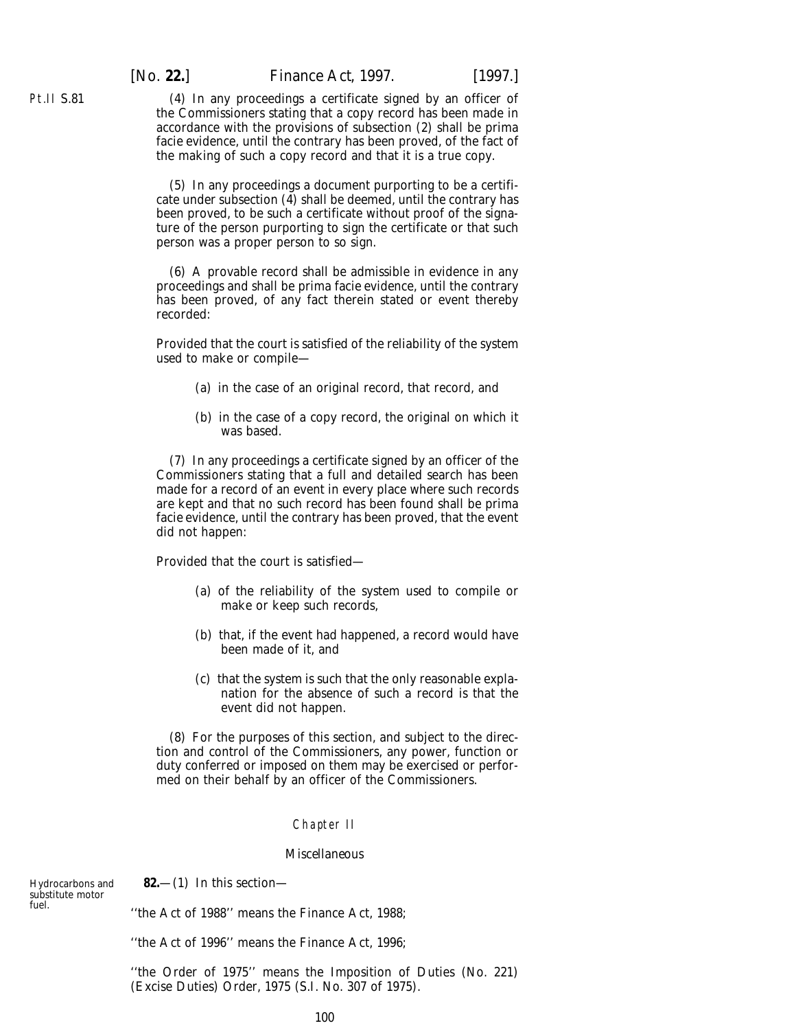Pt.II S.81

(4) In any proceedings a certificate signed by an officer of the Commissioners stating that a copy record has been made in accordance with the provisions of subsection (2) shall be prima facie evidence, until the contrary has been proved, of the fact of the making of such a copy record and that it is a true copy.

(5) In any proceedings a document purporting to be a certificate under subsection (4) shall be deemed, until the contrary has been proved, to be such a certificate without proof of the signature of the person purporting to sign the certificate or that such person was a proper person to so sign.

(6) A provable record shall be admissible in evidence in any proceedings and shall be prima facie evidence, until the contrary has been proved, of any fact therein stated or event thereby recorded:

Provided that the court is satisfied of the reliability of the system used to make or compile—

(a) in the case of an original record, that record, and

(b) in the case of a copy record, the original on which it was based.

(7) In any proceedings a certificate signed by an officer of the Commissioners stating that a full and detailed search has been made for a record of an event in every place where such records are kept and that no such record has been found shall be prima facie evidence, until the contrary has been proved, that the event did not happen:

Provided that the court is satisfied—

(a) of the reliability of the system used to compile or make or keep such records,

(b) that, if the event had happened, a record would have been made of it, and

(c) that the system is such that the only reasonable explanation for the absence of such a record is that the event did not happen.

(8) For the purposes of this section, and subject to the direction and control of the Commissioners, any power, function or duty conferred or imposed on them may be exercised or performed on their behalf by an officer of the Commissioners.

## Chapter II

### Miscellaneous

Hydrocarbons and substitute motor fuel.

**82.**—(1) In this section—

''the Act of 1988'' means the Finance Act, 1988;

''the Act of 1996'' means the Finance Act, 1996;

''the Order of 1975'' means the Imposition of Duties (No. 221) (Excise Duties) Order, 1975 (S.I. No. 307 of 1975).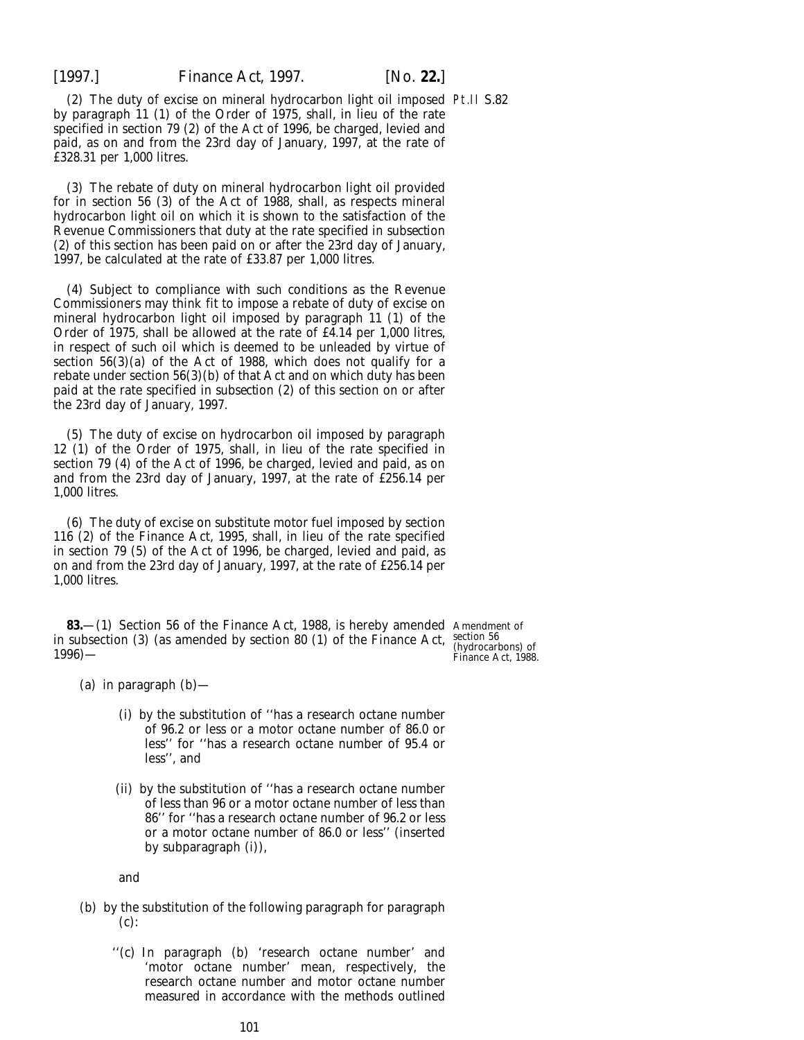(2) The duty of excise on mineral hydrocarbon light oil imposed by paragraph 11 (1) of the Order of 1975, shall, in lieu of the rate specified in section 79 (2) of the Act of 1996, be charged, levied and paid, as on and from the 23rd day of January, 1997, at the rate of £328.31 per 1,000 litres.

(3) The rebate of duty on mineral hydrocarbon light oil provided for in section 56 (3) of the Act of 1988, shall, as respects mineral hydrocarbon light oil on which it is shown to the satisfaction of the Revenue Commissioners that duty at the rate specified in *subsection (2)* of this section has been paid on or after the 23rd day of January, 1997, be calculated at the rate of £33.87 per 1,000 litres.

(4) Subject to compliance with such conditions as the Revenue Commissioners may think fit to impose a rebate of duty of excise on mineral hydrocarbon light oil imposed by paragraph 11 (1) of the Order of 1975, shall be allowed at the rate of £4.14 per 1,000 litres, in respect of such oil which is deemed to be unleaded by virtue of section 56(3)(*a*) of the Act of 1988, which does not qualify for a rebate under section 56(3)(*b*) of that Act and on which duty has been paid at the rate specified in *subsection (2)* of this section on or after the 23rd day of January, 1997.

(5) The duty of excise on hydrocarbon oil imposed by paragraph 12 (1) of the Order of 1975, shall, in lieu of the rate specified in section 79 (4) of the Act of 1996, be charged, levied and paid, as on and from the 23rd day of January, 1997, at the rate of £256.14 per 1,000 litres.

(6) The duty of excise on substitute motor fuel imposed by section 116 (2) of the Finance Act, 1995, shall, in lieu of the rate specified in section 79 (5) of the Act of 1996, be charged, levied and paid, as on and from the 23rd day of January, 1997, at the rate of £256.14 per 1,000 litres.

Amendment of section 56 (hydrocarbons) of Finance Act, 1988.

**83.**—(1) Section 56 of the Finance Act, 1988, is hereby amended in subsection (3) (as amended by section 80 (1) of the Finance Act, 1996)—

(*a*) in paragraph (*b*)—

(i) by the substitution of ''has a research octane number of 96.2 or less or a motor octane number of 86.0 or less'' for ''has a research octane number of 95.4 or less'', and

(ii) by the substitution of ''has a research octane number of less than 96 or a motor octane number of less than 86'' for ''has a research octane number of 96.2 or less or a motor octane number of 86.0 or less'' (inserted by *subparagraph (i)*),

and

(*b*) by the substitution of the following paragraph for paragraph (*c*):

''(*c*) In paragraph (*b*) 'research octane number' and 'motor octane number' mean, respectively, the research octane number and motor octane number measured in accordance with the methods outlined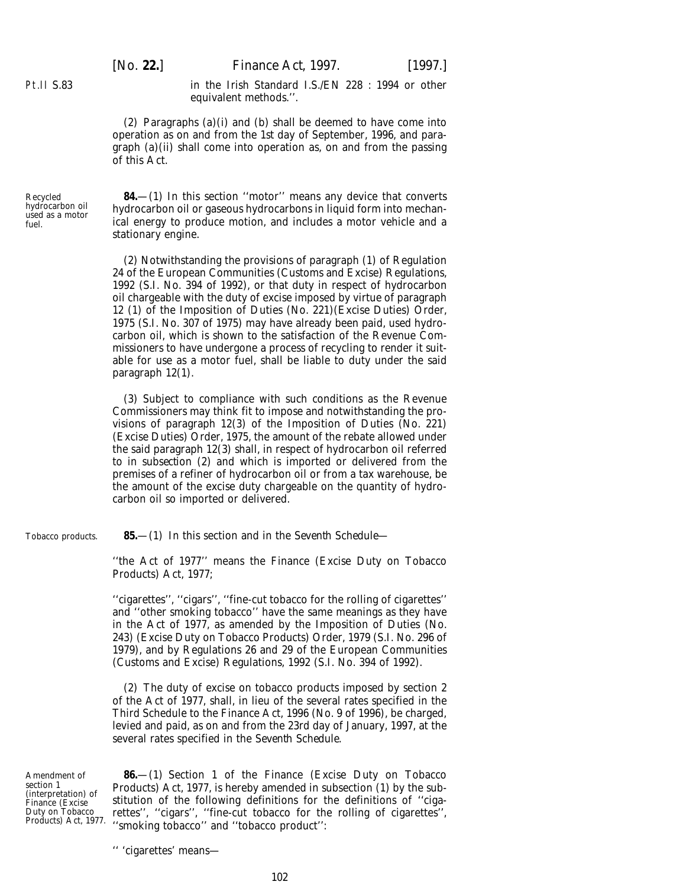in the Irish Standard I.S./EN 228 : 1994 or other equivalent methods.''.

(2) Paragraphs (*a*)(i) and (*b*) shall be deemed to have come into operation as on and from the 1st day of September, 1996, and paragraph (*a*)(ii) shall come into operation as, on and from the passing of this Act.

Recycled hydrocarbon oil used as a motor fuel.

**84.**—(1) In this section ''motor'' means any device that converts hydrocarbon oil or gaseous hydrocarbons in liquid form into mechanical energy to produce motion, and includes a motor vehicle and a stationary engine.

(2) Notwithstanding the provisions of paragraph (1) of Regulation 24 of the European Communities (Customs and Excise) Regulations, 1992 (S.I. No. 394 of 1992), or that duty in respect of hydrocarbon oil chargeable with the duty of excise imposed by virtue of paragraph 12 (1) of the Imposition of Duties (No. 221)(Excise Duties) Order, 1975 (S.I. No. 307 of 1975) may have already been paid, used hydrocarbon oil, which is shown to the satisfaction of the Revenue Commissioners to have undergone a process of recycling to render it suitable for use as a motor fuel, shall be liable to duty under the said paragraph 12(1).

(3) Subject to compliance with such conditions as the Revenue Commissioners may think fit to impose and notwithstanding the provisions of paragraph 12(3) of the Imposition of Duties (No. 221) (Excise Duties) Order, 1975, the amount of the rebate allowed under the said paragraph 12(3) shall, in respect of hydrocarbon oil referred to in *subsection (2)* and which is imported or delivered from the premises of a refiner of hydrocarbon oil or from a tax warehouse, be the amount of the excise duty chargeable on the quantity of hydrocarbon oil so imported or delivered.

Tobacco products.

**85.**—(1) In this section and in the *Seventh Schedule*—

''the Act of 1977'' means the Finance (Excise Duty on Tobacco Products) Act, 1977;

''cigarettes'', ''cigars'', ''fine-cut tobacco for the rolling of cigarettes'' and ''other smoking tobacco'' have the same meanings as they have in the Act of 1977, as amended by the Imposition of Duties (No. 243) (Excise Duty on Tobacco Products) Order, 1979 (S.I. No. 296 of 1979), and by Regulations 26 and 29 of the European Communities (Customs and Excise) Regulations, 1992 (S.I. No. 394 of 1992).

(2) The duty of excise on tobacco products imposed by section 2 of the Act of 1977, shall, in lieu of the several rates specified in the Third Schedule to the Finance Act, 1996 (No. 9 of 1996), be charged, levied and paid, as on and from the 23rd day of January, 1997, at the several rates specified in the *Seventh Schedule*.

Amendment of section 1 (interpretation) of Finance (Excise Duty on Tobacco Products) Act, 1977.

**86.**—(1) Section 1 of the Finance (Excise Duty on Tobacco Products) Act, 1977, is hereby amended in subsection (1) by the substitution of the following definitions for the definitions of ''cigarettes'', ''cigars'', ''fine-cut tobacco for the rolling of cigarettes'', ''smoking tobacco'' and ''tobacco product'':

'' 'cigarettes' means—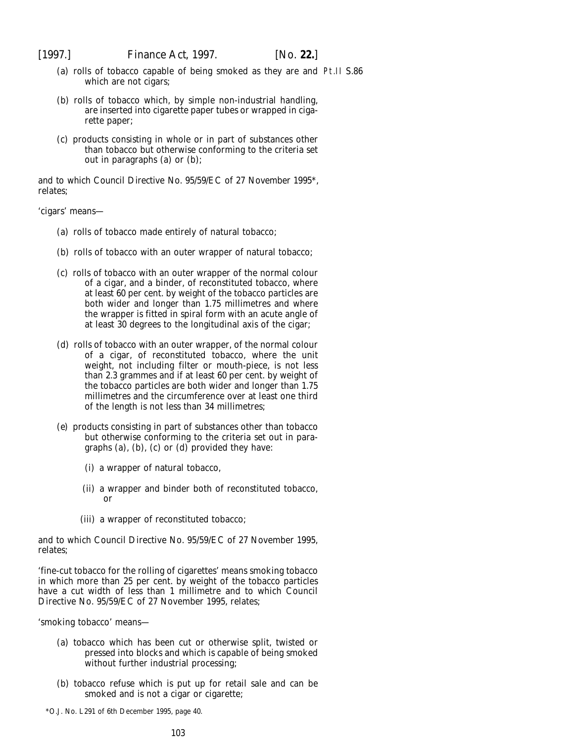(*a*) rolls of tobacco capable of being smoked as they are and which are not cigars;

(*b*) rolls of tobacco which, by simple non-industrial handling, are inserted into cigarette paper tubes or wrapped in cigarette paper;

(*c*) products consisting in whole or in part of substances other than tobacco but otherwise conforming to the criteria set out in paragraphs (*a*) or (*b*);

and to which Council Directive No. 95/59/EC of 27 November 1995*, relates;

'cigars' means—

(*a*) rolls of tobacco made entirely of natural tobacco;

(*b*) rolls of tobacco with an outer wrapper of natural tobacco;

(*c*) rolls of tobacco with an outer wrapper of the normal colour of a cigar, and a binder, of reconstituted tobacco, where at least 60 per cent. by weight of the tobacco particles are both wider and longer than 1.75 millimetres and where the wrapper is fitted in spiral form with an acute angle of at least 30 degrees to the longitudinal axis of the cigar;

(*d*) rolls of tobacco with an outer wrapper, of the normal colour of a cigar, of reconstituted tobacco, where the unit weight, not including filter or mouth-piece, is not less than 2.3 grammes and if at least 60 per cent. by weight of the tobacco particles are both wider and longer than 1.75 millimetres and the circumference over at least one third of the length is not less than 34 millimetres;

(*e*) products consisting in part of substances other than tobacco but otherwise conforming to the criteria set out in paragraphs (*a*), (*b*), (*c*) or (*d*) provided they have:

(i) a wrapper of natural tobacco,

(ii) a wrapper and binder both of reconstituted tobacco, or

(iii) a wrapper of reconstituted tobacco;

and to which Council Directive No. 95/59/EC of 27 November 1995, relates;

'fine-cut tobacco for the rolling of cigarettes' means smoking tobacco in which more than 25 per cent. by weight of the tobacco particles have a cut width of less than 1 millimetre and to which Council Directive No. 95/59/EC of 27 November 1995, relates;

'smoking tobacco' means—

(*a*) tobacco which has been cut or otherwise split, twisted or pressed into blocks and which is capable of being smoked without further industrial processing;

(*b*) tobacco refuse which is put up for retail sale and can be smoked and is not a cigar or cigarette;

*O.J. No. L291 of 6th December 1995, page 40.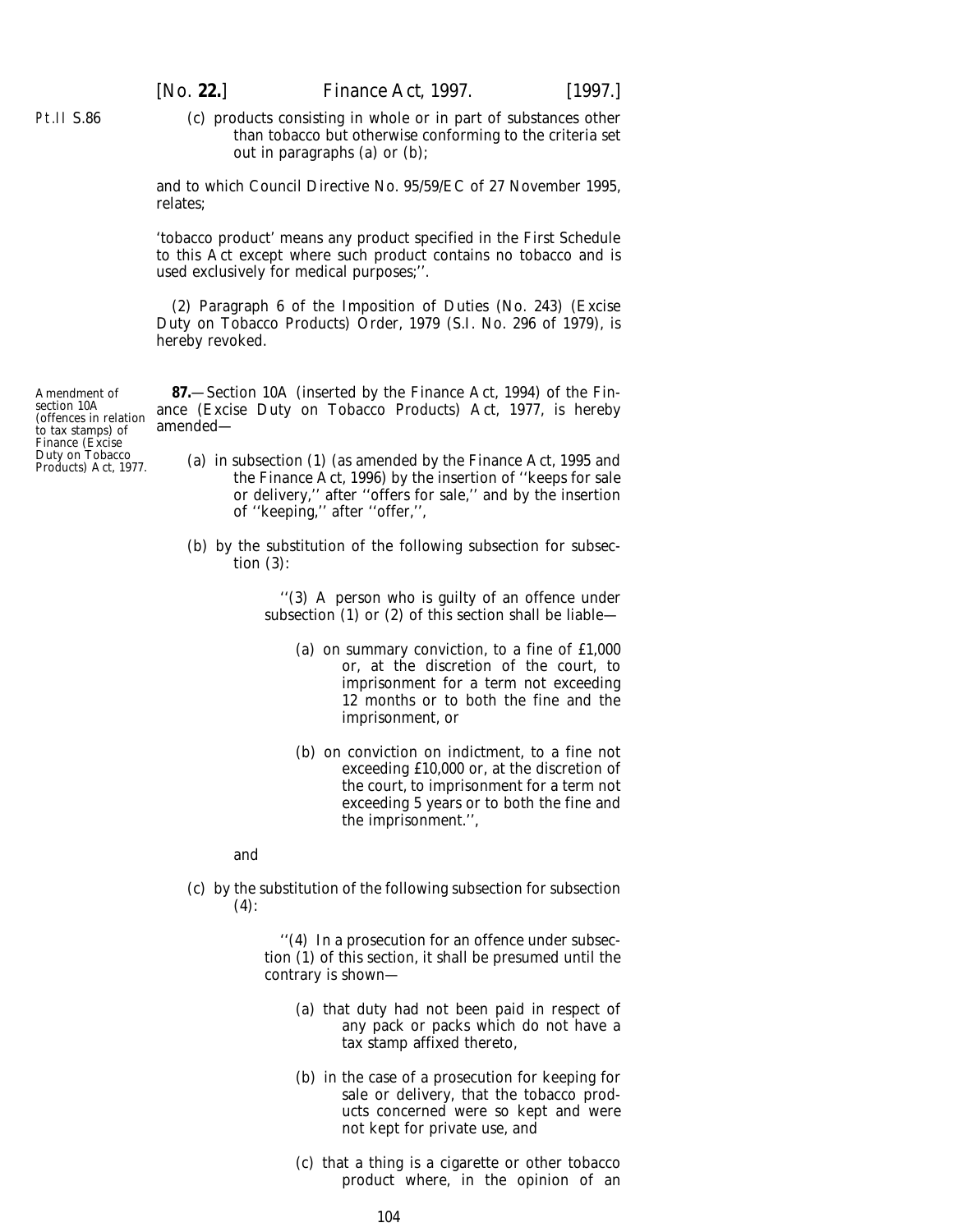(*c*) products consisting in whole or in part of substances other than tobacco but otherwise conforming to the criteria set out in paragraphs (*a*) or (*b*);

and to which Council Directive No. 95/59/EC of 27 November 1995, relates;

'tobacco product' means any product specified in the First Schedule to this Act except where such product contains no tobacco and is used exclusively for medical purposes;''.

(2) Paragraph 6 of the Imposition of Duties (No. 243) (Excise Duty on Tobacco Products) Order, 1979 (S.I. No. 296 of 1979), is hereby revoked.

Amendment of section 10A (offences in relation to tax stamps) of Finance (Excise Duty on Tobacco Products) Act, 1977.

**87.**—Section 10A (inserted by the Finance Act, 1994) of the Finance (Excise Duty on Tobacco Products) Act, 1977, is hereby amended—

(*a*) in subsection (1) (as amended by the Finance Act, 1995 and the Finance Act, 1996) by the insertion of ''keeps for sale or delivery,'' after ''offers for sale,'' and by the insertion of ''keeping,'' after ''offer,'',

(*b*) by the substitution of the following subsection for subsection (3):

''(3) A person who is guilty of an offence under subsection (1) or (2) of this section shall be liable—

(*a*) on summary conviction, to a fine of £1,000 or, at the discretion of the court, to imprisonment for a term not exceeding 12 months or to both the fine and the imprisonment, or

(*b*) on conviction on indictment, to a fine not exceeding £10,000 or, at the discretion of the court, to imprisonment for a term not exceeding 5 years or to both the fine and the imprisonment.'',

and

(*c*) by the substitution of the following subsection for subsection (4):

''(4) In a prosecution for an offence under subsection (1) of this section, it shall be presumed until the contrary is shown—

(*a*) that duty had not been paid in respect of any pack or packs which do not have a tax stamp affixed thereto,

(*b*) in the case of a prosecution for keeping for sale or delivery, that the tobacco products concerned were so kept and were not kept for private use, and

(*c*) that a thing is a cigarette or other tobacco product where, in the opinion of an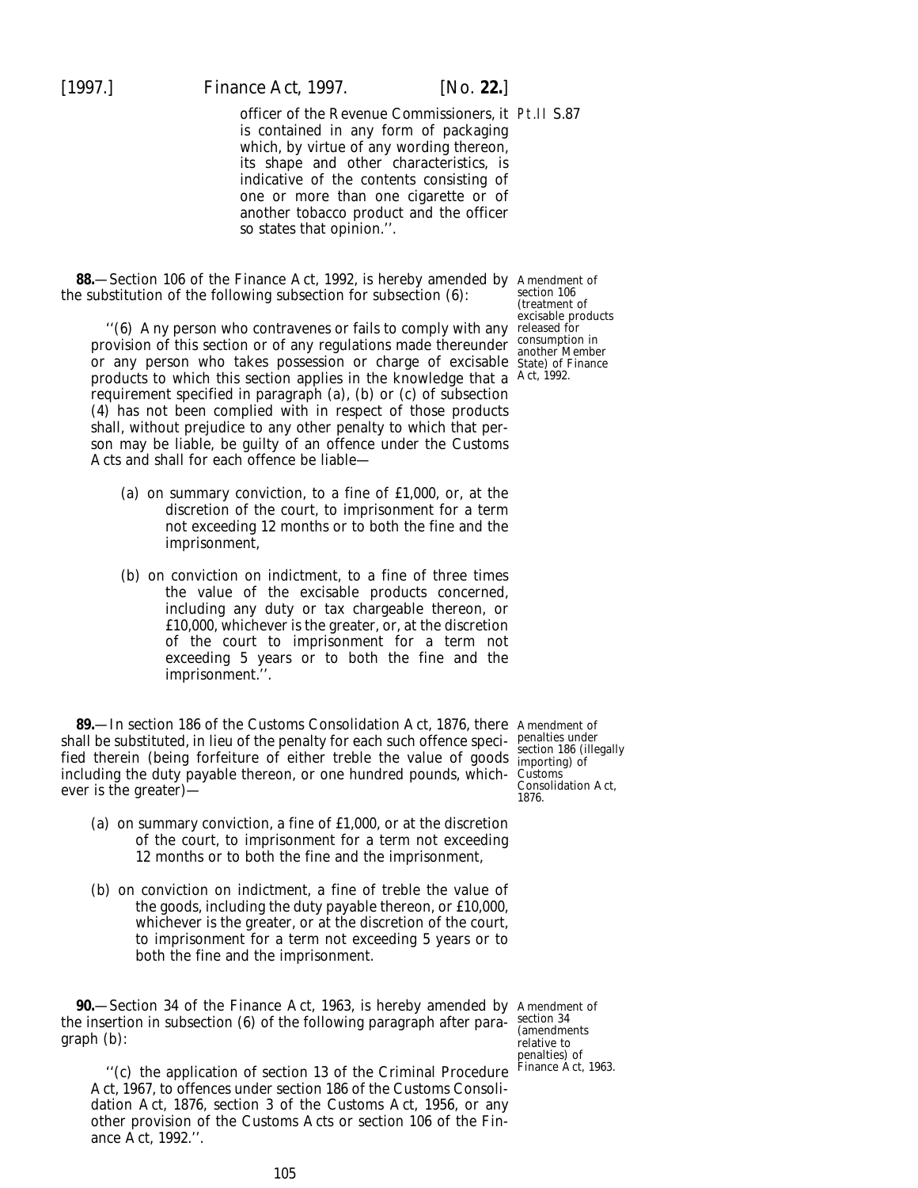officer of the Revenue Commissioners, it is contained in any form of packaging which, by virtue of any wording thereon, its shape and other characteristics, is indicative of the contents consisting of one or more than one cigarette or of another tobacco product and the officer so states that opinion.''.

Pt.II S.87

**88.**—Section 106 of the Finance Act, 1992, is hereby amended by the substitution of the following subsection for subsection (6):

Amendment of section 106 (treatment of excisable products released for consumption in another Member State) of Finance Act, 1992.

''(6) Any person who contravenes or fails to comply with any provision of this section or of any regulations made thereunder or any person who takes possession or charge of excisable products to which this section applies in the knowledge that a requirement specified in paragraph (*a*), (*b*) or (*c*) of subsection (4) has not been complied with in respect of those products shall, without prejudice to any other penalty to which that person may be liable, be guilty of an offence under the Customs Acts and shall for each offence be liable—

(*a*) on summary conviction, to a fine of £1,000, or, at the discretion of the court, to imprisonment for a term not exceeding 12 months or to both the fine and the imprisonment,

(*b*) on conviction on indictment, to a fine of three times the value of the excisable products concerned, including any duty or tax chargeable thereon, or £10,000, whichever is the greater, or, at the discretion of the court to imprisonment for a term not exceeding 5 years or to both the fine and the imprisonment.''.

**89.**—In section 186 of the Customs Consolidation Act, 1876, there shall be substituted, in lieu of the penalty for each such offence specified therein (being forfeiture of either treble the value of goods including the duty payable thereon, or one hundred pounds, whichever is the greater)—

Amendment of penalties under section 186 (illegally importing) of Customs Consolidation Act, 1876.

(*a*) on summary conviction, a fine of £1,000, or at the discretion of the court, to imprisonment for a term not exceeding 12 months or to both the fine and the imprisonment,

(*b*) on conviction on indictment, a fine of treble the value of the goods, including the duty payable thereon, or £10,000, whichever is the greater, or at the discretion of the court, to imprisonment for a term not exceeding 5 years or to both the fine and the imprisonment.

**90.**—Section 34 of the Finance Act, 1963, is hereby amended by the insertion in subsection (6) of the following paragraph after paragraph (*b*):

Amendment of section 34 (amendments relative to penalties) of Finance Act, 1963.

''(*c*) the application of section 13 of the Criminal Procedure Act, 1967, to offences under section 186 of the Customs Consolidation Act, 1876, section 3 of the Customs Act, 1956, or any other provision of the Customs Acts or section 106 of the Finance Act, 1992.''.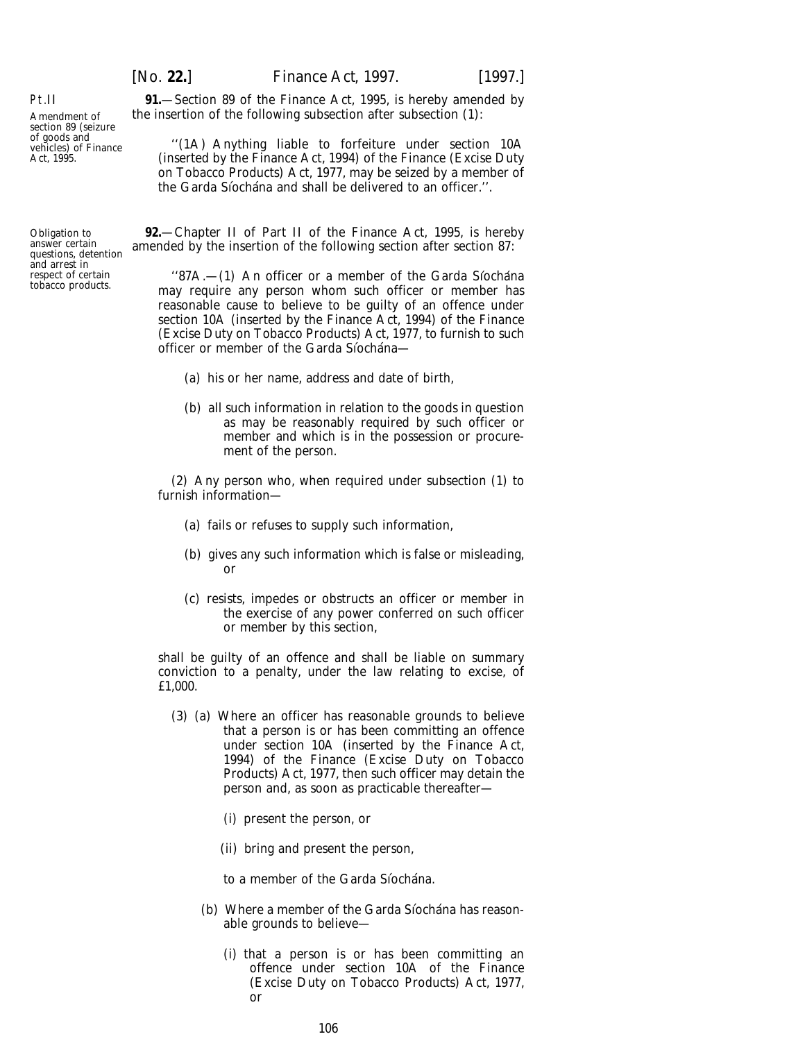Pt.II

Amendment of section 89 (seizure of goods and vehicles) of Finance Act, 1995.

**91.**—Section 89 of the Finance Act, 1995, is hereby amended by the insertion of the following subsection after subsection (1):

''(1A) Anything liable to forfeiture under section 10A (inserted by the Finance Act, 1994) of the Finance (Excise Duty on Tobacco Products) Act, 1977, may be seized by a member of the Garda Síochána and shall be delivered to an officer.''.

Obligation to answer certain questions, detention and arrest in respect of certain tobacco products.

**92.**—Chapter II of Part II of the Finance Act, 1995, is hereby amended by the insertion of the following section after section 87:

''87A.—(1) An officer or a member of the Garda Síochána may require any person whom such officer or member has reasonable cause to believe to be guilty of an offence under section 10A (inserted by the Finance Act, 1994) of the Finance (Excise Duty on Tobacco Products) Act, 1977, to furnish to such officer or member of the Garda Síochána—

(*a*) his or her name, address and date of birth,

(*b*) all such information in relation to the goods in question as may be reasonably required by such officer or member and which is in the possession or procurement of the person.

(2) Any person who, when required under subsection (1) to furnish information—

(*a*) fails or refuses to supply such information,

(*b*) gives any such information which is false or misleading, or

(*c*) resists, impedes or obstructs an officer or member in the exercise of any power conferred on such officer or member by this section,

shall be guilty of an offence and shall be liable on summary conviction to a penalty, under the law relating to excise, of £1,000.

(3) (*a*) Where an officer has reasonable grounds to believe that a person is or has been committing an offence under section 10A (inserted by the Finance Act, 1994) of the Finance (Excise Duty on Tobacco Products) Act, 1977, then such officer may detain the person and, as soon as practicable thereafter—

(i) present the person, or

(ii) bring and present the person,

to a member of the Garda Síochána.

(*b*) Where a member of the Garda Síochána has reasonable grounds to believe—

(i) that a person is or has been committing an offence under section 10A of the Finance (Excise Duty on Tobacco Products) Act, 1977, or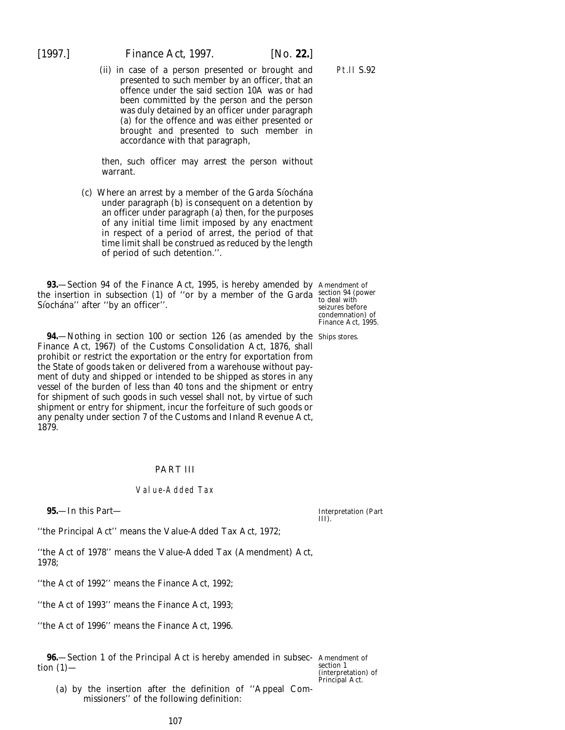(ii) in case of a person presented or brought and presented to such member by an officer, that an offence under the said section 10A was or had been committed by the person and the person was duly detained by an officer under paragraph (*a*) for the offence and was either presented or brought and presented to such member in accordance with that paragraph,

then, such officer may arrest the person without warrant.

(*c*) Where an arrest by a member of the Garda Síochána under paragraph (*b*) is consequent on a detention by an officer under paragraph (*a*) then, for the purposes of any initial time limit imposed by any enactment in respect of a period of arrest, the period of that time limit shall be construed as reduced by the length of period of such detention.''.

Amendment of section 94 (power to deal with seizures before condemnation) of Finance Act, 1995.

**93.**—Section 94 of the Finance Act, 1995, is hereby amended by the insertion in subsection (1) of ''or by a member of the Garda Síochána'' after ''by an officer''.

Ships stores.

**94.**—Nothing in section 100 or section 126 (as amended by the Finance Act, 1967) of the Customs Consolidation Act, 1876, shall prohibit or restrict the exportation or the entry for exportation from the State of goods taken or delivered from a warehouse without payment of duty and shipped or intended to be shipped as stores in any vessel of the burden of less than 40 tons and the shipment or entry for shipment of such goods in such vessel shall not, by virtue of such shipment or entry for shipment, incur the forfeiture of such goods or any penalty under section 7 of the Customs and Inland Revenue Act, 1879.

## PART III

### *Value-Added Tax*

Interpretation (Part III).

**95.**—In this Part—

''the Principal Act'' means the Value-Added Tax Act, 1972;

''the Act of 1978'' means the Value-Added Tax (Amendment) Act, 1978;

''the Act of 1992'' means the Finance Act, 1992;

''the Act of 1993'' means the Finance Act, 1993;

''the Act of 1996'' means the Finance Act, 1996.

Amendment of section 1 (interpretation) of Principal Act.

**96.**—Section 1 of the Principal Act is hereby amended in subsection (1)—

(*a*) by the insertion after the definition of ''Appeal Commissioners'' of the following definition: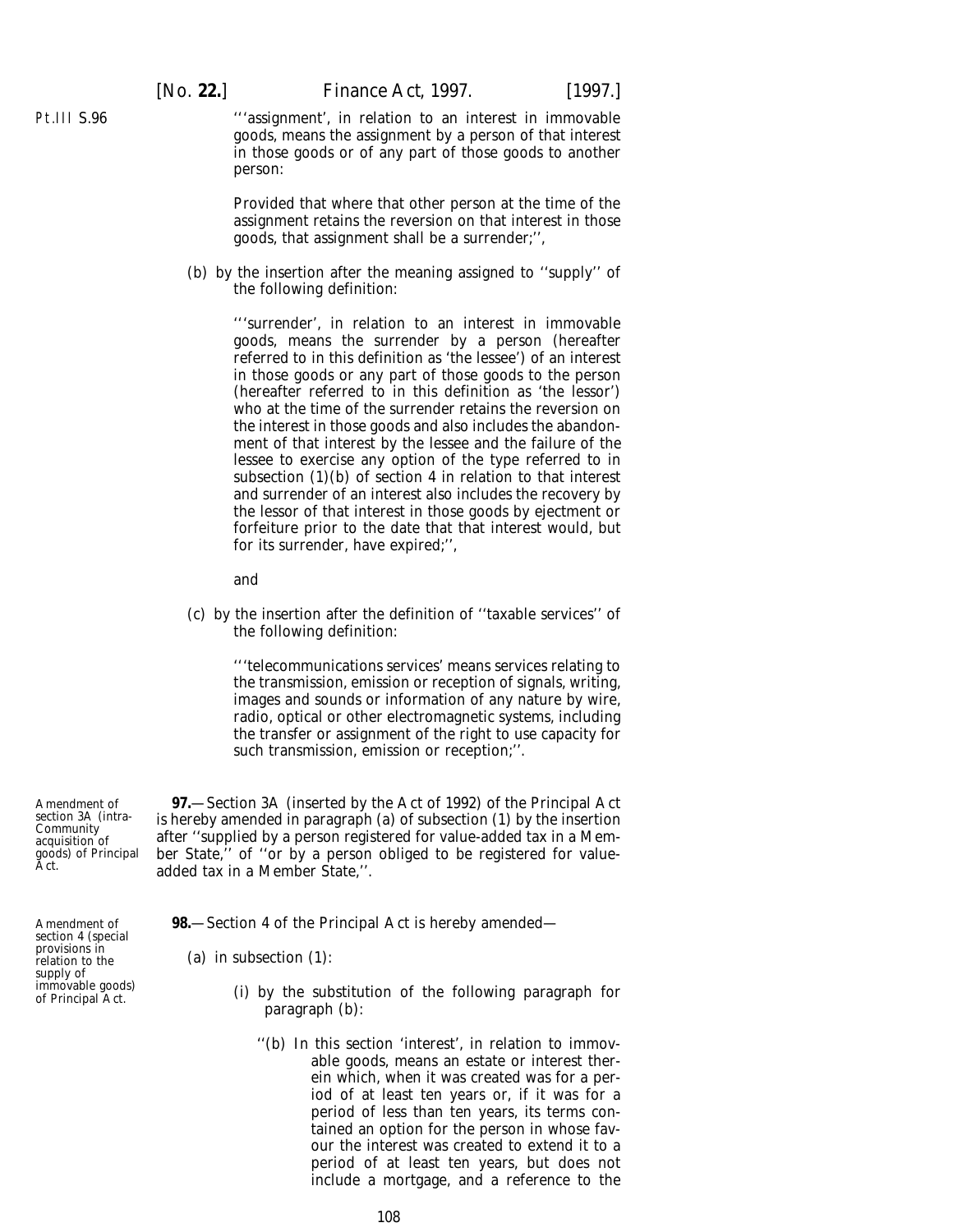'''assignment', in relation to an interest in immovable goods, means the assignment by a person of that interest in those goods or of any part of those goods to another person:

Provided that where that other person at the time of the assignment retains the reversion on that interest in those goods, that assignment shall be a surrender;'',

(*b*) by the insertion after the meaning assigned to ''supply'' of the following definition:

'''surrender', in relation to an interest in immovable goods, means the surrender by a person (hereafter referred to in this definition as 'the lessee') of an interest in those goods or any part of those goods to the person (hereafter referred to in this definition as 'the lessor') who at the time of the surrender retains the reversion on the interest in those goods and also includes the abandonment of that interest by the lessee and the failure of the lessee to exercise any option of the type referred to in subsection (1)(*b*) of section 4 in relation to that interest and surrender of an interest also includes the recovery by the lessor of that interest in those goods by ejectment or forfeiture prior to the date that that interest would, but for its surrender, have expired;'',

and

(*c*) by the insertion after the definition of ''taxable services'' of the following definition:

'''telecommunications services' means services relating to the transmission, emission or reception of signals, writing, images and sounds or information of any nature by wire, radio, optical or other electromagnetic systems, including the transfer or assignment of the right to use capacity for such transmission, emission or reception;''.

*Amendment of section 3A (intra-Community acquisition of goods) of Principal Act.*

**97.**—Section 3A (inserted by the Act of 1992) of the Principal Act is hereby amended in paragraph (*a*) of subsection (1) by the insertion after ''supplied by a person registered for value-added tax in a Member State,'' of ''or by a person obliged to be registered for value-added tax in a Member State,''.

*Amendment of section 4 (special provisions in relation to the supply of immovable goods) of Principal Act.*

**98.**—Section 4 of the Principal Act is hereby amended—

(*a*) in subsection (1):

(i) by the substitution of the following paragraph for paragraph (*b*):

''(*b*) In this section 'interest', in relation to immovable goods, means an estate or interest therein which, when it was created was for a period of at least ten years or, if it was for a period of less than ten years, its terms contained an option for the person in whose favour the interest was created to extend it to a period of at least ten years, but does not include a mortgage, and a reference to the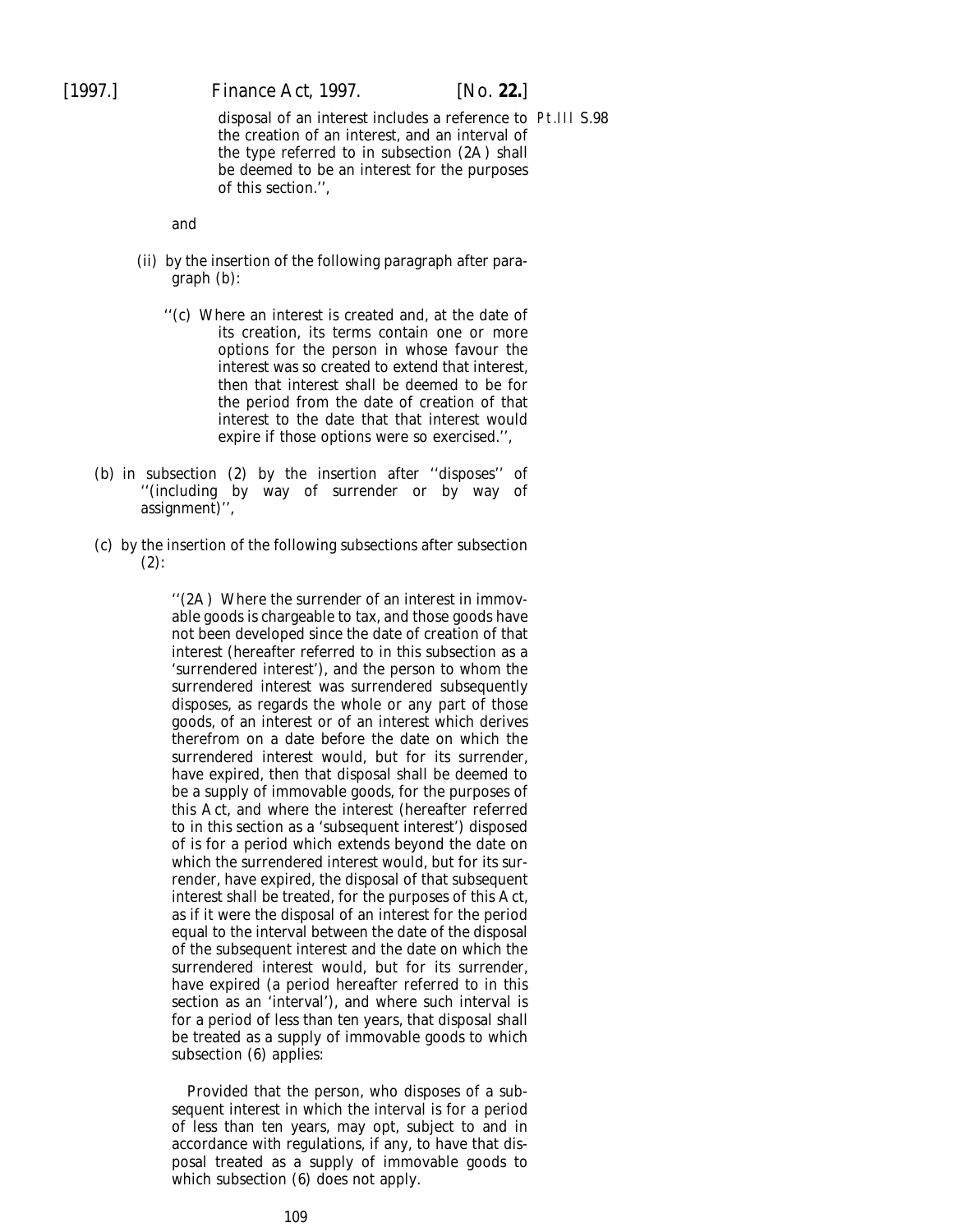disposal of an interest includes a reference to the creation of an interest, and an interval of the type referred to in subsection (2A) shall be deemed to be an interest for the purposes of this section.'',

Pt.III S.98

and

(ii) by the insertion of the following paragraph after paragraph (b):

''(c) Where an interest is created and, at the date of its creation, its terms contain one or more options for the person in whose favour the interest was so created to extend that interest, then that interest shall be deemed to be for the period from the date of creation of that interest to the date that that interest would expire if those options were so exercised.'',

(b) in subsection (2) by the insertion after ''disposes'' of ''(including by way of surrender or by way of assignment)'',

(c) by the insertion of the following subsections after subsection (2):

''(2A) Where the surrender of an interest in immovable goods is chargeable to tax, and those goods have not been developed since the date of creation of that interest (hereafter referred to in this subsection as a 'surrendered interest'), and the person to whom the surrendered interest was surrendered subsequently disposes, as regards the whole or any part of those goods, of an interest or of an interest which derives therefrom on a date before the date on which the surrendered interest would, but for its surrender, have expired, then that disposal shall be deemed to be a supply of immovable goods, for the purposes of this Act, and where the interest (hereafter referred to in this section as a 'subsequent interest') disposed of is for a period which extends beyond the date on which the surrendered interest would, but for its surrender, have expired, the disposal of that subsequent interest shall be treated, for the purposes of this Act, as if it were the disposal of an interest for the period equal to the interval between the date of the disposal of the subsequent interest and the date on which the surrendered interest would, but for its surrender, have expired (a period hereafter referred to in this section as an 'interval'), and where such interval is for a period of less than ten years, that disposal shall be treated as a supply of immovable goods to which subsection (6) applies:

Provided that the person, who disposes of a subsequent interest in which the interval is for a period of less than ten years, may opt, subject to and in accordance with regulations, if any, to have that disposal treated as a supply of immovable goods to which subsection (6) does not apply.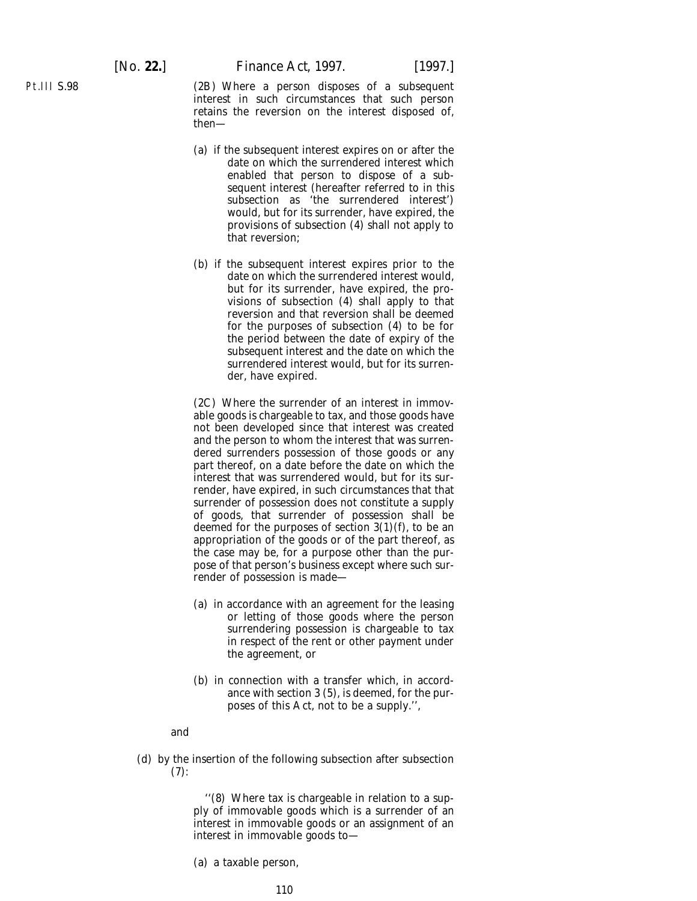(2B) Where a person disposes of a subsequent interest in such circumstances that such person retains the reversion on the interest disposed of, then—

(a) if the subsequent interest expires on or after the date on which the surrendered interest which enabled that person to dispose of a subsequent interest (hereafter referred to in this subsection as 'the surrendered interest') would, but for its surrender, have expired, the provisions of subsection (4) shall not apply to that reversion;

(b) if the subsequent interest expires prior to the date on which the surrendered interest would, but for its surrender, have expired, the provisions of subsection (4) shall apply to that reversion and that reversion shall be deemed for the purposes of subsection (4) to be for the period between the date of expiry of the subsequent interest and the date on which the surrendered interest would, but for its surrender, have expired.

(2C) Where the surrender of an interest in immovable goods is chargeable to tax, and those goods have not been developed since that interest was created and the person to whom the interest that was surrendered surrenders possession of those goods or any part thereof, on a date before the date on which the interest that was surrendered would, but for its surrender, have expired, in such circumstances that that surrender of possession does not constitute a supply of goods, that surrender of possession shall be deemed for the purposes of section 3(1)(*f*), to be an appropriation of the goods or of the part thereof, as the case may be, for a purpose other than the purpose of that person's business except where such surrender of possession is made—

(a) in accordance with an agreement for the leasing or letting of those goods where the person surrendering possession is chargeable to tax in respect of the rent or other payment under the agreement, or

(b) in connection with a transfer which, in accordance with section 3 (5), is deemed, for the purposes of this Act, not to be a supply.'',

and

(*d*) by the insertion of the following subsection after subsection (7):

''(8) Where tax is chargeable in relation to a supply of immovable goods which is a surrender of an interest in immovable goods or an assignment of an interest in immovable goods to—

(*a*) a taxable person,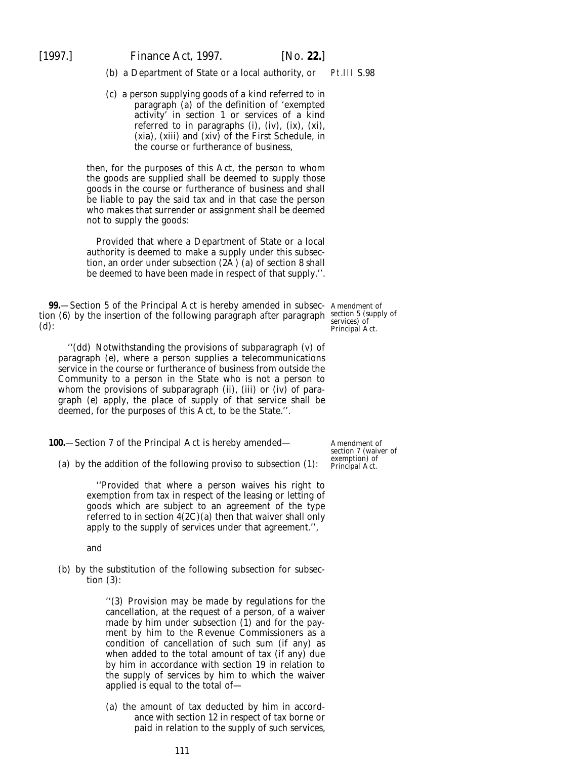(b) a Department of State or a local authority, or

(c) a person supplying goods of a kind referred to in paragraph (a) of the definition of 'exempted activity' in section 1 or services of a kind referred to in paragraphs (i), (iv), (ix), (xi), (xia), (xiii) and (xiv) of the First Schedule, in the course or furtherance of business,

then, for the purposes of this Act, the person to whom the goods are supplied shall be deemed to supply those goods in the course or furtherance of business and shall be liable to pay the said tax and in that case the person who makes that surrender or assignment shall be deemed not to supply the goods:

Provided that where a Department of State or a local authority is deemed to make a supply under this subsection, an order under subsection (2A) (a) of section 8 shall be deemed to have been made in respect of that supply.''.

**99.**—Section 5 of the Principal Act is hereby amended in subsection (6) by the insertion of the following paragraph after paragraph (d):

*Amendment of section 5 (supply of services) of Principal Act.*

''(dd) Notwithstanding the provisions of subparagraph (v) of paragraph (e), where a person supplies a telecommunications service in the course or furtherance of business from outside the Community to a person in the State who is not a person to whom the provisions of subparagraph (ii), (iii) or (iv) of paragraph (e) apply, the place of supply of that service shall be deemed, for the purposes of this Act, to be the State.''.

**100.**—Section 7 of the Principal Act is hereby amended—

*Amendment of section 7 (waiver of exemption) of Principal Act.*

(a) by the addition of the following proviso to subsection (1):

''Provided that where a person waives his right to exemption from tax in respect of the leasing or letting of goods which are subject to an agreement of the type referred to in section 4(2C)(a) then that waiver shall only apply to the supply of services under that agreement.'',

and

(b) by the substitution of the following subsection for subsection (3):

''(3) Provision may be made by regulations for the cancellation, at the request of a person, of a waiver made by him under subsection (1) and for the payment by him to the Revenue Commissioners as a condition of cancellation of such sum (if any) as when added to the total amount of tax (if any) due by him in accordance with section 19 in relation to the supply of services by him to which the waiver applied is equal to the total of—

(a) the amount of tax deducted by him in accordance with section 12 in respect of tax borne or paid in relation to the supply of such services,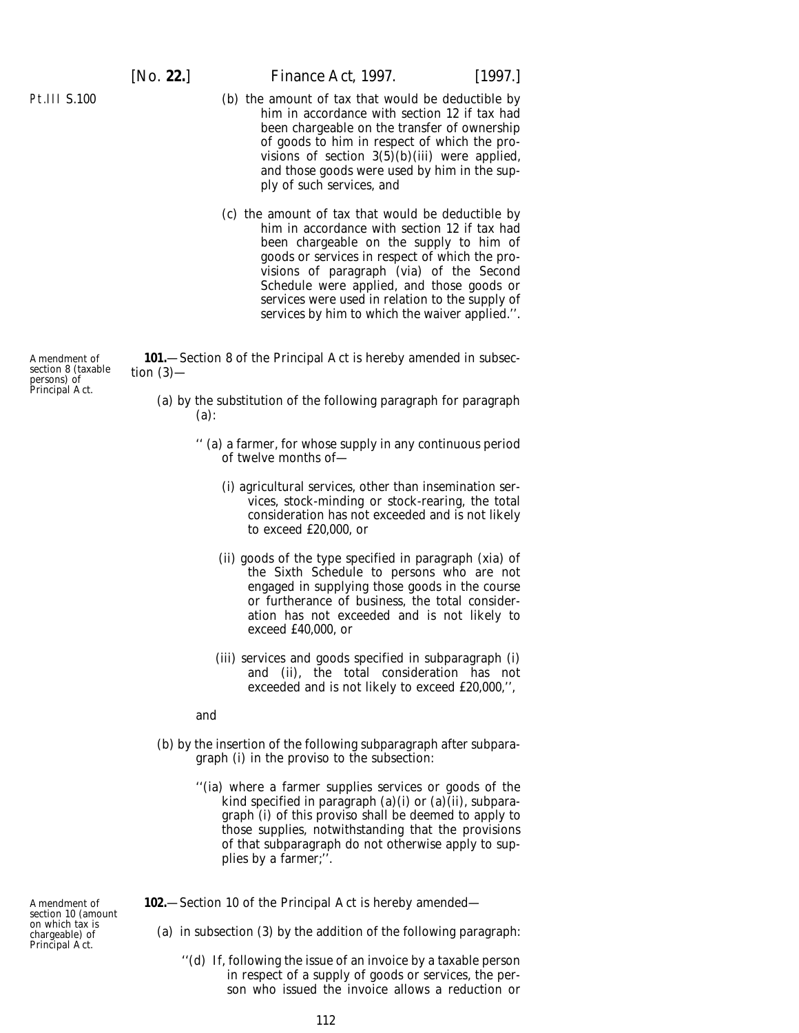(b) the amount of tax that would be deductible by him in accordance with section 12 if tax had been chargeable on the transfer of ownership of goods to him in respect of which the provisions of section 3(5)(b)(iii) were applied, and those goods were used by him in the supply of such services, and

(c) the amount of tax that would be deductible by him in accordance with section 12 if tax had been chargeable on the supply to him of goods or services in respect of which the provisions of paragraph (via) of the Second Schedule were applied, and those goods or services were used in relation to the supply of services by him to which the waiver applied.''.

Amendment of section 8 (taxable persons) of Principal Act.

**101.**—Section 8 of the Principal Act is hereby amended in subsection (3)—

(a) by the substitution of the following paragraph for paragraph (a):

'' (a) a farmer, for whose supply in any continuous period of twelve months of—

(i) agricultural services, other than insemination services, stock-minding or stock-rearing, the total consideration has not exceeded and is not likely to exceed £20,000, or

(ii) goods of the type specified in paragraph (xia) of the Sixth Schedule to persons who are not engaged in supplying those goods in the course or furtherance of business, the total consideration has not exceeded and is not likely to exceed £40,000, or

(iii) services and goods specified in subparagraph (i) and (ii), the total consideration has not exceeded and is not likely to exceed £20,000,'',

and

(b) by the insertion of the following subparagraph after subparagraph (i) in the proviso to the subsection:

''(ia) where a farmer supplies services or goods of the kind specified in paragraph (a)(i) or (a)(ii), subparagraph (i) of this proviso shall be deemed to apply to those supplies, notwithstanding that the provisions of that subparagraph do not otherwise apply to supplies by a farmer;''.

Amendment of section 10 (amount on which tax is chargeable) of Principal Act.

**102.**—Section 10 of the Principal Act is hereby amended—

(a) in subsection (3) by the addition of the following paragraph:

''(d) If, following the issue of an invoice by a taxable person in respect of a supply of goods or services, the person who issued the invoice allows a reduction or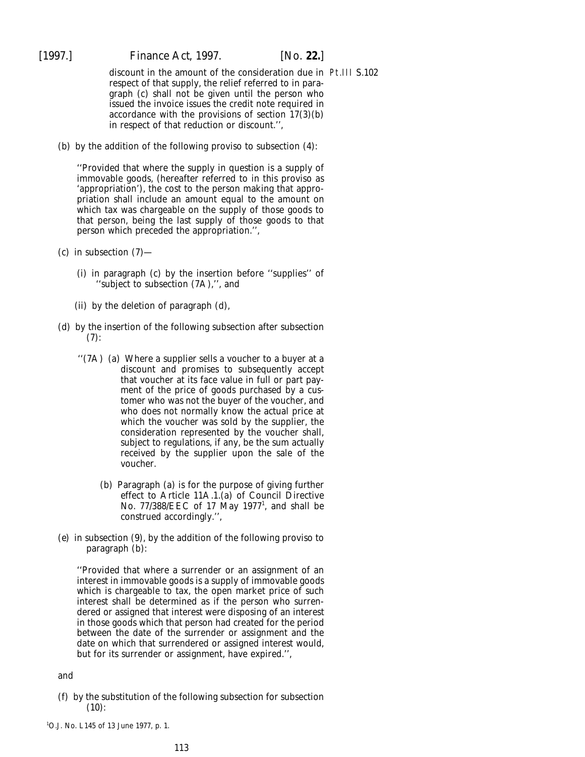discount in the amount of the consideration due in respect of that supply, the relief referred to in paragraph (*c*) shall not be given until the person who issued the invoice issues the credit note required in accordance with the provisions of section 17(3)(*b*) in respect of that reduction or discount.'',

Pt.III S.102

(*b*) by the addition of the following proviso to subsection (4):

''Provided that where the supply in question is a supply of immovable goods, (hereafter referred to in this proviso as 'appropriation'), the cost to the person making that appropriation shall include an amount equal to the amount on which tax was chargeable on the supply of those goods to that person, being the last supply of those goods to that person which preceded the appropriation.'',

(*c*) in subsection (7)—

(i) in paragraph (*c*) by the insertion before ''supplies'' of ''subject to subsection (7A),'', and

(ii) by the deletion of paragraph (*d*),

(*d*) by the insertion of the following subsection after subsection (7):

''(7A) (*a*) Where a supplier sells a voucher to a buyer at a discount and promises to subsequently accept that voucher at its face value in full or part payment of the price of goods purchased by a customer who was not the buyer of the voucher, and who does not normally know the actual price at which the voucher was sold by the supplier, the consideration represented by the voucher shall, subject to regulations, if any, be the sum actually received by the supplier upon the sale of the voucher.

(*b*) Paragraph (*a*) is for the purpose of giving further effect to Article 11A.1.(*a*) of Council Directive No. 77/388/EEC of 17 May 1977[1], and shall be construed accordingly.'',

(*e*) in subsection (9), by the addition of the following proviso to paragraph (*b*):

''Provided that where a surrender or an assignment of an interest in immovable goods is a supply of immovable goods which is chargeable to tax, the open market price of such interest shall be determined as if the person who surrendered or assigned that interest were disposing of an interest in those goods which that person had created for the period between the date of the surrender or assignment and the date on which that surrendered or assigned interest would, but for its surrender or assignment, have expired.'',

and

(*f*) by the substitution of the following subsection for subsection (10):

[1]O.J. No. L145 of 13 June 1977, p. 1.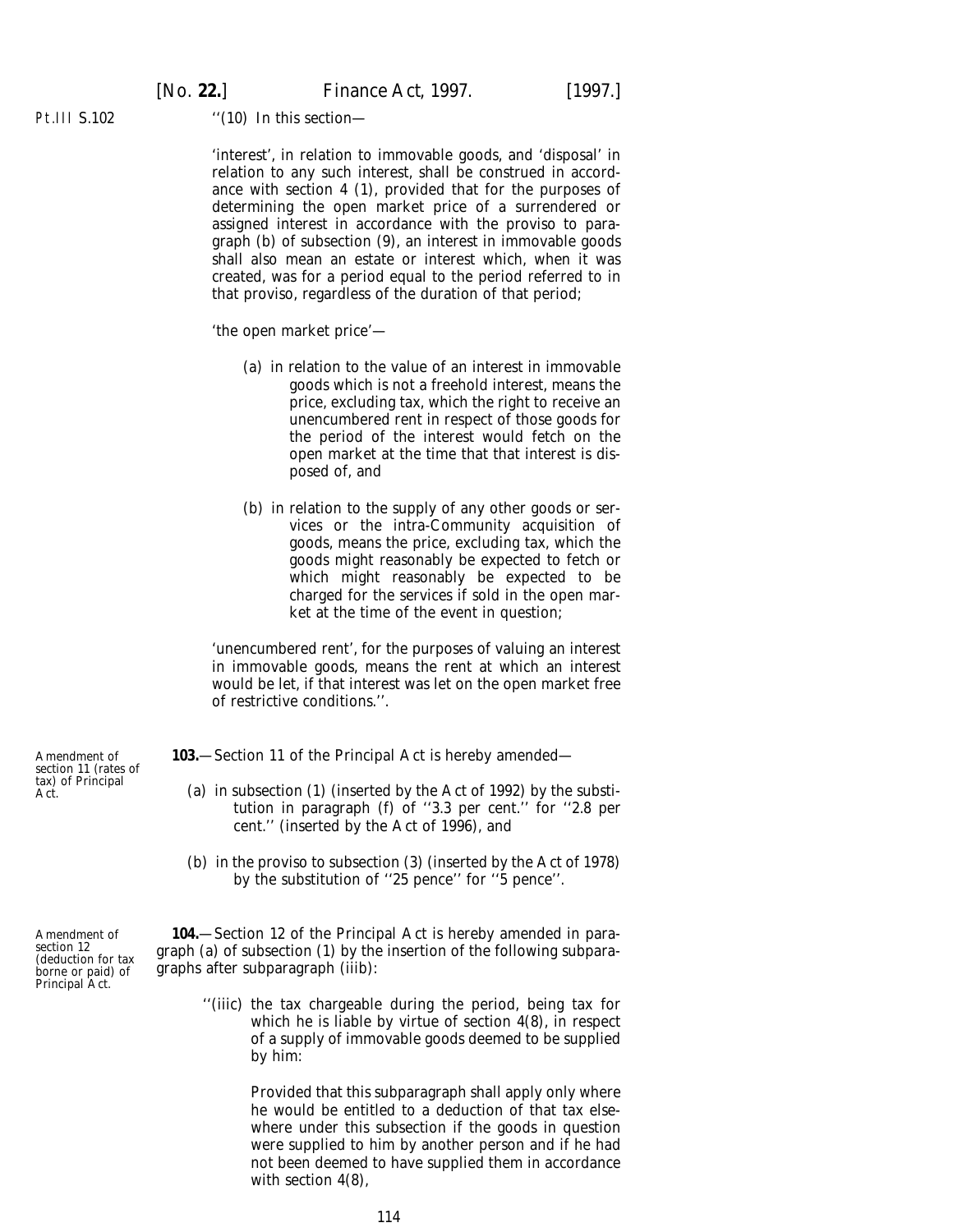''(10) In this section—

'interest', in relation to immovable goods, and 'disposal' in relation to any such interest, shall be construed in accordance with section 4 (1), provided that for the purposes of determining the open market price of a surrendered or assigned interest in accordance with the proviso to paragraph (b) of subsection (9), an interest in immovable goods shall also mean an estate or interest which, when it was created, was for a period equal to the period referred to in that proviso, regardless of the duration of that period;

'the open market price'—

(a) in relation to the value of an interest in immovable goods which is not a freehold interest, means the price, excluding tax, which the right to receive an unencumbered rent in respect of those goods for the period of the interest would fetch on the open market at the time that that interest is disposed of, and

(b) in relation to the supply of any other goods or services or the intra-Community acquisition of goods, means the price, excluding tax, which the goods might reasonably be expected to fetch or which might reasonably be expected to be charged for the services if sold in the open market at the time of the event in question;

'unencumbered rent', for the purposes of valuing an interest in immovable goods, means the rent at which an interest would be let, if that interest was let on the open market free of restrictive conditions.''.

*Amendment of section 11 (rates of tax) of Principal Act.*

**103.**—Section 11 of the Principal Act is hereby amended—

(a) in subsection (1) (inserted by the Act of 1992) by the substitution in paragraph (f) of ''3.3 per cent.'' for ''2.8 per cent.'' (inserted by the Act of 1996), and

(b) in the proviso to subsection (3) (inserted by the Act of 1978) by the substitution of ''25 pence'' for ''5 pence''.

*Amendment of section 12 (deduction for tax borne or paid) of Principal Act.*

**104.**—Section 12 of the Principal Act is hereby amended in paragraph (a) of subsection (1) by the insertion of the following subparagraphs after subparagraph (iiib):

''(iiic) the tax chargeable during the period, being tax for which he is liable by virtue of section 4(8), in respect of a supply of immovable goods deemed to be supplied by him:

Provided that this subparagraph shall apply only where he would be entitled to a deduction of that tax elsewhere under this subsection if the goods in question were supplied to him by another person and if he had not been deemed to have supplied them in accordance with section 4(8),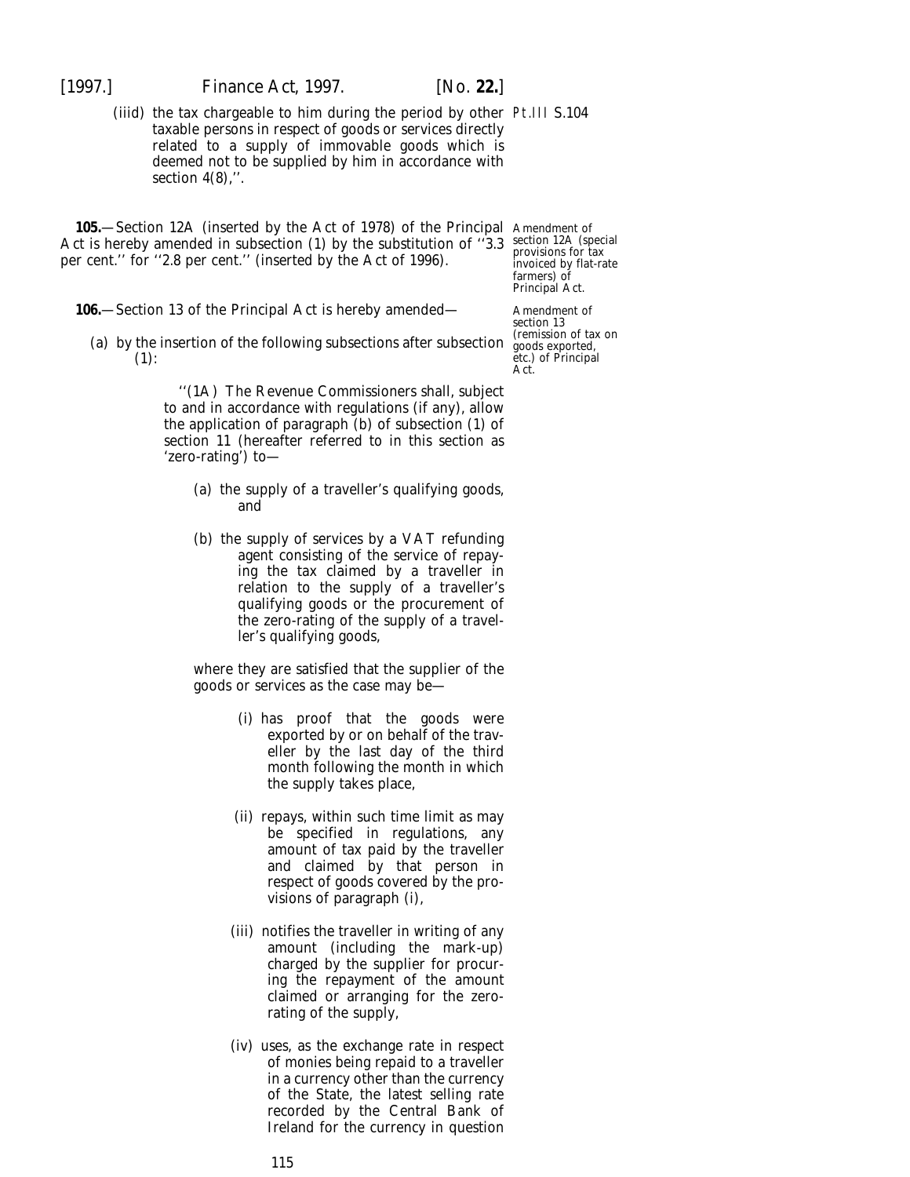(iiid) the tax chargeable to him during the period by other taxable persons in respect of goods or services directly related to a supply of immovable goods which is deemed not to be supplied by him in accordance with section 4(8),''.

Pt.III S.104

Amendment of section 12A (special provisions for tax invoiced by flat-rate farmers) of Principal Act.

**105.**—Section 12A (inserted by the Act of 1978) of the Principal Act is hereby amended in subsection (1) by the substitution of ''3.3 per cent.'' for ''2.8 per cent.'' (inserted by the Act of 1996).

Amendment of section 13 (remission of tax on goods exported, etc.) of Principal Act.

**106.**—Section 13 of the Principal Act is hereby amended—

(a) by the insertion of the following subsections after subsection (1):

''(1A) The Revenue Commissioners shall, subject to and in accordance with regulations (if any), allow the application of paragraph (b) of subsection (1) of section 11 (hereafter referred to in this section as 'zero-rating') to—

(a) the supply of a traveller's qualifying goods, and

(b) the supply of services by a VAT refunding agent consisting of the service of repaying the tax claimed by a traveller in relation to the supply of a traveller's qualifying goods or the procurement of the zero-rating of the supply of a traveller's qualifying goods,

where they are satisfied that the supplier of the goods or services as the case may be—

(i) has proof that the goods were exported by or on behalf of the traveller by the last day of the third month following the month in which the supply takes place,

(ii) repays, within such time limit as may be specified in regulations, any amount of tax paid by the traveller and claimed by that person in respect of goods covered by the provisions of paragraph (i),

(iii) notifies the traveller in writing of any amount (including the mark-up) charged by the supplier for procuring the repayment of the amount claimed or arranging for the zero-rating of the supply,

(iv) uses, as the exchange rate in respect of monies being repaid to a traveller in a currency other than the currency of the State, the latest selling rate recorded by the Central Bank of Ireland for the currency in question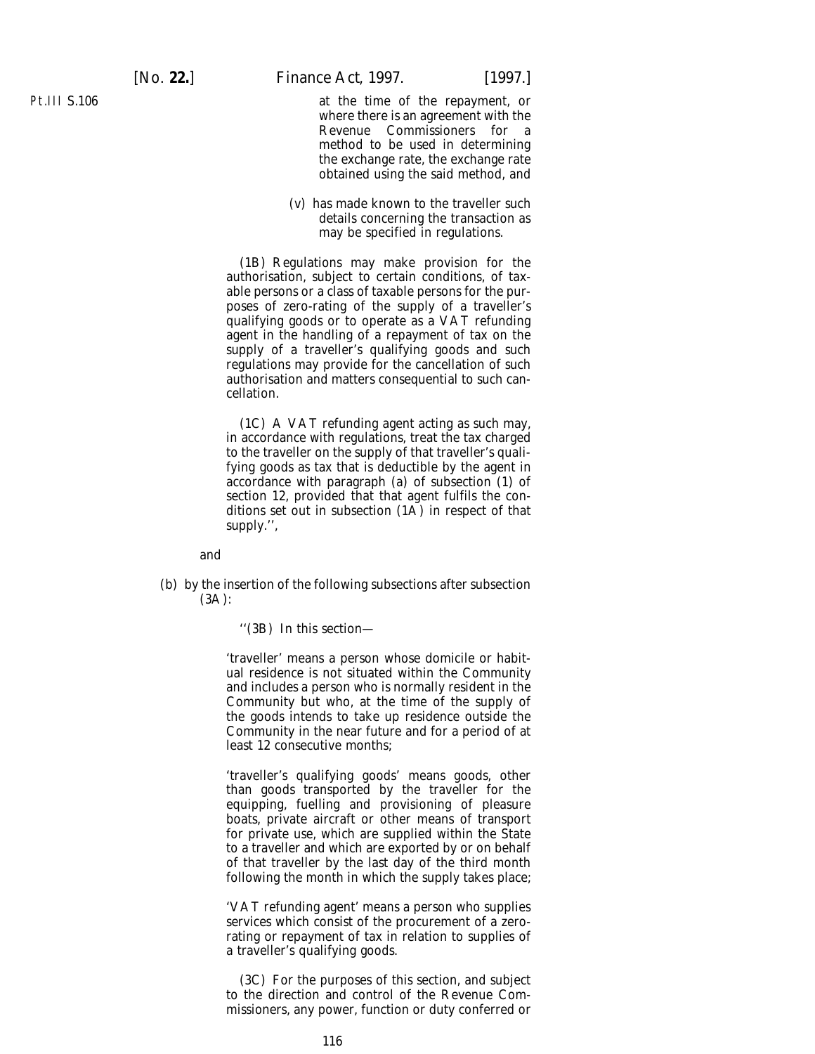at the time of the repayment, or where there is an agreement with the Revenue Commissioners for a method to be used in determining the exchange rate, the exchange rate obtained using the said method, and

(v) has made known to the traveller such details concerning the transaction as may be specified in regulations.

(1B) Regulations may make provision for the authorisation, subject to certain conditions, of taxable persons or a class of taxable persons for the purposes of zero-rating of the supply of a traveller's qualifying goods or to operate as a VAT refunding agent in the handling of a repayment of tax on the supply of a traveller's qualifying goods and such regulations may provide for the cancellation of such authorisation and matters consequential to such cancellation.

(1C) A VAT refunding agent acting as such may, in accordance with regulations, treat the tax charged to the traveller on the supply of that traveller's qualifying goods as tax that is deductible by the agent in accordance with paragraph (a) of subsection (1) of section 12, provided that that agent fulfils the conditions set out in subsection (1A) in respect of that supply.'',

and

(b) by the insertion of the following subsections after subsection (3A):

''(3B) In this section—

'traveller' means a person whose domicile or habitual residence is not situated within the Community and includes a person who is normally resident in the Community but who, at the time of the supply of the goods intends to take up residence outside the Community in the near future and for a period of at least 12 consecutive months;

'traveller's qualifying goods' means goods, other than goods transported by the traveller for the equipping, fuelling and provisioning of pleasure boats, private aircraft or other means of transport for private use, which are supplied within the State to a traveller and which are exported by or on behalf of that traveller by the last day of the third month following the month in which the supply takes place;

'VAT refunding agent' means a person who supplies services which consist of the procurement of a zero-rating or repayment of tax in relation to supplies of a traveller's qualifying goods.

(3C) For the purposes of this section, and subject to the direction and control of the Revenue Commissioners, any power, function or duty conferred or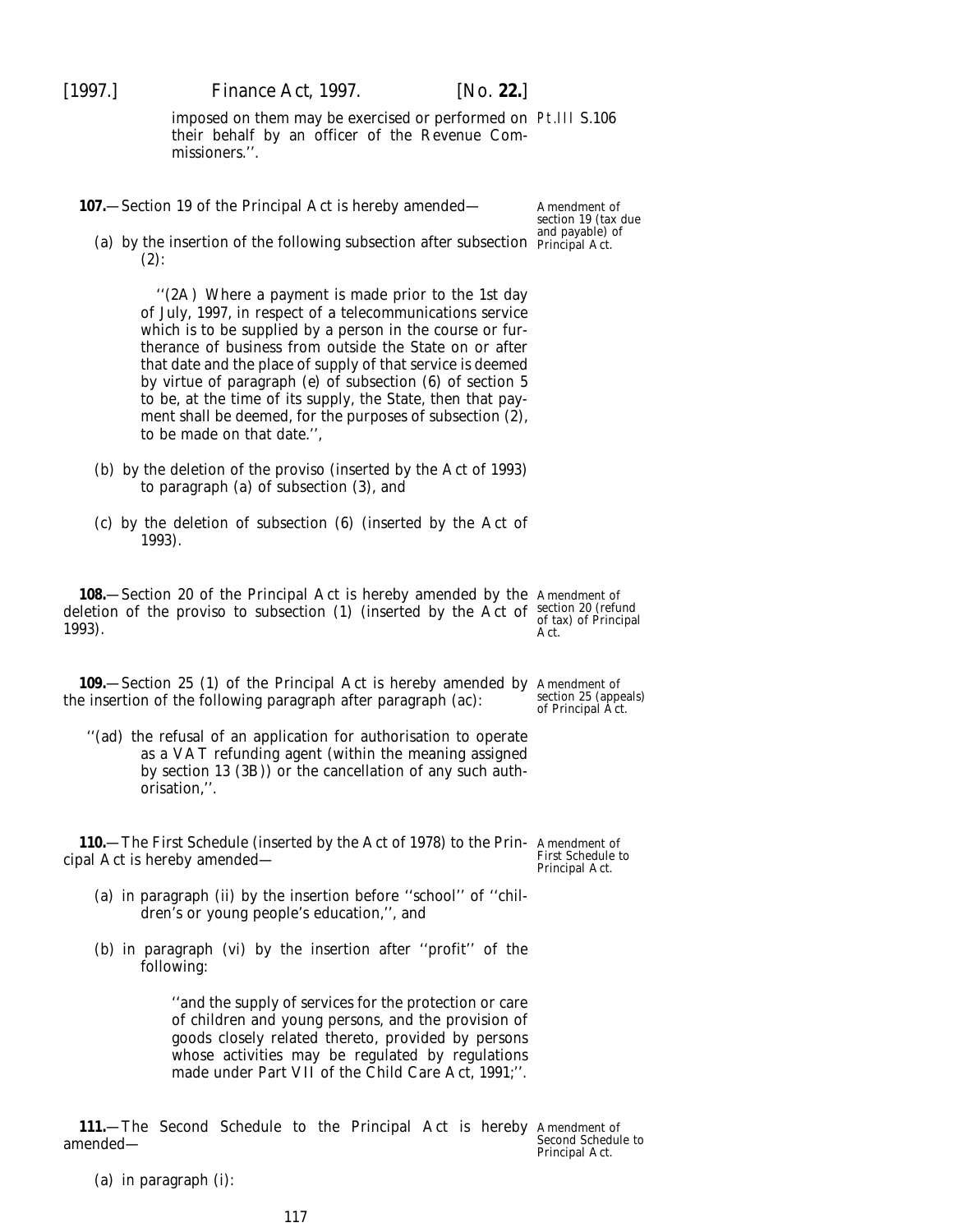imposed on them may be exercised or performed on their behalf by an officer of the Revenue Commissioners.''.

Pt.III S.106

**107.**—Section 19 of the Principal Act is hereby amended—

Amendment of section 19 (tax due and payable) of Principal Act.

(a) by the insertion of the following subsection after subsection (2):

> ''(2A) Where a payment is made prior to the 1st day of July, 1997, in respect of a telecommunications service which is to be supplied by a person in the course or furtherance of business from outside the State on or after that date and the place of supply of that service is deemed by virtue of paragraph (*e*) of subsection (6) of section 5 to be, at the time of its supply, the State, then that payment shall be deemed, for the purposes of subsection (2), to be made on that date.'',

(b) by the deletion of the proviso (inserted by the Act of 1993) to paragraph (*a*) of subsection (3), and

(c) by the deletion of subsection (6) (inserted by the Act of 1993).

**108.**—Section 20 of the Principal Act is hereby amended by the deletion of the proviso to subsection (1) (inserted by the Act of 1993).

Amendment of section 20 (refund of tax) of Principal Act.

**109.**—Section 25 (1) of the Principal Act is hereby amended by the insertion of the following paragraph after paragraph (*ac*):

Amendment of section 25 (appeals) of Principal Act.

> ''(*ad*) the refusal of an application for authorisation to operate as a VAT refunding agent (within the meaning assigned by section 13 (3B)) or the cancellation of any such authorisation,''.

**110.**—The First Schedule (inserted by the Act of 1978) to the Principal Act is hereby amended—

Amendment of First Schedule to Principal Act.

(a) in paragraph (ii) by the insertion before ''school'' of ''children's or young people's education,'', and

(b) in paragraph (vi) by the insertion after ''profit'' of the following:

> ''and the supply of services for the protection or care of children and young persons, and the provision of goods closely related thereto, provided by persons whose activities may be regulated by regulations made under Part VII of the Child Care Act, 1991;''.

**111.**—The Second Schedule to the Principal Act is hereby amended—

Amendment of Second Schedule to Principal Act.

(a) in paragraph (i):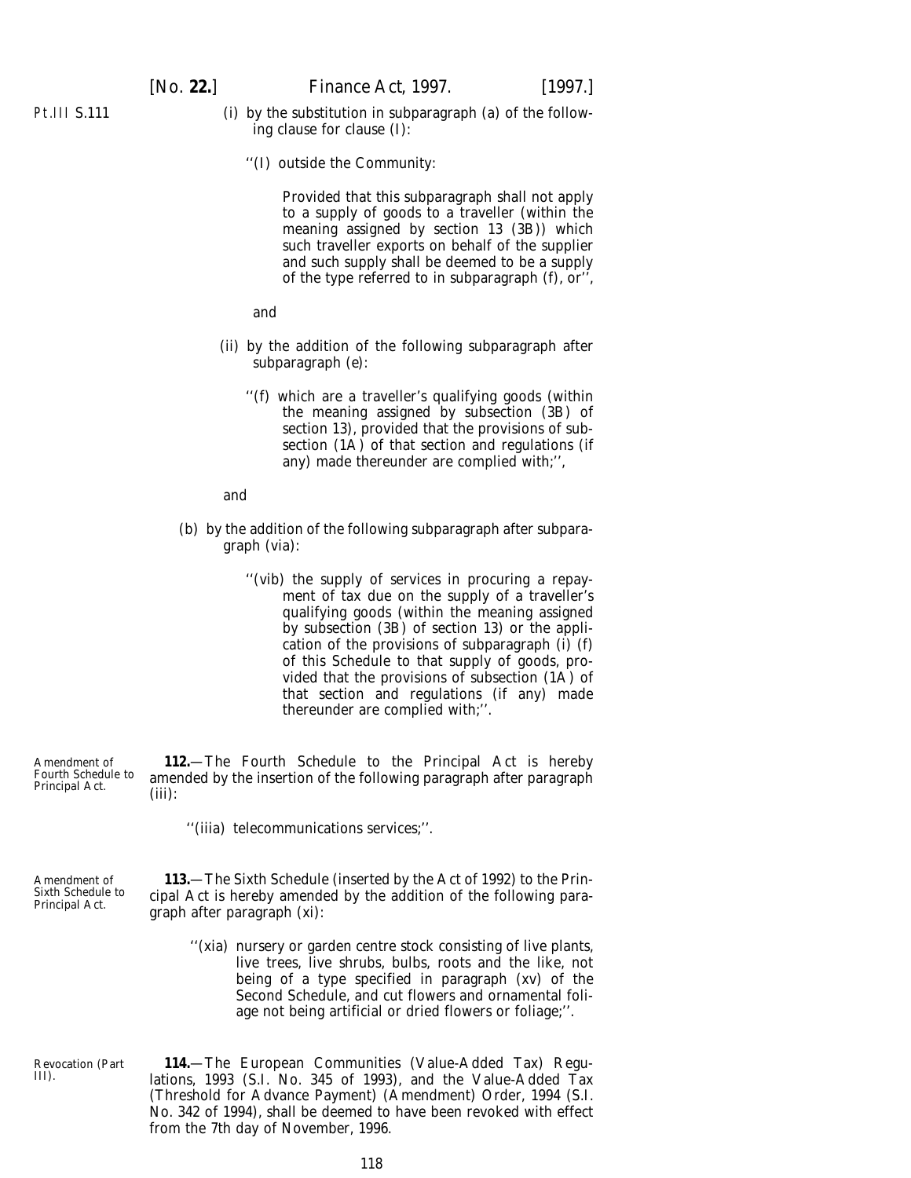(i) by the substitution in subparagraph (*a*) of the following clause for clause (I):

> ''(I) outside the Community:
>
> > Provided that this subparagraph shall not apply to a supply of goods to a traveller (within the meaning assigned by section 13 (3B)) which such traveller exports on behalf of the supplier and such supply shall be deemed to be a supply of the type referred to in subparagraph (*f*), or'',

and

(ii) by the addition of the following subparagraph after subparagraph (*e*):

> ''(*f*) which are a traveller's qualifying goods (within the meaning assigned by subsection (3B) of section 13), provided that the provisions of subsection (1A) of that section and regulations (if any) made thereunder are complied with;'',

and

(*b*) by the addition of the following subparagraph after subparagraph (via):

> ''(vib) the supply of services in procuring a repayment of tax due on the supply of a traveller's qualifying goods (within the meaning assigned by subsection (3B) of section 13) or the application of the provisions of subparagraph (i) (*f*) of this Schedule to that supply of goods, provided that the provisions of subsection (1A) of that section and regulations (if any) made thereunder are complied with;''.

*Amendment of Fourth Schedule to Principal Act.*

**112.**—The Fourth Schedule to the Principal Act is hereby amended by the insertion of the following paragraph after paragraph (iii):

> ''(iiia) telecommunications services;''.

*Amendment of Sixth Schedule to Principal Act.*

**113.**—The Sixth Schedule (inserted by the Act of 1992) to the Principal Act is hereby amended by the addition of the following paragraph after paragraph (xi):

> ''(xia) nursery or garden centre stock consisting of live plants, live trees, live shrubs, bulbs, roots and the like, not being of a type specified in paragraph (xv) of the Second Schedule, and cut flowers and ornamental foliage not being artificial or dried flowers or foliage;''.

*Revocation (Part III).*

**114.**—The European Communities (Value-Added Tax) Regulations, 1993 (S.I. No. 345 of 1993), and the Value-Added Tax (Threshold for Advance Payment) (Amendment) Order, 1994 (S.I. No. 342 of 1994), shall be deemed to have been revoked with effect from the 7th day of November, 1996.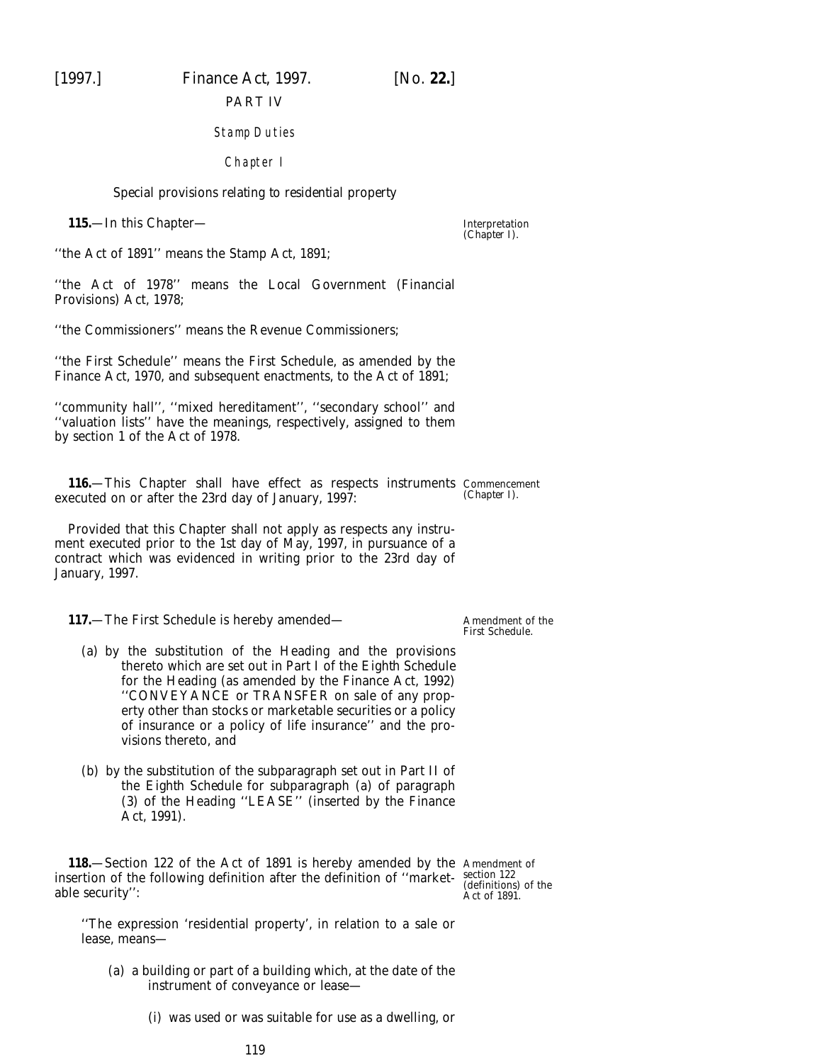PART IV

*Stamp Duties*

*Chapter I*

Special provisions relating to residential property

**115.**—In this Chapter— *Interpretation (Chapter I).*

''the Act of 1891'' means the Stamp Act, 1891;

''the Act of 1978'' means the Local Government (Financial Provisions) Act, 1978;

''the Commissioners'' means the Revenue Commissioners;

''the First Schedule'' means the First Schedule, as amended by the Finance Act, 1970, and subsequent enactments, to the Act of 1891;

''community hall'', ''mixed hereditament'', ''secondary school'' and ''valuation lists'' have the meanings, respectively, assigned to them by section 1 of the Act of 1978.

**116.**—This Chapter shall have effect as respects instruments executed on or after the 23rd day of January, 1997: *Commencement (Chapter I).*

Provided that this Chapter shall not apply as respects any instrument executed prior to the 1st day of May, 1997, in pursuance of a contract which was evidenced in writing prior to the 23rd day of January, 1997.

**117.**—The First Schedule is hereby amended— *Amendment of the First Schedule.*

(*a*) by the substitution of the Heading and the provisions thereto which are set out in Part I of the *Eighth Schedule* for the Heading (as amended by the Finance Act, 1992) ''CONVEYANCE or TRANSFER on sale of any property other than stocks or marketable securities or a policy of insurance or a policy of life insurance'' and the provisions thereto, and

(*b*) by the substitution of the subparagraph set out in Part II of the *Eighth Schedule* for subparagraph (*a*) of paragraph (3) of the Heading ''LEASE'' (inserted by the Finance Act, 1991).

**118.**—Section 122 of the Act of 1891 is hereby amended by the insertion of the following definition after the definition of ''marketable security'': *Amendment of section 122 (definitions) of the Act of 1891.*

''The expression 'residential property', in relation to a sale or lease, means—

(*a*) a building or part of a building which, at the date of the instrument of conveyance or lease—

(i) was used or was suitable for use as a dwelling, or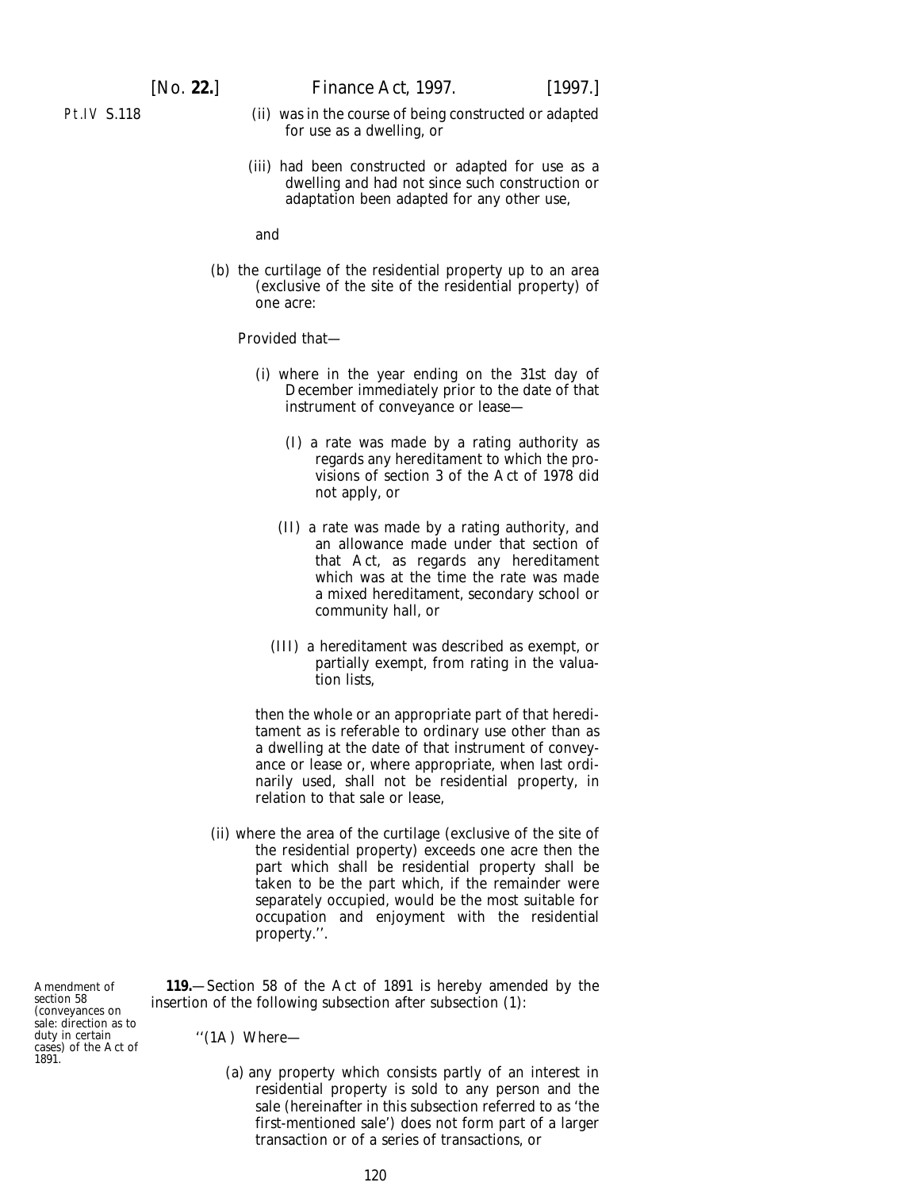(ii) was in the course of being constructed or adapted for use as a dwelling, or

(iii) had been constructed or adapted for use as a dwelling and had not since such construction or adaptation been adapted for any other use,

and

(b) the curtilage of the residential property up to an area (exclusive of the site of the residential property) of one acre:

Provided that—

(i) where in the year ending on the 31st day of December immediately prior to the date of that instrument of conveyance or lease—

(I) a rate was made by a rating authority as regards any hereditament to which the provisions of section 3 of the Act of 1978 did not apply, or

(II) a rate was made by a rating authority, and an allowance made under that section of that Act, as regards any hereditament which was at the time the rate was made a mixed hereditament, secondary school or community hall, or

(III) a hereditament was described as exempt, or partially exempt, from rating in the valuation lists,

then the whole or an appropriate part of that hereditament as is referable to ordinary use other than as a dwelling at the date of that instrument of conveyance or lease or, where appropriate, when last ordinarily used, shall not be residential property, in relation to that sale or lease,

(ii) where the area of the curtilage (exclusive of the site of the residential property) exceeds one acre then the part which shall be residential property shall be taken to be the part which, if the remainder were separately occupied, would be the most suitable for occupation and enjoyment with the residential property.''.

Amendment of section 58 (conveyances on sale: direction as to duty in certain cases) of the Act of 1891.

**119.**—Section 58 of the Act of 1891 is hereby amended by the insertion of the following subsection after subsection (1):

''(1A) Where—

(a) any property which consists partly of an interest in residential property is sold to any person and the sale (hereinafter in this subsection referred to as 'the first-mentioned sale') does not form part of a larger transaction or of a series of transactions, or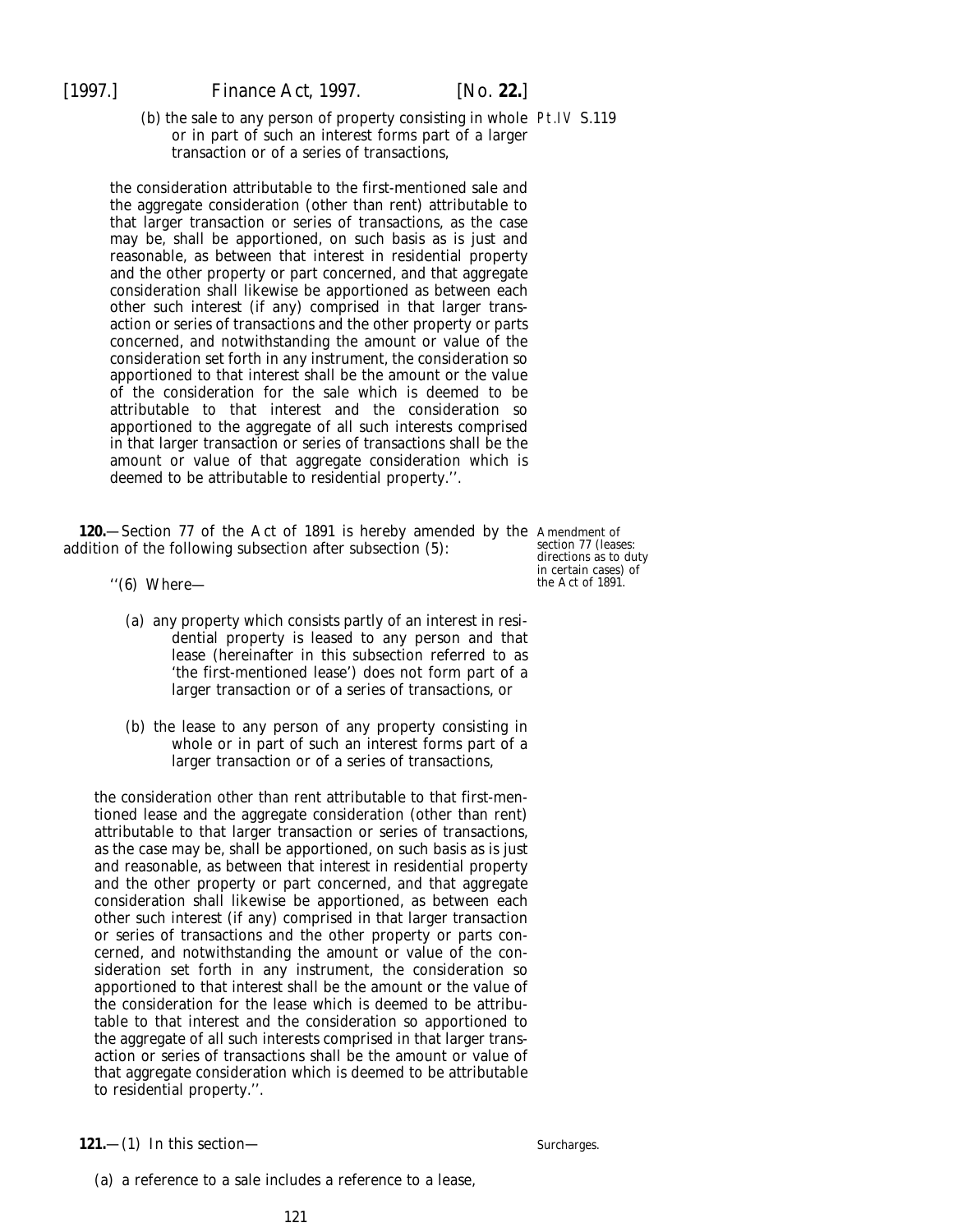(b) the sale to any person of property consisting in whole or in part of such an interest forms part of a larger transaction or of a series of transactions,

the consideration attributable to the first-mentioned sale and the aggregate consideration (other than rent) attributable to that larger transaction or series of transactions, as the case may be, shall be apportioned, on such basis as is just and reasonable, as between that interest in residential property and the other property or part concerned, and that aggregate consideration shall likewise be apportioned as between each other such interest (if any) comprised in that larger transaction or series of transactions and the other property or parts concerned, and notwithstanding the amount or value of the consideration set forth in any instrument, the consideration so apportioned to that interest shall be the amount or the value of the consideration for the sale which is deemed to be attributable to that interest and the consideration so apportioned to the aggregate of all such interests comprised in that larger transaction or series of transactions shall be the amount or value of that aggregate consideration which is deemed to be attributable to residential property.''.

Amendment of section 77 (leases: directions as to duty in certain cases) of the Act of 1891.

**120.**—Section 77 of the Act of 1891 is hereby amended by the addition of the following subsection after subsection (5):

''(6) Where—

(a) any property which consists partly of an interest in residential property is leased to any person and that lease (hereinafter in this subsection referred to as 'the first-mentioned lease') does not form part of a larger transaction or of a series of transactions, or

(b) the lease to any person of any property consisting in whole or in part of such an interest forms part of a larger transaction or of a series of transactions,

the consideration other than rent attributable to that first-mentioned lease and the aggregate consideration (other than rent) attributable to that larger transaction or series of transactions, as the case may be, shall be apportioned, on such basis as is just and reasonable, as between that interest in residential property and the other property or part concerned, and that aggregate consideration shall likewise be apportioned, as between each other such interest (if any) comprised in that larger transaction or series of transactions and the other property or parts concerned, and notwithstanding the amount or value of the consideration set forth in any instrument, the consideration so apportioned to that interest shall be the amount or the value of the consideration for the lease which is deemed to be attributable to that interest and the consideration so apportioned to the aggregate of all such interests comprised in that larger transaction or series of transactions shall be the amount or value of that aggregate consideration which is deemed to be attributable to residential property.''.

Surcharges.

**121.**—(1) In this section—

(a) a reference to a sale includes a reference to a lease,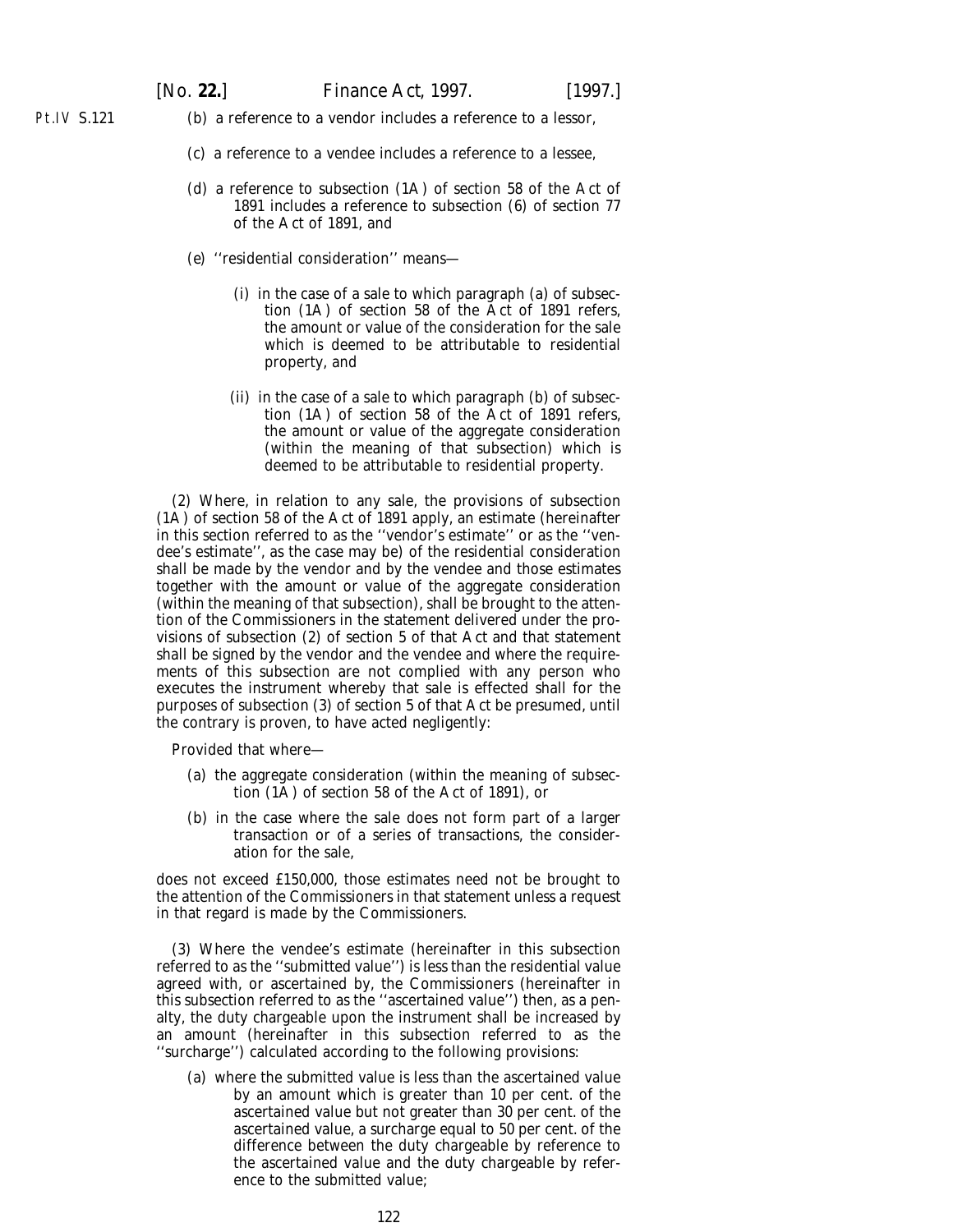(*b*) a reference to a vendor includes a reference to a lessor,

(*c*) a reference to a vendee includes a reference to a lessee,

(*d*) a reference to subsection (1A) of section 58 of the Act of 1891 includes a reference to subsection (6) of section 77 of the Act of 1891, and

(*e*) ''residential consideration'' means—

(i) in the case of a sale to which paragraph (*a*) of subsection (1A) of section 58 of the Act of 1891 refers, the amount or value of the consideration for the sale which is deemed to be attributable to residential property, and

(ii) in the case of a sale to which paragraph (*b*) of subsection (1A) of section 58 of the Act of 1891 refers, the amount or value of the aggregate consideration (within the meaning of that subsection) which is deemed to be attributable to residential property.

(2) Where, in relation to any sale, the provisions of subsection (1A) of section 58 of the Act of 1891 apply, an estimate (hereinafter in this section referred to as the ''vendor's estimate'' or as the ''vendee's estimate'', as the case may be) of the residential consideration shall be made by the vendor and by the vendee and those estimates together with the amount or value of the aggregate consideration (within the meaning of that subsection), shall be brought to the attention of the Commissioners in the statement delivered under the provisions of subsection (2) of section 5 of that Act and that statement shall be signed by the vendor and the vendee and where the requirements of this subsection are not complied with any person who executes the instrument whereby that sale is effected shall for the purposes of subsection (3) of section 5 of that Act be presumed, until the contrary is proven, to have acted negligently:

Provided that where—

(*a*) the aggregate consideration (within the meaning of subsection (1A) of section 58 of the Act of 1891), or

(*b*) in the case where the sale does not form part of a larger transaction or of a series of transactions, the consideration for the sale,

does not exceed £150,000, those estimates need not be brought to the attention of the Commissioners in that statement unless a request in that regard is made by the Commissioners.

(3) Where the vendee's estimate (hereinafter in this subsection referred to as the ''submitted value'') is less than the residential value agreed with, or ascertained by, the Commissioners (hereinafter in this subsection referred to as the ''ascertained value'') then, as a penalty, the duty chargeable upon the instrument shall be increased by an amount (hereinafter in this subsection referred to as the ''surcharge'') calculated according to the following provisions:

(*a*) where the submitted value is less than the ascertained value by an amount which is greater than 10 per cent. of the ascertained value but not greater than 30 per cent. of the ascertained value, a surcharge equal to 50 per cent. of the difference between the duty chargeable by reference to the ascertained value and the duty chargeable by reference to the submitted value;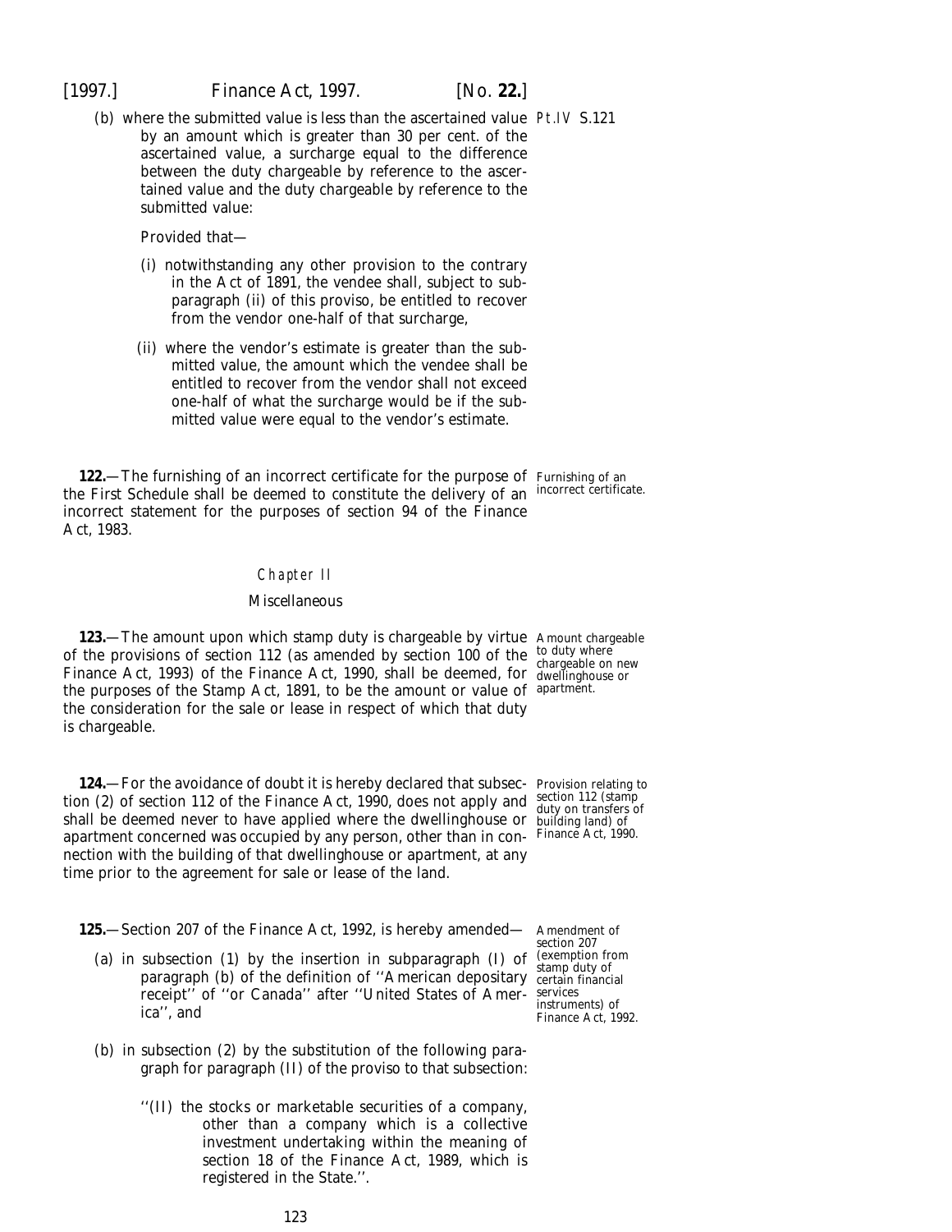(b) where the submitted value is less than the ascertained value by an amount which is greater than 30 per cent. of the ascertained value, a surcharge equal to the difference between the duty chargeable by reference to the ascertained value and the duty chargeable by reference to the submitted value:

Provided that—

(i) notwithstanding any other provision to the contrary in the Act of 1891, the vendee shall, subject to subparagraph (ii) of this proviso, be entitled to recover from the vendor one-half of that surcharge,

(ii) where the vendor's estimate is greater than the submitted value, the amount which the vendee shall be entitled to recover from the vendor shall not exceed one-half of what the surcharge would be if the submitted value were equal to the vendor's estimate.

Furnishing of an incorrect certificate.

**122.**—The furnishing of an incorrect certificate for the purpose of the First Schedule shall be deemed to constitute the delivery of an incorrect statement for the purposes of section 94 of the Finance Act, 1983.

## Chapter II

### Miscellaneous

Amount chargeable to duty where chargeable on new dwellinghouse or apartment.

**123.**—The amount upon which stamp duty is chargeable by virtue of the provisions of section 112 (as amended by section 100 of the Finance Act, 1993) of the Finance Act, 1990, shall be deemed, for the purposes of the Stamp Act, 1891, to be the amount or value of the consideration for the sale or lease in respect of which that duty is chargeable.

Provision relating to section 112 (stamp duty on transfers of building land) of Finance Act, 1990.

**124.**—For the avoidance of doubt it is hereby declared that subsection (2) of section 112 of the Finance Act, 1990, does not apply and shall be deemed never to have applied where the dwellinghouse or apartment concerned was occupied by any person, other than in connection with the building of that dwellinghouse or apartment, at any time prior to the agreement for sale or lease of the land.

Amendment of section 207 (exemption from stamp duty of certain financial services instruments) of Finance Act, 1992.

**125.**—Section 207 of the Finance Act, 1992, is hereby amended—

(a) in subsection (1) by the insertion in subparagraph (I) of paragraph (b) of the definition of ''American depositary receipt'' of ''or Canada'' after ''United States of America'', and

(b) in subsection (2) by the substitution of the following paragraph for paragraph (II) of the proviso to that subsection:

''(II) the stocks or marketable securities of a company, other than a company which is a collective investment undertaking within the meaning of section 18 of the Finance Act, 1989, which is registered in the State.''.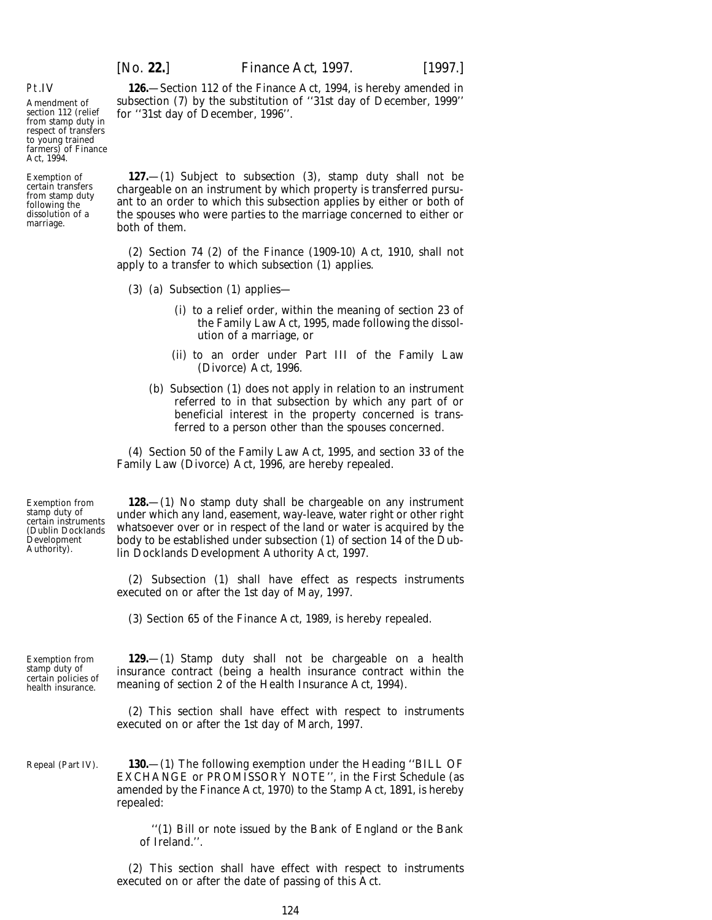Pt.IV

Amendment of section 112 (relief from stamp duty in respect of transfers to young trained farmers) of Finance Act, 1994.

**126.**—Section 112 of the Finance Act, 1994, is hereby amended in subsection (7) by the substitution of ''31st day of December, 1999'' for ''31st day of December, 1996''.

Exemption of certain transfers from stamp duty following the dissolution of a marriage.

**127.**—(1) Subject to *subsection (3)*, stamp duty shall not be chargeable on an instrument by which property is transferred pursuant to an order to which this subsection applies by either or both of the spouses who were parties to the marriage concerned to either or both of them.

(2) Section 74 (2) of the Finance (1909-10) Act, 1910, shall not apply to a transfer to which *subsection (1)* applies.

(3) (*a*) *Subsection (1)* applies—

(i) to a relief order, within the meaning of section 23 of the Family Law Act, 1995, made following the dissolution of a marriage, or

(ii) to an order under Part III of the Family Law (Divorce) Act, 1996.

(*b*) *Subsection (1)* does not apply in relation to an instrument referred to in that subsection by which any part of or beneficial interest in the property concerned is transferred to a person other than the spouses concerned.

(4) Section 50 of the Family Law Act, 1995, and section 33 of the Family Law (Divorce) Act, 1996, are hereby repealed.

Exemption from stamp duty of certain instruments (Dublin Docklands Development Authority).

**128.**—(1) No stamp duty shall be chargeable on any instrument under which any land, easement, way-leave, water right or other right whatsoever over or in respect of the land or water is acquired by the body to be established under subsection (1) of section 14 of the Dublin Docklands Development Authority Act, 1997.

(2) *Subsection (1)* shall have effect as respects instruments executed on or after the 1st day of May, 1997.

(3) Section 65 of the Finance Act, 1989, is hereby repealed.

Exemption from stamp duty of certain policies of health insurance.

**129.**—(1) Stamp duty shall not be chargeable on a health insurance contract (being a health insurance contract within the meaning of section 2 of the Health Insurance Act, 1994).

(2) This section shall have effect with respect to instruments executed on or after the 1st day of March, 1997.

Repeal (Part IV).

**130.**—(1) The following exemption under the Heading ''BILL OF EXCHANGE or PROMISSORY NOTE'', in the First Schedule (as amended by the Finance Act, 1970) to the Stamp Act, 1891, is hereby repealed:

''(1) Bill or note issued by the Bank of England or the Bank of Ireland.''.

(2) This section shall have effect with respect to instruments executed on or after the date of passing of this Act.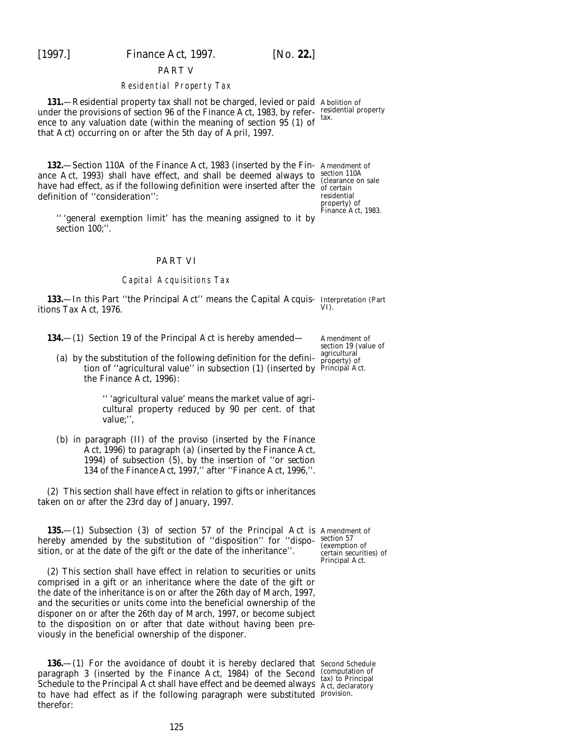## PART V

### *Residential Property Tax*

**131.**—Residential property tax shall not be charged, levied or paid under the provisions of section 96 of the Finance Act, 1983, by reference to any valuation date (within the meaning of section 95 (1) of that Act) occurring on or after the 5th day of April, 1997.

Abolition of residential property tax.

**132.**—Section 110A of the Finance Act, 1983 (inserted by the Finance Act, 1993) shall have effect, and shall be deemed always to have had effect, as if the following definition were inserted after the definition of ''consideration'':

Amendment of section 110A (clearance on sale of certain residential property) of Finance Act, 1983.

> '' 'general exemption limit' has the meaning assigned to it by section 100;''.

## PART VI

### *Capital Acquisitions Tax*

**133.**—In this Part ''the Principal Act'' means the Capital Acquisitions Tax Act, 1976.

Interpretation (Part VI).

**134.**—(1) Section 19 of the Principal Act is hereby amended—

Amendment of section 19 (value of agricultural property) of Principal Act.

(*a*) by the substitution of the following definition for the definition of ''agricultural value'' in subsection (1) (inserted by the Finance Act, 1996):

> '' 'agricultural value' means the market value of agricultural property reduced by 90 per cent. of that value;'',

(*b*) in paragraph (II) of the proviso (inserted by the Finance Act, 1996) to paragraph (*a*) (inserted by the Finance Act, 1994) of subsection (5), by the insertion of ''or section 134 of the Finance Act, 1997,'' after ''Finance Act, 1996,''.

(2) This section shall have effect in relation to gifts or inheritances taken on or after the 23rd day of January, 1997.

**135.**—(1) Subsection (3) of section 57 of the Principal Act is hereby amended by the substitution of ''disposition'' for ''disposition, or at the date of the gift or the date of the inheritance''.

Amendment of section 57 (exemption of certain securities) of Principal Act.

(2) This section shall have effect in relation to securities or units comprised in a gift or an inheritance where the date of the gift or the date of the inheritance is on or after the 26th day of March, 1997, and the securities or units come into the beneficial ownership of the disponer on or after the 26th day of March, 1997, or become subject to the disposition on or after that date without having been previously in the beneficial ownership of the disponer.

**136.**—(1) For the avoidance of doubt it is hereby declared that paragraph 3 (inserted by the Finance Act, 1984) of the Second Schedule to the Principal Act shall have effect and be deemed always to have had effect as if the following paragraph were substituted therefor:

Second Schedule (computation of tax) to Principal Act, declaratory provision.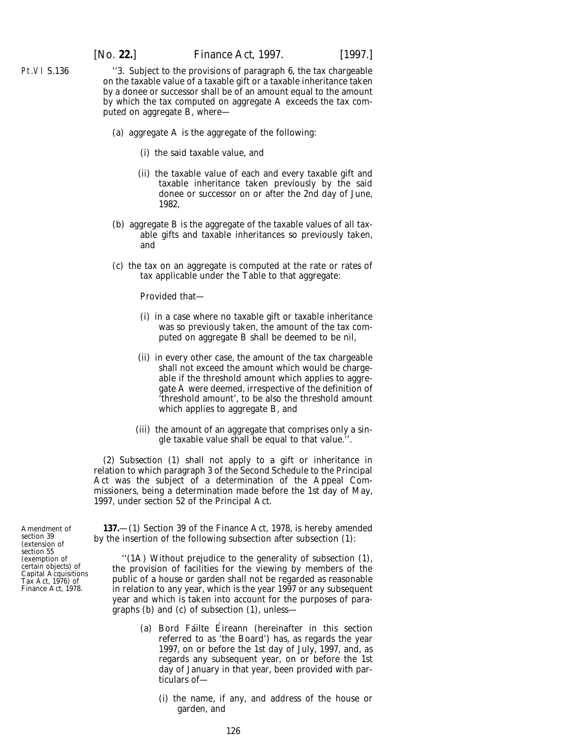''3. Subject to the provisions of paragraph 6, the tax chargeable on the taxable value of a taxable gift or a taxable inheritance taken by a donee or successor shall be of an amount equal to the amount by which the tax computed on aggregate A exceeds the tax computed on aggregate B, where—

(*a*) aggregate A is the aggregate of the following:

(i) the said taxable value, and

(ii) the taxable value of each and every taxable gift and taxable inheritance taken previously by the said donee or successor on or after the 2nd day of June, 1982,

(*b*) aggregate B is the aggregate of the taxable values of all taxable gifts and taxable inheritances so previously taken, and

(*c*) the tax on an aggregate is computed at the rate or rates of tax applicable under the Table to that aggregate:

Provided that—

(i) in a case where no taxable gift or taxable inheritance was so previously taken, the amount of the tax computed on aggregate B shall be deemed to be nil,

(ii) in every other case, the amount of the tax chargeable shall not exceed the amount which would be chargeable if the threshold amount which applies to aggregate A were deemed, irrespective of the definition of 'threshold amount', to be also the threshold amount which applies to aggregate B, and

(iii) the amount of an aggregate that comprises only a single taxable value shall be equal to that value.''.

(2) *Subsection (1)* shall not apply to a gift or inheritance in relation to which paragraph 3 of the Second Schedule to the Principal Act was the subject of a determination of the Appeal Commissioners, being a determination made before the 1st day of May, 1997, under section 52 of the Principal Act.

*Amendment of section 39 (extension of section 55 (exemption of certain objects) of Capital Acquisitions Tax Act, 1976) of Finance Act, 1978.*

**137.**—(1) Section 39 of the Finance Act, 1978, is hereby amended by the insertion of the following subsection after subsection (1):

''(1A) Without prejudice to the generality of subsection (1), the provision of facilities for the viewing by members of the public of a house or garden shall not be regarded as reasonable in relation to any year, which is the year 1997 or any subsequent year and which is taken into account for the purposes of paragraphs (*b*) and (*c*) of subsection (1), unless—

(*a*) Bord Fáilte Éireann (hereinafter in this section referred to as 'the Board') has, as regards the year 1997, on or before the 1st day of July, 1997, and, as regards any subsequent year, on or before the 1st day of January in that year, been provided with particulars of—

(i) the name, if any, and address of the house or garden, and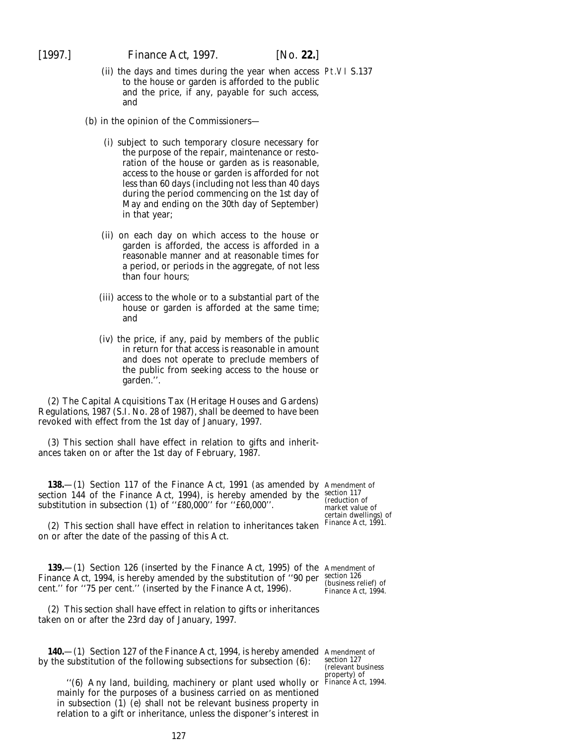(ii) the days and times during the year when access to the house or garden is afforded to the public and the price, if any, payable for such access, and

(b) in the opinion of the Commissioners—

(i) subject to such temporary closure necessary for the purpose of the repair, maintenance or restoration of the house or garden as is reasonable, access to the house or garden is afforded for not less than 60 days (including not less than 40 days during the period commencing on the 1st day of May and ending on the 30th day of September) in that year;

(ii) on each day on which access to the house or garden is afforded, the access is afforded in a reasonable manner and at reasonable times for a period, or periods in the aggregate, of not less than four hours;

(iii) access to the whole or to a substantial part of the house or garden is afforded at the same time; and

(iv) the price, if any, paid by members of the public in return for that access is reasonable in amount and does not operate to preclude members of the public from seeking access to the house or garden.''.

(2) The Capital Acquisitions Tax (Heritage Houses and Gardens) Regulations, 1987 (S.I. No. 28 of 1987), shall be deemed to have been revoked with effect from the 1st day of January, 1997.

(3) This section shall have effect in relation to gifts and inheritances taken on or after the 1st day of February, 1987.

Amendment of section 117 (reduction of market value of certain dwellings) of Finance Act, 1991.

**138.**—(1) Section 117 of the Finance Act, 1991 (as amended by section 144 of the Finance Act, 1994), is hereby amended by the substitution in subsection (1) of ''£80,000'' for ''£60,000''.

(2) This section shall have effect in relation to inheritances taken on or after the date of the passing of this Act.

Amendment of section 126 (business relief) of Finance Act, 1994.

**139.**—(1) Section 126 (inserted by the Finance Act, 1995) of the Finance Act, 1994, is hereby amended by the substitution of ''90 per cent.'' for ''75 per cent.'' (inserted by the Finance Act, 1996).

(2) This section shall have effect in relation to gifts or inheritances taken on or after the 23rd day of January, 1997.

Amendment of section 127 (relevant business property) of Finance Act, 1994.

**140.**—(1) Section 127 of the Finance Act, 1994, is hereby amended by the substitution of the following subsections for subsection (6):

''(6) Any land, building, machinery or plant used wholly or mainly for the purposes of a business carried on as mentioned in subsection (1) (*e*) shall not be relevant business property in relation to a gift or inheritance, unless the disponer's interest in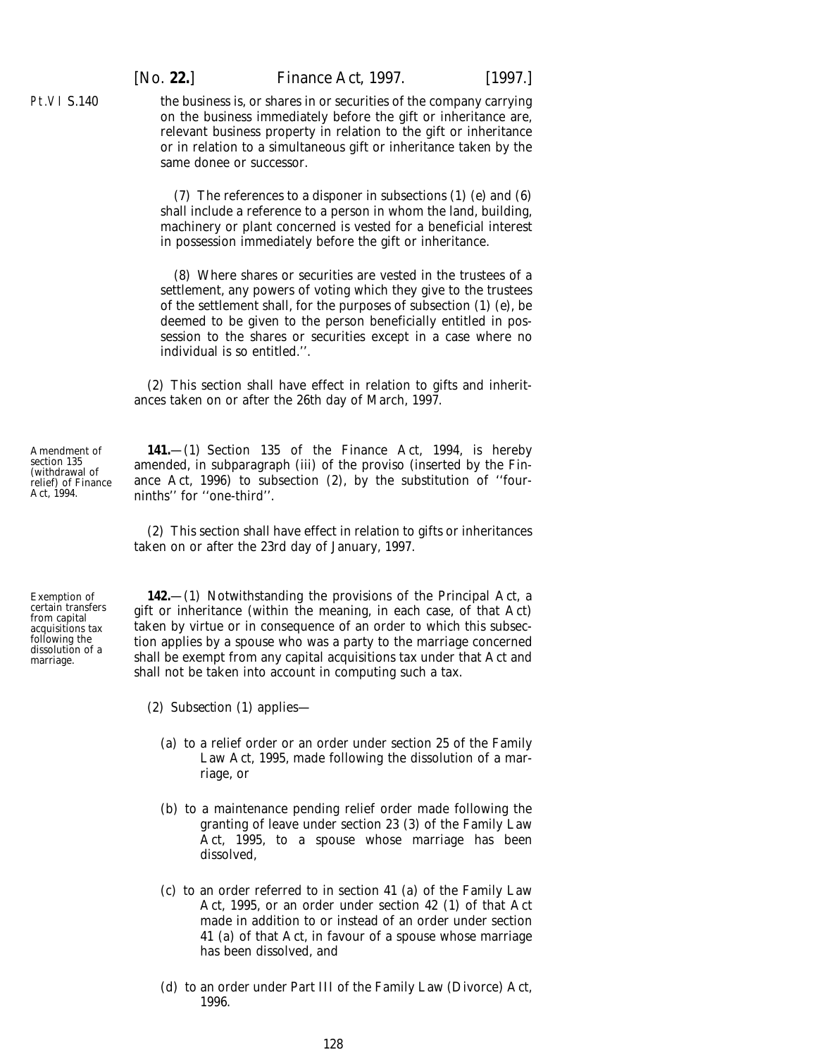the business is, or shares in or securities of the company carrying on the business immediately before the gift or inheritance are, relevant business property in relation to the gift or inheritance or in relation to a simultaneous gift or inheritance taken by the same donee or successor.

(7) The references to a disponer in *subsections (1) (e)* and *(6)* shall include a reference to a person in whom the land, building, machinery or plant concerned is vested for a beneficial interest in possession immediately before the gift or inheritance.

(8) Where shares or securities are vested in the trustees of a settlement, any powers of voting which they give to the trustees of the settlement shall, for the purposes of *subsection (1) (e)*, be deemed to be given to the person beneficially entitled in possession to the shares or securities except in a case where no individual is so entitled.''.

(2) This section shall have effect in relation to gifts and inheritances taken on or after the 26th day of March, 1997.

*Amendment of section 135 (withdrawal of relief) of Finance Act, 1994.*

**141.**—(1) Section 135 of the Finance Act, 1994, is hereby amended, in subparagraph (iii) of the proviso (inserted by the Finance Act, 1996) to subsection (2), by the substitution of ''four-ninths'' for ''one-third''.

(2) This section shall have effect in relation to gifts or inheritances taken on or after the 23rd day of January, 1997.

*Exemption of certain transfers from capital acquisitions tax following the dissolution of a marriage.*

**142.**—(1) Notwithstanding the provisions of the Principal Act, a gift or inheritance (within the meaning, in each case, of that Act) taken by virtue or in consequence of an order to which this subsection applies by a spouse who was a party to the marriage concerned shall be exempt from any capital acquisitions tax under that Act and shall not be taken into account in computing such a tax.

(2) *Subsection (1)* applies—

(*a*) to a relief order or an order under section 25 of the Family Law Act, 1995, made following the dissolution of a marriage, or

(*b*) to a maintenance pending relief order made following the granting of leave under section 23 (3) of the Family Law Act, 1995, to a spouse whose marriage has been dissolved,

(*c*) to an order referred to in section 41 (*a*) of the Family Law Act, 1995, or an order under section 42 (1) of that Act made in addition to or instead of an order under section 41 (*a*) of that Act, in favour of a spouse whose marriage has been dissolved, and

(*d*) to an order under Part III of the Family Law (Divorce) Act, 1996.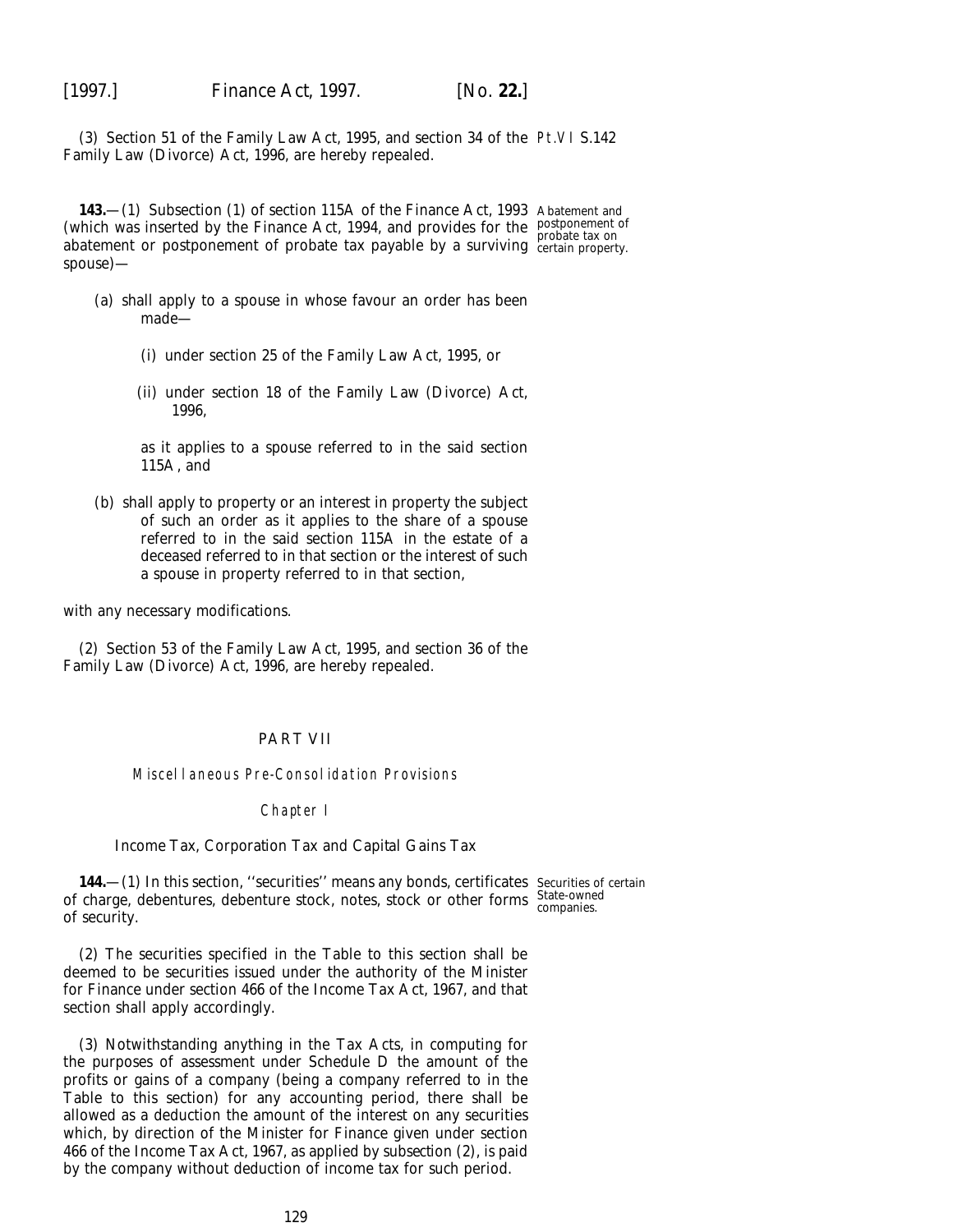(3) Section 51 of the Family Law Act, 1995, and section 34 of the Family Law (Divorce) Act, 1996, are hereby repealed.

Abatement and postponement of probate tax on certain property.

**143.**—(1) Subsection (1) of section 115A of the Finance Act, 1993 (which was inserted by the Finance Act, 1994, and provides for the abatement or postponement of probate tax payable by a surviving spouse)—

(*a*) shall apply to a spouse in whose favour an order has been made—

(i) under section 25 of the Family Law Act, 1995, or

(ii) under section 18 of the Family Law (Divorce) Act, 1996,

as it applies to a spouse referred to in the said section 115A, and

(*b*) shall apply to property or an interest in property the subject of such an order as it applies to the share of a spouse referred to in the said section 115A in the estate of a deceased referred to in that section or the interest of such a spouse in property referred to in that section,

with any necessary modifications.

(2) Section 53 of the Family Law Act, 1995, and section 36 of the Family Law (Divorce) Act, 1996, are hereby repealed.

## PART VII

### Miscellaneous Pre-Consolidation Provisions

### Chapter I

### Income Tax, Corporation Tax and Capital Gains Tax

Securities of certain State-owned companies.

**144.**—(1) In this section, ''securities'' means any bonds, certificates of charge, debentures, debenture stock, notes, stock or other forms of security.

(2) The securities specified in the Table to this section shall be deemed to be securities issued under the authority of the Minister for Finance under section 466 of the Income Tax Act, 1967, and that section shall apply accordingly.

(3) Notwithstanding anything in the Tax Acts, in computing for the purposes of assessment under Schedule D the amount of the profits or gains of a company (being a company referred to in the Table to this section) for any accounting period, there shall be allowed as a deduction the amount of the interest on any securities which, by direction of the Minister for Finance given under section 466 of the Income Tax Act, 1967, as applied by *subsection (2)*, is paid by the company without deduction of income tax for such period.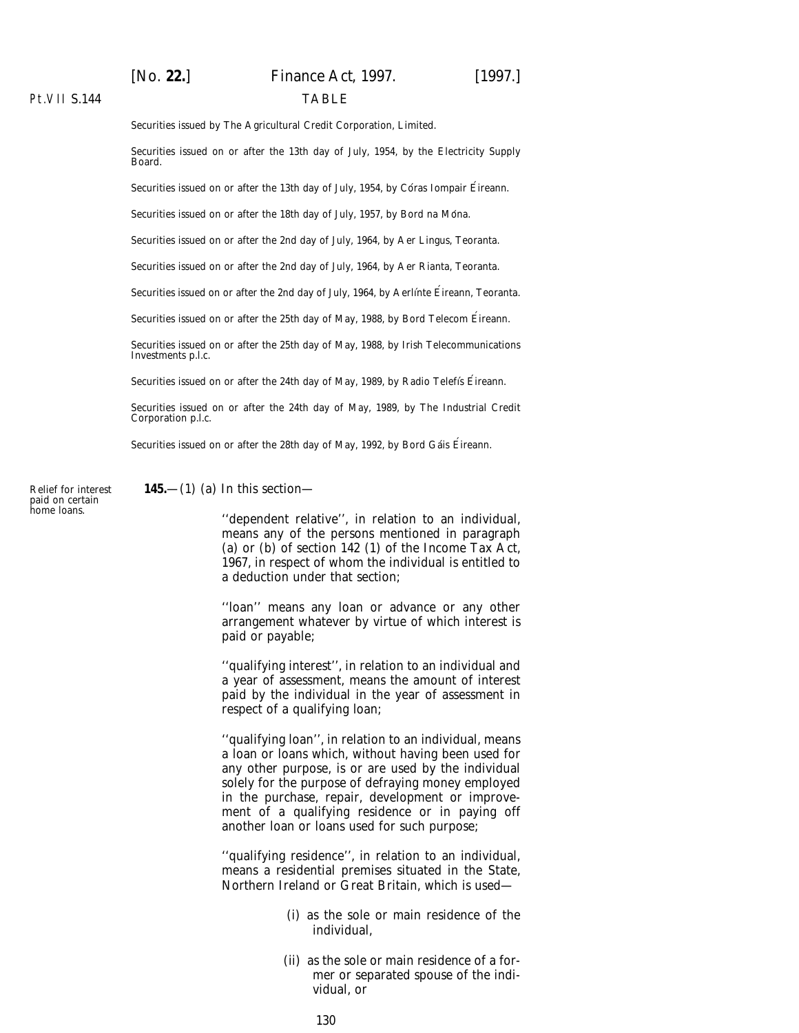TABLE

Securities issued by The Agricultural Credit Corporation, Limited.

Securities issued on or after the 13th day of July, 1954, by the Electricity Supply Board.

Securities issued on or after the 13th day of July, 1954, by Córas Iompair Éireann.

Securities issued on or after the 18th day of July, 1957, by Bord na Móna.

Securities issued on or after the 2nd day of July, 1964, by Aer Lingus, Teoranta.

Securities issued on or after the 2nd day of July, 1964, by Aer Rianta, Teoranta.

Securities issued on or after the 2nd day of July, 1964, by Aerlínte Éireann, Teoranta.

Securities issued on or after the 25th day of May, 1988, by Bord Telecom Éireann.

Securities issued on or after the 25th day of May, 1988, by Irish Telecommunications Investments p.l.c.

Securities issued on or after the 24th day of May, 1989, by Radio Telefís Éireann.

Securities issued on or after the 24th day of May, 1989, by The Industrial Credit Corporation p.l.c.

Securities issued on or after the 28th day of May, 1992, by Bord Gáis Éireann.

Relief for interest paid on certain home loans.

**145.**—(1) (*a*) In this section—

''dependent relative'', in relation to an individual, means any of the persons mentioned in paragraph (*a*) or (*b*) of section 142 (1) of the Income Tax Act, 1967, in respect of whom the individual is entitled to a deduction under that section;

''loan'' means any loan or advance or any other arrangement whatever by virtue of which interest is paid or payable;

''qualifying interest'', in relation to an individual and a year of assessment, means the amount of interest paid by the individual in the year of assessment in respect of a qualifying loan;

''qualifying loan'', in relation to an individual, means a loan or loans which, without having been used for any other purpose, is or are used by the individual solely for the purpose of defraying money employed in the purchase, repair, development or improvement of a qualifying residence or in paying off another loan or loans used for such purpose;

''qualifying residence'', in relation to an individual, means a residential premises situated in the State, Northern Ireland or Great Britain, which is used—

(i) as the sole or main residence of the individual,

(ii) as the sole or main residence of a former or separated spouse of the individual, or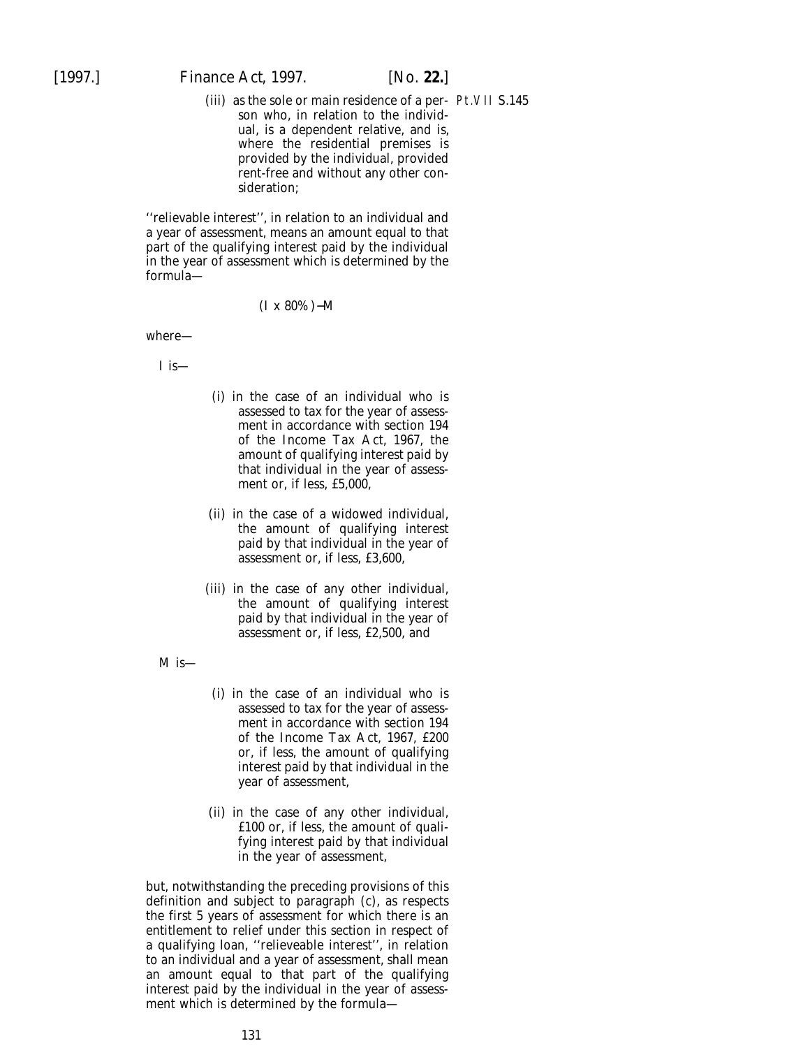(iii) as the sole or main residence of a person who, in relation to the individual, is a dependent relative, and is, where the residential premises is provided by the individual, provided rent-free and without any other consideration;

''relievable interest'', in relation to an individual and a year of assessment, means an amount equal to that part of the qualifying interest paid by the individual in the year of assessment which is determined by the formula—

$$(I \times 80\%) - M$$

where—

I is—

(i) in the case of an individual who is assessed to tax for the year of assessment in accordance with section 194 of the Income Tax Act, 1967, the amount of qualifying interest paid by that individual in the year of assessment or, if less, £5,000,

(ii) in the case of a widowed individual, the amount of qualifying interest paid by that individual in the year of assessment or, if less, £3,600,

(iii) in the case of any other individual, the amount of qualifying interest paid by that individual in the year of assessment or, if less, £2,500, and

M is—

(i) in the case of an individual who is assessed to tax for the year of assessment in accordance with section 194 of the Income Tax Act, 1967, £200 or, if less, the amount of qualifying interest paid by that individual in the year of assessment,

(ii) in the case of any other individual, £100 or, if less, the amount of qualifying interest paid by that individual in the year of assessment,

but, notwithstanding the preceding provisions of this definition and subject to paragraph (*c*), as respects the first 5 years of assessment for which there is an entitlement to relief under this section in respect of a qualifying loan, ''relieveable interest'', in relation to an individual and a year of assessment, shall mean an amount equal to that part of the qualifying interest paid by the individual in the year of assessment which is determined by the formula—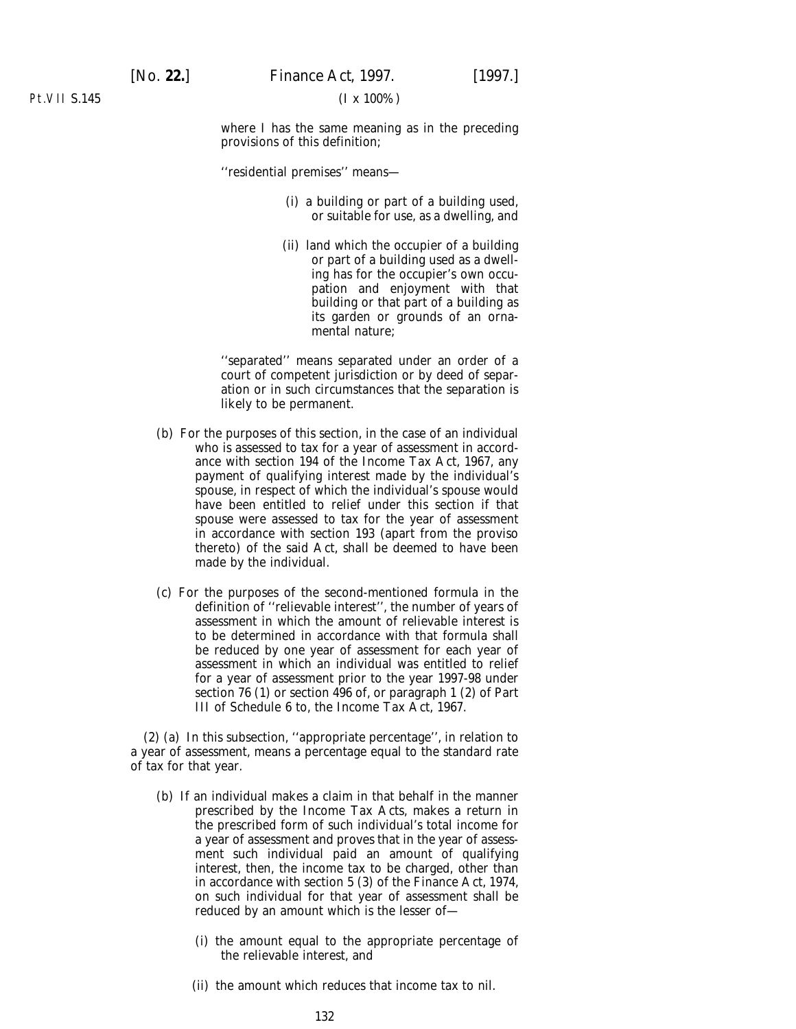$(I \times 100\%)$

where I has the same meaning as in the preceding provisions of this definition;

''residential premises'' means—

(i) a building or part of a building used, or suitable for use, as a dwelling, and

(ii) land which the occupier of a building or part of a building used as a dwelling has for the occupier's own occupation and enjoyment with that building or that part of a building as its garden or grounds of an ornamental nature;

''separated'' means separated under an order of a court of competent jurisdiction or by deed of separation or in such circumstances that the separation is likely to be permanent.

(*b*) For the purposes of this section, in the case of an individual who is assessed to tax for a year of assessment in accordance with section 194 of the Income Tax Act, 1967, any payment of qualifying interest made by the individual's spouse, in respect of which the individual's spouse would have been entitled to relief under this section if that spouse were assessed to tax for the year of assessment in accordance with section 193 (apart from the proviso thereto) of the said Act, shall be deemed to have been made by the individual.

(*c*) For the purposes of the second-mentioned formula in the definition of ''relievable interest'', the number of years of assessment in which the amount of relievable interest is to be determined in accordance with that formula shall be reduced by one year of assessment for each year of assessment in which an individual was entitled to relief for a year of assessment prior to the year 1997-98 under section 76 (1) or section 496 of, or paragraph 1 (2) of Part III of Schedule 6 to, the Income Tax Act, 1967.

(2) (*a*) In this subsection, ''appropriate percentage'', in relation to a year of assessment, means a percentage equal to the standard rate of tax for that year.

(*b*) If an individual makes a claim in that behalf in the manner prescribed by the Income Tax Acts, makes a return in the prescribed form of such individual's total income for a year of assessment and proves that in the year of assessment such individual paid an amount of qualifying interest, then, the income tax to be charged, other than in accordance with section 5 (3) of the Finance Act, 1974, on such individual for that year of assessment shall be reduced by an amount which is the lesser of—

(i) the amount equal to the appropriate percentage of the relievable interest, and

(ii) the amount which reduces that income tax to nil.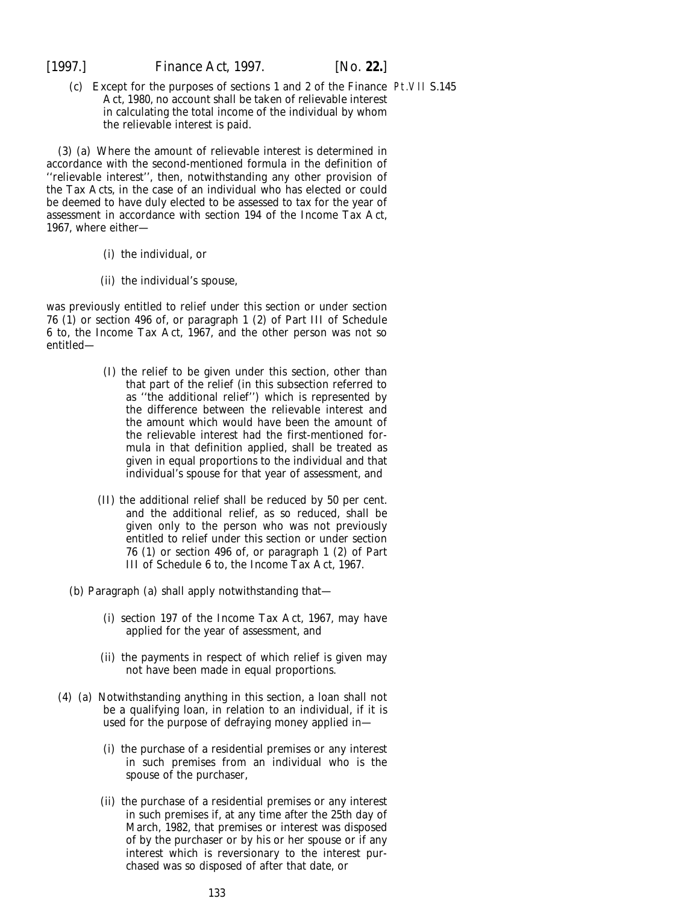(c) Except for the purposes of sections 1 and 2 of the Finance Act, 1980, no account shall be taken of relievable interest in calculating the total income of the individual by whom the relievable interest is paid.

(3) (a) Where the amount of relievable interest is determined in accordance with the second-mentioned formula in the definition of ''relievable interest'', then, notwithstanding any other provision of the Tax Acts, in the case of an individual who has elected or could be deemed to have duly elected to be assessed to tax for the year of assessment in accordance with section 194 of the Income Tax Act, 1967, where either—

(i) the individual, or

(ii) the individual's spouse,

was previously entitled to relief under this section or under section 76 (1) or section 496 of, or paragraph 1 (2) of Part III of Schedule 6 to, the Income Tax Act, 1967, and the other person was not so entitled—

(I) the relief to be given under this section, other than that part of the relief (in this subsection referred to as ''the additional relief'') which is represented by the difference between the relievable interest and the amount which would have been the amount of the relievable interest had the first-mentioned formula in that definition applied, shall be treated as given in equal proportions to the individual and that individual's spouse for that year of assessment, and

(II) the additional relief shall be reduced by 50 per cent. and the additional relief, as so reduced, shall be given only to the person who was not previously entitled to relief under this section or under section 76 (1) or section 496 of, or paragraph 1 (2) of Part III of Schedule 6 to, the Income Tax Act, 1967.

(b) Paragraph (a) shall apply notwithstanding that—

(i) section 197 of the Income Tax Act, 1967, may have applied for the year of assessment, and

(ii) the payments in respect of which relief is given may not have been made in equal proportions.

(4) (a) Notwithstanding anything in this section, a loan shall not be a qualifying loan, in relation to an individual, if it is used for the purpose of defraying money applied in—

(i) the purchase of a residential premises or any interest in such premises from an individual who is the spouse of the purchaser,

(ii) the purchase of a residential premises or any interest in such premises if, at any time after the 25th day of March, 1982, that premises or interest was disposed of by the purchaser or by his or her spouse or if any interest which is reversionary to the interest purchased was so disposed of after that date, or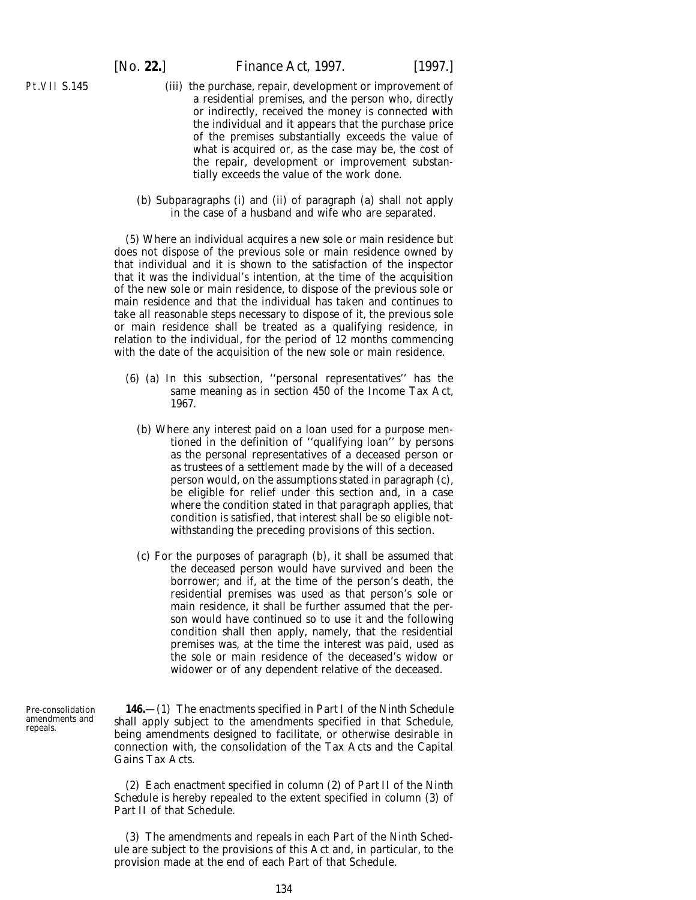(iii) the purchase, repair, development or improvement of a residential premises, and the person who, directly or indirectly, received the money is connected with the individual and it appears that the purchase price of the premises substantially exceeds the value of what is acquired or, as the case may be, the cost of the repair, development or improvement substantially exceeds the value of the work done.

(*b*) Subparagraphs (i) and (ii) of paragraph (*a*) shall not apply in the case of a husband and wife who are separated.

(5) Where an individual acquires a new sole or main residence but does not dispose of the previous sole or main residence owned by that individual and it is shown to the satisfaction of the inspector that it was the individual's intention, at the time of the acquisition of the new sole or main residence, to dispose of the previous sole or main residence and that the individual has taken and continues to take all reasonable steps necessary to dispose of it, the previous sole or main residence shall be treated as a qualifying residence, in relation to the individual, for the period of 12 months commencing with the date of the acquisition of the new sole or main residence.

(6) (*a*) In this subsection, ''personal representatives'' has the same meaning as in section 450 of the Income Tax Act, 1967.

(*b*) Where any interest paid on a loan used for a purpose mentioned in the definition of ''qualifying loan'' by persons as the personal representatives of a deceased person or as trustees of a settlement made by the will of a deceased person would, on the assumptions stated in paragraph (*c*), be eligible for relief under this section and, in a case where the condition stated in that paragraph applies, that condition is satisfied, that interest shall be so eligible notwithstanding the preceding provisions of this section.

(*c*) For the purposes of paragraph (*b*), it shall be assumed that the deceased person would have survived and been the borrower; and if, at the time of the person's death, the residential premises was used as that person's sole or main residence, it shall be further assumed that the person would have continued so to use it and the following condition shall then apply, namely, that the residential premises was, at the time the interest was paid, used as the sole or main residence of the deceased's widow or widower or of any dependent relative of the deceased.

Pre-consolidation amendments and repeals.

**146.**—(1) The enactments specified in Part I of the Ninth Schedule shall apply subject to the amendments specified in that Schedule, being amendments designed to facilitate, or otherwise desirable in connection with, the consolidation of the Tax Acts and the Capital Gains Tax Acts.

(2) Each enactment specified in column (2) of Part II of the Ninth Schedule is hereby repealed to the extent specified in column (3) of Part II of that Schedule.

(3) The amendments and repeals in each Part of the Ninth Schedule are subject to the provisions of this Act and, in particular, to the provision made at the end of each Part of that Schedule.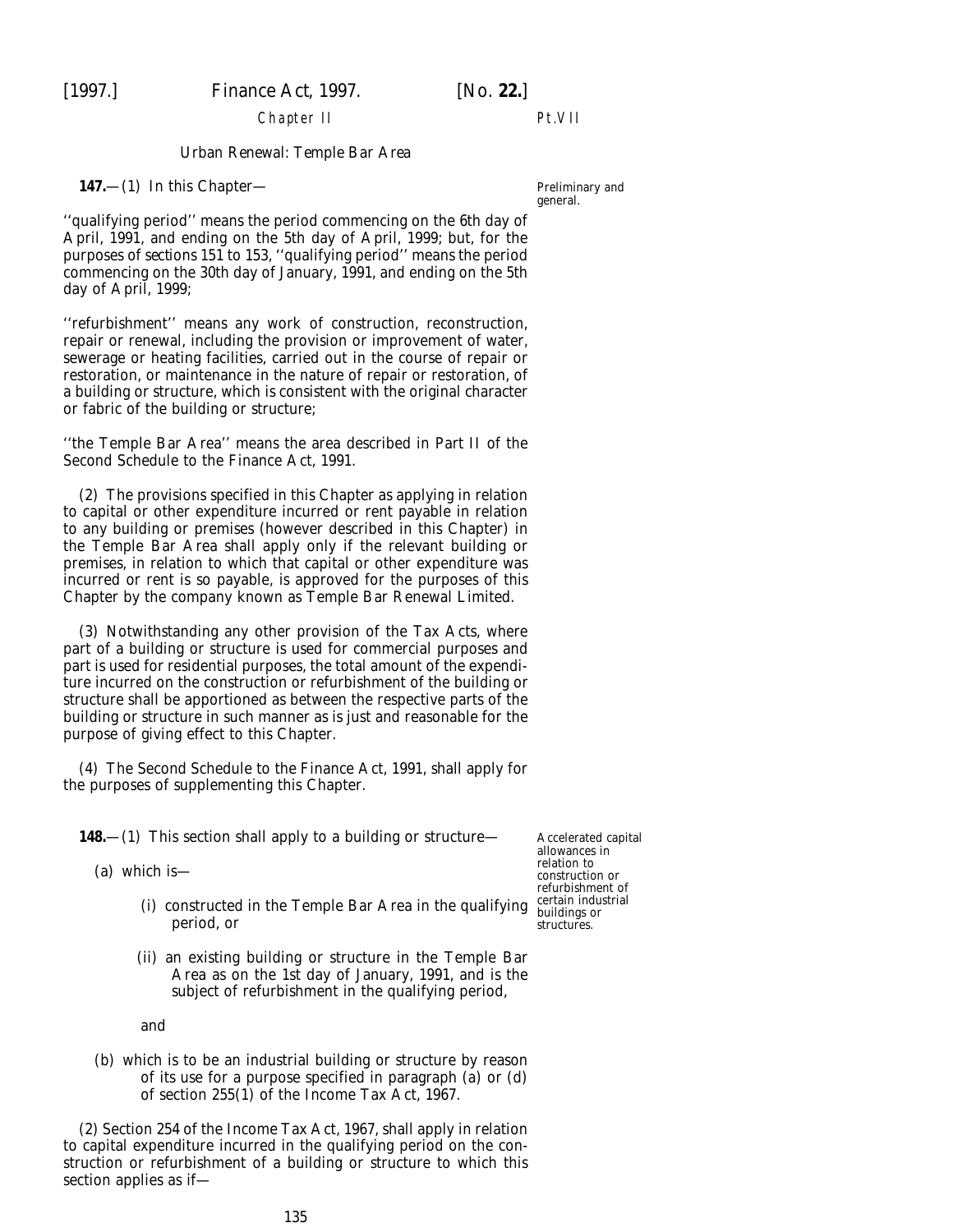Chapter II

Urban Renewal: Temple Bar Area

**147.**—(1) In this Chapter—

Preliminary and general.

''qualifying period'' means the period commencing on the 6th day of April, 1991, and ending on the 5th day of April, 1999; but, for the purposes of *sections 151* to *153*, ''qualifying period'' means the period commencing on the 30th day of January, 1991, and ending on the 5th day of April, 1999;

''refurbishment'' means any work of construction, reconstruction, repair or renewal, including the provision or improvement of water, sewerage or heating facilities, carried out in the course of repair or restoration, or maintenance in the nature of repair or restoration, of a building or structure, which is consistent with the original character or fabric of the building or structure;

''the Temple Bar Area'' means the area described in Part II of the Second Schedule to the Finance Act, 1991.

(2) The provisions specified in this Chapter as applying in relation to capital or other expenditure incurred or rent payable in relation to any building or premises (however described in this Chapter) in the Temple Bar Area shall apply only if the relevant building or premises, in relation to which that capital or other expenditure was incurred or rent is so payable, is approved for the purposes of this Chapter by the company known as Temple Bar Renewal Limited.

(3) Notwithstanding any other provision of the Tax Acts, where part of a building or structure is used for commercial purposes and part is used for residential purposes, the total amount of the expenditure incurred on the construction or refurbishment of the building or structure shall be apportioned as between the respective parts of the building or structure in such manner as is just and reasonable for the purpose of giving effect to this Chapter.

(4) The Second Schedule to the Finance Act, 1991, shall apply for the purposes of supplementing this Chapter.

**148.**—(1) This section shall apply to a building or structure—

Accelerated capital allowances in relation to construction or refurbishment of certain industrial buildings or structures.

(*a*) which is—

(i) constructed in the Temple Bar Area in the qualifying period, or

(ii) an existing building or structure in the Temple Bar Area as on the 1st day of January, 1991, and is the subject of refurbishment in the qualifying period,

and

(*b*) which is to be an industrial building or structure by reason of its use for a purpose specified in paragraph (*a*) or (*d*) of section 255(1) of the Income Tax Act, 1967.

(2) Section 254 of the Income Tax Act, 1967, shall apply in relation to capital expenditure incurred in the qualifying period on the construction or refurbishment of a building or structure to which this section applies as if—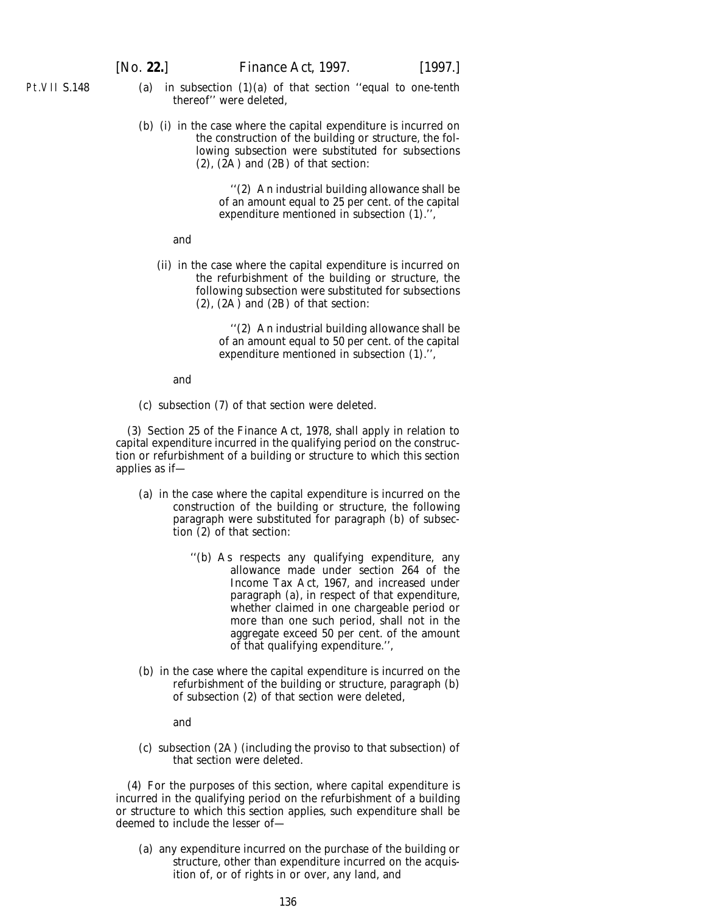(a) in subsection (1)(a) of that section ''equal to one-tenth thereof'' were deleted,

(b) (i) in the case where the capital expenditure is incurred on the construction of the building or structure, the following subsection were substituted for subsections (2), (2A) and (2B) of that section:

> ''(2) An industrial building allowance shall be of an amount equal to 25 per cent. of the capital expenditure mentioned in subsection (1).'',

and

(ii) in the case where the capital expenditure is incurred on the refurbishment of the building or structure, the following subsection were substituted for subsections (2), (2A) and (2B) of that section:

> ''(2) An industrial building allowance shall be of an amount equal to 50 per cent. of the capital expenditure mentioned in subsection (1).'',

and

(c) subsection (7) of that section were deleted.

(3) Section 25 of the Finance Act, 1978, shall apply in relation to capital expenditure incurred in the qualifying period on the construction or refurbishment of a building or structure to which this section applies as if—

(a) in the case where the capital expenditure is incurred on the construction of the building or structure, the following paragraph were substituted for paragraph (b) of subsection (2) of that section:

> ''(b) As respects any qualifying expenditure, any allowance made under section 264 of the Income Tax Act, 1967, and increased under paragraph (a), in respect of that expenditure, whether claimed in one chargeable period or more than one such period, shall not in the aggregate exceed 50 per cent. of the amount of that qualifying expenditure.'',

(b) in the case where the capital expenditure is incurred on the refurbishment of the building or structure, paragraph (b) of subsection (2) of that section were deleted,

and

(c) subsection (2A) (including the proviso to that subsection) of that section were deleted.

(4) For the purposes of this section, where capital expenditure is incurred in the qualifying period on the refurbishment of a building or structure to which this section applies, such expenditure shall be deemed to include the lesser of—

(a) any expenditure incurred on the purchase of the building or structure, other than expenditure incurred on the acquisition of, or of rights in or over, any land, and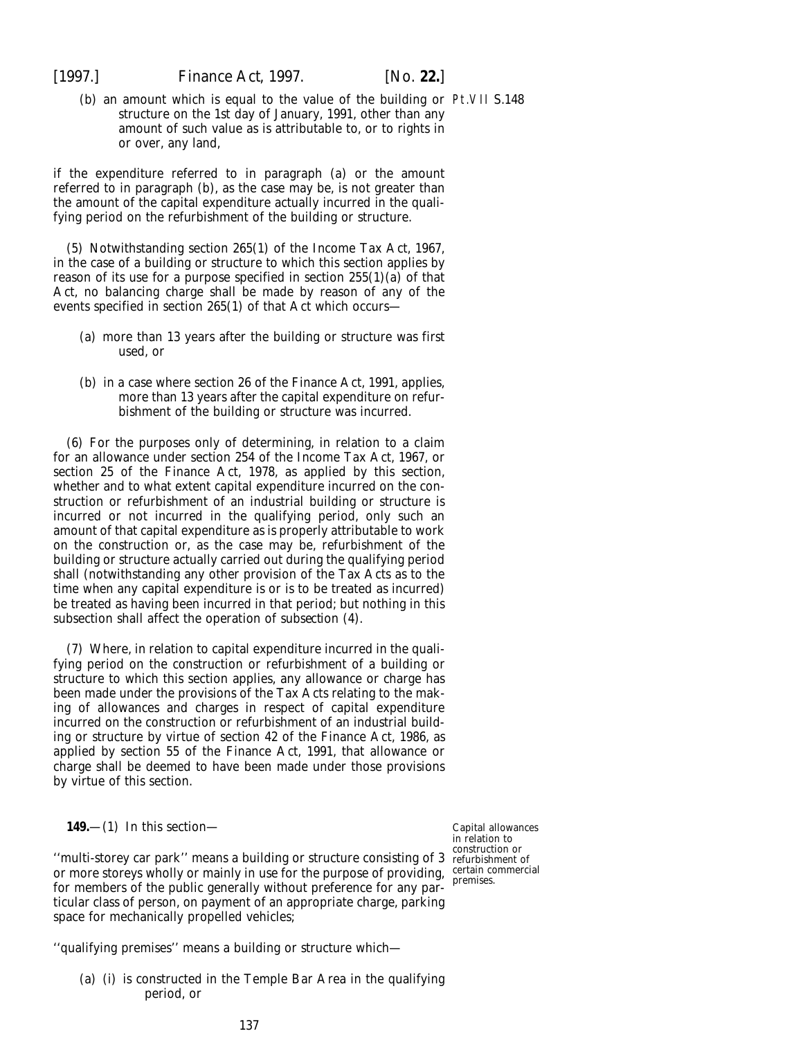(*b*) an amount which is equal to the value of the building or structure on the 1st day of January, 1991, other than any amount of such value as is attributable to, or to rights in or over, any land,

Pt.VII S.148

if the expenditure referred to in paragraph (*a*) or the amount referred to in paragraph (*b*), as the case may be, is not greater than the amount of the capital expenditure actually incurred in the qualifying period on the refurbishment of the building or structure.

(5) Notwithstanding section 265(1) of the Income Tax Act, 1967, in the case of a building or structure to which this section applies by reason of its use for a purpose specified in section 255(1)(*a*) of that Act, no balancing charge shall be made by reason of any of the events specified in section 265(1) of that Act which occurs—

(*a*) more than 13 years after the building or structure was first used, or

(*b*) in a case where section 26 of the Finance Act, 1991, applies, more than 13 years after the capital expenditure on refurbishment of the building or structure was incurred.

(6) For the purposes only of determining, in relation to a claim for an allowance under section 254 of the Income Tax Act, 1967, or section 25 of the Finance Act, 1978, as applied by this section, whether and to what extent capital expenditure incurred on the construction or refurbishment of an industrial building or structure is incurred or not incurred in the qualifying period, only such an amount of that capital expenditure as is properly attributable to work on the construction or, as the case may be, refurbishment of the building or structure actually carried out during the qualifying period shall (notwithstanding any other provision of the Tax Acts as to the time when any capital expenditure is or is to be treated as incurred) be treated as having been incurred in that period; but nothing in this subsection shall affect the operation of *subsection (4)*.

(7) Where, in relation to capital expenditure incurred in the qualifying period on the construction or refurbishment of a building or structure to which this section applies, any allowance or charge has been made under the provisions of the Tax Acts relating to the making of allowances and charges in respect of capital expenditure incurred on the construction or refurbishment of an industrial building or structure by virtue of section 42 of the Finance Act, 1986, as applied by section 55 of the Finance Act, 1991, that allowance or charge shall be deemed to have been made under those provisions by virtue of this section.

Capital allowances in relation to construction or refurbishment of certain commercial premises.

**149.**—(1) In this section—

''multi-storey car park'' means a building or structure consisting of 3 or more storeys wholly or mainly in use for the purpose of providing, for members of the public generally without preference for any particular class of person, on payment of an appropriate charge, parking space for mechanically propelled vehicles;

''qualifying premises'' means a building or structure which—

(*a*) (i) is constructed in the Temple Bar Area in the qualifying period, or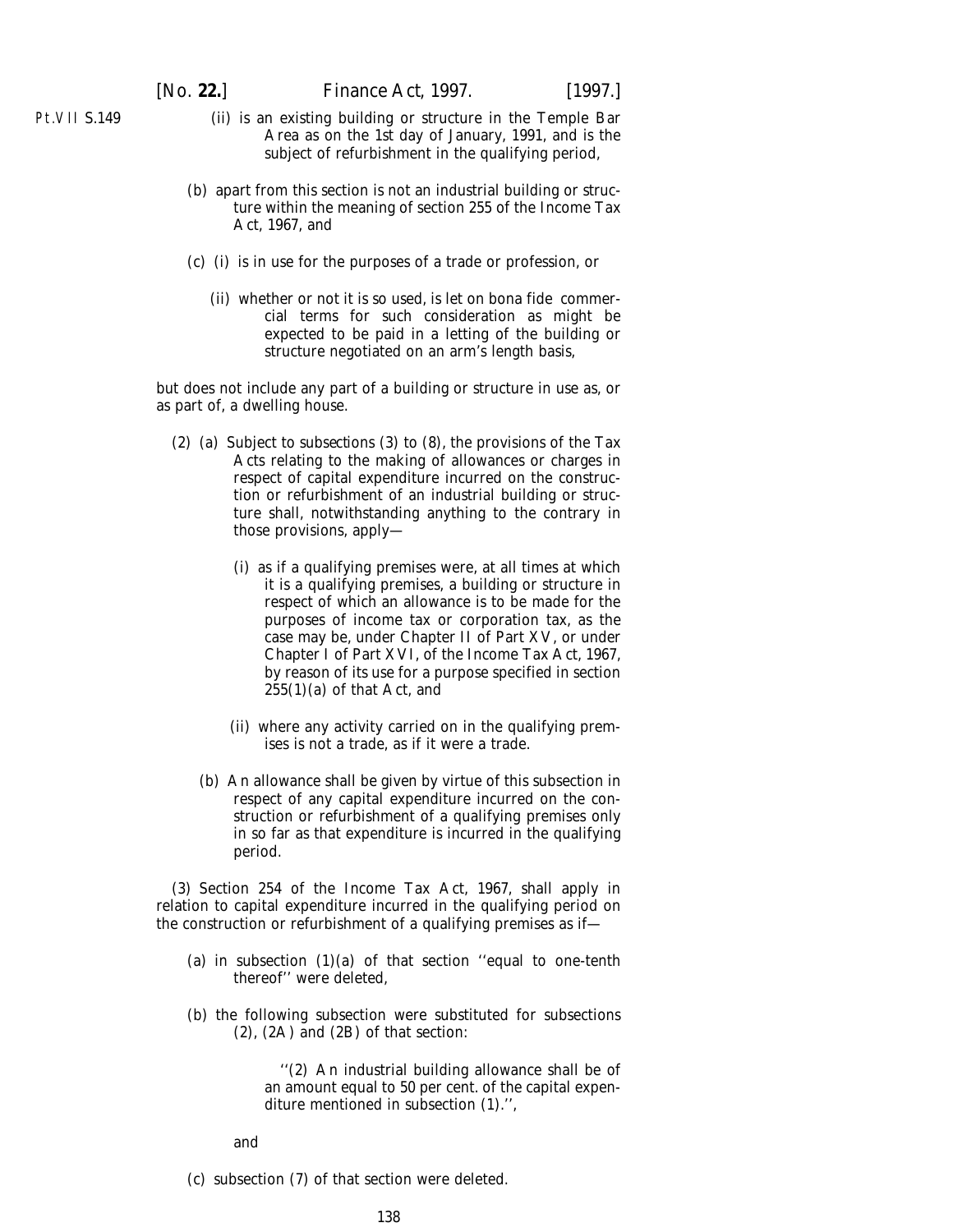(ii) is an existing building or structure in the Temple Bar Area as on the 1st day of January, 1991, and is the subject of refurbishment in the qualifying period,

(b) apart from this section is not an industrial building or structure within the meaning of section 255 of the Income Tax Act, 1967, and

(c) (i) is in use for the purposes of a trade or profession, or

(ii) whether or not it is so used, is let on bona fide commercial terms for such consideration as might be expected to be paid in a letting of the building or structure negotiated on an arm's length basis,

but does not include any part of a building or structure in use as, or as part of, a dwelling house.

(2) (a) Subject to *subsections (3)* to *(8)*, the provisions of the Tax Acts relating to the making of allowances or charges in respect of capital expenditure incurred on the construction or refurbishment of an industrial building or structure shall, notwithstanding anything to the contrary in those provisions, apply—

(i) as if a qualifying premises were, at all times at which it is a qualifying premises, a building or structure in respect of which an allowance is to be made for the purposes of income tax or corporation tax, as the case may be, under Chapter II of Part XV, or under Chapter I of Part XVI, of the Income Tax Act, 1967, by reason of its use for a purpose specified in section 255(1)(*a*) of that Act, and

(ii) where any activity carried on in the qualifying premises is not a trade, as if it were a trade.

(b) An allowance shall be given by virtue of this subsection in respect of any capital expenditure incurred on the construction or refurbishment of a qualifying premises only in so far as that expenditure is incurred in the qualifying period.

(3) Section 254 of the Income Tax Act, 1967, shall apply in relation to capital expenditure incurred in the qualifying period on the construction or refurbishment of a qualifying premises as if—

(a) in subsection (1)(*a*) of that section ''equal to one-tenth thereof'' were deleted,

(b) the following subsection were substituted for subsections (2), (2A) and (2B) of that section:

> ''(2) An industrial building allowance shall be of an amount equal to 50 per cent. of the capital expenditure mentioned in subsection (1).'',

and

(c) subsection (7) of that section were deleted.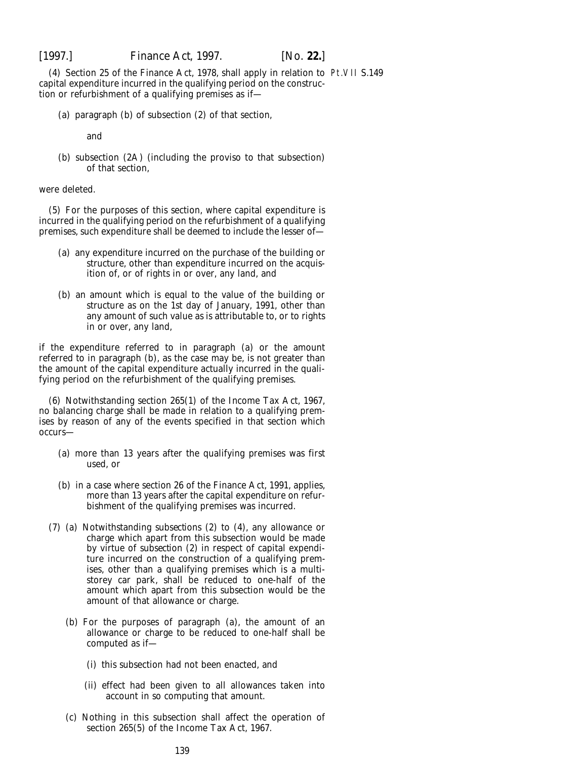(4) Section 25 of the Finance Act, 1978, shall apply in relation to capital expenditure incurred in the qualifying period on the construction or refurbishment of a qualifying premises as if—

(*a*) paragraph (*b*) of subsection (2) of that section,

and

(*b*) subsection (2A) (including the proviso to that subsection) of that section,

were deleted.

(5) For the purposes of this section, where capital expenditure is incurred in the qualifying period on the refurbishment of a qualifying premises, such expenditure shall be deemed to include the lesser of—

(*a*) any expenditure incurred on the purchase of the building or structure, other than expenditure incurred on the acquisition of, or of rights in or over, any land, and

(*b*) an amount which is equal to the value of the building or structure as on the 1st day of January, 1991, other than any amount of such value as is attributable to, or to rights in or over, any land,

if the expenditure referred to in paragraph (*a*) or the amount referred to in paragraph (*b*), as the case may be, is not greater than the amount of the capital expenditure actually incurred in the qualifying period on the refurbishment of the qualifying premises.

(6) Notwithstanding section 265(1) of the Income Tax Act, 1967, no balancing charge shall be made in relation to a qualifying premises by reason of any of the events specified in that section which occurs—

(*a*) more than 13 years after the qualifying premises was first used, or

(*b*) in a case where section 26 of the Finance Act, 1991, applies, more than 13 years after the capital expenditure on refurbishment of the qualifying premises was incurred.

(7) (*a*) Notwithstanding *subsections (2)* to *(4)*, any allowance or charge which apart from this subsection would be made by virtue of *subsection (2)* in respect of capital expenditure incurred on the construction of a qualifying premises, other than a qualifying premises which is a multi-storey car park, shall be reduced to one-half of the amount which apart from this subsection would be the amount of that allowance or charge.

(*b*) For the purposes of *paragraph (a)*, the amount of an allowance or charge to be reduced to one-half shall be computed as if—

(i) this subsection had not been enacted, and

(ii) effect had been given to all allowances taken into account in so computing that amount.

(*c*) Nothing in this subsection shall affect the operation of section 265(5) of the Income Tax Act, 1967.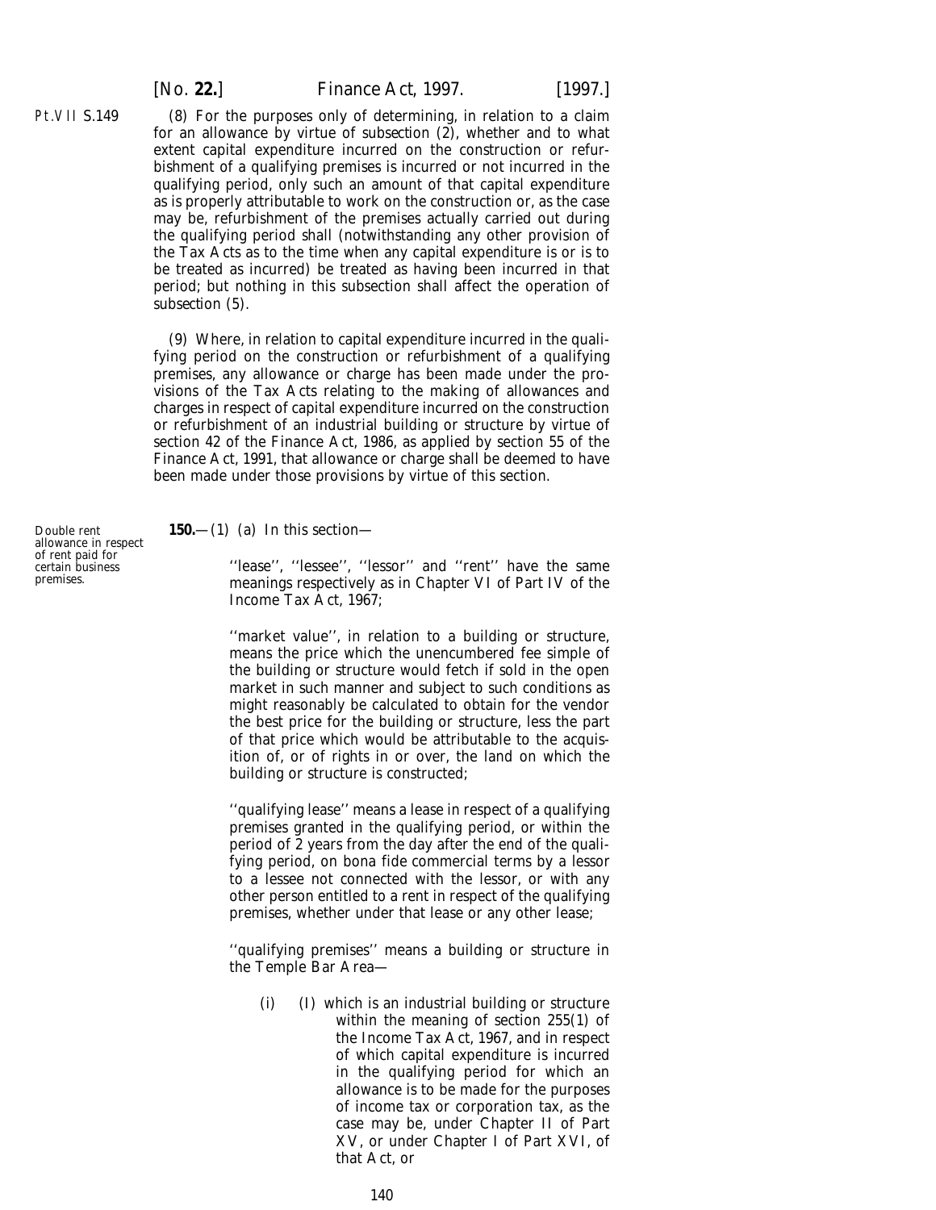Pt.VII S.149

(8) For the purposes only of determining, in relation to a claim for an allowance by virtue of *subsection (2)*, whether and to what extent capital expenditure incurred on the construction or refurbishment of a qualifying premises is incurred or not incurred in the qualifying period, only such an amount of that capital expenditure as is properly attributable to work on the construction or, as the case may be, refurbishment of the premises actually carried out during the qualifying period shall (notwithstanding any other provision of the Tax Acts as to the time when any capital expenditure is or is to be treated as incurred) be treated as having been incurred in that period; but nothing in this subsection shall affect the operation of *subsection (5)*.

(9) Where, in relation to capital expenditure incurred in the qualifying period on the construction or refurbishment of a qualifying premises, any allowance or charge has been made under the provisions of the Tax Acts relating to the making of allowances and charges in respect of capital expenditure incurred on the construction or refurbishment of an industrial building or structure by virtue of section 42 of the Finance Act, 1986, as applied by section 55 of the Finance Act, 1991, that allowance or charge shall be deemed to have been made under those provisions by virtue of this section.

Double rent allowance in respect of rent paid for certain business premises.

**150.**—(1) (*a*) In this section—

''lease'', ''lessee'', ''lessor'' and ''rent'' have the same meanings respectively as in Chapter VI of Part IV of the Income Tax Act, 1967;

''market value'', in relation to a building or structure, means the price which the unencumbered fee simple of the building or structure would fetch if sold in the open market in such manner and subject to such conditions as might reasonably be calculated to obtain for the vendor the best price for the building or structure, less the part of that price which would be attributable to the acquisition of, or of rights in or over, the land on which the building or structure is constructed;

''qualifying lease'' means a lease in respect of a qualifying premises granted in the qualifying period, or within the period of 2 years from the day after the end of the qualifying period, on bona fide commercial terms by a lessor to a lessee not connected with the lessor, or with any other person entitled to a rent in respect of the qualifying premises, whether under that lease or any other lease;

''qualifying premises'' means a building or structure in the Temple Bar Area—

(i) (I) which is an industrial building or structure within the meaning of section 255(1) of the Income Tax Act, 1967, and in respect of which capital expenditure is incurred in the qualifying period for which an allowance is to be made for the purposes of income tax or corporation tax, as the case may be, under Chapter II of Part XV, or under Chapter I of Part XVI, of that Act, or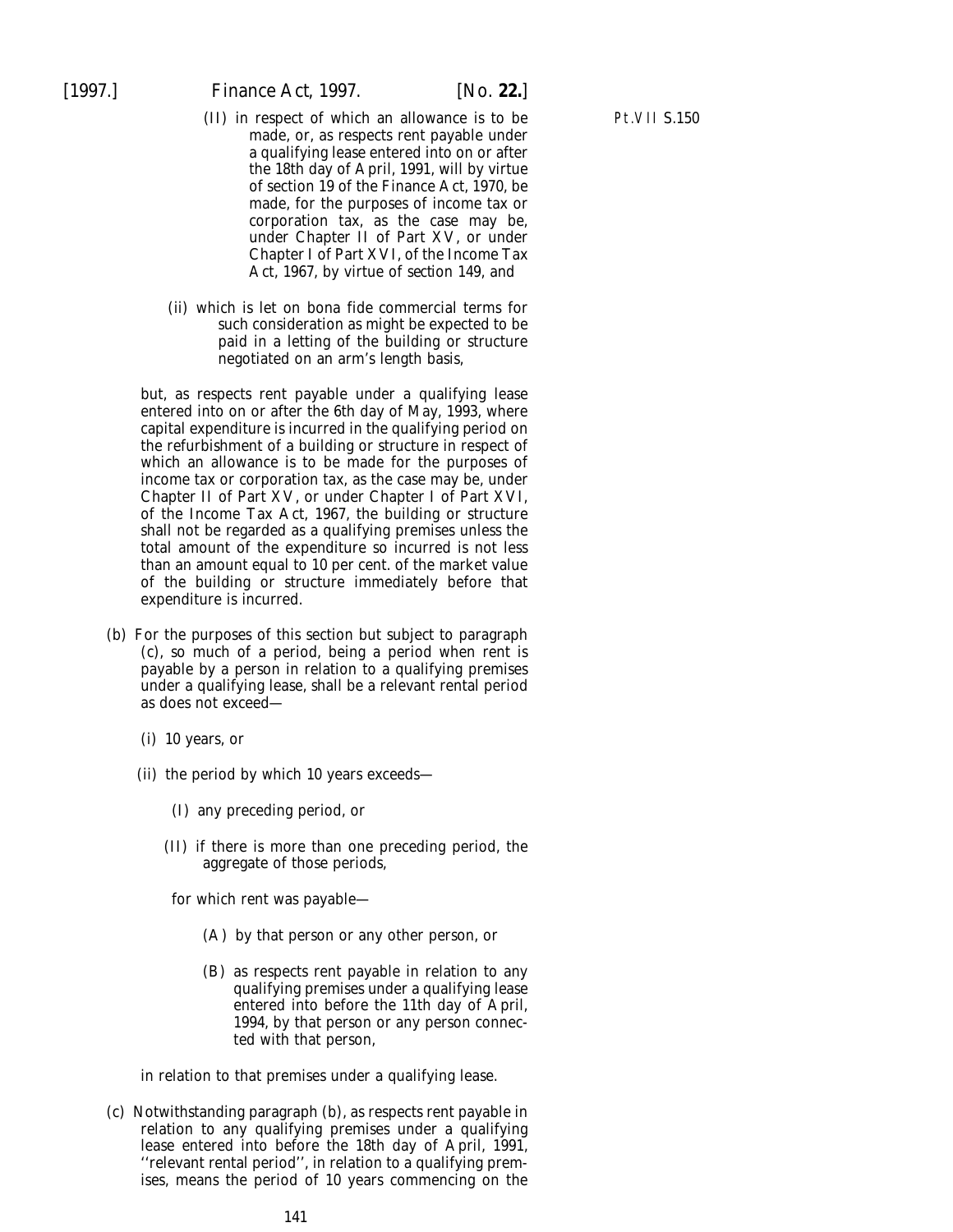(II) in respect of which an allowance is to be made, or, as respects rent payable under a qualifying lease entered into on or after the 18th day of April, 1991, will by virtue of section 19 of the Finance Act, 1970, be made, for the purposes of income tax or corporation tax, as the case may be, under Chapter II of Part XV, or under Chapter I of Part XVI, of the Income Tax Act, 1967, by virtue of *section 149*, and

(ii) which is let on bona fide commercial terms for such consideration as might be expected to be paid in a letting of the building or structure negotiated on an arm's length basis,

but, as respects rent payable under a qualifying lease entered into on or after the 6th day of May, 1993, where capital expenditure is incurred in the qualifying period on the refurbishment of a building or structure in respect of which an allowance is to be made for the purposes of income tax or corporation tax, as the case may be, under Chapter II of Part XV, or under Chapter I of Part XVI, of the Income Tax Act, 1967, the building or structure shall not be regarded as a qualifying premises unless the total amount of the expenditure so incurred is not less than an amount equal to 10 per cent. of the market value of the building or structure immediately before that expenditure is incurred.

(*b*) For the purposes of this section but subject to *paragraph (c)*, so much of a period, being a period when rent is payable by a person in relation to a qualifying premises under a qualifying lease, shall be a relevant rental period as does not exceed—

(i) 10 years, or

(ii) the period by which 10 years exceeds—

(I) any preceding period, or

(II) if there is more than one preceding period, the aggregate of those periods,

for which rent was payable—

(A) by that person or any other person, or

(B) as respects rent payable in relation to any qualifying premises under a qualifying lease entered into before the 11th day of April, 1994, by that person or any person connected with that person,

in relation to that premises under a qualifying lease.

(*c*) Notwithstanding *paragraph (b)*, as respects rent payable in relation to any qualifying premises under a qualifying lease entered into before the 18th day of April, 1991, ''relevant rental period'', in relation to a qualifying premises, means the period of 10 years commencing on the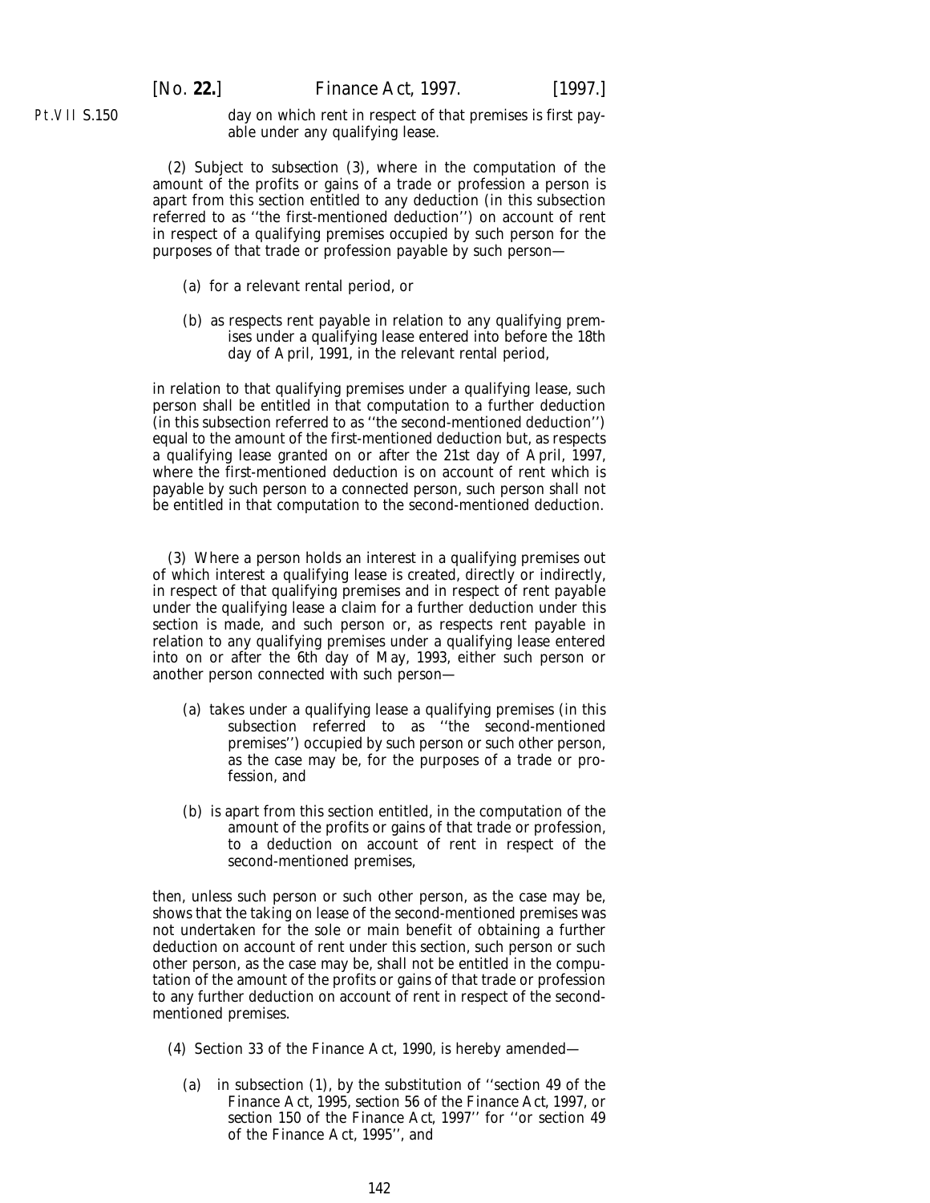day on which rent in respect of that premises is first payable under any qualifying lease.

(2) Subject to *subsection (3)*, where in the computation of the amount of the profits or gains of a trade or profession a person is apart from this section entitled to any deduction (in this subsection referred to as ''the first-mentioned deduction'') on account of rent in respect of a qualifying premises occupied by such person for the purposes of that trade or profession payable by such person—

(*a*) for a relevant rental period, or

(*b*) as respects rent payable in relation to any qualifying premises under a qualifying lease entered into before the 18th day of April, 1991, in the relevant rental period,

in relation to that qualifying premises under a qualifying lease, such person shall be entitled in that computation to a further deduction (in this subsection referred to as ''the second-mentioned deduction'') equal to the amount of the first-mentioned deduction but, as respects a qualifying lease granted on or after the 21st day of April, 1997, where the first-mentioned deduction is on account of rent which is payable by such person to a connected person, such person shall not be entitled in that computation to the second-mentioned deduction.

(3) Where a person holds an interest in a qualifying premises out of which interest a qualifying lease is created, directly or indirectly, in respect of that qualifying premises and in respect of rent payable under the qualifying lease a claim for a further deduction under this section is made, and such person or, as respects rent payable in relation to any qualifying premises under a qualifying lease entered into on or after the 6th day of May, 1993, either such person or another person connected with such person—

(*a*) takes under a qualifying lease a qualifying premises (in this subsection referred to as ''the second-mentioned premises'') occupied by such person or such other person, as the case may be, for the purposes of a trade or profession, and

(*b*) is apart from this section entitled, in the computation of the amount of the profits or gains of that trade or profession, to a deduction on account of rent in respect of the second-mentioned premises,

then, unless such person or such other person, as the case may be, shows that the taking on lease of the second-mentioned premises was not undertaken for the sole or main benefit of obtaining a further deduction on account of rent under this section, such person or such other person, as the case may be, shall not be entitled in the computation of the amount of the profits or gains of that trade or profession to any further deduction on account of rent in respect of the second-mentioned premises.

(4) Section 33 of the Finance Act, 1990, is hereby amended—

(*a*) in subsection (1), by the substitution of ''section 49 of the Finance Act, 1995, *section 56* of the *Finance Act, 1997*, or *section 150* of the *Finance Act, 1997*'' for ''or section 49 of the Finance Act, 1995'', and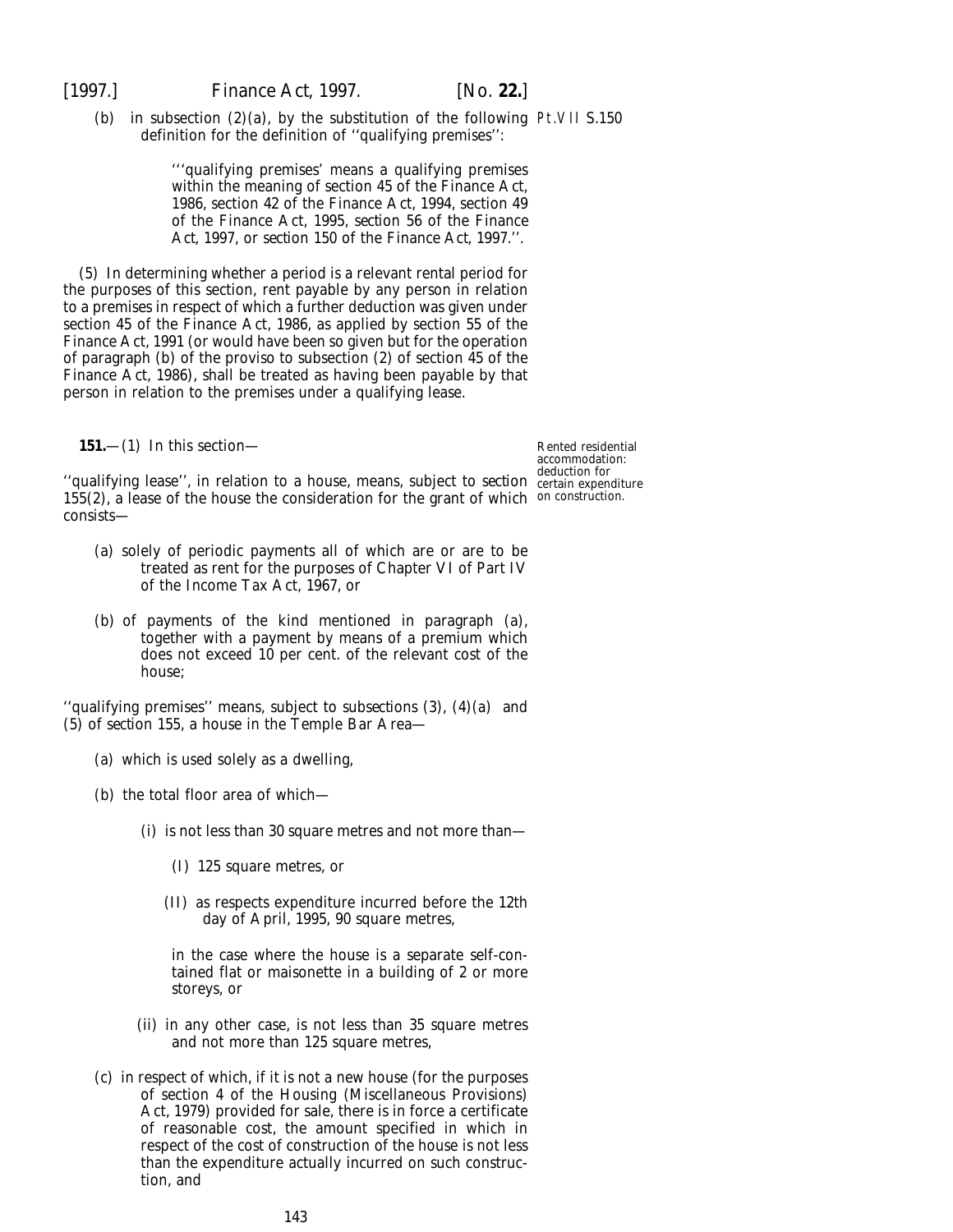(b) in subsection (2)(a), by the substitution of the following definition for the definition of ''qualifying premises'':

> '''qualifying premises' means a qualifying premises within the meaning of section 45 of the Finance Act, 1986, section 42 of the Finance Act, 1994, section 49 of the Finance Act, 1995, section 56 of the Finance Act, 1997, or section 150 of the Finance Act, 1997.''.

(5) In determining whether a period is a relevant rental period for the purposes of this section, rent payable by any person in relation to a premises in respect of which a further deduction was given under section 45 of the Finance Act, 1986, as applied by section 55 of the Finance Act, 1991 (or would have been so given but for the operation of paragraph (b) of the proviso to subsection (2) of section 45 of the Finance Act, 1986), shall be treated as having been payable by that person in relation to the premises under a qualifying lease.

*Rented residential accommodation: deduction for certain expenditure on construction.*

**151.**—(1) In this section—

''qualifying lease'', in relation to a house, means, subject to section 155(2), a lease of the house the consideration for the grant of which consists—

- (a) solely of periodic payments all of which are or are to be treated as rent for the purposes of Chapter VI of Part IV of the Income Tax Act, 1967, or
- (b) of payments of the kind mentioned in paragraph (a), together with a payment by means of a premium which does not exceed 10 per cent. of the relevant cost of the house;

''qualifying premises'' means, subject to subsections (3), (4)(a) and (5) of section 155, a house in the Temple Bar Area—

- (a) which is used solely as a dwelling,
- (b) the total floor area of which—
  - (i) is not less than 30 square metres and not more than—
    - (I) 125 square metres, or
    - (II) as respects expenditure incurred before the 12th day of April, 1995, 90 square metres,

    in the case where the house is a separate self-contained flat or maisonette in a building of 2 or more storeys, or
  - (ii) in any other case, is not less than 35 square metres and not more than 125 square metres,
- (c) in respect of which, if it is not a new house (for the purposes of section 4 of the Housing (Miscellaneous Provisions) Act, 1979) provided for sale, there is in force a certificate of reasonable cost, the amount specified in which in respect of the cost of construction of the house is not less than the expenditure actually incurred on such construction, and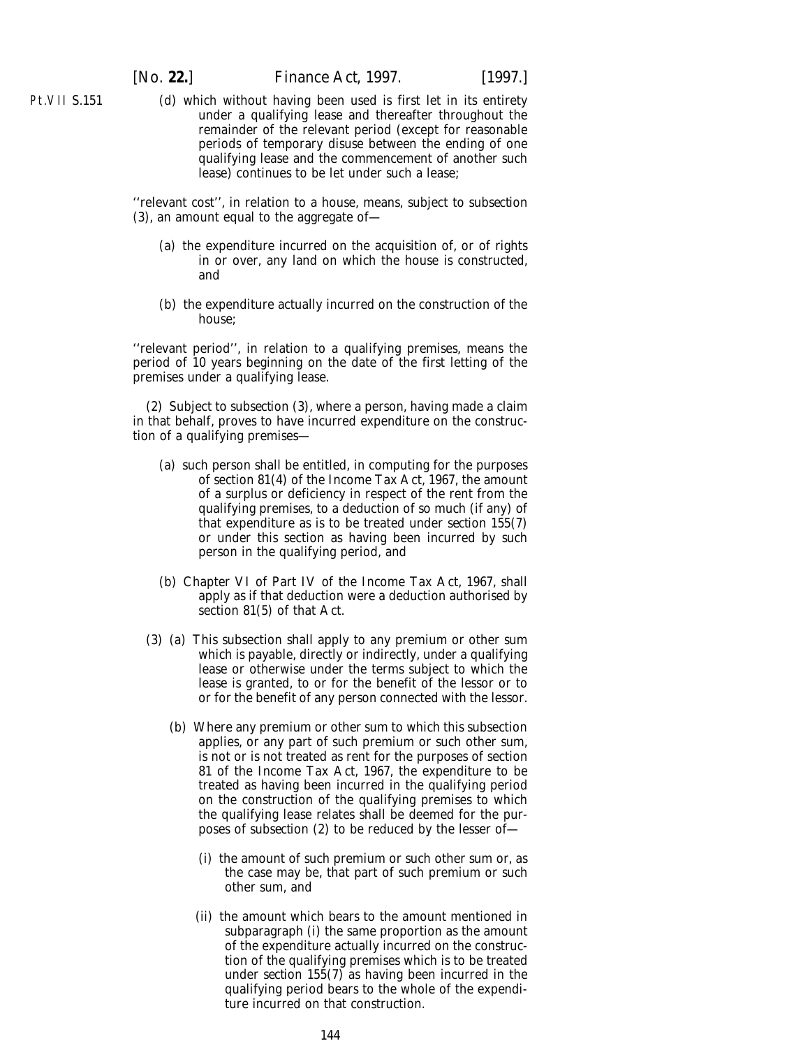(*d*) which without having been used is first let in its entirety under a qualifying lease and thereafter throughout the remainder of the relevant period (except for reasonable periods of temporary disuse between the ending of one qualifying lease and the commencement of another such lease) continues to be let under such a lease;

''relevant cost'', in relation to a house, means, subject to *subsection (3)*, an amount equal to the aggregate of—

(*a*) the expenditure incurred on the acquisition of, or of rights in or over, any land on which the house is constructed, and

(*b*) the expenditure actually incurred on the construction of the house;

''relevant period'', in relation to a qualifying premises, means the period of 10 years beginning on the date of the first letting of the premises under a qualifying lease.

(2) Subject to *subsection (3)*, where a person, having made a claim in that behalf, proves to have incurred expenditure on the construction of a qualifying premises—

(*a*) such person shall be entitled, in computing for the purposes of section 81(4) of the Income Tax Act, 1967, the amount of a surplus or deficiency in respect of the rent from the qualifying premises, to a deduction of so much (if any) of that expenditure as is to be treated under *section 155(7)* or under this section as having been incurred by such person in the qualifying period, and

(*b*) Chapter VI of Part IV of the Income Tax Act, 1967, shall apply as if that deduction were a deduction authorised by section 81(5) of that Act.

(3) (*a*) This subsection shall apply to any premium or other sum which is payable, directly or indirectly, under a qualifying lease or otherwise under the terms subject to which the lease is granted, to or for the benefit of the lessor or to or for the benefit of any person connected with the lessor.

(*b*) Where any premium or other sum to which this subsection applies, or any part of such premium or such other sum, is not or is not treated as rent for the purposes of section 81 of the Income Tax Act, 1967, the expenditure to be treated as having been incurred in the qualifying period on the construction of the qualifying premises to which the qualifying lease relates shall be deemed for the purposes of *subsection (2)* to be reduced by the lesser of—

(i) the amount of such premium or such other sum or, as the case may be, that part of such premium or such other sum, and

(ii) the amount which bears to the amount mentioned in subparagraph (i) the same proportion as the amount of the expenditure actually incurred on the construction of the qualifying premises which is to be treated under *section 155(7)* as having been incurred in the qualifying period bears to the whole of the expenditure incurred on that construction.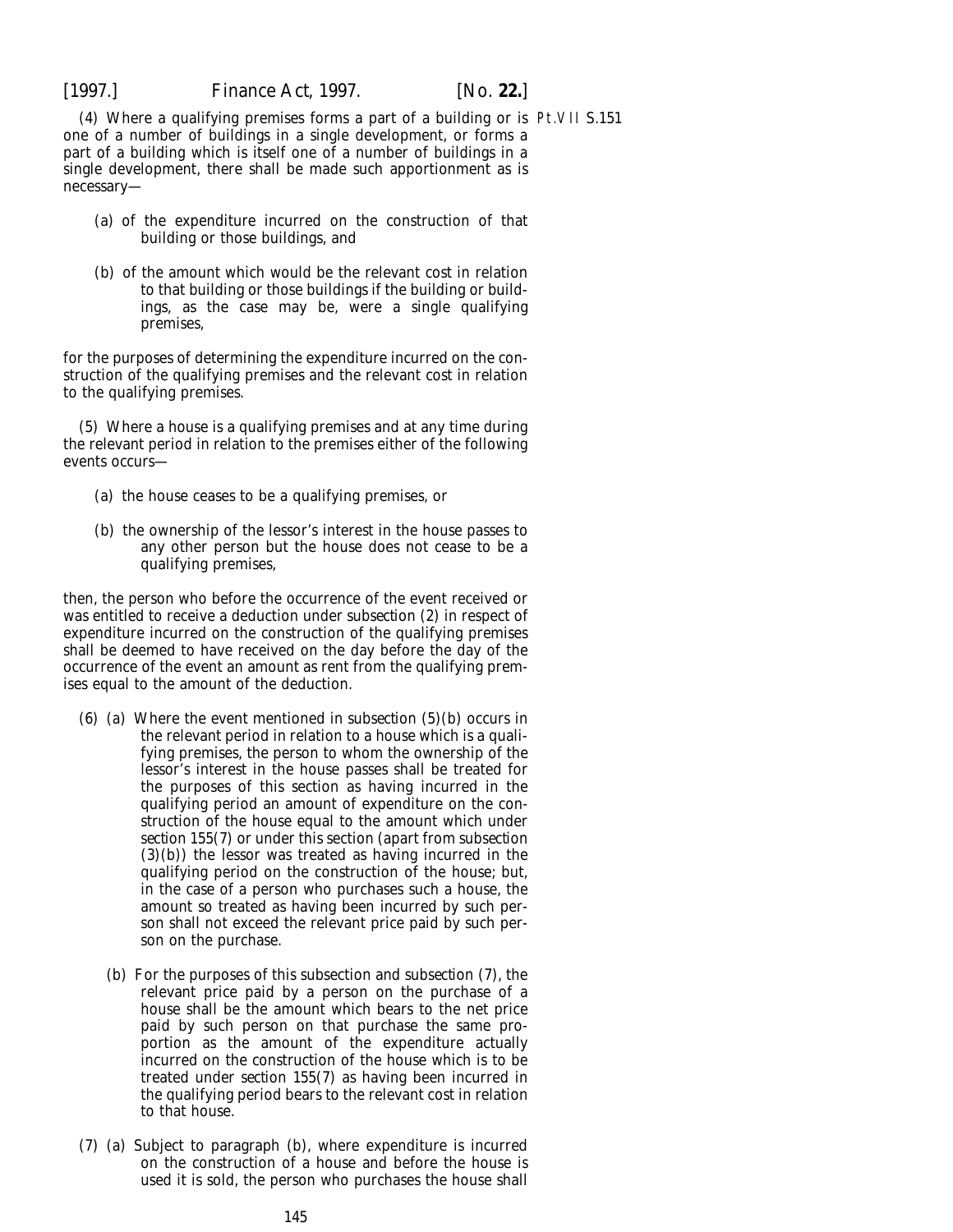(4) Where a qualifying premises forms a part of a building or is one of a number of buildings in a single development, or forms a part of a building which is itself one of a number of buildings in a single development, there shall be made such apportionment as is necessary—

Pt.VII S.151

- (*a*) of the expenditure incurred on the construction of that building or those buildings, and
- (*b*) of the amount which would be the relevant cost in relation to that building or those buildings if the building or buildings, as the case may be, were a single qualifying premises,

for the purposes of determining the expenditure incurred on the construction of the qualifying premises and the relevant cost in relation to the qualifying premises.

(5) Where a house is a qualifying premises and at any time during the relevant period in relation to the premises either of the following events occurs—

- (*a*) the house ceases to be a qualifying premises, or
- (*b*) the ownership of the lessor's interest in the house passes to any other person but the house does not cease to be a qualifying premises,

then, the person who before the occurrence of the event received or was entitled to receive a deduction under *subsection (2)* in respect of expenditure incurred on the construction of the qualifying premises shall be deemed to have received on the day before the day of the occurrence of the event an amount as rent from the qualifying premises equal to the amount of the deduction.

(6) (*a*) Where the event mentioned in *subsection (5)(b)* occurs in the relevant period in relation to a house which is a qualifying premises, the person to whom the ownership of the lessor's interest in the house passes shall be treated for the purposes of this section as having incurred in the qualifying period an amount of expenditure on the construction of the house equal to the amount which under *section 155(7)* or under this section (apart from *subsection (3)(b)*) the lessor was treated as having incurred in the qualifying period on the construction of the house; but, in the case of a person who purchases such a house, the amount so treated as having been incurred by such person shall not exceed the relevant price paid by such person on the purchase.

(*b*) For the purposes of this subsection and *subsection (7)*, the relevant price paid by a person on the purchase of a house shall be the amount which bears to the net price paid by such person on that purchase the same proportion as the amount of the expenditure actually incurred on the construction of the house which is to be treated under *section 155(7)* as having been incurred in the qualifying period bears to the relevant cost in relation to that house.

(7) (*a*) Subject to *paragraph (b)*, where expenditure is incurred on the construction of a house and before the house is used it is sold, the person who purchases the house shall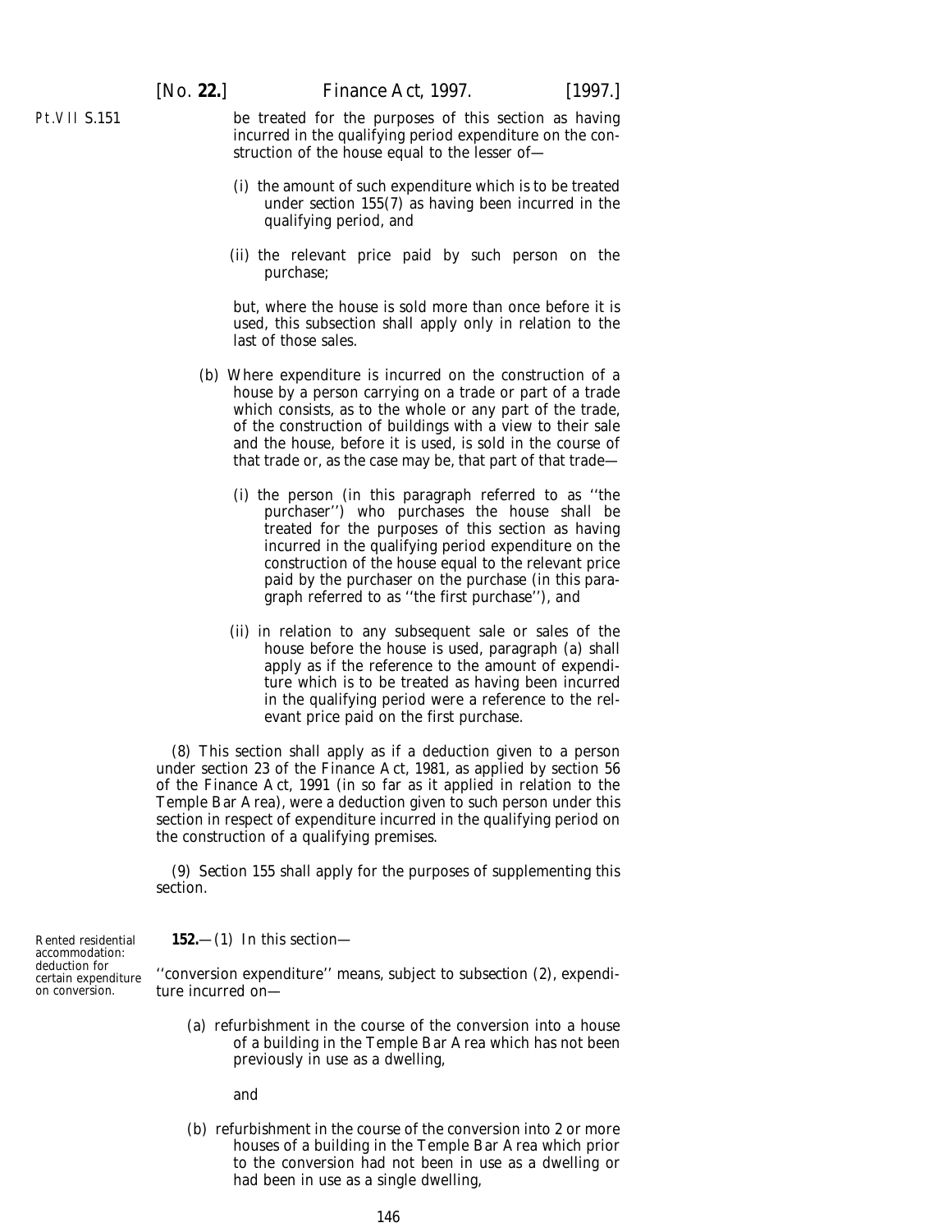be treated for the purposes of this section as having incurred in the qualifying period expenditure on the construction of the house equal to the lesser of—

(i) the amount of such expenditure which is to be treated under *section 155(7)* as having been incurred in the qualifying period, and

(ii) the relevant price paid by such person on the purchase;

but, where the house is sold more than once before it is used, this subsection shall apply only in relation to the last of those sales.

(*b*) Where expenditure is incurred on the construction of a house by a person carrying on a trade or part of a trade which consists, as to the whole or any part of the trade, of the construction of buildings with a view to their sale and the house, before it is used, is sold in the course of that trade or, as the case may be, that part of that trade—

(i) the person (in this paragraph referred to as ''the purchaser'') who purchases the house shall be treated for the purposes of this section as having incurred in the qualifying period expenditure on the construction of the house equal to the relevant price paid by the purchaser on the purchase (in this paragraph referred to as ''the first purchase''), and

(ii) in relation to any subsequent sale or sales of the house before the house is used, paragraph (*a*) shall apply as if the reference to the amount of expenditure which is to be treated as having been incurred in the qualifying period were a reference to the relevant price paid on the first purchase.

(8) This section shall apply as if a deduction given to a person under section 23 of the Finance Act, 1981, as applied by section 56 of the Finance Act, 1991 (in so far as it applied in relation to the Temple Bar Area), were a deduction given to such person under this section in respect of expenditure incurred in the qualifying period on the construction of a qualifying premises.

(9) *Section 155* shall apply for the purposes of supplementing this section.

Rented residential accommodation: deduction for certain expenditure on conversion.

**152.**—(1) In this section—

''conversion expenditure'' means, subject to *subsection (2)*, expenditure incurred on—

(*a*) refurbishment in the course of the conversion into a house of a building in the Temple Bar Area which has not been previously in use as a dwelling,

and

(*b*) refurbishment in the course of the conversion into 2 or more houses of a building in the Temple Bar Area which prior to the conversion had not been in use as a dwelling or had been in use as a single dwelling,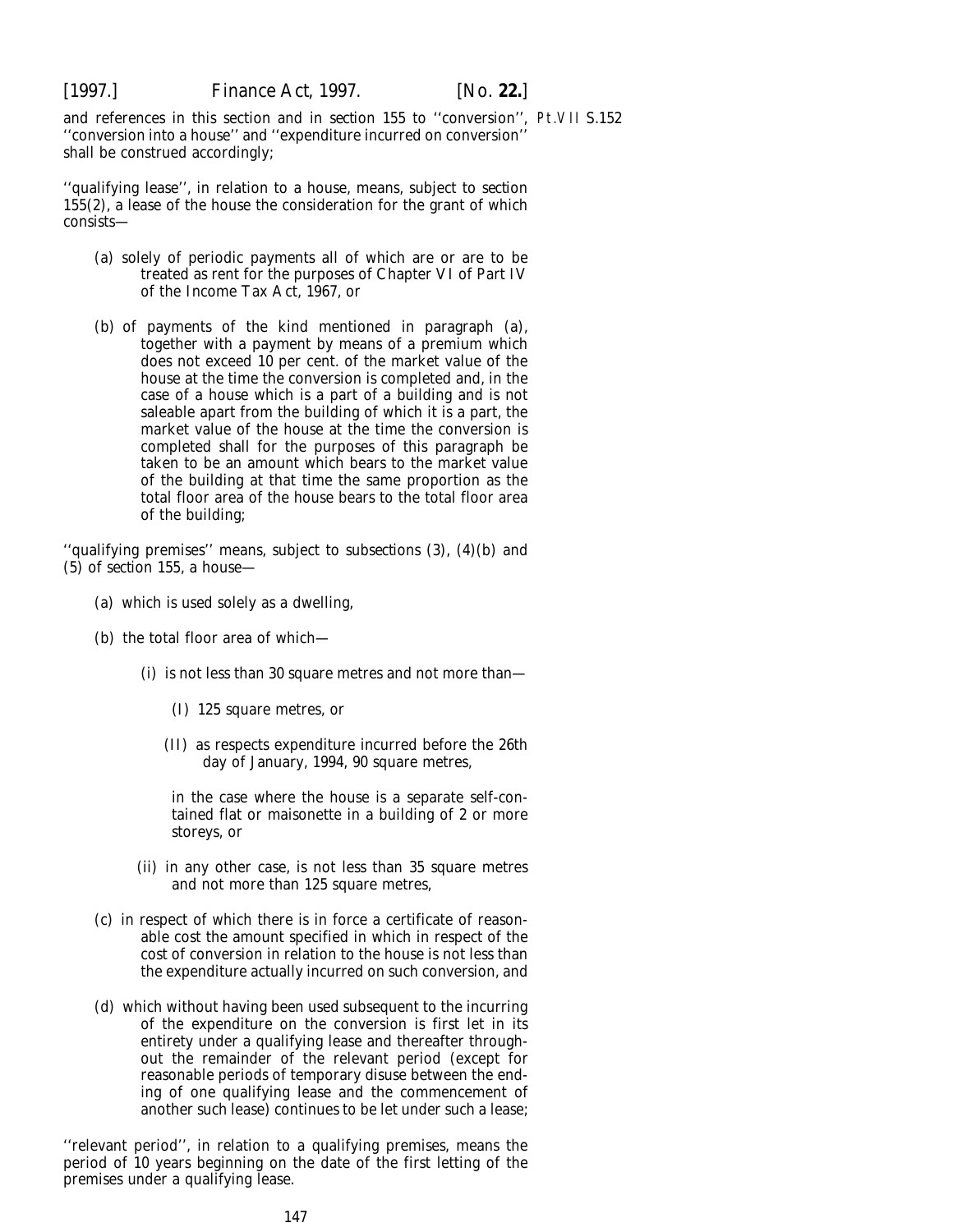and references in this section and in section 155 to ''conversion'', ''conversion into a house'' and ''expenditure incurred on conversion'' shall be construed accordingly;

Pt.VII S.152

''qualifying lease'', in relation to a house, means, subject to section 155(2), a lease of the house the consideration for the grant of which consists—

(a) solely of periodic payments all of which are or are to be treated as rent for the purposes of Chapter VI of Part IV of the Income Tax Act, 1967, or

(b) of payments of the kind mentioned in paragraph (a), together with a payment by means of a premium which does not exceed 10 per cent. of the market value of the house at the time the conversion is completed and, in the case of a house which is a part of a building and is not saleable apart from the building of which it is a part, the market value of the house at the time the conversion is completed shall for the purposes of this paragraph be taken to be an amount which bears to the market value of the building at that time the same proportion as the total floor area of the house bears to the total floor area of the building;

''qualifying premises'' means, subject to subsections (3), (4)(b) and (5) of section 155, a house—

(a) which is used solely as a dwelling,

(b) the total floor area of which—

(i) is not less than 30 square metres and not more than—

(I) 125 square metres, or

(II) as respects expenditure incurred before the 26th day of January, 1994, 90 square metres,

in the case where the house is a separate self-contained flat or maisonette in a building of 2 or more storeys, or

(ii) in any other case, is not less than 35 square metres and not more than 125 square metres,

(c) in respect of which there is in force a certificate of reasonable cost the amount specified in which in respect of the cost of conversion in relation to the house is not less than the expenditure actually incurred on such conversion, and

(d) which without having been used subsequent to the incurring of the expenditure on the conversion is first let in its entirety under a qualifying lease and thereafter throughout the remainder of the relevant period (except for reasonable periods of temporary disuse between the ending of one qualifying lease and the commencement of another such lease) continues to be let under such a lease;

''relevant period'', in relation to a qualifying premises, means the period of 10 years beginning on the date of the first letting of the premises under a qualifying lease.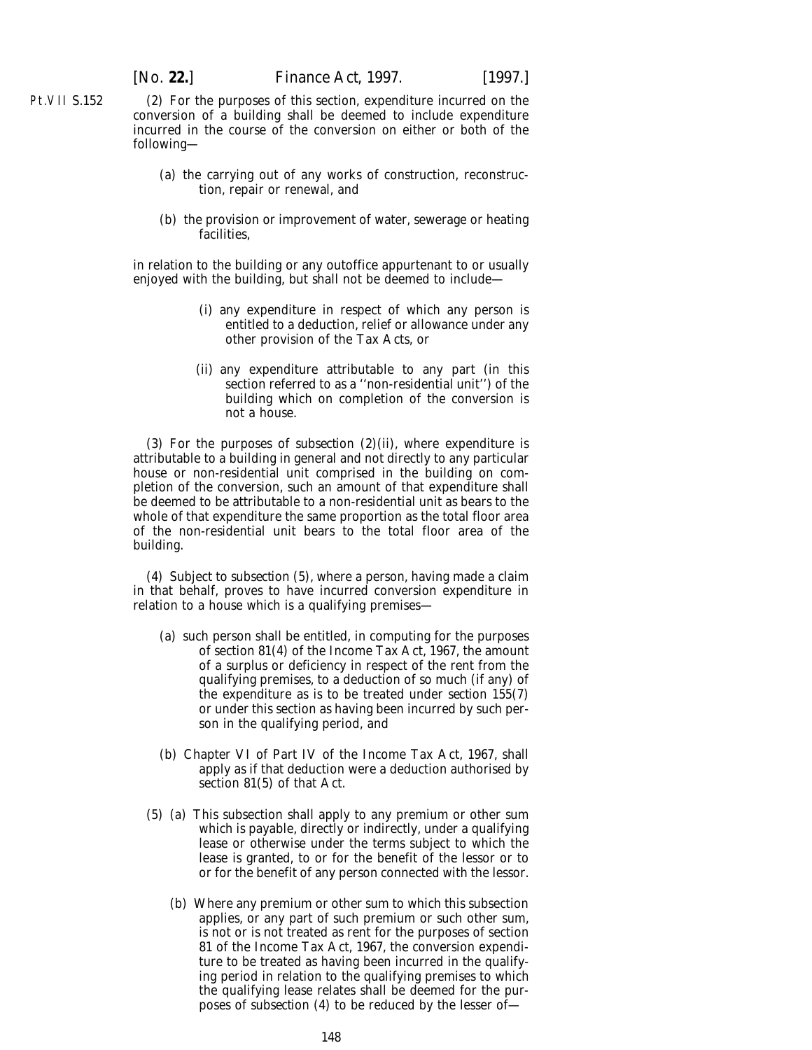(2) For the purposes of this section, expenditure incurred on the conversion of a building shall be deemed to include expenditure incurred in the course of the conversion on either or both of the following—

(*a*) the carrying out of any works of construction, reconstruction, repair or renewal, and

(*b*) the provision or improvement of water, sewerage or heating facilities,

in relation to the building or any outoffice appurtenant to or usually enjoyed with the building, but shall not be deemed to include—

(i) any expenditure in respect of which any person is entitled to a deduction, relief or allowance under any other provision of the Tax Acts, or

(ii) any expenditure attributable to any part (in this section referred to as a ''non-residential unit'') of the building which on completion of the conversion is not a house.

(3) For the purposes of *subsection (2)(ii)*, where expenditure is attributable to a building in general and not directly to any particular house or non-residential unit comprised in the building on completion of the conversion, such an amount of that expenditure shall be deemed to be attributable to a non-residential unit as bears to the whole of that expenditure the same proportion as the total floor area of the non-residential unit bears to the total floor area of the building.

(4) Subject to *subsection (5)*, where a person, having made a claim in that behalf, proves to have incurred conversion expenditure in relation to a house which is a qualifying premises—

(*a*) such person shall be entitled, in computing for the purposes of section 81(4) of the Income Tax Act, 1967, the amount of a surplus or deficiency in respect of the rent from the qualifying premises, to a deduction of so much (if any) of the expenditure as is to be treated under *section 155(7)* or under this section as having been incurred by such person in the qualifying period, and

(*b*) Chapter VI of Part IV of the Income Tax Act, 1967, shall apply as if that deduction were a deduction authorised by section 81(5) of that Act.

(5) (*a*) This subsection shall apply to any premium or other sum which is payable, directly or indirectly, under a qualifying lease or otherwise under the terms subject to which the lease is granted, to or for the benefit of the lessor or to or for the benefit of any person connected with the lessor.

(*b*) Where any premium or other sum to which this subsection applies, or any part of such premium or such other sum, is not or is not treated as rent for the purposes of section 81 of the Income Tax Act, 1967, the conversion expenditure to be treated as having been incurred in the qualifying period in relation to the qualifying premises to which the qualifying lease relates shall be deemed for the purposes of *subsection (4)* to be reduced by the lesser of—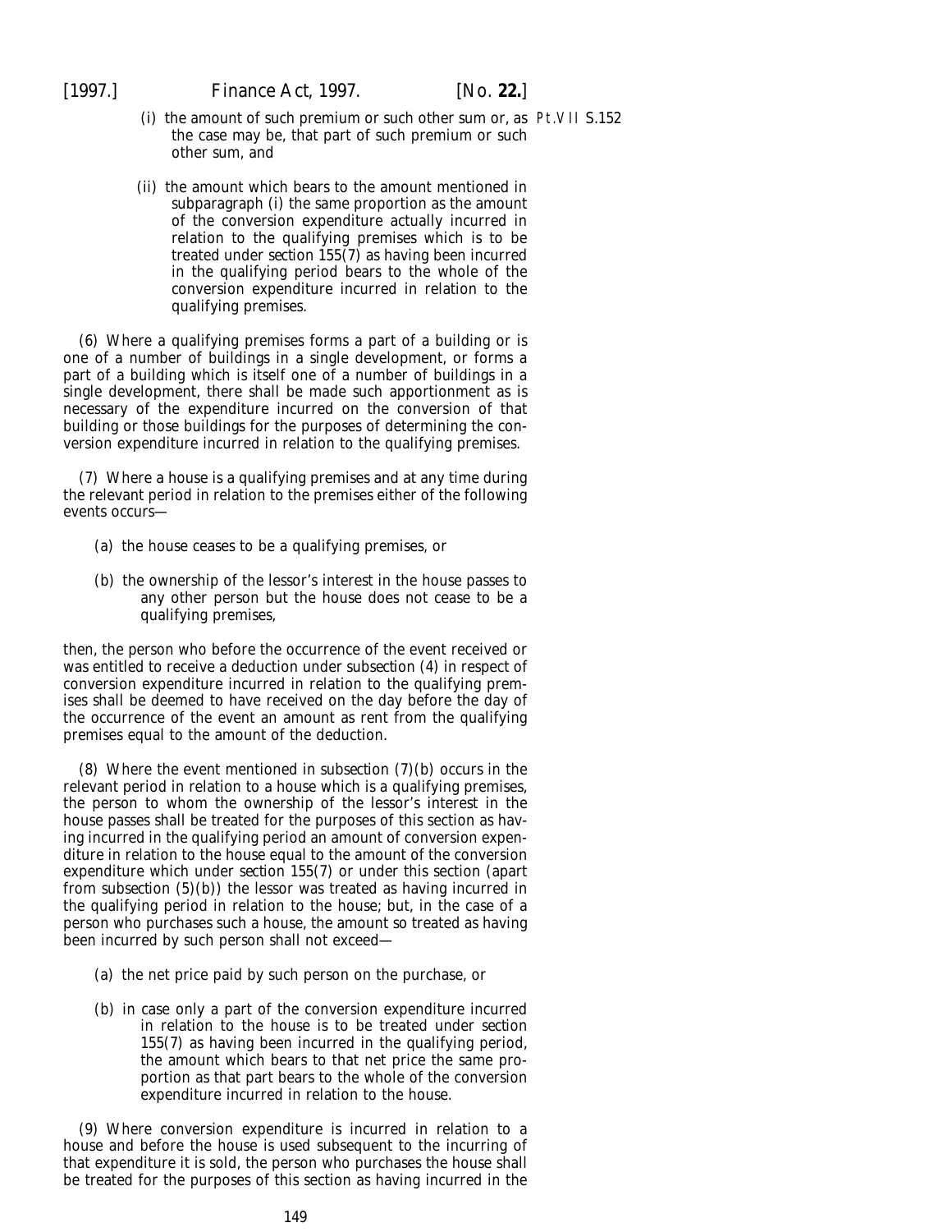(i) the amount of such premium or such other sum or, as the case may be, that part of such premium or such other sum, and

(ii) the amount which bears to the amount mentioned in subparagraph (i) the same proportion as the amount of the conversion expenditure actually incurred in relation to the qualifying premises which is to be treated under *section 155(7)* as having been incurred in the qualifying period bears to the whole of the conversion expenditure incurred in relation to the qualifying premises.

(6) Where a qualifying premises forms a part of a building or is one of a number of buildings in a single development, or forms a part of a building which is itself one of a number of buildings in a single development, there shall be made such apportionment as is necessary of the expenditure incurred on the conversion of that building or those buildings for the purposes of determining the conversion expenditure incurred in relation to the qualifying premises.

(7) Where a house is a qualifying premises and at any time during the relevant period in relation to the premises either of the following events occurs—

(*a*) the house ceases to be a qualifying premises, or

(*b*) the ownership of the lessor's interest in the house passes to any other person but the house does not cease to be a qualifying premises,

then, the person who before the occurrence of the event received or was entitled to receive a deduction under *subsection (4)* in respect of conversion expenditure incurred in relation to the qualifying premises shall be deemed to have received on the day before the day of the occurrence of the event an amount as rent from the qualifying premises equal to the amount of the deduction.

(8) Where the event mentioned in *subsection (7)(b)* occurs in the relevant period in relation to a house which is a qualifying premises, the person to whom the ownership of the lessor's interest in the house passes shall be treated for the purposes of this section as having incurred in the qualifying period an amount of conversion expenditure in relation to the house equal to the amount of the conversion expenditure which under *section 155(7)* or under this section (apart from *subsection (5)(b)*) the lessor was treated as having incurred in the qualifying period in relation to the house; but, in the case of a person who purchases such a house, the amount so treated as having been incurred by such person shall not exceed—

(*a*) the net price paid by such person on the purchase, or

(*b*) in case only a part of the conversion expenditure incurred in relation to the house is to be treated under *section 155(7)* as having been incurred in the qualifying period, the amount which bears to that net price the same proportion as that part bears to the whole of the conversion expenditure incurred in relation to the house.

(9) Where conversion expenditure is incurred in relation to a house and before the house is used subsequent to the incurring of that expenditure it is sold, the person who purchases the house shall be treated for the purposes of this section as having incurred in the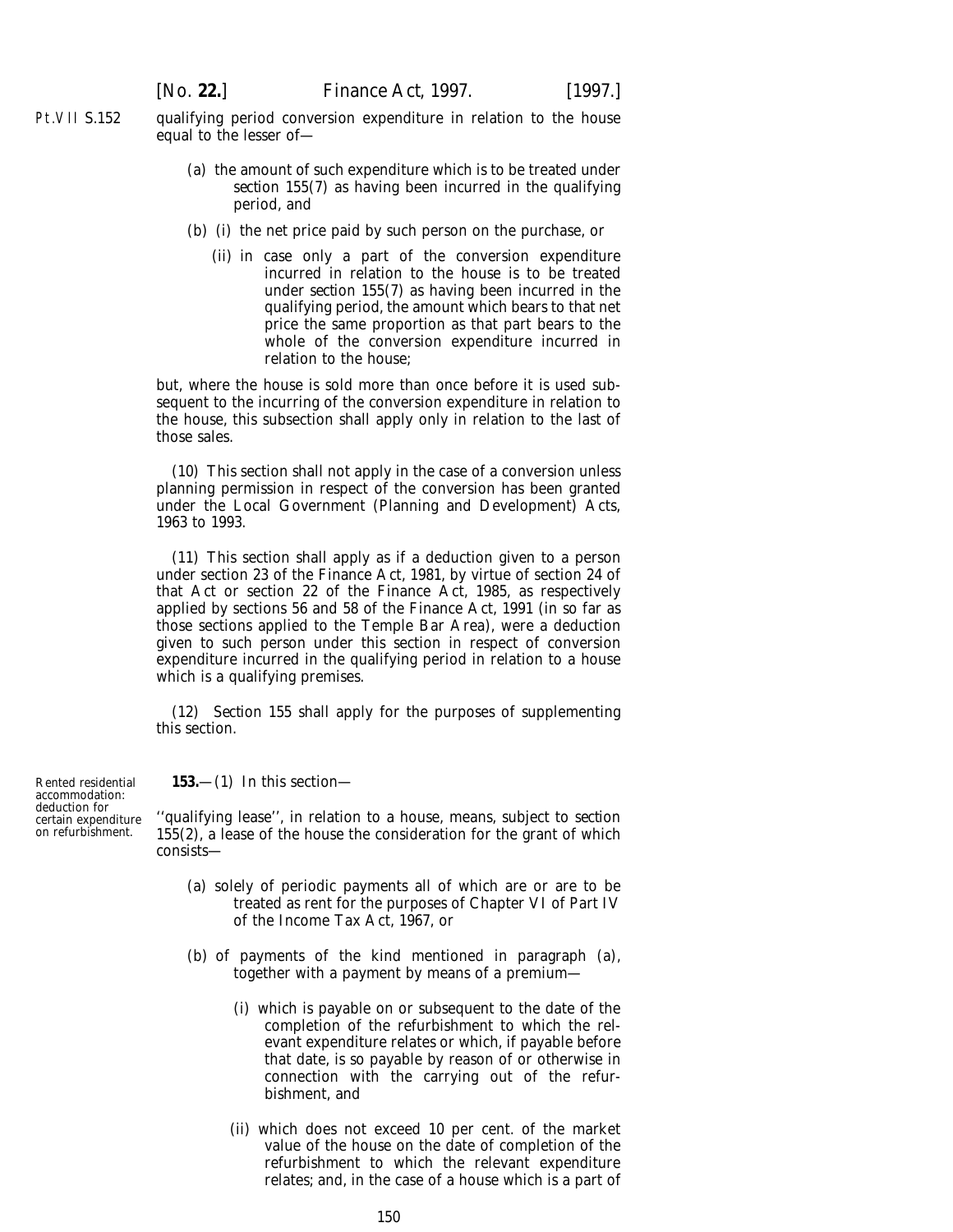qualifying period conversion expenditure in relation to the house equal to the lesser of—

(*a*) the amount of such expenditure which is to be treated under *section 155(7)* as having been incurred in the qualifying period, and

(*b*) (i) the net price paid by such person on the purchase, or

(ii) in case only a part of the conversion expenditure incurred in relation to the house is to be treated under *section 155(7)* as having been incurred in the qualifying period, the amount which bears to that net price the same proportion as that part bears to the whole of the conversion expenditure incurred in relation to the house;

but, where the house is sold more than once before it is used subsequent to the incurring of the conversion expenditure in relation to the house, this subsection shall apply only in relation to the last of those sales.

(10) This section shall not apply in the case of a conversion unless planning permission in respect of the conversion has been granted under the Local Government (Planning and Development) Acts, 1963 to 1993.

(11) This section shall apply as if a deduction given to a person under section 23 of the Finance Act, 1981, by virtue of section 24 of that Act or section 22 of the Finance Act, 1985, as respectively applied by sections 56 and 58 of the Finance Act, 1991 (in so far as those sections applied to the Temple Bar Area), were a deduction given to such person under this section in respect of conversion expenditure incurred in the qualifying period in relation to a house which is a qualifying premises.

(12) *Section 155* shall apply for the purposes of supplementing this section.

Rented residential accommodation: deduction for certain expenditure on refurbishment.

**153.**—(1) In this section—

''qualifying lease'', in relation to a house, means, subject to *section 155(2)*, a lease of the house the consideration for the grant of which consists—

(*a*) solely of periodic payments all of which are or are to be treated as rent for the purposes of Chapter VI of Part IV of the Income Tax Act, 1967, or

(*b*) of payments of the kind mentioned in *paragraph (a)*, together with a payment by means of a premium—

(i) which is payable on or subsequent to the date of the completion of the refurbishment to which the relevant expenditure relates or which, if payable before that date, is so payable by reason of or otherwise in connection with the carrying out of the refurbishment, and

(ii) which does not exceed 10 per cent. of the market value of the house on the date of completion of the refurbishment to which the relevant expenditure relates; and, in the case of a house which is a part of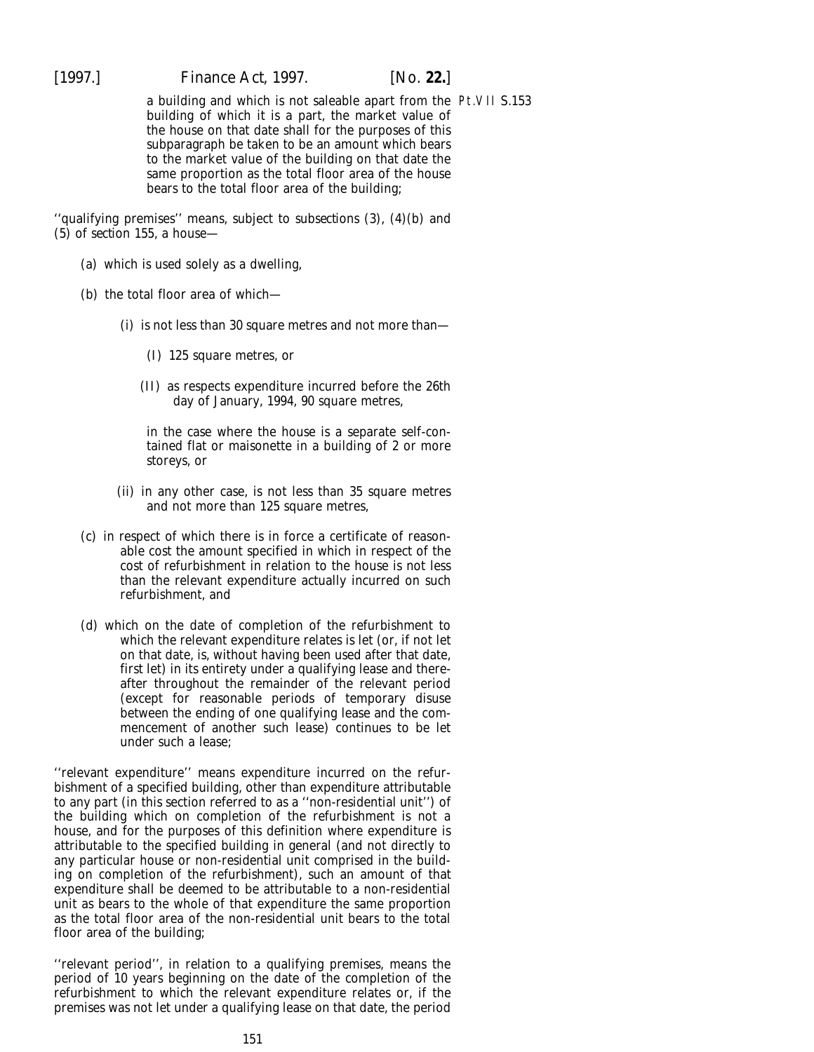a building and which is not saleable apart from the building of which it is a part, the market value of the house on that date shall for the purposes of this subparagraph be taken to be an amount which bears to the market value of the building on that date the same proportion as the total floor area of the house bears to the total floor area of the building;

''qualifying premises'' means, subject to subsections (3), (4)(*b*) and (5) of section 155, a house—

(*a*) which is used solely as a dwelling,

(*b*) the total floor area of which—

(i) is not less than 30 square metres and not more than—

(I) 125 square metres, or

(II) as respects expenditure incurred before the 26th day of January, 1994, 90 square metres,

in the case where the house is a separate self-contained flat or maisonette in a building of 2 or more storeys, or

(ii) in any other case, is not less than 35 square metres and not more than 125 square metres,

(*c*) in respect of which there is in force a certificate of reasonable cost the amount specified in which in respect of the cost of refurbishment in relation to the house is not less than the relevant expenditure actually incurred on such refurbishment, and

(*d*) which on the date of completion of the refurbishment to which the relevant expenditure relates is let (or, if not let on that date, is, without having been used after that date, first let) in its entirety under a qualifying lease and thereafter throughout the remainder of the relevant period (except for reasonable periods of temporary disuse between the ending of one qualifying lease and the commencement of another such lease) continues to be let under such a lease;

''relevant expenditure'' means expenditure incurred on the refurbishment of a specified building, other than expenditure attributable to any part (in this section referred to as a ''non-residential unit'') of the building which on completion of the refurbishment is not a house, and for the purposes of this definition where expenditure is attributable to the specified building in general (and not directly to any particular house or non-residential unit comprised in the building on completion of the refurbishment), such an amount of that expenditure shall be deemed to be attributable to a non-residential unit as bears to the whole of that expenditure the same proportion as the total floor area of the non-residential unit bears to the total floor area of the building;

''relevant period'', in relation to a qualifying premises, means the period of 10 years beginning on the date of the completion of the refurbishment to which the relevant expenditure relates or, if the premises was not let under a qualifying lease on that date, the period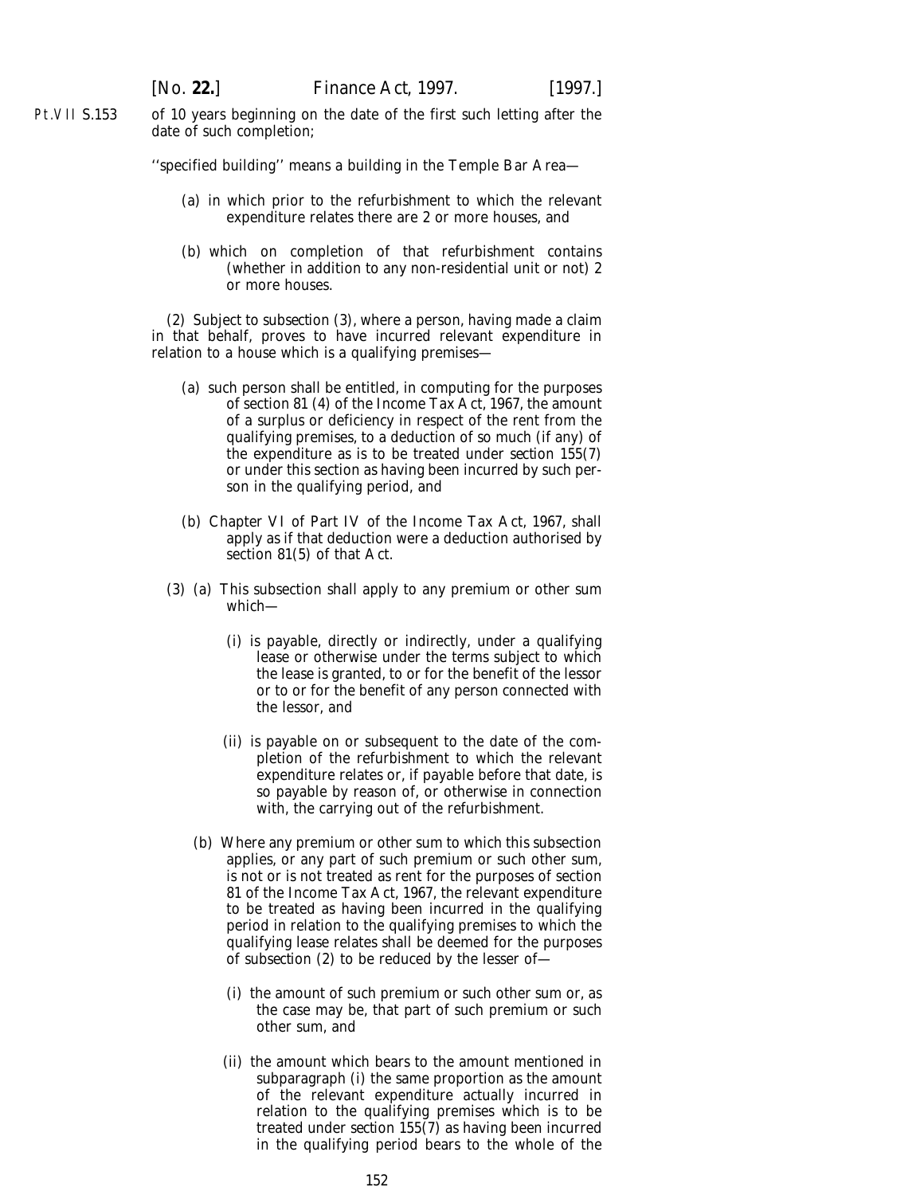of 10 years beginning on the date of the first such letting after the date of such completion;

''specified building'' means a building in the Temple Bar Area—

(a) in which prior to the refurbishment to which the relevant expenditure relates there are 2 or more houses, and

(b) which on completion of that refurbishment contains (whether in addition to any non-residential unit or not) 2 or more houses.

(2) Subject to *subsection (3)*, where a person, having made a claim in that behalf, proves to have incurred relevant expenditure in relation to a house which is a qualifying premises—

(a) such person shall be entitled, in computing for the purposes of section 81 (4) of the Income Tax Act, 1967, the amount of a surplus or deficiency in respect of the rent from the qualifying premises, to a deduction of so much (if any) of the expenditure as is to be treated under *section 155(7)* or under this section as having been incurred by such person in the qualifying period, and

(b) Chapter VI of Part IV of the Income Tax Act, 1967, shall apply as if that deduction were a deduction authorised by section 81(5) of that Act.

(3) (a) This subsection shall apply to any premium or other sum which—

(i) is payable, directly or indirectly, under a qualifying lease or otherwise under the terms subject to which the lease is granted, to or for the benefit of the lessor or to or for the benefit of any person connected with the lessor, and

(ii) is payable on or subsequent to the date of the completion of the refurbishment to which the relevant expenditure relates or, if payable before that date, is so payable by reason of, or otherwise in connection with, the carrying out of the refurbishment.

(b) Where any premium or other sum to which this subsection applies, or any part of such premium or such other sum, is not or is not treated as rent for the purposes of section 81 of the Income Tax Act, 1967, the relevant expenditure to be treated as having been incurred in the qualifying period in relation to the qualifying premises to which the qualifying lease relates shall be deemed for the purposes of *subsection (2)* to be reduced by the lesser of—

(i) the amount of such premium or such other sum or, as the case may be, that part of such premium or such other sum, and

(ii) the amount which bears to the amount mentioned in subparagraph (i) the same proportion as the amount of the relevant expenditure actually incurred in relation to the qualifying premises which is to be treated under *section 155(7)* as having been incurred in the qualifying period bears to the whole of the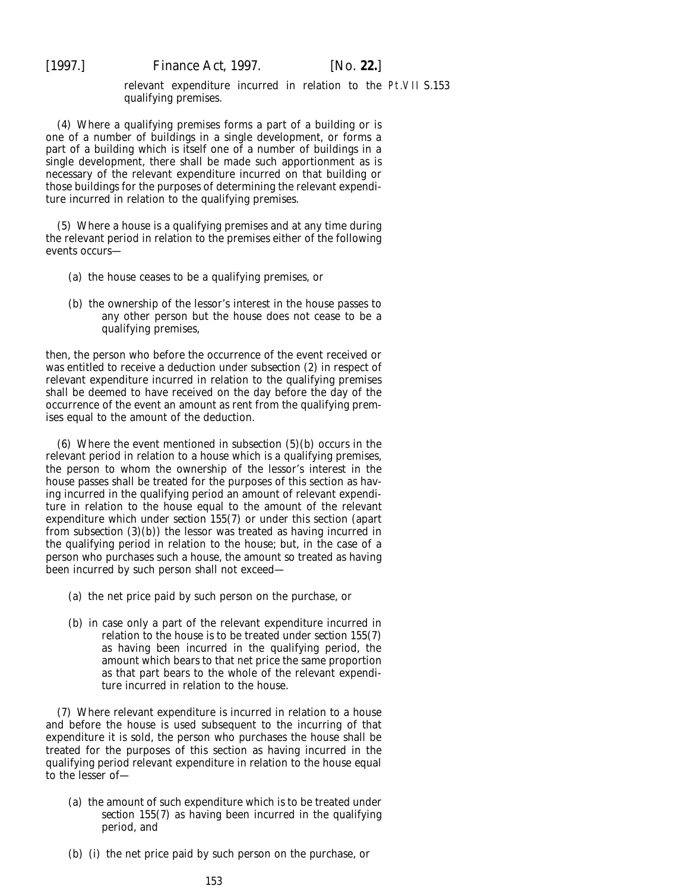relevant expenditure incurred in relation to the qualifying premises.

(4) Where a qualifying premises forms a part of a building or is one of a number of buildings in a single development, or forms a part of a building which is itself one of a number of buildings in a single development, there shall be made such apportionment as is necessary of the relevant expenditure incurred on that building or those buildings for the purposes of determining the relevant expenditure incurred in relation to the qualifying premises.

(5) Where a house is a qualifying premises and at any time during the relevant period in relation to the premises either of the following events occurs—

(*a*) the house ceases to be a qualifying premises, or

(*b*) the ownership of the lessor's interest in the house passes to any other person but the house does not cease to be a qualifying premises,

then, the person who before the occurrence of the event received or was entitled to receive a deduction under *subsection (2)* in respect of relevant expenditure incurred in relation to the qualifying premises shall be deemed to have received on the day before the day of the occurrence of the event an amount as rent from the qualifying premises equal to the amount of the deduction.

(6) Where the event mentioned in *subsection (5)(b)* occurs in the relevant period in relation to a house which is a qualifying premises, the person to whom the ownership of the lessor's interest in the house passes shall be treated for the purposes of this section as having incurred in the qualifying period an amount of relevant expenditure in relation to the house equal to the amount of the relevant expenditure which under *section 155(7)* or under this section (apart from *subsection (3)(b)*) the lessor was treated as having incurred in the qualifying period in relation to the house; but, in the case of a person who purchases such a house, the amount so treated as having been incurred by such person shall not exceed—

(*a*) the net price paid by such person on the purchase, or

(*b*) in case only a part of the relevant expenditure incurred in relation to the house is to be treated under *section 155(7)* as having been incurred in the qualifying period, the amount which bears to that net price the same proportion as that part bears to the whole of the relevant expenditure incurred in relation to the house.

(7) Where relevant expenditure is incurred in relation to a house and before the house is used subsequent to the incurring of that expenditure it is sold, the person who purchases the house shall be treated for the purposes of this section as having incurred in the qualifying period relevant expenditure in relation to the house equal to the lesser of—

(*a*) the amount of such expenditure which is to be treated under *section 155(7)* as having been incurred in the qualifying period, and

(*b*) (i) the net price paid by such person on the purchase, or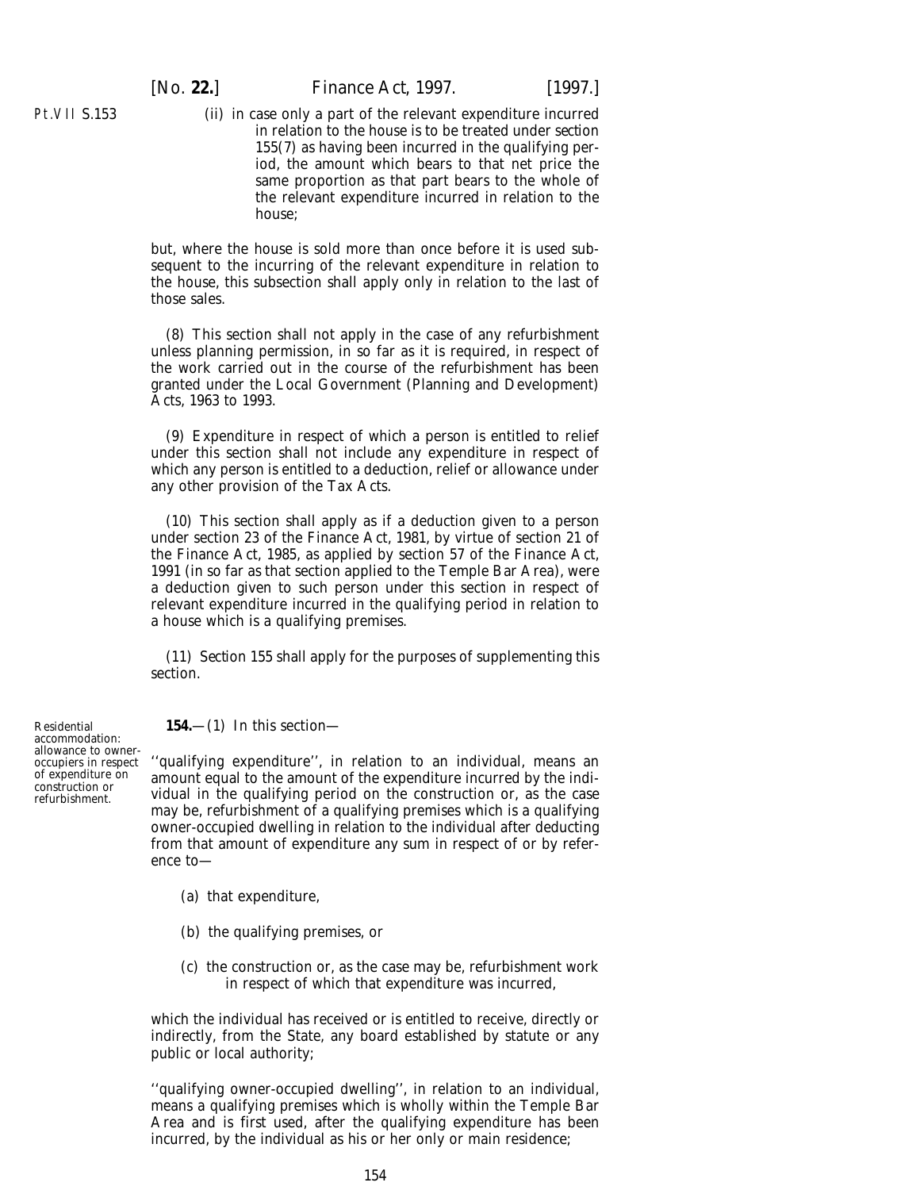(ii) in case only a part of the relevant expenditure incurred in relation to the house is to be treated under *section 155(7)* as having been incurred in the qualifying period, the amount which bears to that net price the same proportion as that part bears to the whole of the relevant expenditure incurred in relation to the house;

but, where the house is sold more than once before it is used subsequent to the incurring of the relevant expenditure in relation to the house, this subsection shall apply only in relation to the last of those sales.

(8) This section shall not apply in the case of any refurbishment unless planning permission, in so far as it is required, in respect of the work carried out in the course of the refurbishment has been granted under the Local Government (Planning and Development) Acts, 1963 to 1993.

(9) Expenditure in respect of which a person is entitled to relief under this section shall not include any expenditure in respect of which any person is entitled to a deduction, relief or allowance under any other provision of the Tax Acts.

(10) This section shall apply as if a deduction given to a person under section 23 of the Finance Act, 1981, by virtue of section 21 of the Finance Act, 1985, as applied by section 57 of the Finance Act, 1991 (in so far as that section applied to the Temple Bar Area), were a deduction given to such person under this section in respect of relevant expenditure incurred in the qualifying period in relation to a house which is a qualifying premises.

(11) *Section 155* shall apply for the purposes of supplementing this section.

*Residential accommodation: allowance to owner-occupiers in respect of expenditure on construction or refurbishment.*

**154.**—(1) In this section—

''qualifying expenditure'', in relation to an individual, means an amount equal to the amount of the expenditure incurred by the individual in the qualifying period on the construction or, as the case may be, refurbishment of a qualifying premises which is a qualifying owner-occupied dwelling in relation to the individual after deducting from that amount of expenditure any sum in respect of or by reference to—

(*a*) that expenditure,

(*b*) the qualifying premises, or

(*c*) the construction or, as the case may be, refurbishment work in respect of which that expenditure was incurred,

which the individual has received or is entitled to receive, directly or indirectly, from the State, any board established by statute or any public or local authority;

''qualifying owner-occupied dwelling'', in relation to an individual, means a qualifying premises which is wholly within the Temple Bar Area and is first used, after the qualifying expenditure has been incurred, by the individual as his or her only or main residence;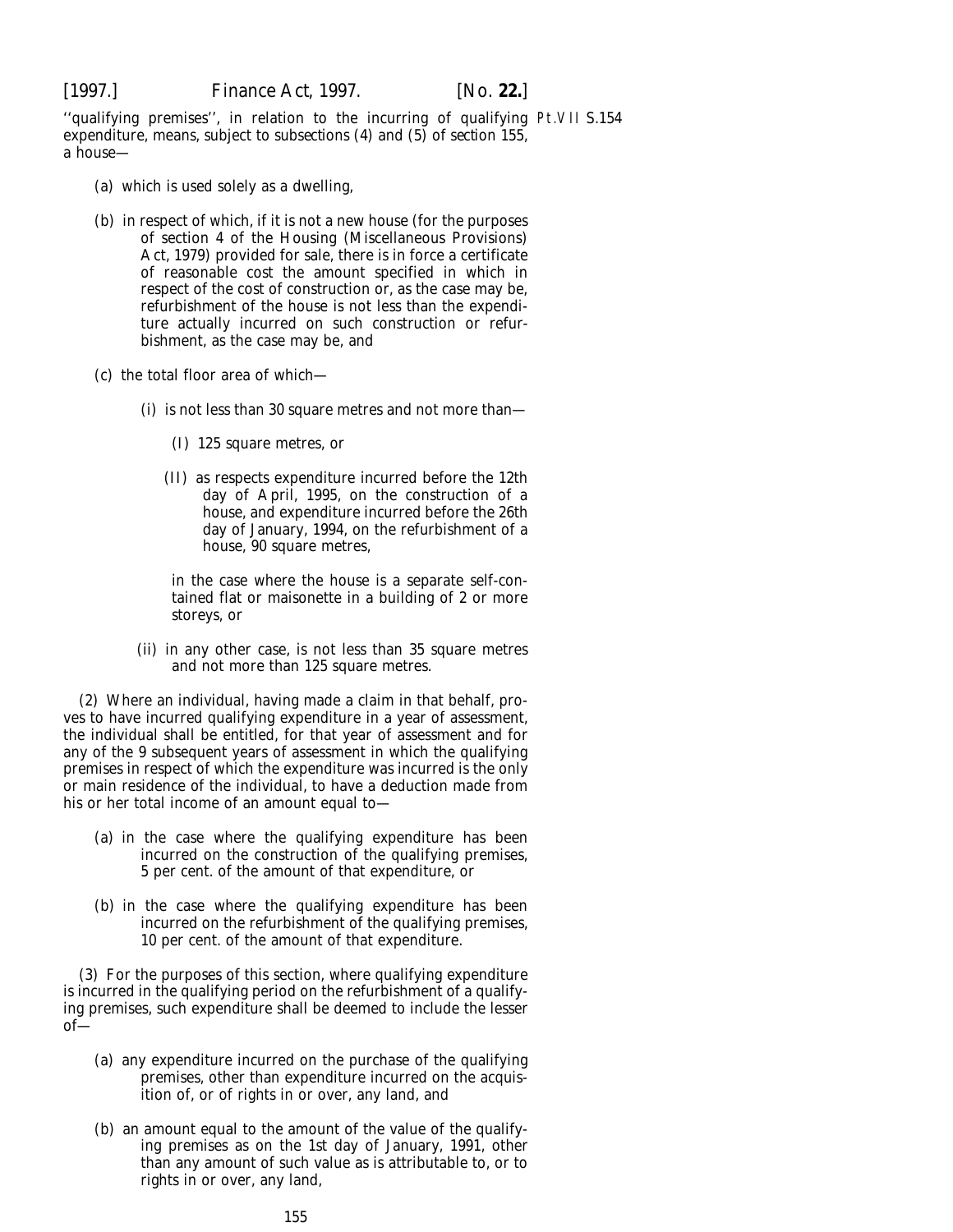''qualifying premises'', in relation to the incurring of qualifying expenditure, means, subject to subsections (4) and (5) of section 155, a house—

(a) which is used solely as a dwelling,

(b) in respect of which, if it is not a new house (for the purposes of section 4 of the Housing (Miscellaneous Provisions) Act, 1979) provided for sale, there is in force a certificate of reasonable cost the amount specified in which in respect of the cost of construction or, as the case may be, refurbishment of the house is not less than the expenditure actually incurred on such construction or refurbishment, as the case may be, and

(c) the total floor area of which—

(i) is not less than 30 square metres and not more than—

(I) 125 square metres, or

(II) as respects expenditure incurred before the 12th day of April, 1995, on the construction of a house, and expenditure incurred before the 26th day of January, 1994, on the refurbishment of a house, 90 square metres,

in the case where the house is a separate self-contained flat or maisonette in a building of 2 or more storeys, or

(ii) in any other case, is not less than 35 square metres and not more than 125 square metres.

(2) Where an individual, having made a claim in that behalf, proves to have incurred qualifying expenditure in a year of assessment, the individual shall be entitled, for that year of assessment and for any of the 9 subsequent years of assessment in which the qualifying premises in respect of which the expenditure was incurred is the only or main residence of the individual, to have a deduction made from his or her total income of an amount equal to—

(a) in the case where the qualifying expenditure has been incurred on the construction of the qualifying premises, 5 per cent. of the amount of that expenditure, or

(b) in the case where the qualifying expenditure has been incurred on the refurbishment of the qualifying premises, 10 per cent. of the amount of that expenditure.

(3) For the purposes of this section, where qualifying expenditure is incurred in the qualifying period on the refurbishment of a qualifying premises, such expenditure shall be deemed to include the lesser of—

(a) any expenditure incurred on the purchase of the qualifying premises, other than expenditure incurred on the acquisition of, or of rights in or over, any land, and

(b) an amount equal to the amount of the value of the qualifying premises as on the 1st day of January, 1991, other than any amount of such value as is attributable to, or to rights in or over, any land,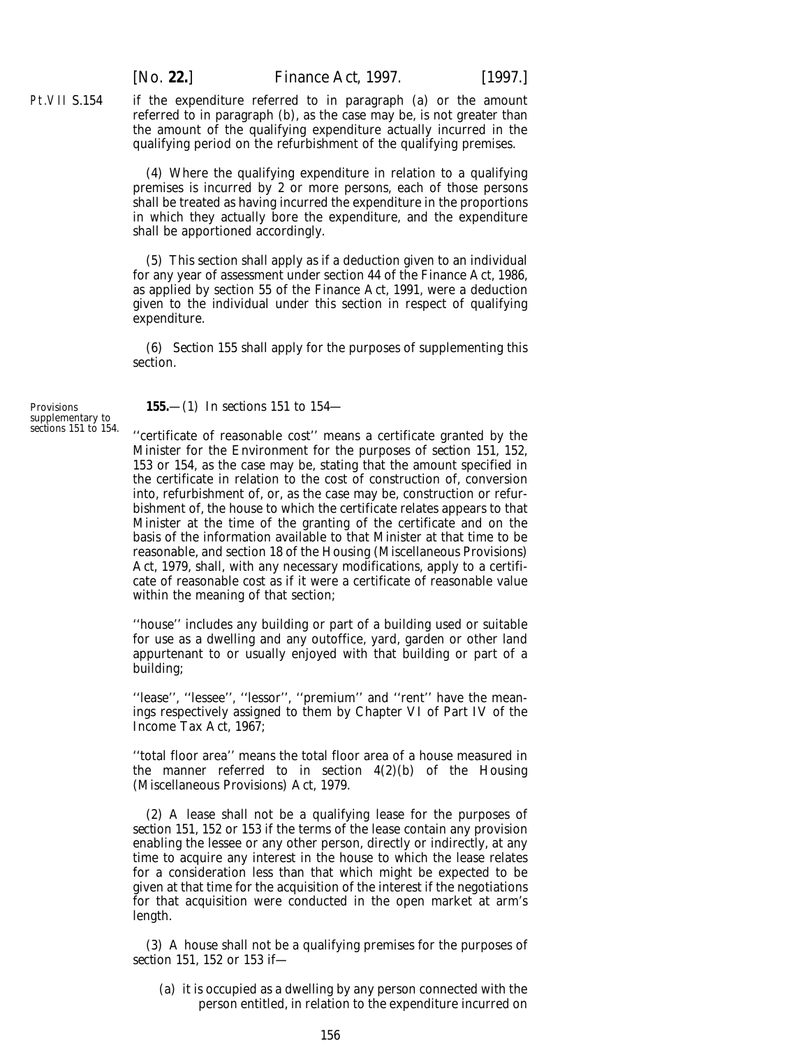if the expenditure referred to in paragraph (*a*) or the amount referred to in paragraph (*b*), as the case may be, is not greater than the amount of the qualifying expenditure actually incurred in the qualifying period on the refurbishment of the qualifying premises.

(4) Where the qualifying expenditure in relation to a qualifying premises is incurred by 2 or more persons, each of those persons shall be treated as having incurred the expenditure in the proportions in which they actually bore the expenditure, and the expenditure shall be apportioned accordingly.

(5) This section shall apply as if a deduction given to an individual for any year of assessment under section 44 of the Finance Act, 1986, as applied by section 55 of the Finance Act, 1991, were a deduction given to the individual under this section in respect of qualifying expenditure.

(6) *Section 155* shall apply for the purposes of supplementing this section.

*Provisions supplementary to sections 151 to 154.*

**155.**—(1) In *sections 151* to *154*—

''certificate of reasonable cost'' means a certificate granted by the Minister for the Environment for the purposes of *section 151*, *152*, *153* or *154*, as the case may be, stating that the amount specified in the certificate in relation to the cost of construction of, conversion into, refurbishment of, or, as the case may be, construction or refurbishment of, the house to which the certificate relates appears to that Minister at the time of the granting of the certificate and on the basis of the information available to that Minister at that time to be reasonable, and section 18 of the Housing (Miscellaneous Provisions) Act, 1979, shall, with any necessary modifications, apply to a certificate of reasonable cost as if it were a certificate of reasonable value within the meaning of that section;

''house'' includes any building or part of a building used or suitable for use as a dwelling and any outoffice, yard, garden or other land appurtenant to or usually enjoyed with that building or part of a building;

''lease'', ''lessee'', ''lessor'', ''premium'' and ''rent'' have the meanings respectively assigned to them by Chapter VI of Part IV of the Income Tax Act, 1967;

''total floor area'' means the total floor area of a house measured in the manner referred to in section 4(2)(*b*) of the Housing (Miscellaneous Provisions) Act, 1979.

(2) A lease shall not be a qualifying lease for the purposes of *section 151*, *152* or *153* if the terms of the lease contain any provision enabling the lessee or any other person, directly or indirectly, at any time to acquire any interest in the house to which the lease relates for a consideration less than that which might be expected to be given at that time for the acquisition of the interest if the negotiations for that acquisition were conducted in the open market at arm's length.

(3) A house shall not be a qualifying premises for the purposes of *section 151*, *152* or *153* if—

(*a*) it is occupied as a dwelling by any person connected with the person entitled, in relation to the expenditure incurred on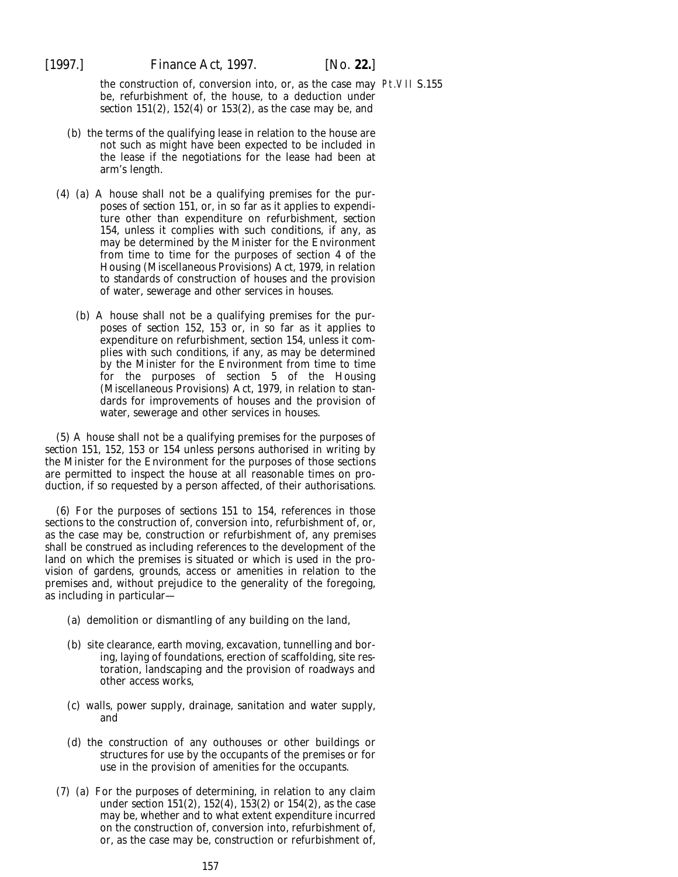the construction of, conversion into, or, as the case may be, refurbishment of, the house, to a deduction under section 151(2), 152(4) or 153(2), as the case may be, and

(b) the terms of the qualifying lease in relation to the house are not such as might have been expected to be included in the lease if the negotiations for the lease had been at arm's length.

(4) (a) A house shall not be a qualifying premises for the purposes of section 151, or, in so far as it applies to expenditure other than expenditure on refurbishment, section 154, unless it complies with such conditions, if any, as may be determined by the Minister for the Environment from time to time for the purposes of section 4 of the Housing (Miscellaneous Provisions) Act, 1979, in relation to standards of construction of houses and the provision of water, sewerage and other services in houses.

(b) A house shall not be a qualifying premises for the purposes of section 152, 153 or, in so far as it applies to expenditure on refurbishment, section 154, unless it complies with such conditions, if any, as may be determined by the Minister for the Environment from time to time for the purposes of section 5 of the Housing (Miscellaneous Provisions) Act, 1979, in relation to standards for improvements of houses and the provision of water, sewerage and other services in houses.

(5) A house shall not be a qualifying premises for the purposes of section 151, 152, 153 or 154 unless persons authorised in writing by the Minister for the Environment for the purposes of those sections are permitted to inspect the house at all reasonable times on production, if so requested by a person affected, of their authorisations.

(6) For the purposes of sections 151 to 154, references in those sections to the construction of, conversion into, refurbishment of, or, as the case may be, construction or refurbishment of, any premises shall be construed as including references to the development of the land on which the premises is situated or which is used in the provision of gardens, grounds, access or amenities in relation to the premises and, without prejudice to the generality of the foregoing, as including in particular—

(a) demolition or dismantling of any building on the land,

(b) site clearance, earth moving, excavation, tunnelling and boring, laying of foundations, erection of scaffolding, site restoration, landscaping and the provision of roadways and other access works,

(c) walls, power supply, drainage, sanitation and water supply, and

(d) the construction of any outhouses or other buildings or structures for use by the occupants of the premises or for use in the provision of amenities for the occupants.

(7) (a) For the purposes of determining, in relation to any claim under section 151(2), 152(4), 153(2) or 154(2), as the case may be, whether and to what extent expenditure incurred on the construction of, conversion into, refurbishment of, or, as the case may be, construction or refurbishment of,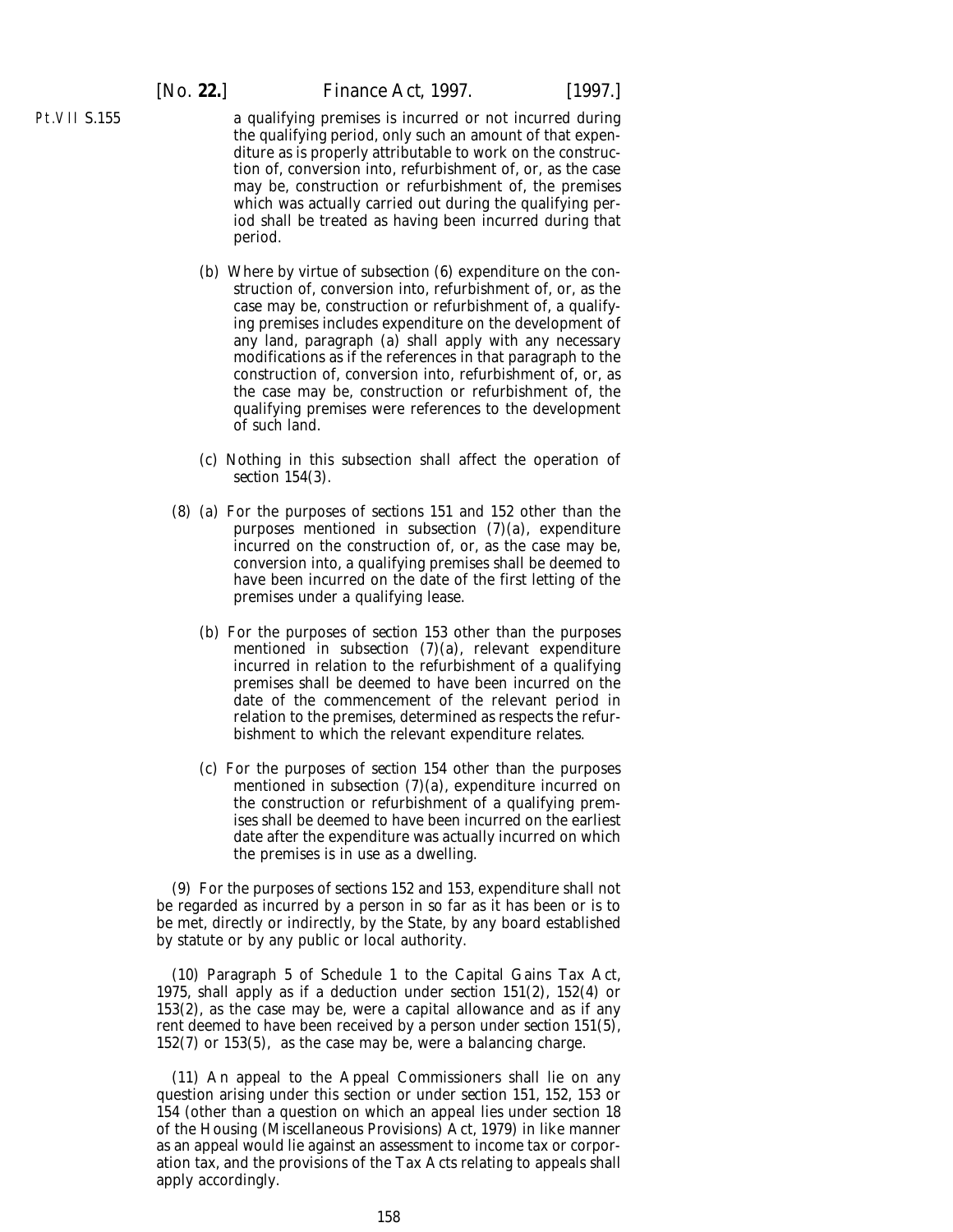a qualifying premises is incurred or not incurred during the qualifying period, only such an amount of that expenditure as is properly attributable to work on the construction of, conversion into, refurbishment of, or, as the case may be, construction or refurbishment of, the premises which was actually carried out during the qualifying period shall be treated as having been incurred during that period.

(*b*) Where by virtue of *subsection (6)* expenditure on the construction of, conversion into, refurbishment of, or, as the case may be, construction or refurbishment of, a qualifying premises includes expenditure on the development of any land, *paragraph (a)* shall apply with any necessary modifications as if the references in that paragraph to the construction of, conversion into, refurbishment of, or, as the case may be, construction or refurbishment of, the qualifying premises were references to the development of such land.

(*c*) Nothing in this subsection shall affect the operation of *section 154(3)*.

(8) (*a*) For the purposes of *sections 151* and *152* other than the purposes mentioned in *subsection (7)(a)*, expenditure incurred on the construction of, or, as the case may be, conversion into, a qualifying premises shall be deemed to have been incurred on the date of the first letting of the premises under a qualifying lease.

(*b*) For the purposes of *section 153* other than the purposes mentioned in *subsection (7)(a)*, relevant expenditure incurred in relation to the refurbishment of a qualifying premises shall be deemed to have been incurred on the date of the commencement of the relevant period in relation to the premises, determined as respects the refurbishment to which the relevant expenditure relates.

(*c*) For the purposes of *section 154* other than the purposes mentioned in *subsection (7)(a)*, expenditure incurred on the construction or refurbishment of a qualifying premises shall be deemed to have been incurred on the earliest date after the expenditure was actually incurred on which the premises is in use as a dwelling.

(9) For the purposes of *sections 152* and *153*, expenditure shall not be regarded as incurred by a person in so far as it has been or is to be met, directly or indirectly, by the State, by any board established by statute or by any public or local authority.

(10) Paragraph 5 of Schedule 1 to the Capital Gains Tax Act, 1975, shall apply as if a deduction under *section 151(2)*, *152(4)* or *153(2)*, as the case may be, were a capital allowance and as if any rent deemed to have been received by a person under *section 151(5)*, *152(7)* or *153(5)*, as the case may be, were a balancing charge.

(11) An appeal to the Appeal Commissioners shall lie on any question arising under this section or under *section 151*, *152*, *153* or *154* (other than a question on which an appeal lies under section 18 of the Housing (Miscellaneous Provisions) Act, 1979) in like manner as an appeal would lie against an assessment to income tax or corporation tax, and the provisions of the Tax Acts relating to appeals shall apply accordingly.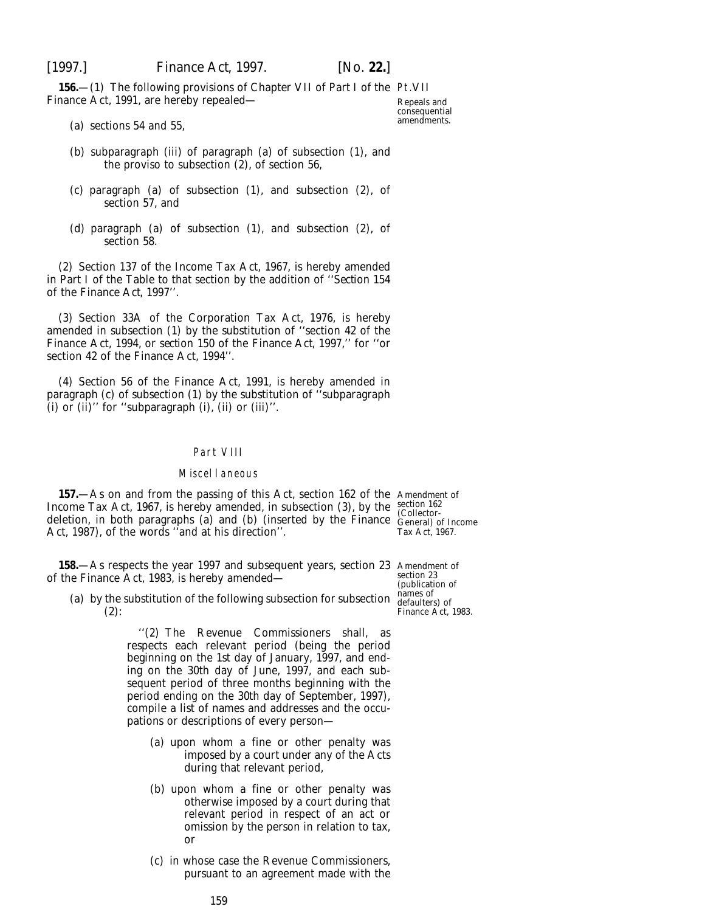**156.**—(1) The following provisions of Chapter VII of Part I of the Finance Act, 1991, are hereby repealed—

Repeals and consequential amendments.

(*a*) sections 54 and 55,

(*b*) subparagraph (iii) of paragraph (*a*) of subsection (1), and the proviso to subsection (2), of section 56,

(*c*) paragraph (*a*) of subsection (1), and subsection (2), of section 57, and

(*d*) paragraph (*a*) of subsection (1), and subsection (2), of section 58.

(2) Section 137 of the Income Tax Act, 1967, is hereby amended in Part I of the Table to that section by the addition of ''*Section 154* of the Finance Act, 1997''.

(3) Section 33A of the Corporation Tax Act, 1976, is hereby amended in subsection (1) by the substitution of ''section 42 of the Finance Act, 1994, or *section 150* of the Finance Act, 1997,'' for ''or section 42 of the Finance Act, 1994''.

(4) Section 56 of the Finance Act, 1991, is hereby amended in paragraph (*c*) of subsection (1) by the substitution of ''subparagraph (i) or (ii)'' for ''subparagraph (i), (ii) or (iii)''.

## Part VIII

### Miscellaneous

**157.**—As on and from the passing of this Act, section 162 of the Income Tax Act, 1967, is hereby amended, in subsection (3), by the deletion, in both paragraphs (*a*) and (*b*) (inserted by the Finance Act, 1987), of the words ''and at his direction''.

Amendment of section 162 (Collector-General) of Income Tax Act, 1967.

**158.**—As respects the year 1997 and subsequent years, section 23 of the Finance Act, 1983, is hereby amended—

Amendment of section 23 (publication of names of defaulters) of Finance Act, 1983.

(*a*) by the substitution of the following subsection for subsection (2):

> ''(2) The Revenue Commissioners shall, as respects each relevant period (being the period beginning on the 1st day of January, 1997, and ending on the 30th day of June, 1997, and each subsequent period of three months beginning with the period ending on the 30th day of September, 1997), compile a list of names and addresses and the occupations or descriptions of every person—
>
> (*a*) upon whom a fine or other penalty was imposed by a court under any of the Acts during that relevant period,
>
> (*b*) upon whom a fine or other penalty was otherwise imposed by a court during that relevant period in respect of an act or omission by the person in relation to tax, or
>
> (*c*) in whose case the Revenue Commissioners, pursuant to an agreement made with the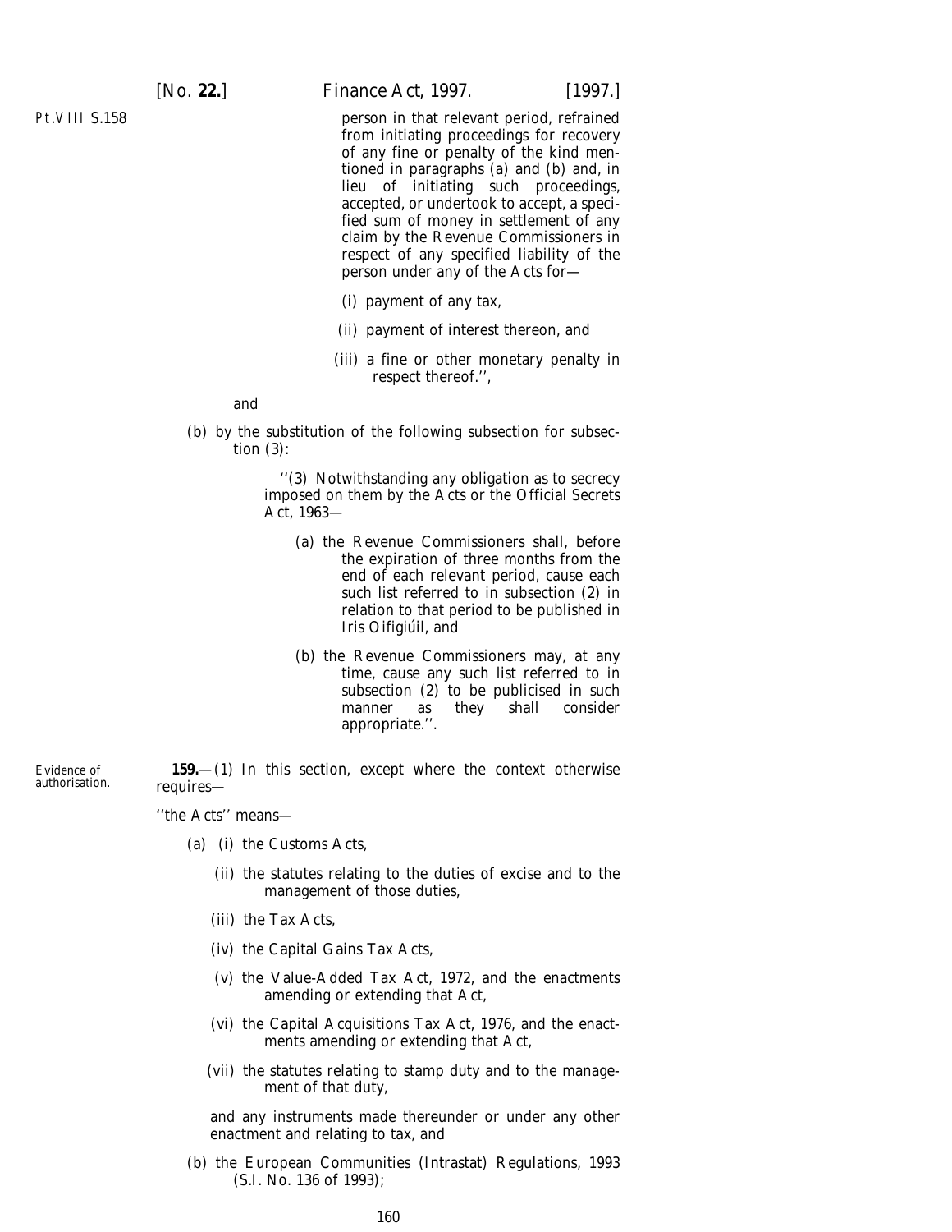person in that relevant period, refrained from initiating proceedings for recovery of any fine or penalty of the kind mentioned in paragraphs (*a*) and (*b*) and, in lieu of initiating such proceedings, accepted, or undertook to accept, a specified sum of money in settlement of any claim by the Revenue Commissioners in respect of any specified liability of the person under any of the Acts for—

(i) payment of any tax,

(ii) payment of interest thereon, and

(iii) a fine or other monetary penalty in respect thereof.'',

and

(*b*) by the substitution of the following subsection for subsection (3):

''(3) Notwithstanding any obligation as to secrecy imposed on them by the Acts or the Official Secrets Act, 1963—

(*a*) the Revenue Commissioners shall, before the expiration of three months from the end of each relevant period, cause each such list referred to in subsection (2) in relation to that period to be published in *Iris Oifigiúil*, and

(*b*) the Revenue Commissioners may, at any time, cause any such list referred to in subsection (2) to be publicised in such manner as they shall consider appropriate.''.

Evidence of authorisation.

**159.**—(1) In this section, except where the context otherwise requires—

''the Acts'' means—

(*a*) (i) the Customs Acts,

(ii) the statutes relating to the duties of excise and to the management of those duties,

(iii) the Tax Acts,

(iv) the Capital Gains Tax Acts,

(v) the Value-Added Tax Act, 1972, and the enactments amending or extending that Act,

(vi) the Capital Acquisitions Tax Act, 1976, and the enactments amending or extending that Act,

(vii) the statutes relating to stamp duty and to the management of that duty,

and any instruments made thereunder or under any other enactment and relating to tax, and

(*b*) the European Communities (Intrastat) Regulations, 1993 (S.I. No. 136 of 1993);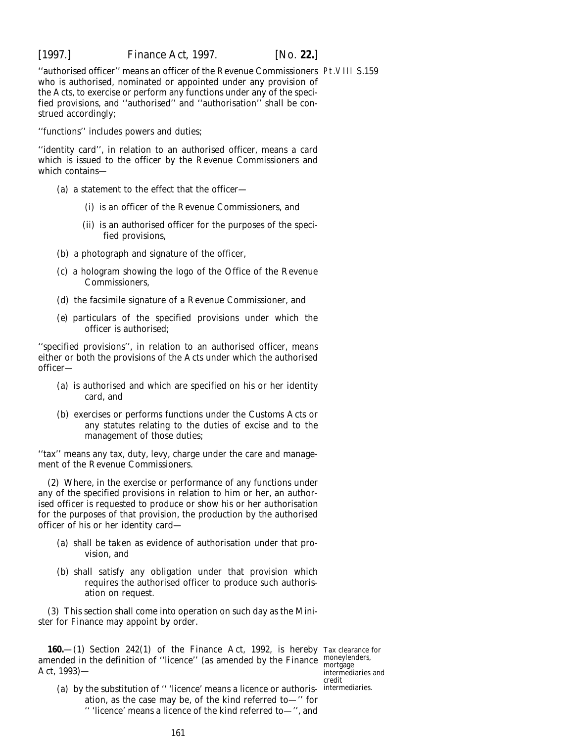''authorised officer'' means an officer of the Revenue Commissioners who is authorised, nominated or appointed under any provision of the Acts, to exercise or perform any functions under any of the specified provisions, and ''authorised'' and ''authorisation'' shall be construed accordingly;

''functions'' includes powers and duties;

''identity card'', in relation to an authorised officer, means a card which is issued to the officer by the Revenue Commissioners and which contains—

(*a*) a statement to the effect that the officer—

(i) is an officer of the Revenue Commissioners, and

(ii) is an authorised officer for the purposes of the specified provisions,

(*b*) a photograph and signature of the officer,

(*c*) a hologram showing the logo of the Office of the Revenue Commissioners,

(*d*) the facsimile signature of a Revenue Commissioner, and

(*e*) particulars of the specified provisions under which the officer is authorised;

''specified provisions'', in relation to an authorised officer, means either or both the provisions of the Acts under which the authorised officer—

(*a*) is authorised and which are specified on his or her identity card, and

(*b*) exercises or performs functions under the Customs Acts or any statutes relating to the duties of excise and to the management of those duties;

''tax'' means any tax, duty, levy, charge under the care and management of the Revenue Commissioners.

(2) Where, in the exercise or performance of any functions under any of the specified provisions in relation to him or her, an authorised officer is requested to produce or show his or her authorisation for the purposes of that provision, the production by the authorised officer of his or her identity card—

(*a*) shall be taken as evidence of authorisation under that provision, and

(*b*) shall satisfy any obligation under that provision which requires the authorised officer to produce such authorisation on request.

(3) This section shall come into operation on such day as the Minister for Finance may appoint by order.

Tax clearance for moneylenders, mortgage intermediaries and credit intermediaries.

**160.**—(1) Section 242(1) of the Finance Act, 1992, is hereby amended in the definition of ''licence'' (as amended by the Finance Act, 1993)—

(*a*) by the substitution of '' 'licence' means a licence or authorisation, as the case may be, of the kind referred to— '' for '' 'licence' means a licence of the kind referred to— '', and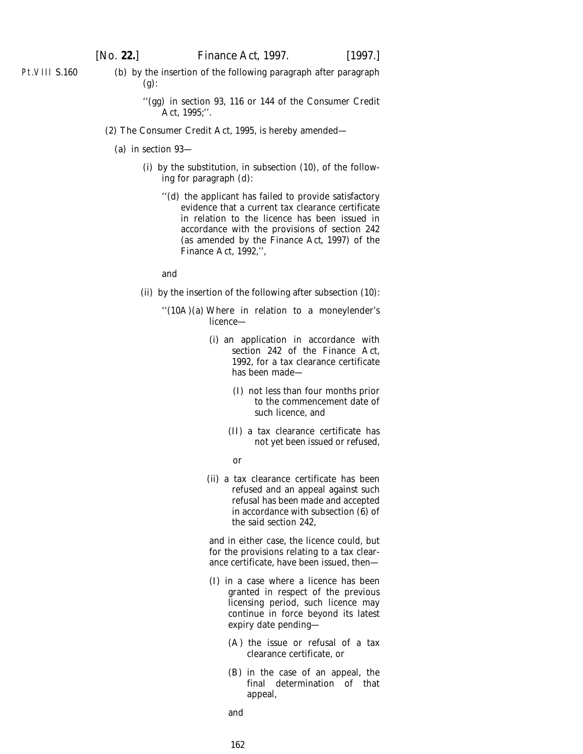(*b*) by the insertion of the following paragraph after paragraph (*g*):

> ''(*gg*) in section 93, 116 or 144 of the Consumer Credit Act, 1995;''.

(2) The Consumer Credit Act, 1995, is hereby amended—

(*a*) in section 93—

(i) by the substitution, in subsection (10), of the following for paragraph (*d*):

> ''(*d*) the applicant has failed to provide satisfactory evidence that a current tax clearance certificate in relation to the licence has been issued in accordance with the provisions of section 242 (as amended by the Finance Act, 1997) of the Finance Act, 1992,'',

and

(ii) by the insertion of the following after subsection (10):

> ''(10A)(*a*) Where in relation to a moneylender's licence—
>
> (i) an application in accordance with section 242 of the Finance Act, 1992, for a tax clearance certificate has been made—
>
> (I) not less than four months prior to the commencement date of such licence, and
>
> (II) a tax clearance certificate has not yet been issued or refused,
>
> or
>
> (ii) a tax clearance certificate has been refused and an appeal against such refusal has been made and accepted in accordance with subsection (6) of the said section 242,
>
> and in either case, the licence could, but for the provisions relating to a tax clearance certificate, have been issued, then—
>
> (I) in a case where a licence has been granted in respect of the previous licensing period, such licence may continue in force beyond its latest expiry date pending—
>
> (A) the issue or refusal of a tax clearance certificate, or
>
> (B) in the case of an appeal, the final determination of that appeal,
>
> and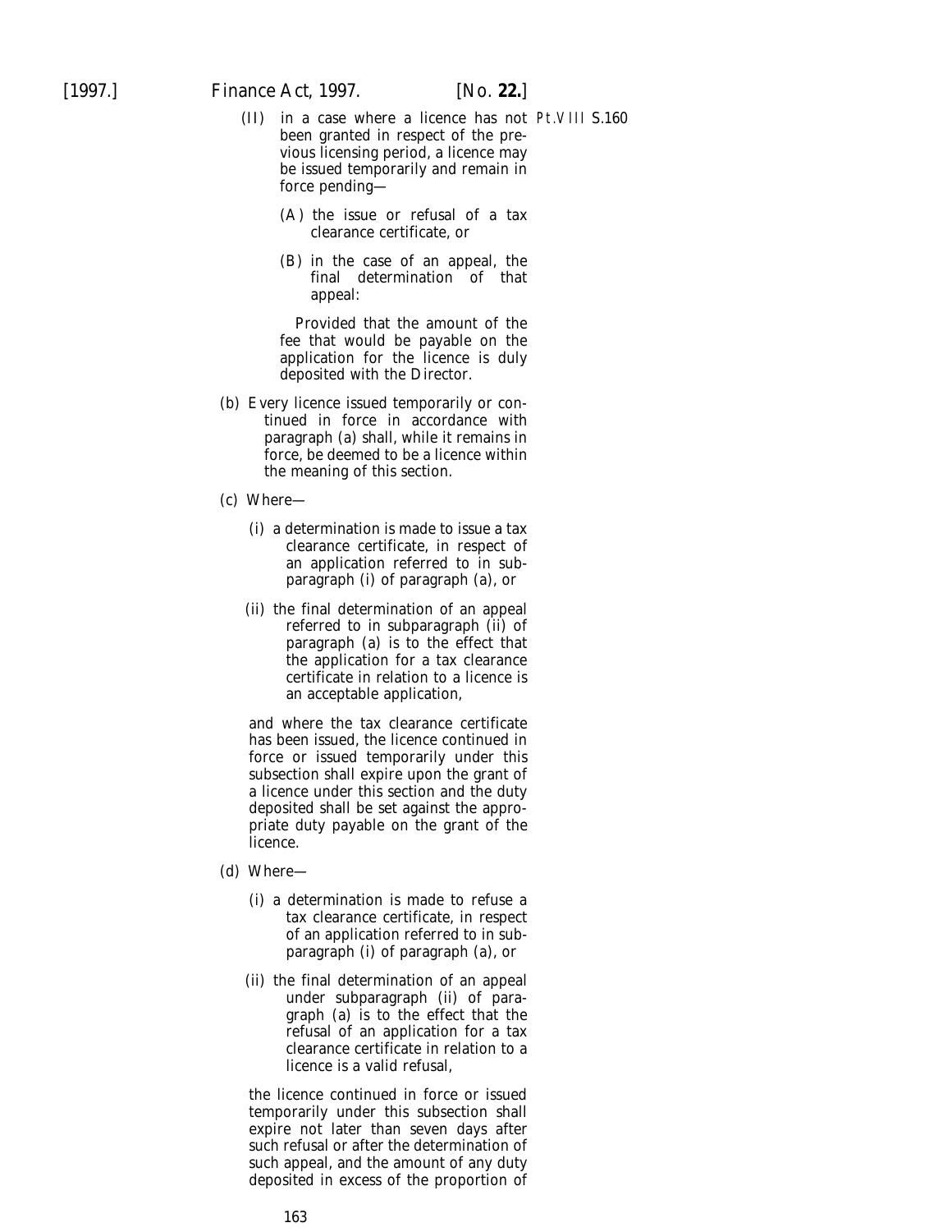(II) in a case where a licence has not been granted in respect of the previous licensing period, a licence may be issued temporarily and remain in force pending—

(A) the issue or refusal of a tax clearance certificate, or

(B) in the case of an appeal, the final determination of that appeal:

Provided that the amount of the fee that would be payable on the application for the licence is duly deposited with the Director.

(b) Every licence issued temporarily or continued in force in accordance with paragraph (a) shall, while it remains in force, be deemed to be a licence within the meaning of this section.

(c) Where—

(i) a determination is made to issue a tax clearance certificate, in respect of an application referred to in subparagraph (i) of paragraph (a), or

(ii) the final determination of an appeal referred to in subparagraph (ii) of paragraph (a) is to the effect that the application for a tax clearance certificate in relation to a licence is an acceptable application,

and where the tax clearance certificate has been issued, the licence continued in force or issued temporarily under this subsection shall expire upon the grant of a licence under this section and the duty deposited shall be set against the appropriate duty payable on the grant of the licence.

(d) Where—

(i) a determination is made to refuse a tax clearance certificate, in respect of an application referred to in subparagraph (i) of paragraph (a), or

(ii) the final determination of an appeal under subparagraph (ii) of paragraph (a) is to the effect that the refusal of an application for a tax clearance certificate in relation to a licence is a valid refusal,

the licence continued in force or issued temporarily under this subsection shall expire not later than seven days after such refusal or after the determination of such appeal, and the amount of any duty deposited in excess of the proportion of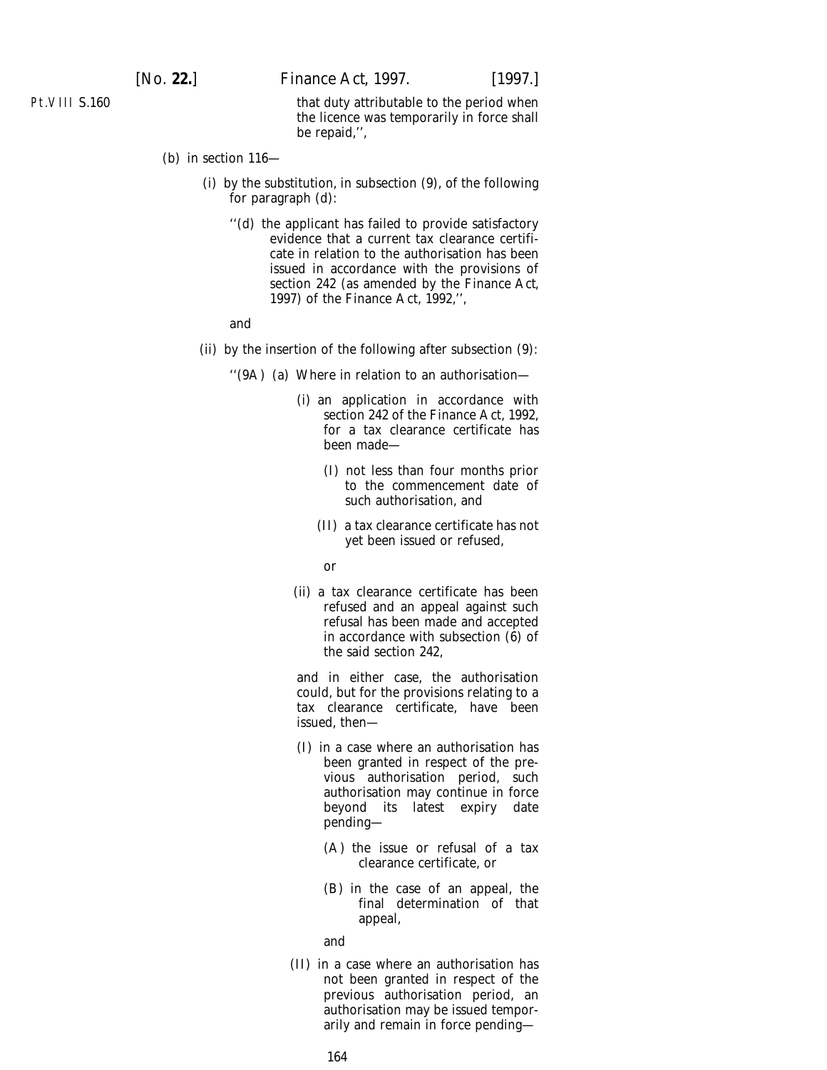that duty attributable to the period when the licence was temporarily in force shall be repaid,'',

(b) in section 116—

(i) by the substitution, in subsection (9), of the following for paragraph (d):

''(d) the applicant has failed to provide satisfactory evidence that a current tax clearance certificate in relation to the authorisation has been issued in accordance with the provisions of section 242 (as amended by the Finance Act, 1997) of the Finance Act, 1992,'',

and

(ii) by the insertion of the following after subsection (9):

''(9A) (a) Where in relation to an authorisation—

(i) an application in accordance with section 242 of the Finance Act, 1992, for a tax clearance certificate has been made—

(I) not less than four months prior to the commencement date of such authorisation, and

(II) a tax clearance certificate has not yet been issued or refused,

or

(ii) a tax clearance certificate has been refused and an appeal against such refusal has been made and accepted in accordance with subsection (6) of the said section 242,

and in either case, the authorisation could, but for the provisions relating to a tax clearance certificate, have been issued, then—

(I) in a case where an authorisation has been granted in respect of the previous authorisation period, such authorisation may continue in force beyond its latest expiry date pending—

(A) the issue or refusal of a tax clearance certificate, or

(B) in the case of an appeal, the final determination of that appeal,

and

(II) in a case where an authorisation has not been granted in respect of the previous authorisation period, an authorisation may be issued temporarily and remain in force pending—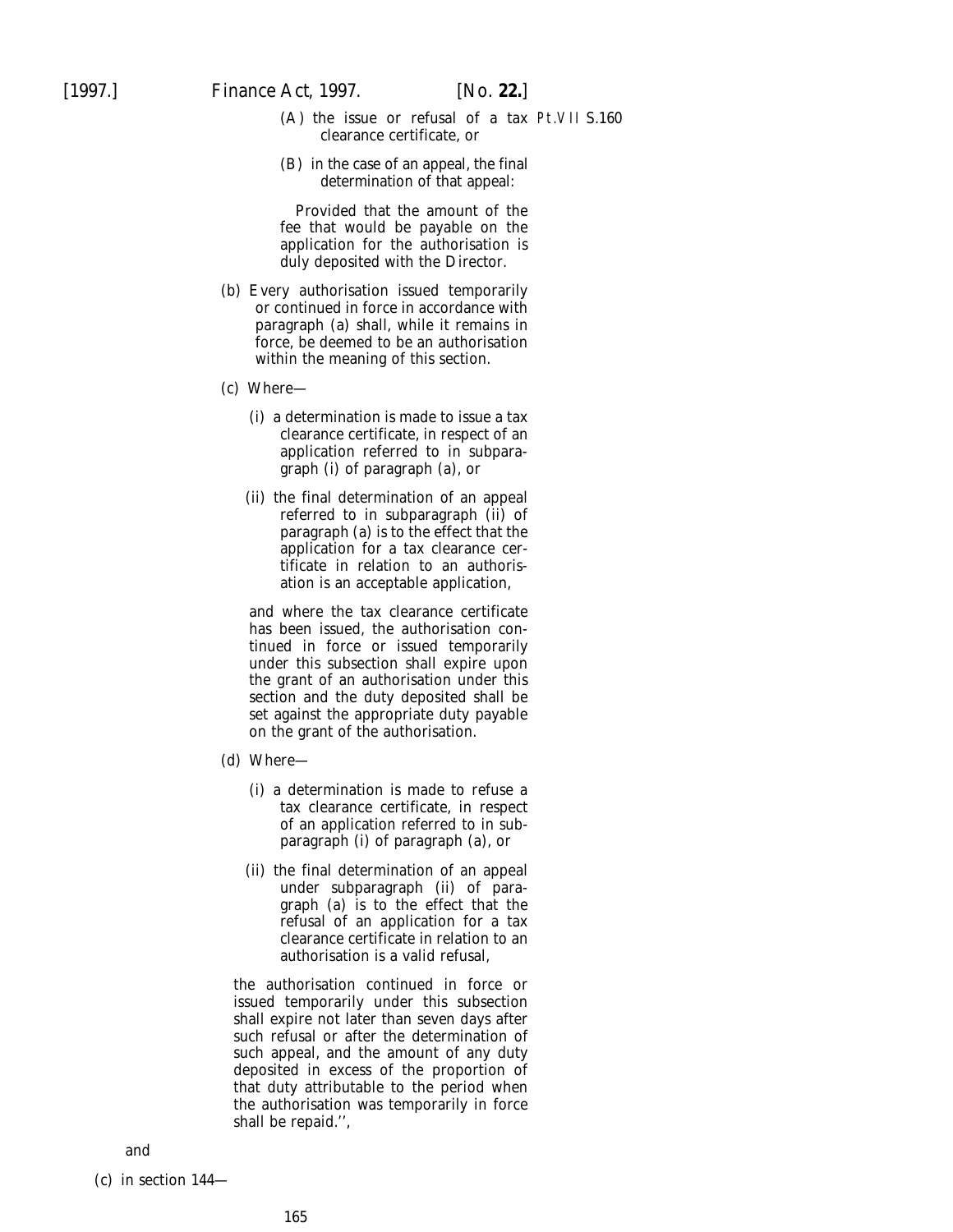(A) the issue or refusal of a tax clearance certificate, or

(B) in the case of an appeal, the final determination of that appeal:

Provided that the amount of the fee that would be payable on the application for the authorisation is duly deposited with the Director.

(b) Every authorisation issued temporarily or continued in force in accordance with paragraph (a) shall, while it remains in force, be deemed to be an authorisation within the meaning of this section.

(c) Where—

(i) a determination is made to issue a tax clearance certificate, in respect of an application referred to in subparagraph (i) of paragraph (a), or

(ii) the final determination of an appeal referred to in subparagraph (ii) of paragraph (a) is to the effect that the application for a tax clearance certificate in relation to an authorisation is an acceptable application,

and where the tax clearance certificate has been issued, the authorisation continued in force or issued temporarily under this subsection shall expire upon the grant of an authorisation under this section and the duty deposited shall be set against the appropriate duty payable on the grant of the authorisation.

(d) Where—

(i) a determination is made to refuse a tax clearance certificate, in respect of an application referred to in subparagraph (i) of paragraph (a), or

(ii) the final determination of an appeal under subparagraph (ii) of paragraph (a) is to the effect that the refusal of an application for a tax clearance certificate in relation to an authorisation is a valid refusal,

the authorisation continued in force or issued temporarily under this subsection shall expire not later than seven days after such refusal or after the determination of such appeal, and the amount of any duty deposited in excess of the proportion of that duty attributable to the period when the authorisation was temporarily in force shall be repaid.'',

and

(c) in section 144—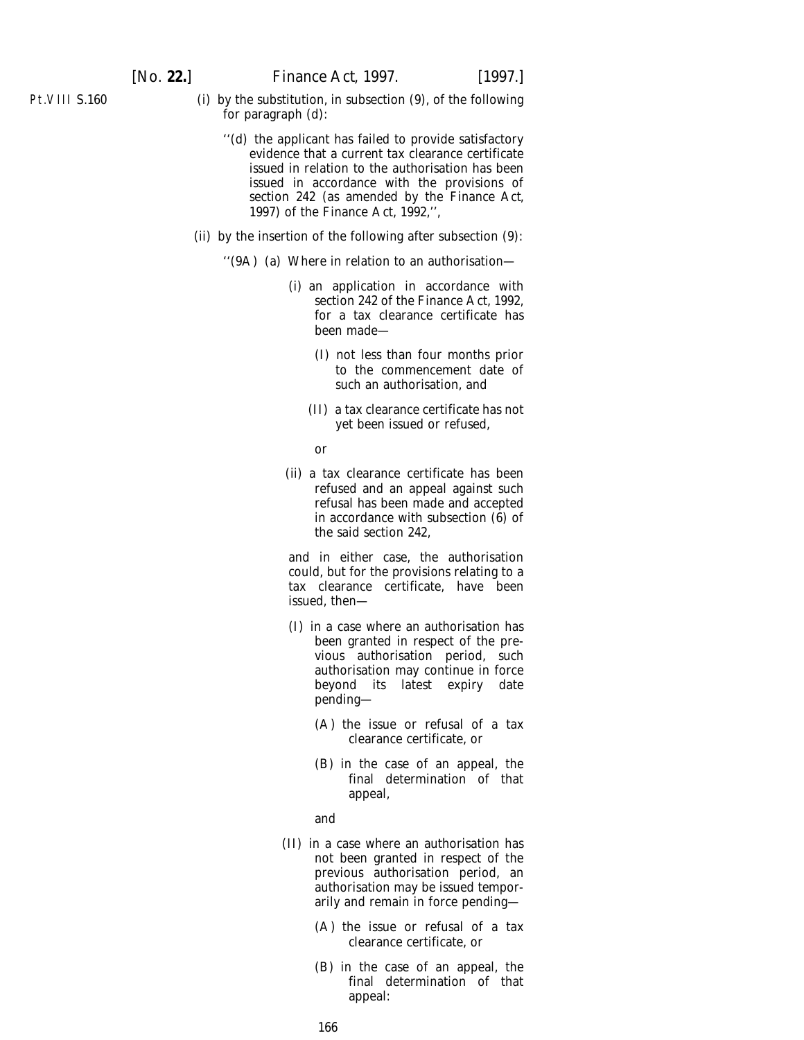Pt.VIII S.160

(i) by the substitution, in subsection (9), of the following for paragraph (d):

''(d) the applicant has failed to provide satisfactory evidence that a current tax clearance certificate issued in relation to the authorisation has been issued in accordance with the provisions of section 242 (as amended by the Finance Act, 1997) of the Finance Act, 1992,'',

(ii) by the insertion of the following after subsection (9):

''(9A) (a) Where in relation to an authorisation—

(i) an application in accordance with section 242 of the Finance Act, 1992, for a tax clearance certificate has been made—

(I) not less than four months prior to the commencement date of such an authorisation, and

(II) a tax clearance certificate has not yet been issued or refused,

or

(ii) a tax clearance certificate has been refused and an appeal against such refusal has been made and accepted in accordance with subsection (6) of the said section 242,

and in either case, the authorisation could, but for the provisions relating to a tax clearance certificate, have been issued, then—

(I) in a case where an authorisation has been granted in respect of the previous authorisation period, such authorisation may continue in force beyond its latest expiry date pending—

(A) the issue or refusal of a tax clearance certificate, or

(B) in the case of an appeal, the final determination of that appeal,

and

(II) in a case where an authorisation has not been granted in respect of the previous authorisation period, an authorisation may be issued temporarily and remain in force pending—

(A) the issue or refusal of a tax clearance certificate, or

(B) in the case of an appeal, the final determination of that appeal: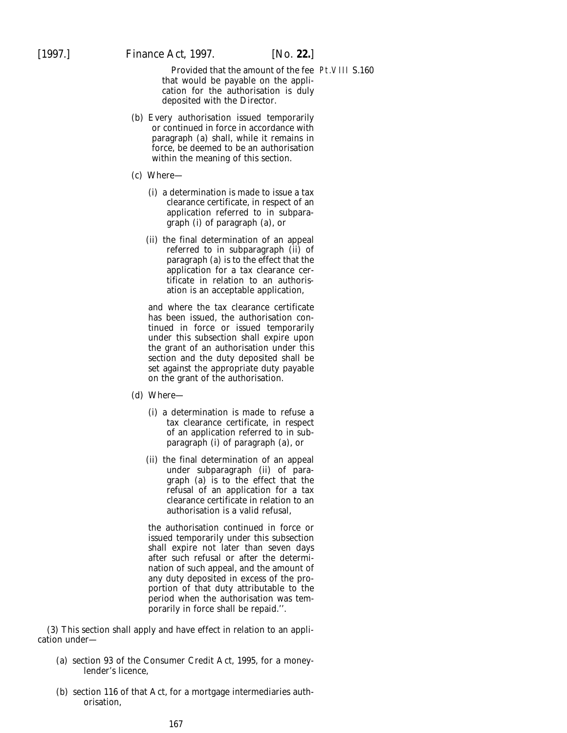Provided that the amount of the fee that would be payable on the application for the authorisation is duly deposited with the Director.

(*b*) Every authorisation issued temporarily or continued in force in accordance with paragraph (*a*) shall, while it remains in force, be deemed to be an authorisation within the meaning of this section.

(*c*) Where—

(i) a determination is made to issue a tax clearance certificate, in respect of an application referred to in subparagraph (i) of paragraph (*a*), or

(ii) the final determination of an appeal referred to in subparagraph (ii) of paragraph (*a*) is to the effect that the application for a tax clearance certificate in relation to an authorisation is an acceptable application,

and where the tax clearance certificate has been issued, the authorisation continued in force or issued temporarily under this subsection shall expire upon the grant of an authorisation under this section and the duty deposited shall be set against the appropriate duty payable on the grant of the authorisation.

(*d*) Where—

(i) a determination is made to refuse a tax clearance certificate, in respect of an application referred to in subparagraph (i) of paragraph (*a*), or

(ii) the final determination of an appeal under subparagraph (ii) of paragraph (*a*) is to the effect that the refusal of an application for a tax clearance certificate in relation to an authorisation is a valid refusal,

the authorisation continued in force or issued temporarily under this subsection shall expire not later than seven days after such refusal or after the determination of such appeal, and the amount of any duty deposited in excess of the proportion of that duty attributable to the period when the authorisation was temporarily in force shall be repaid.''.

(3) This section shall apply and have effect in relation to an application under—

(*a*) section 93 of the Consumer Credit Act, 1995, for a moneylender's licence,

(*b*) section 116 of that Act, for a mortgage intermediaries authorisation,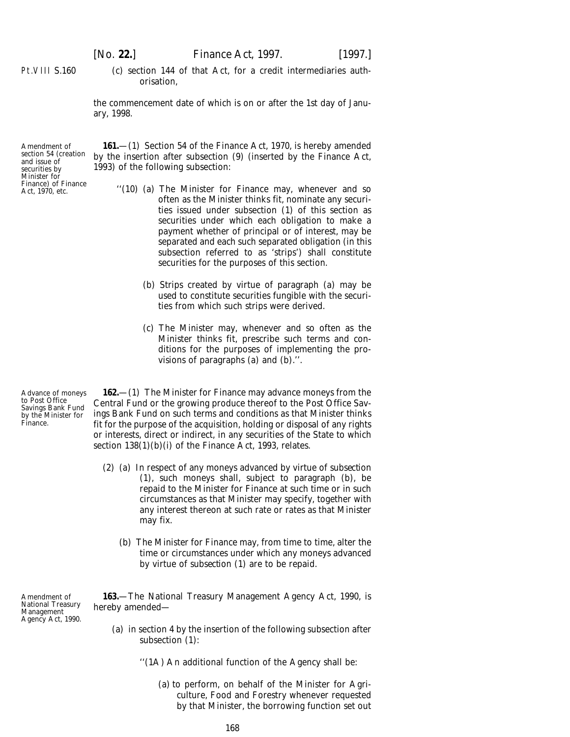(c) section 144 of that Act, for a credit intermediaries authorisation,

the commencement date of which is on or after the 1st day of January, 1998.

Amendment of section 54 (creation and issue of securities by Minister for Finance) of Finance Act, 1970, etc.

**161.**—(1) Section 54 of the Finance Act, 1970, is hereby amended by the insertion after subsection (9) (inserted by the Finance Act, 1993) of the following subsection:

> ''(10) (a) The Minister for Finance may, whenever and so often as the Minister thinks fit, nominate any securities issued under subsection (1) of this section as securities under which each obligation to make a payment whether of principal or of interest, may be separated and each such separated obligation (in this subsection referred to as 'strips') shall constitute securities for the purposes of this section.
>
> (b) Strips created by virtue of paragraph (a) may be used to constitute securities fungible with the securities from which such strips were derived.
>
> (c) The Minister may, whenever and so often as the Minister thinks fit, prescribe such terms and conditions for the purposes of implementing the provisions of paragraphs (a) and (b).''.

Advance of moneys to Post Office Savings Bank Fund by the Minister for Finance.

**162.**—(1) The Minister for Finance may advance moneys from the Central Fund or the growing produce thereof to the Post Office Savings Bank Fund on such terms and conditions as that Minister thinks fit for the purpose of the acquisition, holding or disposal of any rights or interests, direct or indirect, in any securities of the State to which section 138(1)(b)(i) of the Finance Act, 1993, relates.

(2) (a) In respect of any moneys advanced by virtue of subsection (1), such moneys shall, subject to paragraph (b), be repaid to the Minister for Finance at such time or in such circumstances as that Minister may specify, together with any interest thereon at such rate or rates as that Minister may fix.

(b) The Minister for Finance may, from time to time, alter the time or circumstances under which any moneys advanced by virtue of subsection (1) are to be repaid.

Amendment of National Treasury Management Agency Act, 1990.

**163.**—The National Treasury Management Agency Act, 1990, is hereby amended—

(a) in section 4 by the insertion of the following subsection after subsection (1):

> ''(1A) An additional function of the Agency shall be:
>
> (a) to perform, on behalf of the Minister for Agriculture, Food and Forestry whenever requested by that Minister, the borrowing function set out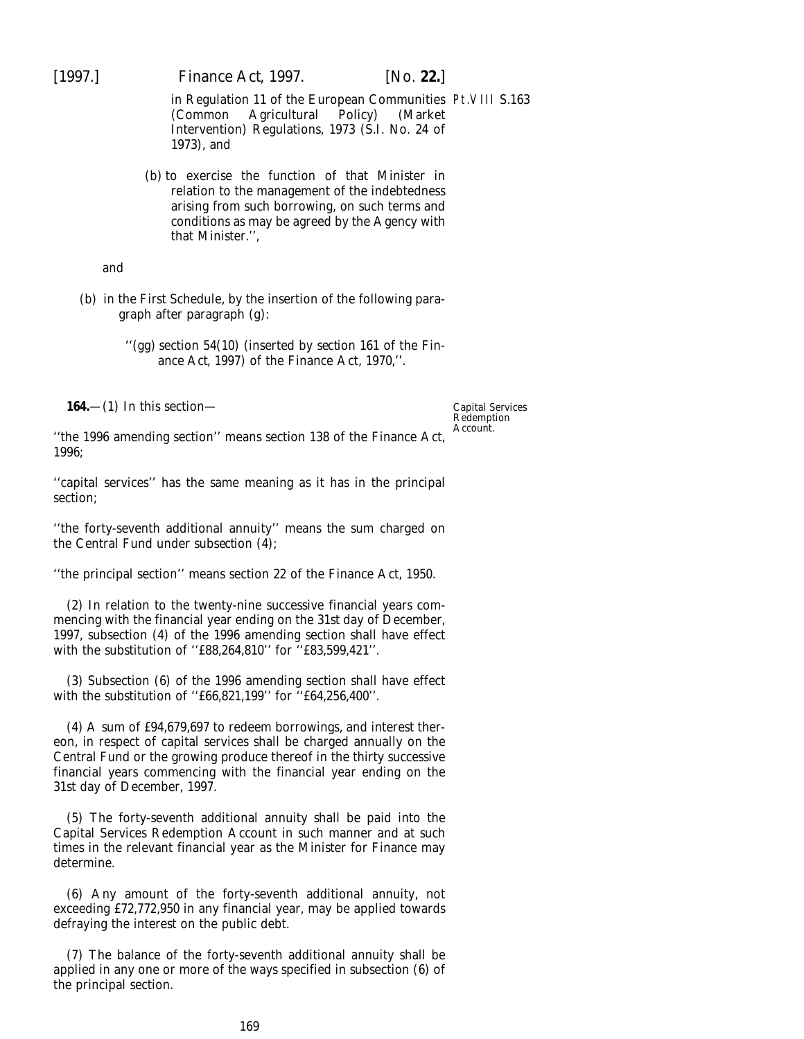in Regulation 11 of the European Communities (Common Agricultural Policy) (Market Intervention) Regulations, 1973 (S.I. No. 24 of 1973), and

(b) to exercise the function of that Minister in relation to the management of the indebtedness arising from such borrowing, on such terms and conditions as may be agreed by the Agency with that Minister.'',

and

(b) in the First Schedule, by the insertion of the following paragraph after paragraph (g):

''(gg) section 54(10) (inserted by *section 161* of the Finance Act, 1997) of the Finance Act, 1970,''.

**164.**—(1) In this section— *Capital Services Redemption Account.*

''the 1996 amending section'' means section 138 of the Finance Act, 1996;

''capital services'' has the same meaning as it has in the principal section;

''the forty-seventh additional annuity'' means the sum charged on the Central Fund under *subsection (4)*;

''the principal section'' means section 22 of the Finance Act, 1950.

(2) In relation to the twenty-nine successive financial years commencing with the financial year ending on the 31st day of December, 1997, subsection (4) of the 1996 amending section shall have effect with the substitution of ''£88,264,810'' for ''£83,599,421''.

(3) Subsection (6) of the 1996 amending section shall have effect with the substitution of ''£66,821,199'' for ''£64,256,400''.

(4) A sum of £94,679,697 to redeem borrowings, and interest thereon, in respect of capital services shall be charged annually on the Central Fund or the growing produce thereof in the thirty successive financial years commencing with the financial year ending on the 31st day of December, 1997.

(5) The forty-seventh additional annuity shall be paid into the Capital Services Redemption Account in such manner and at such times in the relevant financial year as the Minister for Finance may determine.

(6) Any amount of the forty-seventh additional annuity, not exceeding £72,772,950 in any financial year, may be applied towards defraying the interest on the public debt.

(7) The balance of the forty-seventh additional annuity shall be applied in any one or more of the ways specified in subsection (6) of the principal section.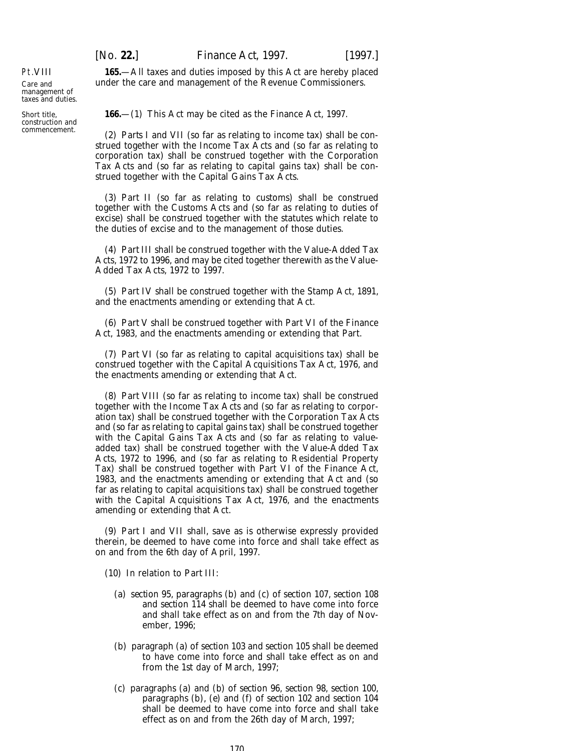Pt.VIII

Care and management of taxes and duties.

**165.**—All taxes and duties imposed by this Act are hereby placed under the care and management of the Revenue Commissioners.

Short title, construction and commencement.

**166.**—(1) This Act may be cited as the Finance Act, 1997.

(2) Parts I and VII (so far as relating to income tax) shall be construed together with the Income Tax Acts and (so far as relating to corporation tax) shall be construed together with the Corporation Tax Acts and (so far as relating to capital gains tax) shall be construed together with the Capital Gains Tax Acts.

(3) Part II (so far as relating to customs) shall be construed together with the Customs Acts and (so far as relating to duties of excise) shall be construed together with the statutes which relate to the duties of excise and to the management of those duties.

(4) Part III shall be construed together with the Value-Added Tax Acts, 1972 to 1996, and may be cited together therewith as the Value-Added Tax Acts, 1972 to 1997.

(5) Part IV shall be construed together with the Stamp Act, 1891, and the enactments amending or extending that Act.

(6) Part V shall be construed together with Part VI of the Finance Act, 1983, and the enactments amending or extending that Part.

(7) Part VI (so far as relating to capital acquisitions tax) shall be construed together with the Capital Acquisitions Tax Act, 1976, and the enactments amending or extending that Act.

(8) Part VIII (so far as relating to income tax) shall be construed together with the Income Tax Acts and (so far as relating to corporation tax) shall be construed together with the Corporation Tax Acts and (so far as relating to capital gains tax) shall be construed together with the Capital Gains Tax Acts and (so far as relating to value-added tax) shall be construed together with the Value-Added Tax Acts, 1972 to 1996, and (so far as relating to Residential Property Tax) shall be construed together with Part VI of the Finance Act, 1983, and the enactments amending or extending that Act and (so far as relating to capital acquisitions tax) shall be construed together with the Capital Acquisitions Tax Act, 1976, and the enactments amending or extending that Act.

(9) Part I and VII shall, save as is otherwise expressly provided therein, be deemed to have come into force and shall take effect as on and from the 6th day of April, 1997.

(10) In relation to Part III:

(*a*) section 95, paragraphs (*b*) and (*c*) of section 107, section 108 and section 114 shall be deemed to have come into force and shall take effect as on and from the 7th day of November, 1996;

(*b*) paragraph (*a*) of section 103 and section 105 shall be deemed to have come into force and shall take effect as on and from the 1st day of March, 1997;

(*c*) paragraphs (*a*) and (*b*) of section 96, section 98, section 100, paragraphs (*b*), (*e*) and (*f*) of section 102 and section 104 shall be deemed to have come into force and shall take effect as on and from the 26th day of March, 1997;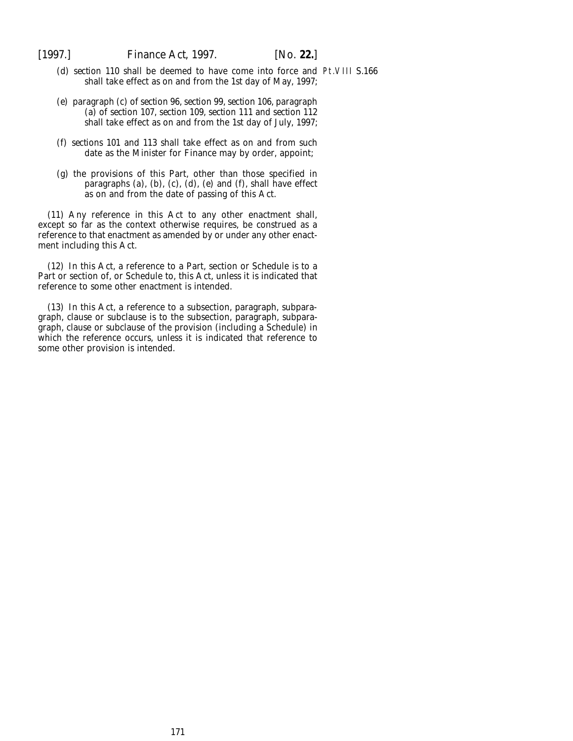(d) section 110 shall be deemed to have come into force and shall take effect as on and from the 1st day of May, 1997;

Pt.VIII S.166

(e) paragraph (c) of section 96, section 99, section 106, paragraph (a) of section 107, section 109, section 111 and section 112 shall take effect as on and from the 1st day of July, 1997;

(f) sections 101 and 113 shall take effect as on and from such date as the Minister for Finance may by order, appoint;

(g) the provisions of this Part, other than those specified in paragraphs (a), (b), (c), (d), (e) and (f), shall have effect as on and from the date of passing of this Act.

(11) Any reference in this Act to any other enactment shall, except so far as the context otherwise requires, be construed as a reference to that enactment as amended by or under any other enactment including this Act.

(12) In this Act, a reference to a Part, section or Schedule is to a Part or section of, or Schedule to, this Act, unless it is indicated that reference to some other enactment is intended.

(13) In this Act, a reference to a subsection, paragraph, subparagraph, clause or subclause is to the subsection, paragraph, subparagraph, clause or subclause of the provision (including a Schedule) in which the reference occurs, unless it is indicated that reference to some other provision is intended.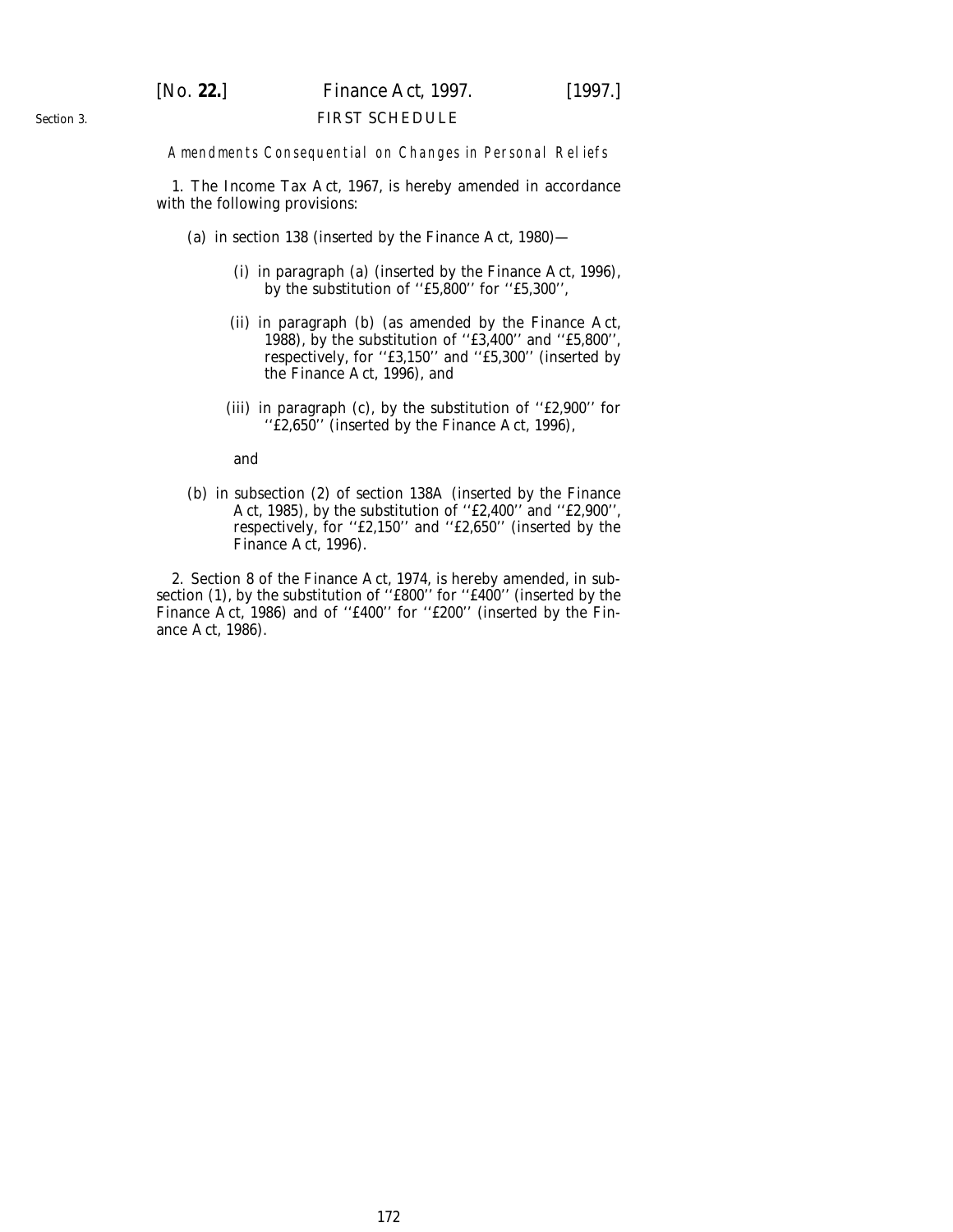Section 3.

## FIRST SCHEDULE

*Amendments Consequential on Changes in Personal Reliefs*

1. The Income Tax Act, 1967, is hereby amended in accordance with the following provisions:

(*a*) in section 138 (inserted by the Finance Act, 1980)—

(i) in paragraph (*a*) (inserted by the Finance Act, 1996), by the substitution of ''£5,800'' for ''£5,300'',

(ii) in paragraph (*b*) (as amended by the Finance Act, 1988), by the substitution of ''£3,400'' and ''£5,800'', respectively, for ''£3,150'' and ''£5,300'' (inserted by the Finance Act, 1996), and

(iii) in paragraph (*c*), by the substitution of ''£2,900'' for ''£2,650'' (inserted by the Finance Act, 1996),

and

(*b*) in subsection (2) of section 138A (inserted by the Finance Act, 1985), by the substitution of ''£2,400'' and ''£2,900'', respectively, for ''£2,150'' and ''£2,650'' (inserted by the Finance Act, 1996).

2. Section 8 of the Finance Act, 1974, is hereby amended, in subsection (1), by the substitution of ''£800'' for ''£400'' (inserted by the Finance Act, 1986) and of ''£400'' for ''£200'' (inserted by the Finance Act, 1986).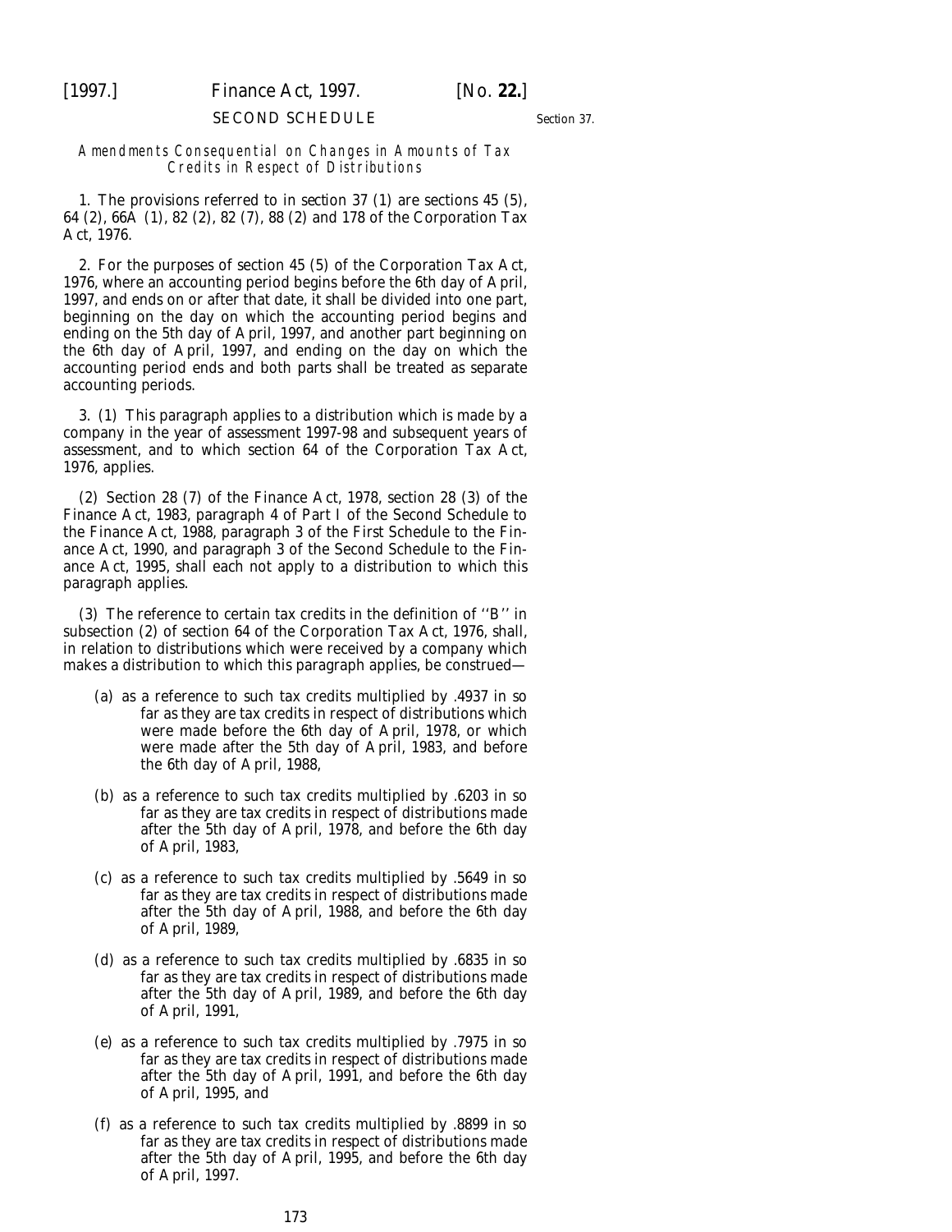## SECOND SCHEDULE

Section 37.

*Amendments Consequential on Changes in Amounts of Tax Credits in Respect of Distributions*

1. The provisions referred to in *section 37 (1)* are sections 45 (5), 64 (2), 66A (1), 82 (2), 82 (7), 88 (2) and 178 of the Corporation Tax Act, 1976.

2. For the purposes of section 45 (5) of the Corporation Tax Act, 1976, where an accounting period begins before the 6th day of April, 1997, and ends on or after that date, it shall be divided into one part, beginning on the day on which the accounting period begins and ending on the 5th day of April, 1997, and another part beginning on the 6th day of April, 1997, and ending on the day on which the accounting period ends and both parts shall be treated as separate accounting periods.

3. (1) This paragraph applies to a distribution which is made by a company in the year of assessment 1997-98 and subsequent years of assessment, and to which section 64 of the Corporation Tax Act, 1976, applies.

(2) Section 28 (7) of the Finance Act, 1978, section 28 (3) of the Finance Act, 1983, paragraph 4 of Part I of the Second Schedule to the Finance Act, 1988, paragraph 3 of the First Schedule to the Finance Act, 1990, and paragraph 3 of the Second Schedule to the Finance Act, 1995, shall each not apply to a distribution to which this paragraph applies.

(3) The reference to certain tax credits in the definition of ''B'' in subsection (2) of section 64 of the Corporation Tax Act, 1976, shall, in relation to distributions which were received by a company which makes a distribution to which this paragraph applies, be construed—

(*a*) as a reference to such tax credits multiplied by .4937 in so far as they are tax credits in respect of distributions which were made before the 6th day of April, 1978, or which were made after the 5th day of April, 1983, and before the 6th day of April, 1988,

(*b*) as a reference to such tax credits multiplied by .6203 in so far as they are tax credits in respect of distributions made after the 5th day of April, 1978, and before the 6th day of April, 1983,

(*c*) as a reference to such tax credits multiplied by .5649 in so far as they are tax credits in respect of distributions made after the 5th day of April, 1988, and before the 6th day of April, 1989,

(*d*) as a reference to such tax credits multiplied by .6835 in so far as they are tax credits in respect of distributions made after the 5th day of April, 1989, and before the 6th day of April, 1991,

(*e*) as a reference to such tax credits multiplied by .7975 in so far as they are tax credits in respect of distributions made after the 5th day of April, 1991, and before the 6th day of April, 1995, and

(*f*) as a reference to such tax credits multiplied by .8899 in so far as they are tax credits in respect of distributions made after the 5th day of April, 1995, and before the 6th day of April, 1997.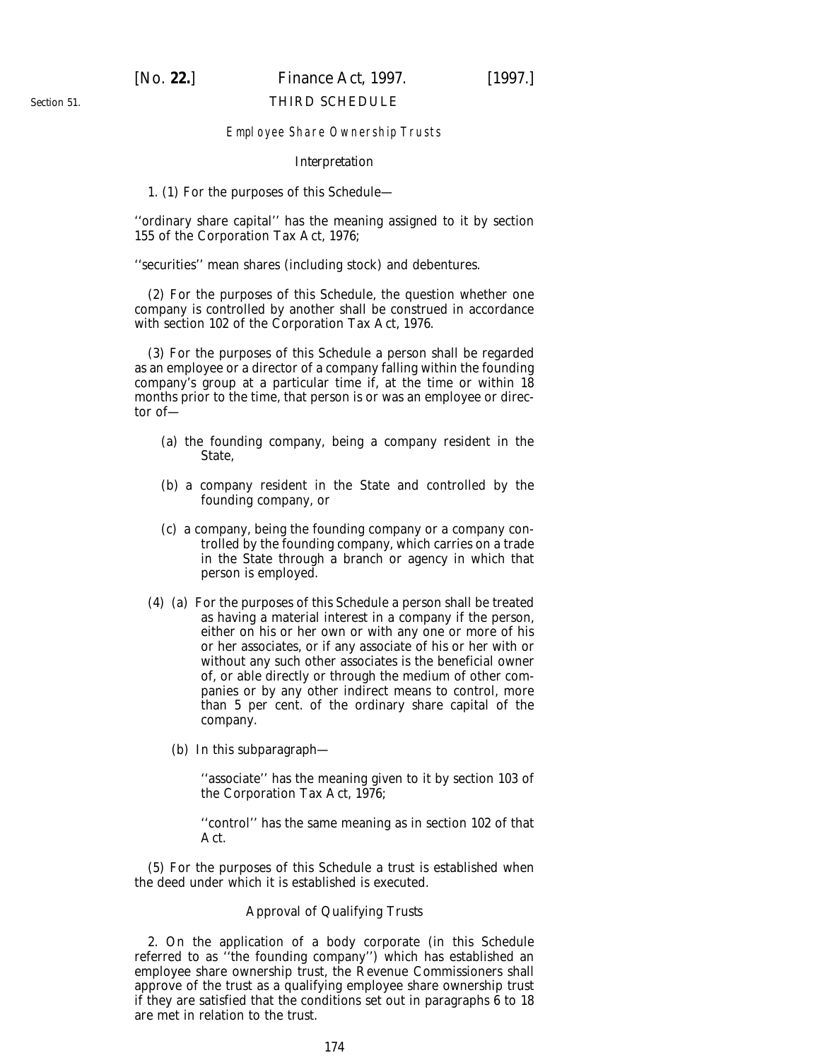Section 51.

## THIRD SCHEDULE

### *Employee Share Ownership Trusts*

#### *Interpretation*

1. (1) For the purposes of this Schedule—

''ordinary share capital'' has the meaning assigned to it by section 155 of the Corporation Tax Act, 1976;

''securities'' mean shares (including stock) and debentures.

(2) For the purposes of this Schedule, the question whether one company is controlled by another shall be construed in accordance with section 102 of the Corporation Tax Act, 1976.

(3) For the purposes of this Schedule a person shall be regarded as an employee or a director of a company falling within the founding company's group at a particular time if, at the time or within 18 months prior to the time, that person is or was an employee or director of—

(*a*) the founding company, being a company resident in the State,

(*b*) a company resident in the State and controlled by the founding company, or

(*c*) a company, being the founding company or a company controlled by the founding company, which carries on a trade in the State through a branch or agency in which that person is employed.

(4) (*a*) For the purposes of this Schedule a person shall be treated as having a material interest in a company if the person, either on his or her own or with any one or more of his or her associates, or if any associate of his or her with or without any such other associates is the beneficial owner of, or able directly or through the medium of other companies or by any other indirect means to control, more than 5 per cent. of the ordinary share capital of the company.

(*b*) In this subparagraph—

''associate'' has the meaning given to it by section 103 of the Corporation Tax Act, 1976;

''control'' has the same meaning as in section 102 of that Act.

(5) For the purposes of this Schedule a trust is established when the deed under which it is established is executed.

#### *Approval of Qualifying Trusts*

2. On the application of a body corporate (in this Schedule referred to as ''the founding company'') which has established an employee share ownership trust, the Revenue Commissioners shall approve of the trust as a qualifying employee share ownership trust if they are satisfied that the conditions set out in paragraphs 6 to 18 are met in relation to the trust.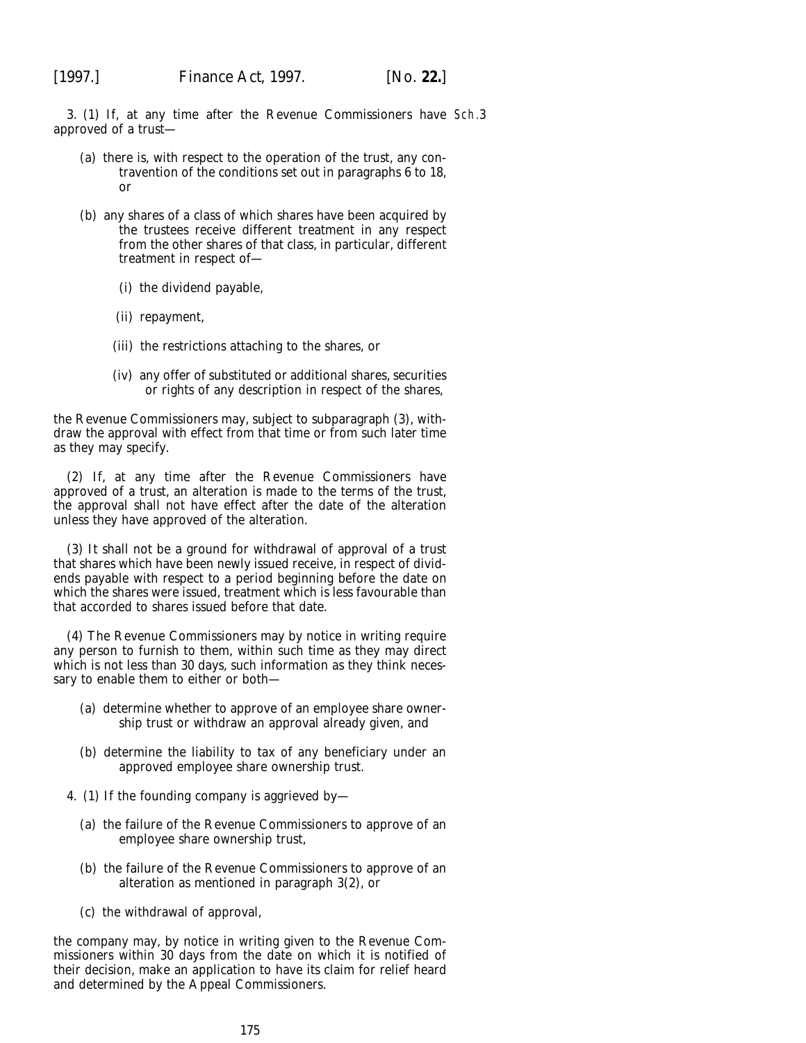3. (1) If, at any time after the Revenue Commissioners have approved of a trust—

(*a*) there is, with respect to the operation of the trust, any contravention of the conditions set out in paragraphs 6 to 18, or

(*b*) any shares of a class of which shares have been acquired by the trustees receive different treatment in any respect from the other shares of that class, in particular, different treatment in respect of—

(i) the dividend payable,

(ii) repayment,

(iii) the restrictions attaching to the shares, or

(iv) any offer of substituted or additional shares, securities or rights of any description in respect of the shares,

the Revenue Commissioners may, subject to subparagraph (3), withdraw the approval with effect from that time or from such later time as they may specify.

(2) If, at any time after the Revenue Commissioners have approved of a trust, an alteration is made to the terms of the trust, the approval shall not have effect after the date of the alteration unless they have approved of the alteration.

(3) It shall not be a ground for withdrawal of approval of a trust that shares which have been newly issued receive, in respect of dividends payable with respect to a period beginning before the date on which the shares were issued, treatment which is less favourable than that accorded to shares issued before that date.

(4) The Revenue Commissioners may by notice in writing require any person to furnish to them, within such time as they may direct which is not less than 30 days, such information as they think necessary to enable them to either or both—

(*a*) determine whether to approve of an employee share ownership trust or withdraw an approval already given, and

(*b*) determine the liability to tax of any beneficiary under an approved employee share ownership trust.

4. (1) If the founding company is aggrieved by—

(*a*) the failure of the Revenue Commissioners to approve of an employee share ownership trust,

(*b*) the failure of the Revenue Commissioners to approve of an alteration as mentioned in paragraph 3(2), or

(*c*) the withdrawal of approval,

the company may, by notice in writing given to the Revenue Commissioners within 30 days from the date on which it is notified of their decision, make an application to have its claim for relief heard and determined by the Appeal Commissioners.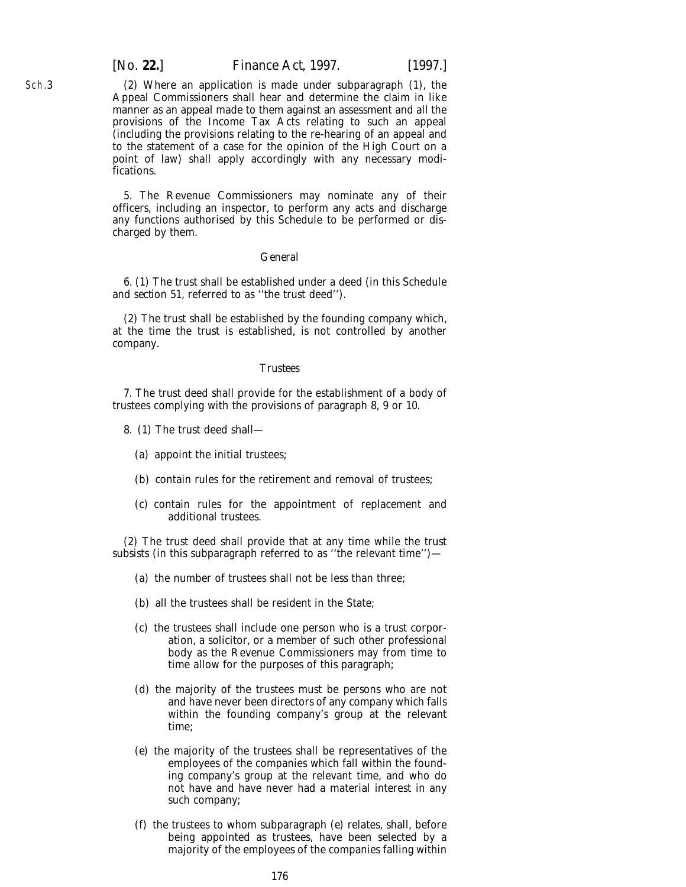(2) Where an application is made under subparagraph (1), the Appeal Commissioners shall hear and determine the claim in like manner as an appeal made to them against an assessment and all the provisions of the Income Tax Acts relating to such an appeal (including the provisions relating to the re-hearing of an appeal and to the statement of a case for the opinion of the High Court on a point of law) shall apply accordingly with any necessary modifications.

5. The Revenue Commissioners may nominate any of their officers, including an inspector, to perform any acts and discharge any functions authorised by this Schedule to be performed or discharged by them.

*General*

6. (1) The trust shall be established under a deed (in this Schedule and *section 51*, referred to as ''the trust deed'').

(2) The trust shall be established by the founding company which, at the time the trust is established, is not controlled by another company.

*Trustees*

7. The trust deed shall provide for the establishment of a body of trustees complying with the provisions of paragraph 8, 9 or 10.

8. (1) The trust deed shall—

(*a*) appoint the initial trustees;

(*b*) contain rules for the retirement and removal of trustees;

(*c*) contain rules for the appointment of replacement and additional trustees.

(2) The trust deed shall provide that at any time while the trust subsists (in this subparagraph referred to as ''the relevant time'')—

(*a*) the number of trustees shall not be less than three;

(*b*) all the trustees shall be resident in the State;

(*c*) the trustees shall include one person who is a trust corporation, a solicitor, or a member of such other professional body as the Revenue Commissioners may from time to time allow for the purposes of this paragraph;

(*d*) the majority of the trustees must be persons who are not and have never been directors of any company which falls within the founding company's group at the relevant time;

(*e*) the majority of the trustees shall be representatives of the employees of the companies which fall within the founding company's group at the relevant time, and who do not have and have never had a material interest in any such company;

(*f*) the trustees to whom subparagraph (*e*) relates, shall, before being appointed as trustees, have been selected by a majority of the employees of the companies falling within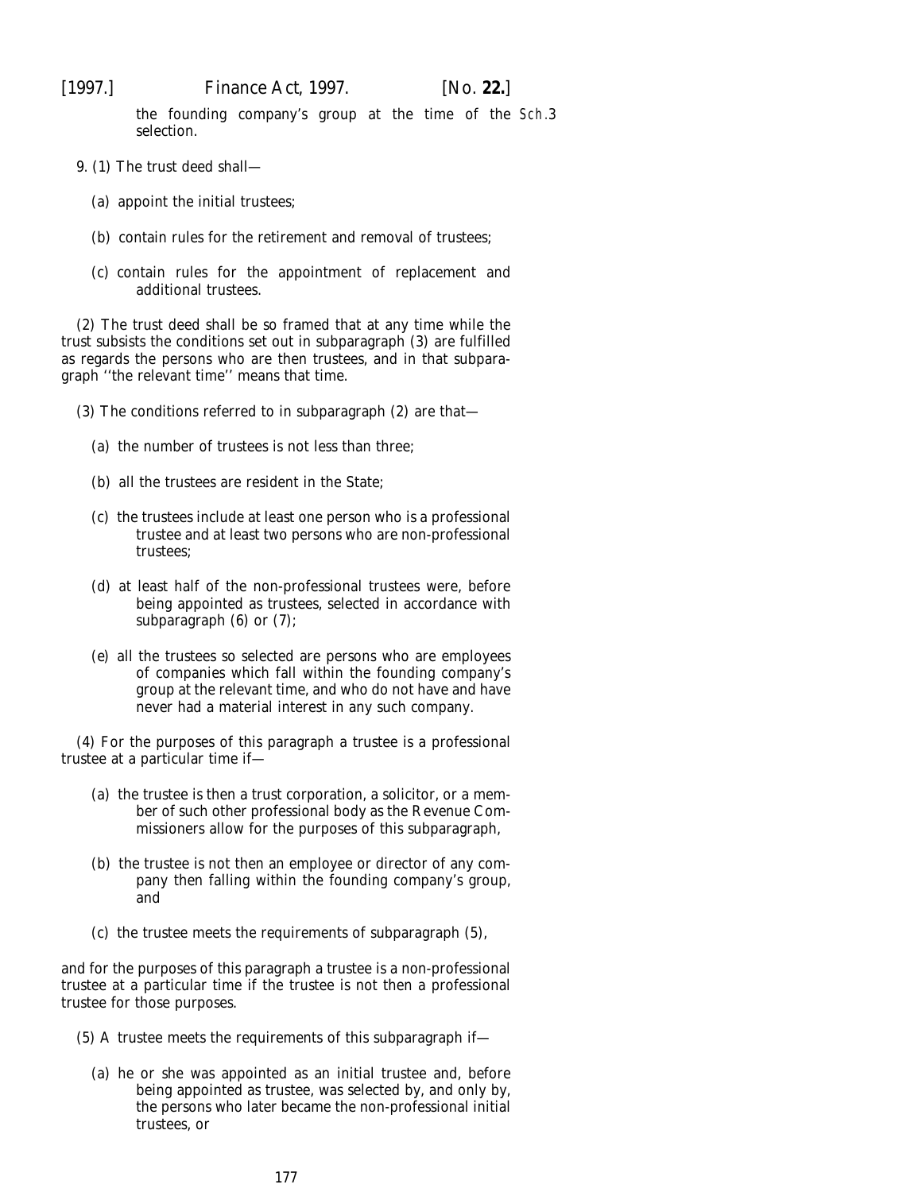the founding company's group at the time of the selection.

9. (1) The trust deed shall—

(a) appoint the initial trustees;

(b) contain rules for the retirement and removal of trustees;

(c) contain rules for the appointment of replacement and additional trustees.

(2) The trust deed shall be so framed that at any time while the trust subsists the conditions set out in subparagraph (3) are fulfilled as regards the persons who are then trustees, and in that subparagraph ''the relevant time'' means that time.

(3) The conditions referred to in subparagraph (2) are that—

(a) the number of trustees is not less than three;

(b) all the trustees are resident in the State;

(c) the trustees include at least one person who is a professional trustee and at least two persons who are non-professional trustees;

(d) at least half of the non-professional trustees were, before being appointed as trustees, selected in accordance with subparagraph (6) or (7);

(e) all the trustees so selected are persons who are employees of companies which fall within the founding company's group at the relevant time, and who do not have and have never had a material interest in any such company.

(4) For the purposes of this paragraph a trustee is a professional trustee at a particular time if—

(a) the trustee is then a trust corporation, a solicitor, or a member of such other professional body as the Revenue Commissioners allow for the purposes of this subparagraph,

(b) the trustee is not then an employee or director of any company then falling within the founding company's group, and

(c) the trustee meets the requirements of subparagraph (5),

and for the purposes of this paragraph a trustee is a non-professional trustee at a particular time if the trustee is not then a professional trustee for those purposes.

(5) A trustee meets the requirements of this subparagraph if—

(a) he or she was appointed as an initial trustee and, before being appointed as trustee, was selected by, and only by, the persons who later became the non-professional initial trustees, or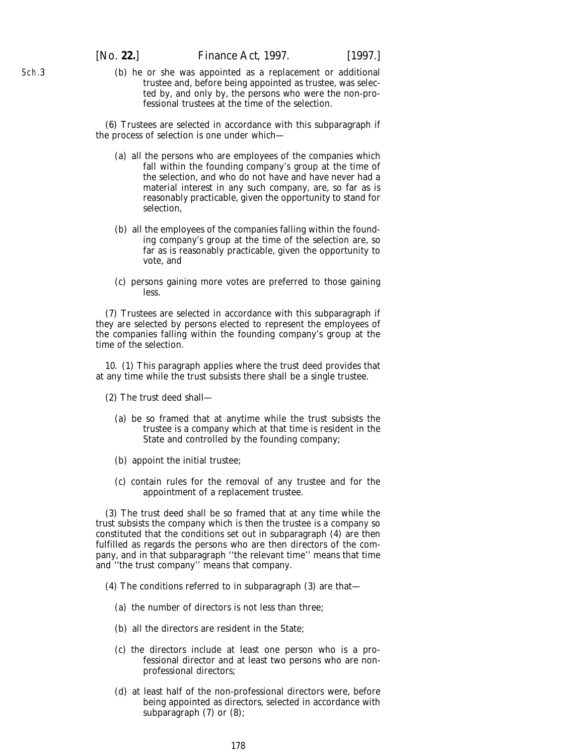(b) he or she was appointed as a replacement or additional trustee and, before being appointed as trustee, was selected by, and only by, the persons who were the non-professional trustees at the time of the selection.

(6) Trustees are selected in accordance with this subparagraph if the process of selection is one under which—

(a) all the persons who are employees of the companies which fall within the founding company's group at the time of the selection, and who do not have and have never had a material interest in any such company, are, so far as is reasonably practicable, given the opportunity to stand for selection,

(b) all the employees of the companies falling within the founding company's group at the time of the selection are, so far as is reasonably practicable, given the opportunity to vote, and

(c) persons gaining more votes are preferred to those gaining less.

(7) Trustees are selected in accordance with this subparagraph if they are selected by persons elected to represent the employees of the companies falling within the founding company's group at the time of the selection.

10. (1) This paragraph applies where the trust deed provides that at any time while the trust subsists there shall be a single trustee.

(2) The trust deed shall—

(a) be so framed that at anytime while the trust subsists the trustee is a company which at that time is resident in the State and controlled by the founding company;

(b) appoint the initial trustee;

(c) contain rules for the removal of any trustee and for the appointment of a replacement trustee.

(3) The trust deed shall be so framed that at any time while the trust subsists the company which is then the trustee is a company so constituted that the conditions set out in subparagraph (4) are then fulfilled as regards the persons who are then directors of the company, and in that subparagraph ''the relevant time'' means that time and ''the trust company'' means that company.

(4) The conditions referred to in subparagraph (3) are that—

(a) the number of directors is not less than three;

(b) all the directors are resident in the State;

(c) the directors include at least one person who is a professional director and at least two persons who are non-professional directors;

(d) at least half of the non-professional directors were, before being appointed as directors, selected in accordance with subparagraph (7) or (8);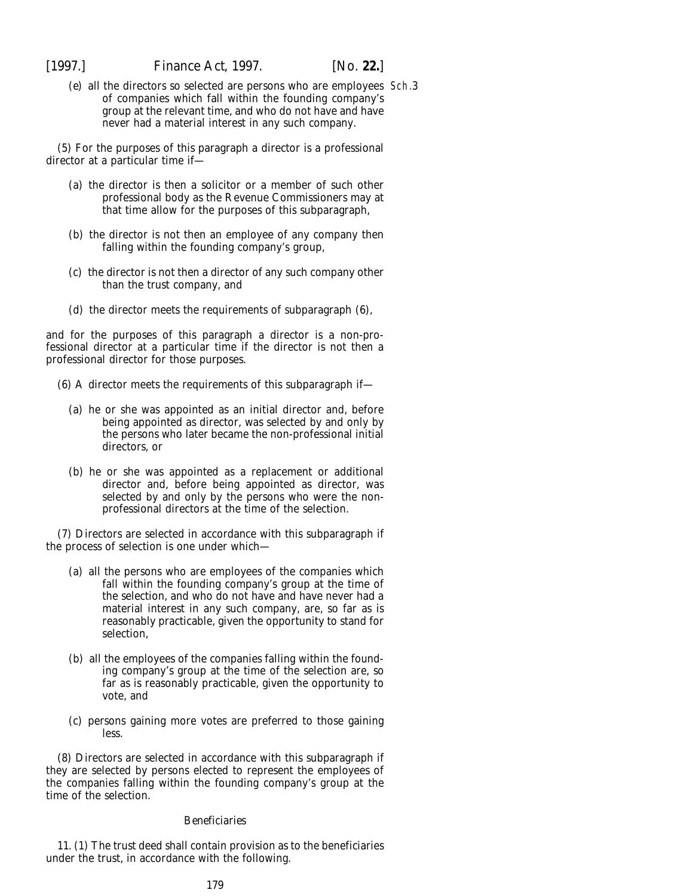(*e*) all the directors so selected are persons who are employees of companies which fall within the founding company's group at the relevant time, and who do not have and have never had a material interest in any such company.

(5) For the purposes of this paragraph a director is a professional director at a particular time if—

(*a*) the director is then a solicitor or a member of such other professional body as the Revenue Commissioners may at that time allow for the purposes of this subparagraph,

(*b*) the director is not then an employee of any company then falling within the founding company's group,

(*c*) the director is not then a director of any such company other than the trust company, and

(*d*) the director meets the requirements of subparagraph (6),

and for the purposes of this paragraph a director is a non-professional director at a particular time if the director is not then a professional director for those purposes.

(6) A director meets the requirements of this subparagraph if—

(*a*) he or she was appointed as an initial director and, before being appointed as director, was selected by and only by the persons who later became the non-professional initial directors, or

(*b*) he or she was appointed as a replacement or additional director and, before being appointed as director, was selected by and only by the persons who were the non-professional directors at the time of the selection.

(7) Directors are selected in accordance with this subparagraph if the process of selection is one under which—

(*a*) all the persons who are employees of the companies which fall within the founding company's group at the time of the selection, and who do not have and have never had a material interest in any such company, are, so far as is reasonably practicable, given the opportunity to stand for selection,

(*b*) all the employees of the companies falling within the founding company's group at the time of the selection are, so far as is reasonably practicable, given the opportunity to vote, and

(*c*) persons gaining more votes are preferred to those gaining less.

(8) Directors are selected in accordance with this subparagraph if they are selected by persons elected to represent the employees of the companies falling within the founding company's group at the time of the selection.

*Beneficiaries*

11. (1) The trust deed shall contain provision as to the beneficiaries under the trust, in accordance with the following.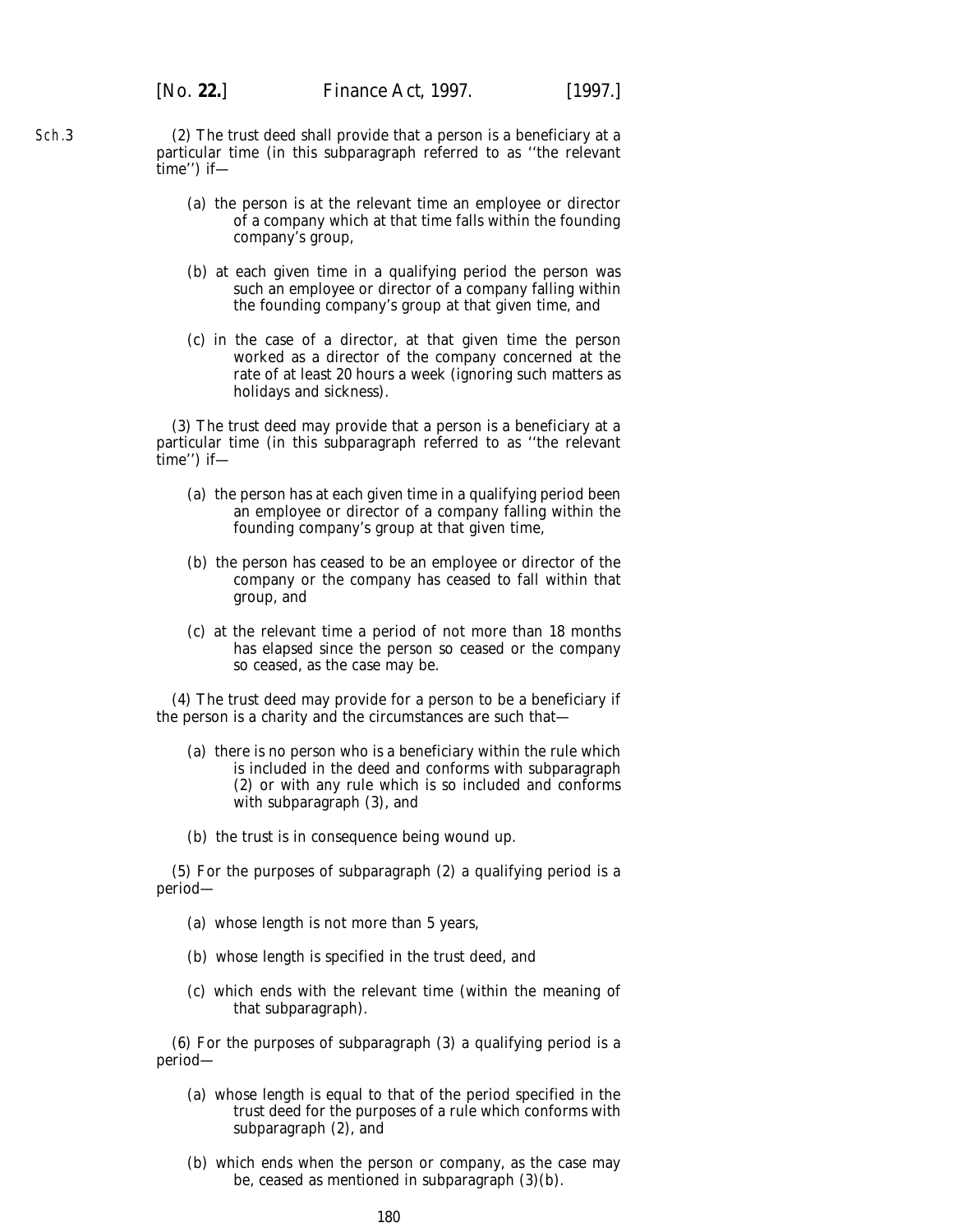(2) The trust deed shall provide that a person is a beneficiary at a particular time (in this subparagraph referred to as ''the relevant time'') if—

(a) the person is at the relevant time an employee or director of a company which at that time falls within the founding company's group,

(b) at each given time in a qualifying period the person was such an employee or director of a company falling within the founding company's group at that given time, and

(c) in the case of a director, at that given time the person worked as a director of the company concerned at the rate of at least 20 hours a week (ignoring such matters as holidays and sickness).

(3) The trust deed may provide that a person is a beneficiary at a particular time (in this subparagraph referred to as ''the relevant time'') if—

(a) the person has at each given time in a qualifying period been an employee or director of a company falling within the founding company's group at that given time,

(b) the person has ceased to be an employee or director of the company or the company has ceased to fall within that group, and

(c) at the relevant time a period of not more than 18 months has elapsed since the person so ceased or the company so ceased, as the case may be.

(4) The trust deed may provide for a person to be a beneficiary if the person is a charity and the circumstances are such that—

(a) there is no person who is a beneficiary within the rule which is included in the deed and conforms with subparagraph (2) or with any rule which is so included and conforms with subparagraph (3), and

(b) the trust is in consequence being wound up.

(5) For the purposes of subparagraph (2) a qualifying period is a period—

(a) whose length is not more than 5 years,

(b) whose length is specified in the trust deed, and

(c) which ends with the relevant time (within the meaning of that subparagraph).

(6) For the purposes of subparagraph (3) a qualifying period is a period—

(a) whose length is equal to that of the period specified in the trust deed for the purposes of a rule which conforms with subparagraph (2), and

(b) which ends when the person or company, as the case may be, ceased as mentioned in subparagraph (3)(b).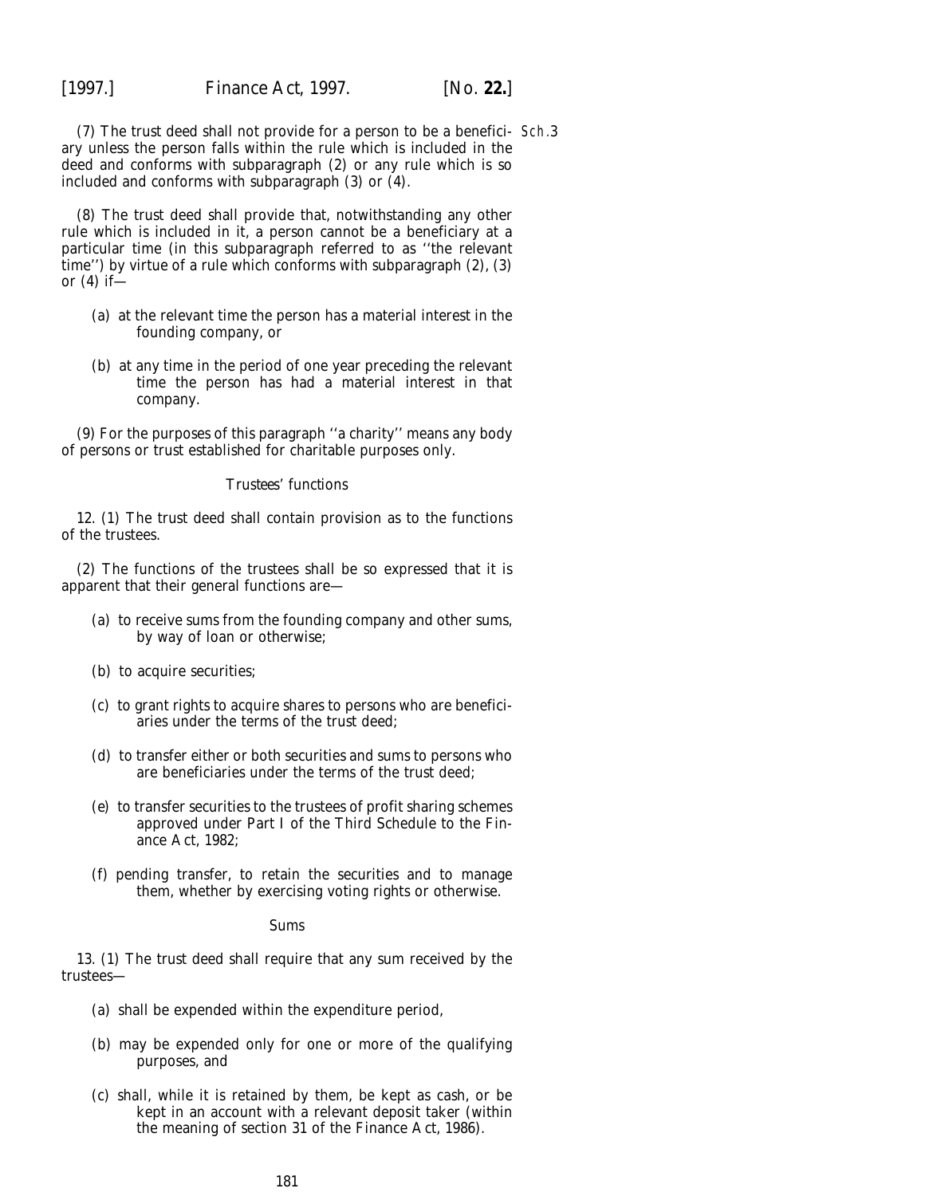(7) The trust deed shall not provide for a person to be a beneficiary unless the person falls within the rule which is included in the deed and conforms with subparagraph (2) or any rule which is so included and conforms with subparagraph (3) or (4).

(8) The trust deed shall provide that, notwithstanding any other rule which is included in it, a person cannot be a beneficiary at a particular time (in this subparagraph referred to as ''the relevant time'') by virtue of a rule which conforms with subparagraph (2), (3) or (4) if—

(*a*) at the relevant time the person has a material interest in the founding company, or

(*b*) at any time in the period of one year preceding the relevant time the person has had a material interest in that company.

(9) For the purposes of this paragraph ''a charity'' means any body of persons or trust established for charitable purposes only.

*Trustees' functions*

12. (1) The trust deed shall contain provision as to the functions of the trustees.

(2) The functions of the trustees shall be so expressed that it is apparent that their general functions are—

(*a*) to receive sums from the founding company and other sums, by way of loan or otherwise;

(*b*) to acquire securities;

(*c*) to grant rights to acquire shares to persons who are beneficiaries under the terms of the trust deed;

(*d*) to transfer either or both securities and sums to persons who are beneficiaries under the terms of the trust deed;

(*e*) to transfer securities to the trustees of profit sharing schemes approved under Part I of the Third Schedule to the Finance Act, 1982;

(*f*) pending transfer, to retain the securities and to manage them, whether by exercising voting rights or otherwise.

*Sums*

13. (1) The trust deed shall require that any sum received by the trustees—

(*a*) shall be expended within the expenditure period,

(*b*) may be expended only for one or more of the qualifying purposes, and

(*c*) shall, while it is retained by them, be kept as cash, or be kept in an account with a relevant deposit taker (within the meaning of section 31 of the Finance Act, 1986).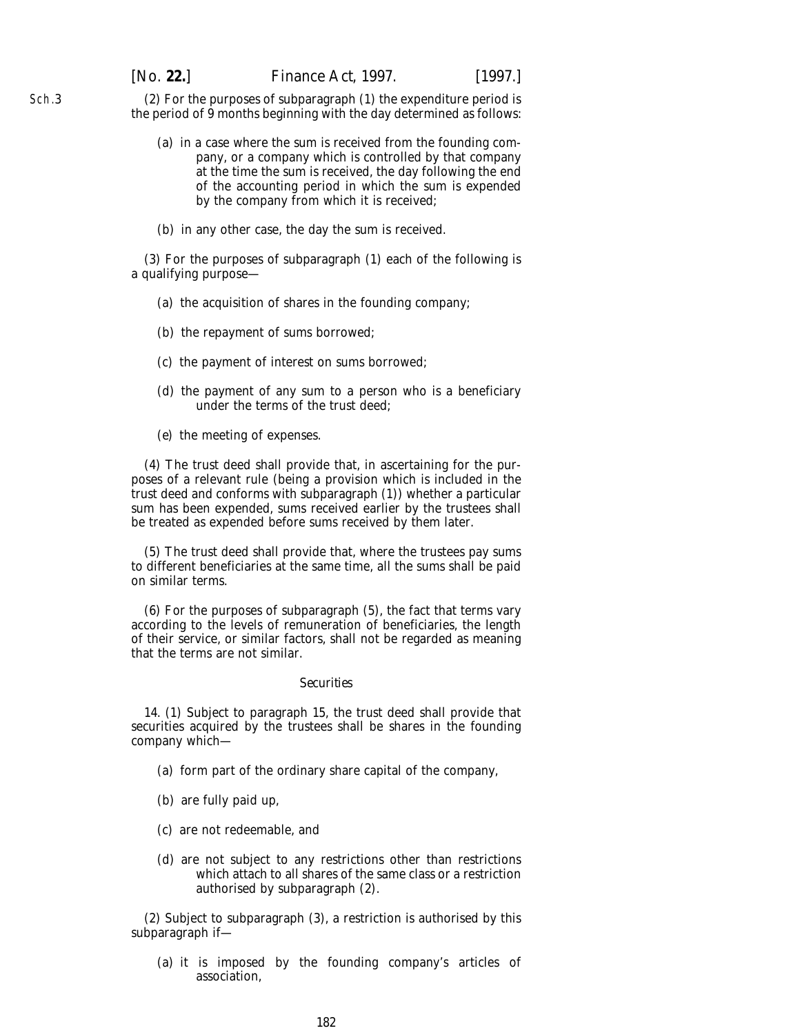(2) For the purposes of subparagraph (1) the expenditure period is the period of 9 months beginning with the day determined as follows:

(a) in a case where the sum is received from the founding company, or a company which is controlled by that company at the time the sum is received, the day following the end of the accounting period in which the sum is expended by the company from which it is received;

(b) in any other case, the day the sum is received.

(3) For the purposes of subparagraph (1) each of the following is a qualifying purpose—

(a) the acquisition of shares in the founding company;

(b) the repayment of sums borrowed;

(c) the payment of interest on sums borrowed;

(d) the payment of any sum to a person who is a beneficiary under the terms of the trust deed;

(e) the meeting of expenses.

(4) The trust deed shall provide that, in ascertaining for the purposes of a relevant rule (being a provision which is included in the trust deed and conforms with subparagraph (1)) whether a particular sum has been expended, sums received earlier by the trustees shall be treated as expended before sums received by them later.

(5) The trust deed shall provide that, where the trustees pay sums to different beneficiaries at the same time, all the sums shall be paid on similar terms.

(6) For the purposes of subparagraph (5), the fact that terms vary according to the levels of remuneration of beneficiaries, the length of their service, or similar factors, shall not be regarded as meaning that the terms are not similar.

*Securities*

14. (1) Subject to paragraph 15, the trust deed shall provide that securities acquired by the trustees shall be shares in the founding company which—

(a) form part of the ordinary share capital of the company,

(b) are fully paid up,

(c) are not redeemable, and

(d) are not subject to any restrictions other than restrictions which attach to all shares of the same class or a restriction authorised by subparagraph (2).

(2) Subject to subparagraph (3), a restriction is authorised by this subparagraph if—

(a) it is imposed by the founding company's articles of association,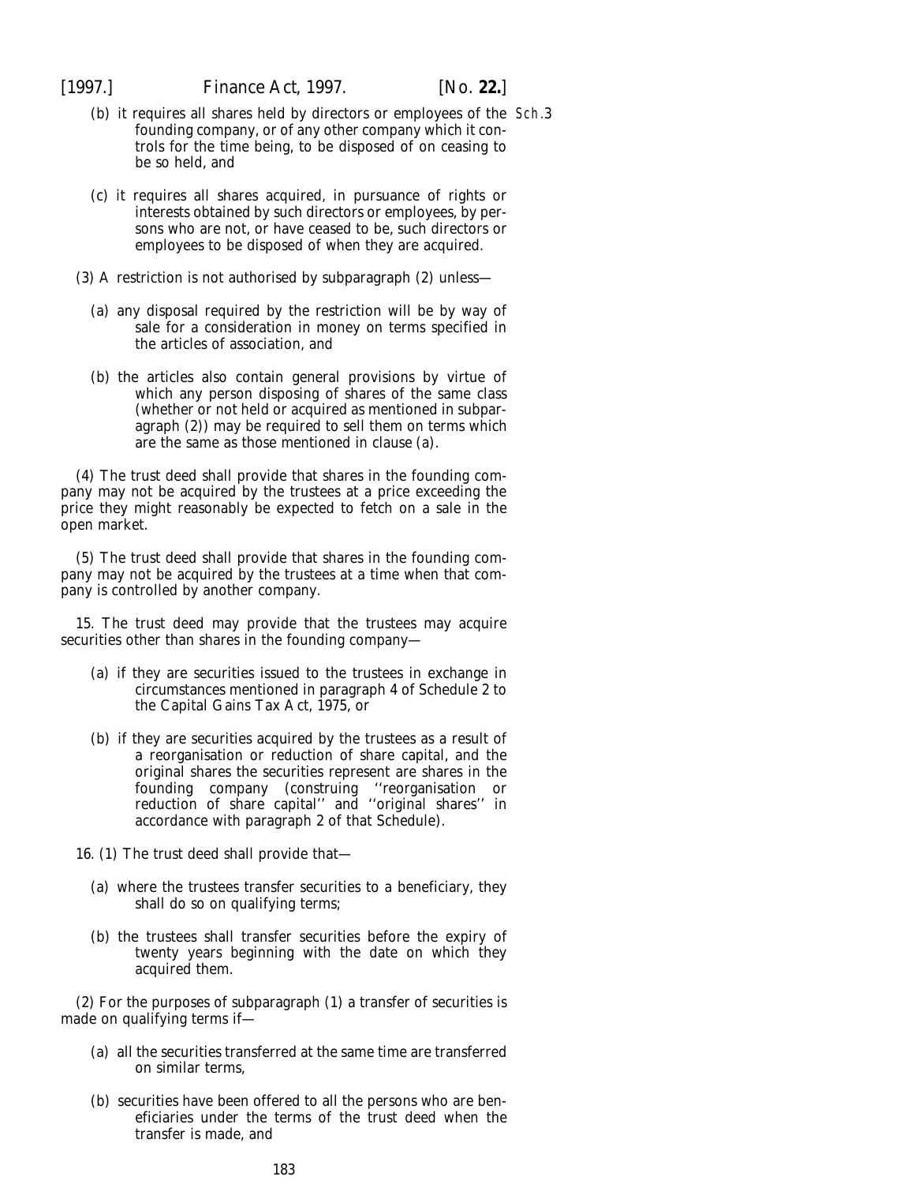(b) it requires all shares held by directors or employees of the founding company, or of any other company which it controls for the time being, to be disposed of on ceasing to be so held, and

(c) it requires all shares acquired, in pursuance of rights or interests obtained by such directors or employees, by persons who are not, or have ceased to be, such directors or employees to be disposed of when they are acquired.

(3) A restriction is not authorised by subparagraph (2) unless—

(a) any disposal required by the restriction will be by way of sale for a consideration in money on terms specified in the articles of association, and

(b) the articles also contain general provisions by virtue of which any person disposing of shares of the same class (whether or not held or acquired as mentioned in subparagraph (2)) may be required to sell them on terms which are the same as those mentioned in clause (a).

(4) The trust deed shall provide that shares in the founding company may not be acquired by the trustees at a price exceeding the price they might reasonably be expected to fetch on a sale in the open market.

(5) The trust deed shall provide that shares in the founding company may not be acquired by the trustees at a time when that company is controlled by another company.

15. The trust deed may provide that the trustees may acquire securities other than shares in the founding company—

(a) if they are securities issued to the trustees in exchange in circumstances mentioned in paragraph 4 of Schedule 2 to the Capital Gains Tax Act, 1975, or

(b) if they are securities acquired by the trustees as a result of a reorganisation or reduction of share capital, and the original shares the securities represent are shares in the founding company (construing ''reorganisation or reduction of share capital'' and ''original shares'' in accordance with paragraph 2 of that Schedule).

16. (1) The trust deed shall provide that—

(a) where the trustees transfer securities to a beneficiary, they shall do so on qualifying terms;

(b) the trustees shall transfer securities before the expiry of twenty years beginning with the date on which they acquired them.

(2) For the purposes of subparagraph (1) a transfer of securities is made on qualifying terms if—

(a) all the securities transferred at the same time are transferred on similar terms,

(b) securities have been offered to all the persons who are beneficiaries under the terms of the trust deed when the transfer is made, and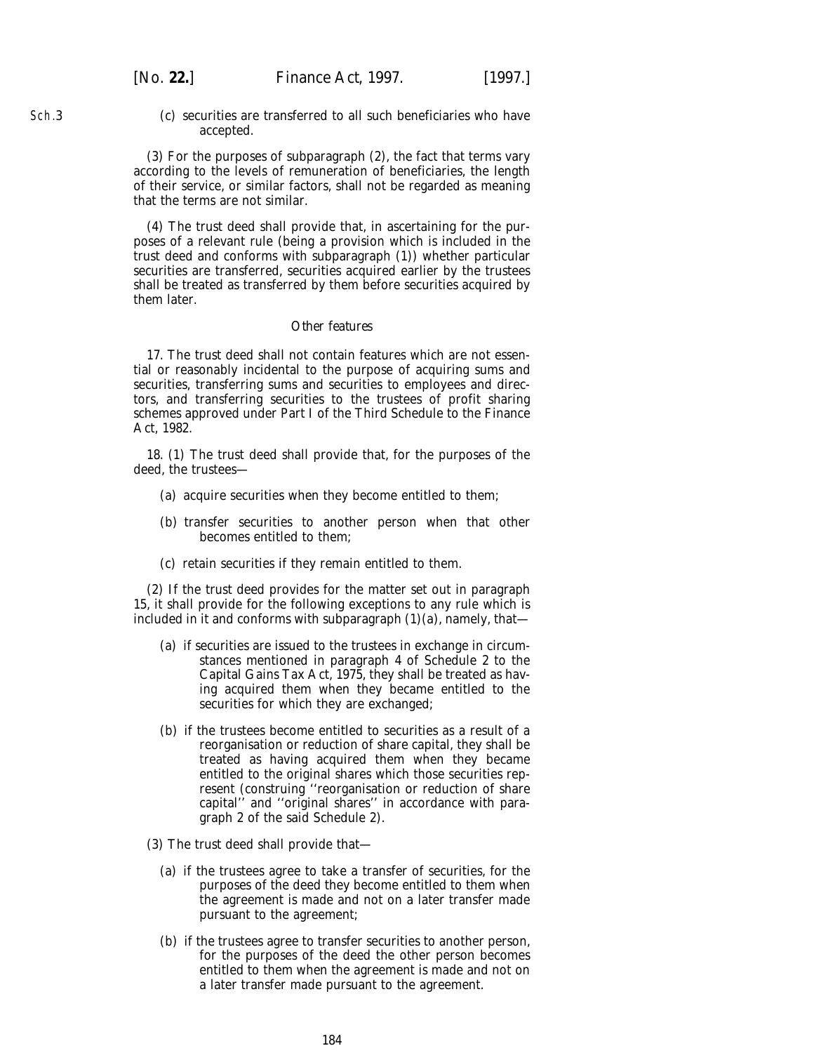(*c*) securities are transferred to all such beneficiaries who have accepted.

(3) For the purposes of subparagraph (2), the fact that terms vary according to the levels of remuneration of beneficiaries, the length of their service, or similar factors, shall not be regarded as meaning that the terms are not similar.

(4) The trust deed shall provide that, in ascertaining for the purposes of a relevant rule (being a provision which is included in the trust deed and conforms with subparagraph (1)) whether particular securities are transferred, securities acquired earlier by the trustees shall be treated as transferred by them before securities acquired by them later.

*Other features*

17. The trust deed shall not contain features which are not essential or reasonably incidental to the purpose of acquiring sums and securities, transferring sums and securities to employees and directors, and transferring securities to the trustees of profit sharing schemes approved under Part I of the Third Schedule to the Finance Act, 1982.

18. (1) The trust deed shall provide that, for the purposes of the deed, the trustees—

(*a*) acquire securities when they become entitled to them;

(*b*) transfer securities to another person when that other becomes entitled to them;

(*c*) retain securities if they remain entitled to them.

(2) If the trust deed provides for the matter set out in paragraph 15, it shall provide for the following exceptions to any rule which is included in it and conforms with subparagraph (1)(*a*), namely, that—

(*a*) if securities are issued to the trustees in exchange in circumstances mentioned in paragraph 4 of Schedule 2 to the Capital Gains Tax Act, 1975, they shall be treated as having acquired them when they became entitled to the securities for which they are exchanged;

(*b*) if the trustees become entitled to securities as a result of a reorganisation or reduction of share capital, they shall be treated as having acquired them when they became entitled to the original shares which those securities represent (construing ''reorganisation or reduction of share capital'' and ''original shares'' in accordance with paragraph 2 of the said Schedule 2).

(3) The trust deed shall provide that—

(*a*) if the trustees agree to take a transfer of securities, for the purposes of the deed they become entitled to them when the agreement is made and not on a later transfer made pursuant to the agreement;

(*b*) if the trustees agree to transfer securities to another person, for the purposes of the deed the other person becomes entitled to them when the agreement is made and not on a later transfer made pursuant to the agreement.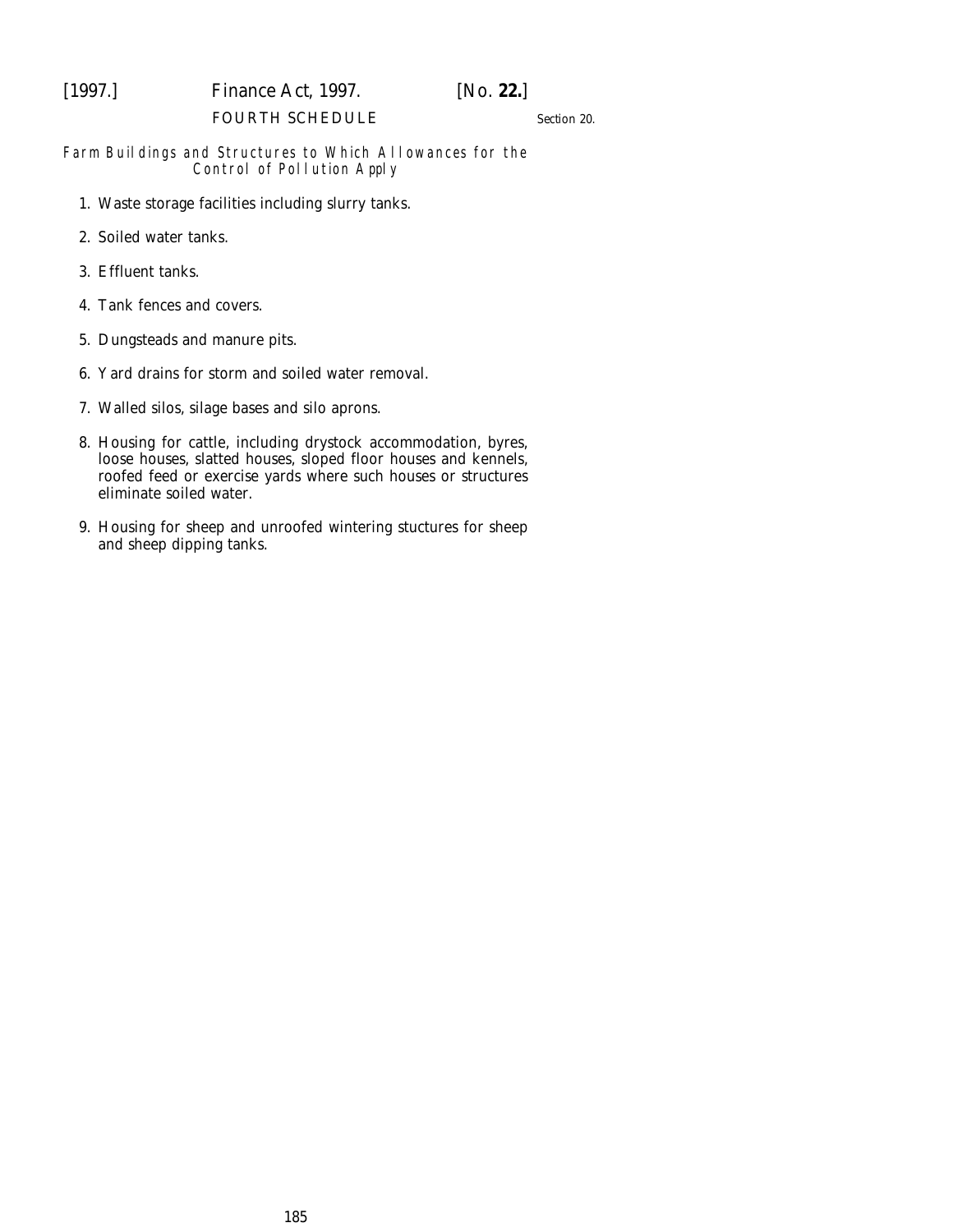## FOURTH SCHEDULE

Section 20.

*Farm Buildings and Structures to Which Allowances for the Control of Pollution Apply*

1. Waste storage facilities including slurry tanks.

2. Soiled water tanks.

3. Effluent tanks.

4. Tank fences and covers.

5. Dungsteads and manure pits.

6. Yard drains for storm and soiled water removal.

7. Walled silos, silage bases and silo aprons.

8. Housing for cattle, including drystock accommodation, byres, loose houses, slatted houses, sloped floor houses and kennels, roofed feed or exercise yards where such houses or structures eliminate soiled water.

9. Housing for sheep and unroofed wintering stuctures for sheep and sheep dipping tanks.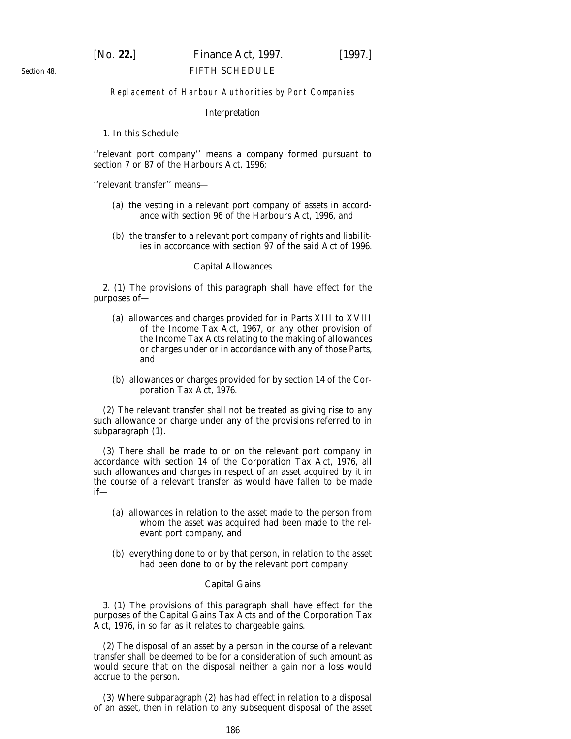Section 48.

## FIFTH SCHEDULE

### Replacement of Harbour Authorities by Port Companies

*Interpretation*

1. In this Schedule—

''relevant port company'' means a company formed pursuant to section 7 or 87 of the Harbours Act, 1996;

''relevant transfer'' means—

(*a*) the vesting in a relevant port company of assets in accordance with section 96 of the Harbours Act, 1996, and

(*b*) the transfer to a relevant port company of rights and liabilities in accordance with section 97 of the said Act of 1996.

*Capital Allowances*

2. (1) The provisions of this paragraph shall have effect for the purposes of—

(*a*) allowances and charges provided for in Parts XIII to XVIII of the Income Tax Act, 1967, or any other provision of the Income Tax Acts relating to the making of allowances or charges under or in accordance with any of those Parts, and

(*b*) allowances or charges provided for by section 14 of the Corporation Tax Act, 1976.

(2) The relevant transfer shall not be treated as giving rise to any such allowance or charge under any of the provisions referred to in subparagraph (1).

(3) There shall be made to or on the relevant port company in accordance with section 14 of the Corporation Tax Act, 1976, all such allowances and charges in respect of an asset acquired by it in the course of a relevant transfer as would have fallen to be made if—

(*a*) allowances in relation to the asset made to the person from whom the asset was acquired had been made to the relevant port company, and

(*b*) everything done to or by that person, in relation to the asset had been done to or by the relevant port company.

*Capital Gains*

3. (1) The provisions of this paragraph shall have effect for the purposes of the Capital Gains Tax Acts and of the Corporation Tax Act, 1976, in so far as it relates to chargeable gains.

(2) The disposal of an asset by a person in the course of a relevant transfer shall be deemed to be for a consideration of such amount as would secure that on the disposal neither a gain nor a loss would accrue to the person.

(3) Where subparagraph (2) has had effect in relation to a disposal of an asset, then in relation to any subsequent disposal of the asset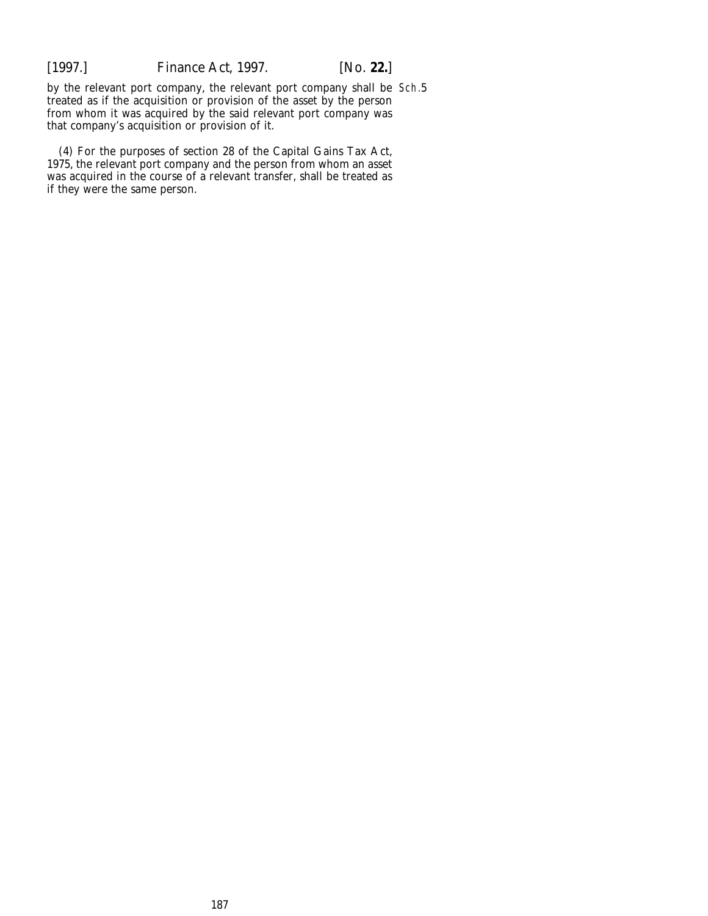by the relevant port company, the relevant port company shall be treated as if the acquisition or provision of the asset by the person from whom it was acquired by the said relevant port company was that company's acquisition or provision of it.

Sch.5

(4) For the purposes of section 28 of the Capital Gains Tax Act, 1975, the relevant port company and the person from whom an asset was acquired in the course of a relevant transfer, shall be treated as if they were the same person.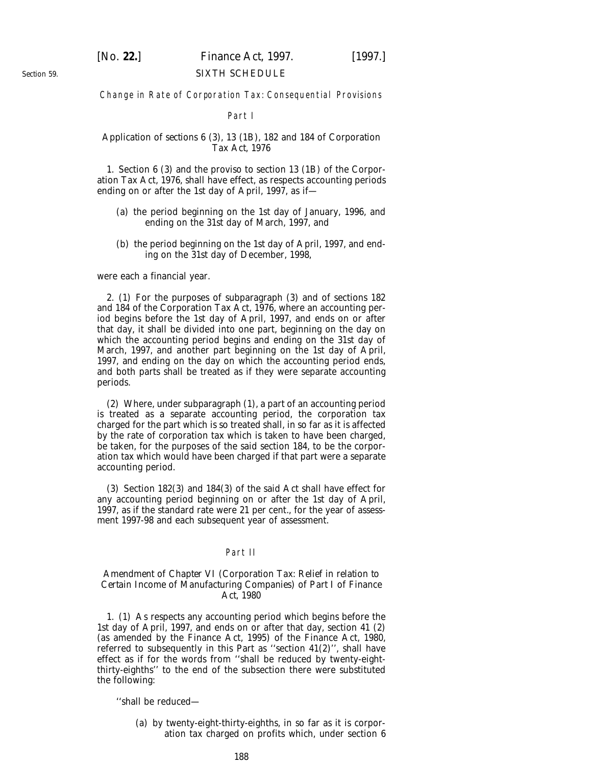Section 59.

## SIXTH SCHEDULE

*Change in Rate of Corporation Tax: Consequential Provisions*

### Part I

Application of *sections 6 (3), 13 (1B), 182* and *184* of Corporation Tax Act, 1976

1. Section 6 (3) and the proviso to section 13 (1B) of the Corporation Tax Act, 1976, shall have effect, as respects accounting periods ending on or after the 1st day of April, 1997, as if—

(*a*) the period beginning on the 1st day of January, 1996, and ending on the 31st day of March, 1997, and

(*b*) the period beginning on the 1st day of April, 1997, and ending on the 31st day of December, 1998,

were each a financial year.

2. (1) For the purposes of *subparagraph (3)* and of sections 182 and 184 of the Corporation Tax Act, 1976, where an accounting period begins before the 1st day of April, 1997, and ends on or after that day, it shall be divided into one part, beginning on the day on which the accounting period begins and ending on the 31st day of March, 1997, and another part beginning on the 1st day of April, 1997, and ending on the day on which the accounting period ends, and both parts shall be treated as if they were separate accounting periods.

(2) Where, under *subparagraph (1)*, a part of an accounting period is treated as a separate accounting period, the corporation tax charged for the part which is so treated shall, in so far as it is affected by the rate of corporation tax which is taken to have been charged, be taken, for the purposes of the said section 184, to be the corporation tax which would have been charged if that part were a separate accounting period.

(3) Section 182(3) and 184(3) of the said Act shall have effect for any accounting period beginning on or after the 1st day of April, 1997, as if the standard rate were 21 per cent., for the year of assessment 1997-98 and each subsequent year of assessment.

### Part II

Amendment of Chapter VI (Corporation Tax: Relief in relation to Certain Income of Manufacturing Companies) of Part I of Finance Act, 1980

1. (1) As respects any accounting period which begins before the 1st day of April, 1997, and ends on or after that day, section 41 (2) (as amended by the Finance Act, 1995) of the Finance Act, 1980, referred to subsequently in this Part as ''section 41(2)'', shall have effect as if for the words from ''shall be reduced by twenty-eight-thirty-eighths'' to the end of the subsection there were substituted the following:

''shall be reduced—

(*a*) by twenty-eight-thirty-eighths, in so far as it is corporation tax charged on profits which, under section 6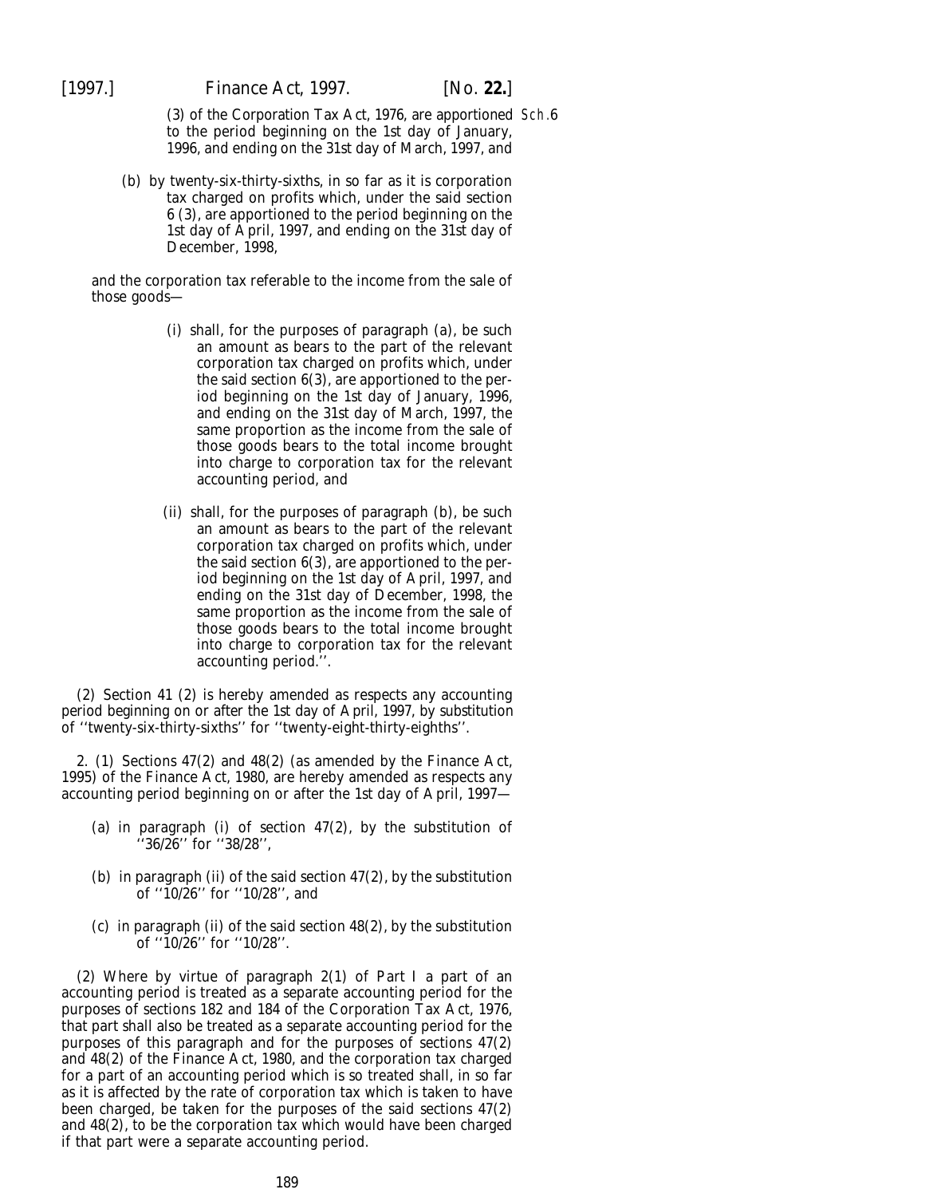(3) of the Corporation Tax Act, 1976, are apportioned to the period beginning on the 1st day of January, 1996, and ending on the 31st day of March, 1997, and

(b) by twenty-six-thirty-sixths, in so far as it is corporation tax charged on profits which, under the said section 6 (3), are apportioned to the period beginning on the 1st day of April, 1997, and ending on the 31st day of December, 1998,

and the corporation tax referable to the income from the sale of those goods—

(i) shall, for the purposes of paragraph (a), be such an amount as bears to the part of the relevant corporation tax charged on profits which, under the said section 6(3), are apportioned to the period beginning on the 1st day of January, 1996, and ending on the 31st day of March, 1997, the same proportion as the income from the sale of those goods bears to the total income brought into charge to corporation tax for the relevant accounting period, and

(ii) shall, for the purposes of paragraph (b), be such an amount as bears to the part of the relevant corporation tax charged on profits which, under the said section 6(3), are apportioned to the period beginning on the 1st day of April, 1997, and ending on the 31st day of December, 1998, the same proportion as the income from the sale of those goods bears to the total income brought into charge to corporation tax for the relevant accounting period.''.

(2) Section 41 (2) is hereby amended as respects any accounting period beginning on or after the 1st day of April, 1997, by substitution of ''twenty-six-thirty-sixths'' for ''twenty-eight-thirty-eighths''.

2. (1) Sections 47(2) and 48(2) (as amended by the Finance Act, 1995) of the Finance Act, 1980, are hereby amended as respects any accounting period beginning on or after the 1st day of April, 1997—

(a) in paragraph (i) of section 47(2), by the substitution of ''36/26'' for ''38/28'',

(b) in paragraph (ii) of the said section 47(2), by the substitution of ''10/26'' for ''10/28'', and

(c) in paragraph (ii) of the said section 48(2), by the substitution of ''10/26'' for ''10/28''.

(2) Where by virtue of paragraph 2(1) of Part I a part of an accounting period is treated as a separate accounting period for the purposes of sections 182 and 184 of the Corporation Tax Act, 1976, that part shall also be treated as a separate accounting period for the purposes of this paragraph and for the purposes of sections 47(2) and 48(2) of the Finance Act, 1980, and the corporation tax charged for a part of an accounting period which is so treated shall, in so far as it is affected by the rate of corporation tax which is taken to have been charged, be taken for the purposes of the said sections 47(2) and 48(2), to be the corporation tax which would have been charged if that part were a separate accounting period.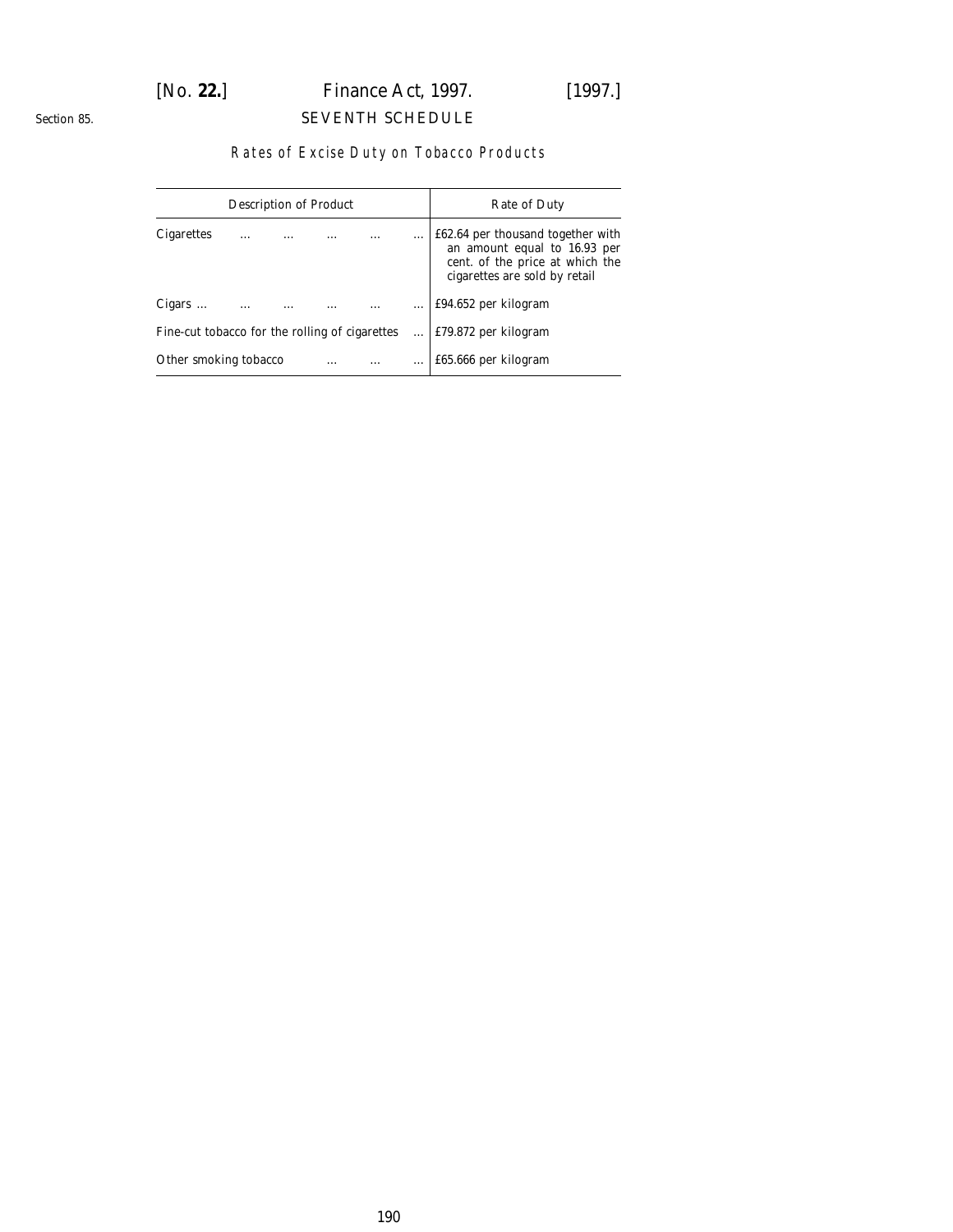Section 85.

## SEVENTH SCHEDULE

### Rates of Excise Duty on Tobacco Products

| Description of Product | Rate of Duty |
|---|---|
| Cigarettes … … … … … | £62.64 per thousand together with an amount equal to 16.93 per cent. of the price at which the cigarettes are sold by retail |
| Cigars … … … … … … | £94.652 per kilogram |
| Fine-cut tobacco for the rolling of cigarettes … | £79.872 per kilogram |
| Other smoking tobacco … … … | £65.666 per kilogram |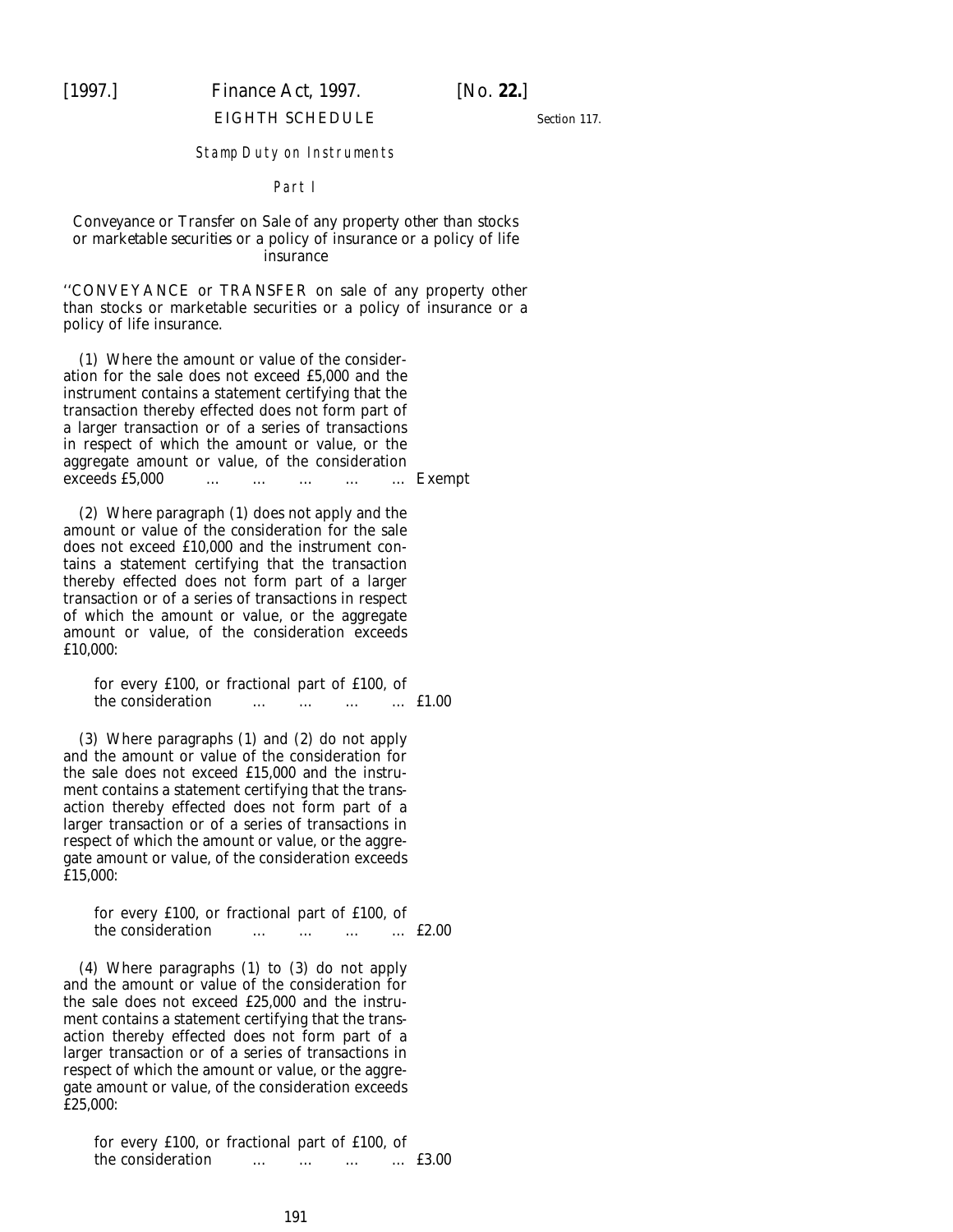EIGHTH SCHEDULE

Section 117.

*Stamp Duty on Instruments*

*Part I*

Conveyance or Transfer on Sale of any property other than stocks or marketable securities or a policy of insurance or a policy of life insurance

''CONVEYANCE or TRANSFER on sale of any property other than stocks or marketable securities or a policy of insurance or a policy of life insurance.

(1) Where the amount or value of the consideration for the sale does not exceed £5,000 and the instrument contains a statement certifying that the transaction thereby effected does not form part of a larger transaction or of a series of transactions in respect of which the amount or value, or the aggregate amount or value, of the consideration exceeds £5,000 … … … … … Exempt

(2) Where paragraph (1) does not apply and the amount or value of the consideration for the sale does not exceed £10,000 and the instrument contains a statement certifying that the transaction thereby effected does not form part of a larger transaction or of a series of transactions in respect of which the amount or value, or the aggregate amount or value, of the consideration exceeds £10,000:

for every £100, or fractional part of £100, of the consideration … … … … £1.00

(3) Where paragraphs (1) and (2) do not apply and the amount or value of the consideration for the sale does not exceed £15,000 and the instrument contains a statement certifying that the transaction thereby effected does not form part of a larger transaction or of a series of transactions in respect of which the amount or value, or the aggregate amount or value, of the consideration exceeds £15,000:

for every £100, or fractional part of £100, of the consideration … … … … £2.00

(4) Where paragraphs (1) to (3) do not apply and the amount or value of the consideration for the sale does not exceed £25,000 and the instrument contains a statement certifying that the transaction thereby effected does not form part of a larger transaction or of a series of transactions in respect of which the amount or value, or the aggregate amount or value, of the consideration exceeds £25,000:

for every £100, or fractional part of £100, of the consideration … … … … £3.00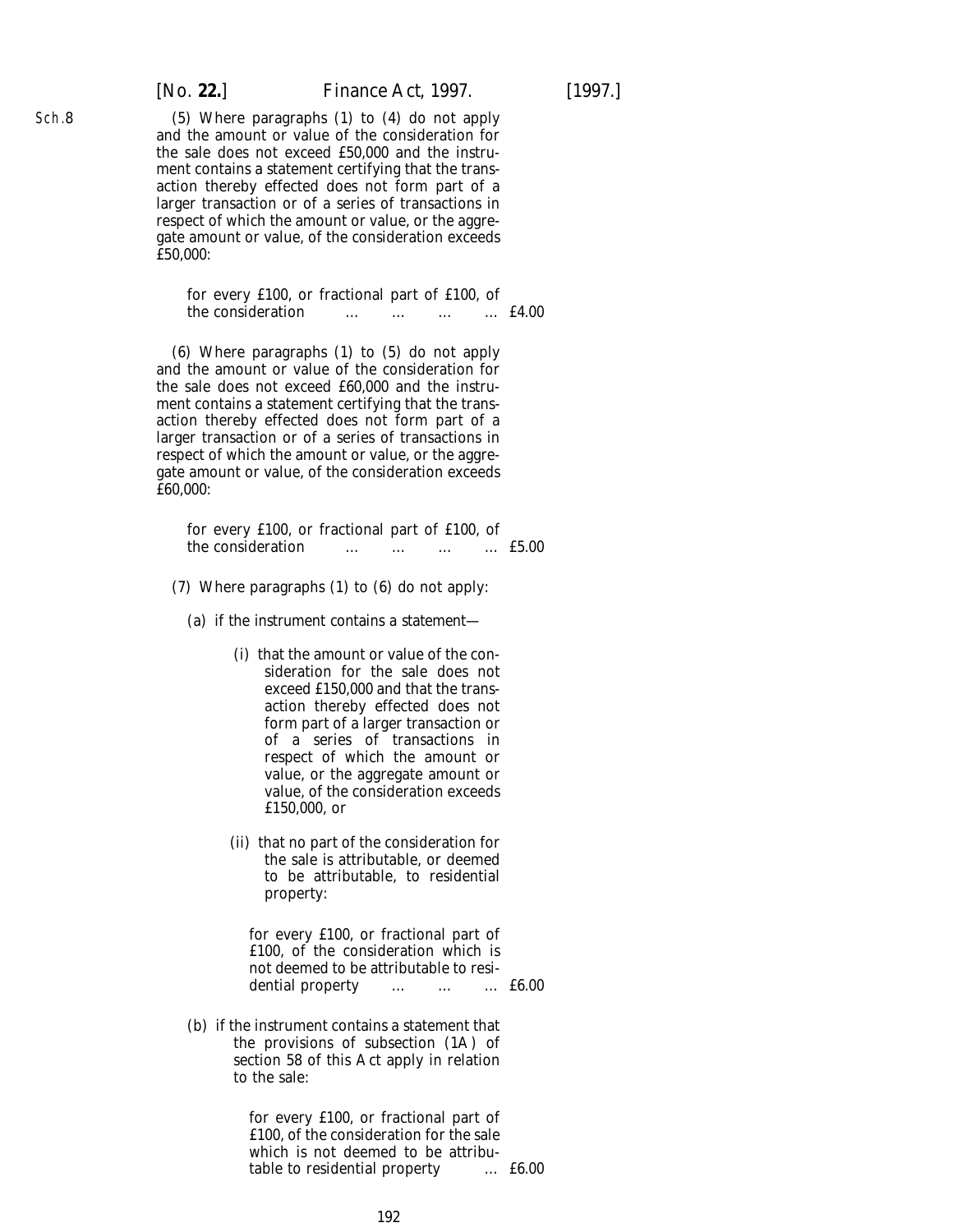(5) Where paragraphs (1) to (4) do not apply and the amount or value of the consideration for the sale does not exceed £50,000 and the instrument contains a statement certifying that the transaction thereby effected does not form part of a larger transaction or of a series of transactions in respect of which the amount or value, or the aggregate amount or value, of the consideration exceeds £50,000:

for every £100, or fractional part of £100, of the consideration … … … … £4.00

(6) Where paragraphs (1) to (5) do not apply and the amount or value of the consideration for the sale does not exceed £60,000 and the instrument contains a statement certifying that the transaction thereby effected does not form part of a larger transaction or of a series of transactions in respect of which the amount or value, or the aggregate amount or value, of the consideration exceeds £60,000:

for every £100, or fractional part of £100, of the consideration … … … … £5.00

(7) Where paragraphs (1) to (6) do not apply:

(a) if the instrument contains a statement—

(i) that the amount or value of the consideration for the sale does not exceed £150,000 and that the transaction thereby effected does not form part of a larger transaction or of a series of transactions in respect of which the amount or value, or the aggregate amount or value, of the consideration exceeds £150,000, or

(ii) that no part of the consideration for the sale is attributable, or deemed to be attributable, to residential property:

for every £100, or fractional part of £100, of the consideration which is not deemed to be attributable to residential property … … … £6.00

(b) if the instrument contains a statement that the provisions of subsection (1A) of section 58 of this Act apply in relation to the sale:

for every £100, or fractional part of £100, of the consideration for the sale which is not deemed to be attributable to residential property … £6.00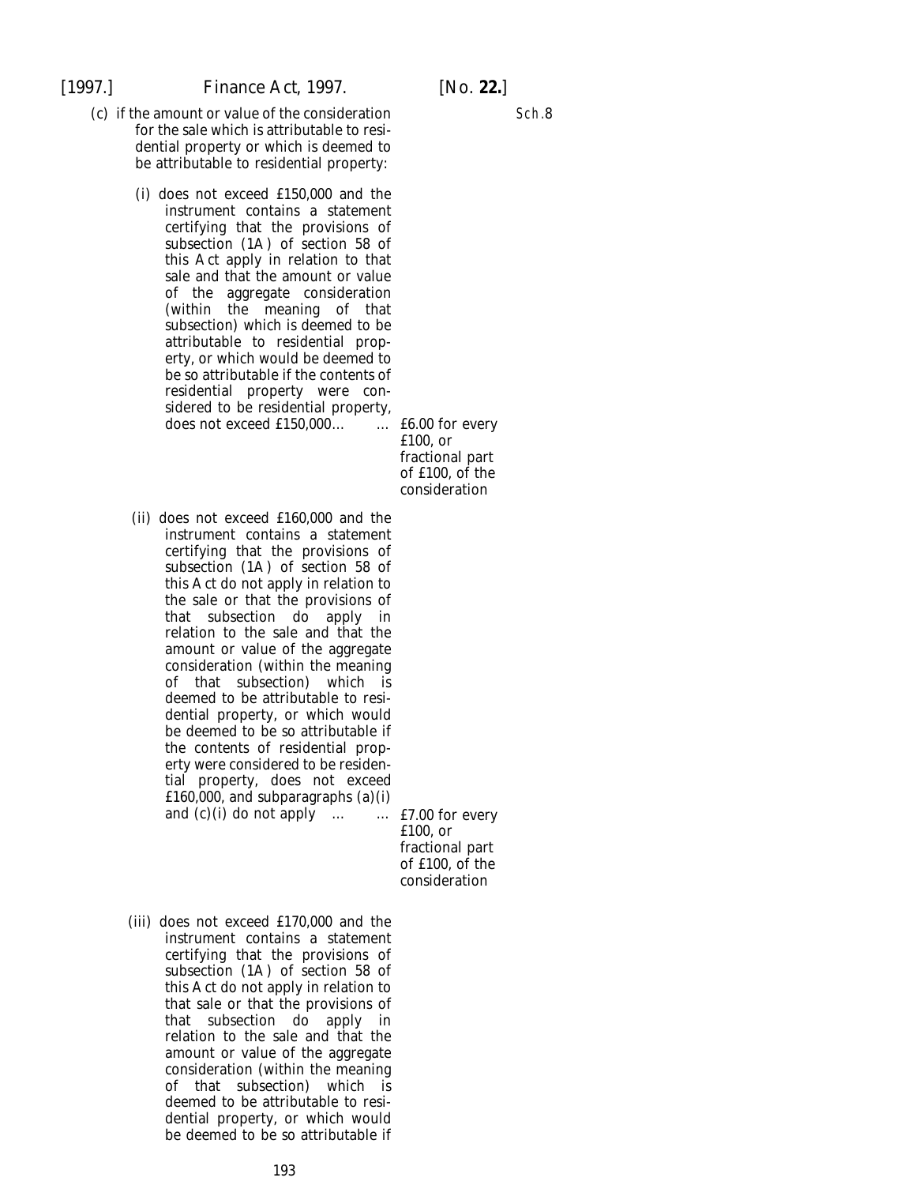(c) if the amount or value of the consideration for the sale which is attributable to residential property or which is deemed to be attributable to residential property:

Sch.8

(i) does not exceed £150,000 and the instrument contains a statement certifying that the provisions of subsection (1A) of section 58 of this Act apply in relation to that sale and that the amount or value of the aggregate consideration (within the meaning of that subsection) which is deemed to be attributable to residential property, or which would be deemed to be so attributable if the contents of residential property were considered to be residential property, does not exceed £150,000... ... £6.00 for every £100, or fractional part of £100, of the consideration

(ii) does not exceed £160,000 and the instrument contains a statement certifying that the provisions of subsection (1A) of section 58 of this Act do not apply in relation to the sale or that the provisions of that subsection do apply in relation to the sale and that the amount or value of the aggregate consideration (within the meaning of that subsection) which is deemed to be attributable to residential property, or which would be deemed to be so attributable if the contents of residential property were considered to be residential property, does not exceed £160,000, and subparagraphs (a)(i) and (c)(i) do not apply ... ... £7.00 for every £100, or fractional part of £100, of the consideration

(iii) does not exceed £170,000 and the instrument contains a statement certifying that the provisions of subsection (1A) of section 58 of this Act do not apply in relation to that sale or that the provisions of that subsection do apply in relation to the sale and that the amount or value of the aggregate consideration (within the meaning of that subsection) which is deemed to be attributable to residential property, or which would be deemed to be so attributable if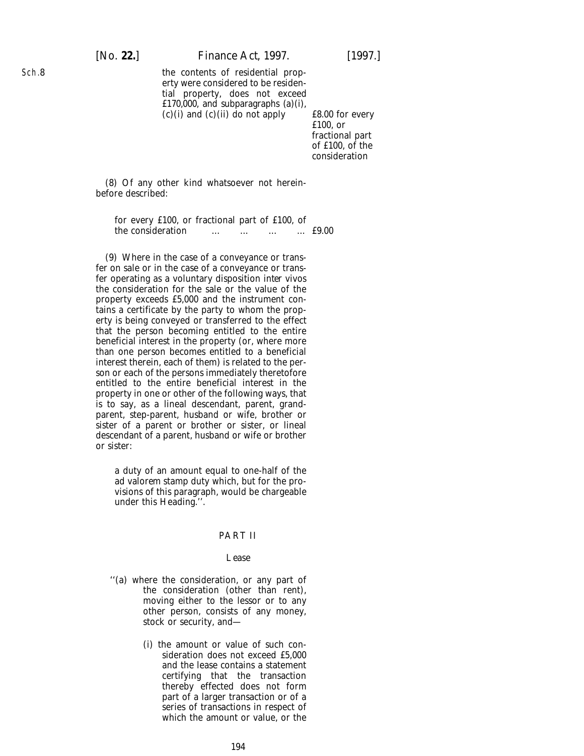the contents of residential property were considered to be residential property, does not exceed £170,000, and subparagraphs (a)(i), (c)(i) and (c)(ii) do not apply ... £8.00 for every £100, or fractional part of £100, of the consideration

(8) Of any other kind whatsoever not hereinbefore described:

for every £100, or fractional part of £100, of the consideration ... ... ... ... £9.00

(9) Where in the case of a conveyance or transfer on sale or in the case of a conveyance or transfer operating as a voluntary disposition *inter vivos* the consideration for the sale or the value of the property exceeds £5,000 and the instrument contains a certificate by the party to whom the property is being conveyed or transferred to the effect that the person becoming entitled to the entire beneficial interest in the property (or, where more than one person becomes entitled to a beneficial interest therein, each of them) is related to the person or each of the persons immediately theretofore entitled to the entire beneficial interest in the property in one or other of the following ways, that is to say, as a lineal descendant, parent, grandparent, step-parent, husband or wife, brother or sister of a parent or brother or sister, or lineal descendant of a parent, husband or wife or brother or sister:

a duty of an amount equal to one-half of the *ad valorem* stamp duty which, but for the provisions of this paragraph, would be chargeable under this Heading.''.

## PART II

### Lease

''(a) where the consideration, or any part of the consideration (other than rent), moving either to the lessor or to any other person, consists of any money, stock or security, and—

(i) the amount or value of such consideration does not exceed £5,000 and the lease contains a statement certifying that the transaction thereby effected does not form part of a larger transaction or of a series of transactions in respect of which the amount or value, or the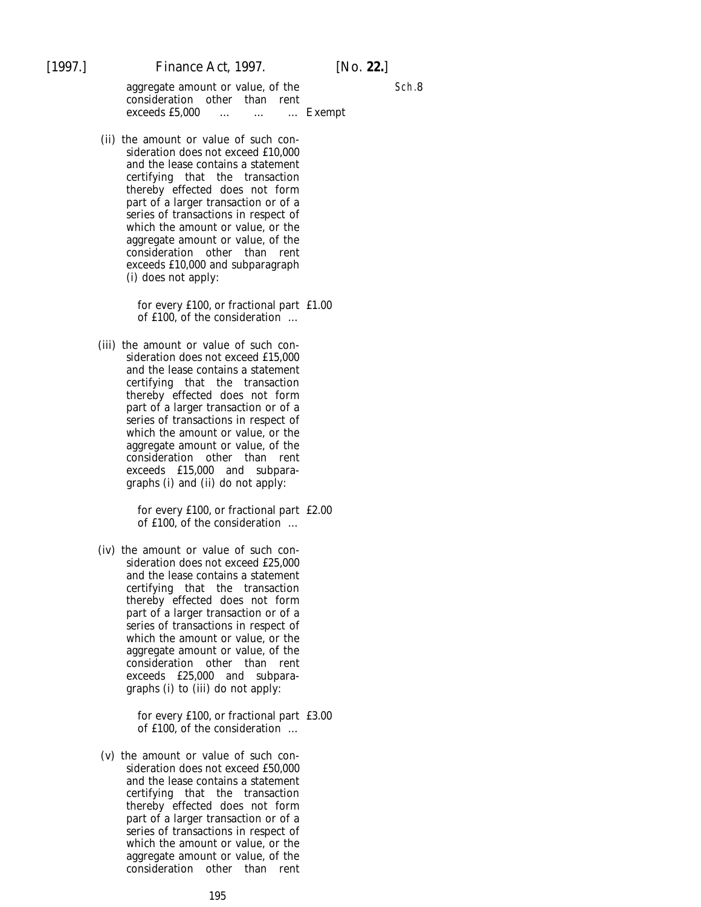aggregate amount or value, of the consideration other than rent exceeds £5,000 ... ... ... Exempt

(ii) the amount or value of such consideration does not exceed £10,000 and the lease contains a statement certifying that the transaction thereby effected does not form part of a larger transaction or of a series of transactions in respect of which the amount or value, or the aggregate amount or value, of the consideration other than rent exceeds £10,000 and subparagraph (i) does not apply:

for every £100, or fractional part of £100, of the consideration ... £1.00

(iii) the amount or value of such consideration does not exceed £15,000 and the lease contains a statement certifying that the transaction thereby effected does not form part of a larger transaction or of a series of transactions in respect of which the amount or value, or the aggregate amount or value, of the consideration other than rent exceeds £15,000 and subparagraphs (i) and (ii) do not apply:

for every £100, or fractional part of £100, of the consideration ... £2.00

(iv) the amount or value of such consideration does not exceed £25,000 and the lease contains a statement certifying that the transaction thereby effected does not form part of a larger transaction or of a series of transactions in respect of which the amount or value, or the aggregate amount or value, of the consideration other than rent exceeds £25,000 and subparagraphs (i) to (iii) do not apply:

for every £100, or fractional part of £100, of the consideration ... £3.00

(v) the amount or value of such consideration does not exceed £50,000 and the lease contains a statement certifying that the transaction thereby effected does not form part of a larger transaction or of a series of transactions in respect of which the amount or value, or the aggregate amount or value, of the consideration other than rent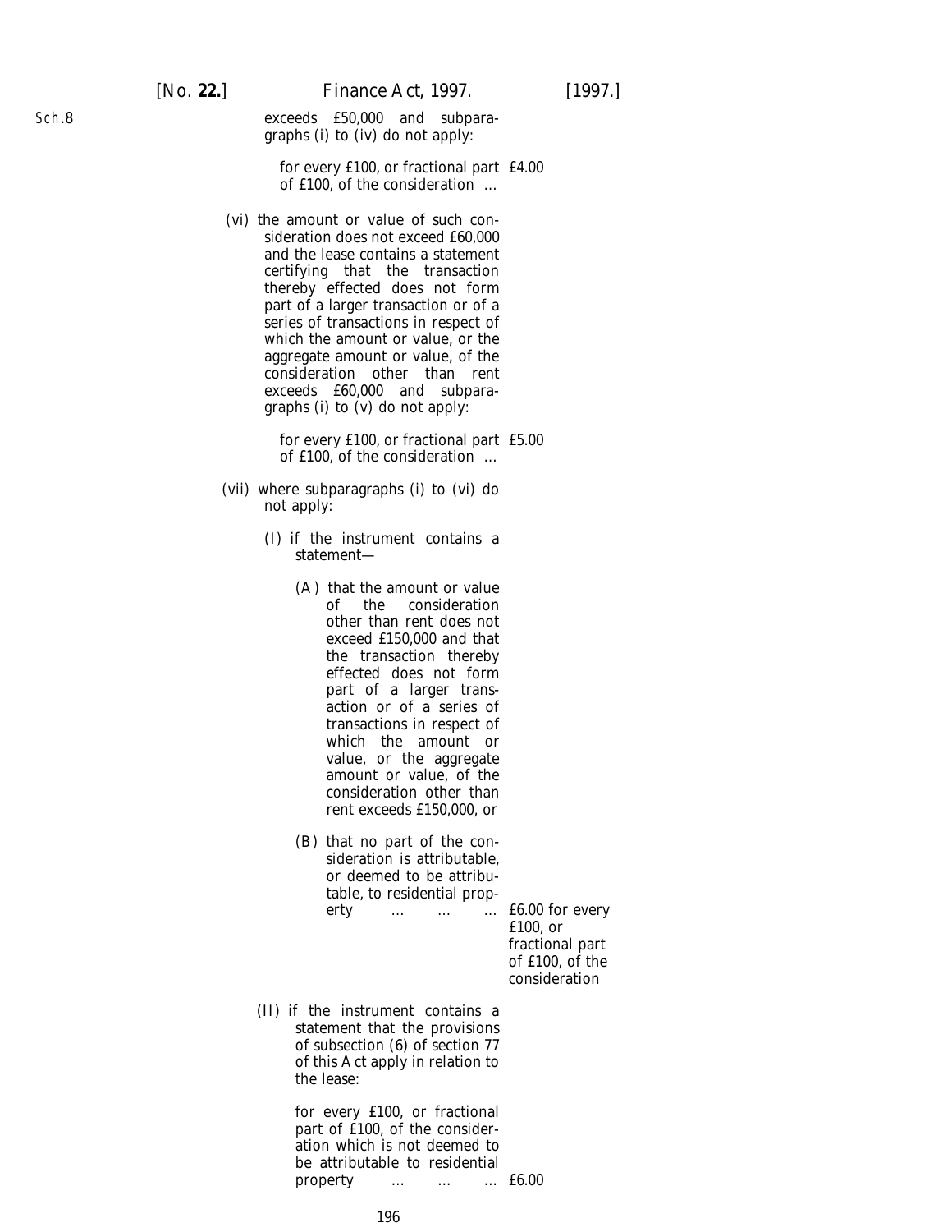exceeds £50,000 and subparagraphs (i) to (iv) do not apply:

for every £100, or fractional part of £100, of the consideration ... £4.00

(vi) the amount or value of such consideration does not exceed £60,000 and the lease contains a statement certifying that the transaction thereby effected does not form part of a larger transaction or of a series of transactions in respect of which the amount or value, or the aggregate amount or value, of the consideration other than rent exceeds £60,000 and subparagraphs (i) to (v) do not apply:

for every £100, or fractional part of £100, of the consideration ... £5.00

(vii) where subparagraphs (i) to (vi) do not apply:

(I) if the instrument contains a statement—

(A) that the amount or value of the consideration other than rent does not exceed £150,000 and that the transaction thereby effected does not form part of a larger transaction or of a series of transactions in respect of which the amount or value, or the aggregate amount or value, of the consideration other than rent exceeds £150,000, or

(B) that no part of the consideration is attributable, or deemed to be attributable, to residential property ... ... ... £6.00 for every £100, or fractional part of £100, of the consideration

(II) if the instrument contains a statement that the provisions of subsection (6) of section 77 of this Act apply in relation to the lease:

for every £100, or fractional part of £100, of the consideration which is not deemed to be attributable to residential property ... ... ... £6.00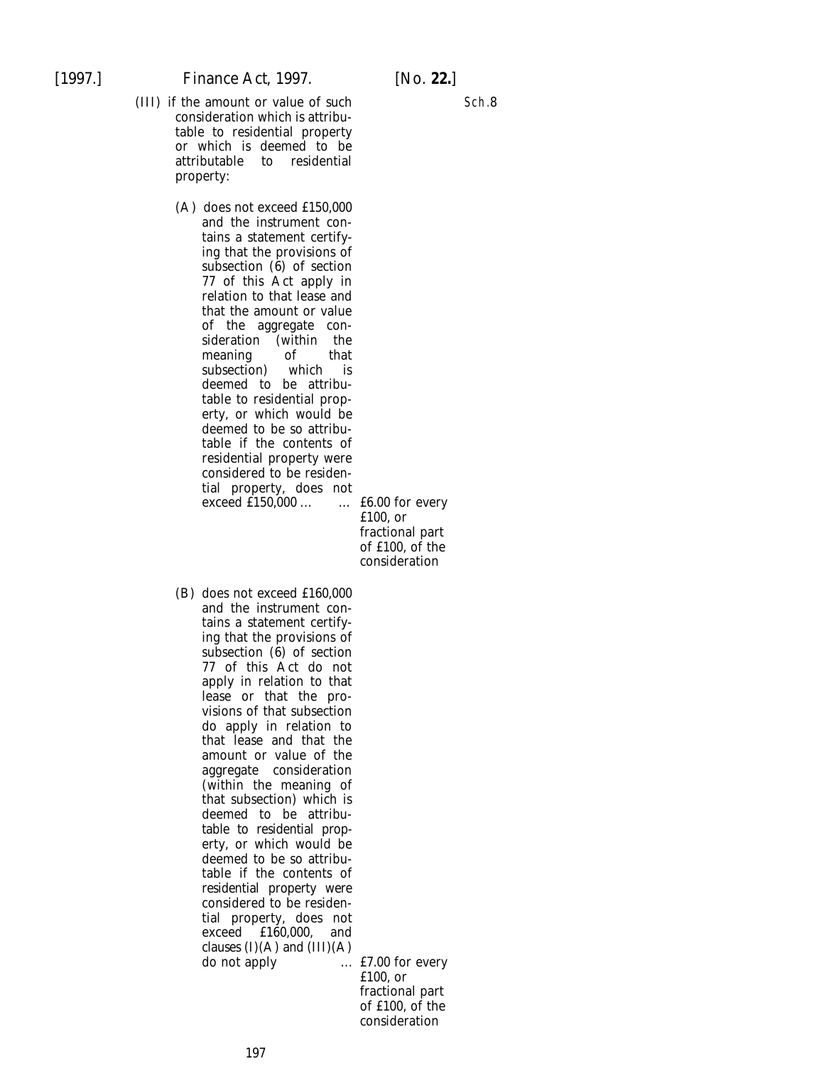(III) if the amount or value of such consideration which is attributable to residential property or which is deemed to be attributable to residential property:

(A) does not exceed £150,000 and the instrument contains a statement certifying that the provisions of subsection (6) of section 77 of this Act apply in relation to that lease and that the amount or value of the aggregate consideration (within the meaning of that subsection) which is deemed to be attributable to residential property, or which would be deemed to be so attributable if the contents of residential property were considered to be residential property, does not exceed £150,000 ... ... £6.00 for every £100, or fractional part of £100, of the consideration

(B) does not exceed £160,000 and the instrument contains a statement certifying that the provisions of subsection (6) of section 77 of this Act do not apply in relation to that lease or that the provisions of that subsection do apply in relation to that lease and that the amount or value of the aggregate consideration (within the meaning of that subsection) which is deemed to be attributable to residential property, or which would be deemed to be so attributable if the contents of residential property were considered to be residential property, does not exceed £160,000, and clauses (I)(A) and (III)(A) do not apply ... £7.00 for every £100, or fractional part of £100, of the consideration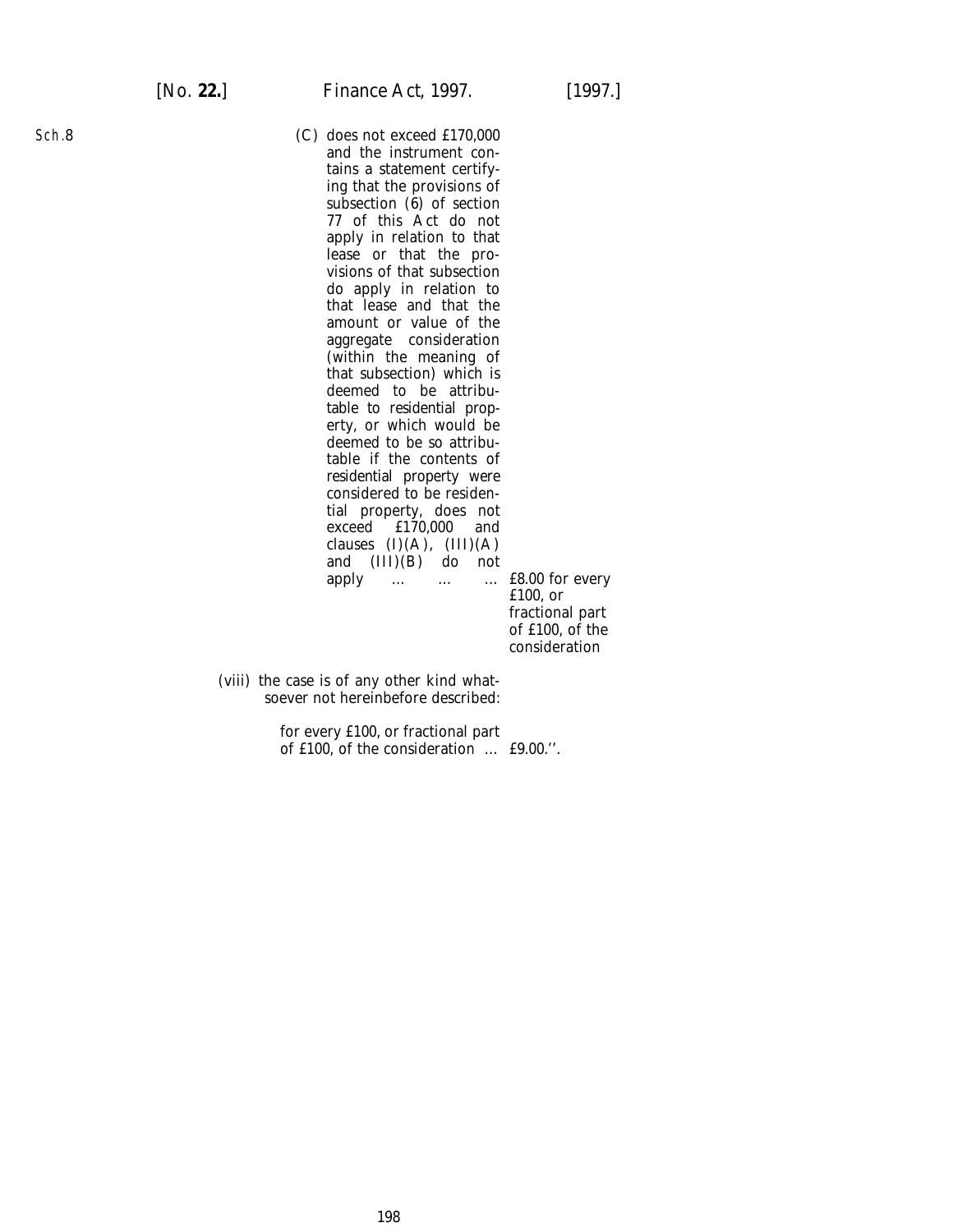Sch.8

(C) does not exceed £170,000 and the instrument contains a statement certifying that the provisions of subsection (6) of section 77 of this Act do not apply in relation to that lease or that the provisions of that subsection do apply in relation to that lease and that the amount or value of the aggregate consideration (within the meaning of that subsection) which is deemed to be attributable to residential property, or which would be deemed to be so attributable if the contents of residential property were considered to be residential property, does not exceed £170,000 and clauses (I)(A), (III)(A) and (III)(B) do not apply ... ... ... £8.00 for every £100, or fractional part of £100, of the consideration

(viii) the case is of any other kind whatsoever not hereinbefore described:

for every £100, or fractional part of £100, of the consideration ... £9.00.''.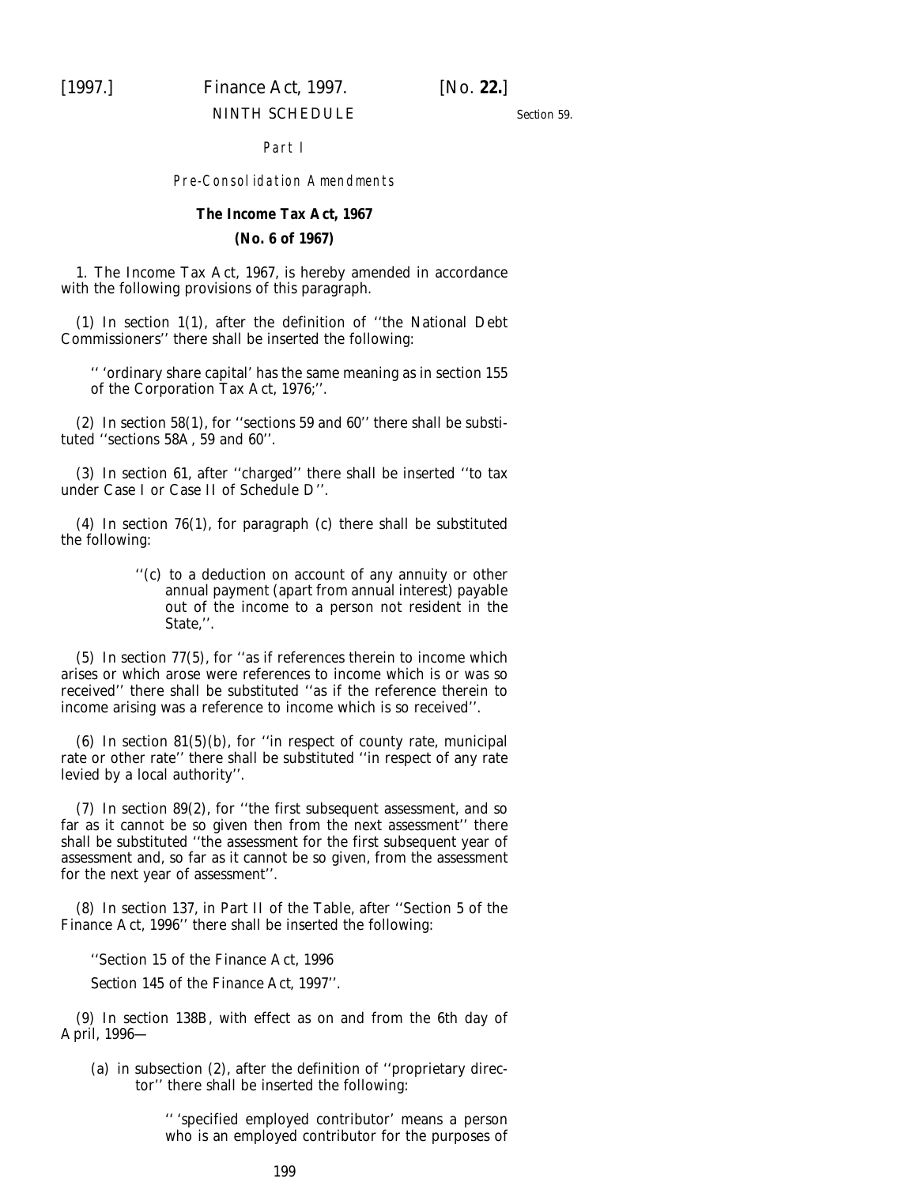NINTH SCHEDULE

Section 59.

Part I

*Pre-Consolidation Amendments*

**The Income Tax Act, 1967**

**(No. 6 of 1967)**

1. The Income Tax Act, 1967, is hereby amended in accordance with the following provisions of this paragraph.

(1) In section 1(1), after the definition of ''the National Debt Commissioners'' there shall be inserted the following:

'' 'ordinary share capital' has the same meaning as in section 155 of the Corporation Tax Act, 1976;''.

(2) In section 58(1), for ''sections 59 and 60'' there shall be substituted ''sections 58A, 59 and 60''.

(3) In section 61, after ''charged'' there shall be inserted ''to tax under Case I or Case II of Schedule D''.

(4) In section 76(1), for paragraph (c) there shall be substituted the following:

> ''(c) to a deduction on account of any annuity or other annual payment (apart from annual interest) payable out of the income to a person not resident in the State,''.

(5) In section 77(5), for ''as if references therein to income which arises or which arose were references to income which is or was so received'' there shall be substituted ''as if the reference therein to income arising was a reference to income which is so received''.

(6) In section 81(5)(b), for ''in respect of county rate, municipal rate or other rate'' there shall be substituted ''in respect of any rate levied by a local authority''.

(7) In section 89(2), for ''the first subsequent assessment, and so far as it cannot be so given then from the next assessment'' there shall be substituted ''the assessment for the first subsequent year of assessment and, so far as it cannot be so given, from the assessment for the next year of assessment''.

(8) In section 137, in Part II of the Table, after ''Section 5 of the Finance Act, 1996'' there shall be inserted the following:

''Section 15 of the Finance Act, 1996

Section 145 of the Finance Act, 1997''.

(9) In section 138B, with effect as on and from the 6th day of April, 1996—

(a) in subsection (2), after the definition of ''proprietary director'' there shall be inserted the following:

> '' 'specified employed contributor' means a person who is an employed contributor for the purposes of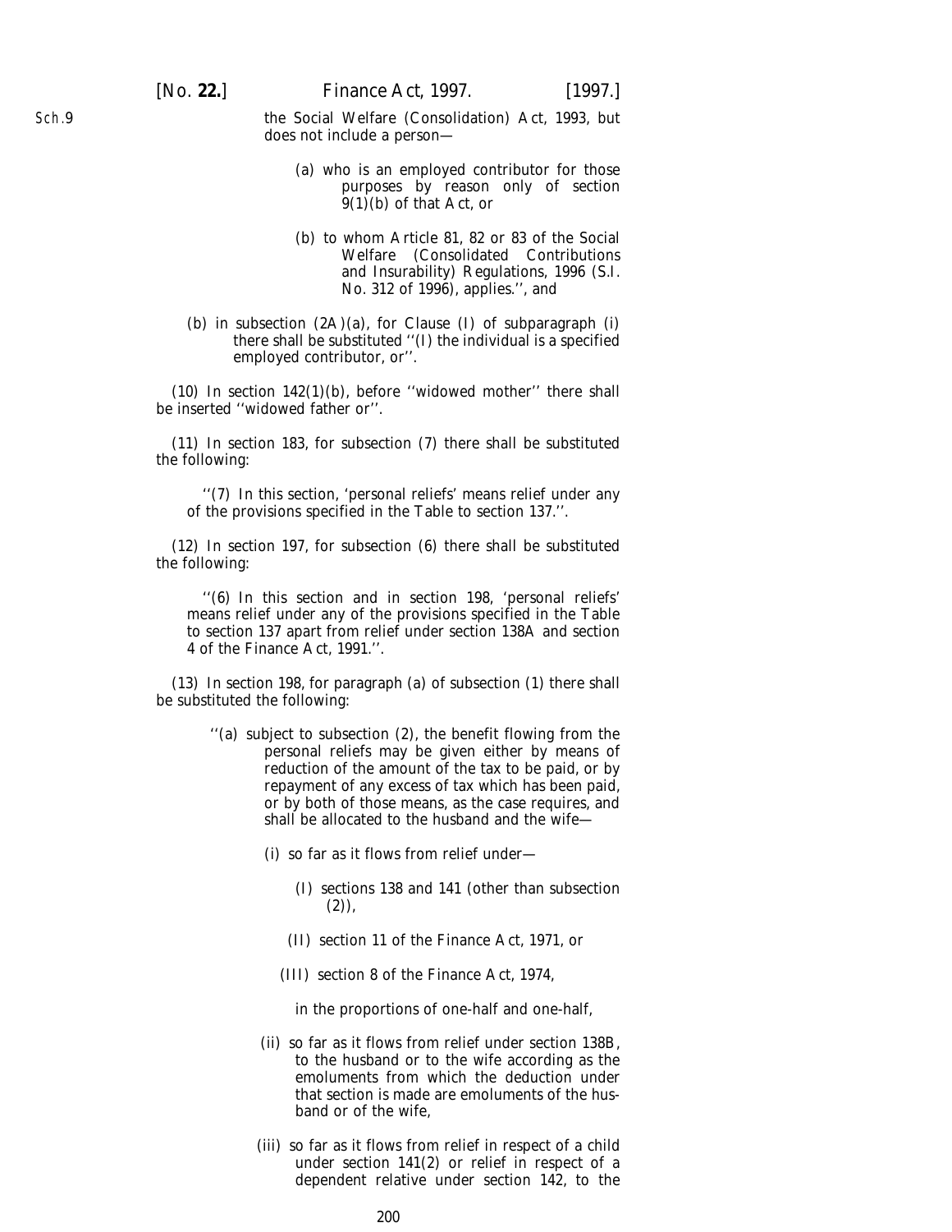the Social Welfare (Consolidation) Act, 1993, but does not include a person—

(a) who is an employed contributor for those purposes by reason only of section 9(1)(b) of that Act, or

(b) to whom Article 81, 82 or 83 of the Social Welfare (Consolidated Contributions and Insurability) Regulations, 1996 (S.I. No. 312 of 1996), applies.'', and

(b) in subsection (2A)(a), for Clause (I) of subparagraph (i) there shall be substituted ''(I) the individual is a specified employed contributor, or''.

(10) In section 142(1)(b), before ''widowed mother'' there shall be inserted ''widowed father or''.

(11) In section 183, for subsection (7) there shall be substituted the following:

''(7) In this section, 'personal reliefs' means relief under any of the provisions specified in the Table to section 137.''.

(12) In section 197, for subsection (6) there shall be substituted the following:

''(6) In this section and in section 198, 'personal reliefs' means relief under any of the provisions specified in the Table to section 137 apart from relief under section 138A and section 4 of the Finance Act, 1991.''.

(13) In section 198, for paragraph (a) of subsection (1) there shall be substituted the following:

''(a) subject to subsection (2), the benefit flowing from the personal reliefs may be given either by means of reduction of the amount of the tax to be paid, or by repayment of any excess of tax which has been paid, or by both of those means, as the case requires, and shall be allocated to the husband and the wife—

(i) so far as it flows from relief under—

(I) sections 138 and 141 (other than subsection (2)),

(II) section 11 of the Finance Act, 1971, or

(III) section 8 of the Finance Act, 1974,

in the proportions of one-half and one-half,

(ii) so far as it flows from relief under section 138B, to the husband or to the wife according as the emoluments from which the deduction under that section is made are emoluments of the husband or of the wife,

(iii) so far as it flows from relief in respect of a child under section 141(2) or relief in respect of a dependent relative under section 142, to the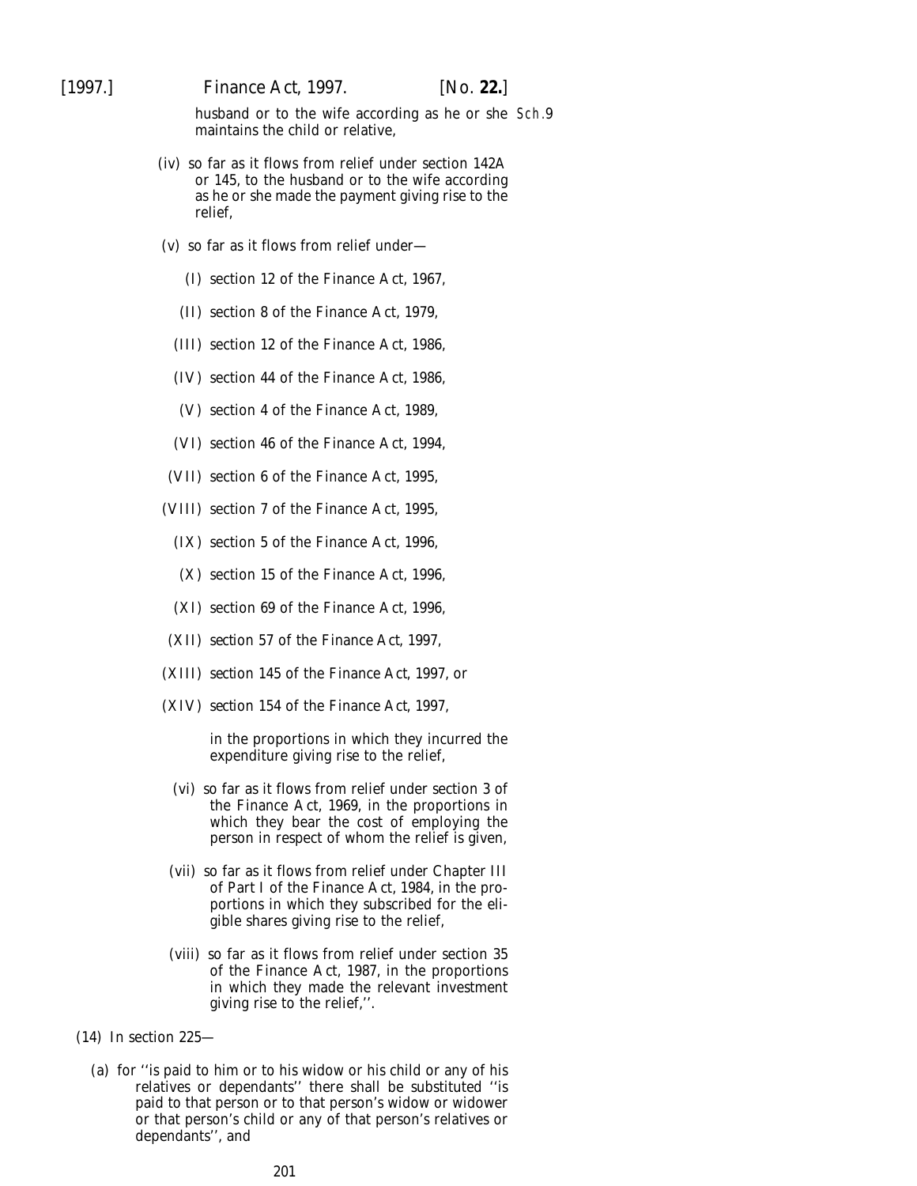husband or to the wife according as he or she maintains the child or relative,

(iv) so far as it flows from relief under section 142A or 145, to the husband or to the wife according as he or she made the payment giving rise to the relief,

(v) so far as it flows from relief under—

(I) section 12 of the Finance Act, 1967,

(II) section 8 of the Finance Act, 1979,

(III) section 12 of the Finance Act, 1986,

(IV) section 44 of the Finance Act, 1986,

(V) section 4 of the Finance Act, 1989,

(VI) section 46 of the Finance Act, 1994,

(VII) section 6 of the Finance Act, 1995,

(VIII) section 7 of the Finance Act, 1995,

(IX) section 5 of the Finance Act, 1996,

(X) section 15 of the Finance Act, 1996,

(XI) section 69 of the Finance Act, 1996,

(XII) section 57 of the Finance Act, 1997,

(XIII) section 145 of the Finance Act, 1997, or

(XIV) section 154 of the Finance Act, 1997,

in the proportions in which they incurred the expenditure giving rise to the relief,

(vi) so far as it flows from relief under section 3 of the Finance Act, 1969, in the proportions in which they bear the cost of employing the person in respect of whom the relief is given,

(vii) so far as it flows from relief under Chapter III of Part I of the Finance Act, 1984, in the proportions in which they subscribed for the eligible shares giving rise to the relief,

(viii) so far as it flows from relief under section 35 of the Finance Act, 1987, in the proportions in which they made the relevant investment giving rise to the relief,''.

(14) In section 225—

(a) for ''is paid to him or to his widow or his child or any of his relatives or dependants'' there shall be substituted ''is paid to that person or to that person's widow or widower or that person's child or any of that person's relatives or dependants'', and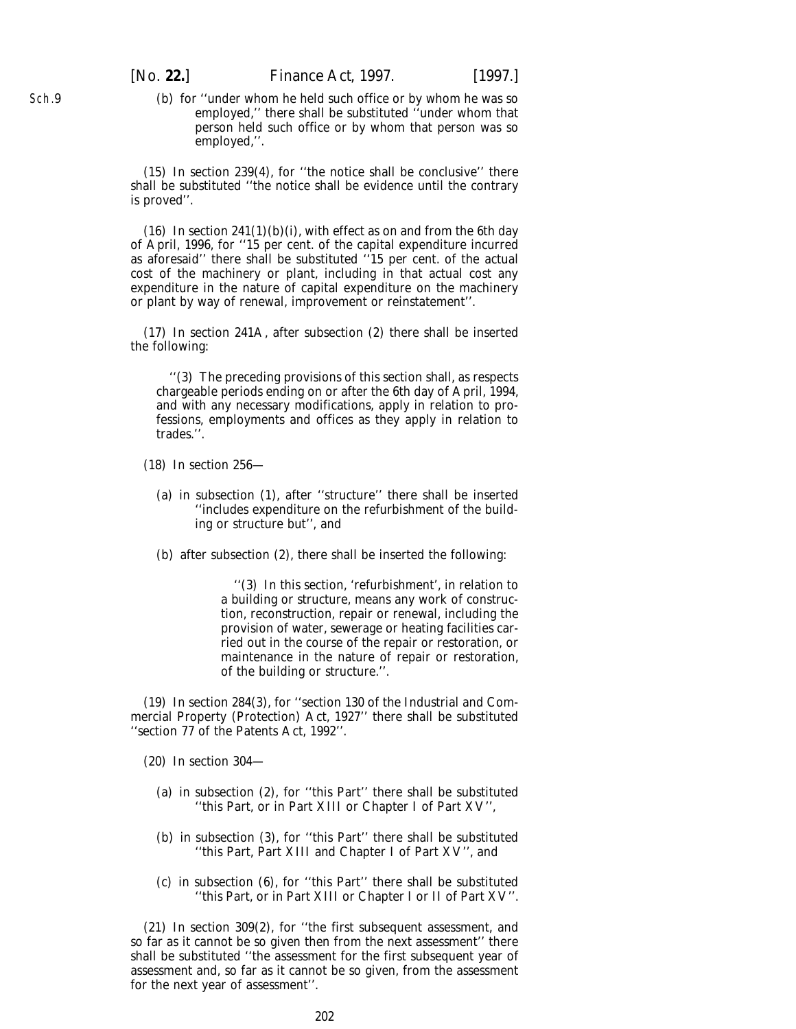Sch.9

(b) for ''under whom he held such office or by whom he was so employed,'' there shall be substituted ''under whom that person held such office or by whom that person was so employed,''.

(15) In section 239(4), for ''the notice shall be conclusive'' there shall be substituted ''the notice shall be evidence until the contrary is proved''.

(16) In section 241(1)(b)(i), with effect as on and from the 6th day of April, 1996, for ''15 per cent. of the capital expenditure incurred as aforesaid'' there shall be substituted ''15 per cent. of the actual cost of the machinery or plant, including in that actual cost any expenditure in the nature of capital expenditure on the machinery or plant by way of renewal, improvement or reinstatement''.

(17) In section 241A, after subsection (2) there shall be inserted the following:

> ''(3) The preceding provisions of this section shall, as respects chargeable periods ending on or after the 6th day of April, 1994, and with any necessary modifications, apply in relation to professions, employments and offices as they apply in relation to trades.''.

(18) In section 256—

(a) in subsection (1), after ''structure'' there shall be inserted ''includes expenditure on the refurbishment of the building or structure but'', and

(b) after subsection (2), there shall be inserted the following:

> ''(3) In this section, 'refurbishment', in relation to a building or structure, means any work of construction, reconstruction, repair or renewal, including the provision of water, sewerage or heating facilities carried out in the course of the repair or restoration, or maintenance in the nature of repair or restoration, of the building or structure.''.

(19) In section 284(3), for ''section 130 of the Industrial and Commercial Property (Protection) Act, 1927'' there shall be substituted ''section 77 of the Patents Act, 1992''.

(20) In section 304—

(a) in subsection (2), for ''this Part'' there shall be substituted ''this Part, or in Part XIII or Chapter I of Part XV'',

(b) in subsection (3), for ''this Part'' there shall be substituted ''this Part, Part XIII and Chapter I of Part XV'', and

(c) in subsection (6), for ''this Part'' there shall be substituted ''this Part, or in Part XIII or Chapter I or II of Part XV''.

(21) In section 309(2), for ''the first subsequent assessment, and so far as it cannot be so given then from the next assessment'' there shall be substituted ''the assessment for the first subsequent year of assessment and, so far as it cannot be so given, from the assessment for the next year of assessment''.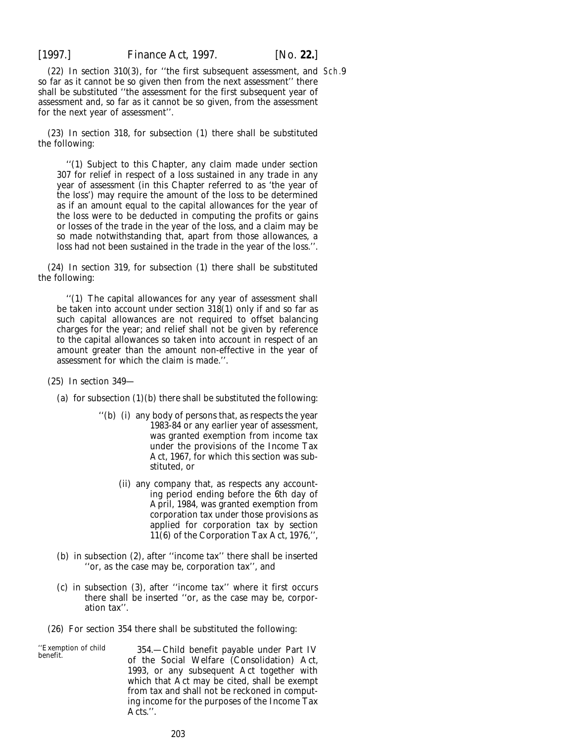(22) In section 310(3), for ''the first subsequent assessment, and so far as it cannot be so given then from the next assessment'' there shall be substituted ''the assessment for the first subsequent year of assessment and, so far as it cannot be so given, from the assessment for the next year of assessment''.

(23) In section 318, for subsection (1) there shall be substituted the following:

> ''(1) Subject to this Chapter, any claim made under section 307 for relief in respect of a loss sustained in any trade in any year of assessment (in this Chapter referred to as 'the year of the loss') may require the amount of the loss to be determined as if an amount equal to the capital allowances for the year of the loss were to be deducted in computing the profits or gains or losses of the trade in the year of the loss, and a claim may be so made notwithstanding that, apart from those allowances, a loss had not been sustained in the trade in the year of the loss.''.

(24) In section 319, for subsection (1) there shall be substituted the following:

> ''(1) The capital allowances for any year of assessment shall be taken into account under section 318(1) only if and so far as such capital allowances are not required to offset balancing charges for the year; and relief shall not be given by reference to the capital allowances so taken into account in respect of an amount greater than the amount non-effective in the year of assessment for which the claim is made.''.

(25) In section 349—

(*a*) for subsection (1)(*b*) there shall be substituted the following:

> ''(*b*) (i) any body of persons that, as respects the year 1983-84 or any earlier year of assessment, was granted exemption from income tax under the provisions of the Income Tax Act, 1967, for which this section was substituted, or
>
> (ii) any company that, as respects any accounting period ending before the 6th day of April, 1984, was granted exemption from corporation tax under those provisions as applied for corporation tax by section 11(6) of the Corporation Tax Act, 1976,'',

(*b*) in subsection (2), after ''income tax'' there shall be inserted ''or, as the case may be, corporation tax'', and

(*c*) in subsection (3), after ''income tax'' where it first occurs there shall be inserted ''or, as the case may be, corporation tax''.

(26) For section 354 there shall be substituted the following:

> ''Exemption of child benefit.
>
> 354.—Child benefit payable under Part IV of the Social Welfare (Consolidation) Act, 1993, or any subsequent Act together with which that Act may be cited, shall be exempt from tax and shall not be reckoned in computing income for the purposes of the Income Tax Acts.''.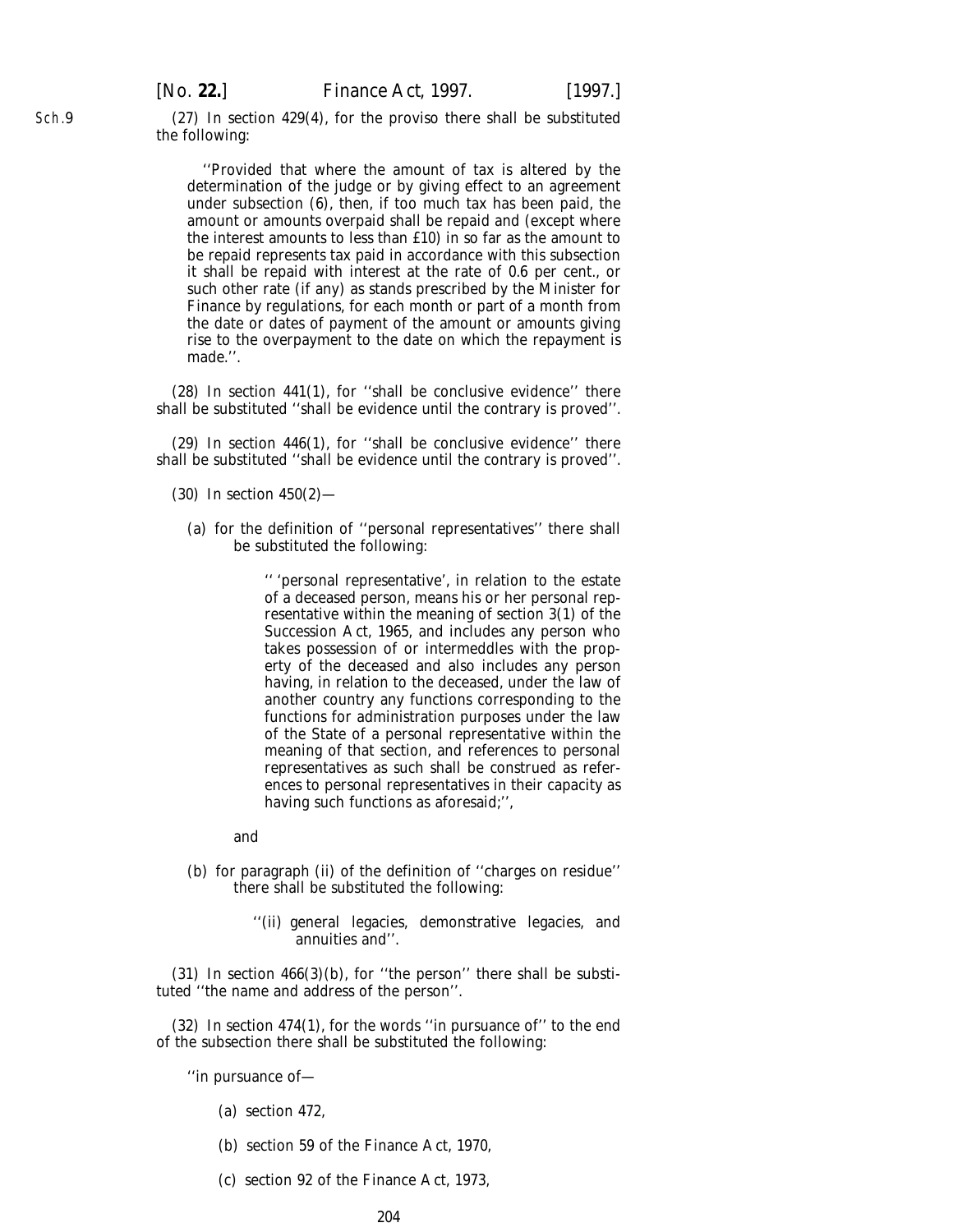Sch.9

(27) In section 429(4), for the proviso there shall be substituted the following:

> ''Provided that where the amount of tax is altered by the determination of the judge or by giving effect to an agreement under subsection (6), then, if too much tax has been paid, the amount or amounts overpaid shall be repaid and (except where the interest amounts to less than £10) in so far as the amount to be repaid represents tax paid in accordance with this subsection it shall be repaid with interest at the rate of 0.6 per cent., or such other rate (if any) as stands prescribed by the Minister for Finance by regulations, for each month or part of a month from the date or dates of payment of the amount or amounts giving rise to the overpayment to the date on which the repayment is made.''.

(28) In section 441(1), for ''shall be conclusive evidence'' there shall be substituted ''shall be evidence until the contrary is proved''.

(29) In section 446(1), for ''shall be conclusive evidence'' there shall be substituted ''shall be evidence until the contrary is proved''.

(30) In section 450(2)—

(*a*) for the definition of ''personal representatives'' there shall be substituted the following:

> '' 'personal representative', in relation to the estate of a deceased person, means his or her personal representative within the meaning of section 3(1) of the Succession Act, 1965, and includes any person who takes possession of or intermeddles with the property of the deceased and also includes any person having, in relation to the deceased, under the law of another country any functions corresponding to the functions for administration purposes under the law of the State of a personal representative within the meaning of that section, and references to personal representatives as such shall be construed as references to personal representatives in their capacity as having such functions as aforesaid;'',

and

(*b*) for paragraph (ii) of the definition of ''charges on residue'' there shall be substituted the following:

> ''(ii) general legacies, demonstrative legacies, and annuities and''.

(31) In section 466(3)(*b*), for ''the person'' there shall be substituted ''the name and address of the person''.

(32) In section 474(1), for the words ''in pursuance of'' to the end of the subsection there shall be substituted the following:

''in pursuance of—

(*a*) section 472,

(*b*) section 59 of the Finance Act, 1970,

(*c*) section 92 of the Finance Act, 1973,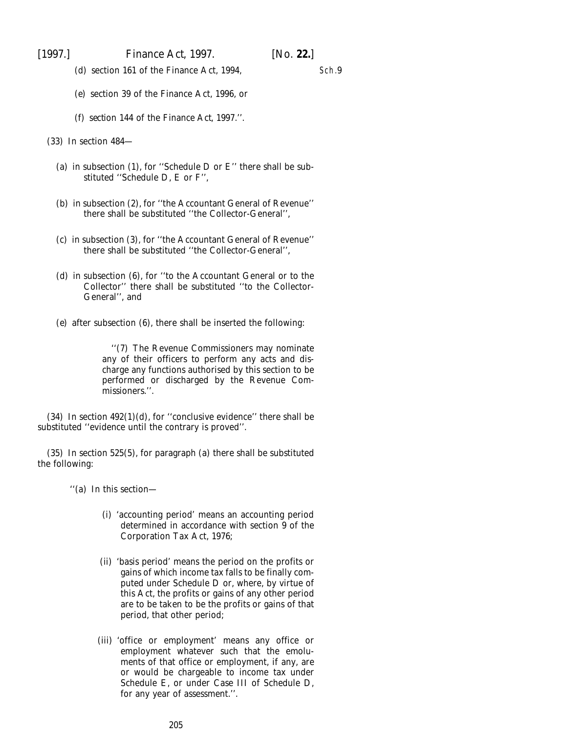(*d*) section 161 of the Finance Act, 1994,

(*e*) section 39 of the Finance Act, 1996, or

(*f*) section 144 of the Finance Act, 1997.''.

(33) In section 484—

(*a*) in subsection (1), for ''Schedule D or E'' there shall be substituted ''Schedule D, E or F'',

(*b*) in subsection (2), for ''the Accountant General of Revenue'' there shall be substituted ''the Collector-General'',

(*c*) in subsection (3), for ''the Accountant General of Revenue'' there shall be substituted ''the Collector-General'',

(*d*) in subsection (6), for ''to the Accountant General or to the Collector'' there shall be substituted ''to the Collector-General'', and

(*e*) after subsection (6), there shall be inserted the following:

> ''(7) The Revenue Commissioners may nominate any of their officers to perform any acts and discharge any functions authorised by this section to be performed or discharged by the Revenue Commissioners.''.

(34) In section 492(1)(*d*), for ''conclusive evidence'' there shall be substituted ''evidence until the contrary is proved''.

(35) In section 525(5), for paragraph (*a*) there shall be substituted the following:

> ''(*a*) In this section—
>
> (i) 'accounting period' means an accounting period determined in accordance with section 9 of the Corporation Tax Act, 1976;
>
> (ii) 'basis period' means the period on the profits or gains of which income tax falls to be finally computed under Schedule D or, where, by virtue of this Act, the profits or gains of any other period are to be taken to be the profits or gains of that period, that other period;
>
> (iii) 'office or employment' means any office or employment whatever such that the emoluments of that office or employment, if any, are or would be chargeable to income tax under Schedule E, or under Case III of Schedule D, for any year of assessment.''.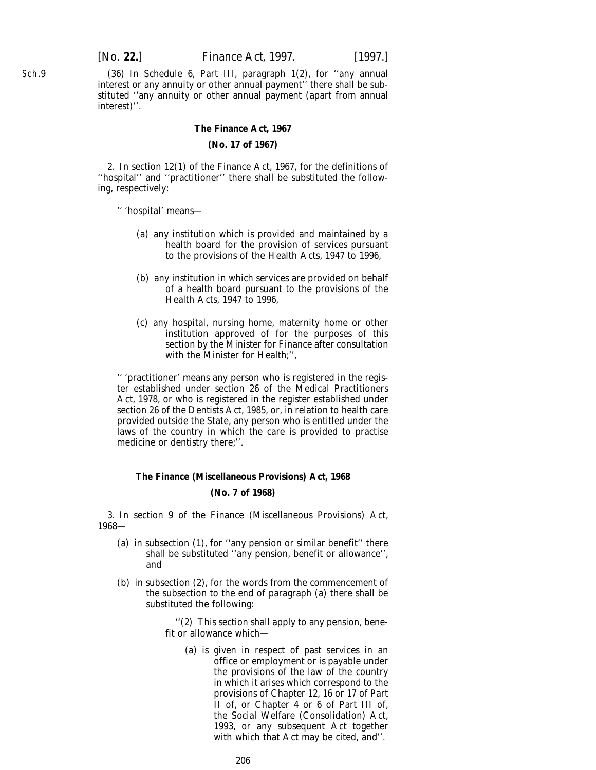(36) In Schedule 6, Part III, paragraph 1(2), for ''any annual interest or any annuity or other annual payment'' there shall be substituted ''any annuity or other annual payment (apart from annual interest)''.

**The Finance Act, 1967**

**(No. 17 of 1967)**

2. In section 12(1) of the Finance Act, 1967, for the definitions of ''hospital'' and ''practitioner'' there shall be substituted the following, respectively:

'' 'hospital' means—

(*a*) any institution which is provided and maintained by a health board for the provision of services pursuant to the provisions of the Health Acts, 1947 to 1996,

(*b*) any institution in which services are provided on behalf of a health board pursuant to the provisions of the Health Acts, 1947 to 1996,

(*c*) any hospital, nursing home, maternity home or other institution approved of for the purposes of this section by the Minister for Finance after consultation with the Minister for Health;'',

'' 'practitioner' means any person who is registered in the register established under section 26 of the Medical Practitioners Act, 1978, or who is registered in the register established under section 26 of the Dentists Act, 1985, or, in relation to health care provided outside the State, any person who is entitled under the laws of the country in which the care is provided to practise medicine or dentistry there;''.

**The Finance (Miscellaneous Provisions) Act, 1968**

**(No. 7 of 1968)**

3. In section 9 of the Finance (Miscellaneous Provisions) Act, 1968—

(*a*) in subsection (1), for ''any pension or similar benefit'' there shall be substituted ''any pension, benefit or allowance'', and

(*b*) in subsection (2), for the words from the commencement of the subsection to the end of paragraph (*a*) there shall be substituted the following:

''(2) This section shall apply to any pension, benefit or allowance which—

(*a*) is given in respect of past services in an office or employment or is payable under the provisions of the law of the country in which it arises which correspond to the provisions of Chapter 12, 16 or 17 of Part II of, or Chapter 4 or 6 of Part III of, the Social Welfare (Consolidation) Act, 1993, or any subsequent Act together with which that Act may be cited, and''.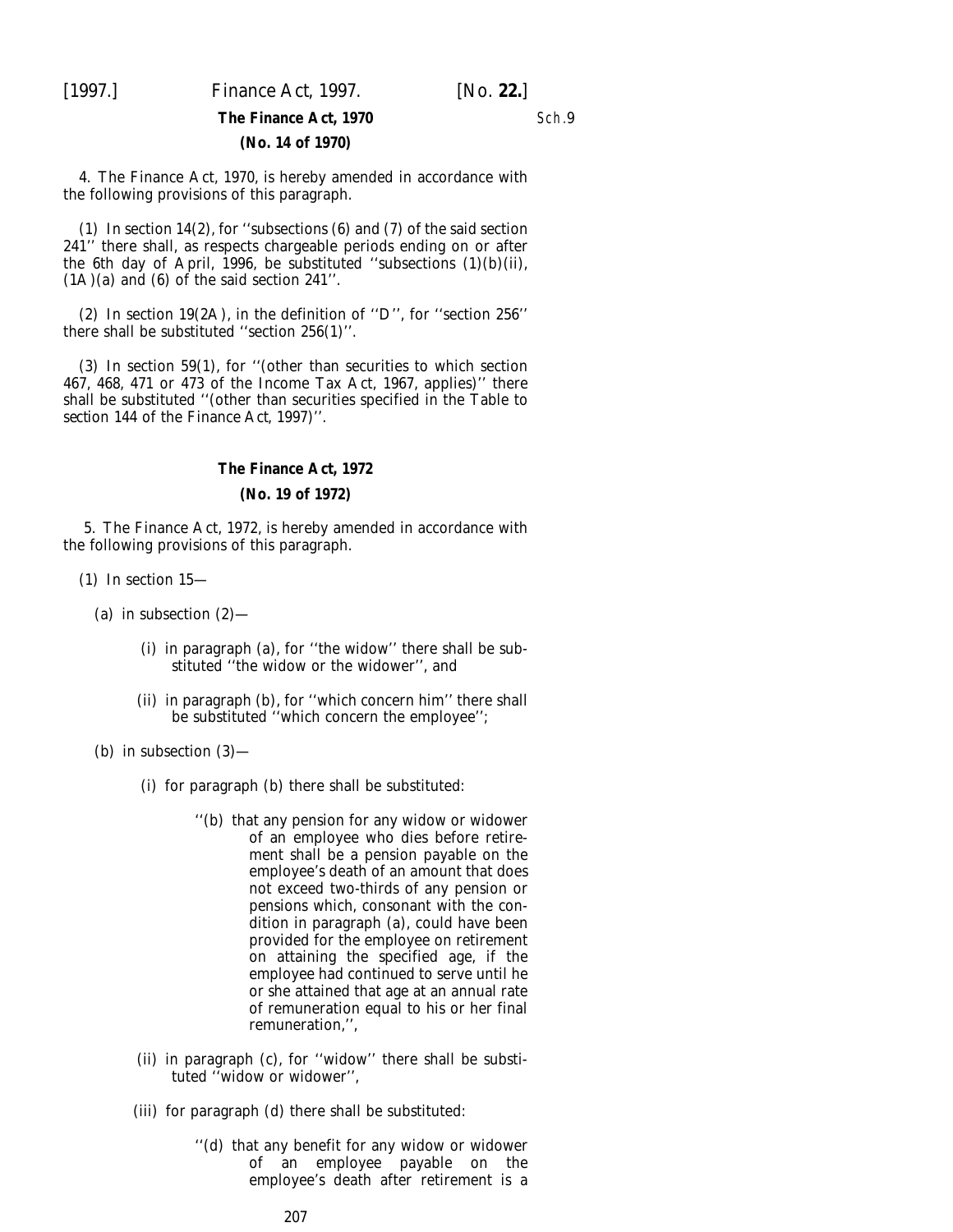**The Finance Act, 1970**

**(No. 14 of 1970)**

4. The Finance Act, 1970, is hereby amended in accordance with the following provisions of this paragraph.

(1) In section 14(2), for ''subsections (6) and (7) of the said section 241'' there shall, as respects chargeable periods ending on or after the 6th day of April, 1996, be substituted ''subsections (1)(*b*)(ii), (1A)(*a*) and (6) of the said section 241''.

(2) In section 19(2A), in the definition of ''D'', for ''section 256'' there shall be substituted ''section 256(1)''.

(3) In section 59(1), for ''(other than securities to which section 467, 468, 471 or 473 of the Income Tax Act, 1967, applies)'' there shall be substituted ''(other than securities specified in the Table to section 144 of the Finance Act, 1997)''.

**The Finance Act, 1972**

**(No. 19 of 1972)**

5. The Finance Act, 1972, is hereby amended in accordance with the following provisions of this paragraph.

(1) In section 15—

(*a*) in subsection (2)—

(i) in paragraph (*a*), for ''the widow'' there shall be substituted ''the widow or the widower'', and

(ii) in paragraph (*b*), for ''which concern him'' there shall be substituted ''which concern the employee'';

(*b*) in subsection (3)—

(i) for paragraph (*b*) there shall be substituted:

''(*b*) that any pension for any widow or widower of an employee who dies before retirement shall be a pension payable on the employee's death of an amount that does not exceed two-thirds of any pension or pensions which, consonant with the condition in paragraph (*a*), could have been provided for the employee on retirement on attaining the specified age, if the employee had continued to serve until he or she attained that age at an annual rate of remuneration equal to his or her final remuneration,'',

(ii) in paragraph (*c*), for ''widow'' there shall be substituted ''widow or widower'',

(iii) for paragraph (*d*) there shall be substituted:

''(*d*) that any benefit for any widow or widower of an employee payable on the employee's death after retirement is a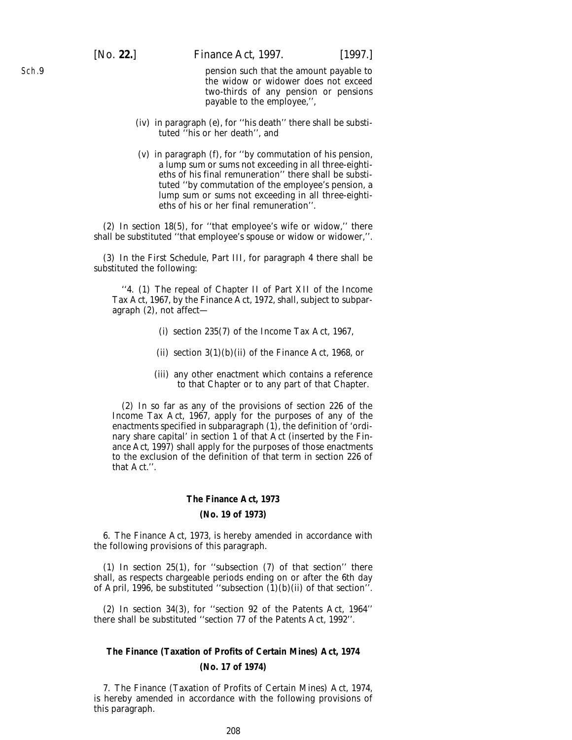pension such that the amount payable to the widow or widower does not exceed two-thirds of any pension or pensions payable to the employee,'',

(iv) in paragraph (e), for ''his death'' there shall be substituted ''his or her death'', and

(v) in paragraph (f), for ''by commutation of his pension, a lump sum or sums not exceeding in all three-eightieths of his final remuneration'' there shall be substituted ''by commutation of the employee's pension, a lump sum or sums not exceeding in all three-eightieths of his or her final remuneration''.

(2) In section 18(5), for ''that employee's wife or widow,'' there shall be substituted ''that employee's spouse or widow or widower,''.

(3) In the First Schedule, Part III, for paragraph 4 there shall be substituted the following:

''4. (1) The repeal of Chapter II of Part XII of the Income Tax Act, 1967, by the Finance Act, 1972, shall, subject to subparagraph (2), not affect—

(i) section 235(7) of the Income Tax Act, 1967,

(ii) section 3(1)(b)(ii) of the Finance Act, 1968, or

(iii) any other enactment which contains a reference to that Chapter or to any part of that Chapter.

(2) In so far as any of the provisions of section 226 of the Income Tax Act, 1967, apply for the purposes of any of the enactments specified in subparagraph (1), the definition of 'ordinary share capital' in section 1 of that Act (inserted by the Finance Act, 1997) shall apply for the purposes of those enactments to the exclusion of the definition of that term in section 226 of that Act.''.

**The Finance Act, 1973**

**(No. 19 of 1973)**

6. The Finance Act, 1973, is hereby amended in accordance with the following provisions of this paragraph.

(1) In section 25(1), for ''subsection (7) of that section'' there shall, as respects chargeable periods ending on or after the 6th day of April, 1996, be substituted ''subsection (1)(b)(ii) of that section''.

(2) In section 34(3), for ''section 92 of the Patents Act, 1964'' there shall be substituted ''section 77 of the Patents Act, 1992''.

**The Finance (Taxation of Profits of Certain Mines) Act, 1974**

**(No. 17 of 1974)**

7. The Finance (Taxation of Profits of Certain Mines) Act, 1974, is hereby amended in accordance with the following provisions of this paragraph.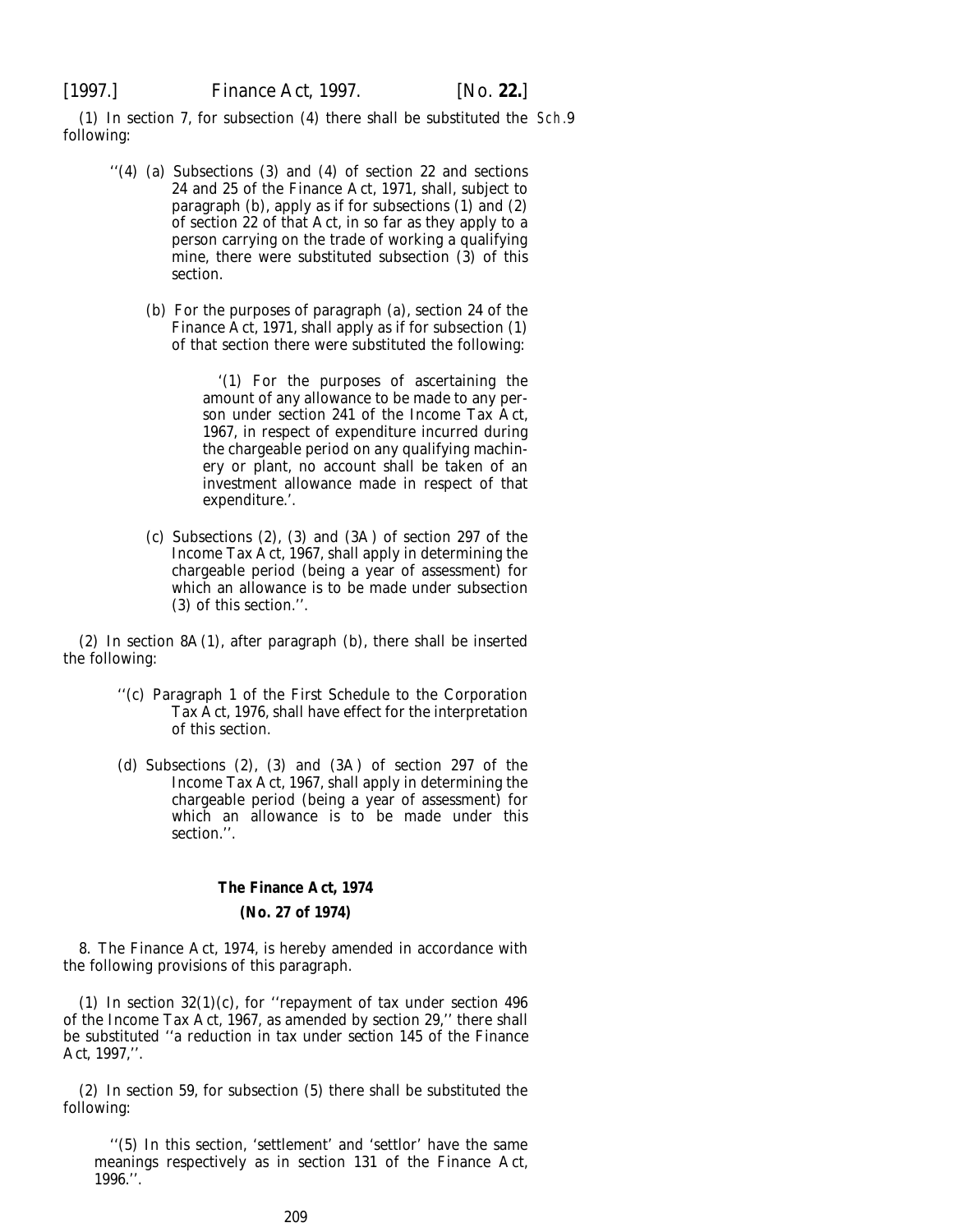(1) In section 7, for subsection (4) there shall be substituted the following:

> ''(4) (*a*) Subsections (3) and (4) of section 22 and sections 24 and 25 of the Finance Act, 1971, shall, subject to paragraph (*b*), apply as if for subsections (1) and (2) of section 22 of that Act, in so far as they apply to a person carrying on the trade of working a qualifying mine, there were substituted subsection (3) of this section.
>
> (*b*) For the purposes of paragraph (*a*), section 24 of the Finance Act, 1971, shall apply as if for subsection (1) of that section there were substituted the following:
>
> > '(1) For the purposes of ascertaining the amount of any allowance to be made to any person under section 241 of the Income Tax Act, 1967, in respect of expenditure incurred during the chargeable period on any qualifying machinery or plant, no account shall be taken of an investment allowance made in respect of that expenditure.'.
>
> (*c*) Subsections (2), (3) and (3A) of section 297 of the Income Tax Act, 1967, shall apply in determining the chargeable period (being a year of assessment) for which an allowance is to be made under subsection (3) of this section.''.

(2) In section 8A(1), after paragraph (*b*), there shall be inserted the following:

> ''(*c*) Paragraph 1 of the First Schedule to the Corporation Tax Act, 1976, shall have effect for the interpretation of this section.
>
> (*d*) Subsections (2), (3) and (3A) of section 297 of the Income Tax Act, 1967, shall apply in determining the chargeable period (being a year of assessment) for which an allowance is to be made under this section.''.

**The Finance Act, 1974**

**(No. 27 of 1974)**

8. The Finance Act, 1974, is hereby amended in accordance with the following provisions of this paragraph.

(1) In section 32(1)(*c*), for ''repayment of tax under section 496 of the Income Tax Act, 1967, as amended by section 29,'' there shall be substituted ''a reduction in tax under section 145 of the Finance Act, 1997,''.

(2) In section 59, for subsection (5) there shall be substituted the following:

> ''(5) In this section, 'settlement' and 'settlor' have the same meanings respectively as in section 131 of the Finance Act, 1996.''.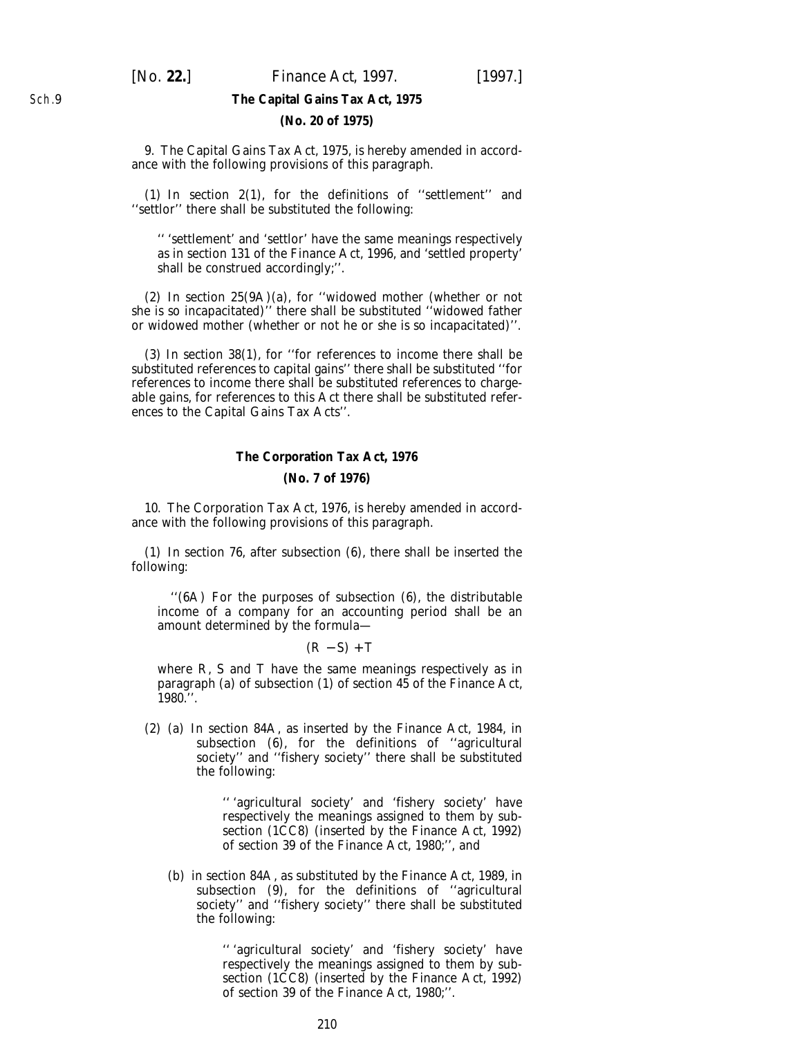**The Capital Gains Tax Act, 1975**

**(No. 20 of 1975)**

9. The Capital Gains Tax Act, 1975, is hereby amended in accordance with the following provisions of this paragraph.

(1) In section 2(1), for the definitions of ''settlement'' and ''settlor'' there shall be substituted the following:

> '' 'settlement' and 'settlor' have the same meanings respectively as in section 131 of the Finance Act, 1996, and 'settled property' shall be construed accordingly;''.

(2) In section 25(9A)(*a*), for ''widowed mother (whether or not she is so incapacitated)'' there shall be substituted ''widowed father or widowed mother (whether or not he or she is so incapacitated)''.

(3) In section 38(1), for ''for references to income there shall be substituted references to capital gains'' there shall be substituted ''for references to income there shall be substituted references to chargeable gains, for references to this Act there shall be substituted references to the Capital Gains Tax Acts''.

**The Corporation Tax Act, 1976**

**(No. 7 of 1976)**

10. The Corporation Tax Act, 1976, is hereby amended in accordance with the following provisions of this paragraph.

(1) In section 76, after subsection (6), there shall be inserted the following:

> ''(6A) For the purposes of subsection (6), the distributable income of a company for an accounting period shall be an amount determined by the formula—
>
> $$(R - S) + T$$
>
> where R, S and T have the same meanings respectively as in paragraph (*a*) of subsection (1) of section 45 of the Finance Act, 1980.''.

(2) (*a*) In section 84A, as inserted by the Finance Act, 1984, in subsection (6), for the definitions of ''agricultural society'' and ''fishery society'' there shall be substituted the following:

> '' 'agricultural society' and 'fishery society' have respectively the meanings assigned to them by subsection (1CC8) (inserted by the Finance Act, 1992) of section 39 of the Finance Act, 1980;'', and

(*b*) in section 84A, as substituted by the Finance Act, 1989, in subsection (9), for the definitions of ''agricultural society'' and ''fishery society'' there shall be substituted the following:

> '' 'agricultural society' and 'fishery society' have respectively the meanings assigned to them by subsection (1CC8) (inserted by the Finance Act, 1992) of section 39 of the Finance Act, 1980;''.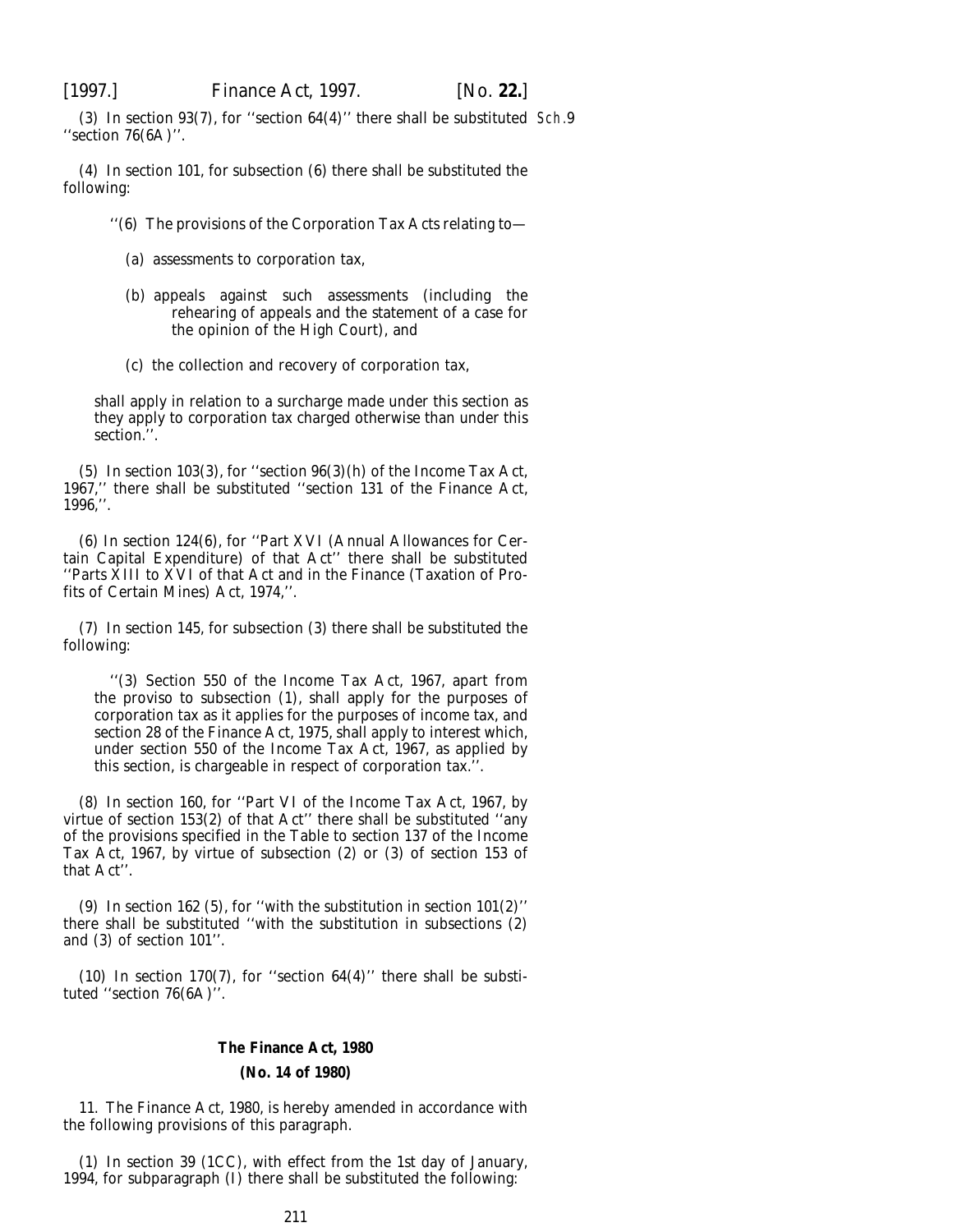(3) In section 93(7), for ''section 64(4)'' there shall be substituted ''section 76(6A)''.

Sch.9

(4) In section 101, for subsection (6) there shall be substituted the following:

> ''(6) The provisions of the Corporation Tax Acts relating to—
>
> (a) assessments to corporation tax,
>
> (b) appeals against such assessments (including the rehearing of appeals and the statement of a case for the opinion of the High Court), and
>
> (c) the collection and recovery of corporation tax,
>
> shall apply in relation to a surcharge made under this section as they apply to corporation tax charged otherwise than under this section.''.

(5) In section 103(3), for ''section 96(3)(*h*) of the Income Tax Act, 1967,'' there shall be substituted ''section 131 of the Finance Act, 1996,''.

(6) In section 124(6), for ''Part XVI (Annual Allowances for Certain Capital Expenditure) of that Act'' there shall be substituted ''Parts XIII to XVI of that Act and in the Finance (Taxation of Profits of Certain Mines) Act, 1974,''.

(7) In section 145, for subsection (3) there shall be substituted the following:

> ''(3) Section 550 of the Income Tax Act, 1967, apart from the proviso to subsection (1), shall apply for the purposes of corporation tax as it applies for the purposes of income tax, and section 28 of the Finance Act, 1975, shall apply to interest which, under section 550 of the Income Tax Act, 1967, as applied by this section, is chargeable in respect of corporation tax.''.

(8) In section 160, for ''Part VI of the Income Tax Act, 1967, by virtue of section 153(2) of that Act'' there shall be substituted ''any of the provisions specified in the Table to section 137 of the Income Tax Act, 1967, by virtue of subsection (2) or (3) of section 153 of that Act''.

(9) In section 162 (5), for ''with the substitution in section 101(2)'' there shall be substituted ''with the substitution in subsections (2) and (3) of section 101''.

(10) In section 170(7), for ''section 64(4)'' there shall be substituted ''section 76(6A)''.

**The Finance Act, 1980**

**(No. 14 of 1980)**

11. The Finance Act, 1980, is hereby amended in accordance with the following provisions of this paragraph.

(1) In section 39 (1CC), with effect from the 1st day of January, 1994, for subparagraph (I) there shall be substituted the following: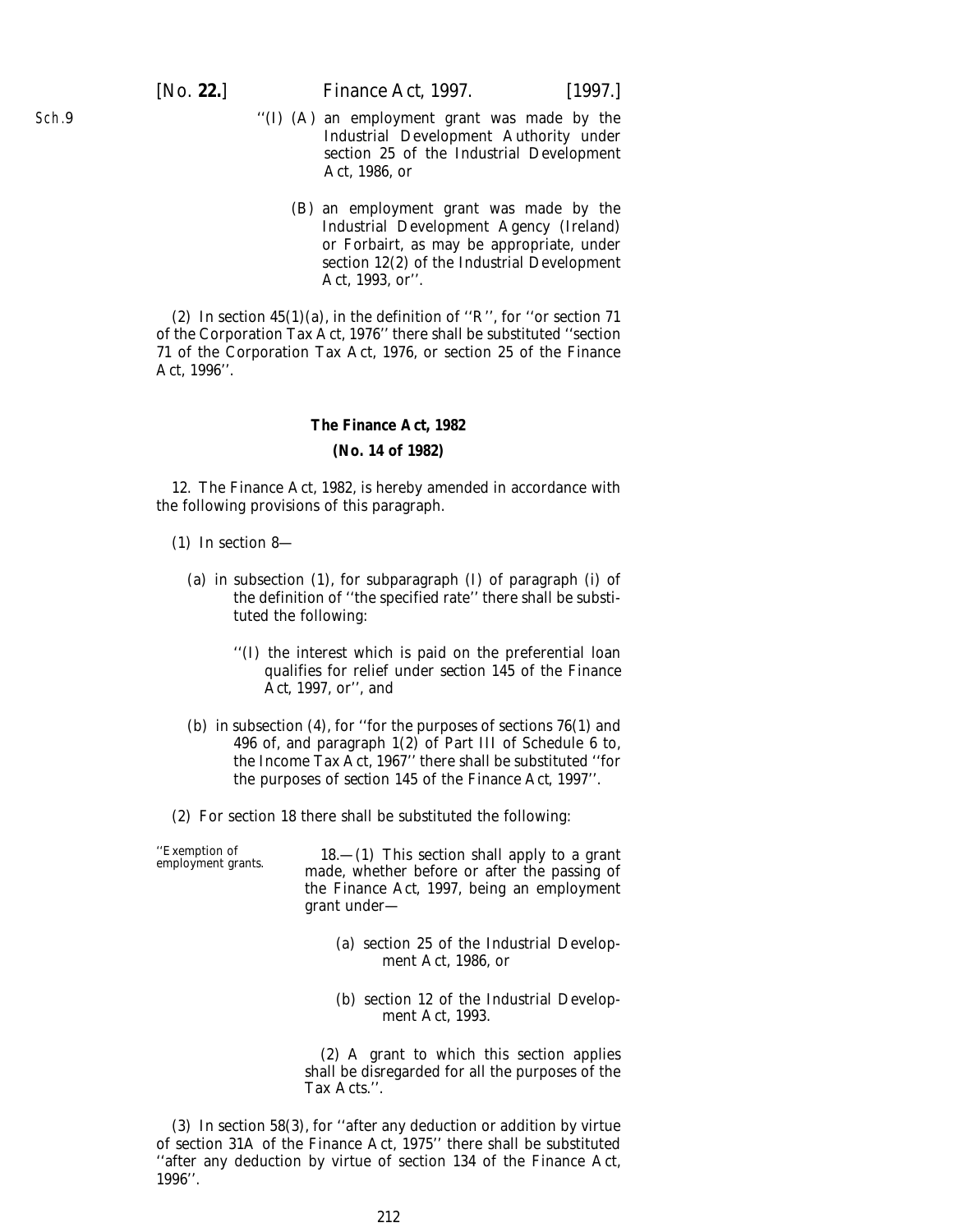''(I) (A) an employment grant was made by the Industrial Development Authority under section 25 of the Industrial Development Act, 1986, or

(B) an employment grant was made by the Industrial Development Agency (Ireland) or Forbairt, as may be appropriate, under section 12(2) of the Industrial Development Act, 1993, or''.

(2) In section 45(1)(*a*), in the definition of ''R'', for ''or section 71 of the Corporation Tax Act, 1976'' there shall be substituted ''section 71 of the Corporation Tax Act, 1976, or section 25 of the Finance Act, 1996''.

**The Finance Act, 1982**

**(No. 14 of 1982)**

12. The Finance Act, 1982, is hereby amended in accordance with the following provisions of this paragraph.

(1) In section 8—

(*a*) in subsection (1), for subparagraph (I) of paragraph (i) of the definition of ''the specified rate'' there shall be substituted the following:

''(I) the interest which is paid on the preferential loan qualifies for relief under *section 145* of the Finance Act, 1997, or'', and

(*b*) in subsection (4), for ''for the purposes of sections 76(1) and 496 of, and paragraph 1(2) of Part III of Schedule 6 to, the Income Tax Act, 1967'' there shall be substituted ''for the purposes of *section 145* of the Finance Act, 1997''.

(2) For section 18 there shall be substituted the following:

''Exemption of employment grants.

18.—(1) This section shall apply to a grant made, whether before or after the passing of the Finance Act, 1997, being an employment grant under—

(*a*) section 25 of the Industrial Development Act, 1986, or

(*b*) section 12 of the Industrial Development Act, 1993.

(2) A grant to which this section applies shall be disregarded for all the purposes of the Tax Acts.''.

(3) In section 58(3), for ''after any deduction or addition by virtue of section 31A of the Finance Act, 1975'' there shall be substituted ''after any deduction by virtue of section 134 of the Finance Act, 1996''.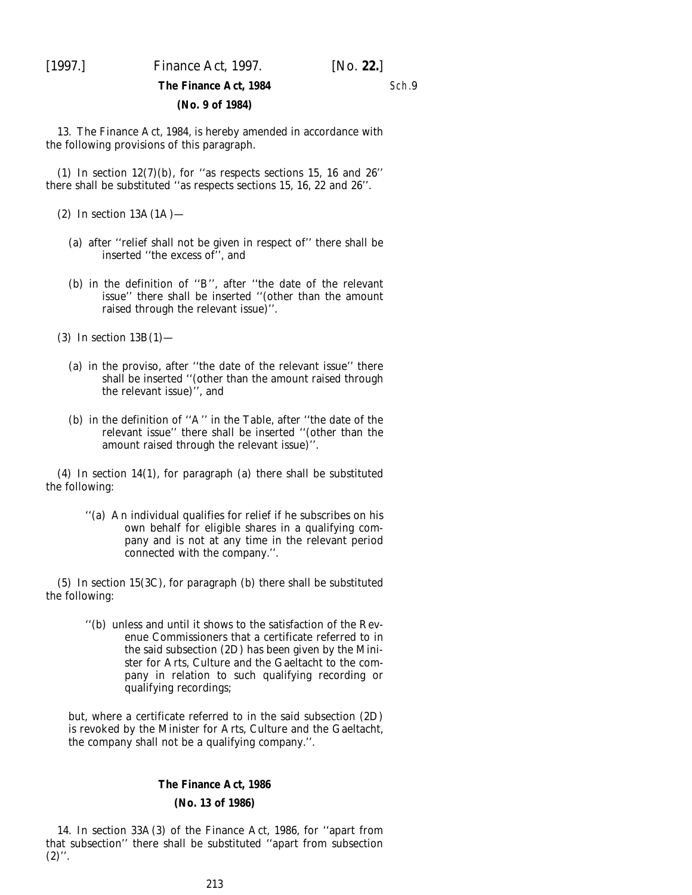**The Finance Act, 1984**

**(No. 9 of 1984)**

13. The Finance Act, 1984, is hereby amended in accordance with the following provisions of this paragraph.

(1) In section 12(7)(*b*), for ''as respects sections 15, 16 and 26'' there shall be substituted ''as respects sections 15, 16, 22 and 26''.

(2) In section 13A(1A)—

(*a*) after ''relief shall not be given in respect of'' there shall be inserted ''the excess of'', and

(*b*) in the definition of ''B'', after ''the date of the relevant issue'' there shall be inserted ''(other than the amount raised through the relevant issue)''.

(3) In section 13B(1)—

(*a*) in the proviso, after ''the date of the relevant issue'' there shall be inserted ''(other than the amount raised through the relevant issue)'', and

(*b*) in the definition of ''A'' in the Table, after ''the date of the relevant issue'' there shall be inserted ''(other than the amount raised through the relevant issue)''.

(4) In section 14(1), for paragraph (*a*) there shall be substituted the following:

> ''(*a*) An individual qualifies for relief if he subscribes on his own behalf for eligible shares in a qualifying company and is not at any time in the relevant period connected with the company.''.

(5) In section 15(3C), for paragraph (*b*) there shall be substituted the following:

> ''(*b*) unless and until it shows to the satisfaction of the Revenue Commissioners that a certificate referred to in the said subsection (2D) has been given by the Minister for Arts, Culture and the Gaeltacht to the company in relation to such qualifying recording or qualifying recordings;
>
> but, where a certificate referred to in the said subsection (2D) is revoked by the Minister for Arts, Culture and the Gaeltacht, the company shall not be a qualifying company.''.

**The Finance Act, 1986**

**(No. 13 of 1986)**

14. In section 33A(3) of the Finance Act, 1986, for ''apart from that subsection'' there shall be substituted ''apart from subsection (2)''.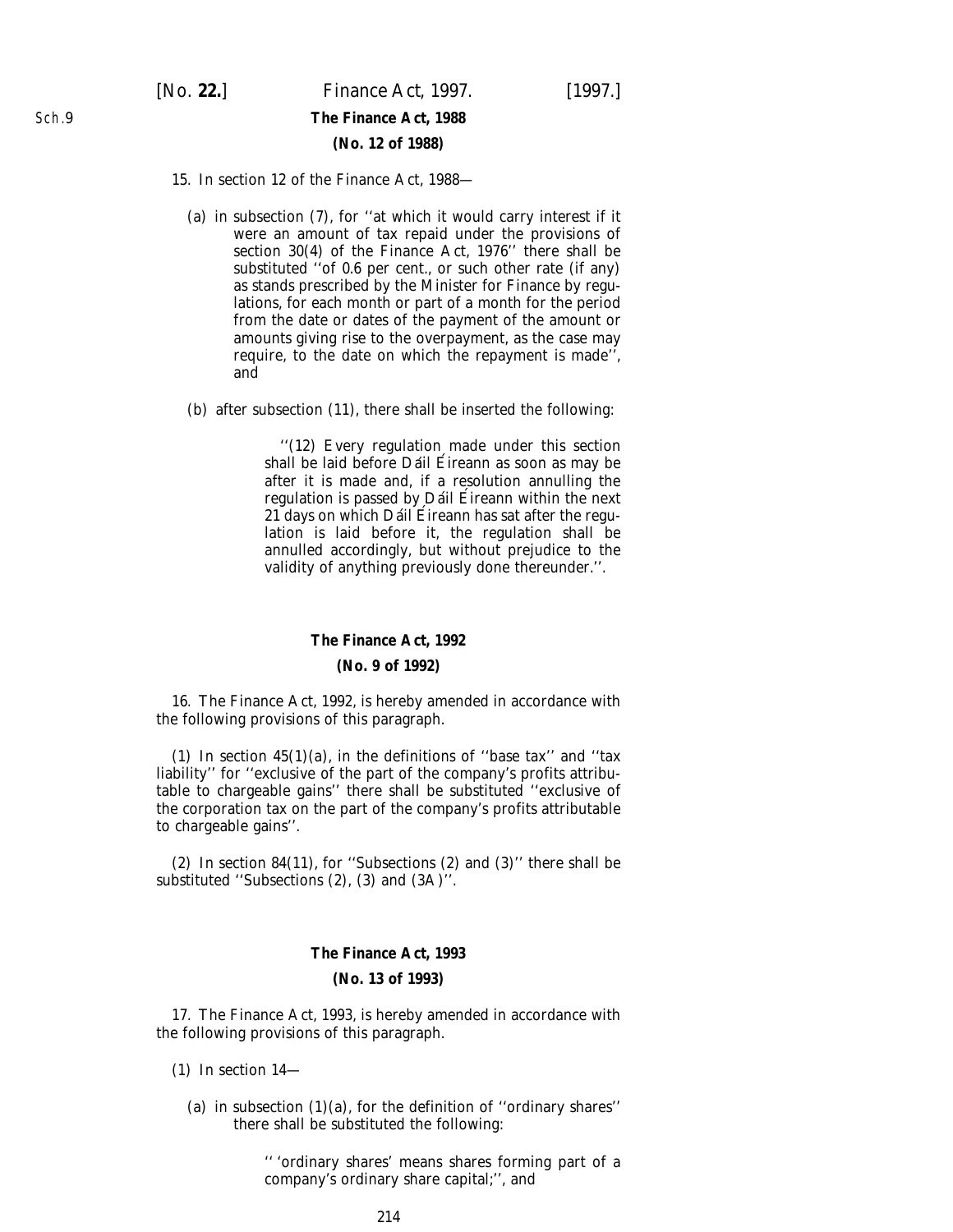### The Finance Act, 1988

**(No. 12 of 1988)**

15. In section 12 of the Finance Act, 1988—

(a) in subsection (7), for ''at which it would carry interest if it were an amount of tax repaid under the provisions of section 30(4) of the Finance Act, 1976'' there shall be substituted ''of 0.6 per cent., or such other rate (if any) as stands prescribed by the Minister for Finance by regulations, for each month or part of a month for the period from the date or dates of the payment of the amount or amounts giving rise to the overpayment, as the case may require, to the date on which the repayment is made'', and

(b) after subsection (11), there shall be inserted the following:

> ''(12) Every regulation made under this section shall be laid before Dáil Éireann as soon as may be after it is made and, if a resolution annulling the regulation is passed by Dáil Éireann within the next 21 days on which Dáil Éireann has sat after the regulation is laid before it, the regulation shall be annulled accordingly, but without prejudice to the validity of anything previously done thereunder.''.

### The Finance Act, 1992

**(No. 9 of 1992)**

16. The Finance Act, 1992, is hereby amended in accordance with the following provisions of this paragraph.

(1) In section 45(1)(a), in the definitions of ''base tax'' and ''tax liability'' for ''exclusive of the part of the company's profits attributable to chargeable gains'' there shall be substituted ''exclusive of the corporation tax on the part of the company's profits attributable to chargeable gains''.

(2) In section 84(11), for ''Subsections (2) and (3)'' there shall be substituted ''Subsections (2), (3) and (3A)''.

### The Finance Act, 1993

**(No. 13 of 1993)**

17. The Finance Act, 1993, is hereby amended in accordance with the following provisions of this paragraph.

(1) In section 14—

(a) in subsection (1)(a), for the definition of ''ordinary shares'' there shall be substituted the following:

> '' 'ordinary shares' means shares forming part of a company's ordinary share capital;'', and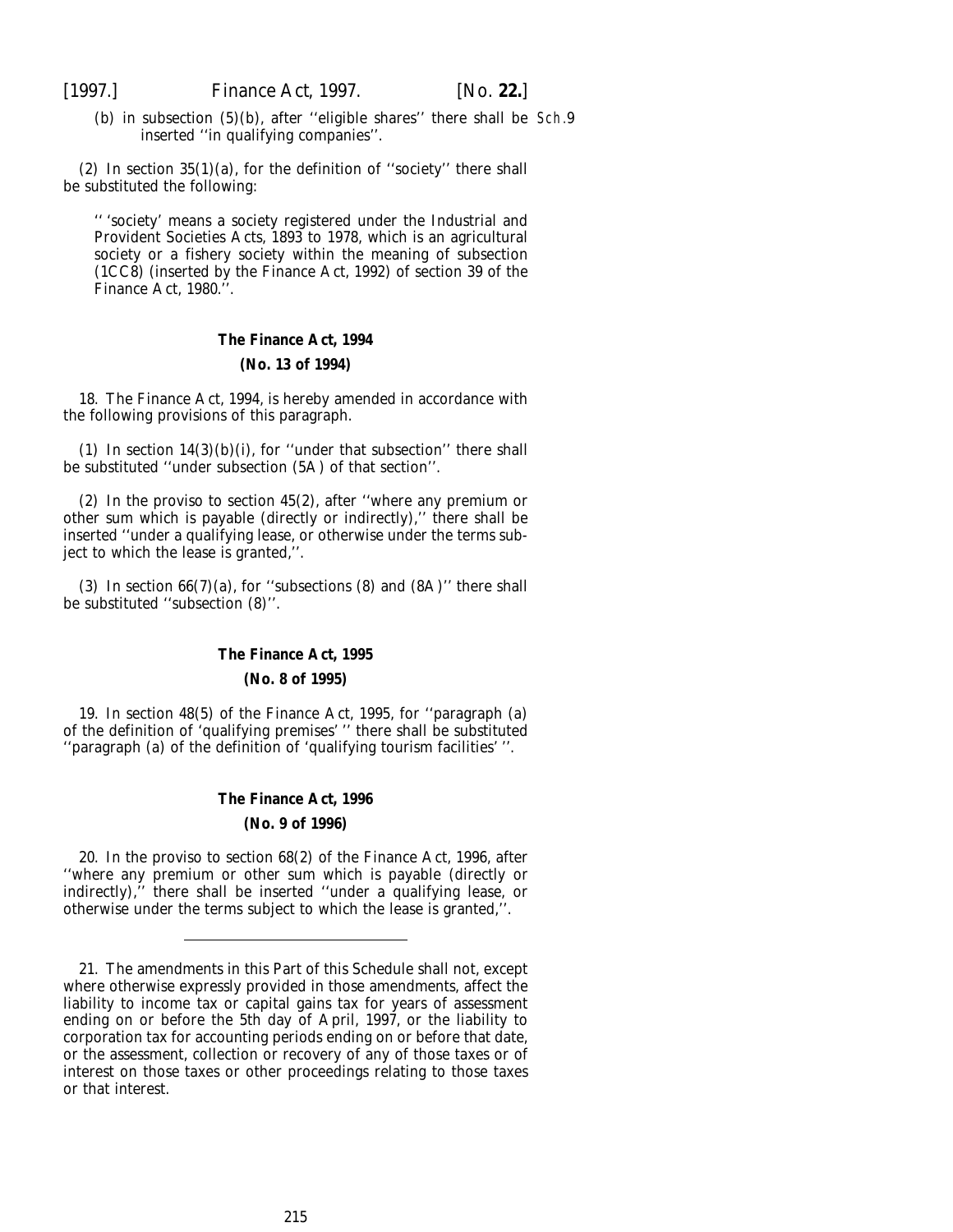(*b*) in subsection (5)(*b*), after ''eligible shares'' there shall be inserted ''in qualifying companies''.

(2) In section 35(1)(*a*), for the definition of ''society'' there shall be substituted the following:

'' 'society' means a society registered under the Industrial and Provident Societies Acts, 1893 to 1978, which is an agricultural society or a fishery society within the meaning of subsection (1CC8) (inserted by the Finance Act, 1992) of section 39 of the Finance Act, 1980.''.

**The Finance Act, 1994**

**(No. 13 of 1994)**

18. The Finance Act, 1994, is hereby amended in accordance with the following provisions of this paragraph.

(1) In section 14(3)(*b*)(i), for ''under that subsection'' there shall be substituted ''under subsection (5A) of that section''.

(2) In the proviso to section 45(2), after ''where any premium or other sum which is payable (directly or indirectly),'' there shall be inserted ''under a qualifying lease, or otherwise under the terms subject to which the lease is granted,''.

(3) In section 66(7)(*a*), for ''subsections (8) and (8A)'' there shall be substituted ''subsection (8)''.

**The Finance Act, 1995**

**(No. 8 of 1995)**

19. In section 48(5) of the Finance Act, 1995, for ''paragraph (*a*) of the definition of 'qualifying premises' '' there shall be substituted ''paragraph (*a*) of the definition of 'qualifying tourism facilities' ''.

**The Finance Act, 1996**

**(No. 9 of 1996)**

20. In the proviso to section 68(2) of the Finance Act, 1996, after ''where any premium or other sum which is payable (directly or indirectly),'' there shall be inserted ''under a qualifying lease, or otherwise under the terms subject to which the lease is granted,''.

---

21. The amendments in this Part of this Schedule shall not, except where otherwise expressly provided in those amendments, affect the liability to income tax or capital gains tax for years of assessment ending on or before the 5th day of April, 1997, or the liability to corporation tax for accounting periods ending on or before that date, or the assessment, collection or recovery of any of those taxes or of interest on those taxes or other proceedings relating to those taxes or that interest.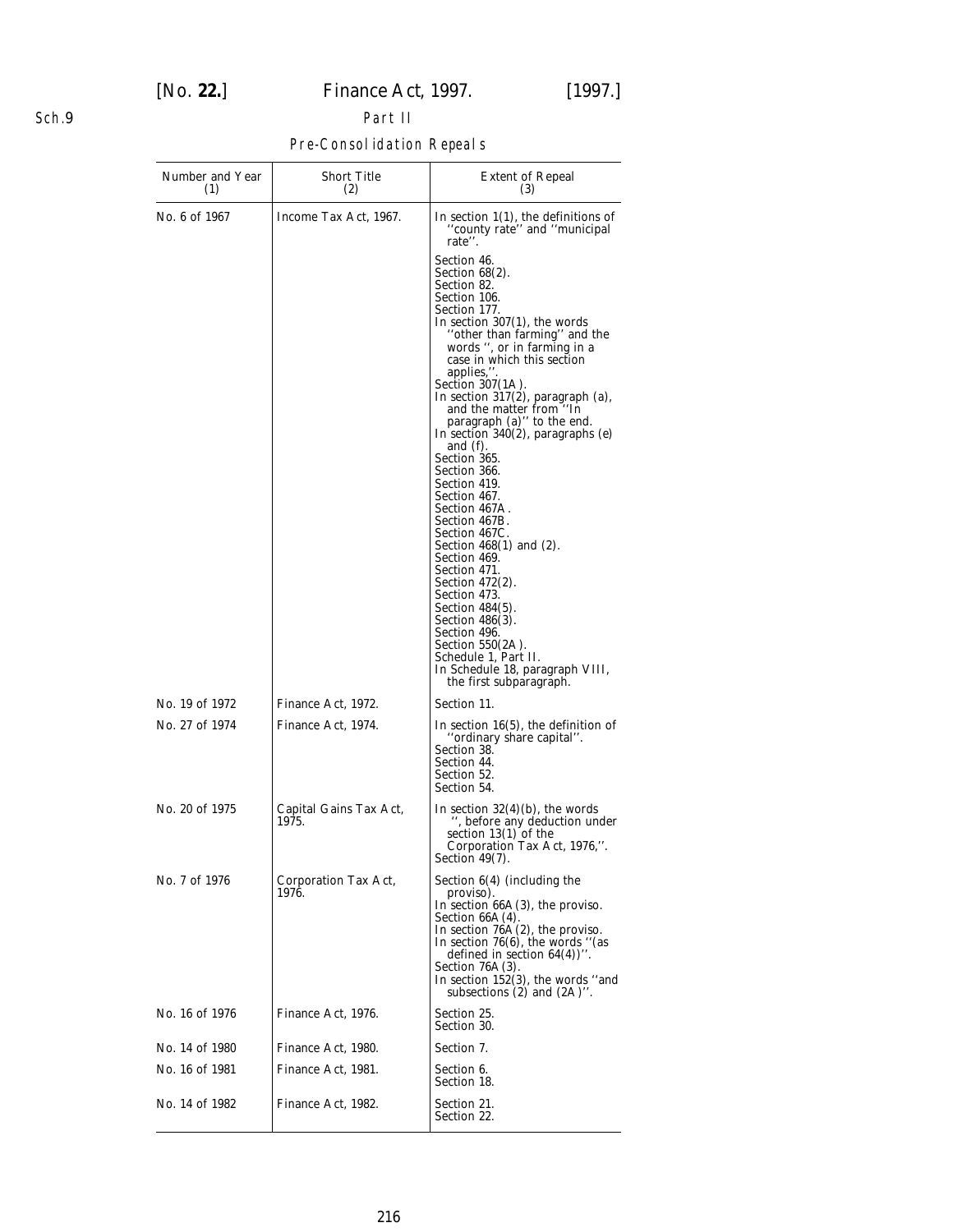Sch.9

Part II

Pre-Consolidation Repeals

| Number and Year (1) | Short Title (2) | Extent of Repeal (3) |
|---|---|---|
| No. 6 of 1967 | Income Tax Act, 1967. | In section 1(1), the definitions of ''county rate'' and ''municipal rate''.<br>Section 46.<br>Section 68(2).<br>Section 82.<br>Section 106.<br>Section 177.<br>In section 307(1), the words ''other than farming'' and the words '', or in farming in a case in which this section applies,''.<br>Section 307(1A).<br>In section 317(2), paragraph (a), and the matter from ''In paragraph (a)'' to the end.<br>In section 340(2), paragraphs (e) and (f).<br>Section 365.<br>Section 366.<br>Section 419.<br>Section 467.<br>Section 467A.<br>Section 467B.<br>Section 467C.<br>Section 468(1) and (2).<br>Section 469.<br>Section 471.<br>Section 472(2).<br>Section 473.<br>Section 484(5).<br>Section 486(3).<br>Section 496.<br>Section 550(2A).<br>Schedule 1, Part II.<br>In Schedule 18, paragraph VIII, the first subparagraph. |
| No. 19 of 1972 | Finance Act, 1972. | Section 11. |
| No. 27 of 1974 | Finance Act, 1974. | In section 16(5), the definition of ''ordinary share capital''.<br>Section 38.<br>Section 44.<br>Section 52.<br>Section 54. |
| No. 20 of 1975 | Capital Gains Tax Act, 1975. | In section 32(4)(b), the words '', before any deduction under section 13(1) of the Corporation Tax Act, 1976,''.<br>Section 49(7). |
| No. 7 of 1976 | Corporation Tax Act, 1976. | Section 6(4) (including the proviso).<br>In section 66A(3), the proviso.<br>Section 66A(4).<br>In section 76A(2), the proviso.<br>In section 76(6), the words ''(as defined in section 64(4))''.<br>Section 76A(3).<br>In section 152(3), the words ''and subsections (2) and (2A)''. |
| No. 16 of 1976 | Finance Act, 1976. | Section 25.<br>Section 30. |
| No. 14 of 1980 | Finance Act, 1980. | Section 7. |
| No. 16 of 1981 | Finance Act, 1981. | Section 6.<br>Section 18. |
| No. 14 of 1982 | Finance Act, 1982. | Section 21.<br>Section 22. |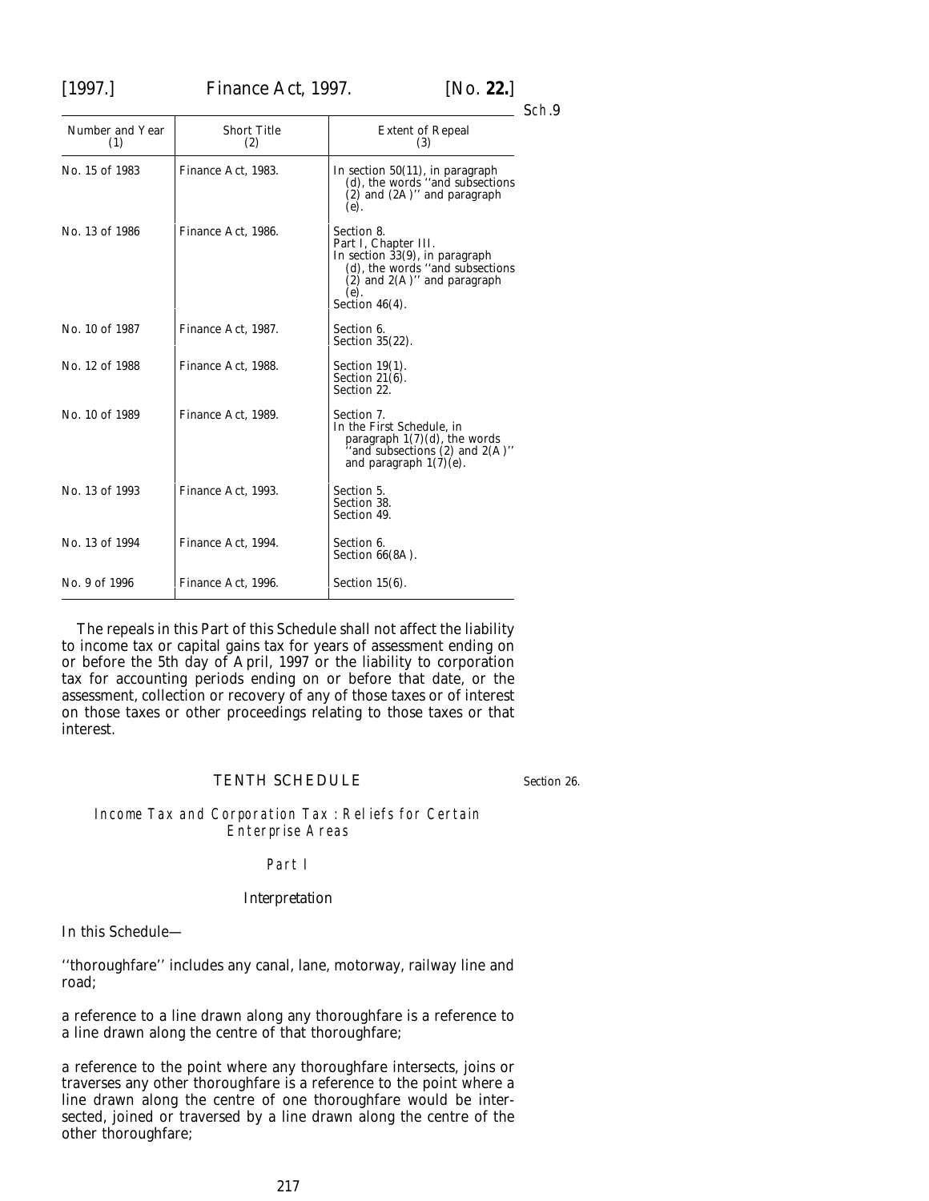| Number and Year (1) | Short Title (2) | Extent of Repeal (3) |
|---|---|---|
| No. 15 of 1983 | Finance Act, 1983. | In section 50(11), in paragraph (d), the words ''and subsections (2) and (2A)'' and paragraph (e). |
| No. 13 of 1986 | Finance Act, 1986. | Section 8.<br>Part I, Chapter III.<br>In section 33(9), in paragraph (d), the words ''and subsections (2) and 2(A)'' and paragraph (e).<br>Section 46(4). |
| No. 10 of 1987 | Finance Act, 1987. | Section 6.<br>Section 35(22). |
| No. 12 of 1988 | Finance Act, 1988. | Section 19(1).<br>Section 21(6).<br>Section 22. |
| No. 10 of 1989 | Finance Act, 1989. | Section 7.<br>In the First Schedule, in paragraph 1(7)(d), the words ''and subsections (2) and 2(A)'' and paragraph 1(7)(e). |
| No. 13 of 1993 | Finance Act, 1993. | Section 5.<br>Section 38.<br>Section 49. |
| No. 13 of 1994 | Finance Act, 1994. | Section 6.<br>Section 66(8A). |
| No. 9 of 1996 | Finance Act, 1996. | Section 15(6). |

The repeals in this Part of this Schedule shall not affect the liability to income tax or capital gains tax for years of assessment ending on or before the 5th day of April, 1997 or the liability to corporation tax for accounting periods ending on or before that date, or the assessment, collection or recovery of any of those taxes or of interest on those taxes or other proceedings relating to those taxes or that interest.

## TENTH SCHEDULE

Section 26.

### Income Tax and Corporation Tax: Reliefs for Certain Enterprise Areas

#### Part I

#### Interpretation

In this Schedule—

''thoroughfare'' includes any canal, lane, motorway, railway line and road;

a reference to a line drawn along any thoroughfare is a reference to a line drawn along the centre of that thoroughfare;

a reference to the point where any thoroughfare intersects, joins or traverses any other thoroughfare is a reference to the point where a line drawn along the centre of one thoroughfare would be intersected, joined or traversed by a line drawn along the centre of the other thoroughfare;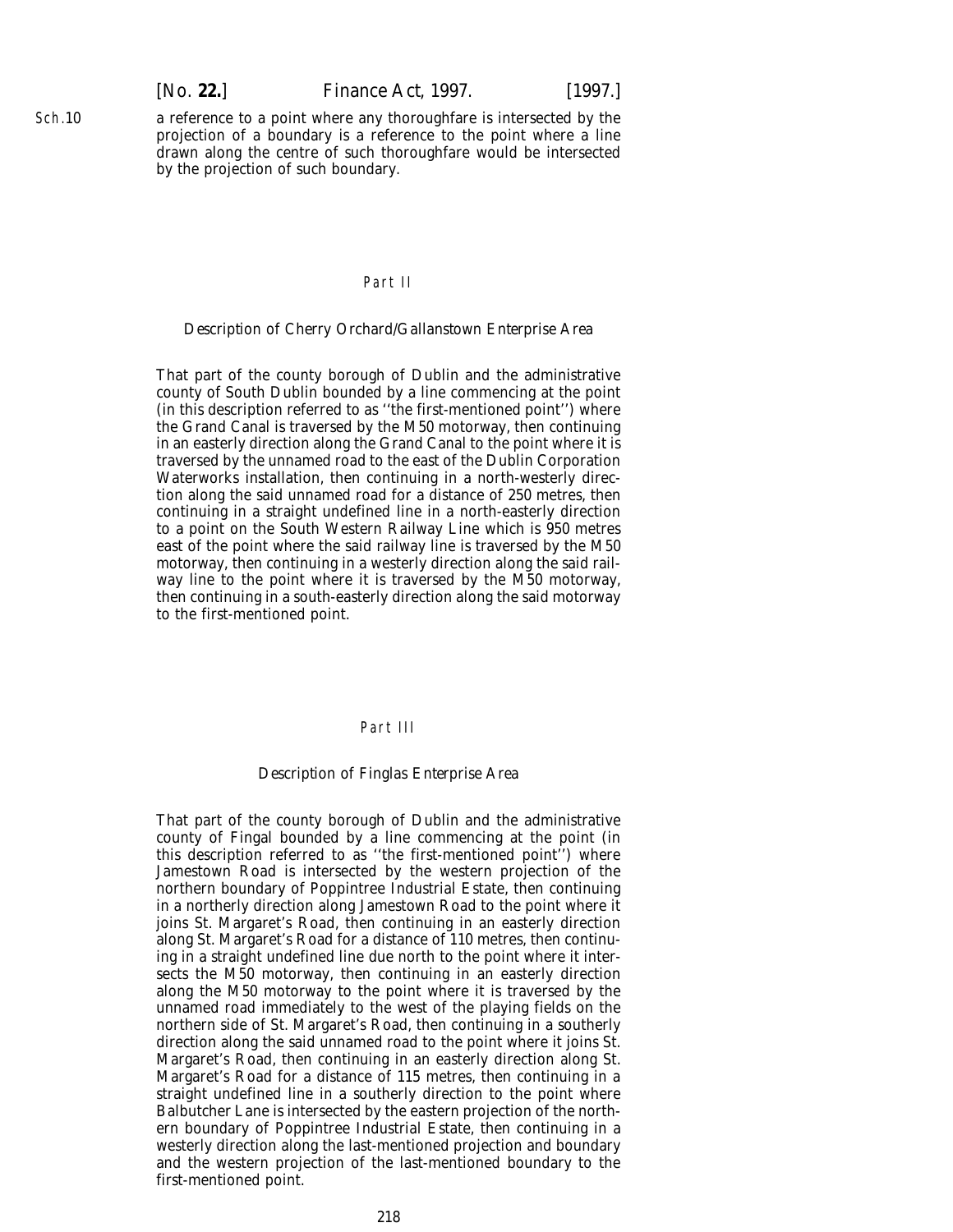a reference to a point where any thoroughfare is intersected by the projection of a boundary is a reference to the point where a line drawn along the centre of such thoroughfare would be intersected by the projection of such boundary.

## Part II

### Description of Cherry Orchard/Gallanstown Enterprise Area

That part of the county borough of Dublin and the administrative county of South Dublin bounded by a line commencing at the point (in this description referred to as ''the first-mentioned point'') where the Grand Canal is traversed by the M50 motorway, then continuing in an easterly direction along the Grand Canal to the point where it is traversed by the unnamed road to the east of the Dublin Corporation Waterworks installation, then continuing in a north-westerly direction along the said unnamed road for a distance of 250 metres, then continuing in a straight undefined line in a north-easterly direction to a point on the South Western Railway Line which is 950 metres east of the point where the said railway line is traversed by the M50 motorway, then continuing in a westerly direction along the said railway line to the point where it is traversed by the M50 motorway, then continuing in a south-easterly direction along the said motorway to the first-mentioned point.

## Part III

### Description of Finglas Enterprise Area

That part of the county borough of Dublin and the administrative county of Fingal bounded by a line commencing at the point (in this description referred to as ''the first-mentioned point'') where Jamestown Road is intersected by the western projection of the northern boundary of Poppintree Industrial Estate, then continuing in a northerly direction along Jamestown Road to the point where it joins St. Margaret's Road, then continuing in an easterly direction along St. Margaret's Road for a distance of 110 metres, then continuing in a straight undefined line due north to the point where it intersects the M50 motorway, then continuing in an easterly direction along the M50 motorway to the point where it is traversed by the unnamed road immediately to the west of the playing fields on the northern side of St. Margaret's Road, then continuing in a southerly direction along the said unnamed road to the point where it joins St. Margaret's Road, then continuing in an easterly direction along St. Margaret's Road for a distance of 115 metres, then continuing in a straight undefined line in a southerly direction to the point where Balbutcher Lane is intersected by the eastern projection of the northern boundary of Poppintree Industrial Estate, then continuing in a westerly direction along the last-mentioned projection and boundary and the western projection of the last-mentioned boundary to the first-mentioned point.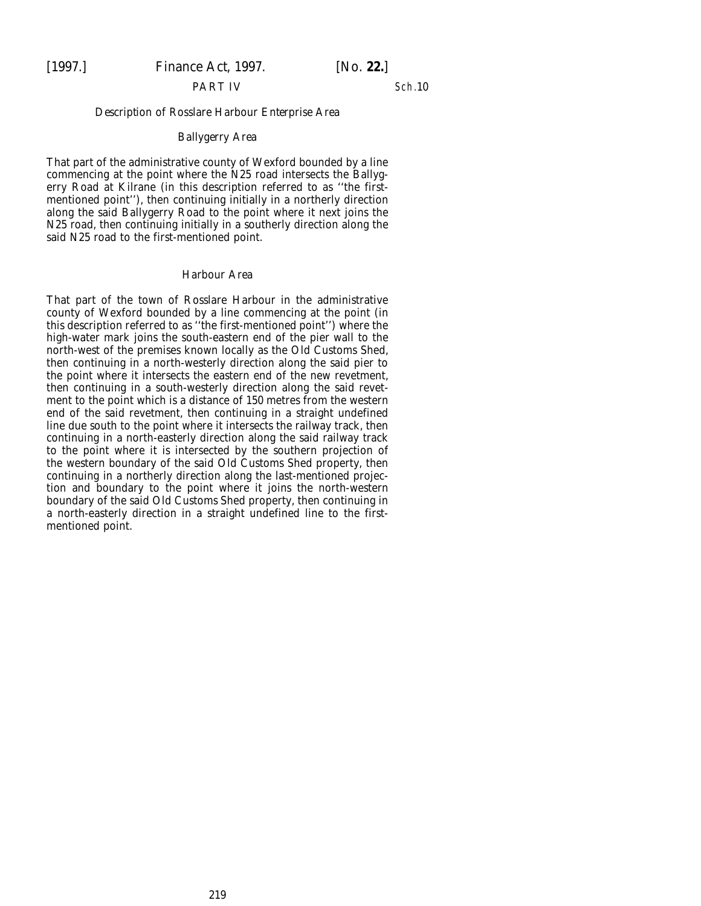PART IV

Sch.10

Description of Rosslare Harbour Enterprise Area

Ballygerry Area

That part of the administrative county of Wexford bounded by a line commencing at the point where the N25 road intersects the Ballygerry Road at Kilrane (in this description referred to as ''the first-mentioned point''), then continuing initially in a northerly direction along the said Ballygerry Road to the point where it next joins the N25 road, then continuing initially in a southerly direction along the said N25 road to the first-mentioned point.

Harbour Area

That part of the town of Rosslare Harbour in the administrative county of Wexford bounded by a line commencing at the point (in this description referred to as ''the first-mentioned point'') where the high-water mark joins the south-eastern end of the pier wall to the north-west of the premises known locally as the Old Customs Shed, then continuing in a north-westerly direction along the said pier to the point where it intersects the eastern end of the new revetment, then continuing in a south-westerly direction along the said revetment to the point which is a distance of 150 metres from the western end of the said revetment, then continuing in a straight undefined line due south to the point where it intersects the railway track, then continuing in a north-easterly direction along the said railway track to the point where it is intersected by the southern projection of the western boundary of the said Old Customs Shed property, then continuing in a northerly direction along the last-mentioned projection and boundary to the point where it joins the north-western boundary of the said Old Customs Shed property, then continuing in a north-easterly direction in a straight undefined line to the first-mentioned point.